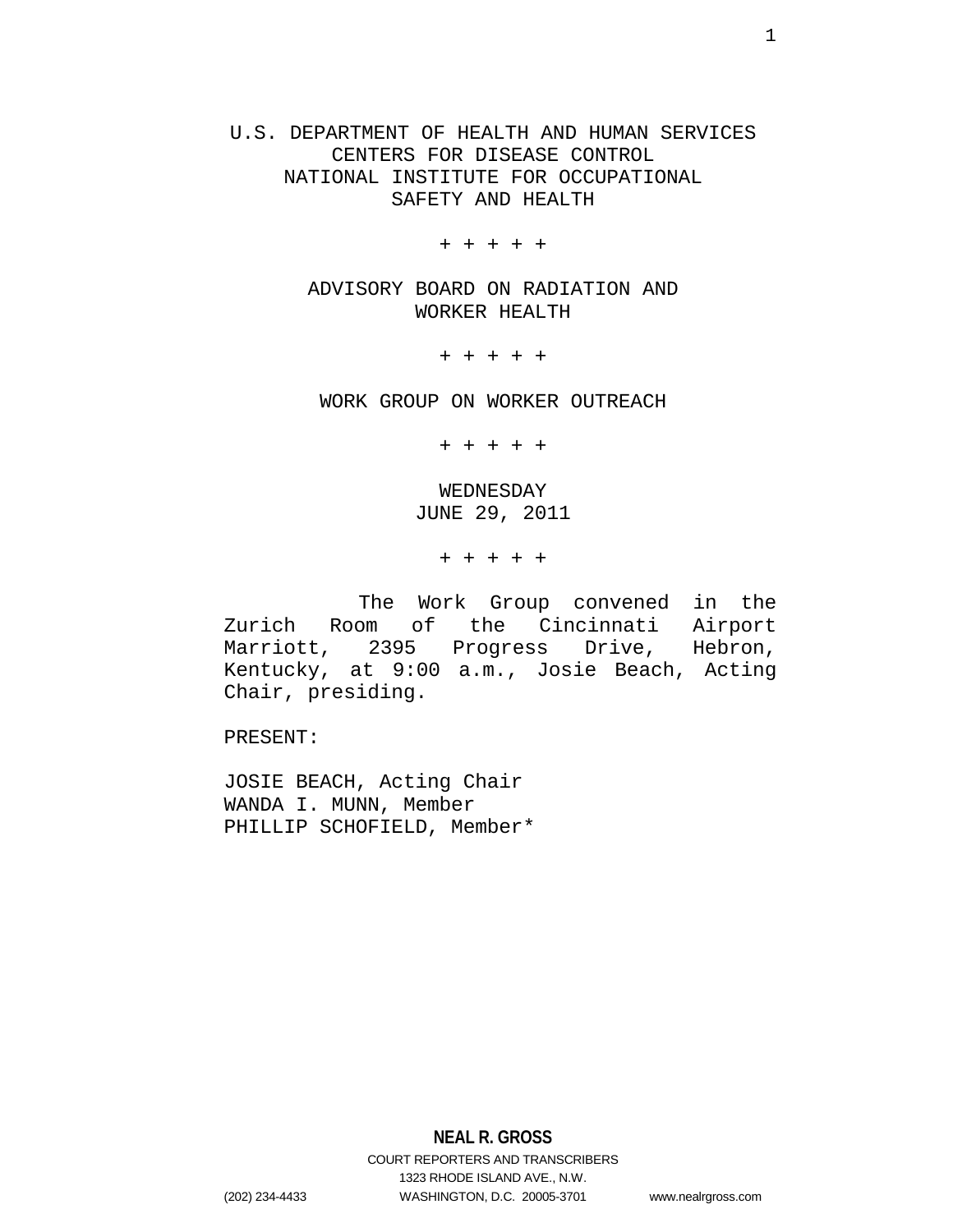U.S. DEPARTMENT OF HEALTH AND HUMAN SERVICES
CENTERS FOR DISEASE CONTROL
NATIONAL INSTITUTE FOR OCCUPATIONAL
SAFETY AND HEALTH

+ + + + +

ADVISORY BOARD ON RADIATION AND
WORKER HEALTH

+ + + + +

WORK GROUP ON WORKER OUTREACH

+ + + + +

WEDNESDAY
JUNE 29, 2011

+ + + + +

The Work Group convened in the Zurich Room of the Cincinnati Airport Marriott, 2395 Progress Drive, Hebron, Kentucky, at 9:00 a.m., Josie Beach, Acting Chair, presiding.

PRESENT:

JOSIE BEACH, Acting Chair
WANDA I. MUNN, Member
PHILLIP SCHOFIELD, Member*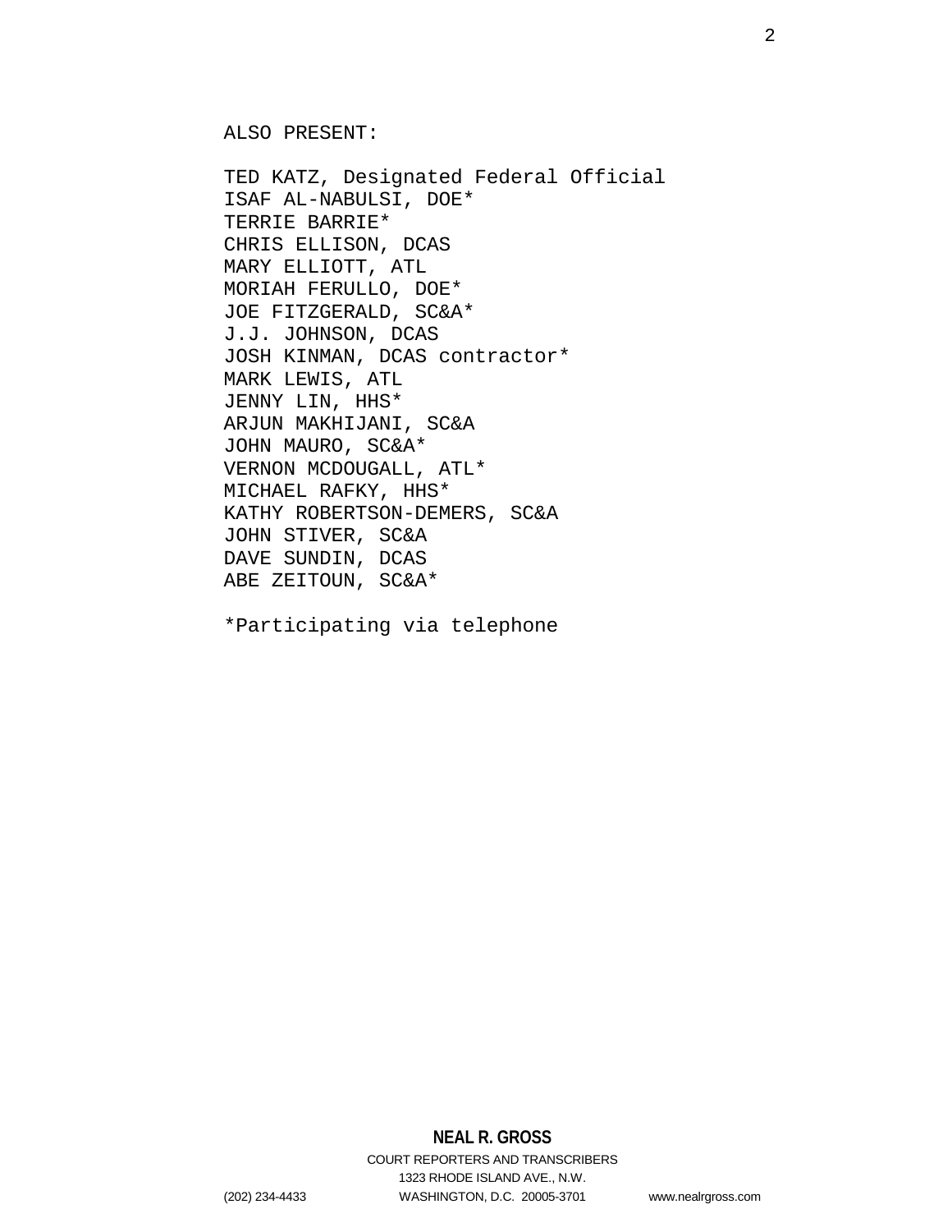ALSO PRESENT:

TED KATZ, Designated Federal Official
ISAF AL-NABULSI, DOE*
TERRIE BARRIE*
CHRIS ELLISON, DCAS
MARY ELLIOTT, ATL
MORIAH FERULLO, DOE*
JOE FITZGERALD, SC&A*
J.J. JOHNSON, DCAS
JOSH KINMAN, DCAS contractor*
MARK LEWIS, ATL
JENNY LIN, HHS*
ARJUN MAKHIJANI, SC&A
JOHN MAURO, SC&A*
VERNON MCDOUGALL, ATL*
MICHAEL RAFKY, HHS*
KATHY ROBERTSON-DEMERS, SC&A
JOHN STIVER, SC&A
DAVE SUNDIN, DCAS
ABE ZEITOUN, SC&A*

*Participating via telephone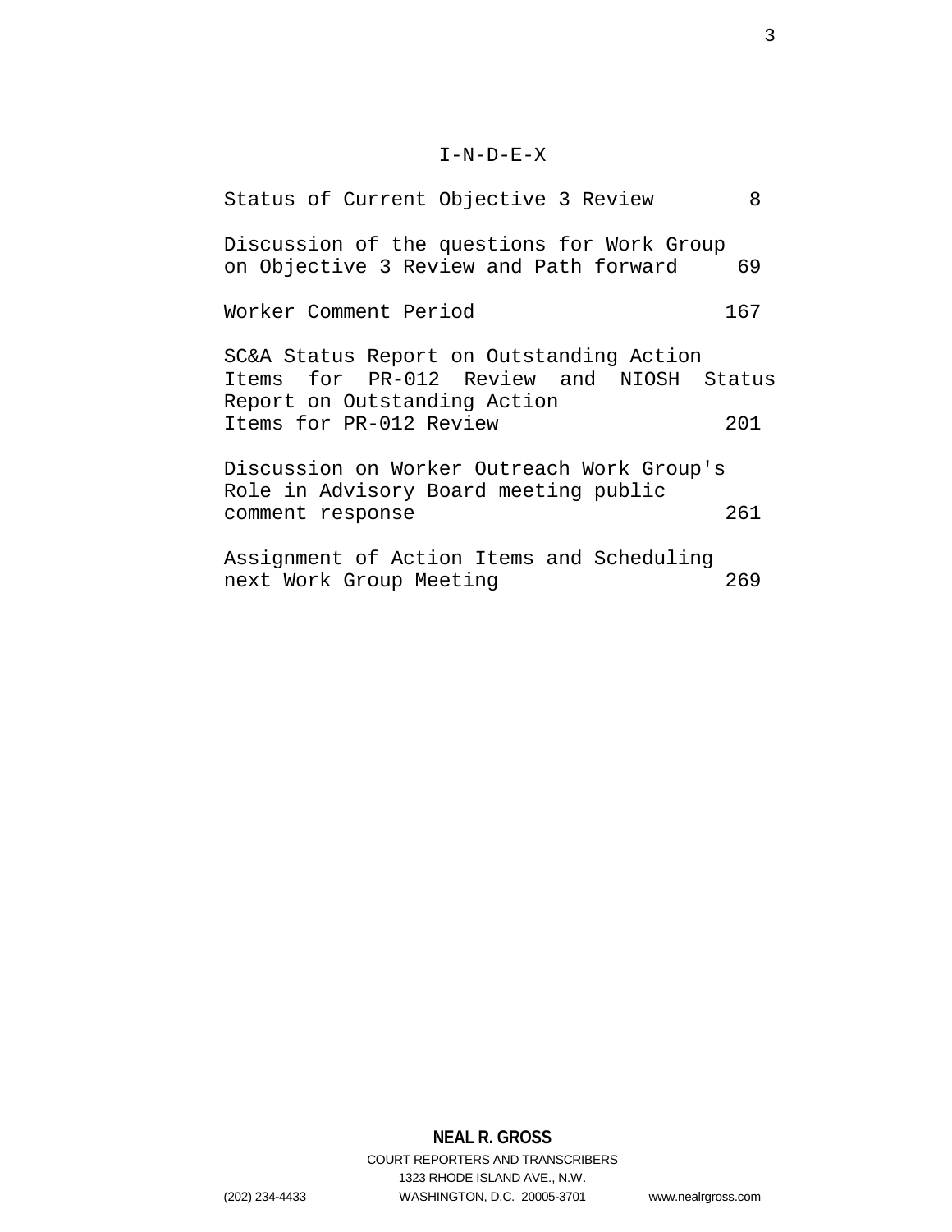# I-N-D-E-X

| | |
|---|---|
| Status of Current Objective 3 Review | 8 |
| Discussion of the questions for Work Group on Objective 3 Review and Path forward | 69 |
| Worker Comment Period | 167 |
| SC&A Status Report on Outstanding Action Items for PR-012 Review and NIOSH Status Report on Outstanding Action Items for PR-012 Review | 201 |
| Discussion on Worker Outreach Work Group's Role in Advisory Board meeting public comment response | 261 |
| Assignment of Action Items and Scheduling next Work Group Meeting | 269 |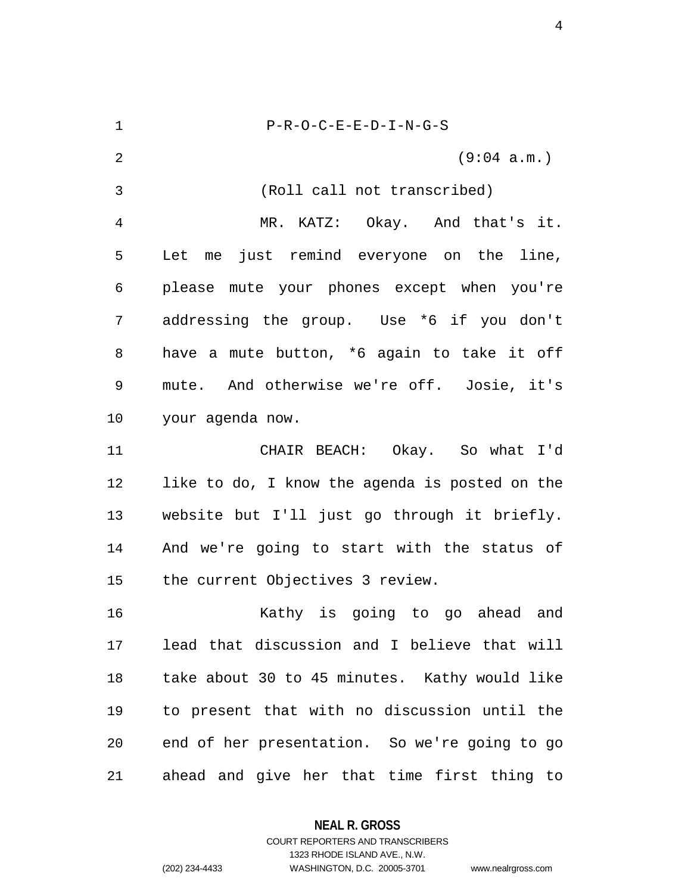P-R-O-C-E-E-D-I-N-G-S

(9:04 a.m.)

(Roll call not transcribed)

MR. KATZ: Okay. And that's it. Let me just remind everyone on the line, please mute your phones except when you're addressing the group. Use *6 if you don't have a mute button, *6 again to take it off mute. And otherwise we're off. Josie, it's your agenda now.

CHAIR BEACH: Okay. So what I'd like to do, I know the agenda is posted on the website but I'll just go through it briefly. And we're going to start with the status of the current Objectives 3 review.

Kathy is going to go ahead and lead that discussion and I believe that will take about 30 to 45 minutes. Kathy would like to present that with no discussion until the end of her presentation. So we're going to go ahead and give her that time first thing to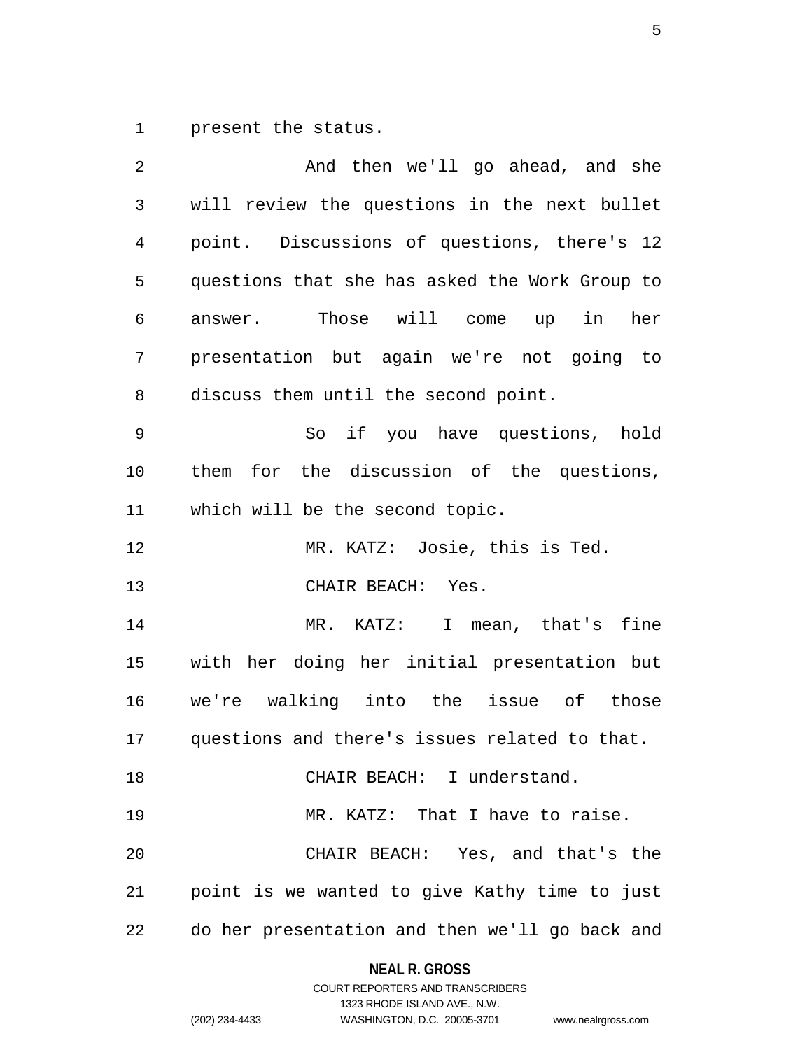present the status.

And then we'll go ahead, and she will review the questions in the next bullet point. Discussions of questions, there's 12 questions that she has asked the Work Group to answer. Those will come up in her presentation but again we're not going to discuss them until the second point.

So if you have questions, hold them for the discussion of the questions, which will be the second topic.

MR. KATZ: Josie, this is Ted.

CHAIR BEACH: Yes.

MR. KATZ: I mean, that's fine with her doing her initial presentation but we're walking into the issue of those questions and there's issues related to that.

CHAIR BEACH: I understand.

MR. KATZ: That I have to raise.

CHAIR BEACH: Yes, and that's the point is we wanted to give Kathy time to just do her presentation and then we'll go back and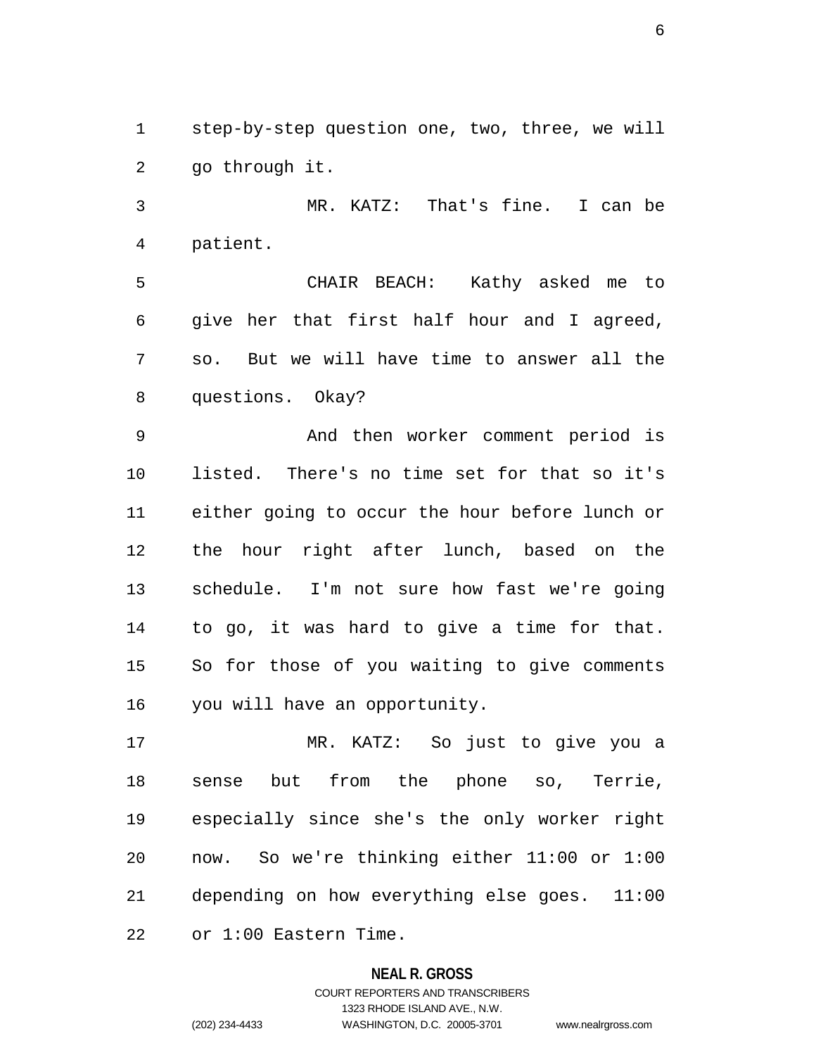step-by-step question one, two, three, we will go through it.

MR. KATZ: That's fine. I can be patient.

CHAIR BEACH: Kathy asked me to give her that first half hour and I agreed, so. But we will have time to answer all the questions. Okay?

And then worker comment period is listed. There's no time set for that so it's either going to occur the hour before lunch or the hour right after lunch, based on the schedule. I'm not sure how fast we're going to go, it was hard to give a time for that. So for those of you waiting to give comments you will have an opportunity.

MR. KATZ: So just to give you a sense but from the phone so, Terrie, especially since she's the only worker right now. So we're thinking either 11:00 or 1:00 depending on how everything else goes. 11:00 or 1:00 Eastern Time.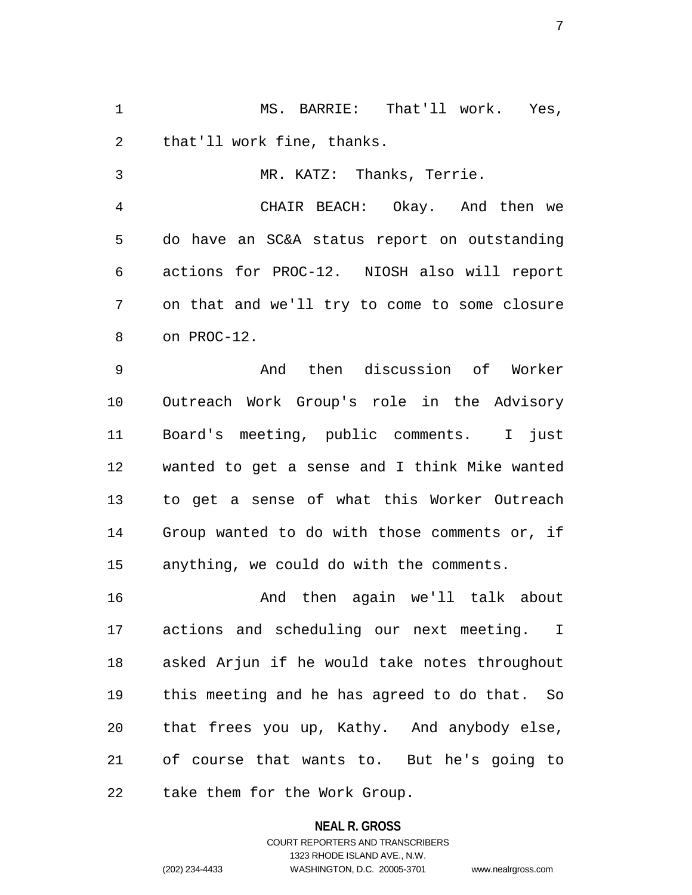MS. BARRIE: That'll work. Yes, that'll work fine, thanks.

MR. KATZ: Thanks, Terrie.

CHAIR BEACH: Okay. And then we do have an SC&A status report on outstanding actions for PROC-12. NIOSH also will report on that and we'll try to come to some closure on PROC-12.

And then discussion of Worker Outreach Work Group's role in the Advisory Board's meeting, public comments. I just wanted to get a sense and I think Mike wanted to get a sense of what this Worker Outreach Group wanted to do with those comments or, if anything, we could do with the comments.

And then again we'll talk about actions and scheduling our next meeting. I asked Arjun if he would take notes throughout this meeting and he has agreed to do that. So that frees you up, Kathy. And anybody else, of course that wants to. But he's going to take them for the Work Group.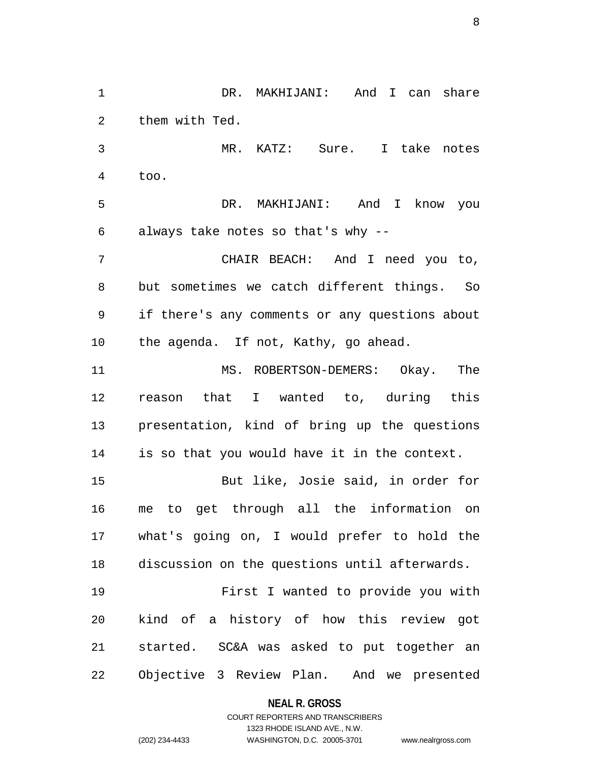DR. MAKHIJANI: And I can share them with Ted.

MR. KATZ: Sure. I take notes too.

DR. MAKHIJANI: And I know you always take notes so that's why --

CHAIR BEACH: And I need you to, but sometimes we catch different things. So if there's any comments or any questions about the agenda. If not, Kathy, go ahead.

MS. ROBERTSON-DEMERS: Okay. The reason that I wanted to, during this presentation, kind of bring up the questions is so that you would have it in the context.

But like, Josie said, in order for me to get through all the information on what's going on, I would prefer to hold the discussion on the questions until afterwards.

First I wanted to provide you with kind of a history of how this review got started. SC&A was asked to put together an Objective 3 Review Plan. And we presented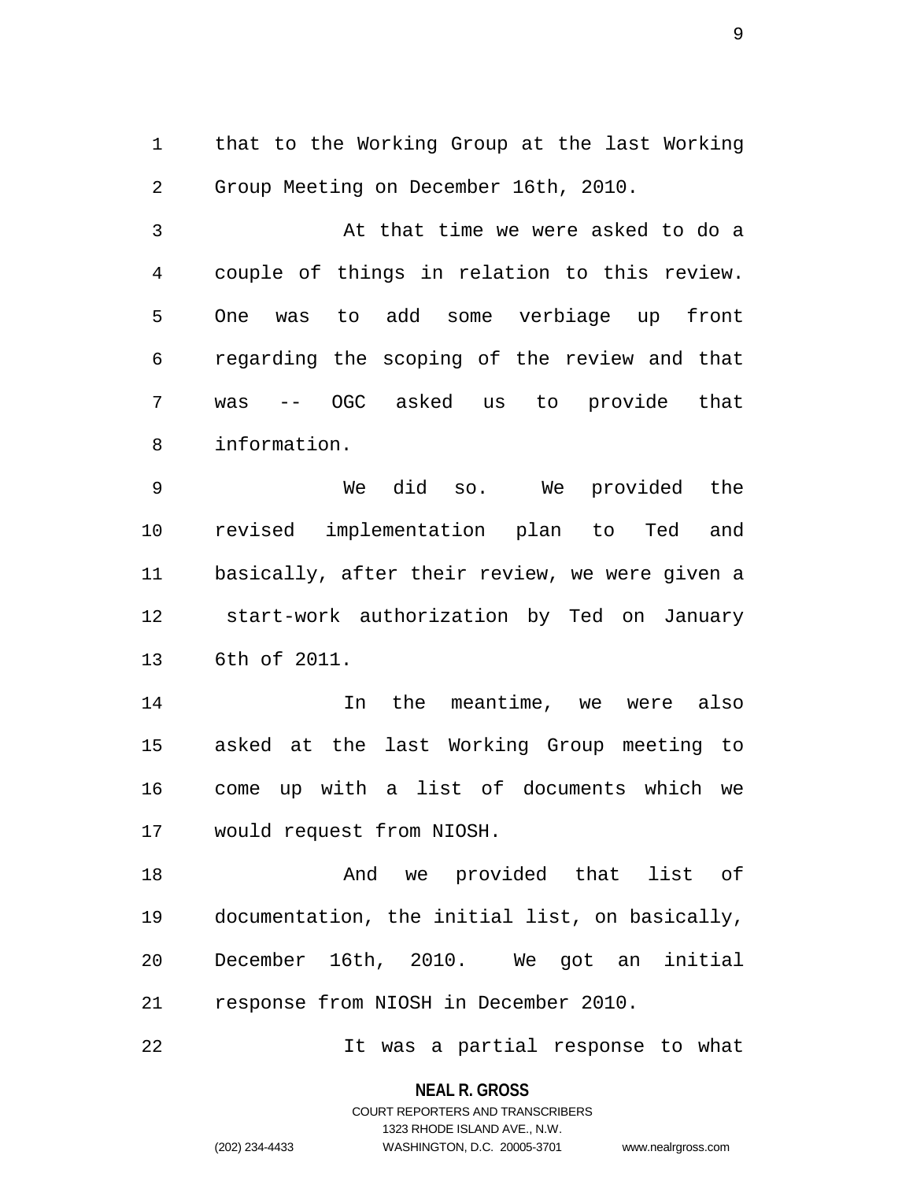that to the Working Group at the last Working Group Meeting on December 16th, 2010.

At that time we were asked to do a couple of things in relation to this review. One was to add some verbiage up front regarding the scoping of the review and that was -- OGC asked us to provide that information.

We did so. We provided the revised implementation plan to Ted and basically, after their review, we were given a start-work authorization by Ted on January 6th of 2011.

In the meantime, we were also asked at the last Working Group meeting to come up with a list of documents which we would request from NIOSH.

And we provided that list of documentation, the initial list, on basically, December 16th, 2010. We got an initial response from NIOSH in December 2010.

It was a partial response to what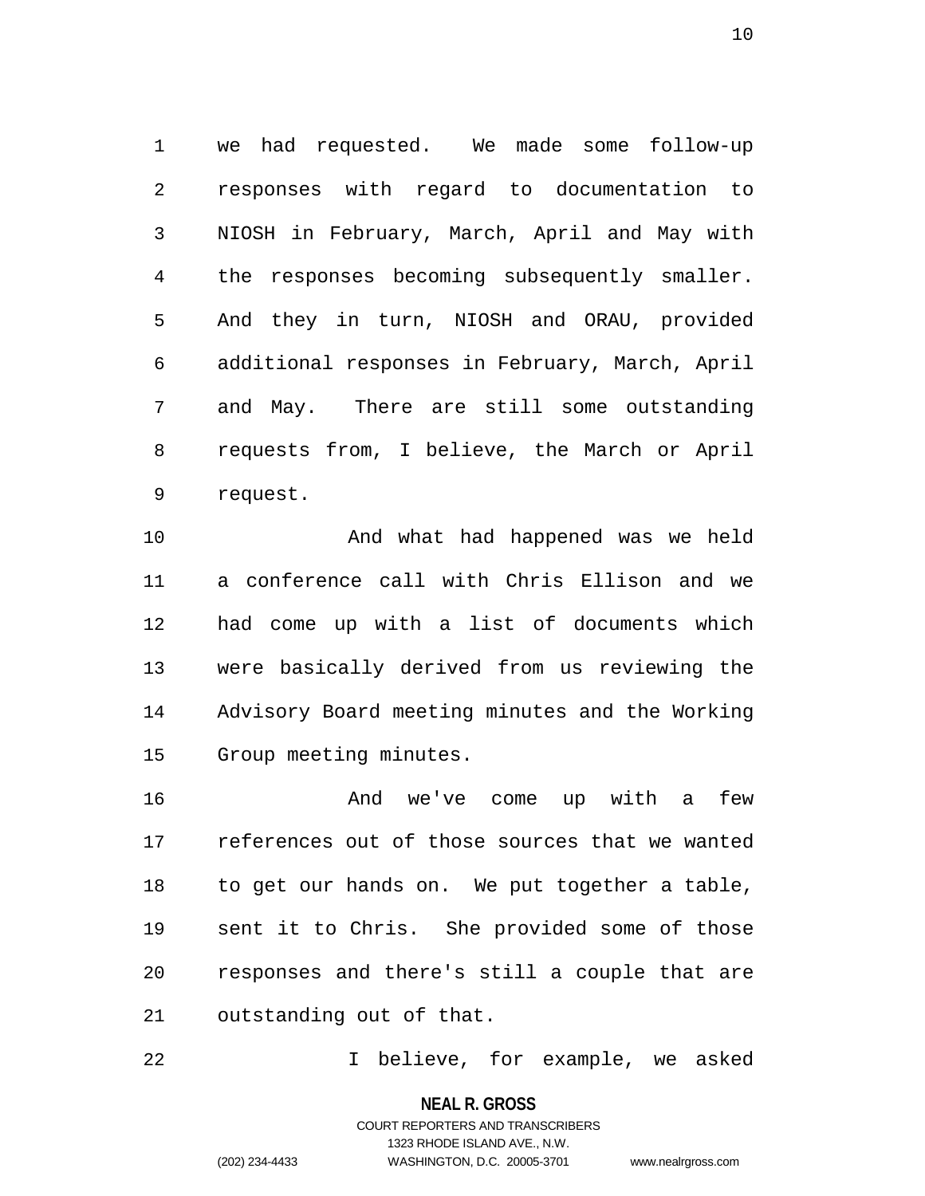we had requested. We made some follow-up responses with regard to documentation to NIOSH in February, March, April and May with the responses becoming subsequently smaller. And they in turn, NIOSH and ORAU, provided additional responses in February, March, April and May. There are still some outstanding requests from, I believe, the March or April request.

And what had happened was we held a conference call with Chris Ellison and we had come up with a list of documents which were basically derived from us reviewing the Advisory Board meeting minutes and the Working Group meeting minutes.

And we've come up with a few references out of those sources that we wanted to get our hands on. We put together a table, sent it to Chris. She provided some of those responses and there's still a couple that are outstanding out of that.

I believe, for example, we asked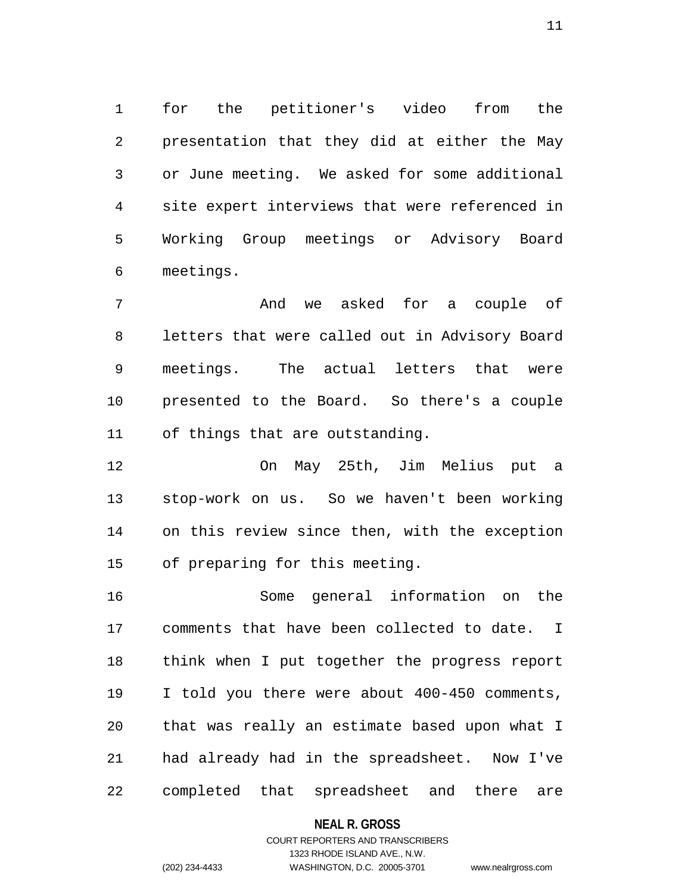for the petitioner's video from the presentation that they did at either the May or June meeting. We asked for some additional site expert interviews that were referenced in Working Group meetings or Advisory Board meetings.

And we asked for a couple of letters that were called out in Advisory Board meetings. The actual letters that were presented to the Board. So there's a couple of things that are outstanding.

On May 25th, Jim Melius put a stop-work on us. So we haven't been working on this review since then, with the exception of preparing for this meeting.

Some general information on the comments that have been collected to date. I think when I put together the progress report I told you there were about 400-450 comments, that was really an estimate based upon what I had already had in the spreadsheet. Now I've completed that spreadsheet and there are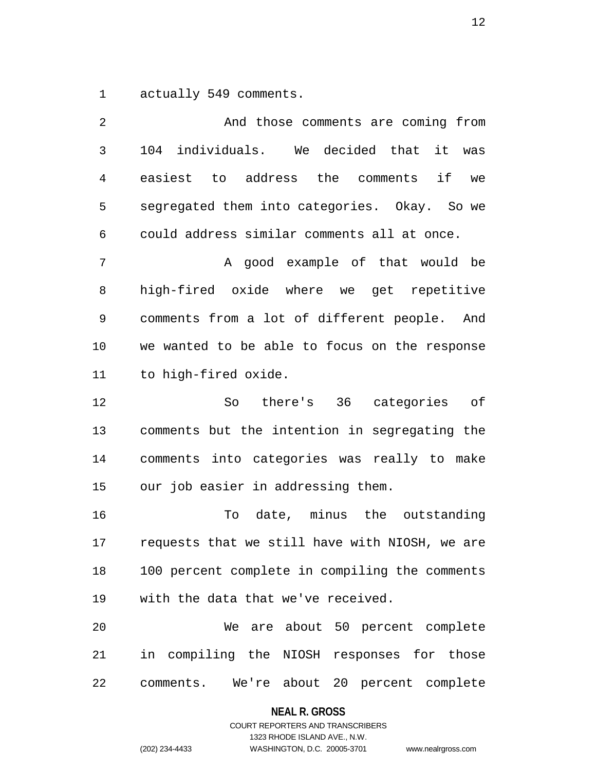actually 549 comments.

And those comments are coming from 104 individuals. We decided that it was easiest to address the comments if we segregated them into categories. Okay. So we could address similar comments all at once.

A good example of that would be high-fired oxide where we get repetitive comments from a lot of different people. And we wanted to be able to focus on the response to high-fired oxide.

So there's 36 categories of comments but the intention in segregating the comments into categories was really to make our job easier in addressing them.

To date, minus the outstanding requests that we still have with NIOSH, we are 100 percent complete in compiling the comments with the data that we've received.

We are about 50 percent complete in compiling the NIOSH responses for those comments. We're about 20 percent complete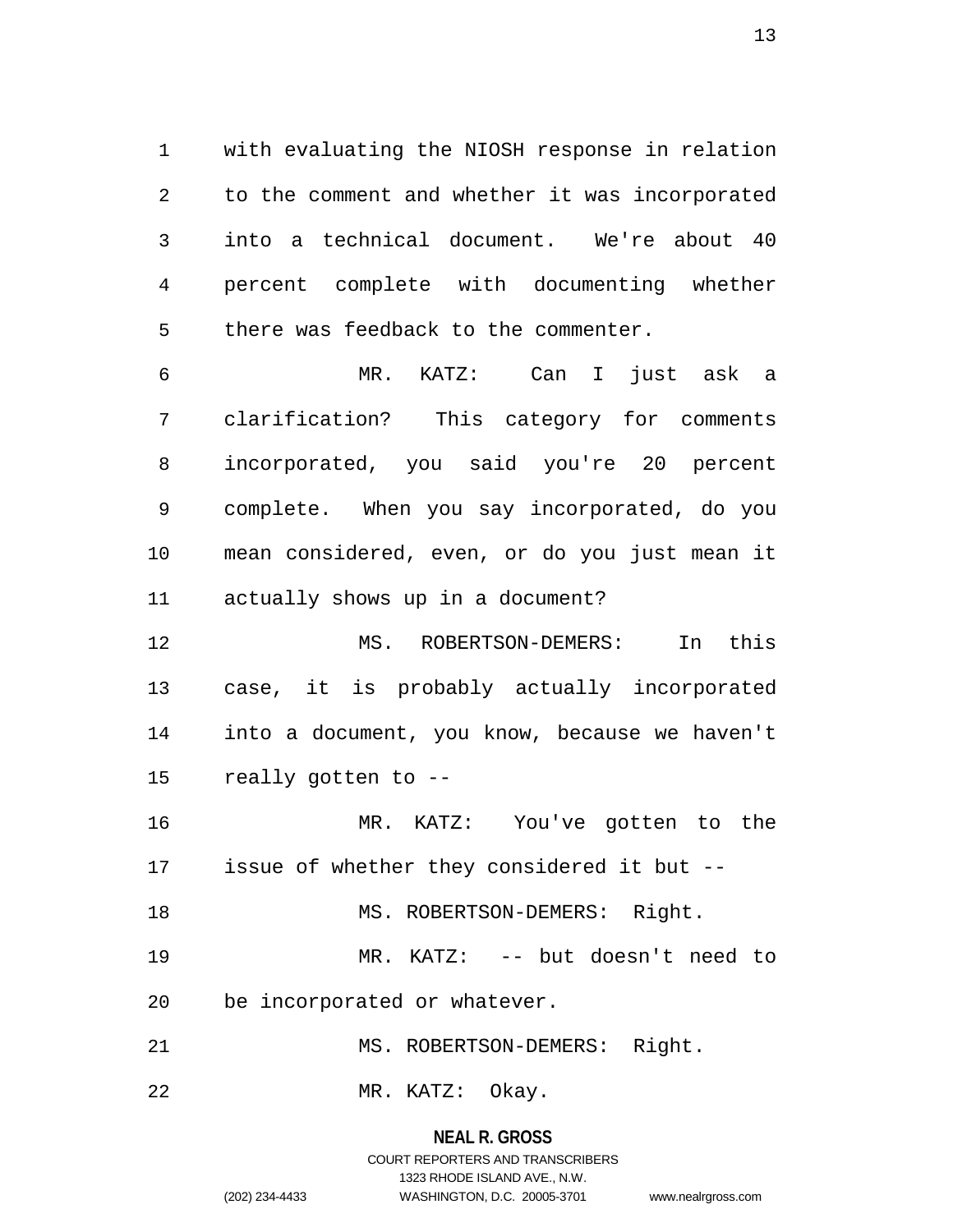with evaluating the NIOSH response in relation to the comment and whether it was incorporated into a technical document. We're about 40 percent complete with documenting whether there was feedback to the commenter.

MR. KATZ: Can I just ask a clarification? This category for comments incorporated, you said you're 20 percent complete. When you say incorporated, do you mean considered, even, or do you just mean it actually shows up in a document?

MS. ROBERTSON-DEMERS: In this case, it is probably actually incorporated into a document, you know, because we haven't really gotten to --

MR. KATZ: You've gotten to the issue of whether they considered it but --

MS. ROBERTSON-DEMERS: Right.

MR. KATZ: -- but doesn't need to be incorporated or whatever.

MS. ROBERTSON-DEMERS: Right.

MR. KATZ: Okay.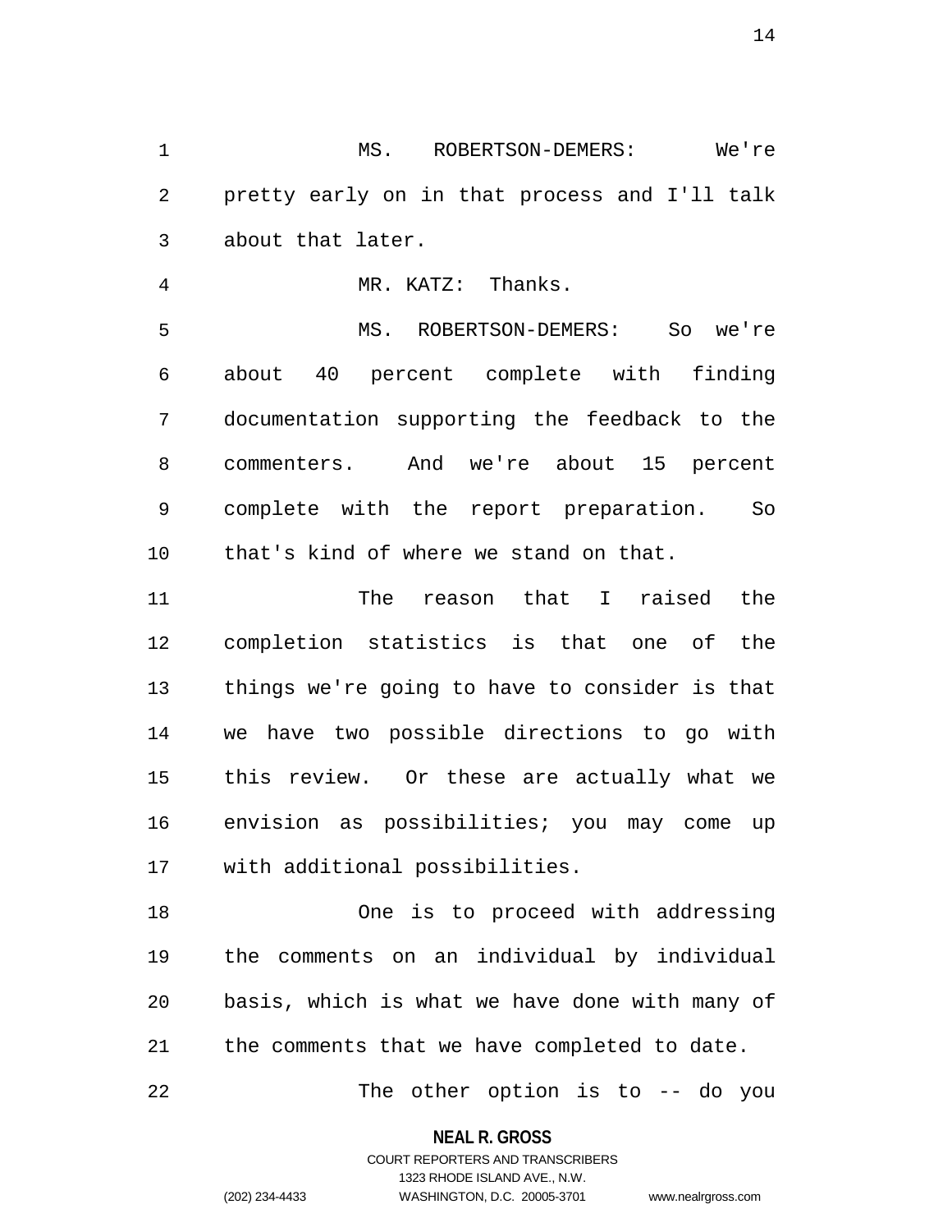MS. ROBERTSON-DEMERS: We're pretty early on in that process and I'll talk about that later.

MR. KATZ: Thanks.

MS. ROBERTSON-DEMERS: So we're about 40 percent complete with finding documentation supporting the feedback to the commenters. And we're about 15 percent complete with the report preparation. So that's kind of where we stand on that.

The reason that I raised the completion statistics is that one of the things we're going to have to consider is that we have two possible directions to go with this review. Or these are actually what we envision as possibilities; you may come up with additional possibilities.

One is to proceed with addressing the comments on an individual by individual basis, which is what we have done with many of the comments that we have completed to date.

The other option is to -- do you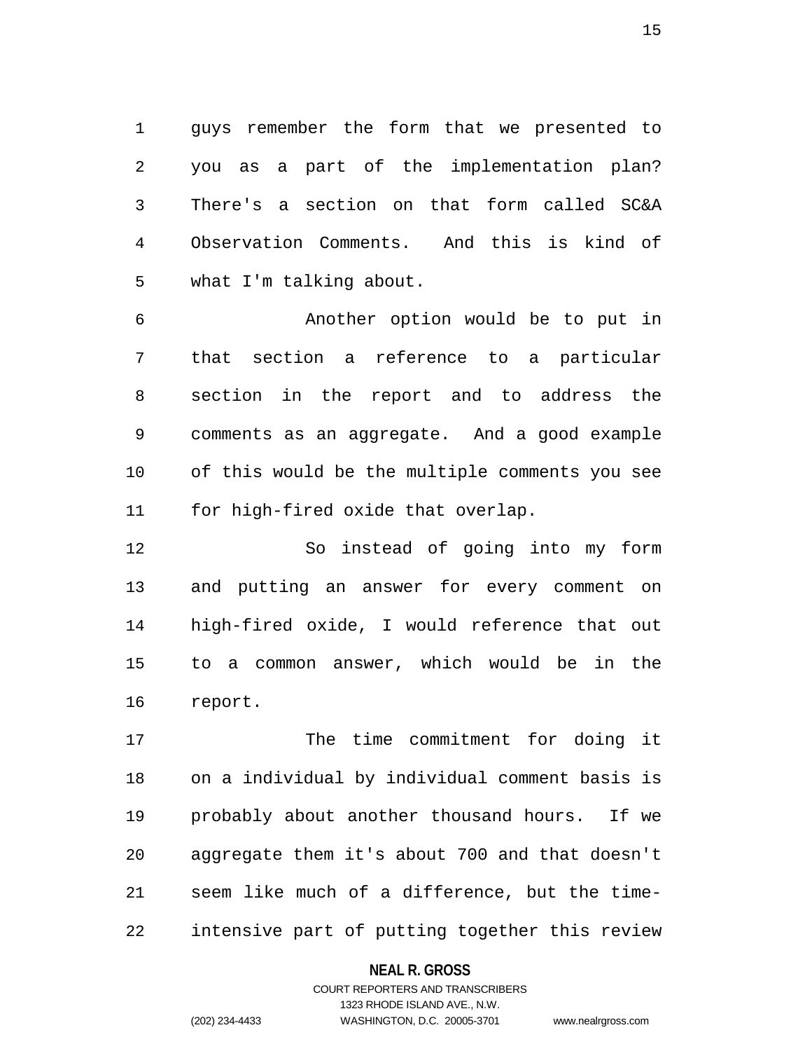guys remember the form that we presented to you as a part of the implementation plan? There's a section on that form called SC&A Observation Comments. And this is kind of what I'm talking about.

Another option would be to put in that section a reference to a particular section in the report and to address the comments as an aggregate. And a good example of this would be the multiple comments you see for high-fired oxide that overlap.

So instead of going into my form and putting an answer for every comment on high-fired oxide, I would reference that out to a common answer, which would be in the report.

The time commitment for doing it on a individual by individual comment basis is probably about another thousand hours. If we aggregate them it's about 700 and that doesn't seem like much of a difference, but the time-intensive part of putting together this review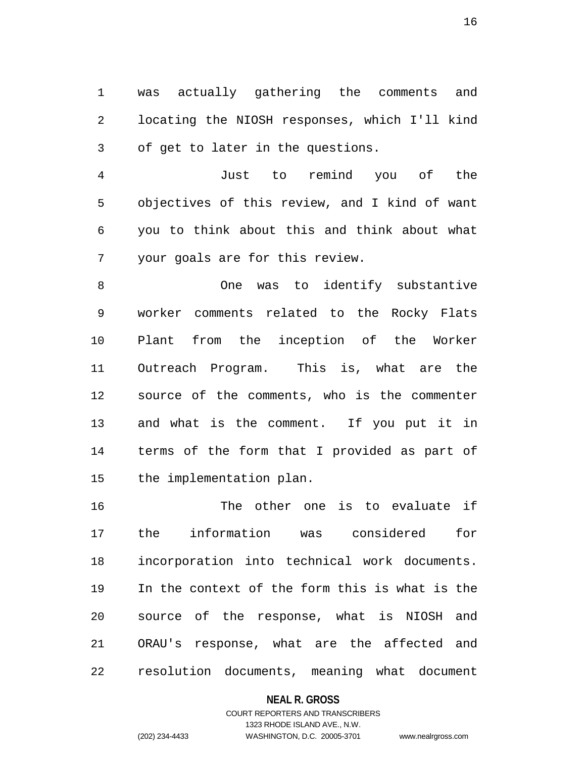was actually gathering the comments and locating the NIOSH responses, which I'll kind of get to later in the questions.

Just to remind you of the objectives of this review, and I kind of want you to think about this and think about what your goals are for this review.

One was to identify substantive worker comments related to the Rocky Flats Plant from the inception of the Worker Outreach Program. This is, what are the source of the comments, who is the commenter and what is the comment. If you put it in terms of the form that I provided as part of the implementation plan.

The other one is to evaluate if the information was considered for incorporation into technical work documents. In the context of the form this is what is the source of the response, what is NIOSH and ORAU's response, what are the affected and resolution documents, meaning what document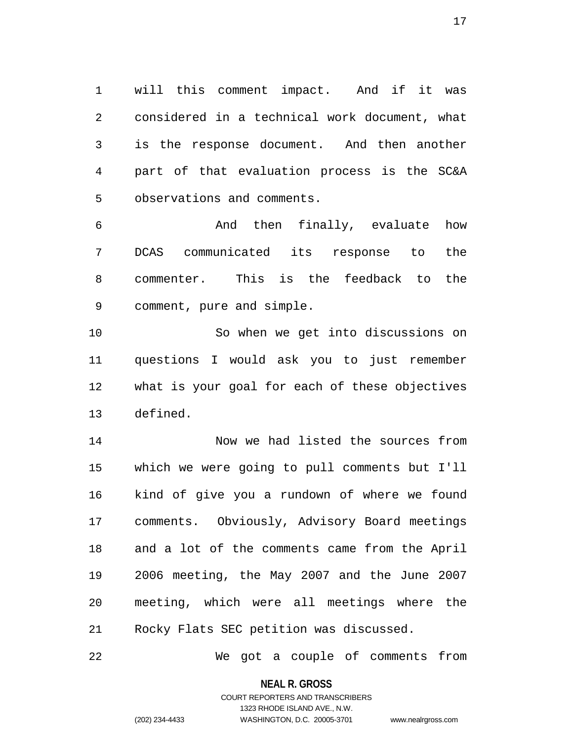will this comment impact. And if it was considered in a technical work document, what is the response document. And then another part of that evaluation process is the SC&A observations and comments.

And then finally, evaluate how DCAS communicated its response to the commenter. This is the feedback to the comment, pure and simple.

So when we get into discussions on questions I would ask you to just remember what is your goal for each of these objectives defined.

Now we had listed the sources from which we were going to pull comments but I'll kind of give you a rundown of where we found comments. Obviously, Advisory Board meetings and a lot of the comments came from the April 2006 meeting, the May 2007 and the June 2007 meeting, which were all meetings where the Rocky Flats SEC petition was discussed.

We got a couple of comments from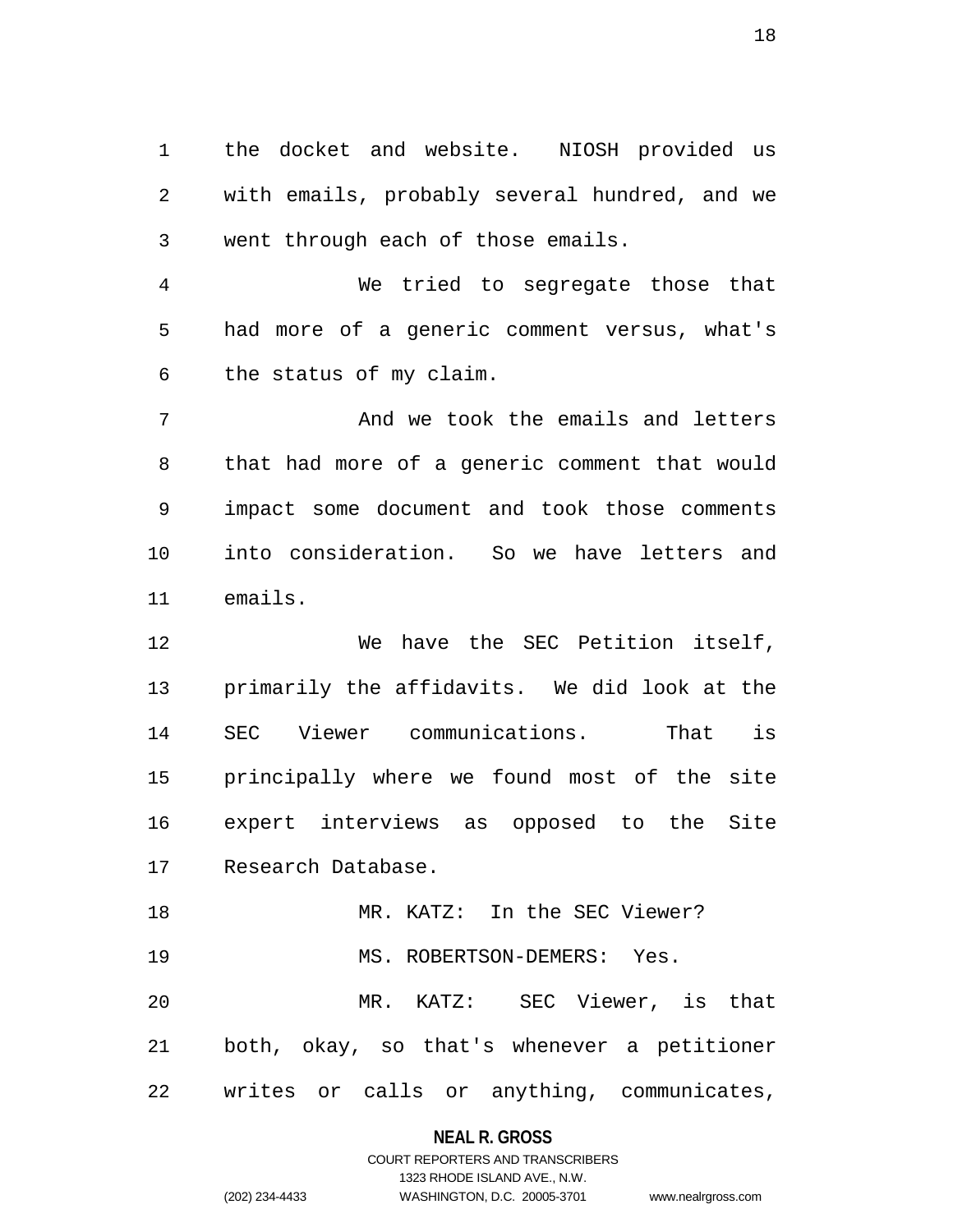the docket and website. NIOSH provided us with emails, probably several hundred, and we went through each of those emails.

We tried to segregate those that had more of a generic comment versus, what's the status of my claim.

And we took the emails and letters that had more of a generic comment that would impact some document and took those comments into consideration. So we have letters and emails.

We have the SEC Petition itself, primarily the affidavits. We did look at the SEC Viewer communications. That is principally where we found most of the site expert interviews as opposed to the Site Research Database.

MR. KATZ: In the SEC Viewer?

MS. ROBERTSON-DEMERS: Yes.

MR. KATZ: SEC Viewer, is that both, okay, so that's whenever a petitioner writes or calls or anything, communicates,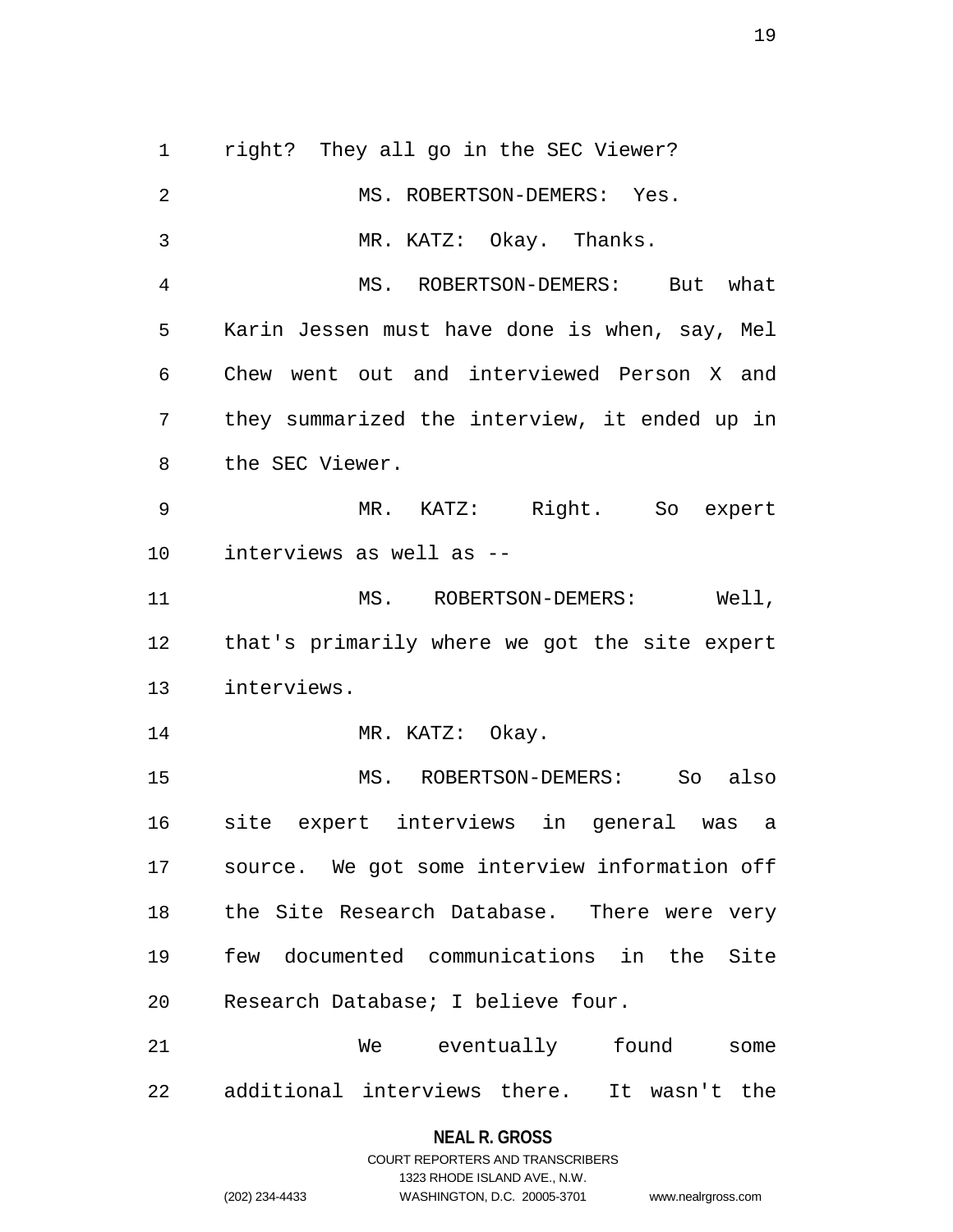right? They all go in the SEC Viewer?

MS. ROBERTSON-DEMERS: Yes.

MR. KATZ: Okay. Thanks.

MS. ROBERTSON-DEMERS: But what Karin Jessen must have done is when, say, Mel Chew went out and interviewed Person X and they summarized the interview, it ended up in the SEC Viewer.

MR. KATZ: Right. So expert interviews as well as --

MS. ROBERTSON-DEMERS: Well, that's primarily where we got the site expert interviews.

MR. KATZ: Okay.

MS. ROBERTSON-DEMERS: So also site expert interviews in general was a source. We got some interview information off the Site Research Database. There were very few documented communications in the Site Research Database; I believe four.

We eventually found some additional interviews there. It wasn't the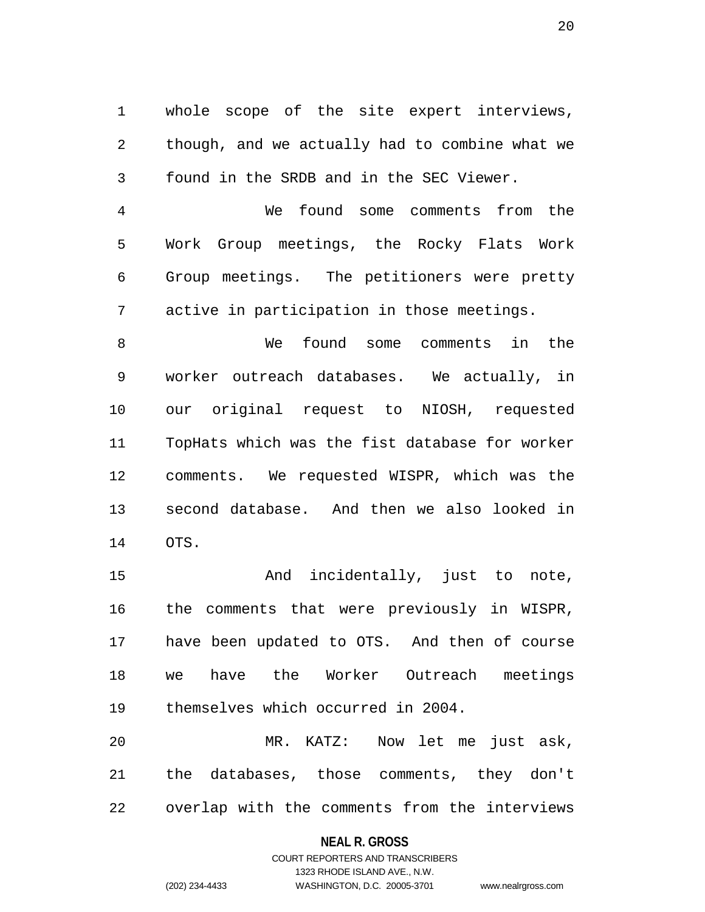whole scope of the site expert interviews, though, and we actually had to combine what we found in the SRDB and in the SEC Viewer.

We found some comments from the Work Group meetings, the Rocky Flats Work Group meetings. The petitioners were pretty active in participation in those meetings.

We found some comments in the worker outreach databases. We actually, in our original request to NIOSH, requested TopHats which was the fist database for worker comments. We requested WISPR, which was the second database. And then we also looked in OTS.

And incidentally, just to note, the comments that were previously in WISPR, have been updated to OTS. And then of course we have the Worker Outreach meetings themselves which occurred in 2004.

MR. KATZ: Now let me just ask, the databases, those comments, they don't overlap with the comments from the interviews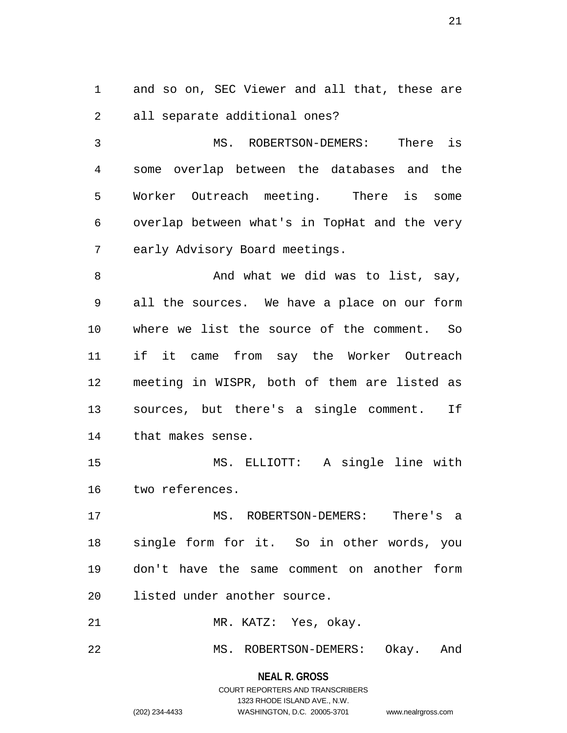and so on, SEC Viewer and all that, these are all separate additional ones?

MS. ROBERTSON-DEMERS: There is some overlap between the databases and the Worker Outreach meeting. There is some overlap between what's in TopHat and the very early Advisory Board meetings.

And what we did was to list, say, all the sources. We have a place on our form where we list the source of the comment. So if it came from say the Worker Outreach meeting in WISPR, both of them are listed as sources, but there's a single comment. If that makes sense.

MS. ELLIOTT: A single line with two references.

MS. ROBERTSON-DEMERS: There's a single form for it. So in other words, you don't have the same comment on another form listed under another source.

MR. KATZ: Yes, okay.

MS. ROBERTSON-DEMERS: Okay. And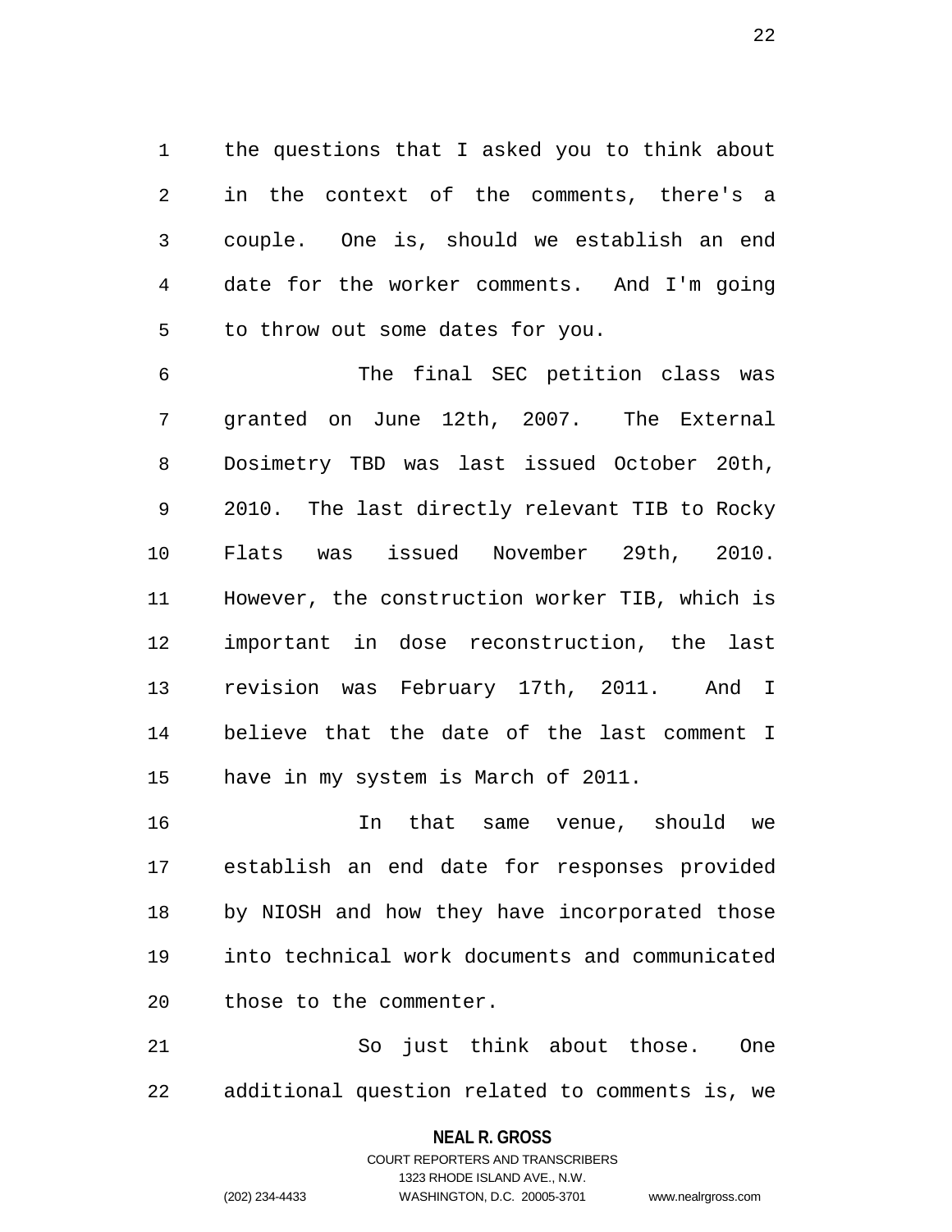the questions that I asked you to think about in the context of the comments, there's a couple. One is, should we establish an end date for the worker comments. And I'm going to throw out some dates for you.

The final SEC petition class was granted on June 12th, 2007. The External Dosimetry TBD was last issued October 20th, 2010. The last directly relevant TIB to Rocky Flats was issued November 29th, 2010. However, the construction worker TIB, which is important in dose reconstruction, the last revision was February 17th, 2011. And I believe that the date of the last comment I have in my system is March of 2011.

In that same venue, should we establish an end date for responses provided by NIOSH and how they have incorporated those into technical work documents and communicated those to the commenter.

So just think about those. One additional question related to comments is, we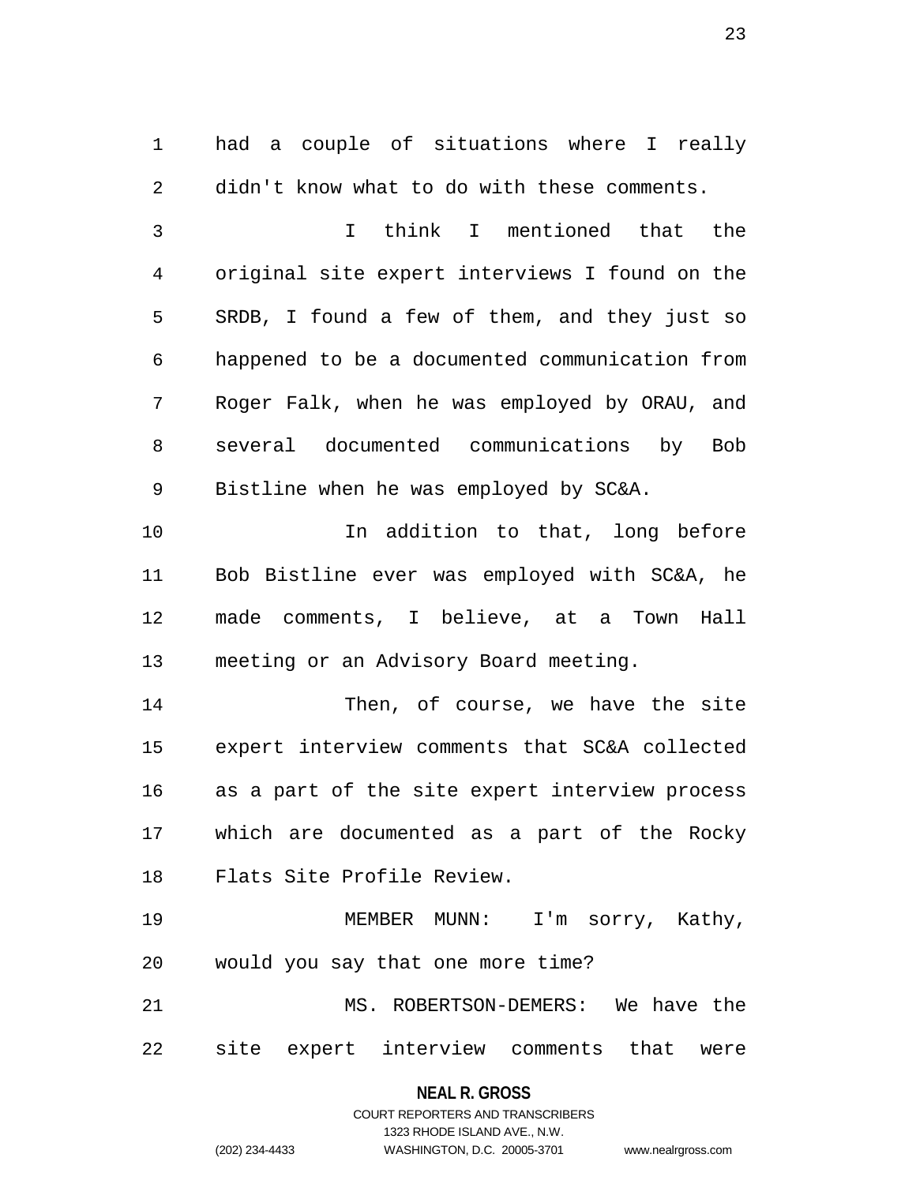had a couple of situations where I really didn't know what to do with these comments.

I think I mentioned that the original site expert interviews I found on the SRDB, I found a few of them, and they just so happened to be a documented communication from Roger Falk, when he was employed by ORAU, and several documented communications by Bob Bistline when he was employed by SC&A.

In addition to that, long before Bob Bistline ever was employed with SC&A, he made comments, I believe, at a Town Hall meeting or an Advisory Board meeting.

Then, of course, we have the site expert interview comments that SC&A collected as a part of the site expert interview process which are documented as a part of the Rocky Flats Site Profile Review.

MEMBER MUNN: I'm sorry, Kathy, would you say that one more time?

MS. ROBERTSON-DEMERS: We have the site expert interview comments that were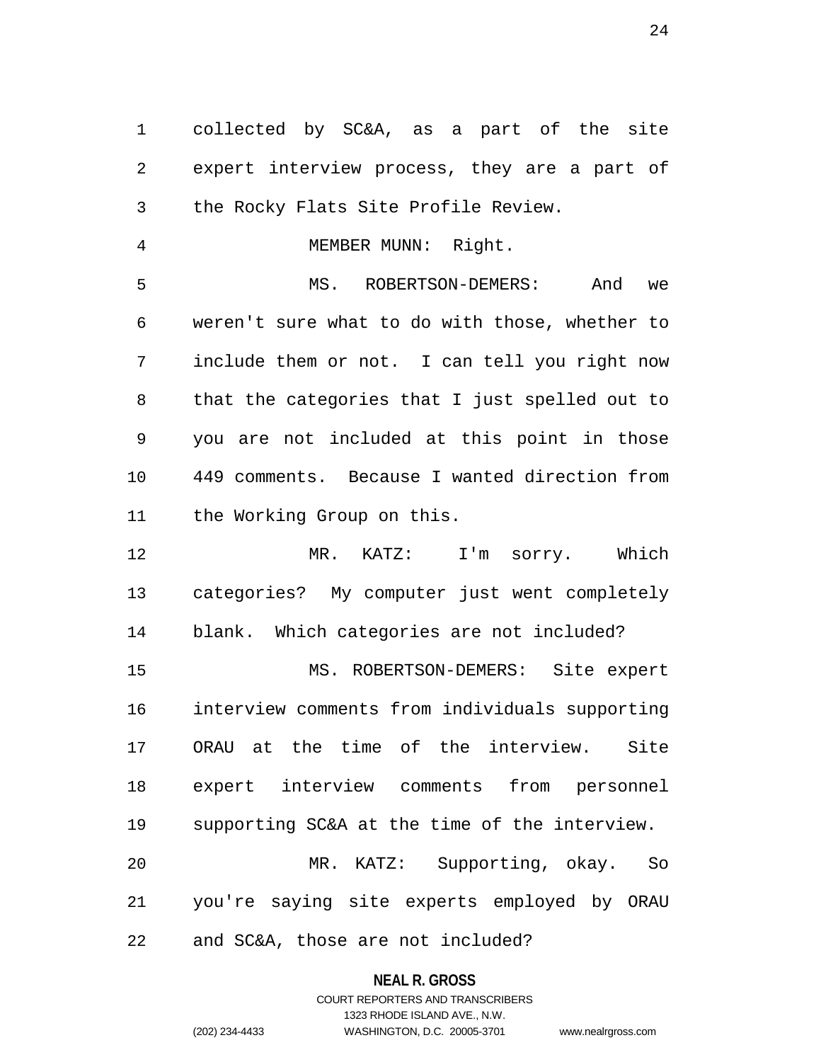collected by SC&A, as a part of the site expert interview process, they are a part of the Rocky Flats Site Profile Review.

MEMBER MUNN: Right.

MS. ROBERTSON-DEMERS: And we weren't sure what to do with those, whether to include them or not. I can tell you right now that the categories that I just spelled out to you are not included at this point in those 449 comments. Because I wanted direction from the Working Group on this.

MR. KATZ: I'm sorry. Which categories? My computer just went completely blank. Which categories are not included?

MS. ROBERTSON-DEMERS: Site expert interview comments from individuals supporting ORAU at the time of the interview. Site expert interview comments from personnel supporting SC&A at the time of the interview.

MR. KATZ: Supporting, okay. So you're saying site experts employed by ORAU and SC&A, those are not included?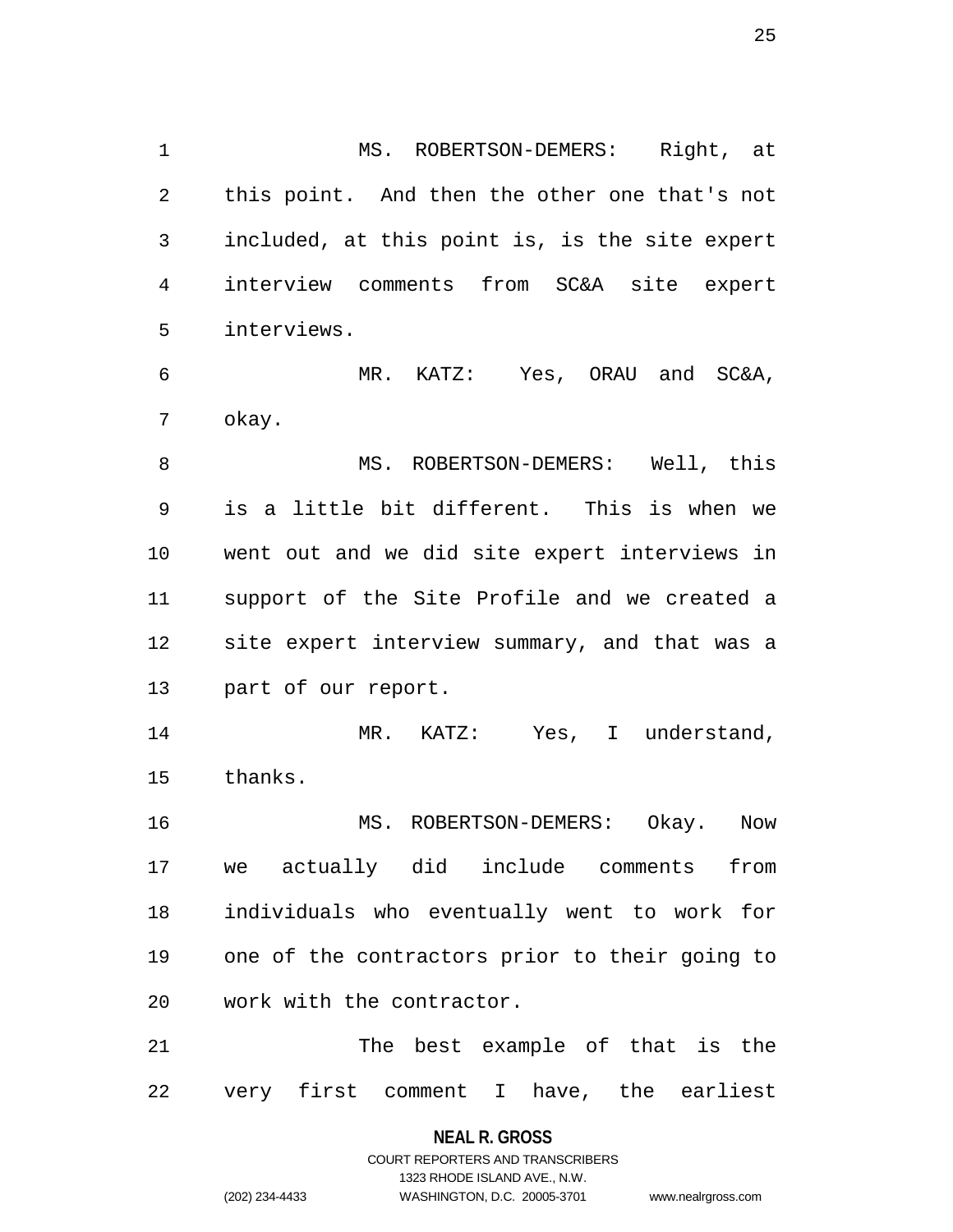MS. ROBERTSON-DEMERS: Right, at this point. And then the other one that's not included, at this point is, is the site expert interview comments from SC&A site expert interviews.

MR. KATZ: Yes, ORAU and SC&A, okay.

MS. ROBERTSON-DEMERS: Well, this is a little bit different. This is when we went out and we did site expert interviews in support of the Site Profile and we created a site expert interview summary, and that was a part of our report.

MR. KATZ: Yes, I understand, thanks.

MS. ROBERTSON-DEMERS: Okay. Now we actually did include comments from individuals who eventually went to work for one of the contractors prior to their going to work with the contractor.

The best example of that is the very first comment I have, the earliest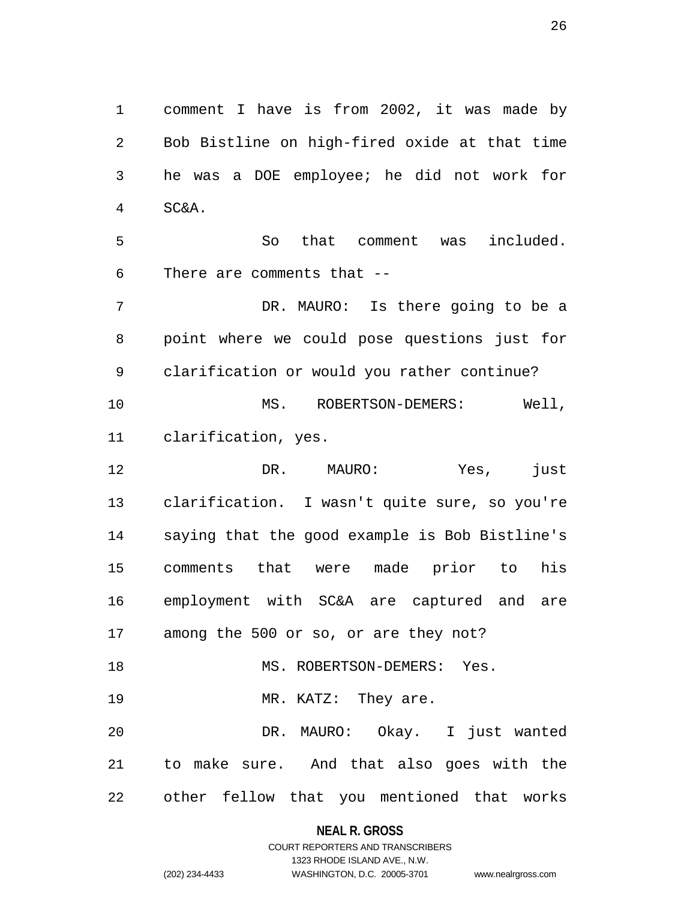comment I have is from 2002, it was made by Bob Bistline on high-fired oxide at that time he was a DOE employee; he did not work for SC&A.

So that comment was included. There are comments that --

DR. MAURO: Is there going to be a point where we could pose questions just for clarification or would you rather continue?

MS. ROBERTSON-DEMERS: Well, clarification, yes.

DR. MAURO: Yes, just clarification. I wasn't quite sure, so you're saying that the good example is Bob Bistline's comments that were made prior to his employment with SC&A are captured and are among the 500 or so, or are they not?

MS. ROBERTSON-DEMERS: Yes.

MR. KATZ: They are.

DR. MAURO: Okay. I just wanted to make sure. And that also goes with the other fellow that you mentioned that works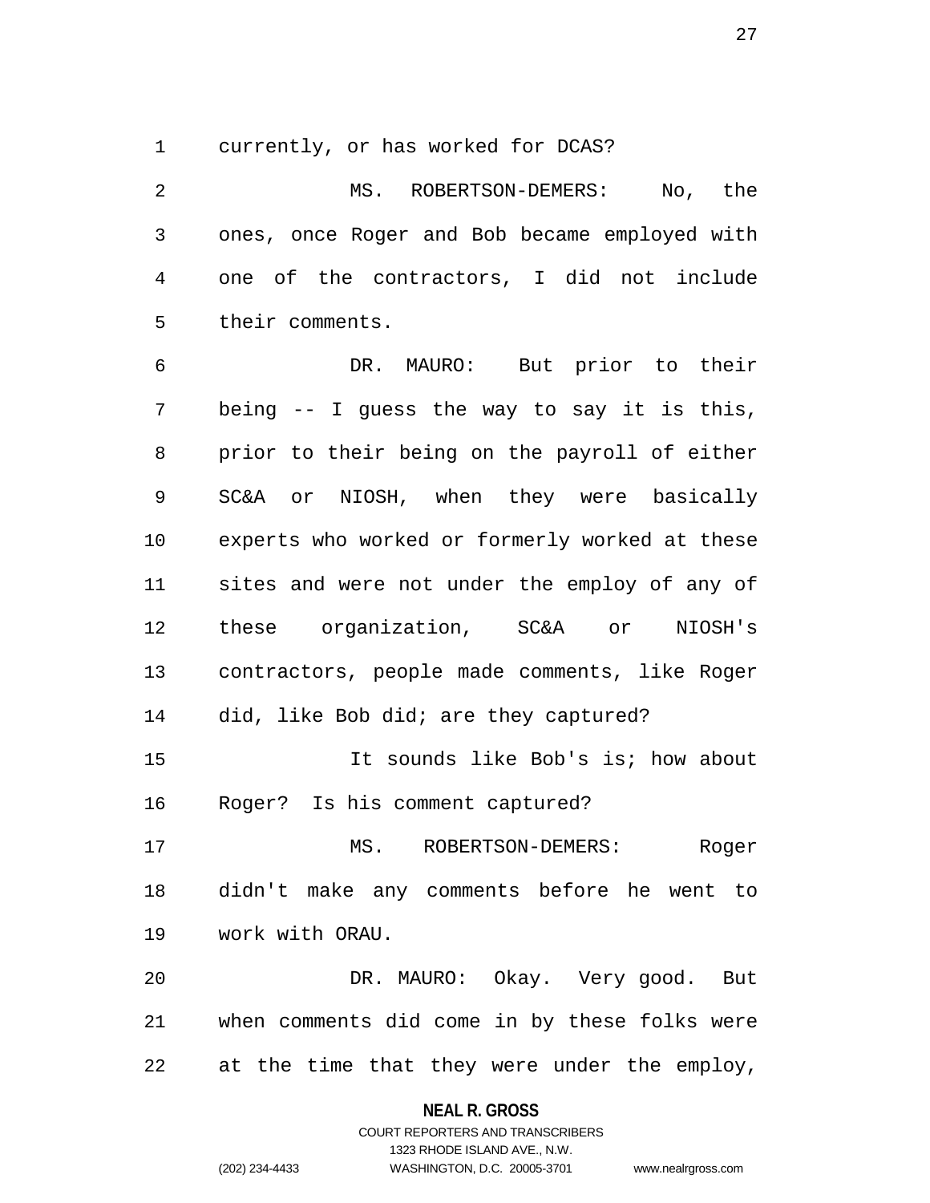currently, or has worked for DCAS?

MS. ROBERTSON-DEMERS: No, the ones, once Roger and Bob became employed with one of the contractors, I did not include their comments.

DR. MAURO: But prior to their being -- I guess the way to say it is this, prior to their being on the payroll of either SC&A or NIOSH, when they were basically experts who worked or formerly worked at these sites and were not under the employ of any of these organization, SC&A or NIOSH's contractors, people made comments, like Roger did, like Bob did; are they captured?

It sounds like Bob's is; how about Roger? Is his comment captured?

MS. ROBERTSON-DEMERS: Roger didn't make any comments before he went to work with ORAU.

DR. MAURO: Okay. Very good. But when comments did come in by these folks were at the time that they were under the employ,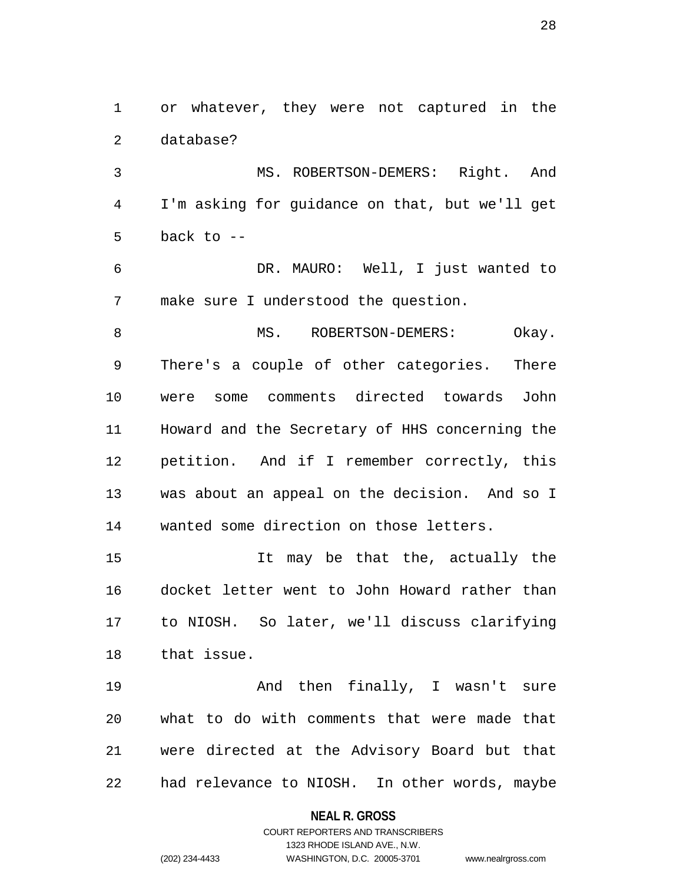or whatever, they were not captured in the database?

MS. ROBERTSON-DEMERS: Right. And I'm asking for guidance on that, but we'll get back to --

DR. MAURO: Well, I just wanted to make sure I understood the question.

MS. ROBERTSON-DEMERS: Okay. There's a couple of other categories. There were some comments directed towards John Howard and the Secretary of HHS concerning the petition. And if I remember correctly, this was about an appeal on the decision. And so I wanted some direction on those letters.

It may be that the, actually the docket letter went to John Howard rather than to NIOSH. So later, we'll discuss clarifying that issue.

And then finally, I wasn't sure what to do with comments that were made that were directed at the Advisory Board but that had relevance to NIOSH. In other words, maybe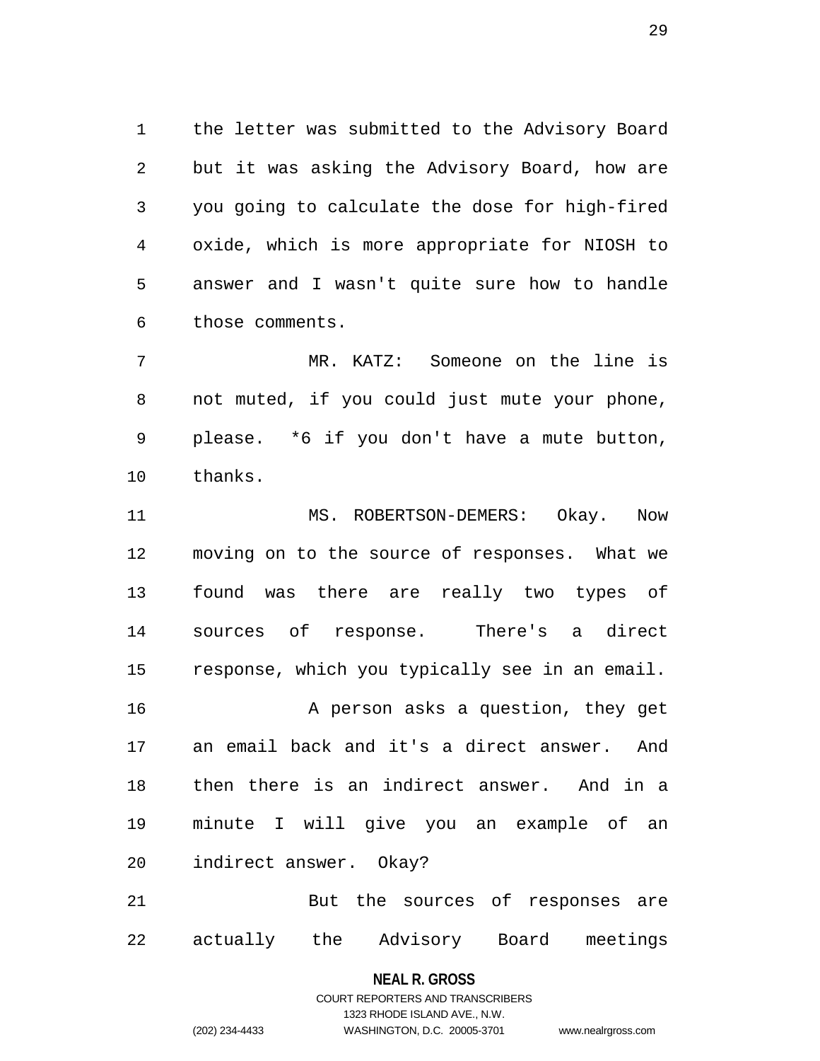the letter was submitted to the Advisory Board but it was asking the Advisory Board, how are you going to calculate the dose for high-fired oxide, which is more appropriate for NIOSH to answer and I wasn't quite sure how to handle those comments.

MR. KATZ: Someone on the line is not muted, if you could just mute your phone, please. *6 if you don't have a mute button, thanks.

MS. ROBERTSON-DEMERS: Okay. Now moving on to the source of responses. What we found was there are really two types of sources of response. There's a direct response, which you typically see in an email.

A person asks a question, they get an email back and it's a direct answer. And then there is an indirect answer. And in a minute I will give you an example of an indirect answer. Okay?

But the sources of responses are actually the Advisory Board meetings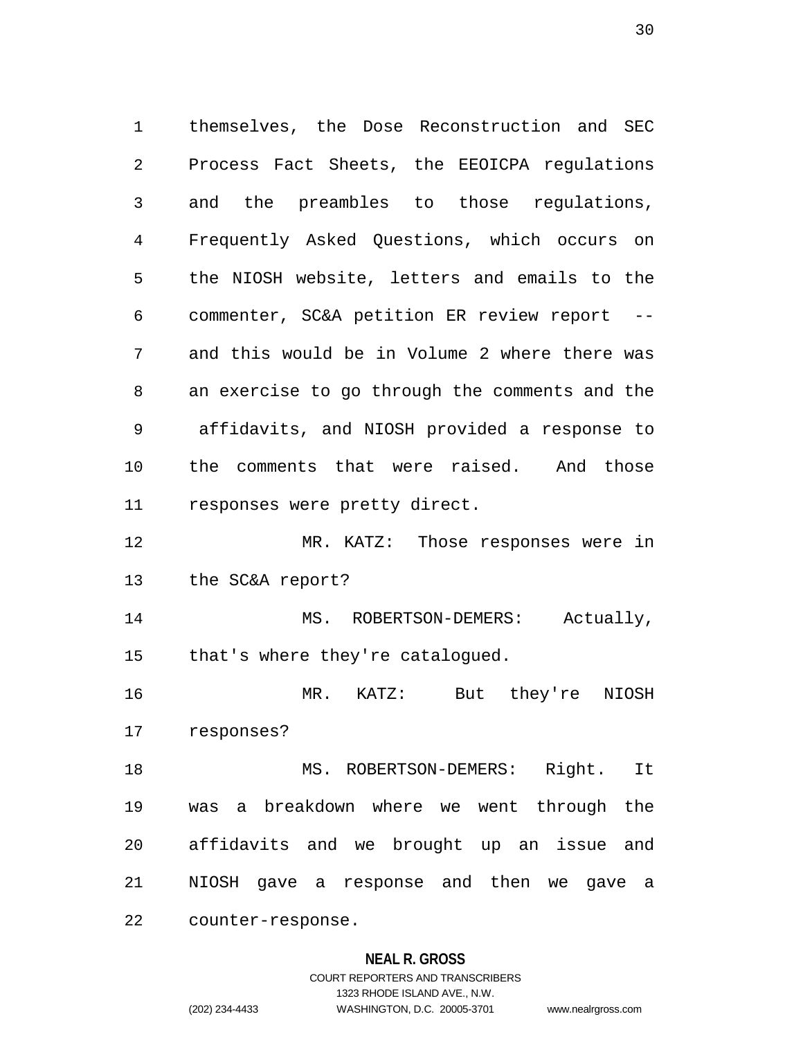themselves, the Dose Reconstruction and SEC Process Fact Sheets, the EEOICPA regulations and the preambles to those regulations, Frequently Asked Questions, which occurs on the NIOSH website, letters and emails to the commenter, SC&A petition ER review report -- and this would be in Volume 2 where there was an exercise to go through the comments and the affidavits, and NIOSH provided a response to the comments that were raised. And those responses were pretty direct.

MR. KATZ: Those responses were in the SC&A report?

MS. ROBERTSON-DEMERS: Actually, that's where they're catalogued.

MR. KATZ: But they're NIOSH responses?

MS. ROBERTSON-DEMERS: Right. It was a breakdown where we went through the affidavits and we brought up an issue and NIOSH gave a response and then we gave a counter-response.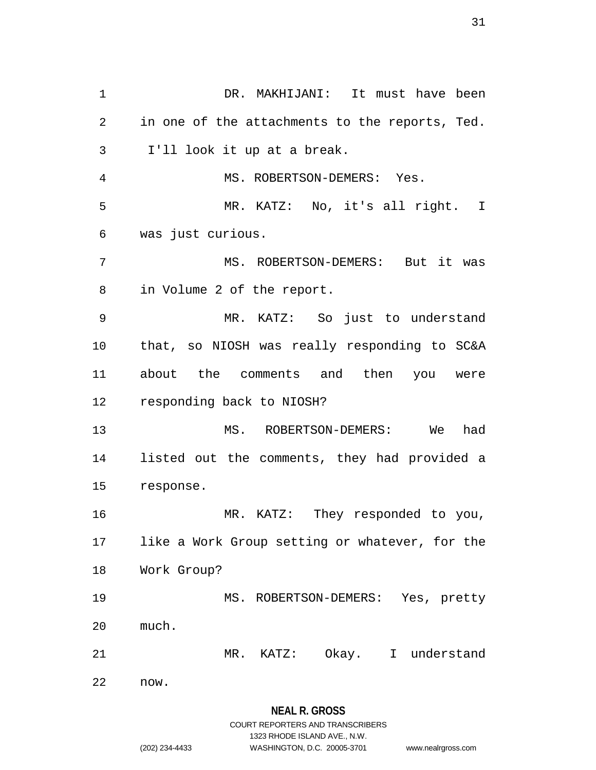DR. MAKHIJANI: It must have been in one of the attachments to the reports, Ted. I'll look it up at a break.

MS. ROBERTSON-DEMERS: Yes.

MR. KATZ: No, it's all right. I was just curious.

MS. ROBERTSON-DEMERS: But it was in Volume 2 of the report.

MR. KATZ: So just to understand that, so NIOSH was really responding to SC&A about the comments and then you were responding back to NIOSH?

MS. ROBERTSON-DEMERS: We had listed out the comments, they had provided a response.

MR. KATZ: They responded to you, like a Work Group setting or whatever, for the Work Group?

MS. ROBERTSON-DEMERS: Yes, pretty much.

MR. KATZ: Okay. I understand now.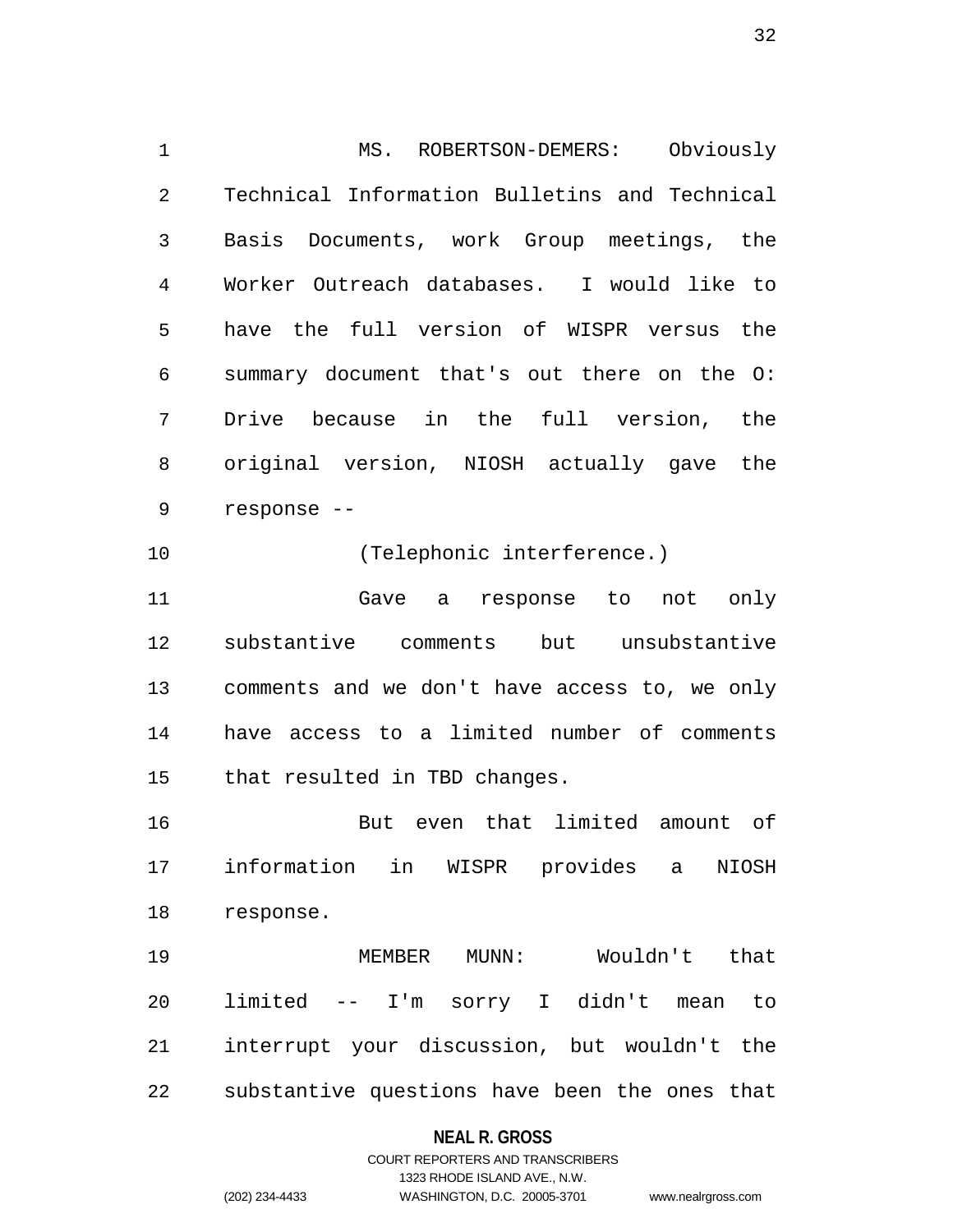MS. ROBERTSON-DEMERS: Obviously Technical Information Bulletins and Technical Basis Documents, work Group meetings, the Worker Outreach databases. I would like to have the full version of WISPR versus the summary document that's out there on the O: Drive because in the full version, the original version, NIOSH actually gave the response --

(Telephonic interference.)

Gave a response to not only substantive comments but unsubstantive comments and we don't have access to, we only have access to a limited number of comments that resulted in TBD changes.

But even that limited amount of information in WISPR provides a NIOSH response.

MEMBER MUNN: Wouldn't that limited -- I'm sorry I didn't mean to interrupt your discussion, but wouldn't the substantive questions have been the ones that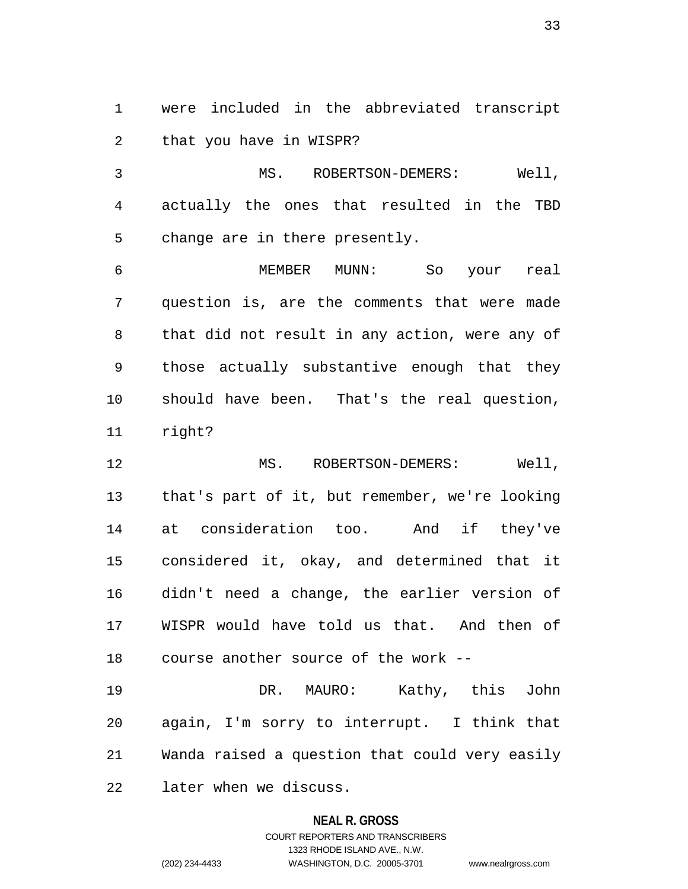were included in the abbreviated transcript that you have in WISPR?

MS. ROBERTSON-DEMERS: Well, actually the ones that resulted in the TBD change are in there presently.

MEMBER MUNN: So your real question is, are the comments that were made that did not result in any action, were any of those actually substantive enough that they should have been. That's the real question, right?

MS. ROBERTSON-DEMERS: Well, that's part of it, but remember, we're looking at consideration too. And if they've considered it, okay, and determined that it didn't need a change, the earlier version of WISPR would have told us that. And then of course another source of the work --

DR. MAURO: Kathy, this John again, I'm sorry to interrupt. I think that Wanda raised a question that could very easily later when we discuss.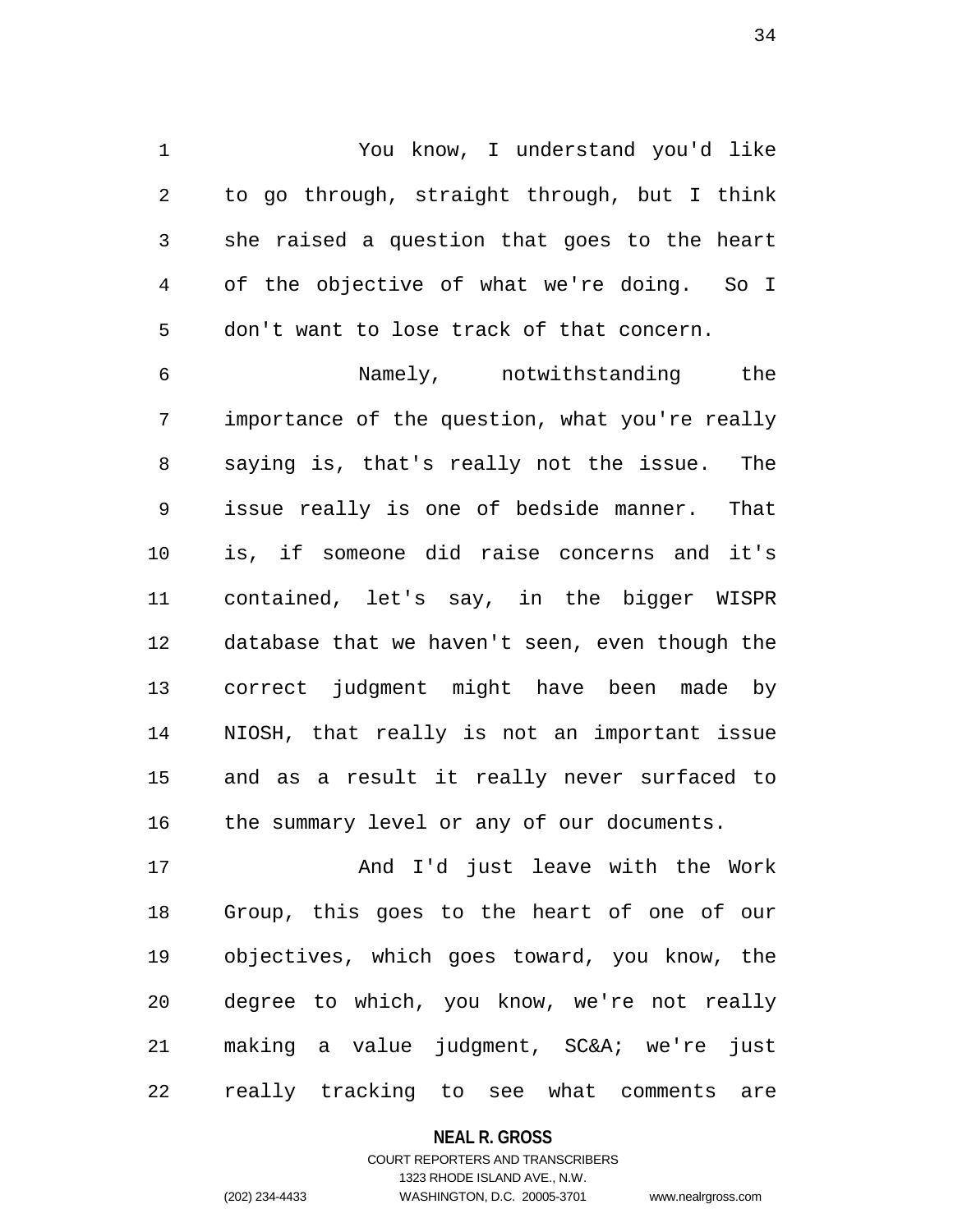You know, I understand you'd like to go through, straight through, but I think she raised a question that goes to the heart of the objective of what we're doing. So I don't want to lose track of that concern.

Namely, notwithstanding the importance of the question, what you're really saying is, that's really not the issue. The issue really is one of bedside manner. That is, if someone did raise concerns and it's contained, let's say, in the bigger WISPR database that we haven't seen, even though the correct judgment might have been made by NIOSH, that really is not an important issue and as a result it really never surfaced to the summary level or any of our documents.

And I'd just leave with the Work Group, this goes to the heart of one of our objectives, which goes toward, you know, the degree to which, you know, we're not really making a value judgment, SC&A; we're just really tracking to see what comments are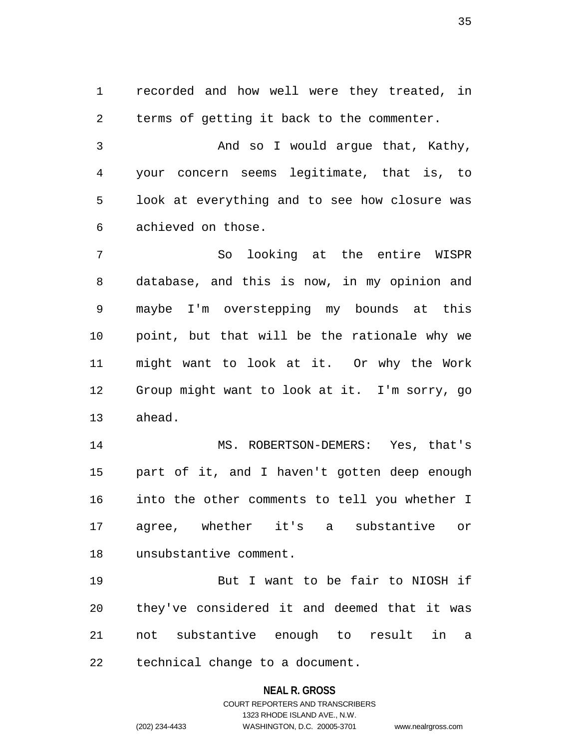recorded and how well were they treated, in terms of getting it back to the commenter.

And so I would argue that, Kathy, your concern seems legitimate, that is, to look at everything and to see how closure was achieved on those.

So looking at the entire WISPR database, and this is now, in my opinion and maybe I'm overstepping my bounds at this point, but that will be the rationale why we might want to look at it. Or why the Work Group might want to look at it. I'm sorry, go ahead.

MS. ROBERTSON-DEMERS: Yes, that's part of it, and I haven't gotten deep enough into the other comments to tell you whether I agree, whether it's a substantive or unsubstantive comment.

But I want to be fair to NIOSH if they've considered it and deemed that it was not substantive enough to result in a technical change to a document.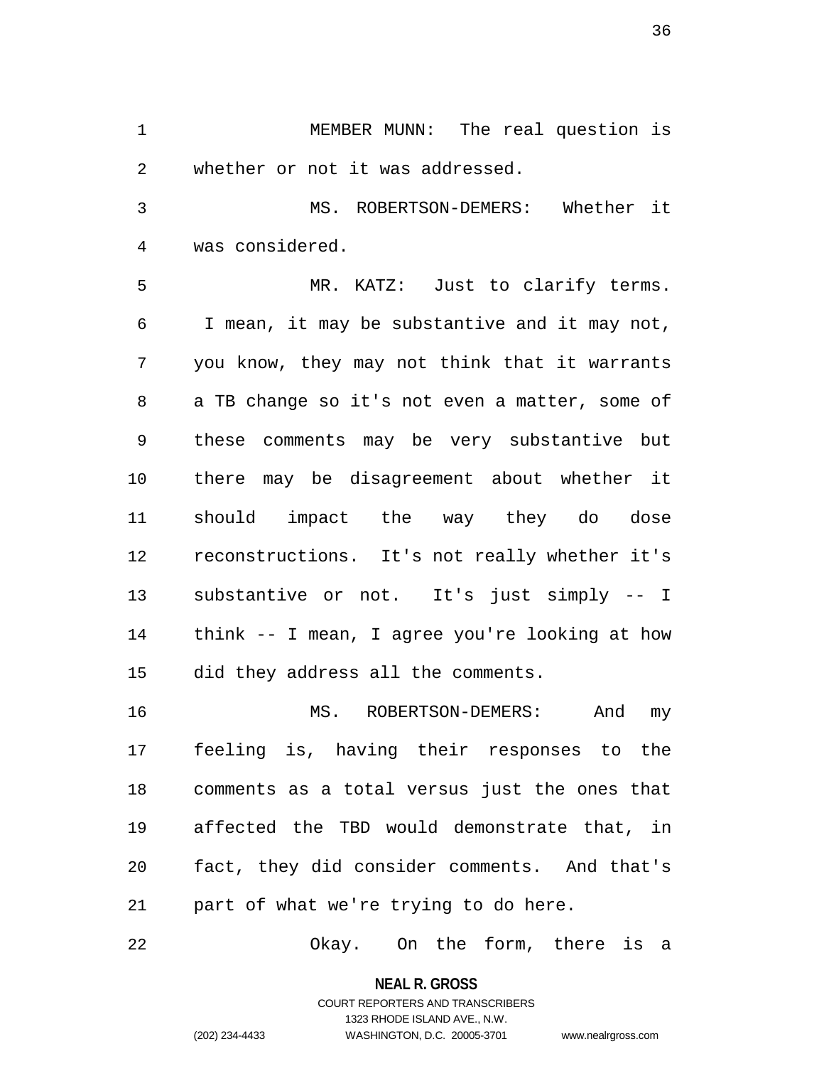MEMBER MUNN: The real question is whether or not it was addressed.

MS. ROBERTSON-DEMERS: Whether it was considered.

MR. KATZ: Just to clarify terms. I mean, it may be substantive and it may not, you know, they may not think that it warrants a TB change so it's not even a matter, some of these comments may be very substantive but there may be disagreement about whether it should impact the way they do dose reconstructions. It's not really whether it's substantive or not. It's just simply -- I think -- I mean, I agree you're looking at how did they address all the comments.

MS. ROBERTSON-DEMERS: And my feeling is, having their responses to the comments as a total versus just the ones that affected the TBD would demonstrate that, in fact, they did consider comments. And that's part of what we're trying to do here.

Okay. On the form, there is a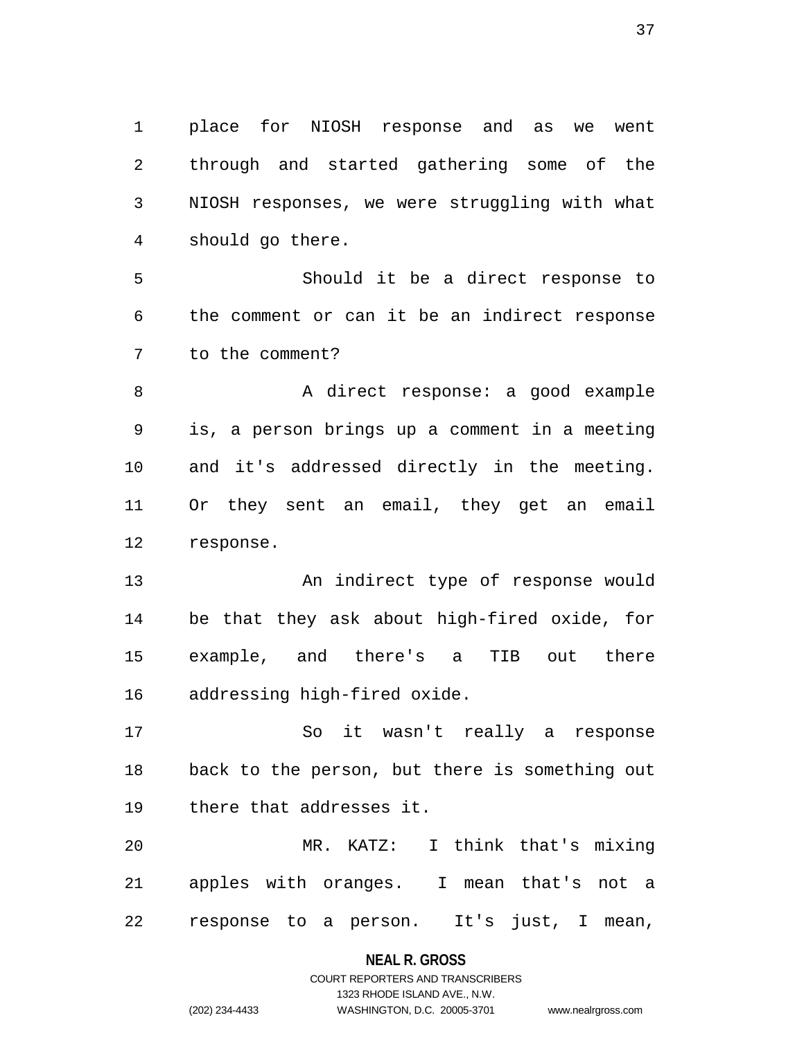place for NIOSH response and as we went through and started gathering some of the NIOSH responses, we were struggling with what should go there.

Should it be a direct response to the comment or can it be an indirect response to the comment?

A direct response: a good example is, a person brings up a comment in a meeting and it's addressed directly in the meeting. Or they sent an email, they get an email response.

An indirect type of response would be that they ask about high-fired oxide, for example, and there's a TIB out there addressing high-fired oxide.

So it wasn't really a response back to the person, but there is something out there that addresses it.

MR. KATZ: I think that's mixing apples with oranges. I mean that's not a response to a person. It's just, I mean,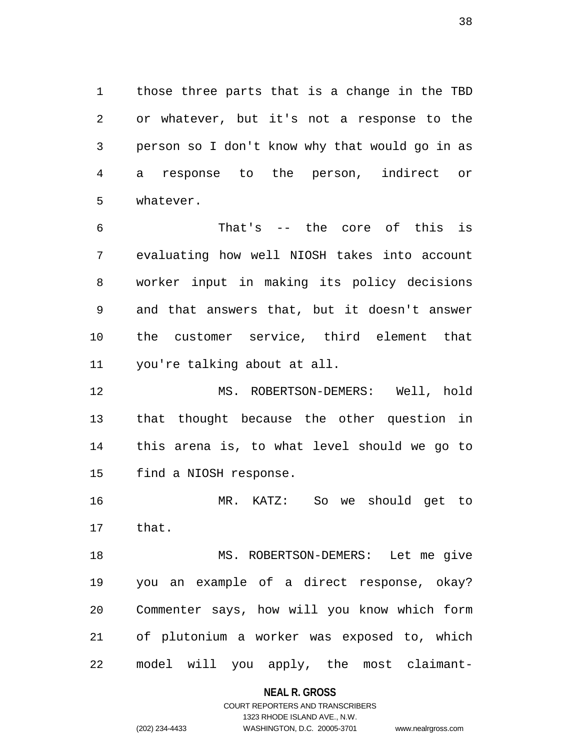those three parts that is a change in the TBD or whatever, but it's not a response to the person so I don't know why that would go in as a response to the person, indirect or whatever.

That's -- the core of this is evaluating how well NIOSH takes into account worker input in making its policy decisions and that answers that, but it doesn't answer the customer service, third element that you're talking about at all.

MS. ROBERTSON-DEMERS: Well, hold that thought because the other question in this arena is, to what level should we go to find a NIOSH response.

MR. KATZ: So we should get to that.

MS. ROBERTSON-DEMERS: Let me give you an example of a direct response, okay? Commenter says, how will you know which form of plutonium a worker was exposed to, which model will you apply, the most claimant-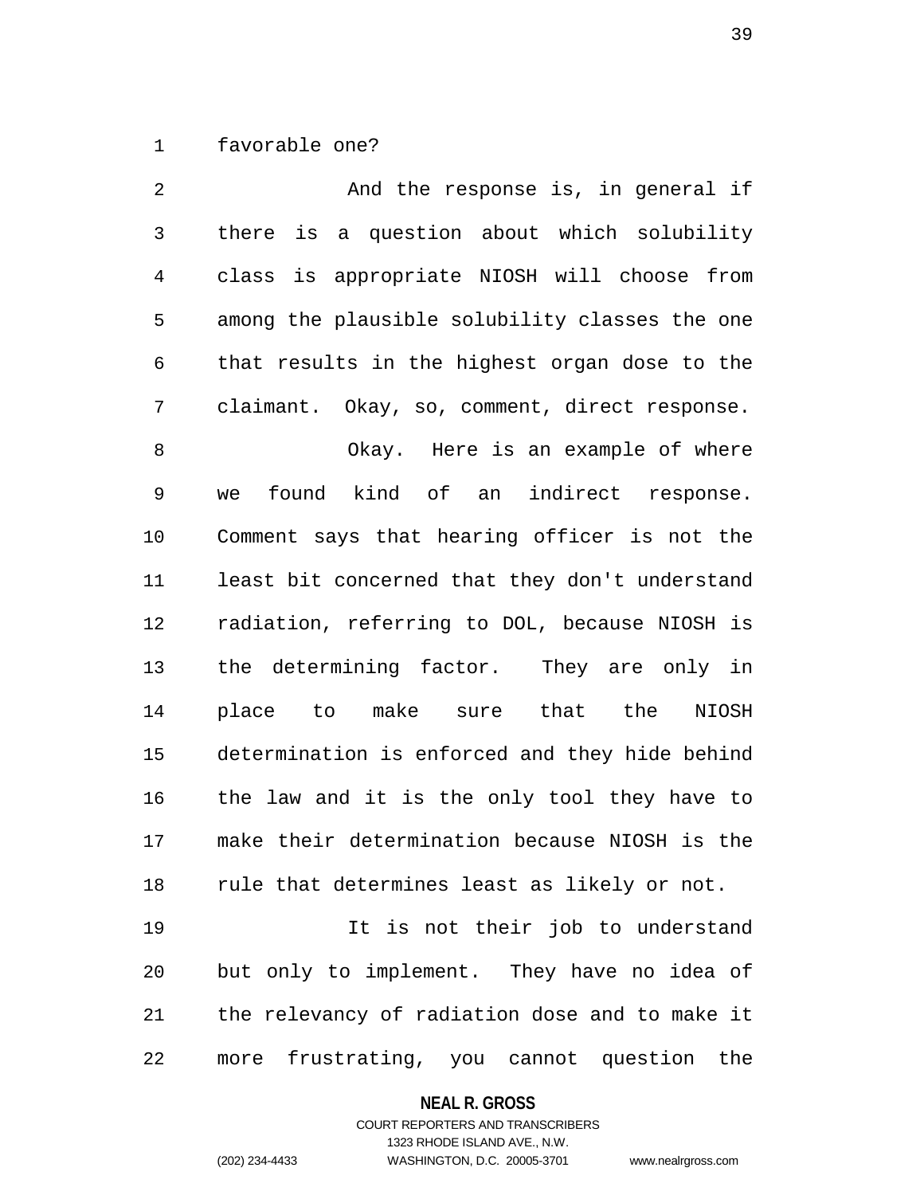favorable one?

And the response is, in general if there is a question about which solubility class is appropriate NIOSH will choose from among the plausible solubility classes the one that results in the highest organ dose to the claimant. Okay, so, comment, direct response.

Okay. Here is an example of where we found kind of an indirect response. Comment says that hearing officer is not the least bit concerned that they don't understand radiation, referring to DOL, because NIOSH is the determining factor. They are only in place to make sure that the NIOSH determination is enforced and they hide behind the law and it is the only tool they have to make their determination because NIOSH is the rule that determines least as likely or not.

It is not their job to understand but only to implement. They have no idea of the relevancy of radiation dose and to make it more frustrating, you cannot question the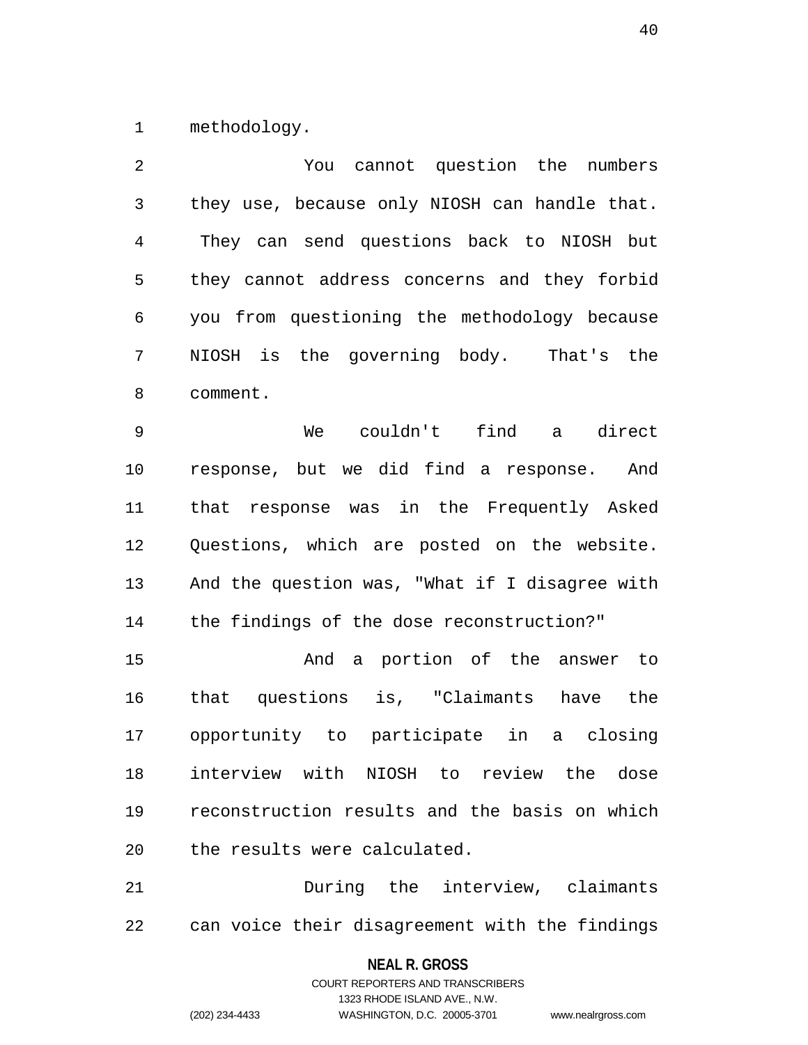methodology.

You cannot question the numbers they use, because only NIOSH can handle that. They can send questions back to NIOSH but they cannot address concerns and they forbid you from questioning the methodology because NIOSH is the governing body. That's the comment.

We couldn't find a direct response, but we did find a response. And that response was in the Frequently Asked Questions, which are posted on the website. And the question was, "What if I disagree with the findings of the dose reconstruction?"

And a portion of the answer to that questions is, "Claimants have the opportunity to participate in a closing interview with NIOSH to review the dose reconstruction results and the basis on which the results were calculated.

During the interview, claimants can voice their disagreement with the findings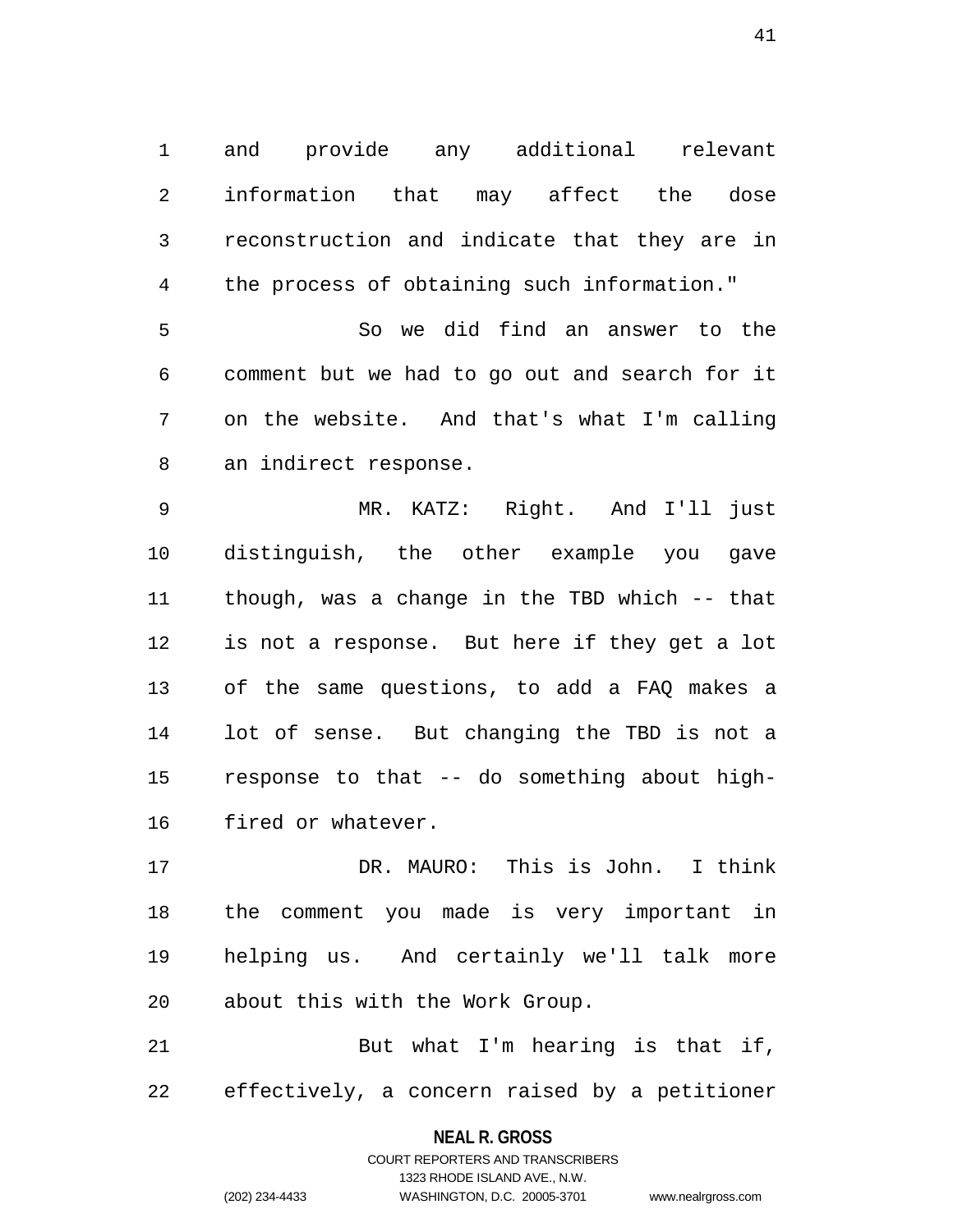and provide any additional relevant information that may affect the dose reconstruction and indicate that they are in the process of obtaining such information."

So we did find an answer to the comment but we had to go out and search for it on the website. And that's what I'm calling an indirect response.

MR. KATZ: Right. And I'll just distinguish, the other example you gave though, was a change in the TBD which -- that is not a response. But here if they get a lot of the same questions, to add a FAQ makes a lot of sense. But changing the TBD is not a response to that -- do something about high-fired or whatever.

DR. MAURO: This is John. I think the comment you made is very important in helping us. And certainly we'll talk more about this with the Work Group.

But what I'm hearing is that if, effectively, a concern raised by a petitioner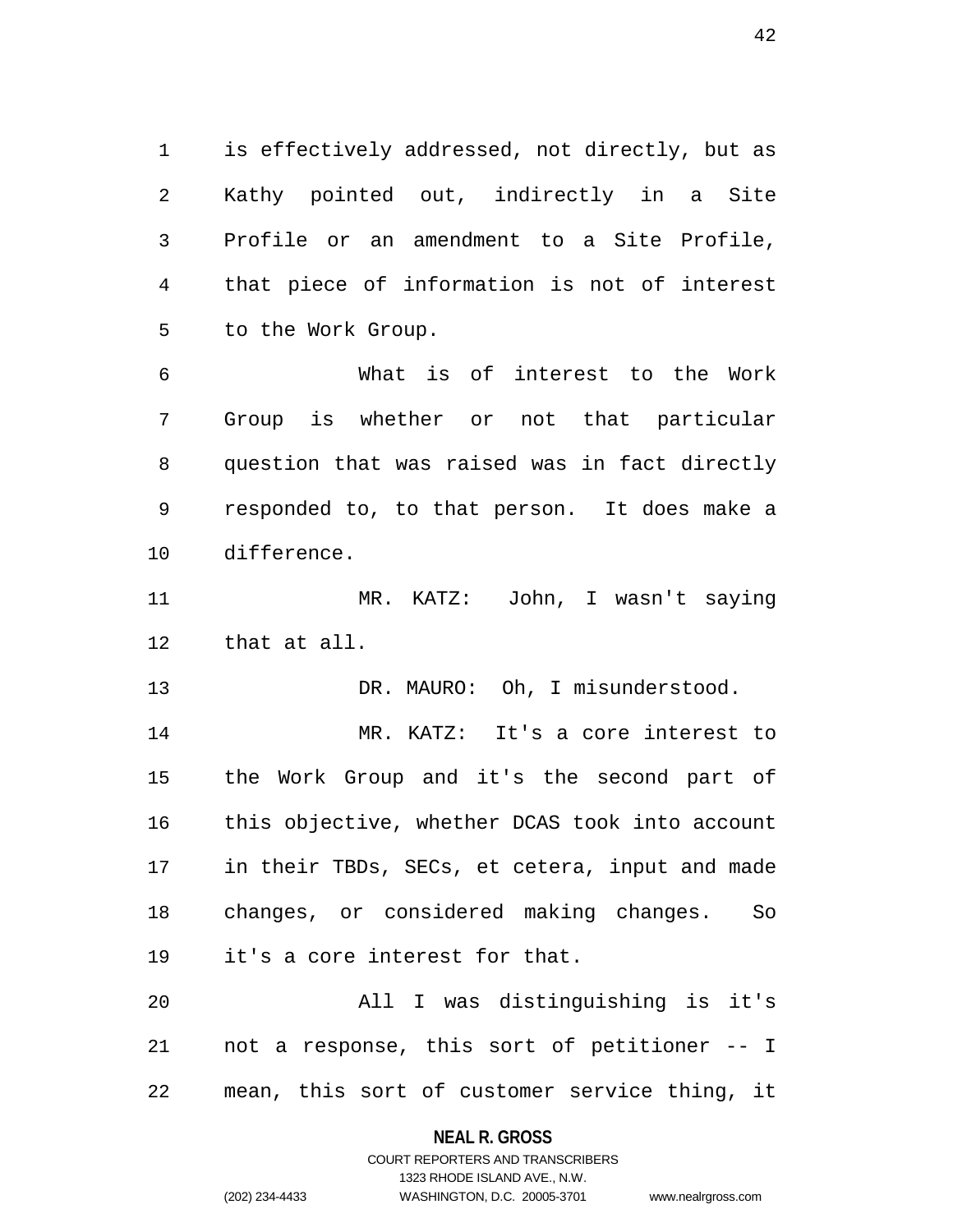is effectively addressed, not directly, but as Kathy pointed out, indirectly in a Site Profile or an amendment to a Site Profile, that piece of information is not of interest to the Work Group.

What is of interest to the Work Group is whether or not that particular question that was raised was in fact directly responded to, to that person. It does make a difference.

MR. KATZ: John, I wasn't saying that at all.

DR. MAURO: Oh, I misunderstood.

MR. KATZ: It's a core interest to the Work Group and it's the second part of this objective, whether DCAS took into account in their TBDs, SECs, et cetera, input and made changes, or considered making changes. So it's a core interest for that.

All I was distinguishing is it's not a response, this sort of petitioner -- I mean, this sort of customer service thing, it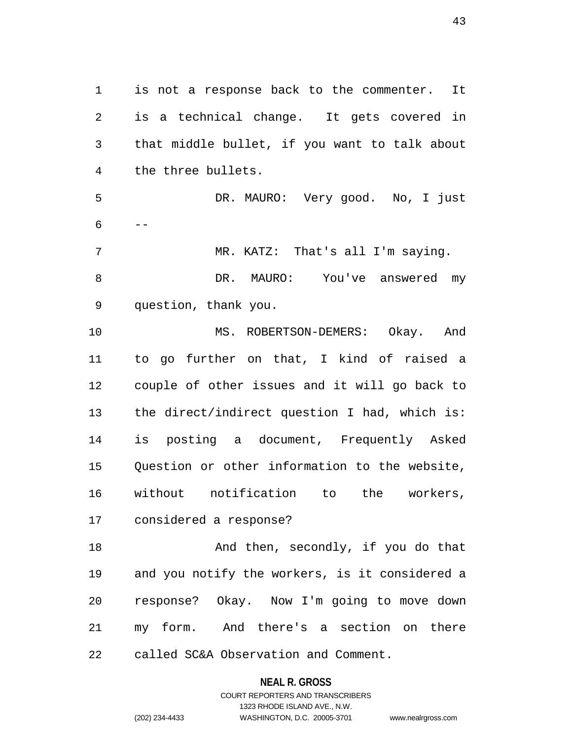is not a response back to the commenter. It is a technical change. It gets covered in that middle bullet, if you want to talk about the three bullets.

DR. MAURO: Very good. No, I just --

MR. KATZ: That's all I'm saying.

DR. MAURO: You've answered my question, thank you.

MS. ROBERTSON-DEMERS: Okay. And to go further on that, I kind of raised a couple of other issues and it will go back to the direct/indirect question I had, which is: is posting a document, Frequently Asked Question or other information to the website, without notification to the workers, considered a response?

And then, secondly, if you do that and you notify the workers, is it considered a response? Okay. Now I'm going to move down my form. And there's a section on there called SC&A Observation and Comment.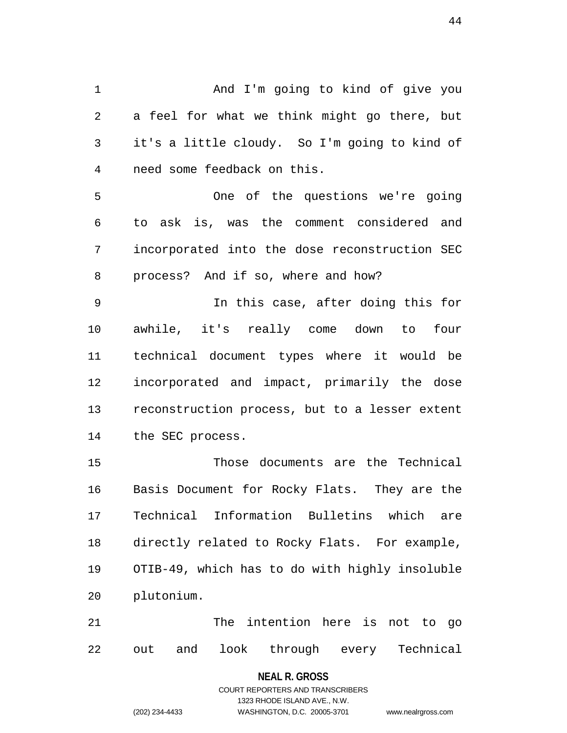And I'm going to kind of give you a feel for what we think might go there, but it's a little cloudy. So I'm going to kind of need some feedback on this.

One of the questions we're going to ask is, was the comment considered and incorporated into the dose reconstruction SEC process? And if so, where and how?

In this case, after doing this for awhile, it's really come down to four technical document types where it would be incorporated and impact, primarily the dose reconstruction process, but to a lesser extent the SEC process.

Those documents are the Technical Basis Document for Rocky Flats. They are the Technical Information Bulletins which are directly related to Rocky Flats. For example, OTIB-49, which has to do with highly insoluble plutonium.

The intention here is not to go out and look through every Technical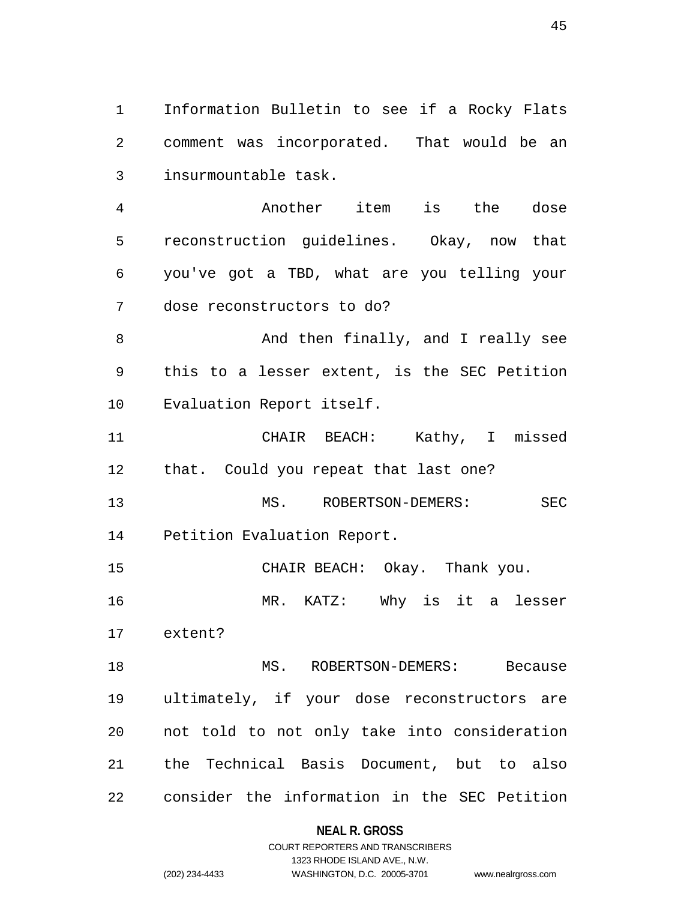Information Bulletin to see if a Rocky Flats comment was incorporated. That would be an insurmountable task.

Another item is the dose reconstruction guidelines. Okay, now that you've got a TBD, what are you telling your dose reconstructors to do?

And then finally, and I really see this to a lesser extent, is the SEC Petition Evaluation Report itself.

CHAIR BEACH: Kathy, I missed that. Could you repeat that last one?

MS. ROBERTSON-DEMERS: SEC Petition Evaluation Report.

CHAIR BEACH: Okay. Thank you.

MR. KATZ: Why is it a lesser extent?

MS. ROBERTSON-DEMERS: Because ultimately, if your dose reconstructors are not told to not only take into consideration the Technical Basis Document, but to also consider the information in the SEC Petition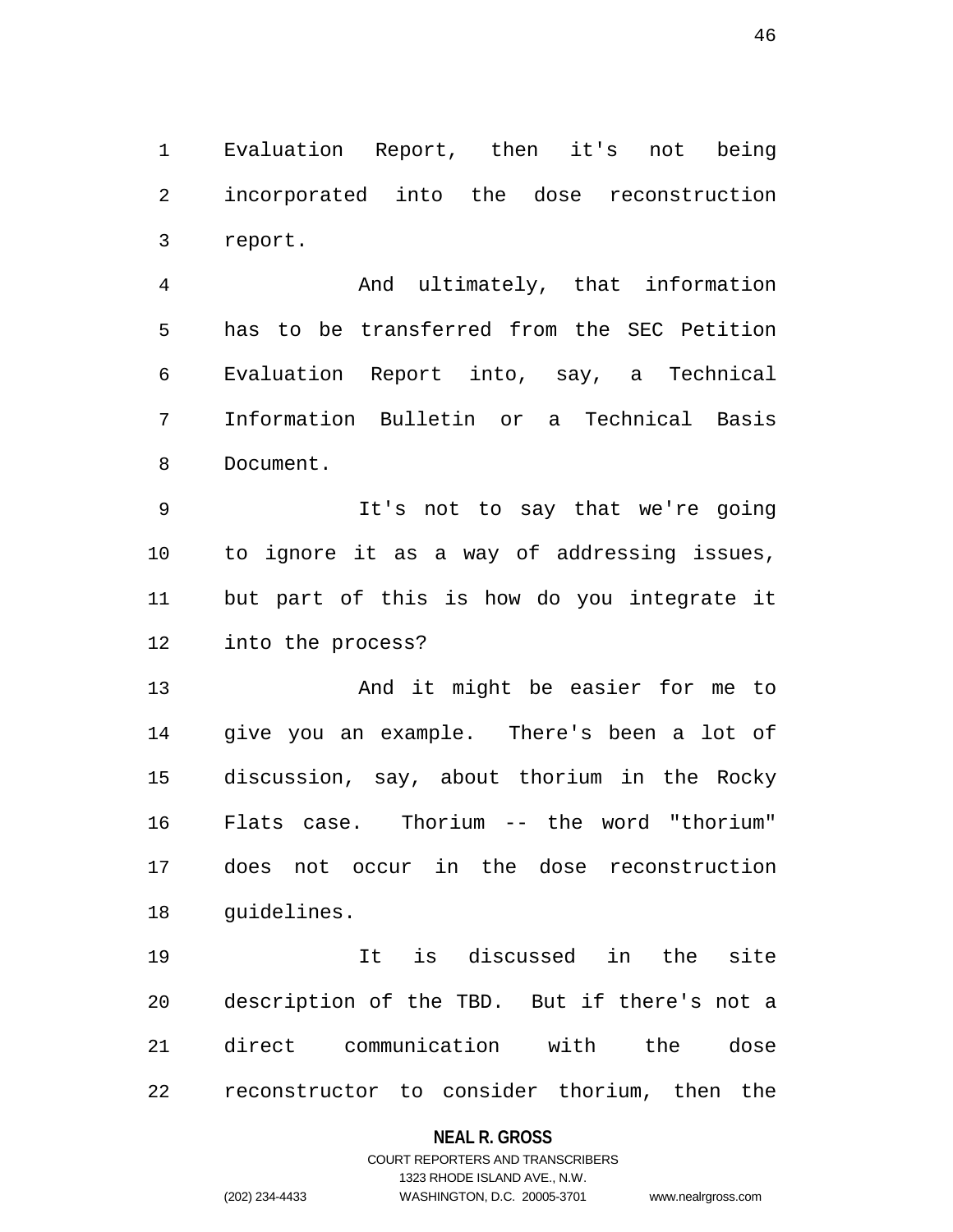Evaluation Report, then it's not being incorporated into the dose reconstruction report.

And ultimately, that information has to be transferred from the SEC Petition Evaluation Report into, say, a Technical Information Bulletin or a Technical Basis Document.

It's not to say that we're going to ignore it as a way of addressing issues, but part of this is how do you integrate it into the process?

And it might be easier for me to give you an example. There's been a lot of discussion, say, about thorium in the Rocky Flats case. Thorium -- the word "thorium" does not occur in the dose reconstruction guidelines.

It is discussed in the site description of the TBD. But if there's not a direct communication with the dose reconstructor to consider thorium, then the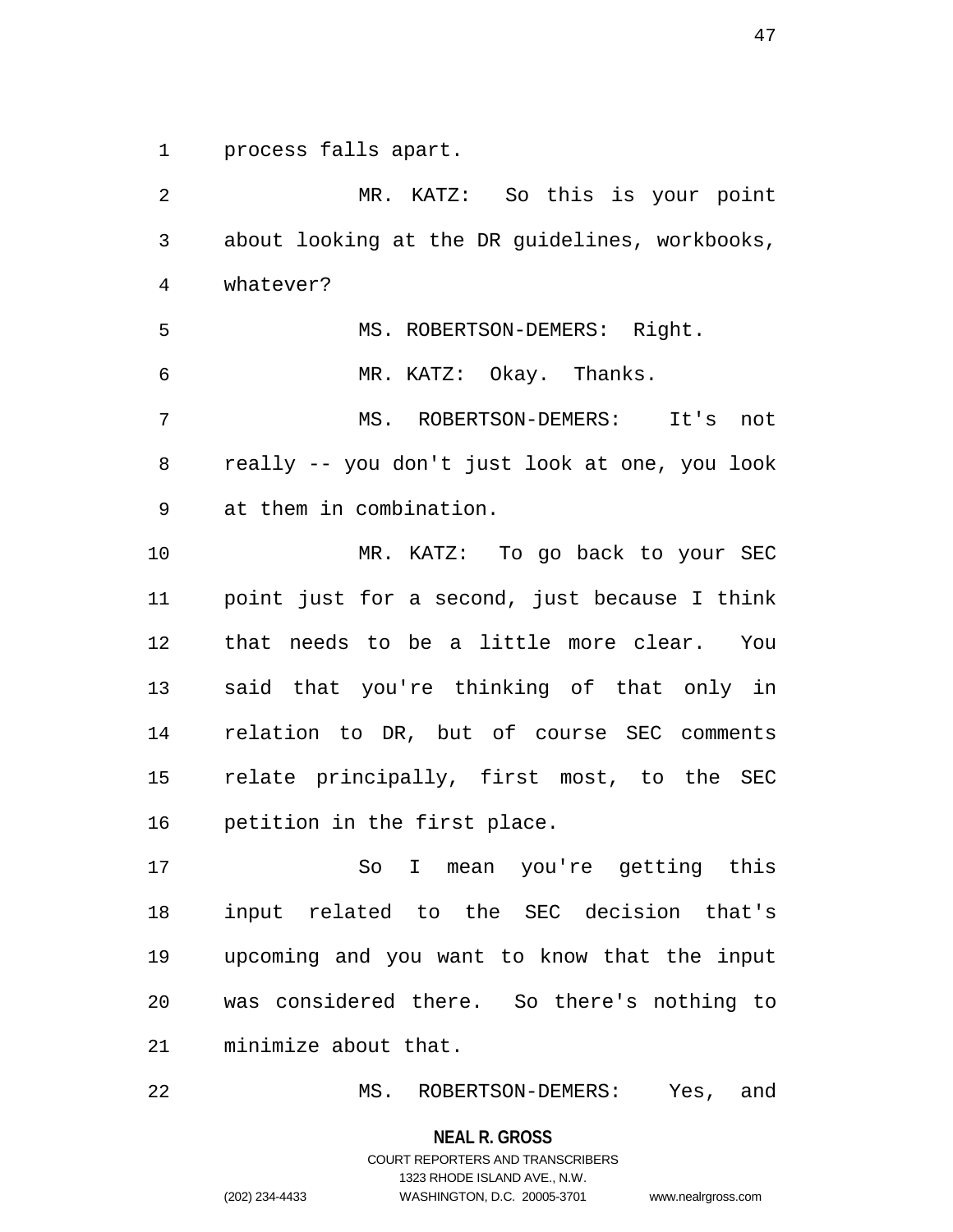process falls apart.

MR. KATZ: So this is your point about looking at the DR guidelines, workbooks, whatever?

MS. ROBERTSON-DEMERS: Right.

MR. KATZ: Okay. Thanks.

MS. ROBERTSON-DEMERS: It's not really -- you don't just look at one, you look at them in combination.

MR. KATZ: To go back to your SEC point just for a second, just because I think that needs to be a little more clear. You said that you're thinking of that only in relation to DR, but of course SEC comments relate principally, first most, to the SEC petition in the first place.

So I mean you're getting this input related to the SEC decision that's upcoming and you want to know that the input was considered there. So there's nothing to minimize about that.

MS. ROBERTSON-DEMERS: Yes, and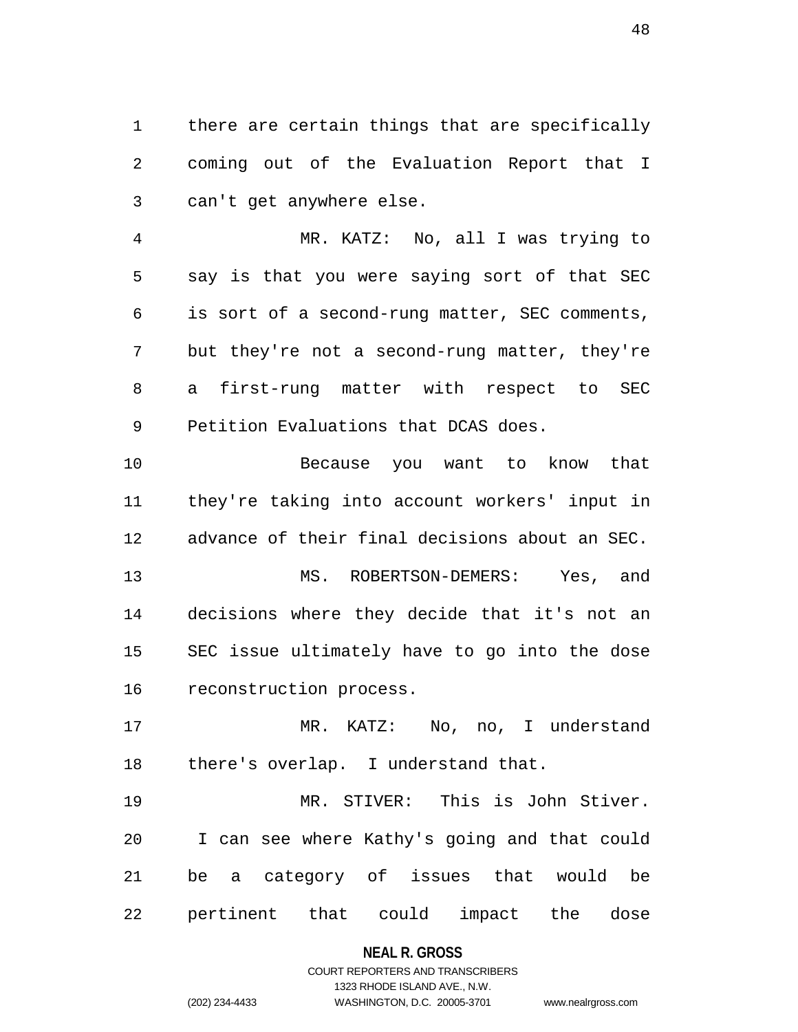there are certain things that are specifically coming out of the Evaluation Report that I can't get anywhere else.

MR. KATZ: No, all I was trying to say is that you were saying sort of that SEC is sort of a second-rung matter, SEC comments, but they're not a second-rung matter, they're a first-rung matter with respect to SEC Petition Evaluations that DCAS does.

Because you want to know that they're taking into account workers' input in advance of their final decisions about an SEC.

MS. ROBERTSON-DEMERS: Yes, and decisions where they decide that it's not an SEC issue ultimately have to go into the dose reconstruction process.

MR. KATZ: No, no, I understand there's overlap. I understand that.

MR. STIVER: This is John Stiver. I can see where Kathy's going and that could be a category of issues that would be pertinent that could impact the dose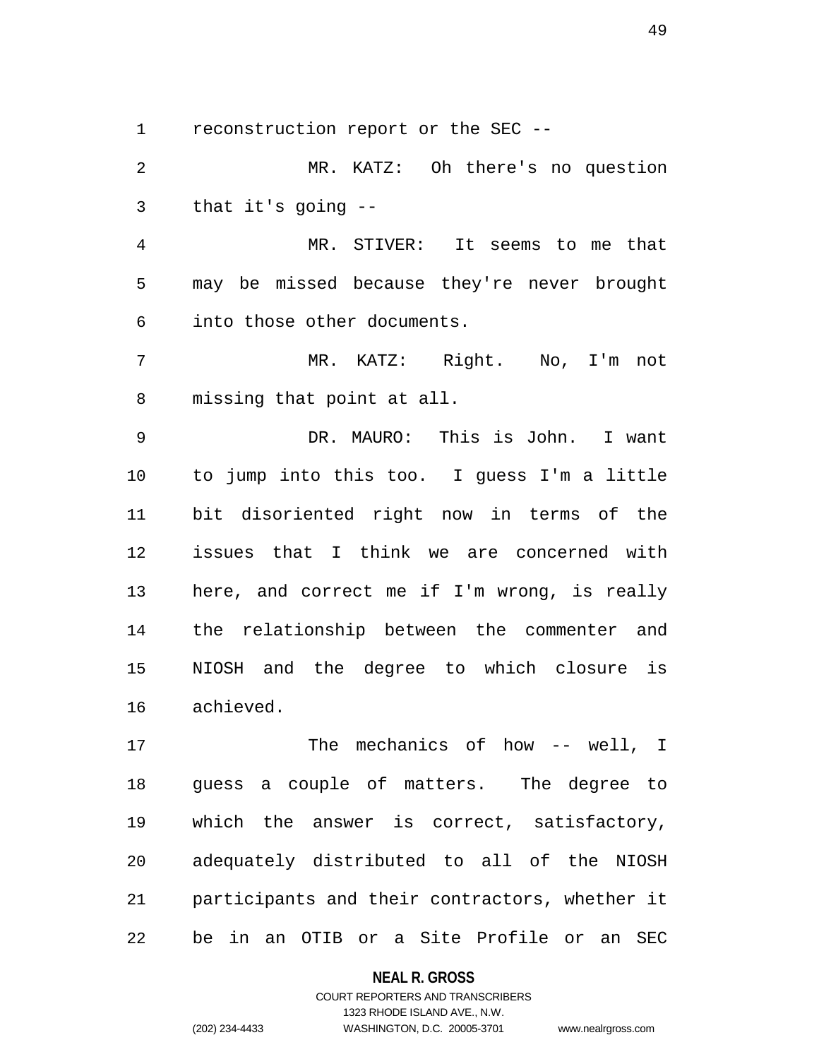reconstruction report or the SEC --

MR. KATZ: Oh there's no question that it's going --

MR. STIVER: It seems to me that may be missed because they're never brought into those other documents.

MR. KATZ: Right. No, I'm not missing that point at all.

DR. MAURO: This is John. I want to jump into this too. I guess I'm a little bit disoriented right now in terms of the issues that I think we are concerned with here, and correct me if I'm wrong, is really the relationship between the commenter and NIOSH and the degree to which closure is achieved.

The mechanics of how -- well, I guess a couple of matters. The degree to which the answer is correct, satisfactory, adequately distributed to all of the NIOSH participants and their contractors, whether it be in an OTIB or a Site Profile or an SEC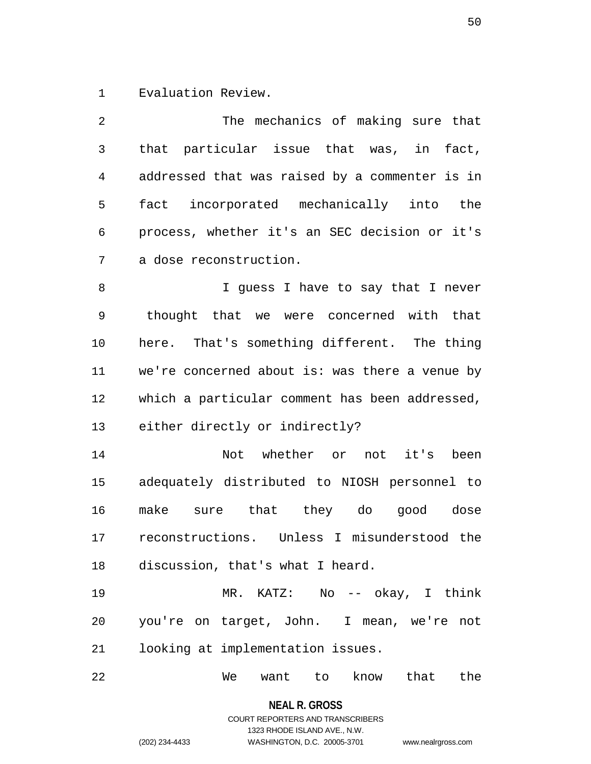Evaluation Review.

The mechanics of making sure that that particular issue that was, in fact, addressed that was raised by a commenter is in fact incorporated mechanically into the process, whether it's an SEC decision or it's a dose reconstruction.

I guess I have to say that I never thought that we were concerned with that here. That's something different. The thing we're concerned about is: was there a venue by which a particular comment has been addressed, either directly or indirectly?

Not whether or not it's been adequately distributed to NIOSH personnel to make sure that they do good dose reconstructions. Unless I misunderstood the discussion, that's what I heard.

MR. KATZ: No -- okay, I think you're on target, John. I mean, we're not looking at implementation issues.

We want to know that the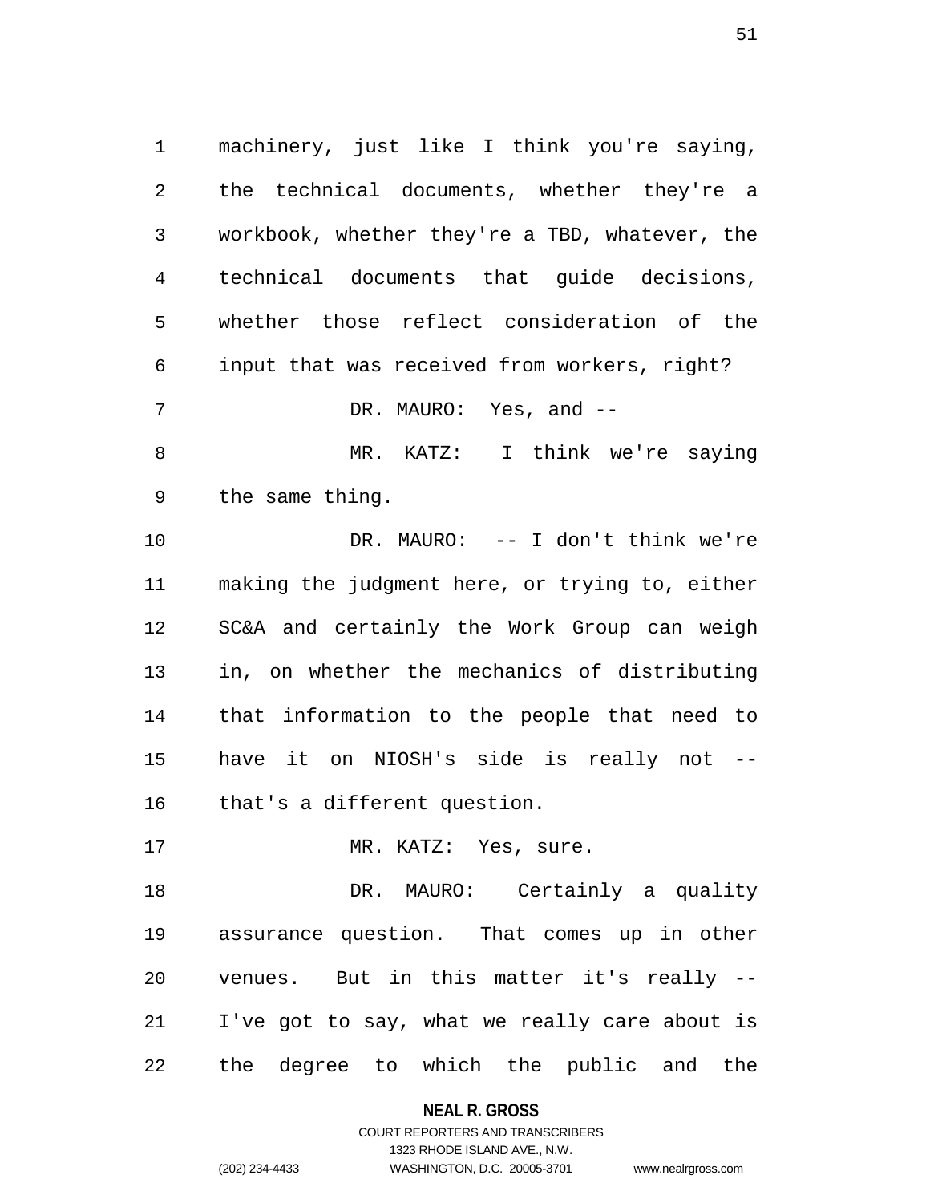machinery, just like I think you're saying, the technical documents, whether they're a workbook, whether they're a TBD, whatever, the technical documents that guide decisions, whether those reflect consideration of the input that was received from workers, right?

DR. MAURO: Yes, and --

MR. KATZ: I think we're saying the same thing.

DR. MAURO: -- I don't think we're making the judgment here, or trying to, either SC&A and certainly the Work Group can weigh in, on whether the mechanics of distributing that information to the people that need to have it on NIOSH's side is really not -- that's a different question.

MR. KATZ: Yes, sure.

DR. MAURO: Certainly a quality assurance question. That comes up in other venues. But in this matter it's really -- I've got to say, what we really care about is the degree to which the public and the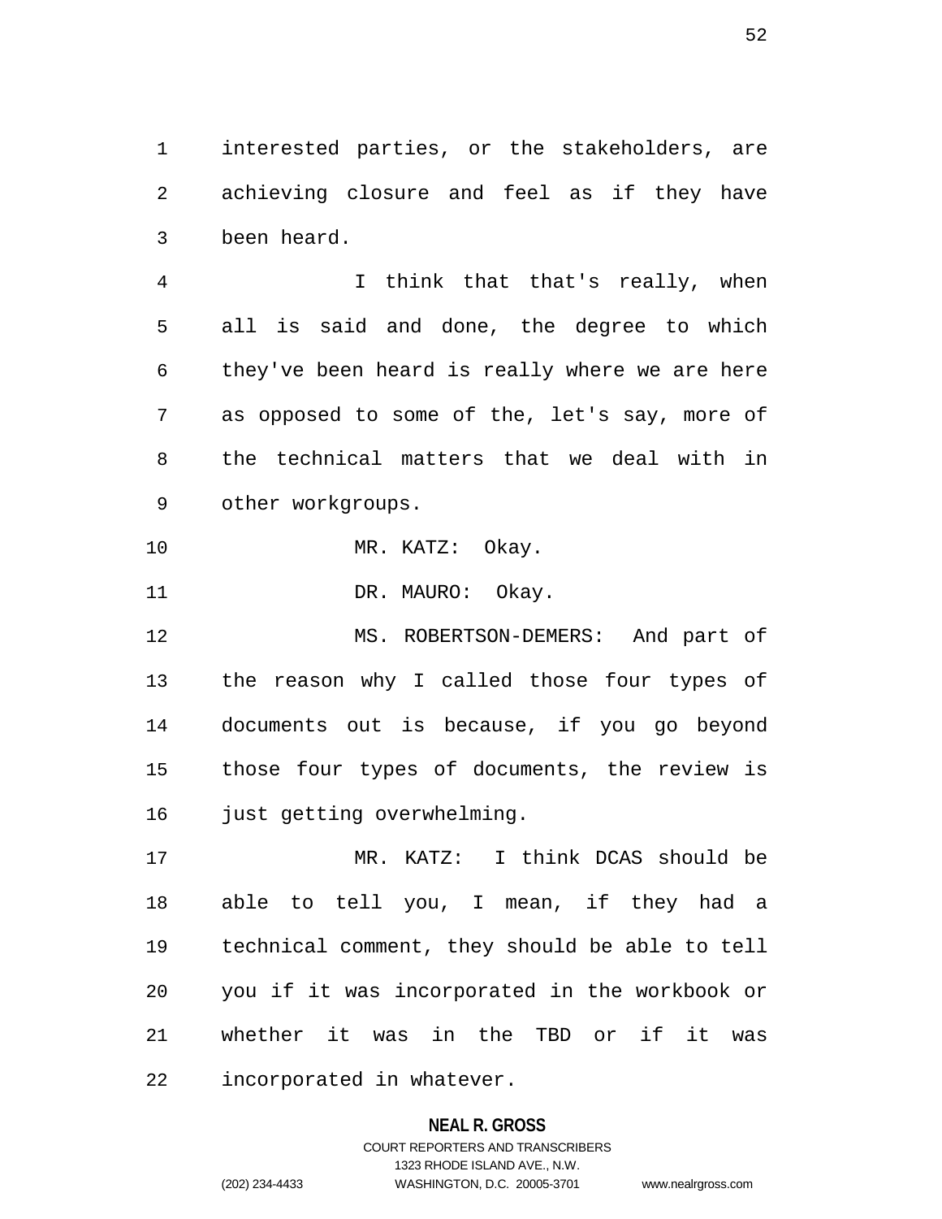interested parties, or the stakeholders, are achieving closure and feel as if they have been heard.

I think that that's really, when all is said and done, the degree to which they've been heard is really where we are here as opposed to some of the, let's say, more of the technical matters that we deal with in other workgroups.

MR. KATZ: Okay.

DR. MAURO: Okay.

MS. ROBERTSON-DEMERS: And part of the reason why I called those four types of documents out is because, if you go beyond those four types of documents, the review is just getting overwhelming.

MR. KATZ: I think DCAS should be able to tell you, I mean, if they had a technical comment, they should be able to tell you if it was incorporated in the workbook or whether it was in the TBD or if it was incorporated in whatever.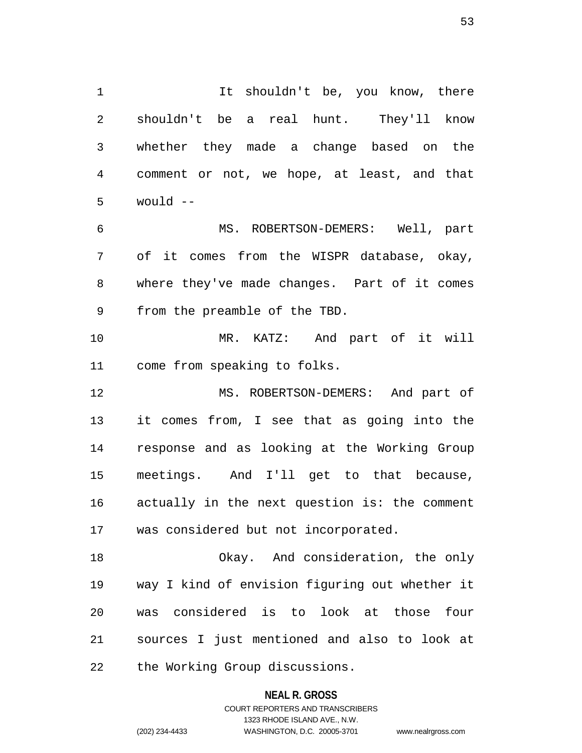It shouldn't be, you know, there shouldn't be a real hunt. They'll know whether they made a change based on the comment or not, we hope, at least, and that would --

MS. ROBERTSON-DEMERS: Well, part of it comes from the WISPR database, okay, where they've made changes. Part of it comes from the preamble of the TBD.

MR. KATZ: And part of it will come from speaking to folks.

MS. ROBERTSON-DEMERS: And part of it comes from, I see that as going into the response and as looking at the Working Group meetings. And I'll get to that because, actually in the next question is: the comment was considered but not incorporated.

Okay. And consideration, the only way I kind of envision figuring out whether it was considered is to look at those four sources I just mentioned and also to look at the Working Group discussions.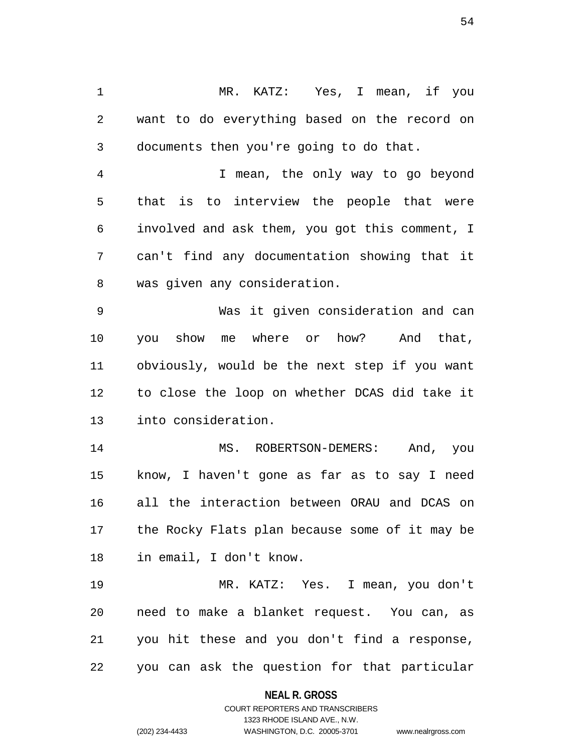MR. KATZ: Yes, I mean, if you want to do everything based on the record on documents then you're going to do that.

I mean, the only way to go beyond that is to interview the people that were involved and ask them, you got this comment, I can't find any documentation showing that it was given any consideration.

Was it given consideration and can you show me where or how? And that, obviously, would be the next step if you want to close the loop on whether DCAS did take it into consideration.

MS. ROBERTSON-DEMERS: And, you know, I haven't gone as far as to say I need all the interaction between ORAU and DCAS on the Rocky Flats plan because some of it may be in email, I don't know.

MR. KATZ: Yes. I mean, you don't need to make a blanket request. You can, as you hit these and you don't find a response, you can ask the question for that particular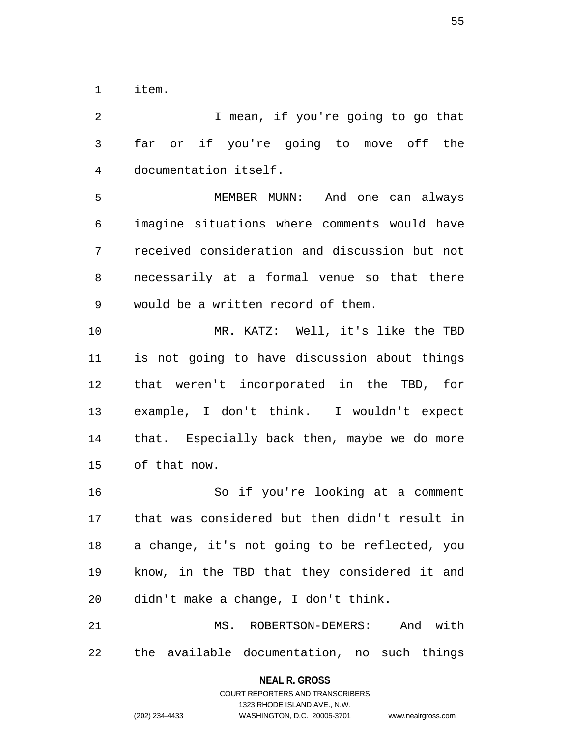item.

I mean, if you're going to go that far or if you're going to move off the documentation itself.

MEMBER MUNN: And one can always imagine situations where comments would have received consideration and discussion but not necessarily at a formal venue so that there would be a written record of them.

MR. KATZ: Well, it's like the TBD is not going to have discussion about things that weren't incorporated in the TBD, for example, I don't think. I wouldn't expect that. Especially back then, maybe we do more of that now.

So if you're looking at a comment that was considered but then didn't result in a change, it's not going to be reflected, you know, in the TBD that they considered it and didn't make a change, I don't think.

MS. ROBERTSON-DEMERS: And with the available documentation, no such things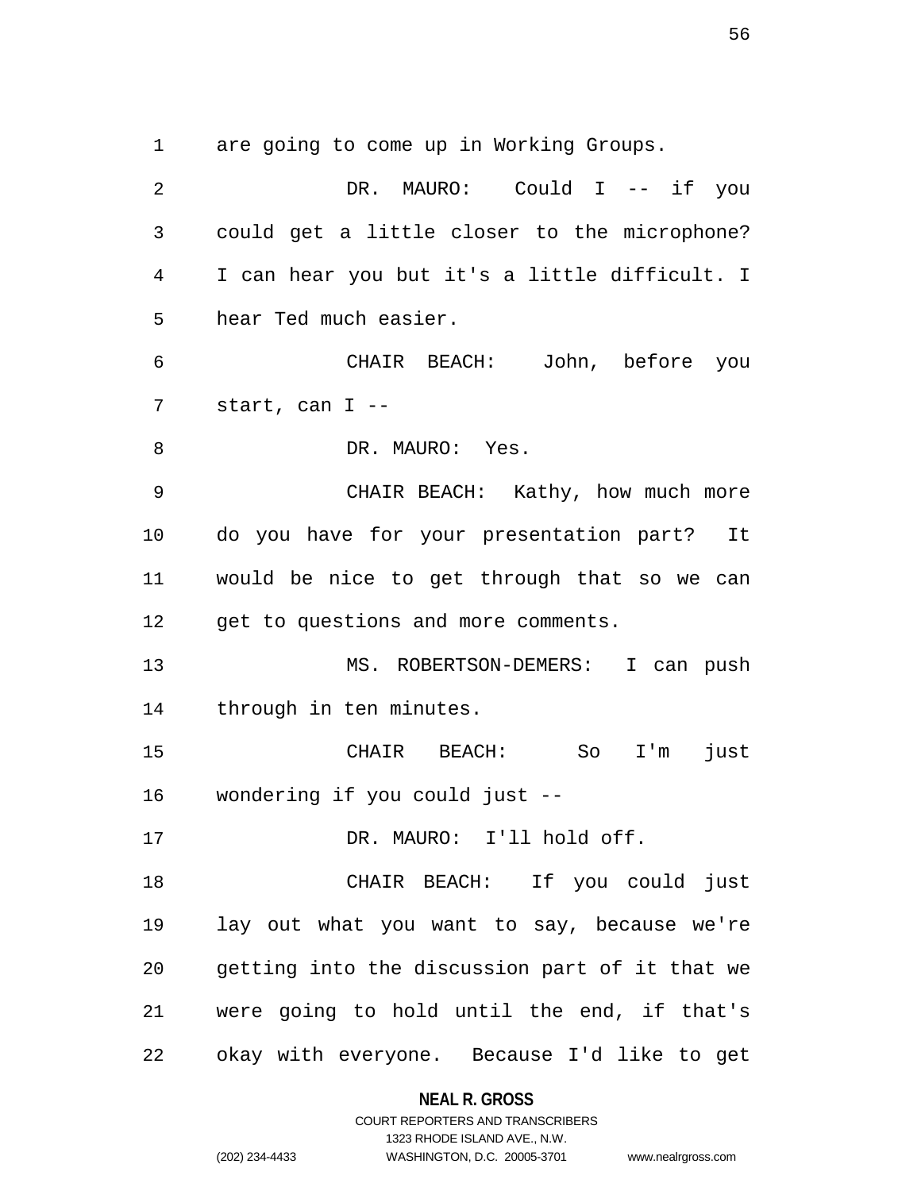are going to come up in Working Groups.

DR. MAURO: Could I -- if you could get a little closer to the microphone? I can hear you but it's a little difficult. I hear Ted much easier.

CHAIR BEACH: John, before you start, can I --

DR. MAURO: Yes.

CHAIR BEACH: Kathy, how much more do you have for your presentation part? It would be nice to get through that so we can get to questions and more comments.

MS. ROBERTSON-DEMERS: I can push through in ten minutes.

CHAIR BEACH: So I'm just wondering if you could just --

DR. MAURO: I'll hold off.

CHAIR BEACH: If you could just lay out what you want to say, because we're getting into the discussion part of it that we were going to hold until the end, if that's okay with everyone. Because I'd like to get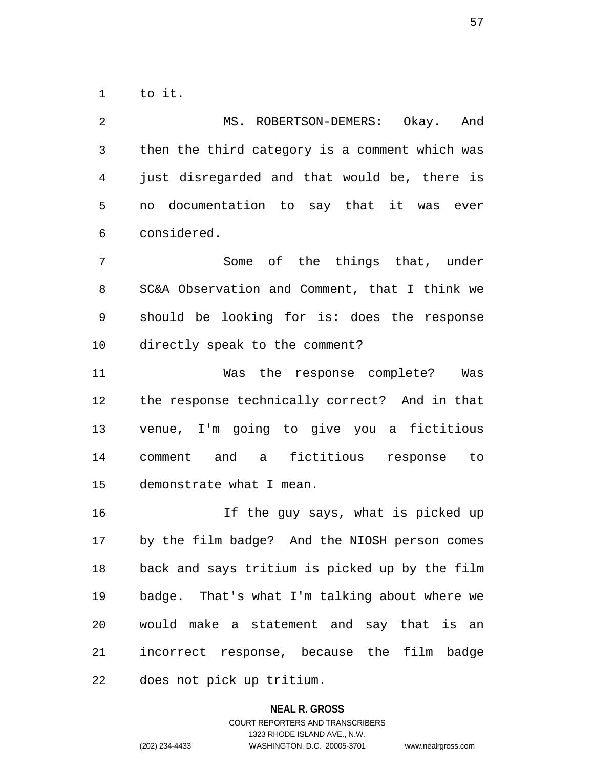to it.

MS. ROBERTSON-DEMERS: Okay. And then the third category is a comment which was just disregarded and that would be, there is no documentation to say that it was ever considered.

Some of the things that, under SC&A Observation and Comment, that I think we should be looking for is: does the response directly speak to the comment?

Was the response complete? Was the response technically correct? And in that venue, I'm going to give you a fictitious comment and a fictitious response to demonstrate what I mean.

If the guy says, what is picked up by the film badge? And the NIOSH person comes back and says tritium is picked up by the film badge. That's what I'm talking about where we would make a statement and say that is an incorrect response, because the film badge does not pick up tritium.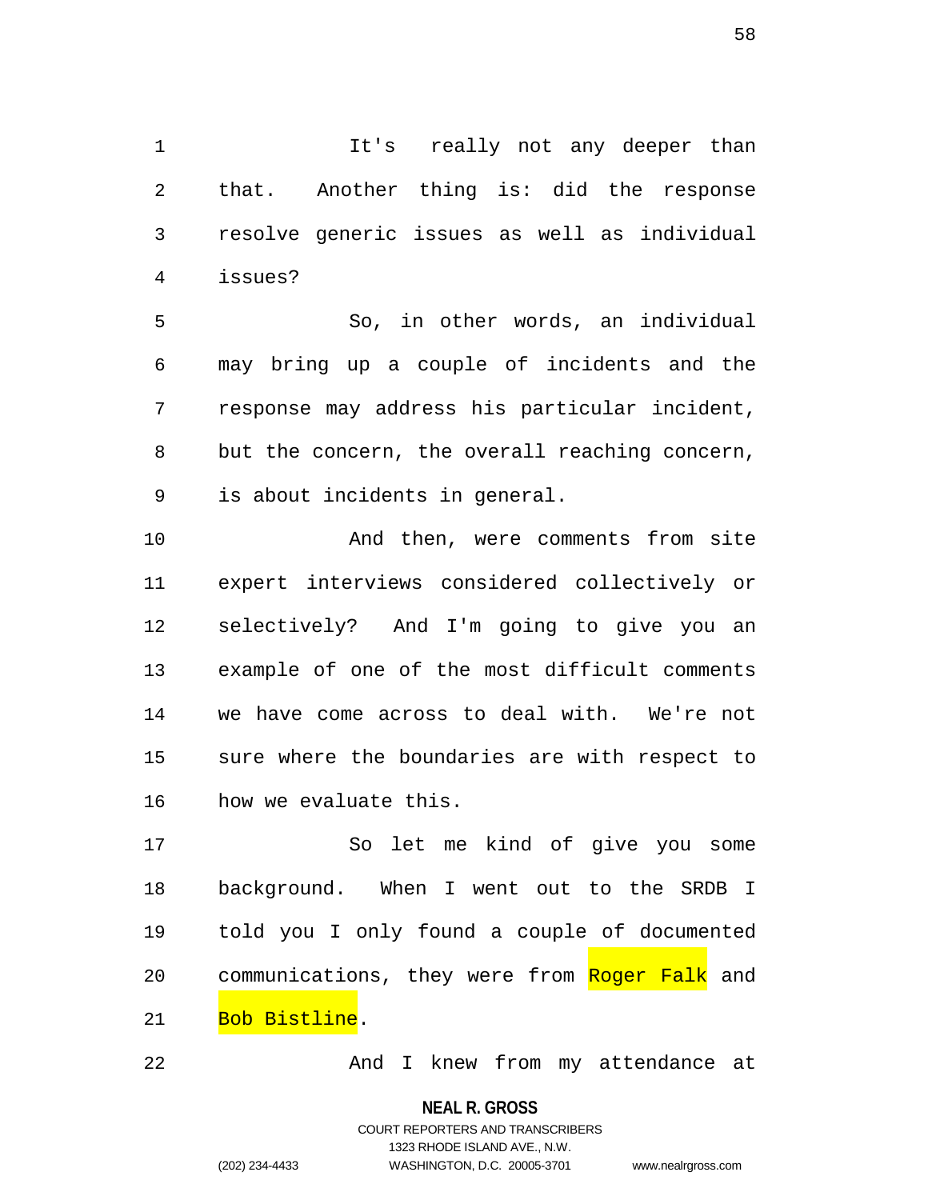It's really not any deeper than that. Another thing is: did the response resolve generic issues as well as individual issues?

So, in other words, an individual may bring up a couple of incidents and the response may address his particular incident, but the concern, the overall reaching concern, is about incidents in general.

And then, were comments from site expert interviews considered collectively or selectively? And I'm going to give you an example of one of the most difficult comments we have come across to deal with. We're not sure where the boundaries are with respect to how we evaluate this.

So let me kind of give you some background. When I went out to the SRDB I told you I only found a couple of documented communications, they were from Roger Falk and Bob Bistline.

And I knew from my attendance at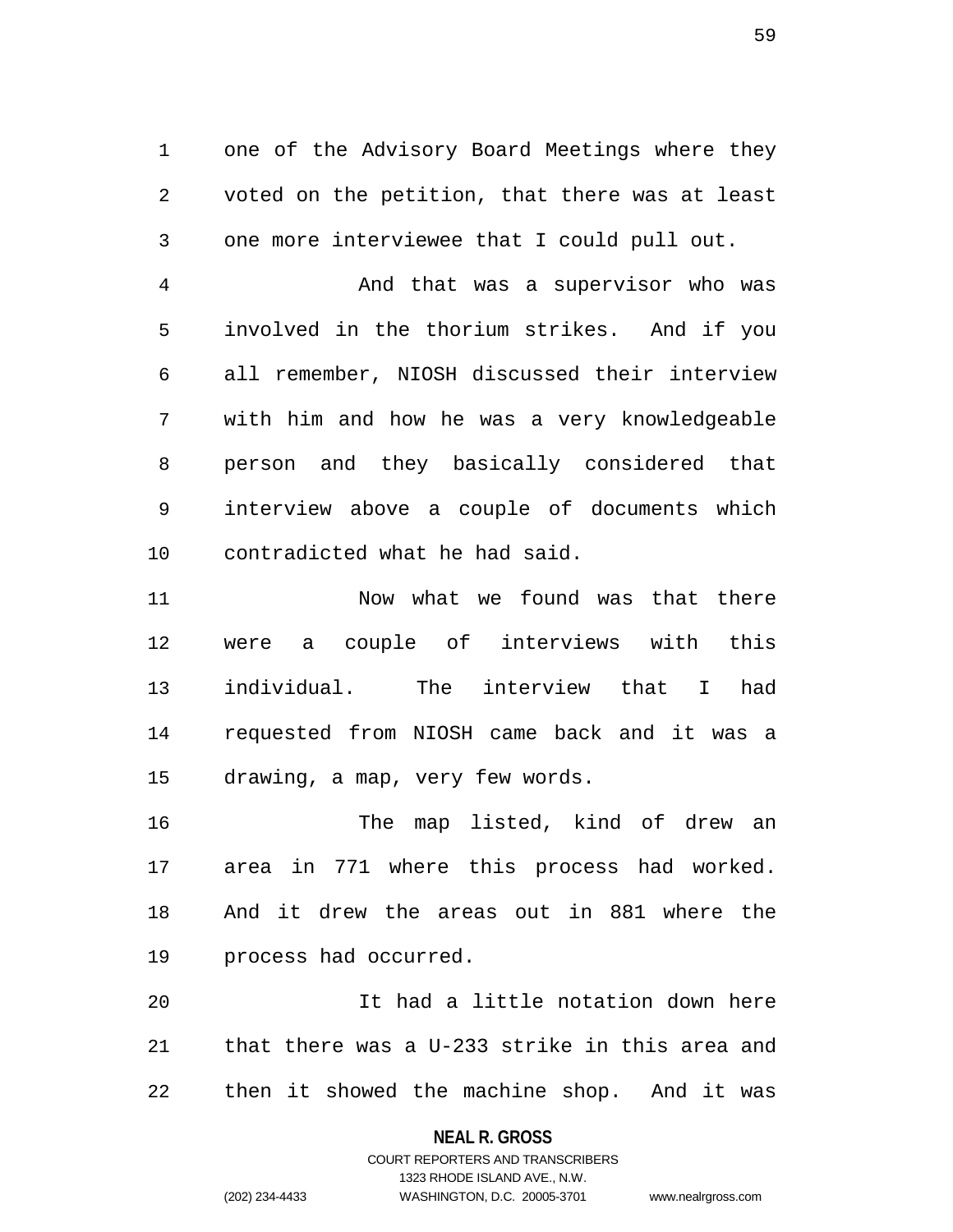one of the Advisory Board Meetings where they voted on the petition, that there was at least one more interviewee that I could pull out.

And that was a supervisor who was involved in the thorium strikes. And if you all remember, NIOSH discussed their interview with him and how he was a very knowledgeable person and they basically considered that interview above a couple of documents which contradicted what he had said.

Now what we found was that there were a couple of interviews with this individual. The interview that I had requested from NIOSH came back and it was a drawing, a map, very few words.

The map listed, kind of drew an area in 771 where this process had worked. And it drew the areas out in 881 where the process had occurred.

It had a little notation down here that there was a U-233 strike in this area and then it showed the machine shop. And it was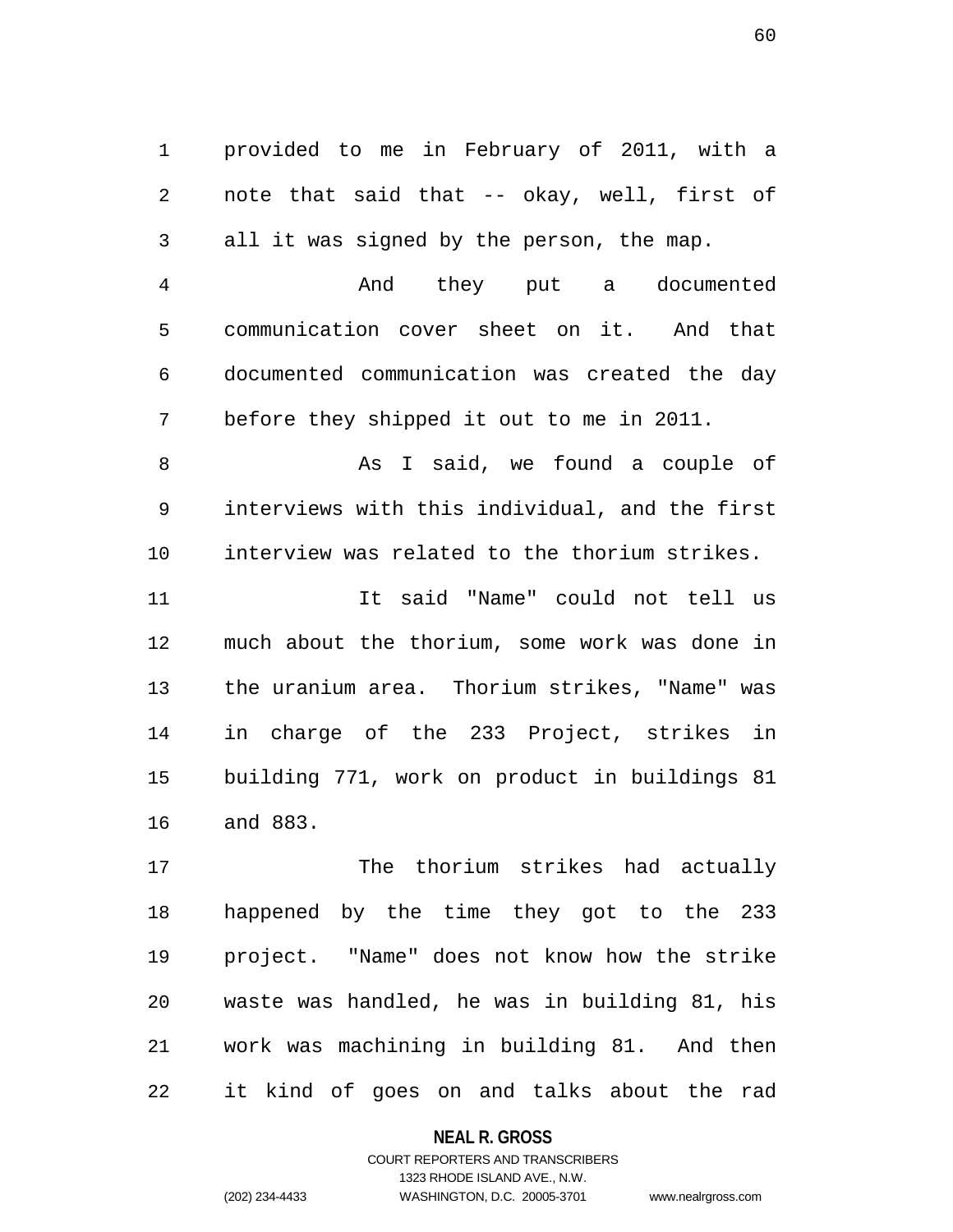provided to me in February of 2011, with a note that said that -- okay, well, first of all it was signed by the person, the map.

And they put a documented communication cover sheet on it. And that documented communication was created the day before they shipped it out to me in 2011.

As I said, we found a couple of interviews with this individual, and the first interview was related to the thorium strikes.

It said "Name" could not tell us much about the thorium, some work was done in the uranium area. Thorium strikes, "Name" was in charge of the 233 Project, strikes in building 771, work on product in buildings 81 and 883.

The thorium strikes had actually happened by the time they got to the 233 project. "Name" does not know how the strike waste was handled, he was in building 81, his work was machining in building 81. And then it kind of goes on and talks about the rad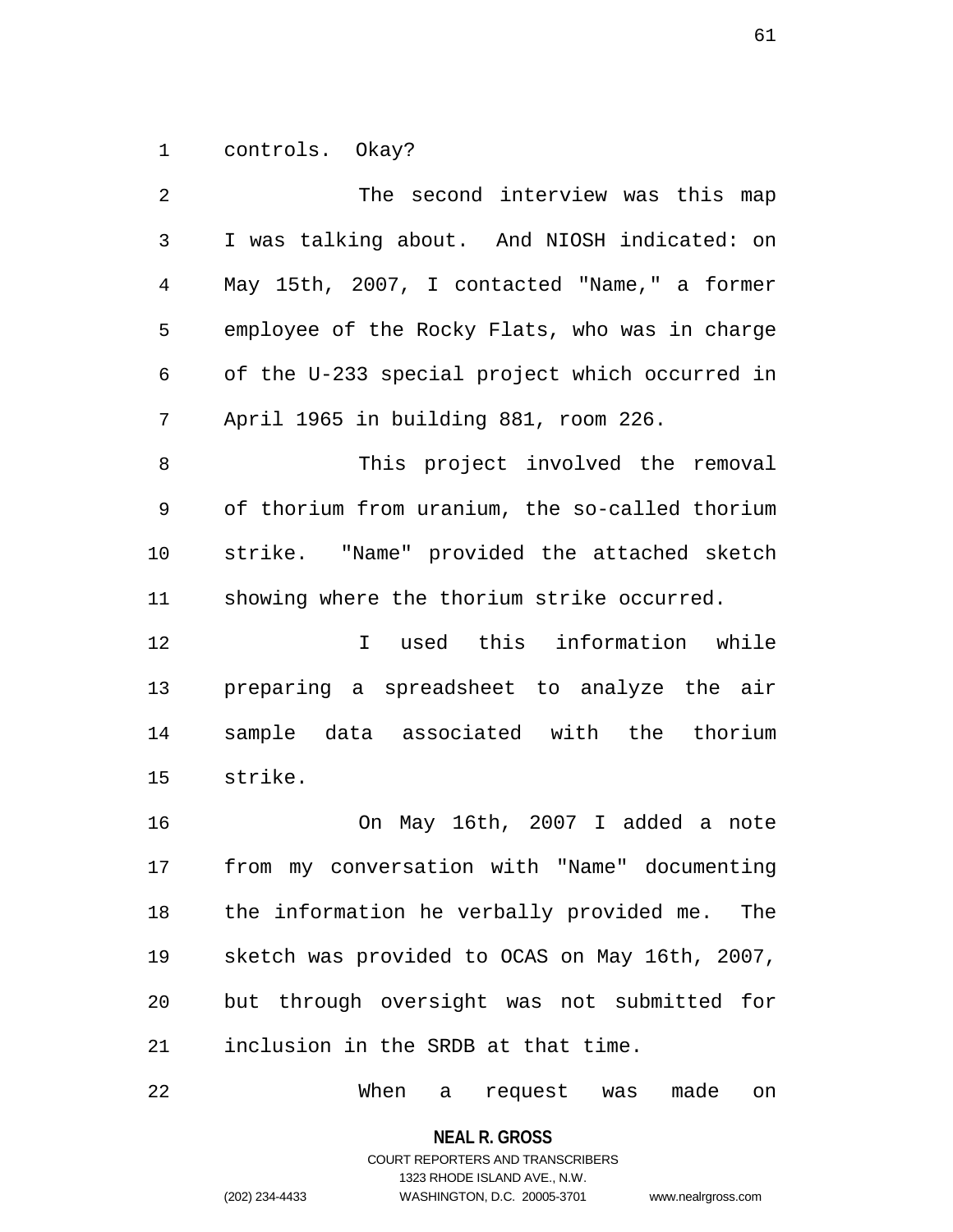controls. Okay?

The second interview was this map I was talking about. And NIOSH indicated: on May 15th, 2007, I contacted "Name," a former employee of the Rocky Flats, who was in charge of the U-233 special project which occurred in April 1965 in building 881, room 226.

This project involved the removal of thorium from uranium, the so-called thorium strike. "Name" provided the attached sketch showing where the thorium strike occurred.

I used this information while preparing a spreadsheet to analyze the air sample data associated with the thorium strike.

On May 16th, 2007 I added a note from my conversation with "Name" documenting the information he verbally provided me. The sketch was provided to OCAS on May 16th, 2007, but through oversight was not submitted for inclusion in the SRDB at that time.

When a request was made on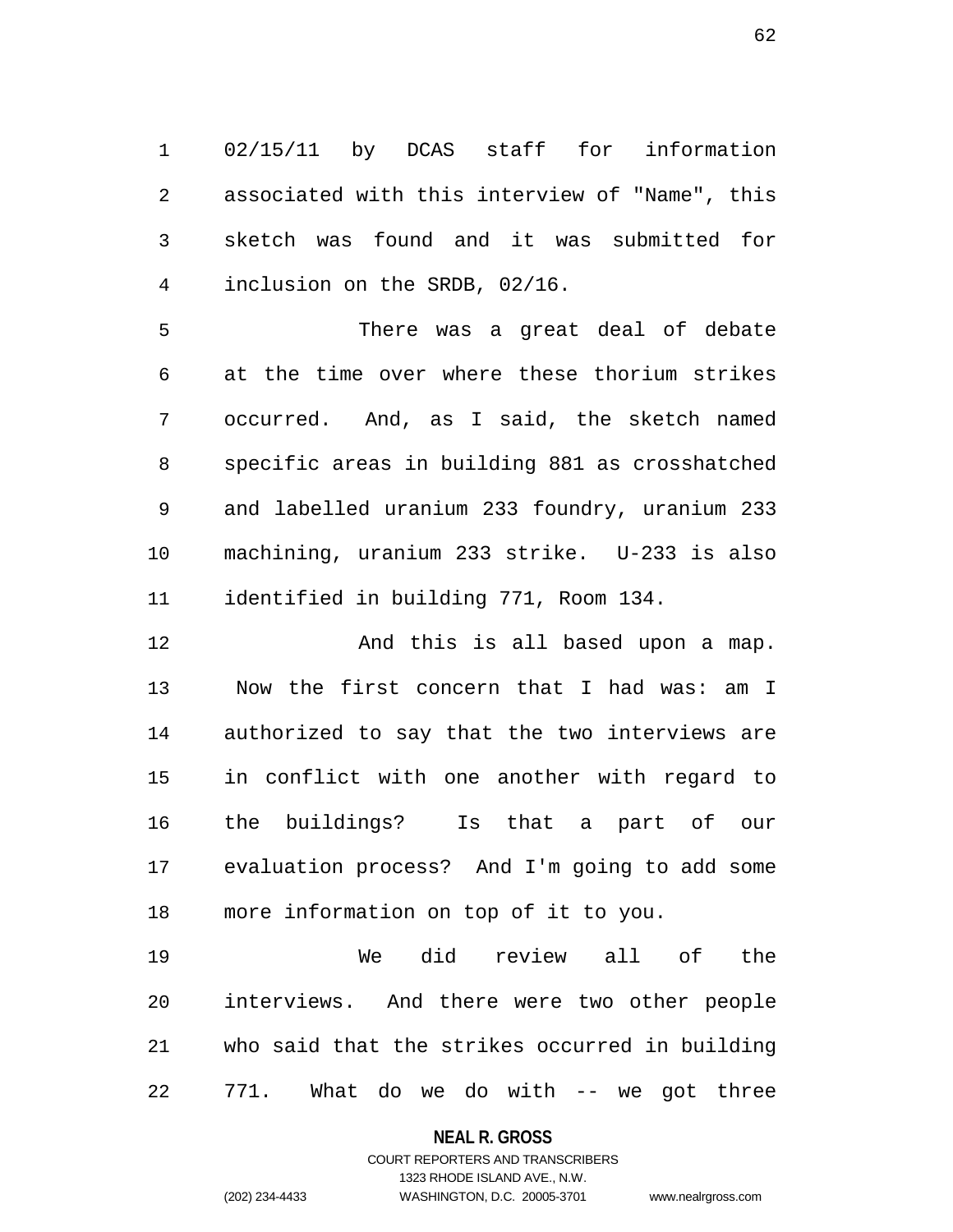02/15/11 by DCAS staff for information associated with this interview of "Name", this sketch was found and it was submitted for inclusion on the SRDB, 02/16.

There was a great deal of debate at the time over where these thorium strikes occurred. And, as I said, the sketch named specific areas in building 881 as crosshatched and labelled uranium 233 foundry, uranium 233 machining, uranium 233 strike. U-233 is also identified in building 771, Room 134.

And this is all based upon a map. Now the first concern that I had was: am I authorized to say that the two interviews are in conflict with one another with regard to the buildings? Is that a part of our evaluation process? And I'm going to add some more information on top of it to you.

We did review all of the interviews. And there were two other people who said that the strikes occurred in building 771. What do we do with -- we got three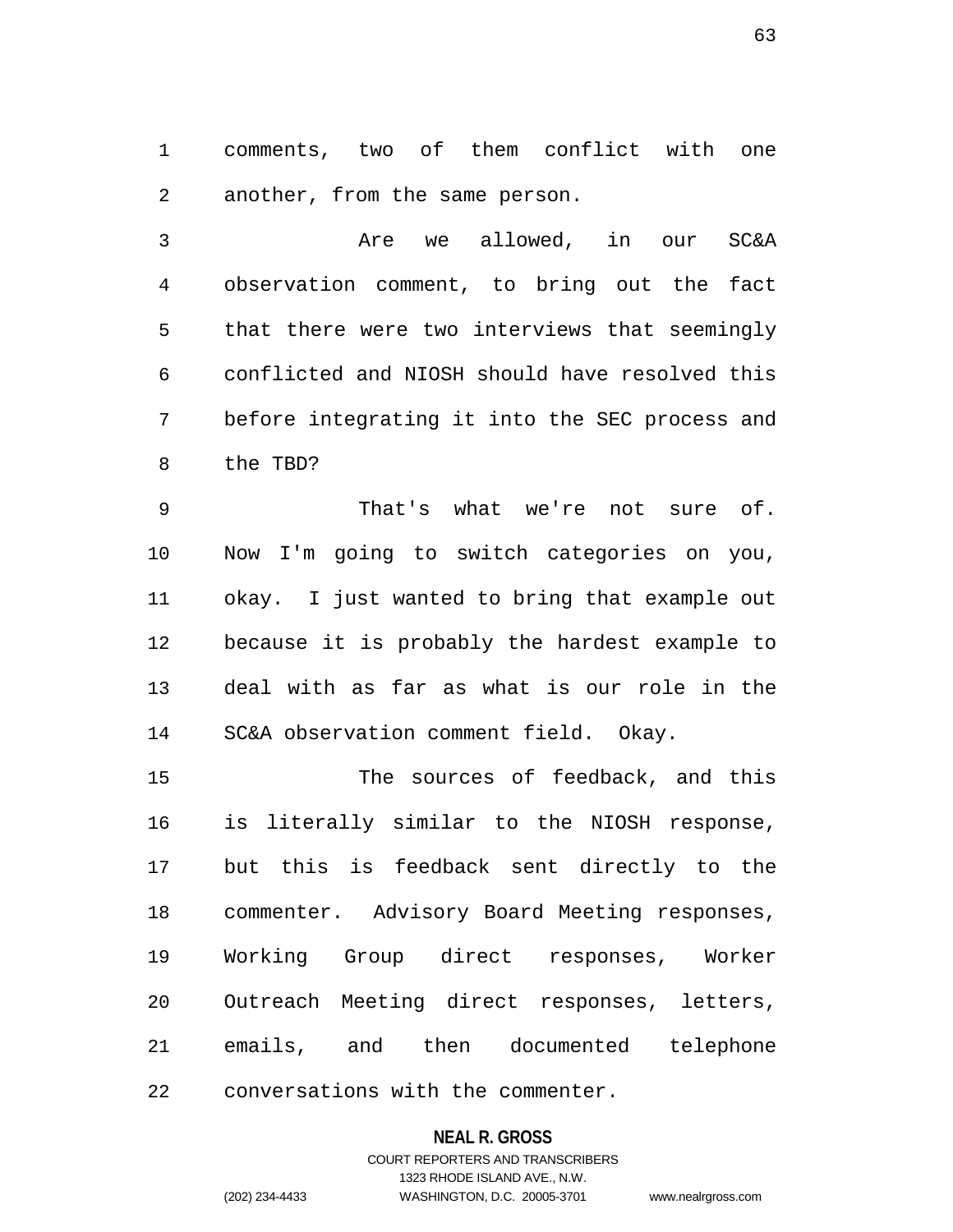comments, two of them conflict with one another, from the same person.

Are we allowed, in our SC&A observation comment, to bring out the fact that there were two interviews that seemingly conflicted and NIOSH should have resolved this before integrating it into the SEC process and the TBD?

That's what we're not sure of. Now I'm going to switch categories on you, okay. I just wanted to bring that example out because it is probably the hardest example to deal with as far as what is our role in the SC&A observation comment field. Okay.

The sources of feedback, and this is literally similar to the NIOSH response, but this is feedback sent directly to the commenter. Advisory Board Meeting responses, Working Group direct responses, Worker Outreach Meeting direct responses, letters, emails, and then documented telephone conversations with the commenter.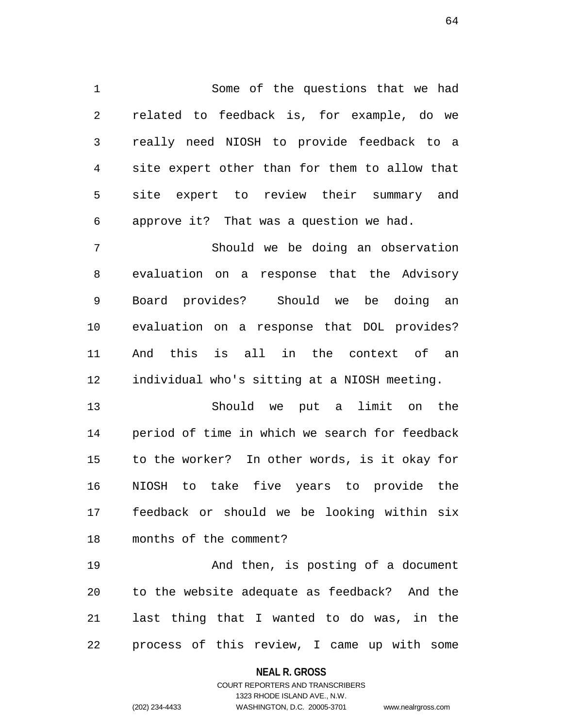Some of the questions that we had related to feedback is, for example, do we really need NIOSH to provide feedback to a site expert other than for them to allow that site expert to review their summary and approve it? That was a question we had.

Should we be doing an observation evaluation on a response that the Advisory Board provides? Should we be doing an evaluation on a response that DOL provides? And this is all in the context of an individual who's sitting at a NIOSH meeting.

Should we put a limit on the period of time in which we search for feedback to the worker? In other words, is it okay for NIOSH to take five years to provide the feedback or should we be looking within six months of the comment?

And then, is posting of a document to the website adequate as feedback? And the last thing that I wanted to do was, in the process of this review, I came up with some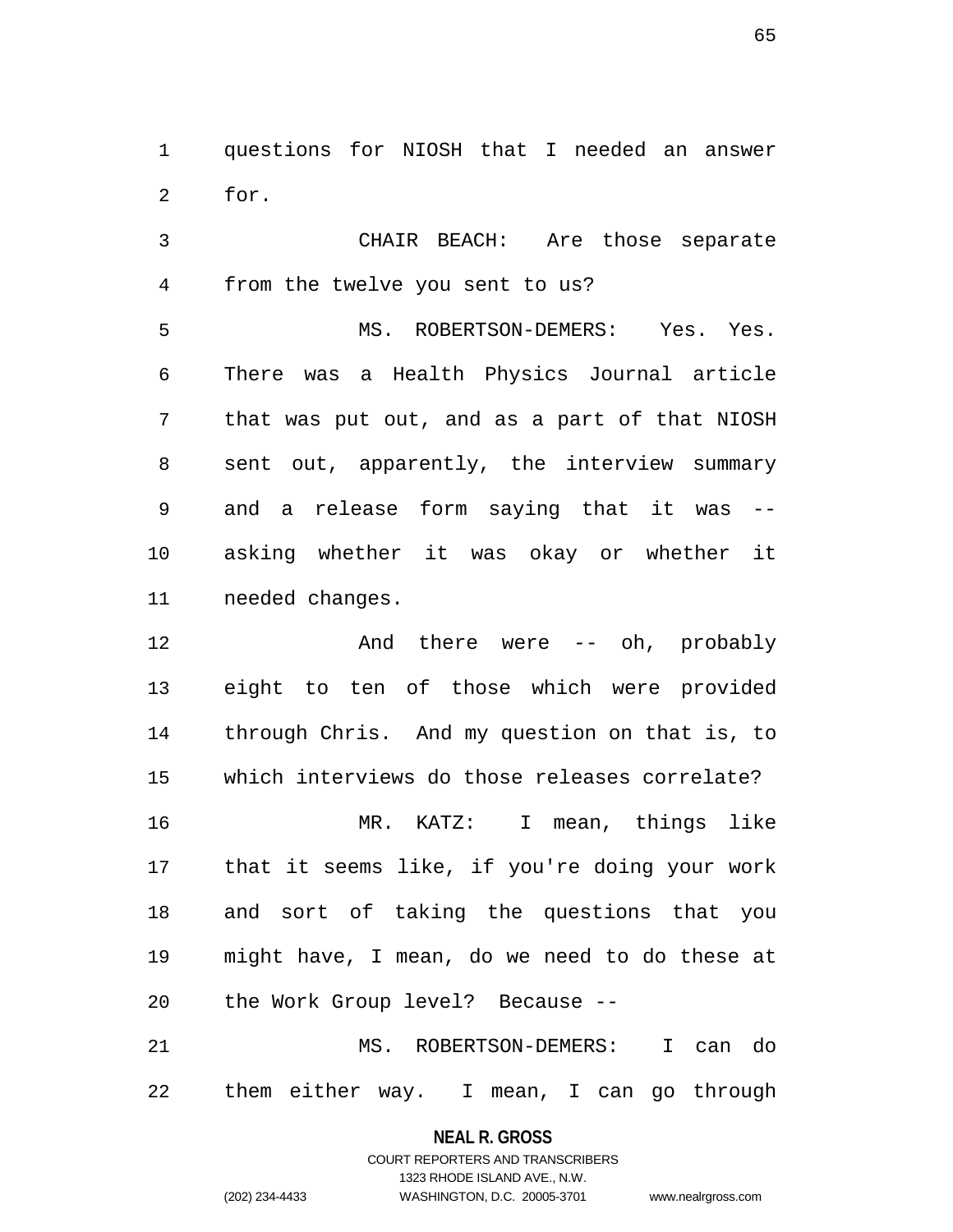questions for NIOSH that I needed an answer for.

CHAIR BEACH: Are those separate from the twelve you sent to us?

MS. ROBERTSON-DEMERS: Yes. Yes. There was a Health Physics Journal article that was put out, and as a part of that NIOSH sent out, apparently, the interview summary and a release form saying that it was -- asking whether it was okay or whether it needed changes.

And there were -- oh, probably eight to ten of those which were provided through Chris. And my question on that is, to which interviews do those releases correlate?

MR. KATZ: I mean, things like that it seems like, if you're doing your work and sort of taking the questions that you might have, I mean, do we need to do these at the Work Group level? Because --

MS. ROBERTSON-DEMERS: I can do them either way. I mean, I can go through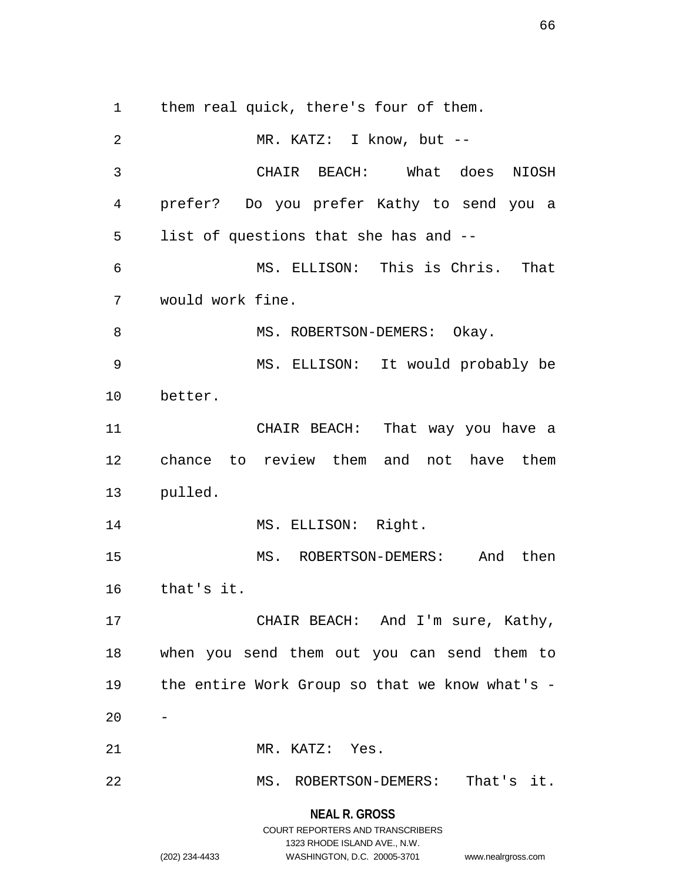them real quick, there's four of them.

MR. KATZ: I know, but --

CHAIR BEACH: What does NIOSH prefer? Do you prefer Kathy to send you a list of questions that she has and --

MS. ELLISON: This is Chris. That would work fine.

MS. ROBERTSON-DEMERS: Okay.

MS. ELLISON: It would probably be better.

CHAIR BEACH: That way you have a chance to review them and not have them pulled.

MS. ELLISON: Right.

MS. ROBERTSON-DEMERS: And then that's it.

CHAIR BEACH: And I'm sure, Kathy, when you send them out you can send them to the entire Work Group so that we know what's --

MR. KATZ: Yes.

MS. ROBERTSON-DEMERS: That's it.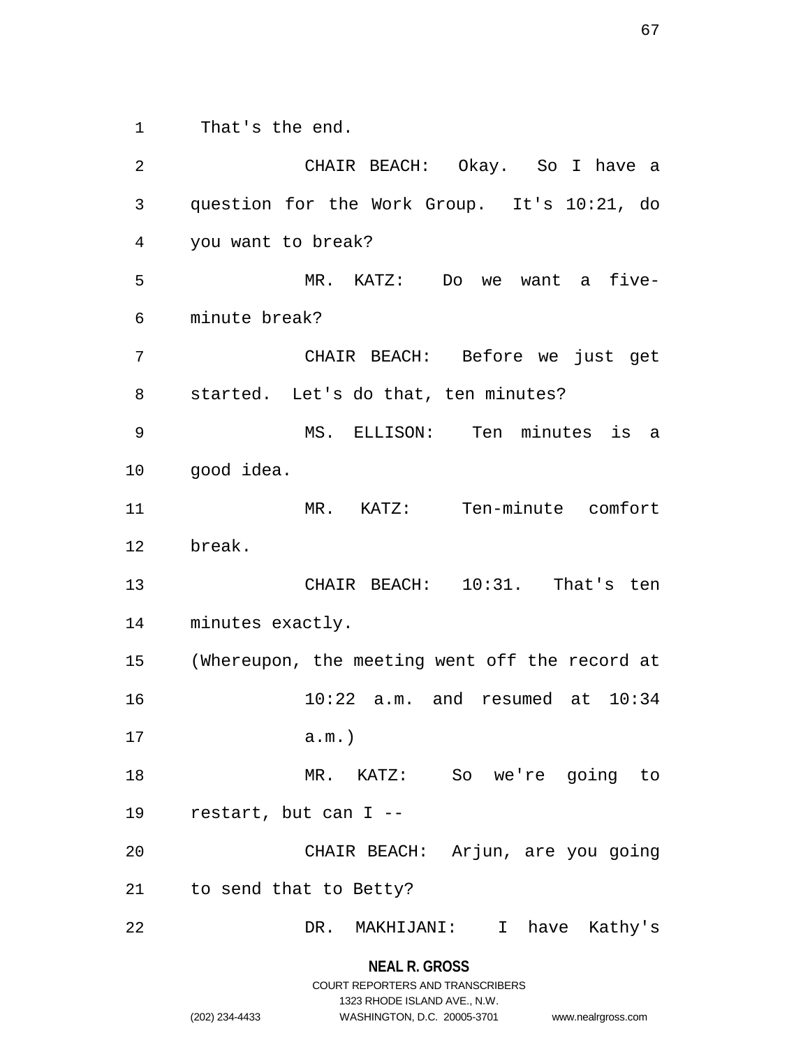That's the end.

CHAIR BEACH: Okay. So I have a question for the Work Group. It's 10:21, do you want to break?

MR. KATZ: Do we want a five-minute break?

CHAIR BEACH: Before we just get started. Let's do that, ten minutes?

MS. ELLISON: Ten minutes is a good idea.

MR. KATZ: Ten-minute comfort break.

CHAIR BEACH: 10:31. That's ten minutes exactly.

(Whereupon, the meeting went off the record at 10:22 a.m. and resumed at 10:34 a.m.)

MR. KATZ: So we're going to restart, but can I --

CHAIR BEACH: Arjun, are you going to send that to Betty?

DR. MAKHIJANI: I have Kathy's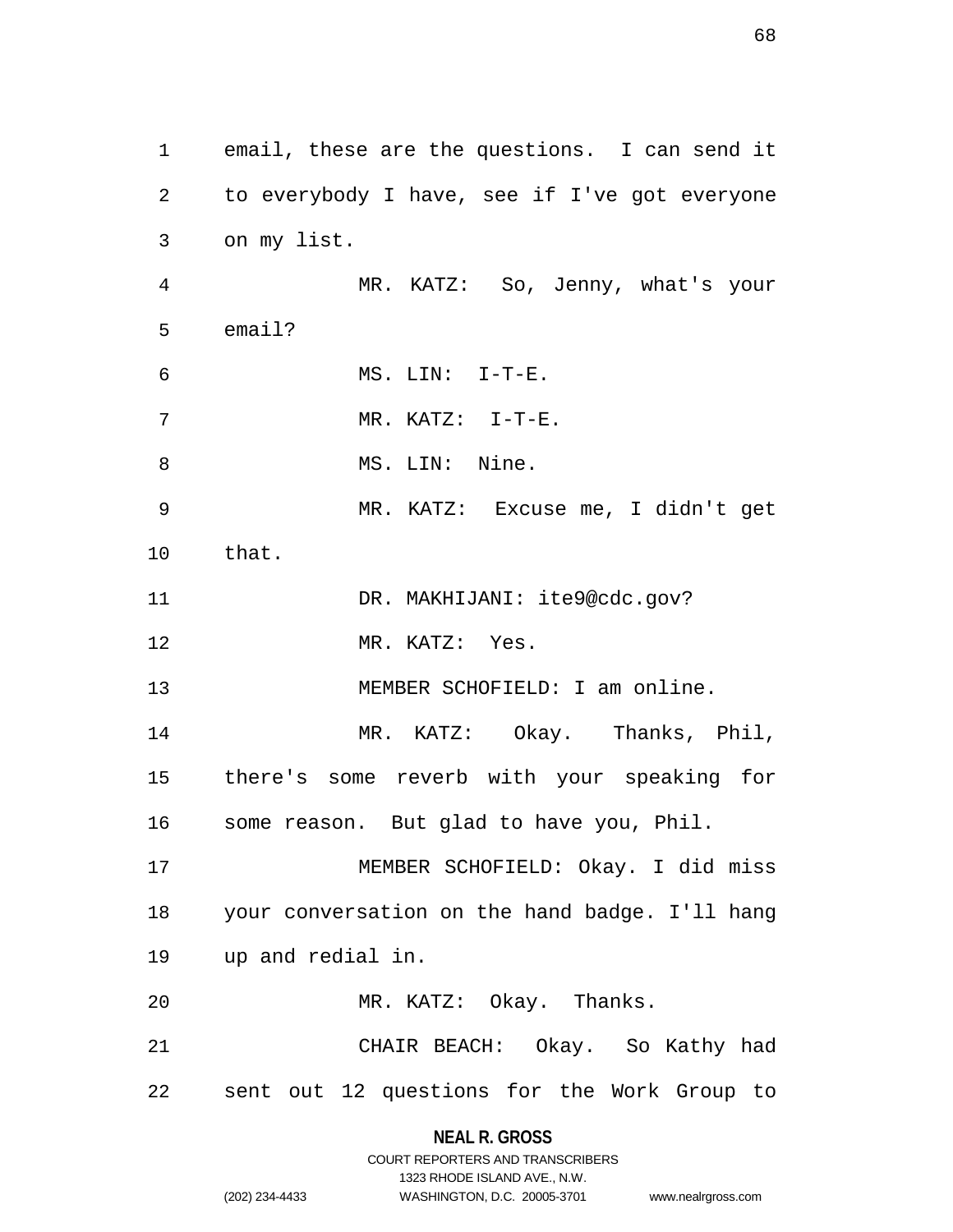email, these are the questions. I can send it to everybody I have, see if I've got everyone on my list.

MR. KATZ: So, Jenny, what's your email?

MS. LIN: I-T-E.

MR. KATZ: I-T-E.

MS. LIN: Nine.

MR. KATZ: Excuse me, I didn't get that.

DR. MAKHIJANI: ite9@cdc.gov?

MR. KATZ: Yes.

MEMBER SCHOFIELD: I am online.

MR. KATZ: Okay. Thanks, Phil, there's some reverb with your speaking for some reason. But glad to have you, Phil.

MEMBER SCHOFIELD: Okay. I did miss your conversation on the hand badge. I'll hang up and redial in.

MR. KATZ: Okay. Thanks.

CHAIR BEACH: Okay. So Kathy had sent out 12 questions for the Work Group to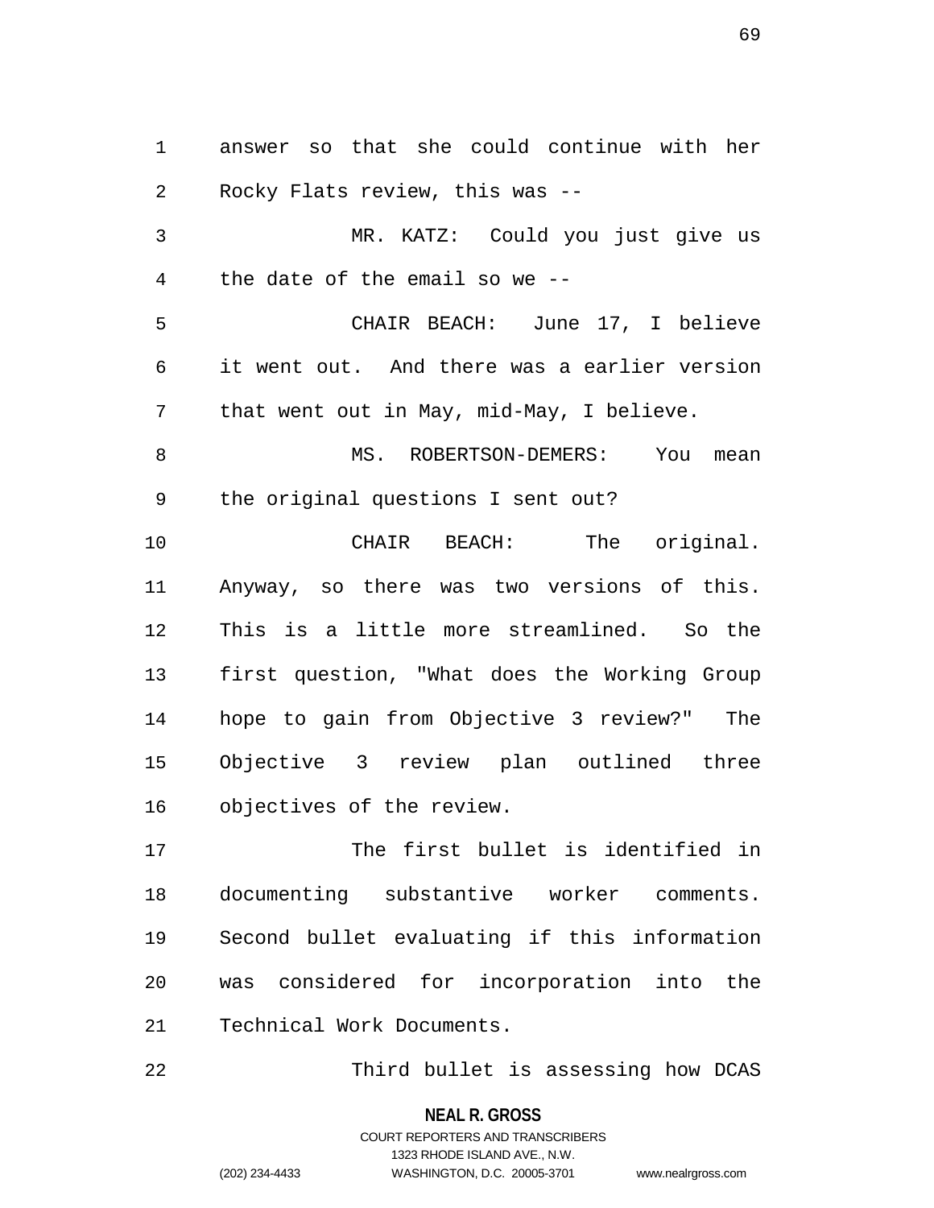answer so that she could continue with her Rocky Flats review, this was --

MR. KATZ: Could you just give us the date of the email so we --

CHAIR BEACH: June 17, I believe it went out. And there was a earlier version that went out in May, mid-May, I believe.

MS. ROBERTSON-DEMERS: You mean the original questions I sent out?

CHAIR BEACH: The original. Anyway, so there was two versions of this. This is a little more streamlined. So the first question, "What does the Working Group hope to gain from Objective 3 review?" The Objective 3 review plan outlined three objectives of the review.

The first bullet is identified in documenting substantive worker comments. Second bullet evaluating if this information was considered for incorporation into the Technical Work Documents.

Third bullet is assessing how DCAS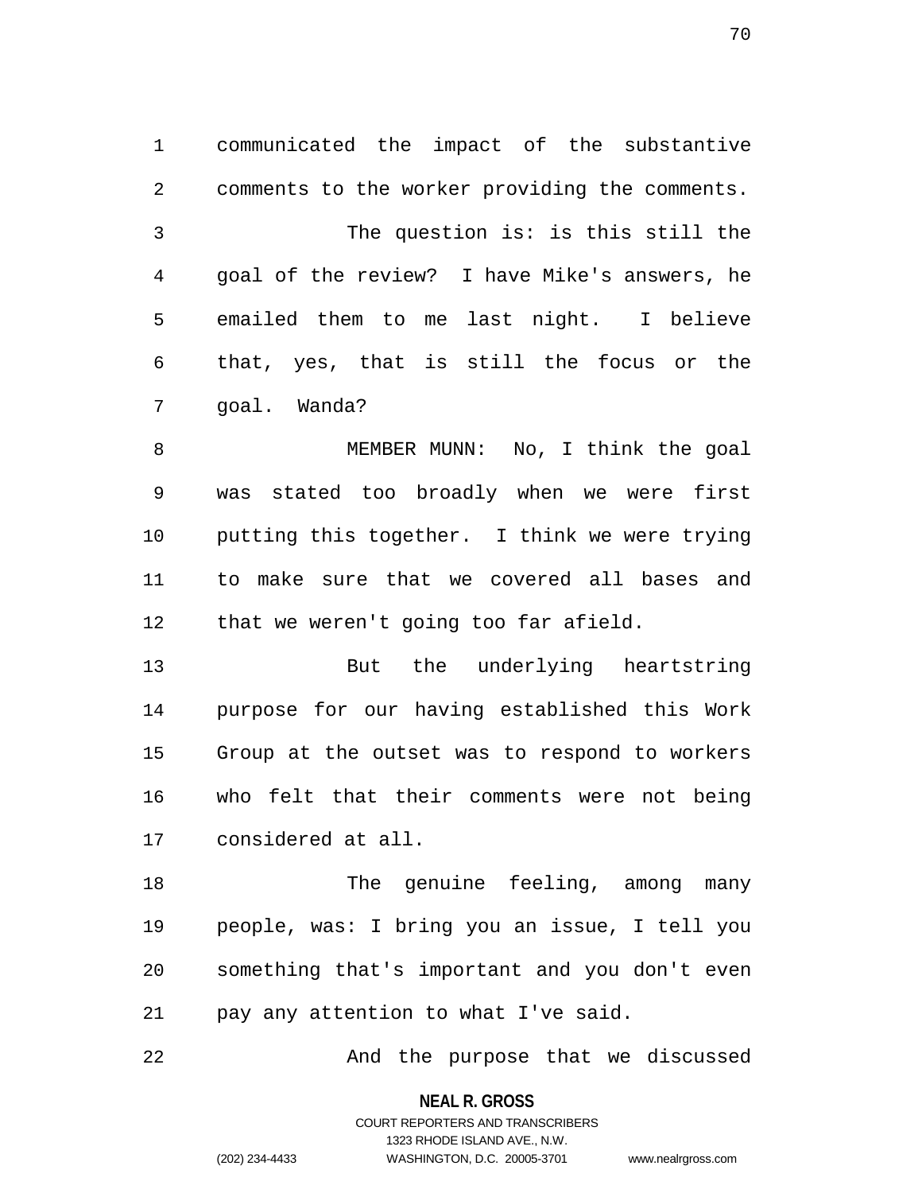communicated the impact of the substantive comments to the worker providing the comments.

The question is: is this still the goal of the review? I have Mike's answers, he emailed them to me last night. I believe that, yes, that is still the focus or the goal. Wanda?

MEMBER MUNN: No, I think the goal was stated too broadly when we were first putting this together. I think we were trying to make sure that we covered all bases and that we weren't going too far afield.

But the underlying heartstring purpose for our having established this Work Group at the outset was to respond to workers who felt that their comments were not being considered at all.

The genuine feeling, among many people, was: I bring you an issue, I tell you something that's important and you don't even pay any attention to what I've said.

And the purpose that we discussed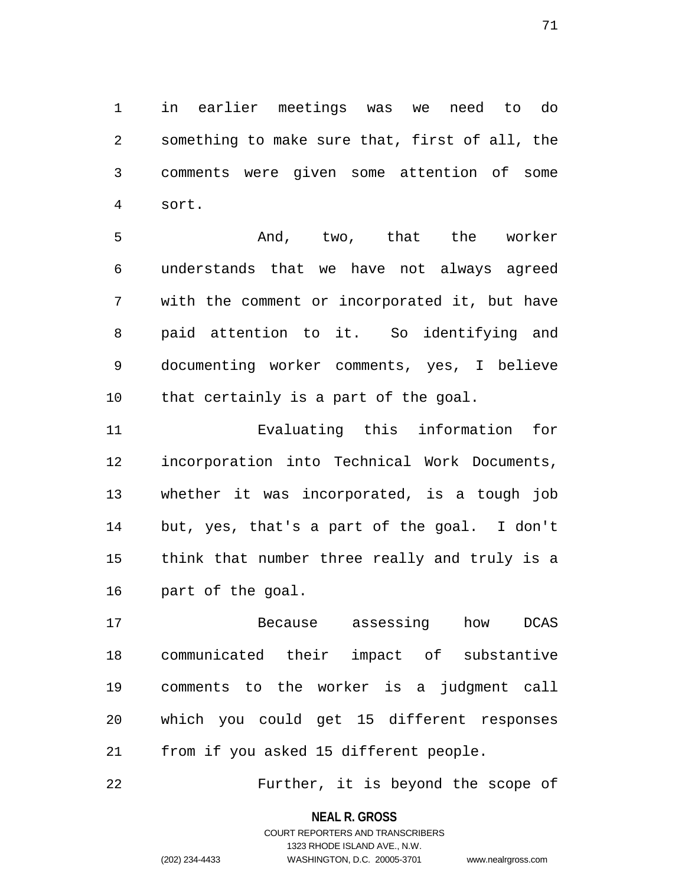in earlier meetings was we need to do something to make sure that, first of all, the comments were given some attention of some sort.

And, two, that the worker understands that we have not always agreed with the comment or incorporated it, but have paid attention to it. So identifying and documenting worker comments, yes, I believe that certainly is a part of the goal.

Evaluating this information for incorporation into Technical Work Documents, whether it was incorporated, is a tough job but, yes, that's a part of the goal. I don't think that number three really and truly is a part of the goal.

Because assessing how DCAS communicated their impact of substantive comments to the worker is a judgment call which you could get 15 different responses from if you asked 15 different people.

Further, it is beyond the scope of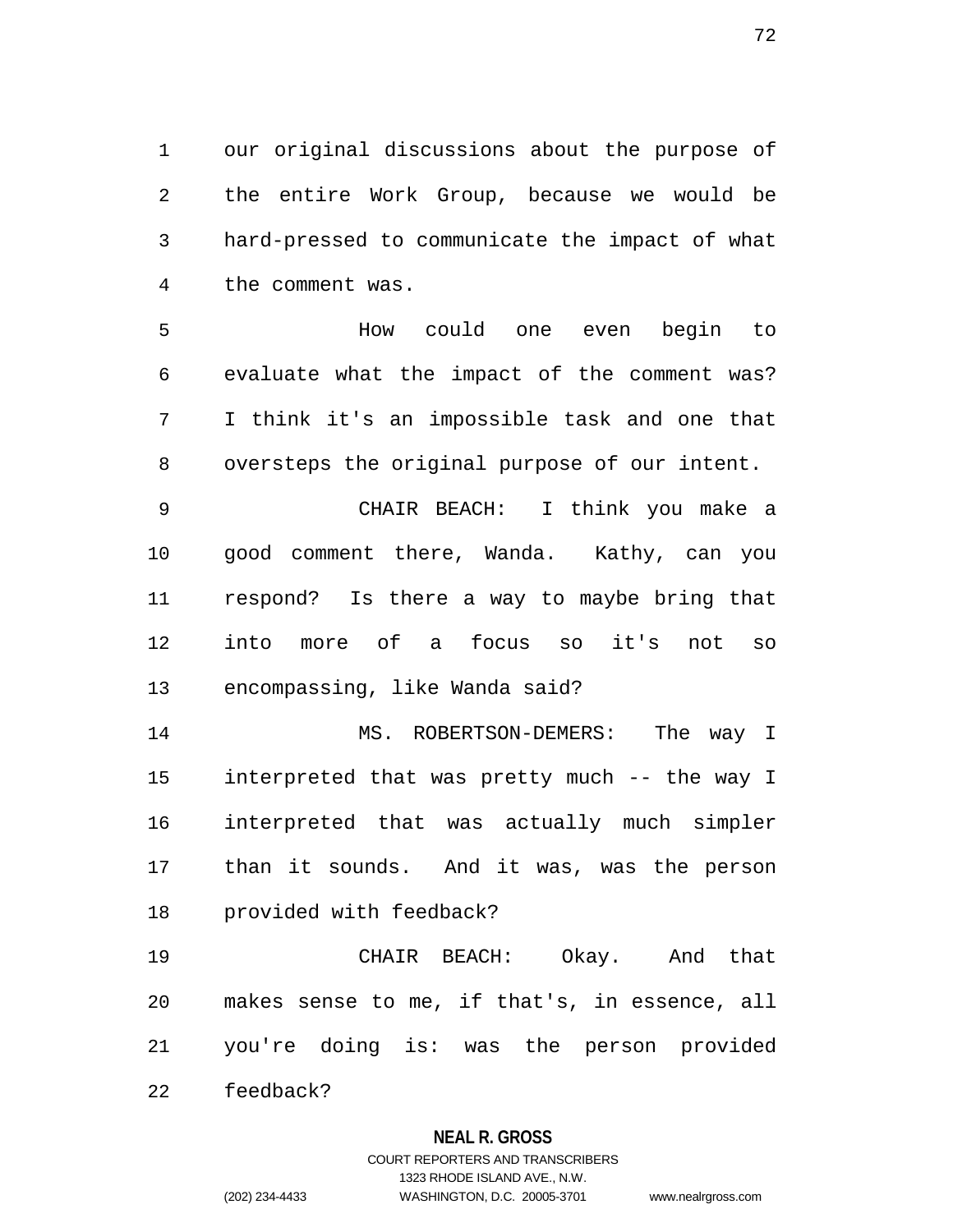our original discussions about the purpose of the entire Work Group, because we would be hard-pressed to communicate the impact of what the comment was.

How could one even begin to evaluate what the impact of the comment was? I think it's an impossible task and one that oversteps the original purpose of our intent.

CHAIR BEACH: I think you make a good comment there, Wanda. Kathy, can you respond? Is there a way to maybe bring that into more of a focus so it's not so encompassing, like Wanda said?

MS. ROBERTSON-DEMERS: The way I interpreted that was pretty much -- the way I interpreted that was actually much simpler than it sounds. And it was, was the person provided with feedback?

CHAIR BEACH: Okay. And that makes sense to me, if that's, in essence, all you're doing is: was the person provided feedback?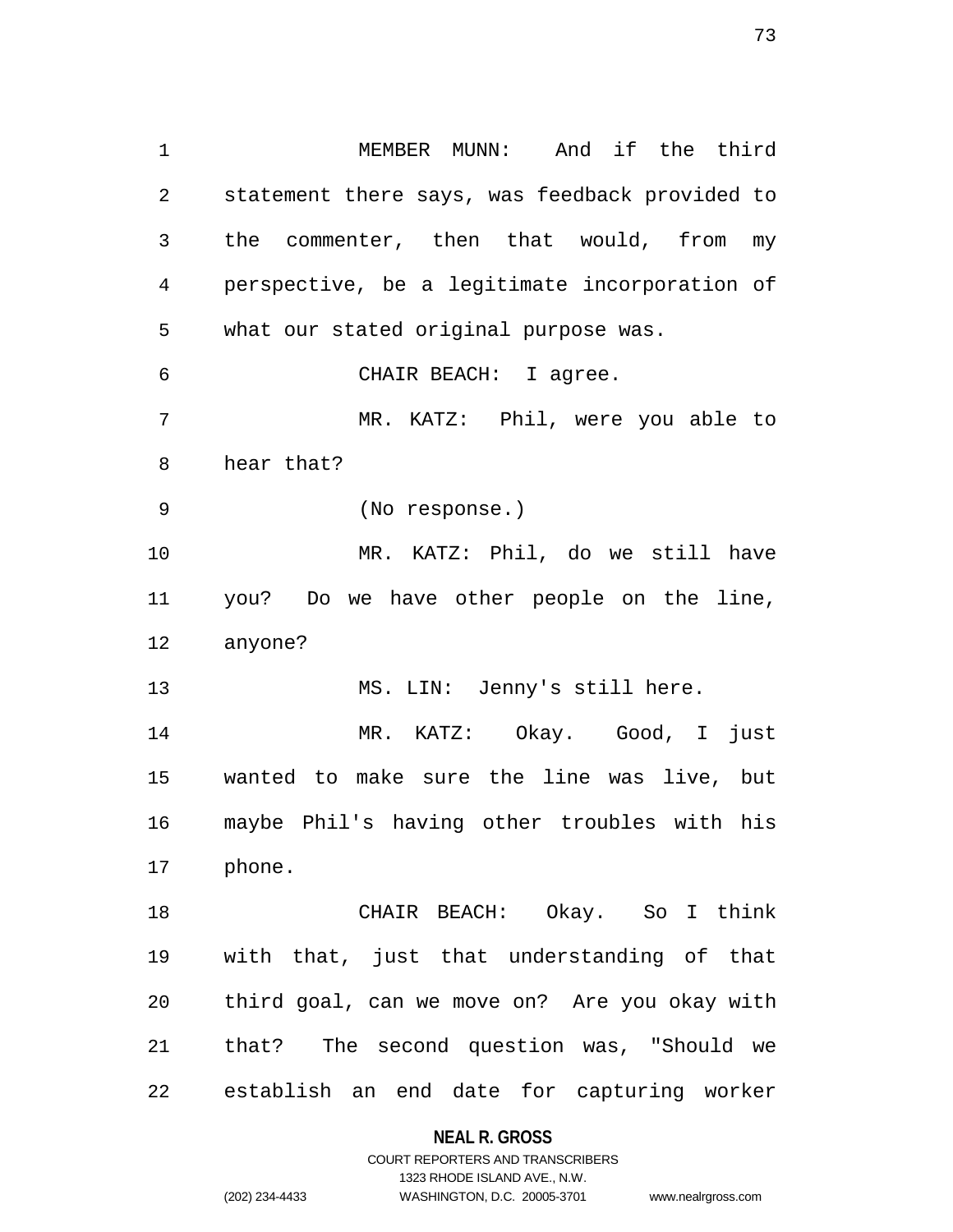MEMBER MUNN: And if the third statement there says, was feedback provided to the commenter, then that would, from my perspective, be a legitimate incorporation of what our stated original purpose was.

CHAIR BEACH: I agree.

MR. KATZ: Phil, were you able to hear that?

(No response.)

MR. KATZ: Phil, do we still have you? Do we have other people on the line, anyone?

MS. LIN: Jenny's still here.

MR. KATZ: Okay. Good, I just wanted to make sure the line was live, but maybe Phil's having other troubles with his phone.

CHAIR BEACH: Okay. So I think with that, just that understanding of that third goal, can we move on? Are you okay with that? The second question was, "Should we establish an end date for capturing worker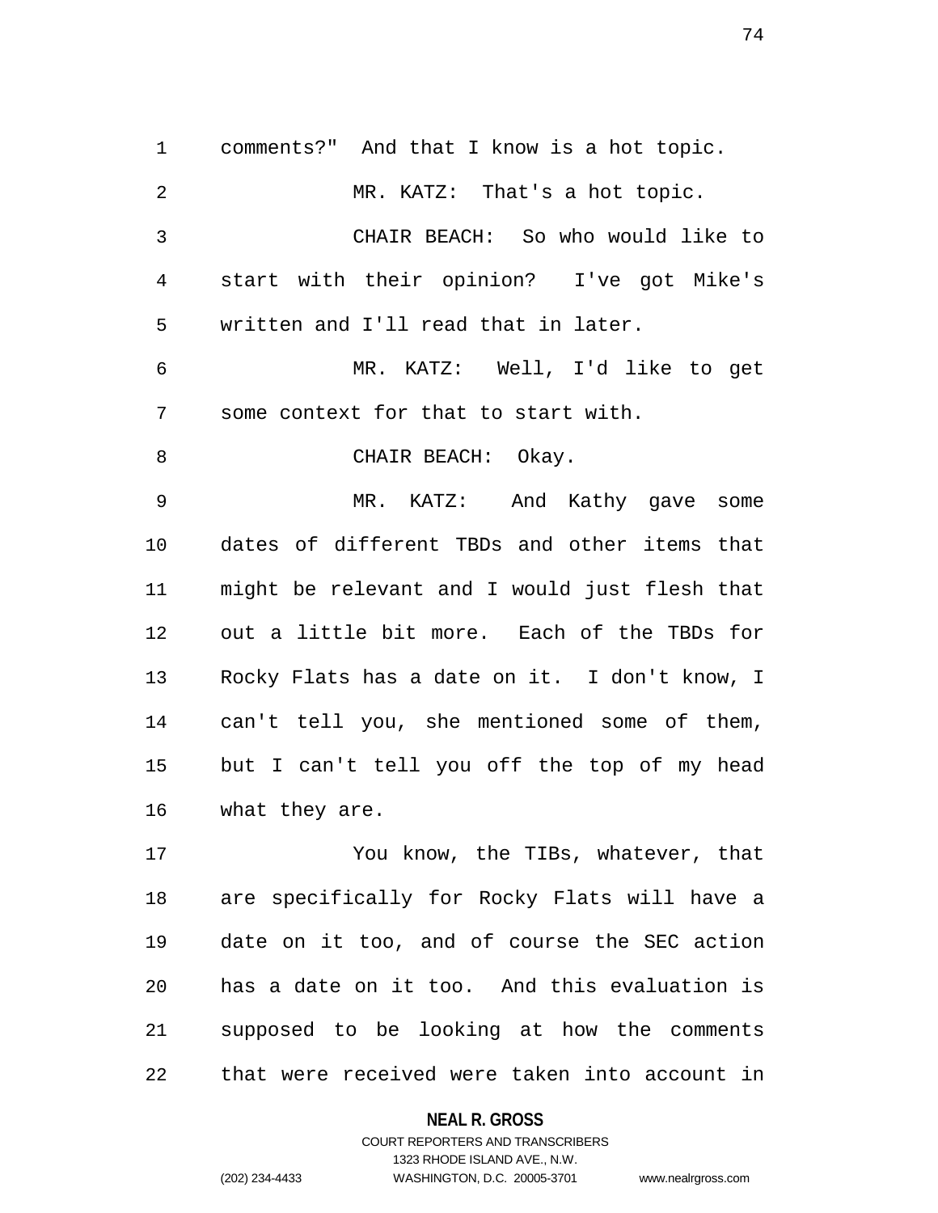comments?" And that I know is a hot topic.

MR. KATZ: That's a hot topic.

CHAIR BEACH: So who would like to start with their opinion? I've got Mike's written and I'll read that in later.

MR. KATZ: Well, I'd like to get some context for that to start with.

CHAIR BEACH: Okay.

MR. KATZ: And Kathy gave some dates of different TBDs and other items that might be relevant and I would just flesh that out a little bit more. Each of the TBDs for Rocky Flats has a date on it. I don't know, I can't tell you, she mentioned some of them, but I can't tell you off the top of my head what they are.

You know, the TIBs, whatever, that are specifically for Rocky Flats will have a date on it too, and of course the SEC action has a date on it too. And this evaluation is supposed to be looking at how the comments that were received were taken into account in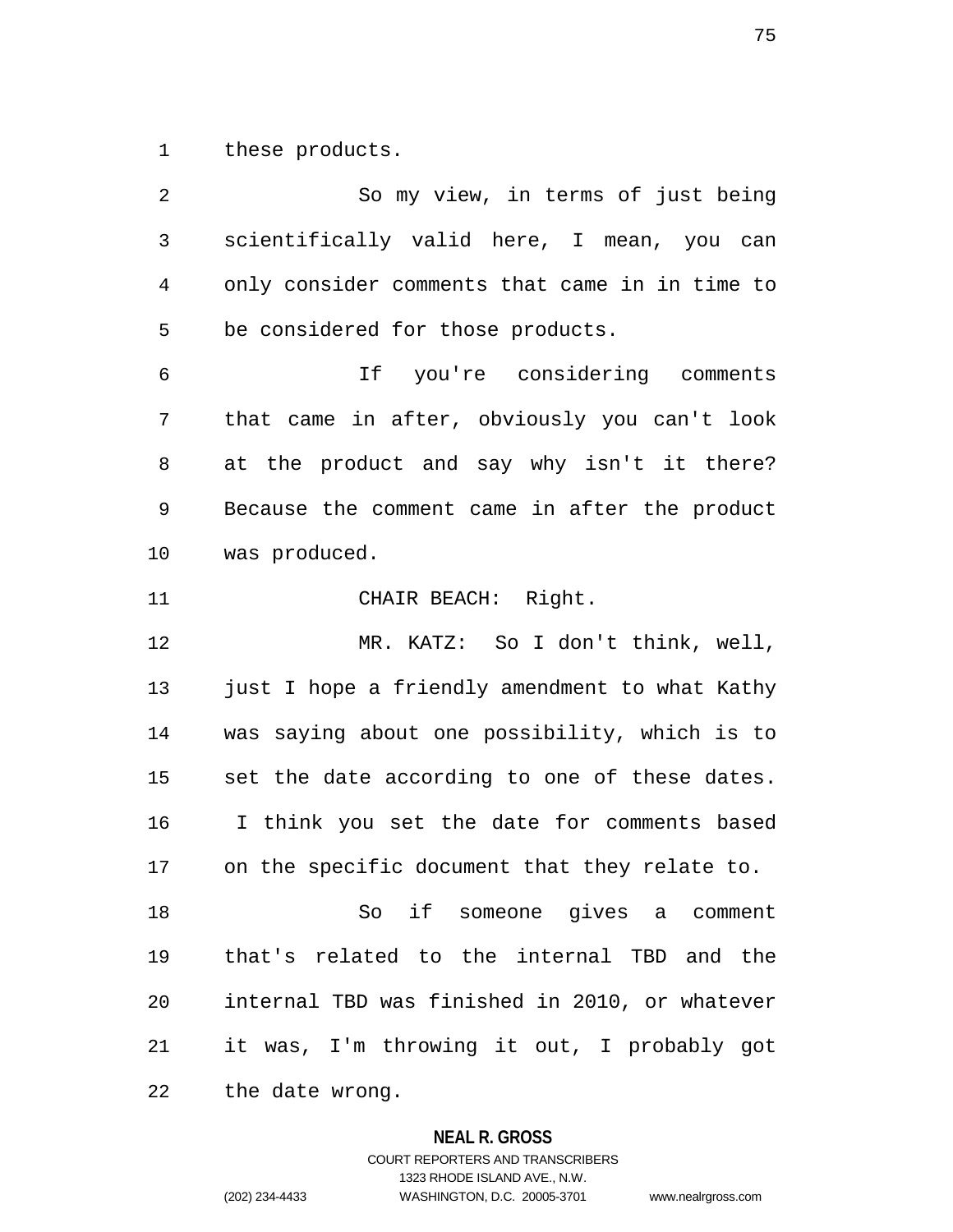these products.

So my view, in terms of just being scientifically valid here, I mean, you can only consider comments that came in in time to be considered for those products.

If you're considering comments that came in after, obviously you can't look at the product and say why isn't it there? Because the comment came in after the product was produced.

CHAIR BEACH: Right.

MR. KATZ: So I don't think, well, just I hope a friendly amendment to what Kathy was saying about one possibility, which is to set the date according to one of these dates. I think you set the date for comments based on the specific document that they relate to.

So if someone gives a comment that's related to the internal TBD and the internal TBD was finished in 2010, or whatever it was, I'm throwing it out, I probably got the date wrong.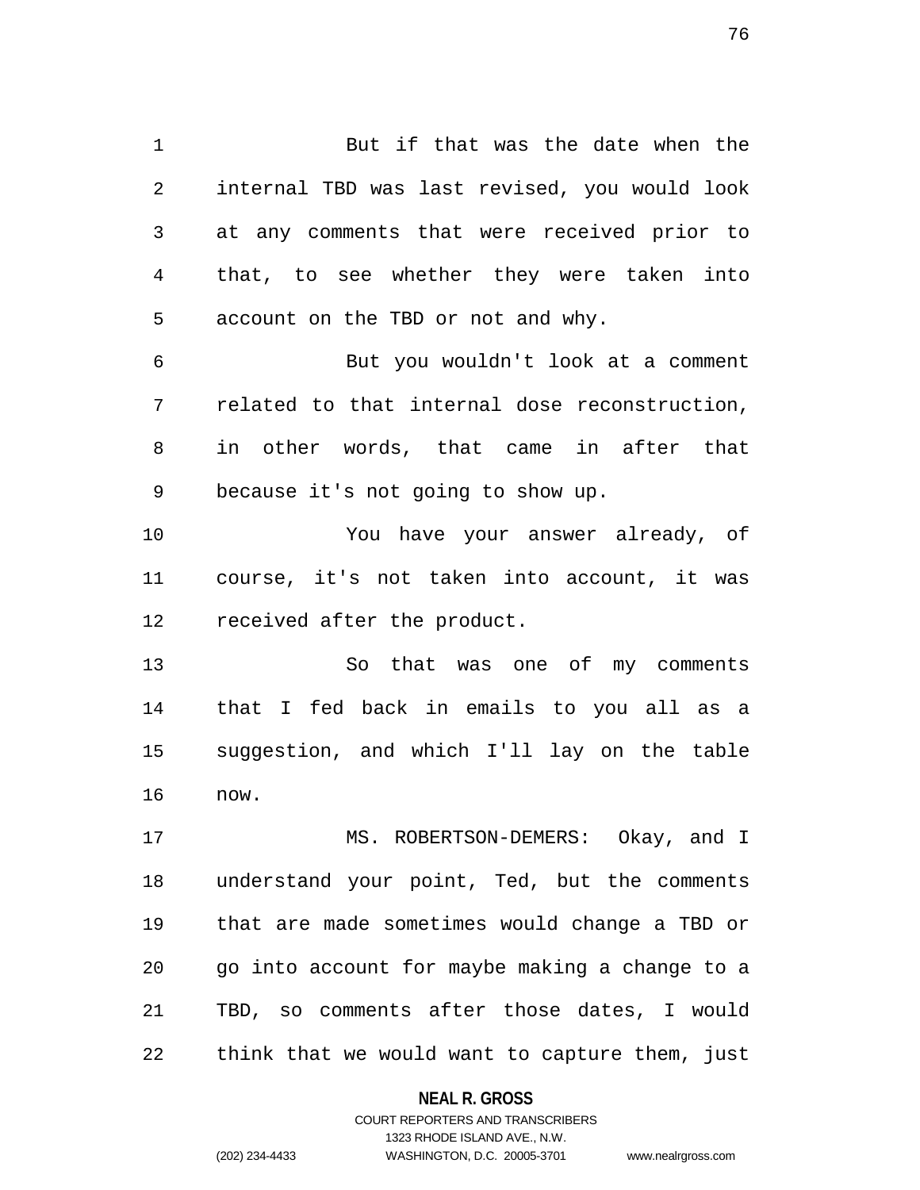But if that was the date when the internal TBD was last revised, you would look at any comments that were received prior to that, to see whether they were taken into account on the TBD or not and why.

But you wouldn't look at a comment related to that internal dose reconstruction, in other words, that came in after that because it's not going to show up.

You have your answer already, of course, it's not taken into account, it was received after the product.

So that was one of my comments that I fed back in emails to you all as a suggestion, and which I'll lay on the table now.

MS. ROBERTSON-DEMERS: Okay, and I understand your point, Ted, but the comments that are made sometimes would change a TBD or go into account for maybe making a change to a TBD, so comments after those dates, I would think that we would want to capture them, just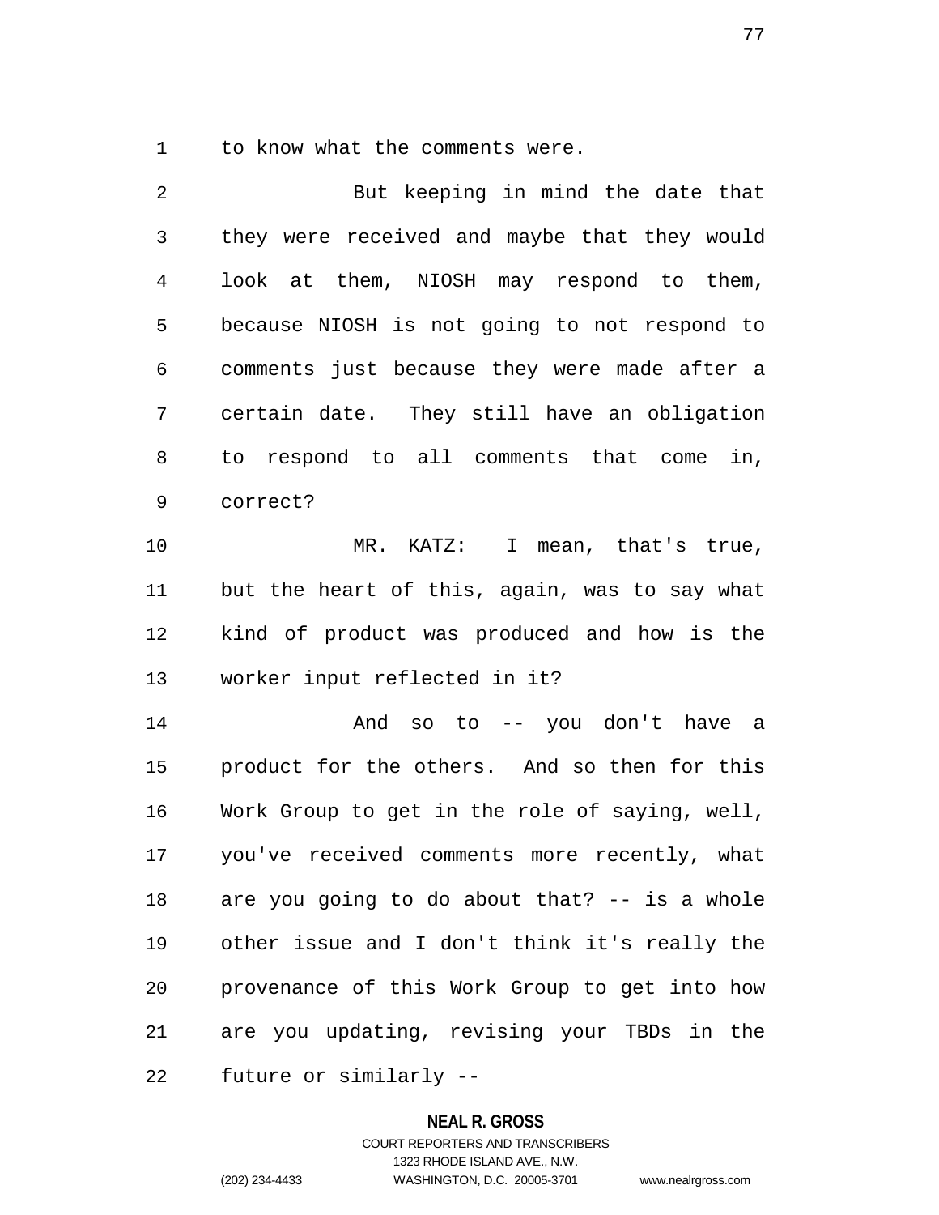to know what the comments were.

But keeping in mind the date that they were received and maybe that they would look at them, NIOSH may respond to them, because NIOSH is not going to not respond to comments just because they were made after a certain date. They still have an obligation to respond to all comments that come in, correct?

MR. KATZ: I mean, that's true, but the heart of this, again, was to say what kind of product was produced and how is the worker input reflected in it?

And so to -- you don't have a product for the others. And so then for this Work Group to get in the role of saying, well, you've received comments more recently, what are you going to do about that? -- is a whole other issue and I don't think it's really the provenance of this Work Group to get into how are you updating, revising your TBDs in the future or similarly --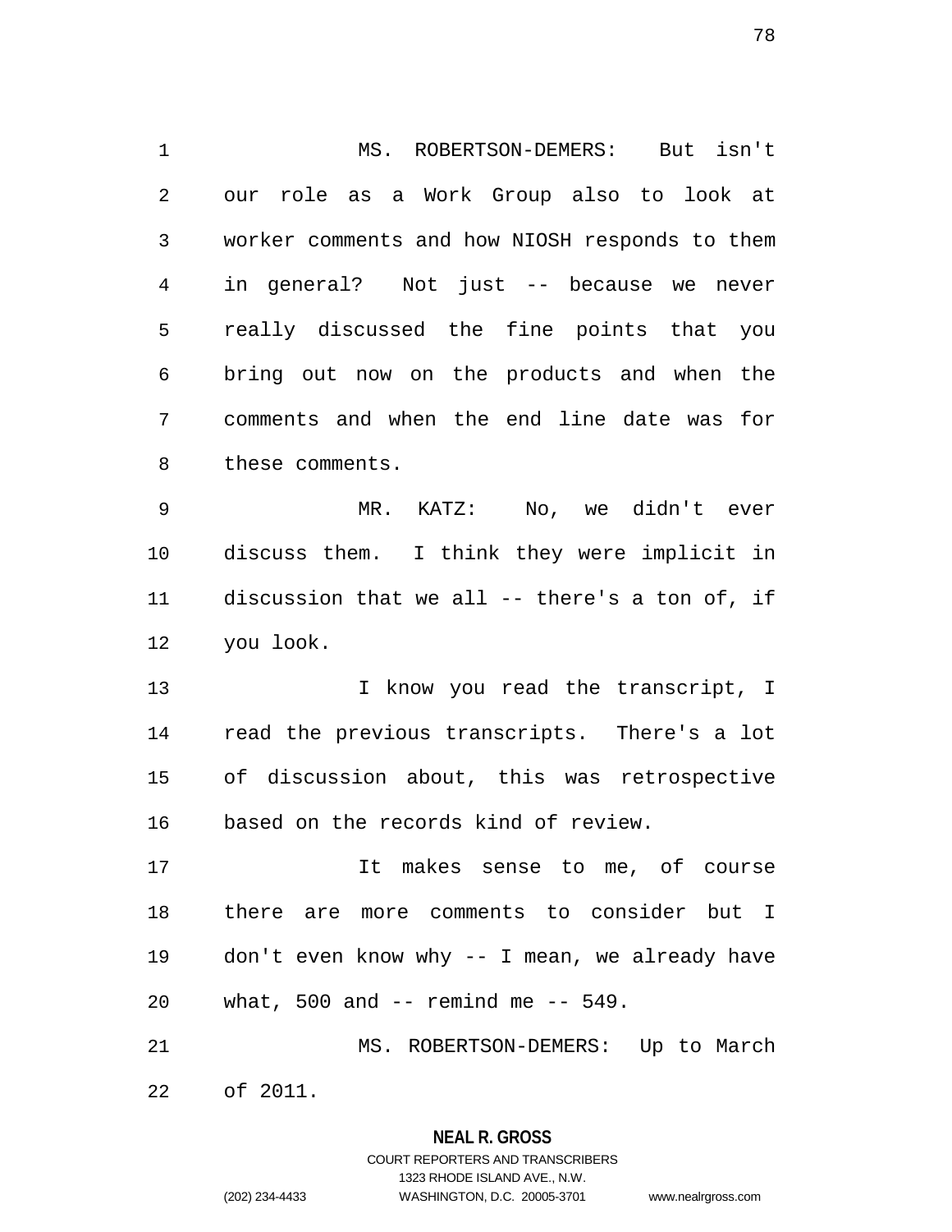MS. ROBERTSON-DEMERS: But isn't our role as a Work Group also to look at worker comments and how NIOSH responds to them in general? Not just -- because we never really discussed the fine points that you bring out now on the products and when the comments and when the end line date was for these comments.

MR. KATZ: No, we didn't ever discuss them. I think they were implicit in discussion that we all -- there's a ton of, if you look.

I know you read the transcript, I read the previous transcripts. There's a lot of discussion about, this was retrospective based on the records kind of review.

It makes sense to me, of course there are more comments to consider but I don't even know why -- I mean, we already have what, 500 and -- remind me -- 549.

MS. ROBERTSON-DEMERS: Up to March of 2011.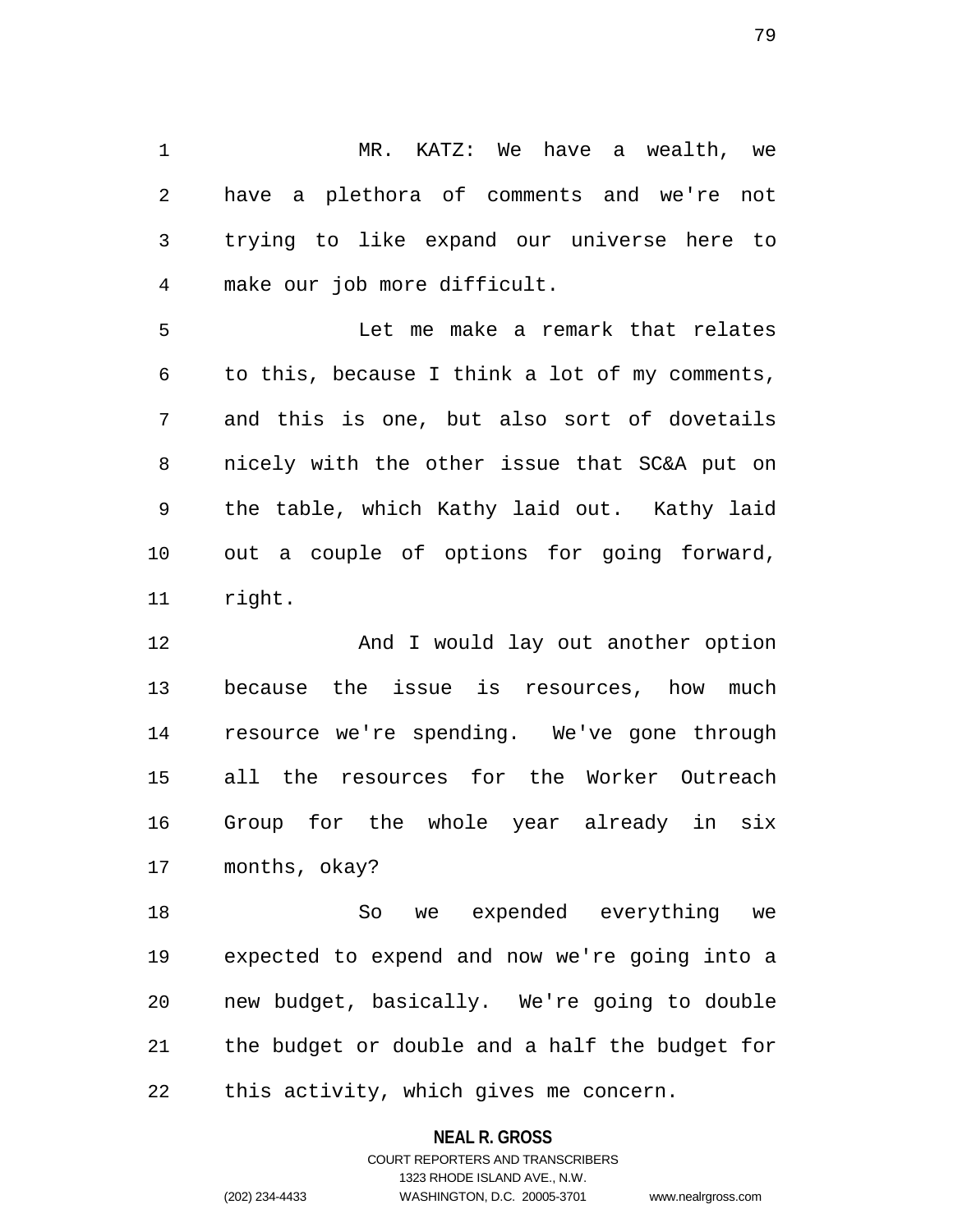MR. KATZ: We have a wealth, we have a plethora of comments and we're not trying to like expand our universe here to make our job more difficult.

Let me make a remark that relates to this, because I think a lot of my comments, and this is one, but also sort of dovetails nicely with the other issue that SC&A put on the table, which Kathy laid out. Kathy laid out a couple of options for going forward, right.

And I would lay out another option because the issue is resources, how much resource we're spending. We've gone through all the resources for the Worker Outreach Group for the whole year already in six months, okay?

So we expended everything we expected to expend and now we're going into a new budget, basically. We're going to double the budget or double and a half the budget for this activity, which gives me concern.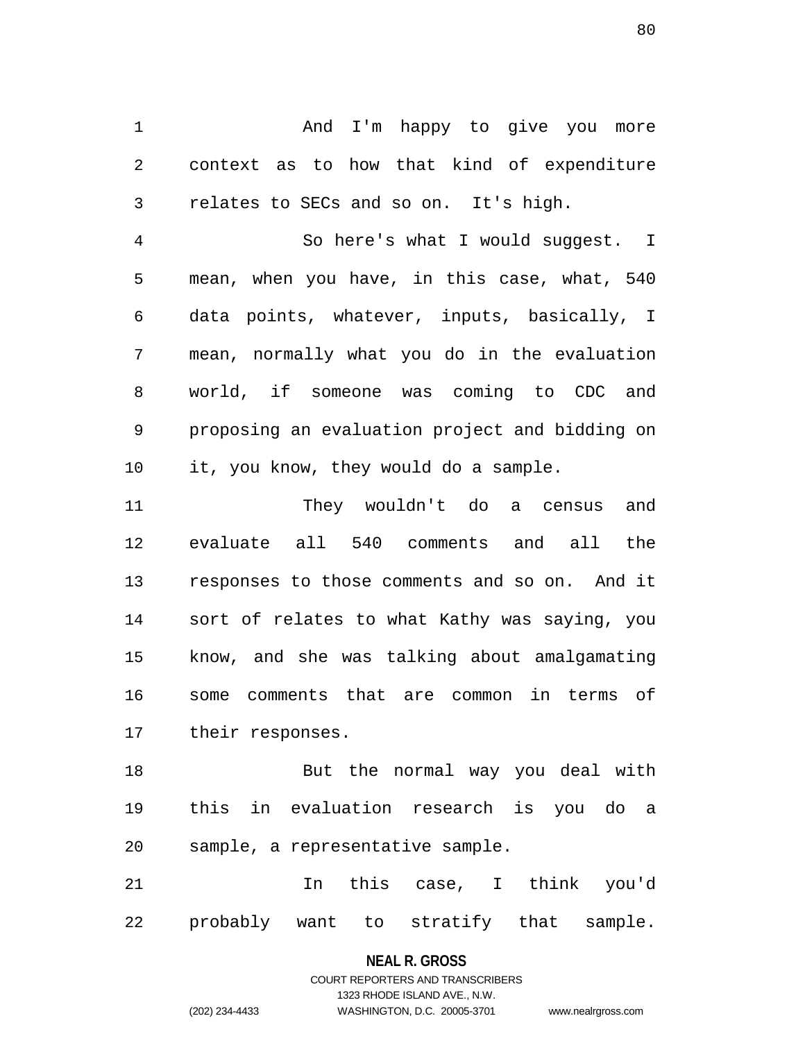And I'm happy to give you more context as to how that kind of expenditure relates to SECs and so on. It's high.

So here's what I would suggest. I mean, when you have, in this case, what, 540 data points, whatever, inputs, basically, I mean, normally what you do in the evaluation world, if someone was coming to CDC and proposing an evaluation project and bidding on it, you know, they would do a sample.

They wouldn't do a census and evaluate all 540 comments and all the responses to those comments and so on. And it sort of relates to what Kathy was saying, you know, and she was talking about amalgamating some comments that are common in terms of their responses.

But the normal way you deal with this in evaluation research is you do a sample, a representative sample.

In this case, I think you'd probably want to stratify that sample.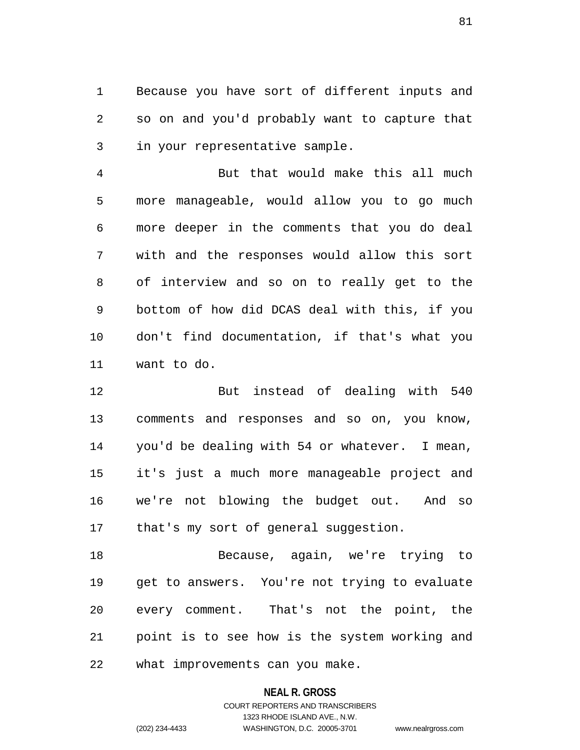Because you have sort of different inputs and so on and you'd probably want to capture that in your representative sample.

But that would make this all much more manageable, would allow you to go much more deeper in the comments that you do deal with and the responses would allow this sort of interview and so on to really get to the bottom of how did DCAS deal with this, if you don't find documentation, if that's what you want to do.

But instead of dealing with 540 comments and responses and so on, you know, you'd be dealing with 54 or whatever. I mean, it's just a much more manageable project and we're not blowing the budget out. And so that's my sort of general suggestion.

Because, again, we're trying to get to answers. You're not trying to evaluate every comment. That's not the point, the point is to see how is the system working and what improvements can you make.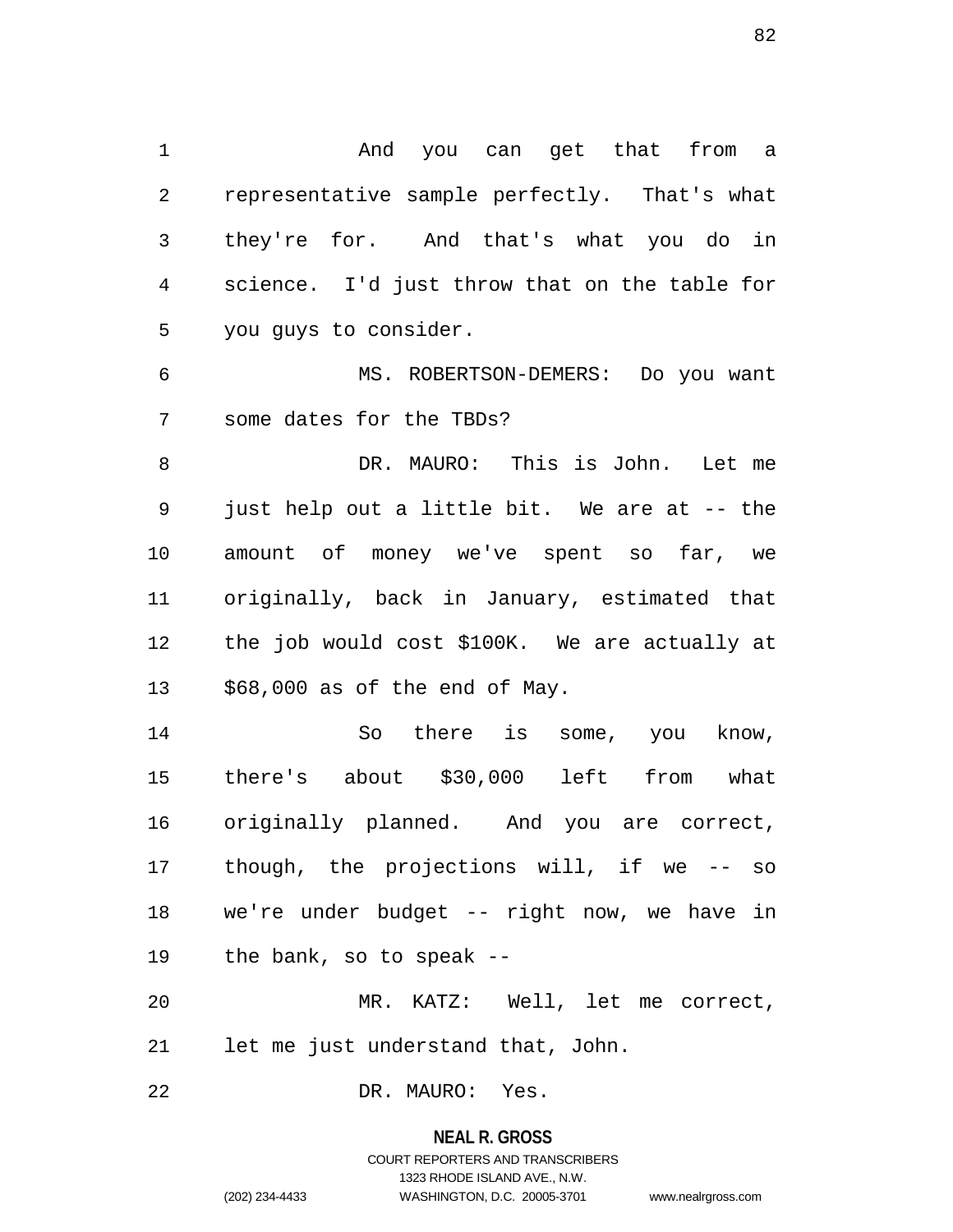And you can get that from a representative sample perfectly. That's what they're for. And that's what you do in science. I'd just throw that on the table for you guys to consider.

MS. ROBERTSON-DEMERS: Do you want some dates for the TBDs?

DR. MAURO: This is John. Let me just help out a little bit. We are at -- the amount of money we've spent so far, we originally, back in January, estimated that the job would cost $100K. We are actually at $68,000 as of the end of May.

So there is some, you know, there's about $30,000 left from what originally planned. And you are correct, though, the projections will, if we -- so we're under budget -- right now, we have in the bank, so to speak --

MR. KATZ: Well, let me correct, let me just understand that, John.

DR. MAURO: Yes.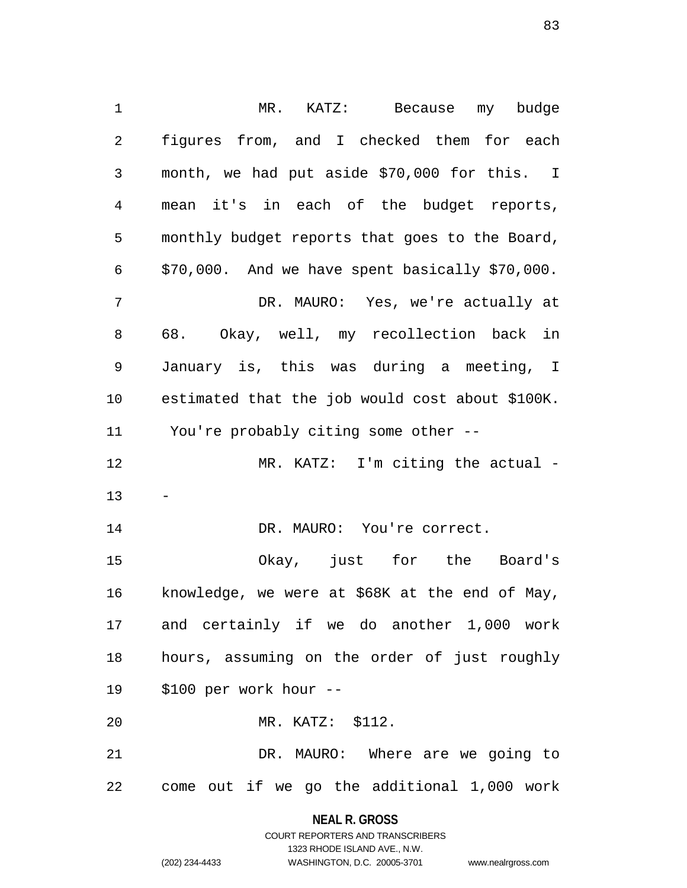MR. KATZ: Because my budge figures from, and I checked them for each month, we had put aside $70,000 for this. I mean it's in each of the budget reports, monthly budget reports that goes to the Board, $70,000. And we have spent basically $70,000.

DR. MAURO: Yes, we're actually at 68. Okay, well, my recollection back in January is, this was during a meeting, I estimated that the job would cost about $100K. You're probably citing some other --

MR. KATZ: I'm citing the actual --

DR. MAURO: You're correct.

Okay, just for the Board's knowledge, we were at $68K at the end of May, and certainly if we do another 1,000 work hours, assuming on the order of just roughly $100 per work hour --

MR. KATZ: $112.

DR. MAURO: Where are we going to come out if we go the additional 1,000 work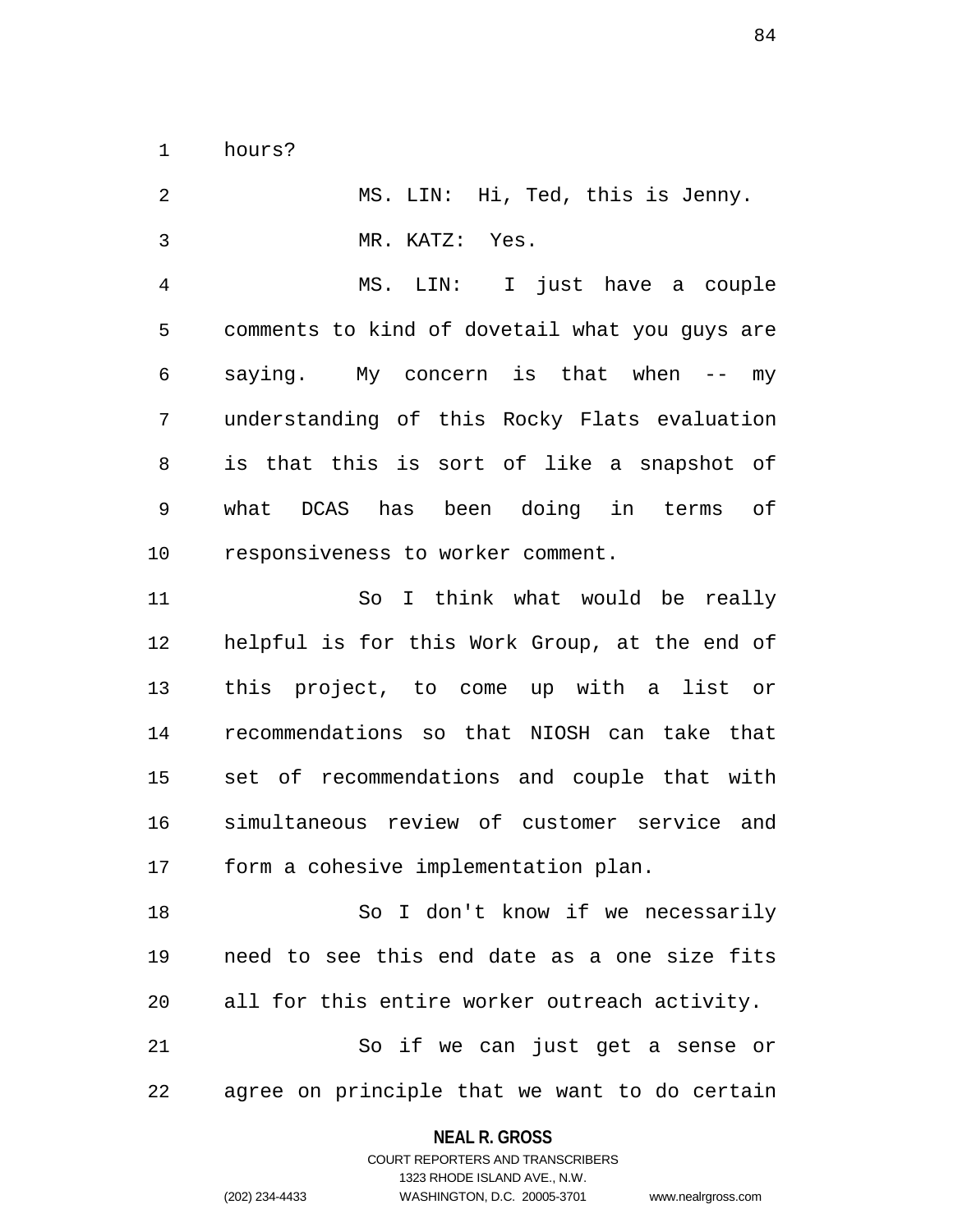hours?

MS. LIN: Hi, Ted, this is Jenny.

MR. KATZ: Yes.

MS. LIN: I just have a couple comments to kind of dovetail what you guys are saying. My concern is that when -- my understanding of this Rocky Flats evaluation is that this is sort of like a snapshot of what DCAS has been doing in terms of responsiveness to worker comment.

So I think what would be really helpful is for this Work Group, at the end of this project, to come up with a list or recommendations so that NIOSH can take that set of recommendations and couple that with simultaneous review of customer service and form a cohesive implementation plan.

So I don't know if we necessarily need to see this end date as a one size fits all for this entire worker outreach activity.

So if we can just get a sense or agree on principle that we want to do certain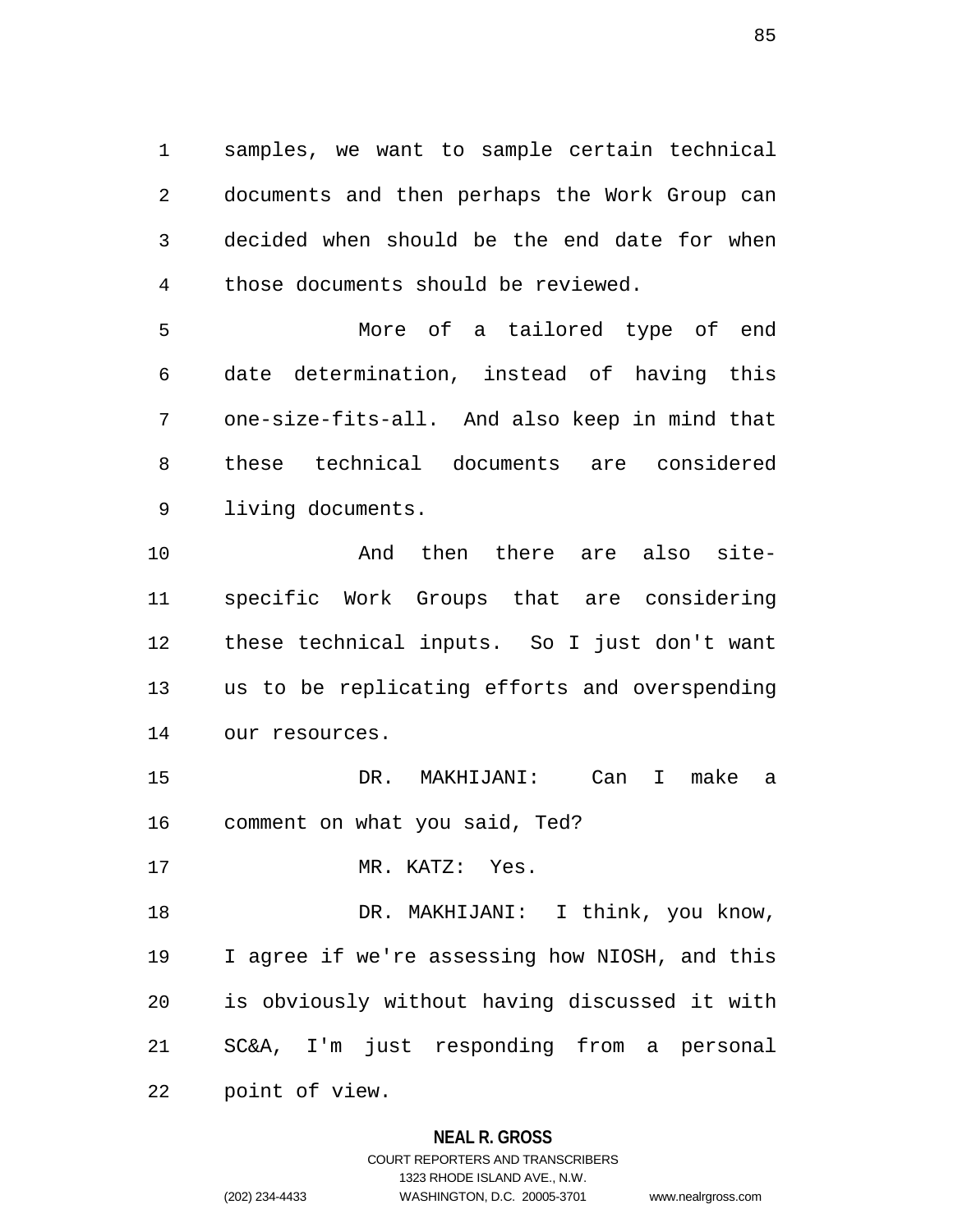samples, we want to sample certain technical documents and then perhaps the Work Group can decided when should be the end date for when those documents should be reviewed.

More of a tailored type of end date determination, instead of having this one-size-fits-all. And also keep in mind that these technical documents are considered living documents.

And then there are also site-specific Work Groups that are considering these technical inputs. So I just don't want us to be replicating efforts and overspending our resources.

DR. MAKHIJANI: Can I make a comment on what you said, Ted?

MR. KATZ: Yes.

DR. MAKHIJANI: I think, you know, I agree if we're assessing how NIOSH, and this is obviously without having discussed it with SC&A, I'm just responding from a personal point of view.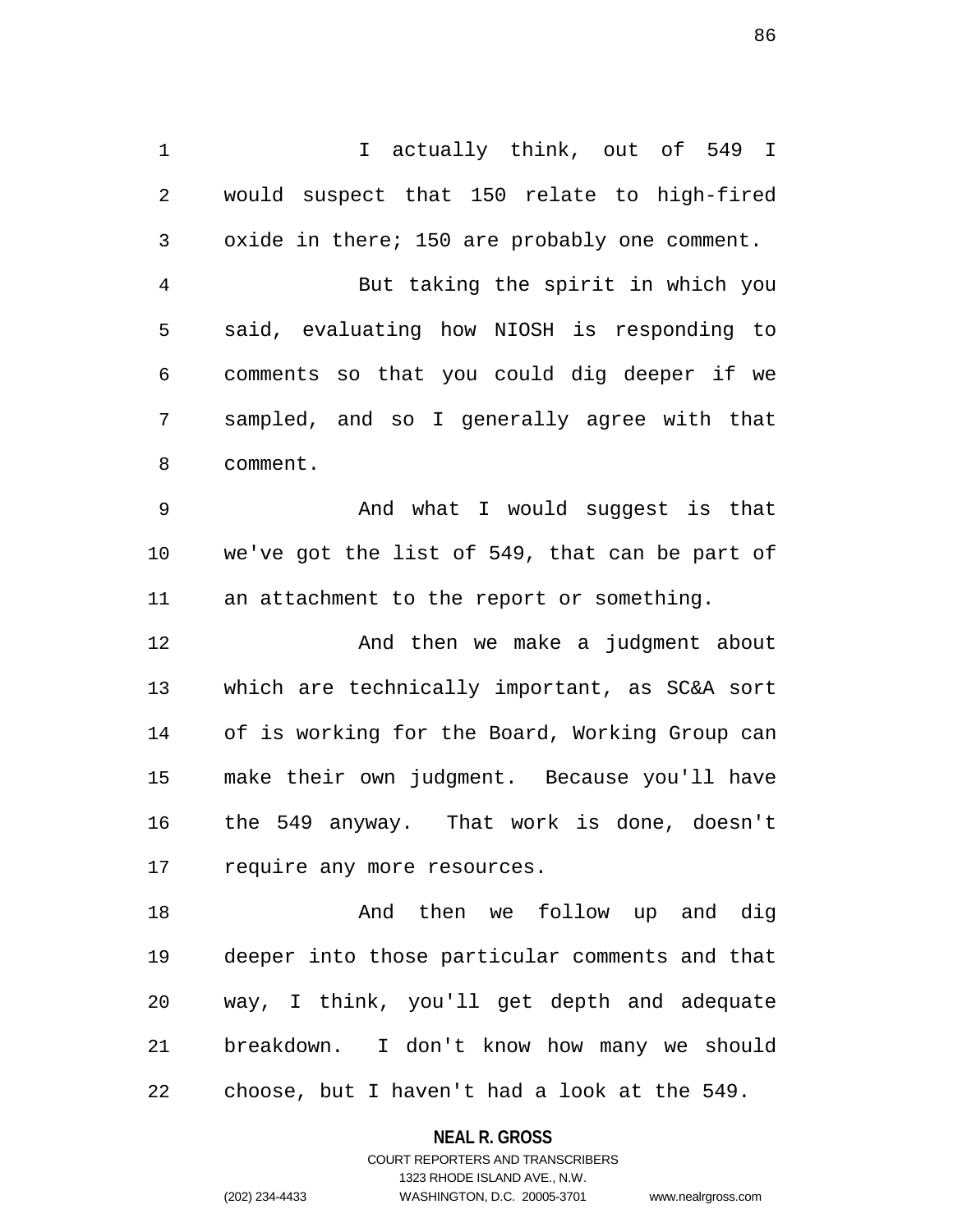I actually think, out of 549 I would suspect that 150 relate to high-fired oxide in there; 150 are probably one comment.

But taking the spirit in which you said, evaluating how NIOSH is responding to comments so that you could dig deeper if we sampled, and so I generally agree with that comment.

And what I would suggest is that we've got the list of 549, that can be part of an attachment to the report or something.

And then we make a judgment about which are technically important, as SC&A sort of is working for the Board, Working Group can make their own judgment. Because you'll have the 549 anyway. That work is done, doesn't require any more resources.

And then we follow up and dig deeper into those particular comments and that way, I think, you'll get depth and adequate breakdown. I don't know how many we should choose, but I haven't had a look at the 549.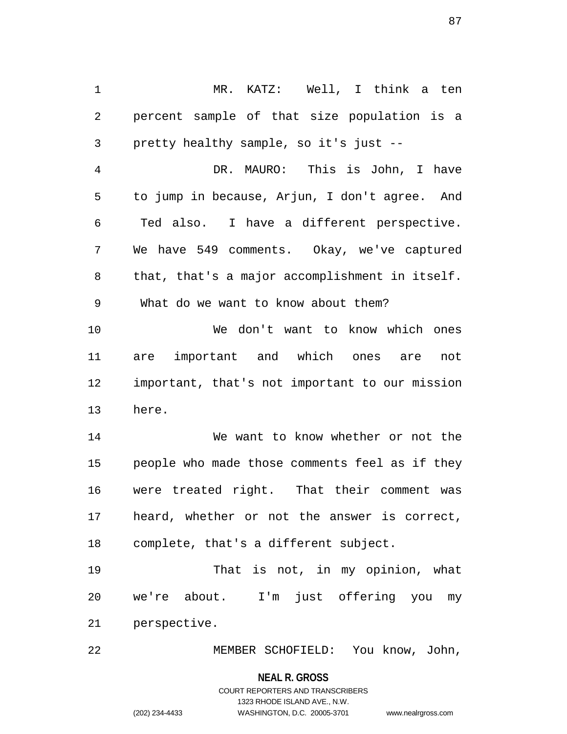MR. KATZ: Well, I think a ten percent sample of that size population is a pretty healthy sample, so it's just --

DR. MAURO: This is John, I have to jump in because, Arjun, I don't agree. And Ted also. I have a different perspective. We have 549 comments. Okay, we've captured that, that's a major accomplishment in itself. What do we want to know about them?

We don't want to know which ones are important and which ones are not important, that's not important to our mission here.

We want to know whether or not the people who made those comments feel as if they were treated right. That their comment was heard, whether or not the answer is correct, complete, that's a different subject.

That is not, in my opinion, what we're about. I'm just offering you my perspective.

MEMBER SCHOFIELD: You know, John,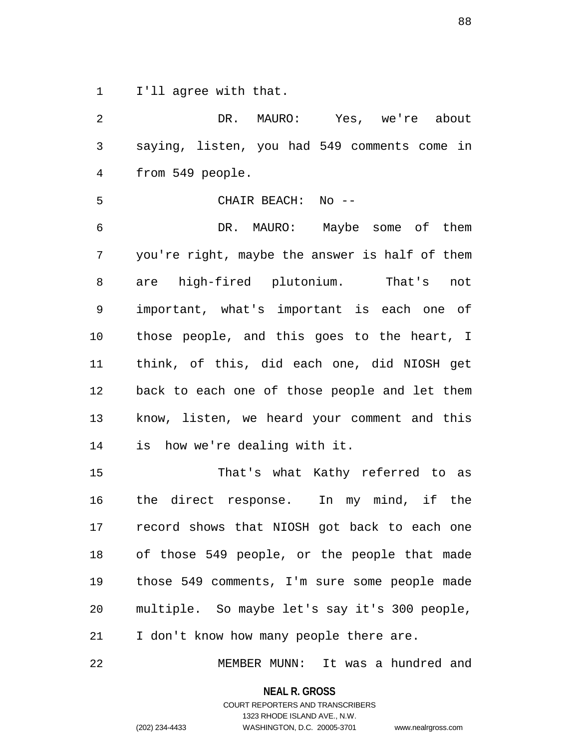I'll agree with that.

DR. MAURO: Yes, we're about saying, listen, you had 549 comments come in from 549 people.

CHAIR BEACH: No --

DR. MAURO: Maybe some of them you're right, maybe the answer is half of them are high-fired plutonium. That's not important, what's important is each one of those people, and this goes to the heart, I think, of this, did each one, did NIOSH get back to each one of those people and let them know, listen, we heard your comment and this is how we're dealing with it.

That's what Kathy referred to as the direct response. In my mind, if the record shows that NIOSH got back to each one of those 549 people, or the people that made those 549 comments, I'm sure some people made multiple. So maybe let's say it's 300 people, I don't know how many people there are.

MEMBER MUNN: It was a hundred and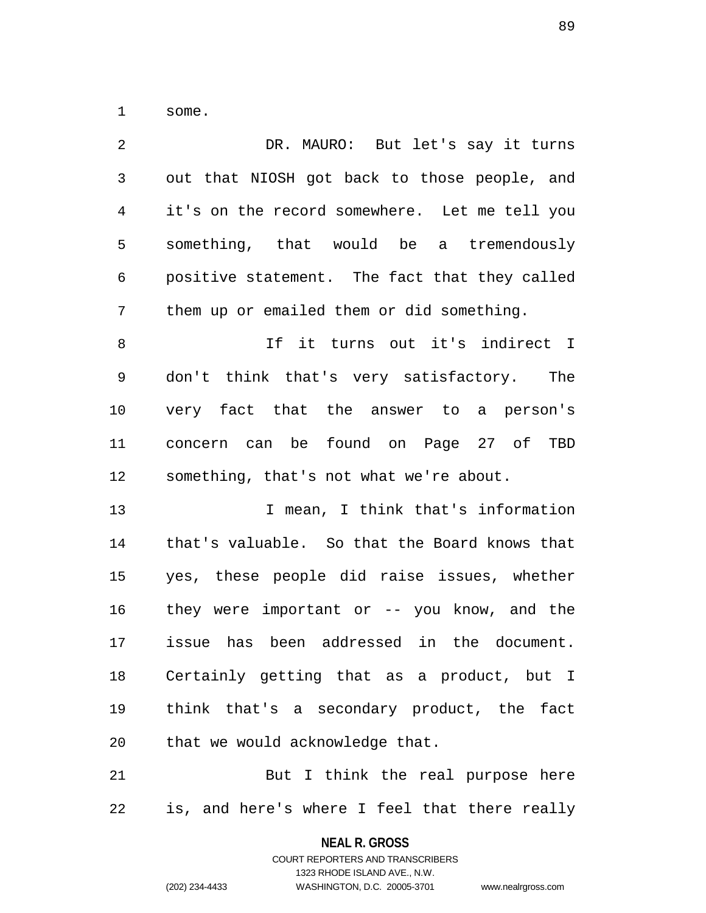some.

DR. MAURO: But let's say it turns out that NIOSH got back to those people, and it's on the record somewhere. Let me tell you something, that would be a tremendously positive statement. The fact that they called them up or emailed them or did something.

If it turns out it's indirect I don't think that's very satisfactory. The very fact that the answer to a person's concern can be found on Page 27 of TBD something, that's not what we're about.

I mean, I think that's information that's valuable. So that the Board knows that yes, these people did raise issues, whether they were important or -- you know, and the issue has been addressed in the document. Certainly getting that as a product, but I think that's a secondary product, the fact that we would acknowledge that.

But I think the real purpose here is, and here's where I feel that there really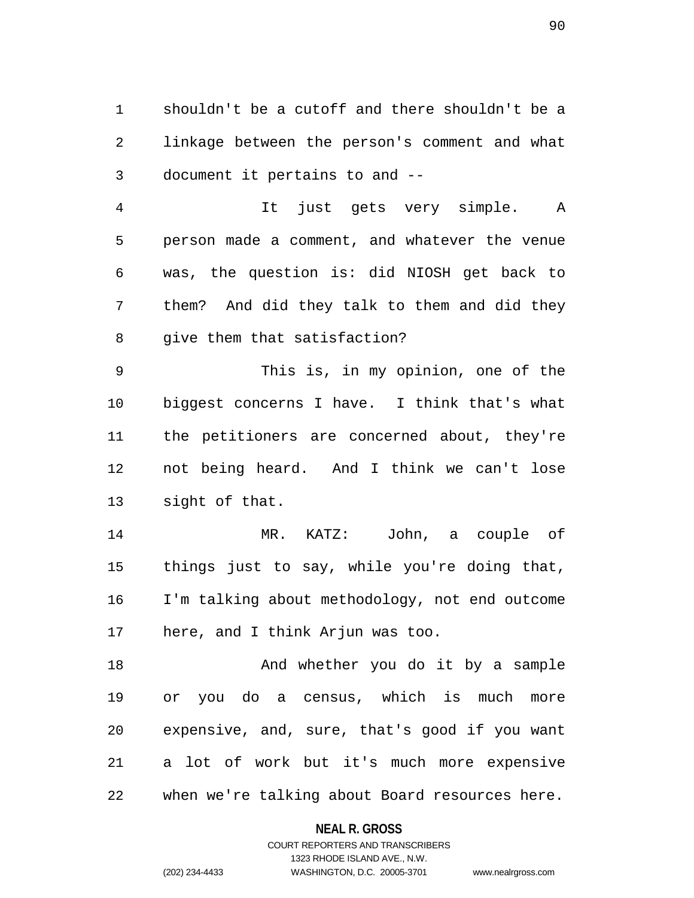shouldn't be a cutoff and there shouldn't be a linkage between the person's comment and what document it pertains to and --

It just gets very simple. A person made a comment, and whatever the venue was, the question is: did NIOSH get back to them? And did they talk to them and did they give them that satisfaction?

This is, in my opinion, one of the biggest concerns I have. I think that's what the petitioners are concerned about, they're not being heard. And I think we can't lose sight of that.

MR. KATZ: John, a couple of things just to say, while you're doing that, I'm talking about methodology, not end outcome here, and I think Arjun was too.

And whether you do it by a sample or you do a census, which is much more expensive, and, sure, that's good if you want a lot of work but it's much more expensive when we're talking about Board resources here.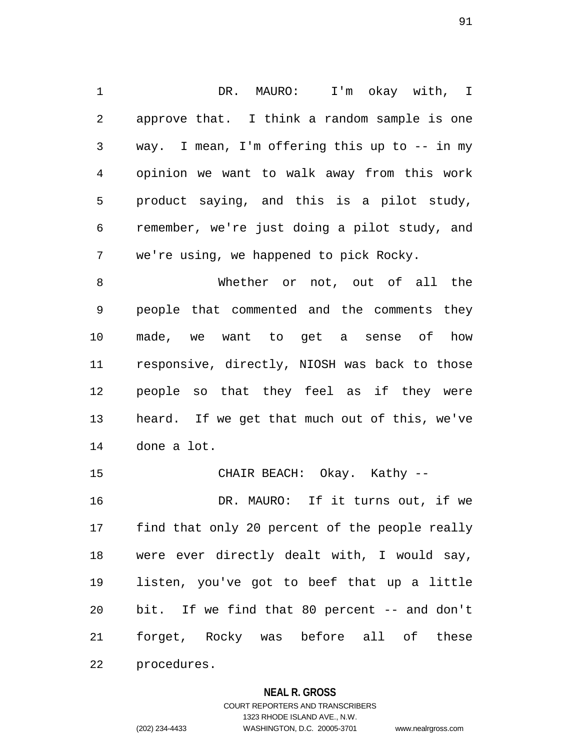DR. MAURO: I'm okay with, I approve that. I think a random sample is one way. I mean, I'm offering this up to -- in my opinion we want to walk away from this work product saying, and this is a pilot study, remember, we're just doing a pilot study, and we're using, we happened to pick Rocky.

Whether or not, out of all the people that commented and the comments they made, we want to get a sense of how responsive, directly, NIOSH was back to those people so that they feel as if they were heard. If we get that much out of this, we've done a lot.

CHAIR BEACH: Okay. Kathy --

DR. MAURO: If it turns out, if we find that only 20 percent of the people really were ever directly dealt with, I would say, listen, you've got to beef that up a little bit. If we find that 80 percent -- and don't forget, Rocky was before all of these procedures.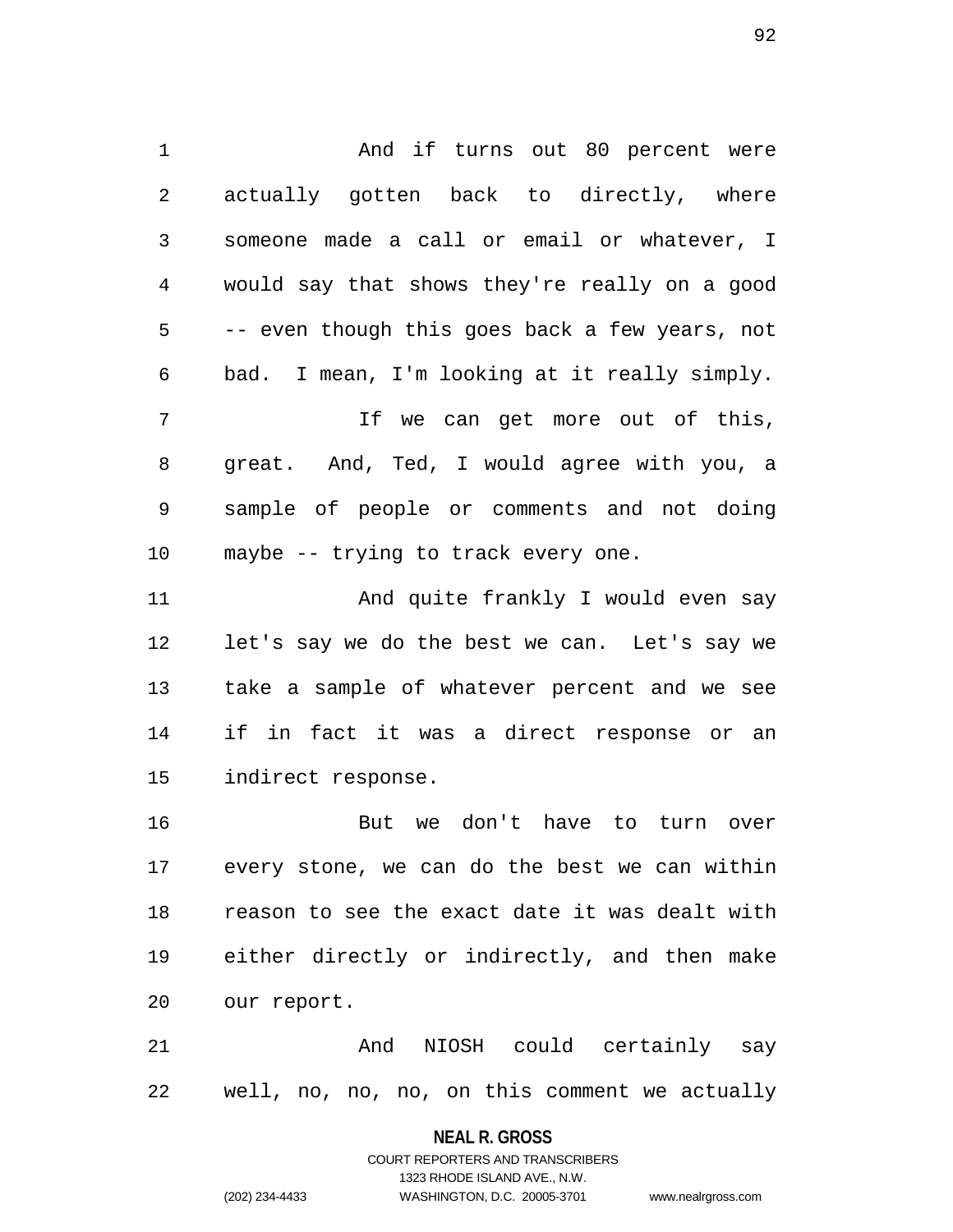And if turns out 80 percent were actually gotten back to directly, where someone made a call or email or whatever, I would say that shows they're really on a good -- even though this goes back a few years, not bad. I mean, I'm looking at it really simply.

If we can get more out of this, great. And, Ted, I would agree with you, a sample of people or comments and not doing maybe -- trying to track every one.

And quite frankly I would even say let's say we do the best we can. Let's say we take a sample of whatever percent and we see if in fact it was a direct response or an indirect response.

But we don't have to turn over every stone, we can do the best we can within reason to see the exact date it was dealt with either directly or indirectly, and then make our report.

And NIOSH could certainly say well, no, no, no, on this comment we actually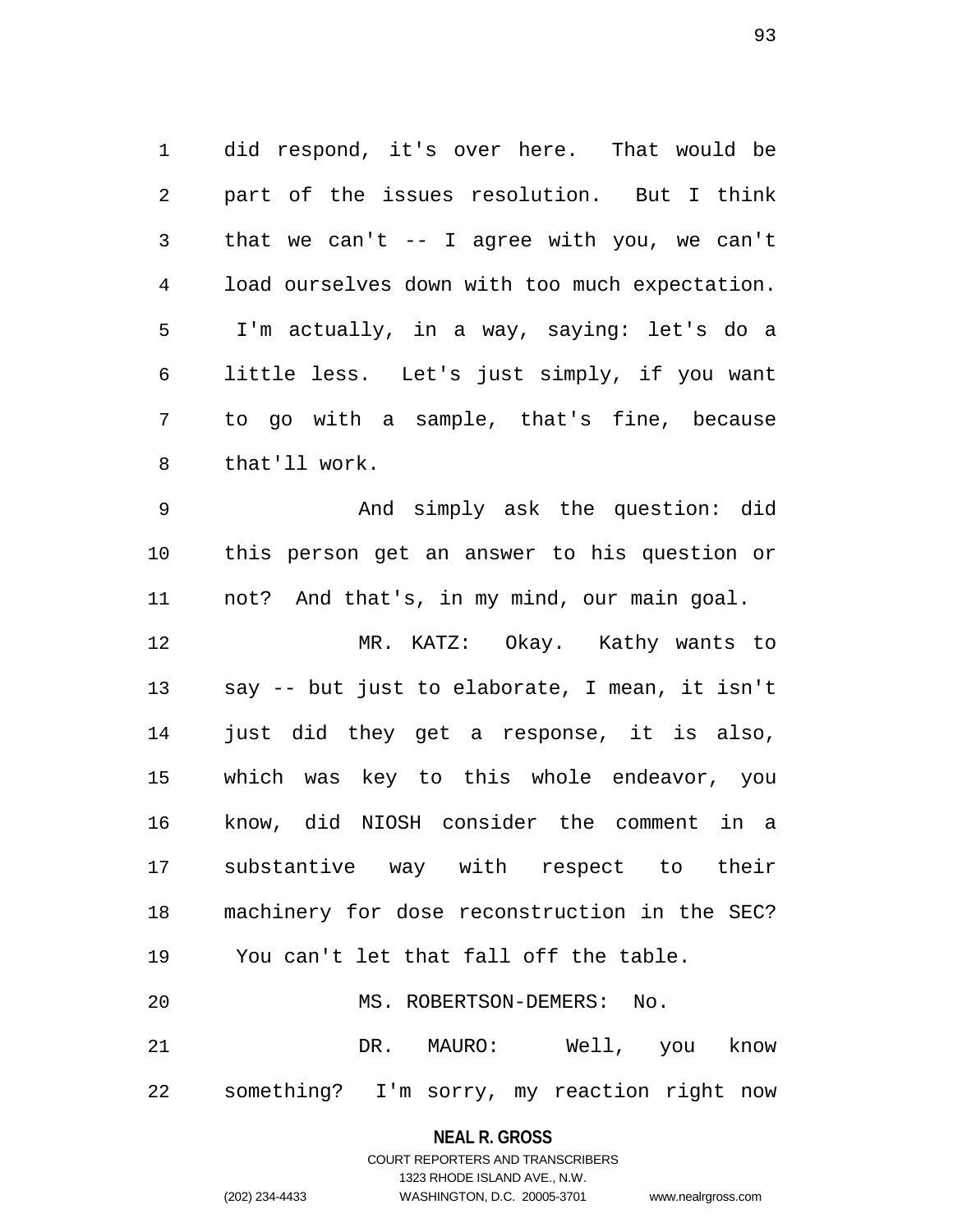did respond, it's over here. That would be part of the issues resolution. But I think that we can't -- I agree with you, we can't load ourselves down with too much expectation. I'm actually, in a way, saying: let's do a little less. Let's just simply, if you want to go with a sample, that's fine, because that'll work.

And simply ask the question: did this person get an answer to his question or not? And that's, in my mind, our main goal.

MR. KATZ: Okay. Kathy wants to say -- but just to elaborate, I mean, it isn't just did they get a response, it is also, which was key to this whole endeavor, you know, did NIOSH consider the comment in a substantive way with respect to their machinery for dose reconstruction in the SEC? You can't let that fall off the table.

MS. ROBERTSON-DEMERS: No.

DR. MAURO: Well, you know something? I'm sorry, my reaction right now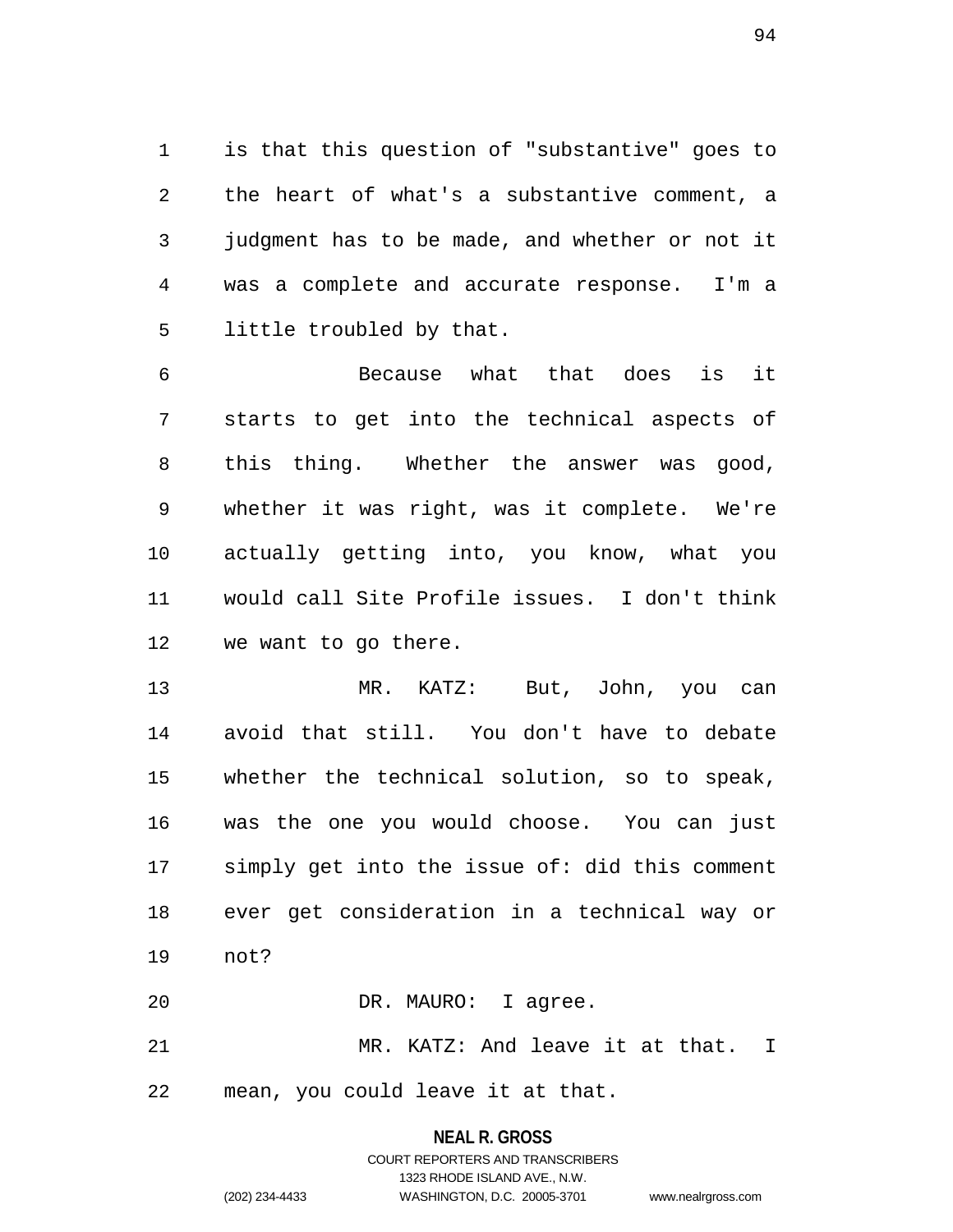is that this question of "substantive" goes to the heart of what's a substantive comment, a judgment has to be made, and whether or not it was a complete and accurate response. I'm a little troubled by that.

Because what that does is it starts to get into the technical aspects of this thing. Whether the answer was good, whether it was right, was it complete. We're actually getting into, you know, what you would call Site Profile issues. I don't think we want to go there.

MR. KATZ: But, John, you can avoid that still. You don't have to debate whether the technical solution, so to speak, was the one you would choose. You can just simply get into the issue of: did this comment ever get consideration in a technical way or not?

DR. MAURO: I agree.

MR. KATZ: And leave it at that. I mean, you could leave it at that.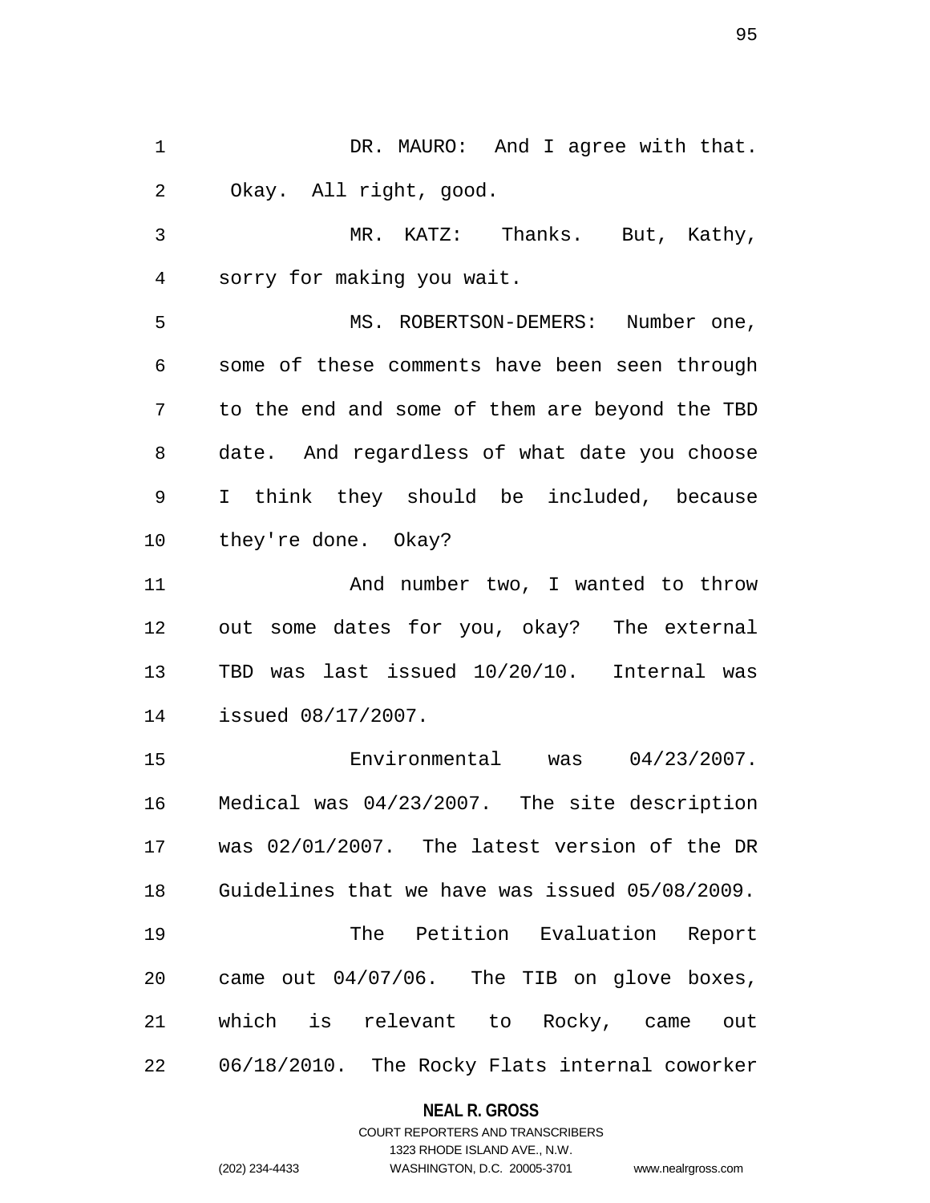DR. MAURO: And I agree with that. Okay. All right, good.

MR. KATZ: Thanks. But, Kathy, sorry for making you wait.

MS. ROBERTSON-DEMERS: Number one, some of these comments have been seen through to the end and some of them are beyond the TBD date. And regardless of what date you choose I think they should be included, because they're done. Okay?

And number two, I wanted to throw out some dates for you, okay? The external TBD was last issued 10/20/10. Internal was issued 08/17/2007.

Environmental was 04/23/2007. Medical was 04/23/2007. The site description was 02/01/2007. The latest version of the DR Guidelines that we have was issued 05/08/2009.

The Petition Evaluation Report came out 04/07/06. The TIB on glove boxes, which is relevant to Rocky, came out 06/18/2010. The Rocky Flats internal coworker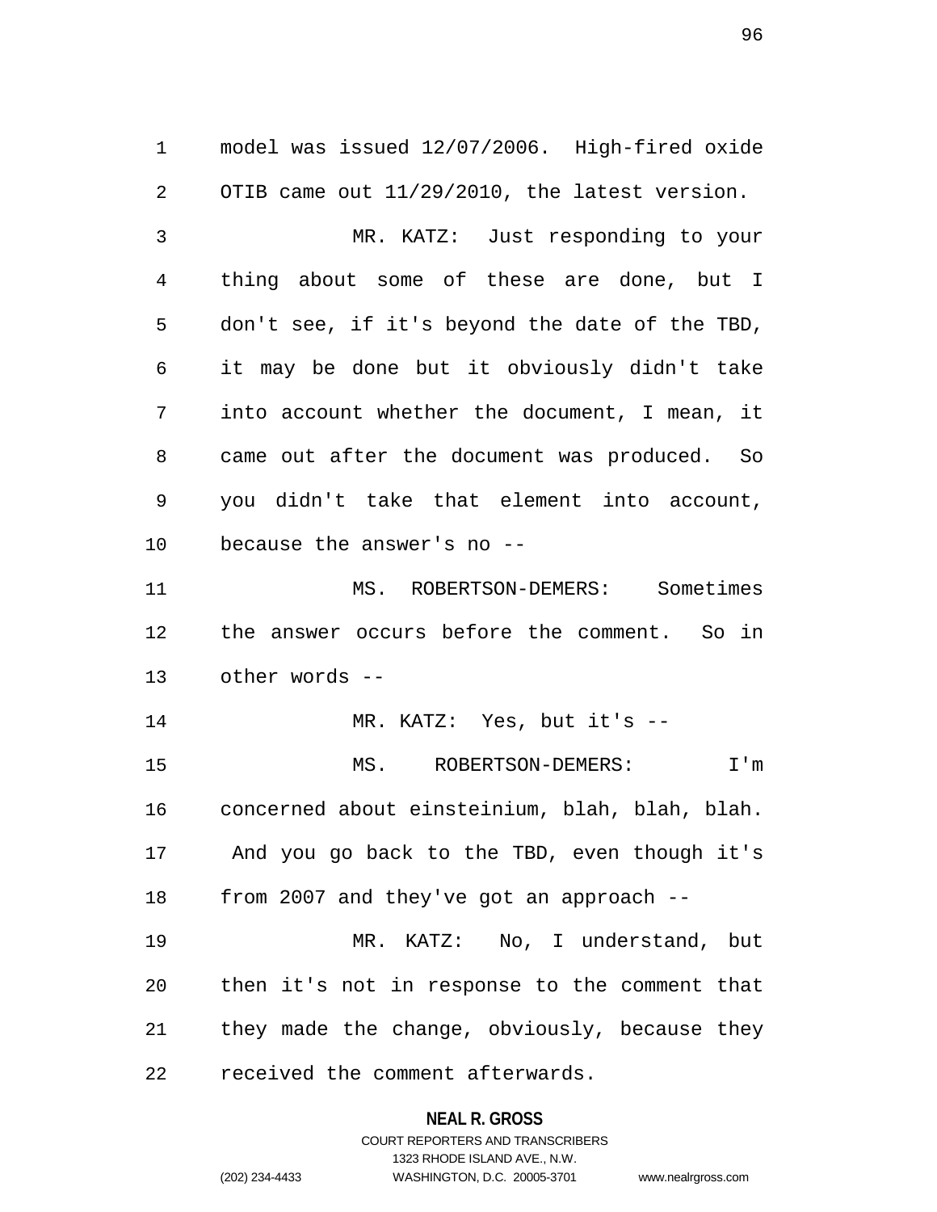model was issued 12/07/2006. High-fired oxide OTIB came out 11/29/2010, the latest version.

MR. KATZ: Just responding to your thing about some of these are done, but I don't see, if it's beyond the date of the TBD, it may be done but it obviously didn't take into account whether the document, I mean, it came out after the document was produced. So you didn't take that element into account, because the answer's no --

MS. ROBERTSON-DEMERS: Sometimes the answer occurs before the comment. So in other words --

MR. KATZ: Yes, but it's --

MS. ROBERTSON-DEMERS: I'm concerned about einsteinium, blah, blah, blah. And you go back to the TBD, even though it's from 2007 and they've got an approach --

MR. KATZ: No, I understand, but then it's not in response to the comment that they made the change, obviously, because they received the comment afterwards.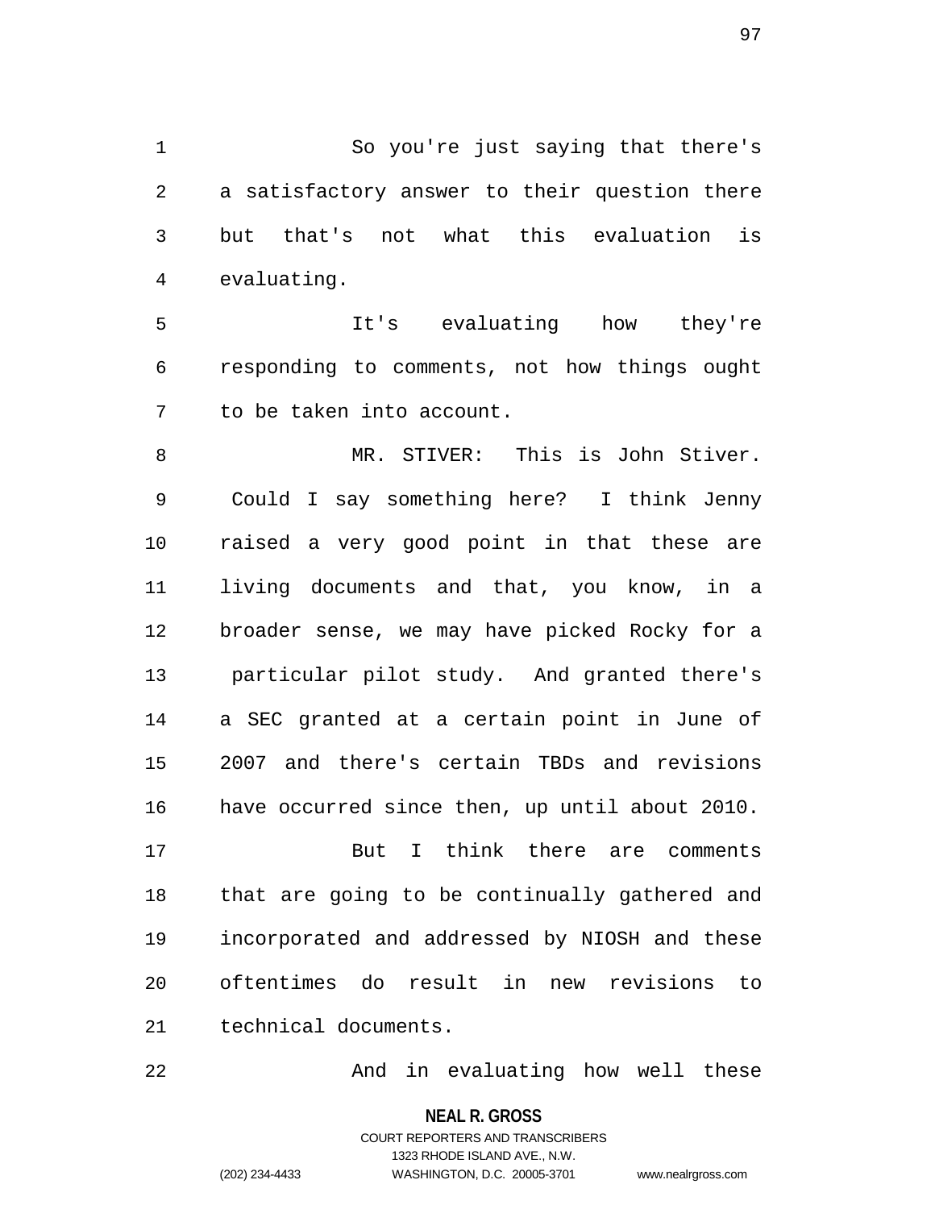So you're just saying that there's a satisfactory answer to their question there but that's not what this evaluation is evaluating.

It's evaluating how they're responding to comments, not how things ought to be taken into account.

MR. STIVER: This is John Stiver. Could I say something here? I think Jenny raised a very good point in that these are living documents and that, you know, in a broader sense, we may have picked Rocky for a particular pilot study. And granted there's a SEC granted at a certain point in June of 2007 and there's certain TBDs and revisions have occurred since then, up until about 2010.

But I think there are comments that are going to be continually gathered and incorporated and addressed by NIOSH and these oftentimes do result in new revisions to technical documents.

And in evaluating how well these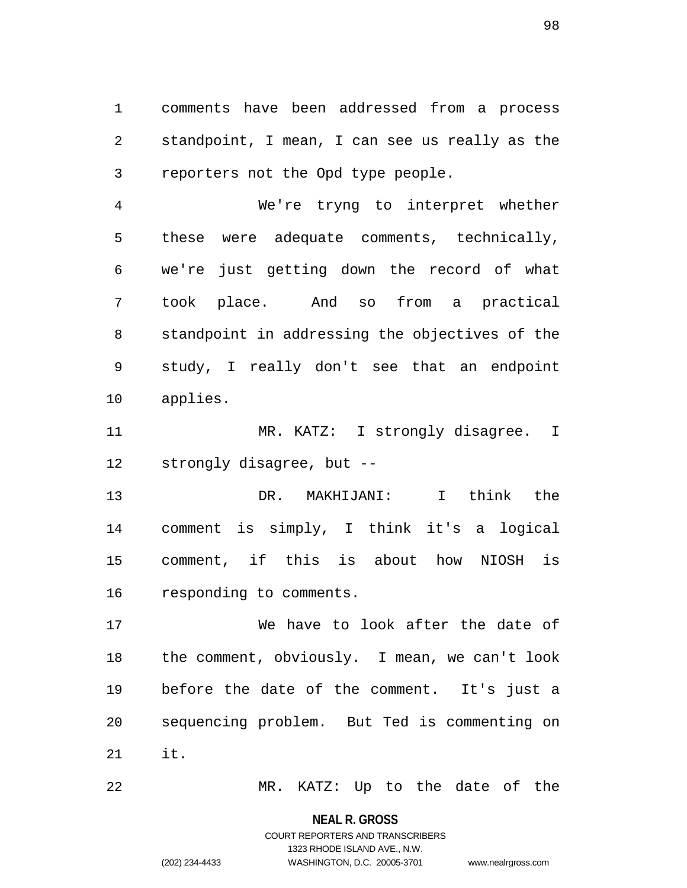comments have been addressed from a process standpoint, I mean, I can see us really as the reporters not the Opd type people.

We're tryng to interpret whether these were adequate comments, technically, we're just getting down the record of what took place. And so from a practical standpoint in addressing the objectives of the study, I really don't see that an endpoint applies.

MR. KATZ: I strongly disagree. I strongly disagree, but --

DR. MAKHIJANI: I think the comment is simply, I think it's a logical comment, if this is about how NIOSH is responding to comments.

We have to look after the date of the comment, obviously. I mean, we can't look before the date of the comment. It's just a sequencing problem. But Ted is commenting on it.

MR. KATZ: Up to the date of the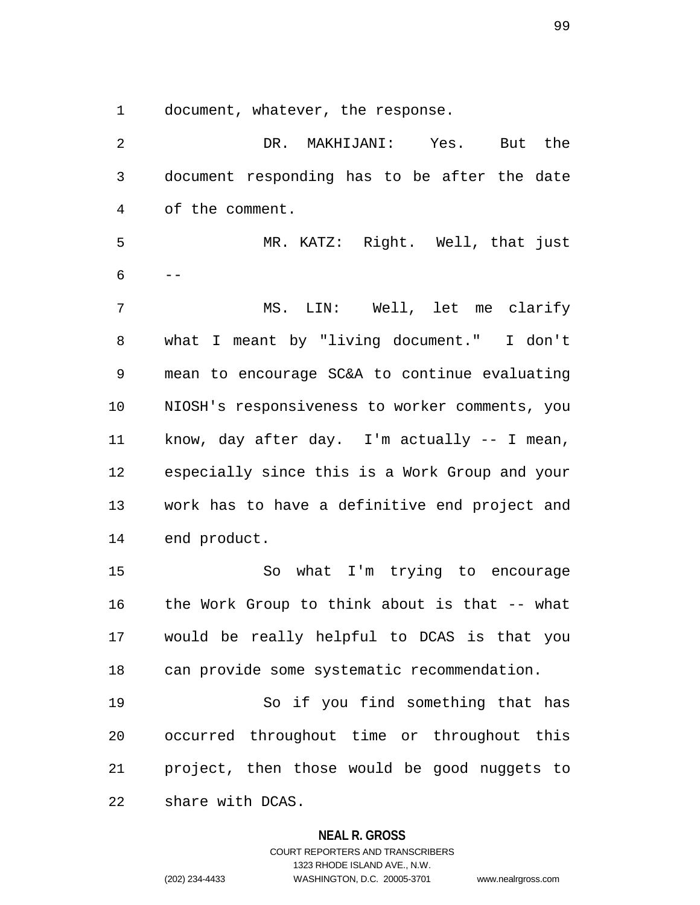document, whatever, the response.

DR. MAKHIJANI: Yes. But the document responding has to be after the date of the comment.

MR. KATZ: Right. Well, that just --

MS. LIN: Well, let me clarify what I meant by "living document." I don't mean to encourage SC&A to continue evaluating NIOSH's responsiveness to worker comments, you know, day after day. I'm actually -- I mean, especially since this is a Work Group and your work has to have a definitive end project and end product.

So what I'm trying to encourage the Work Group to think about is that -- what would be really helpful to DCAS is that you can provide some systematic recommendation.

So if you find something that has occurred throughout time or throughout this project, then those would be good nuggets to share with DCAS.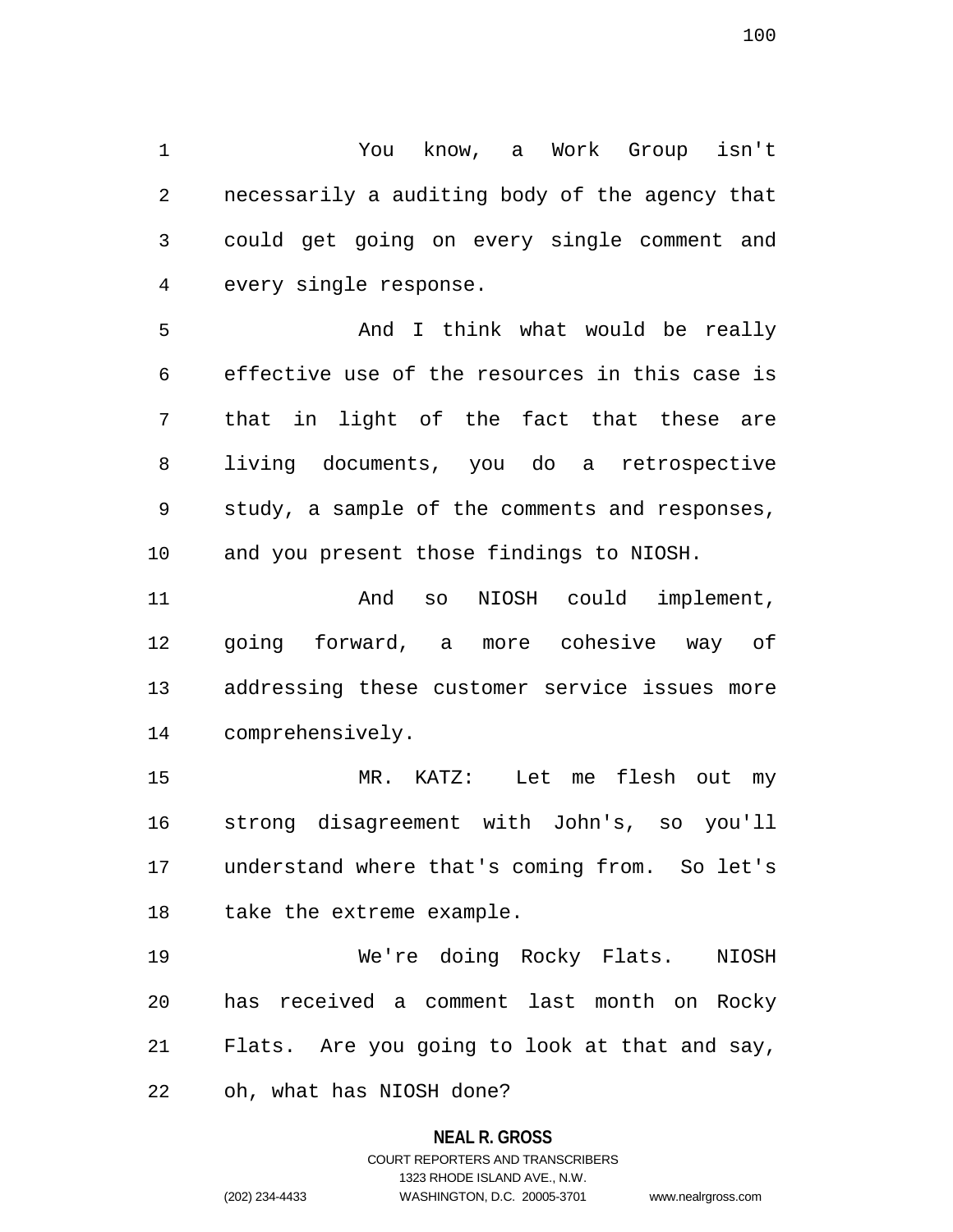You know, a Work Group isn't necessarily a auditing body of the agency that could get going on every single comment and every single response.

And I think what would be really effective use of the resources in this case is that in light of the fact that these are living documents, you do a retrospective study, a sample of the comments and responses, and you present those findings to NIOSH.

And so NIOSH could implement, going forward, a more cohesive way of addressing these customer service issues more comprehensively.

MR. KATZ: Let me flesh out my strong disagreement with John's, so you'll understand where that's coming from. So let's take the extreme example.

We're doing Rocky Flats. NIOSH has received a comment last month on Rocky Flats. Are you going to look at that and say, oh, what has NIOSH done?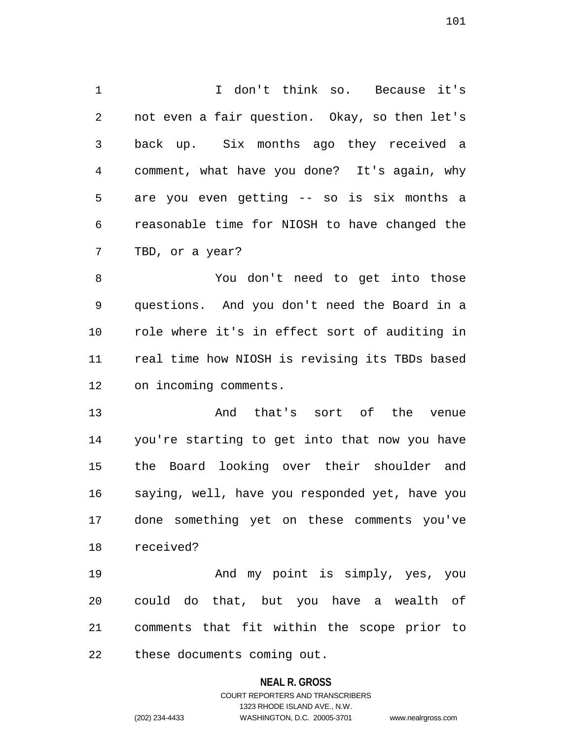I don't think so. Because it's not even a fair question. Okay, so then let's back up. Six months ago they received a comment, what have you done? It's again, why are you even getting -- so is six months a reasonable time for NIOSH to have changed the TBD, or a year?

You don't need to get into those questions. And you don't need the Board in a role where it's in effect sort of auditing in real time how NIOSH is revising its TBDs based on incoming comments.

And that's sort of the venue you're starting to get into that now you have the Board looking over their shoulder and saying, well, have you responded yet, have you done something yet on these comments you've received?

And my point is simply, yes, you could do that, but you have a wealth of comments that fit within the scope prior to these documents coming out.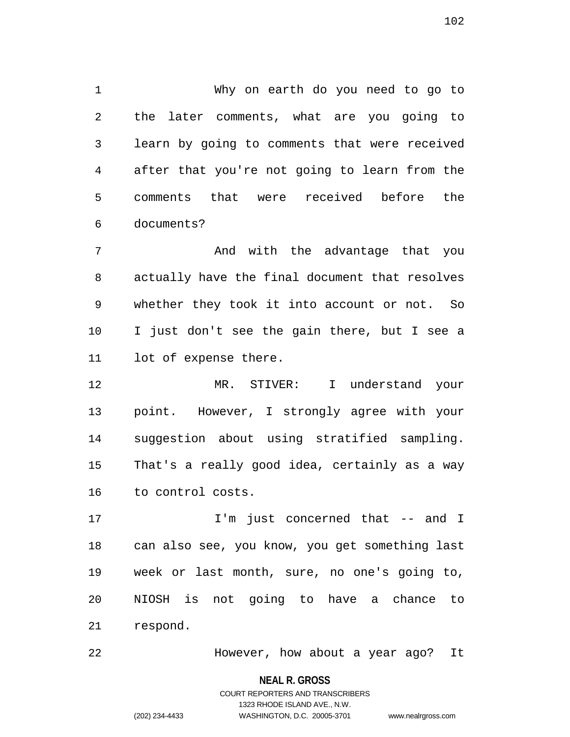Why on earth do you need to go to the later comments, what are you going to learn by going to comments that were received after that you're not going to learn from the comments that were received before the documents?

And with the advantage that you actually have the final document that resolves whether they took it into account or not. So I just don't see the gain there, but I see a lot of expense there.

MR. STIVER: I understand your point. However, I strongly agree with your suggestion about using stratified sampling. That's a really good idea, certainly as a way to control costs.

I'm just concerned that -- and I can also see, you know, you get something last week or last month, sure, no one's going to, NIOSH is not going to have a chance to respond.

However, how about a year ago? It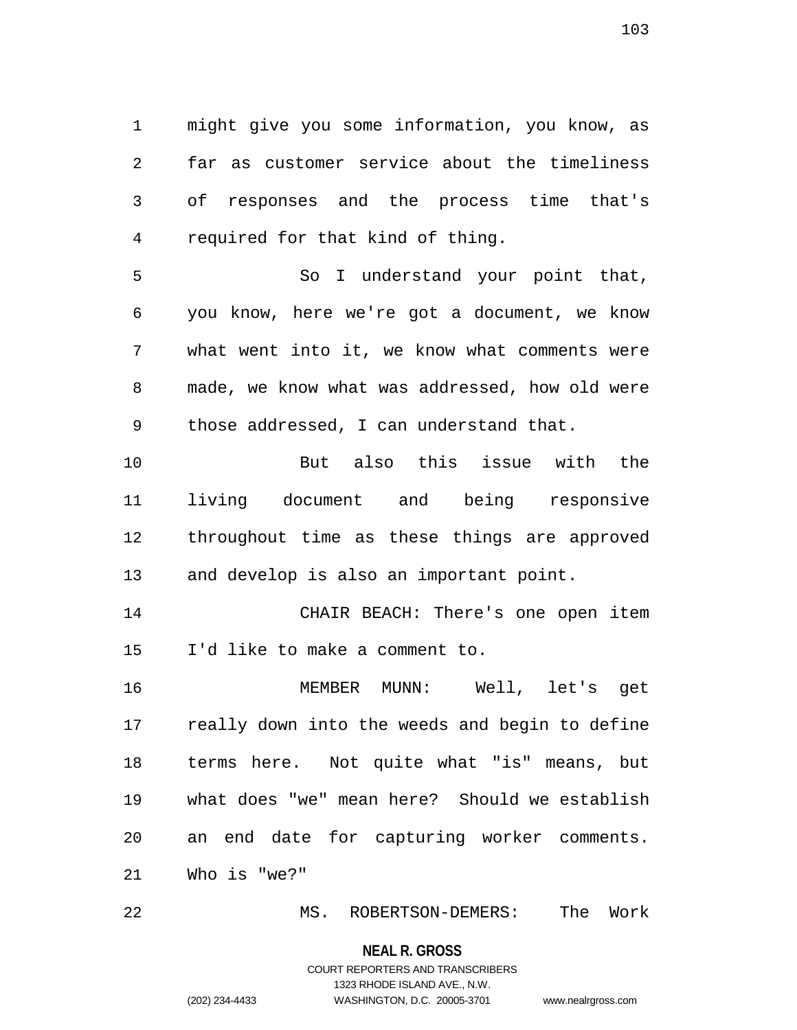might give you some information, you know, as far as customer service about the timeliness of responses and the process time that's required for that kind of thing.

So I understand your point that, you know, here we're got a document, we know what went into it, we know what comments were made, we know what was addressed, how old were those addressed, I can understand that.

But also this issue with the living document and being responsive throughout time as these things are approved and develop is also an important point.

CHAIR BEACH: There's one open item I'd like to make a comment to.

MEMBER MUNN: Well, let's get really down into the weeds and begin to define terms here. Not quite what "is" means, but what does "we" mean here? Should we establish an end date for capturing worker comments. Who is "we?"

MS. ROBERTSON-DEMERS: The Work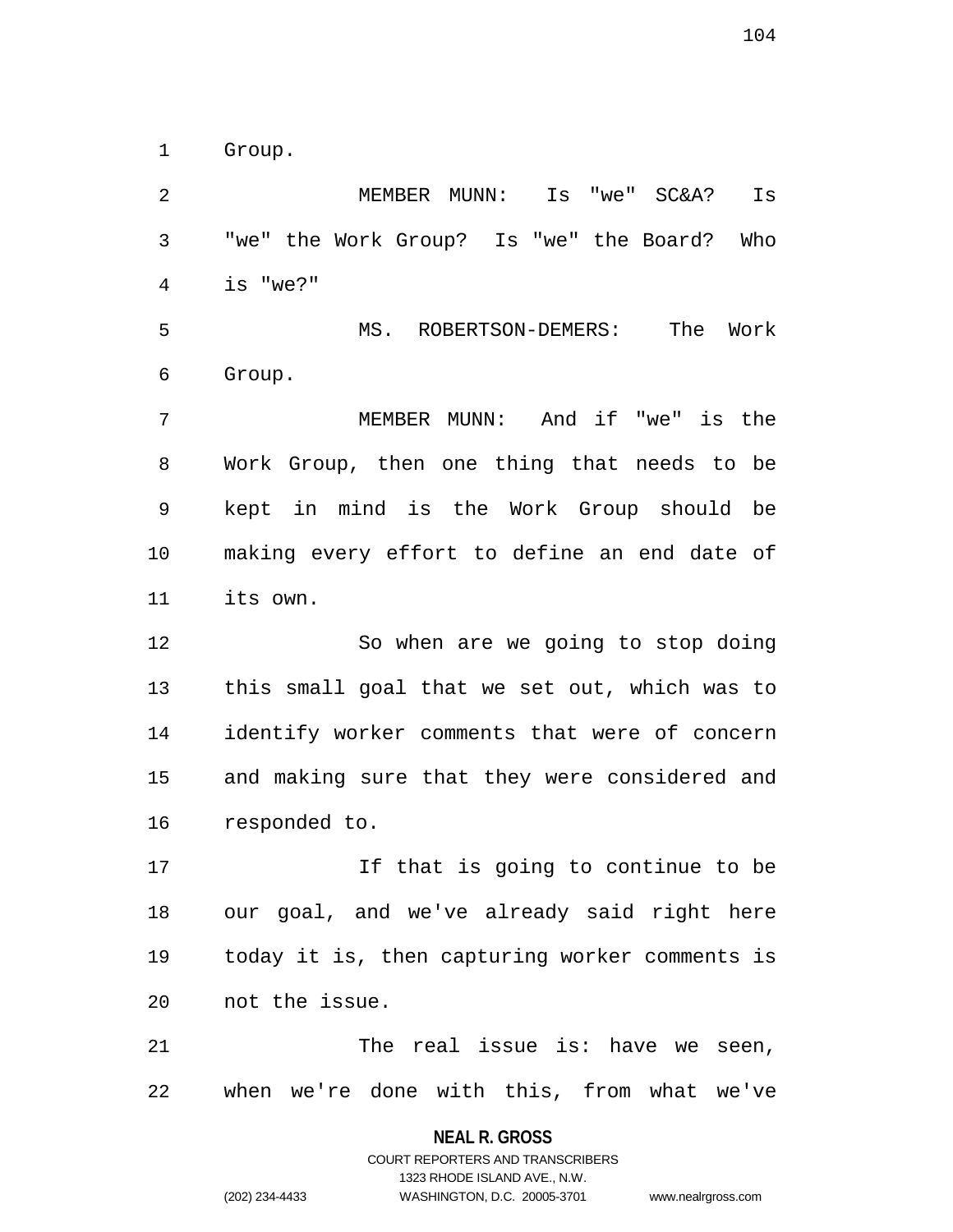Group.

MEMBER MUNN: Is "we" SC&A? Is "we" the Work Group? Is "we" the Board? Who is "we?"

MS. ROBERTSON-DEMERS: The Work Group.

MEMBER MUNN: And if "we" is the Work Group, then one thing that needs to be kept in mind is the Work Group should be making every effort to define an end date of its own.

So when are we going to stop doing this small goal that we set out, which was to identify worker comments that were of concern and making sure that they were considered and responded to.

If that is going to continue to be our goal, and we've already said right here today it is, then capturing worker comments is not the issue.

The real issue is: have we seen, when we're done with this, from what we've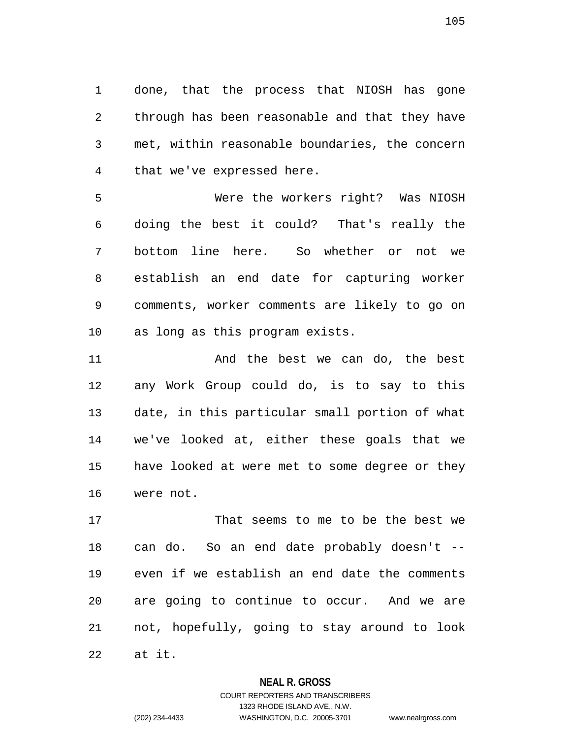done, that the process that NIOSH has gone through has been reasonable and that they have met, within reasonable boundaries, the concern that we've expressed here.

Were the workers right? Was NIOSH doing the best it could? That's really the bottom line here. So whether or not we establish an end date for capturing worker comments, worker comments are likely to go on as long as this program exists.

And the best we can do, the best any Work Group could do, is to say to this date, in this particular small portion of what we've looked at, either these goals that we have looked at were met to some degree or they were not.

That seems to me to be the best we can do. So an end date probably doesn't -- even if we establish an end date the comments are going to continue to occur. And we are not, hopefully, going to stay around to look at it.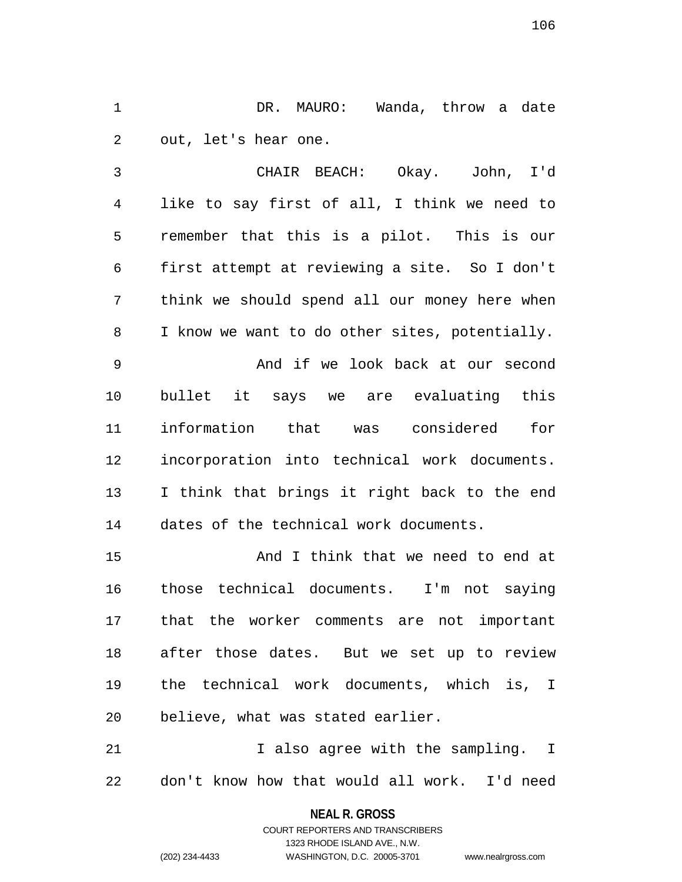DR. MAURO: Wanda, throw a date out, let's hear one.

CHAIR BEACH: Okay. John, I'd like to say first of all, I think we need to remember that this is a pilot. This is our first attempt at reviewing a site. So I don't think we should spend all our money here when I know we want to do other sites, potentially.

And if we look back at our second bullet it says we are evaluating this information that was considered for incorporation into technical work documents. I think that brings it right back to the end dates of the technical work documents.

And I think that we need to end at those technical documents. I'm not saying that the worker comments are not important after those dates. But we set up to review the technical work documents, which is, I believe, what was stated earlier.

I also agree with the sampling. I don't know how that would all work. I'd need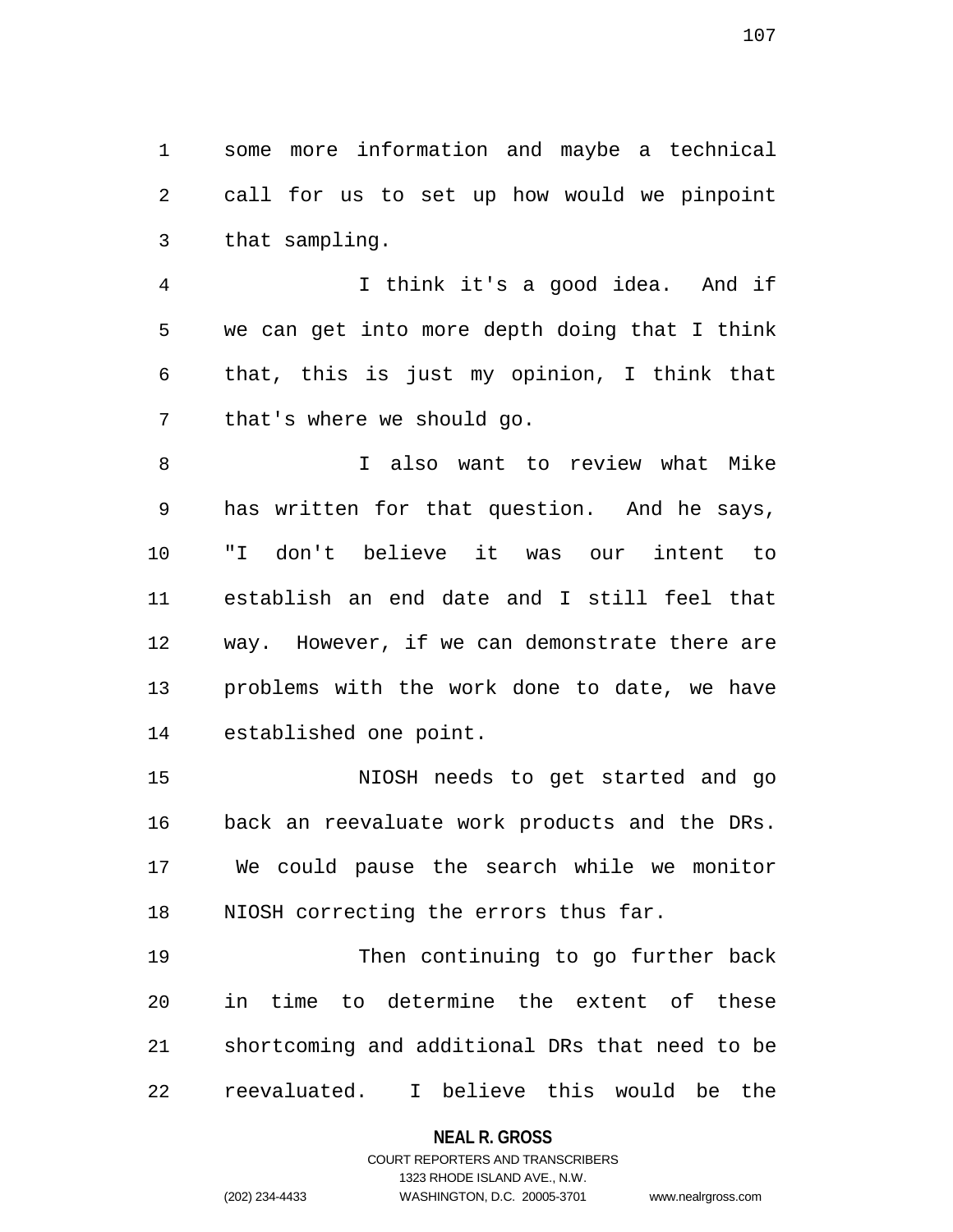some more information and maybe a technical call for us to set up how would we pinpoint that sampling.

I think it's a good idea. And if we can get into more depth doing that I think that, this is just my opinion, I think that that's where we should go.

I also want to review what Mike has written for that question. And he says, "I don't believe it was our intent to establish an end date and I still feel that way. However, if we can demonstrate there are problems with the work done to date, we have established one point.

NIOSH needs to get started and go back an reevaluate work products and the DRs. We could pause the search while we monitor NIOSH correcting the errors thus far.

Then continuing to go further back in time to determine the extent of these shortcoming and additional DRs that need to be reevaluated. I believe this would be the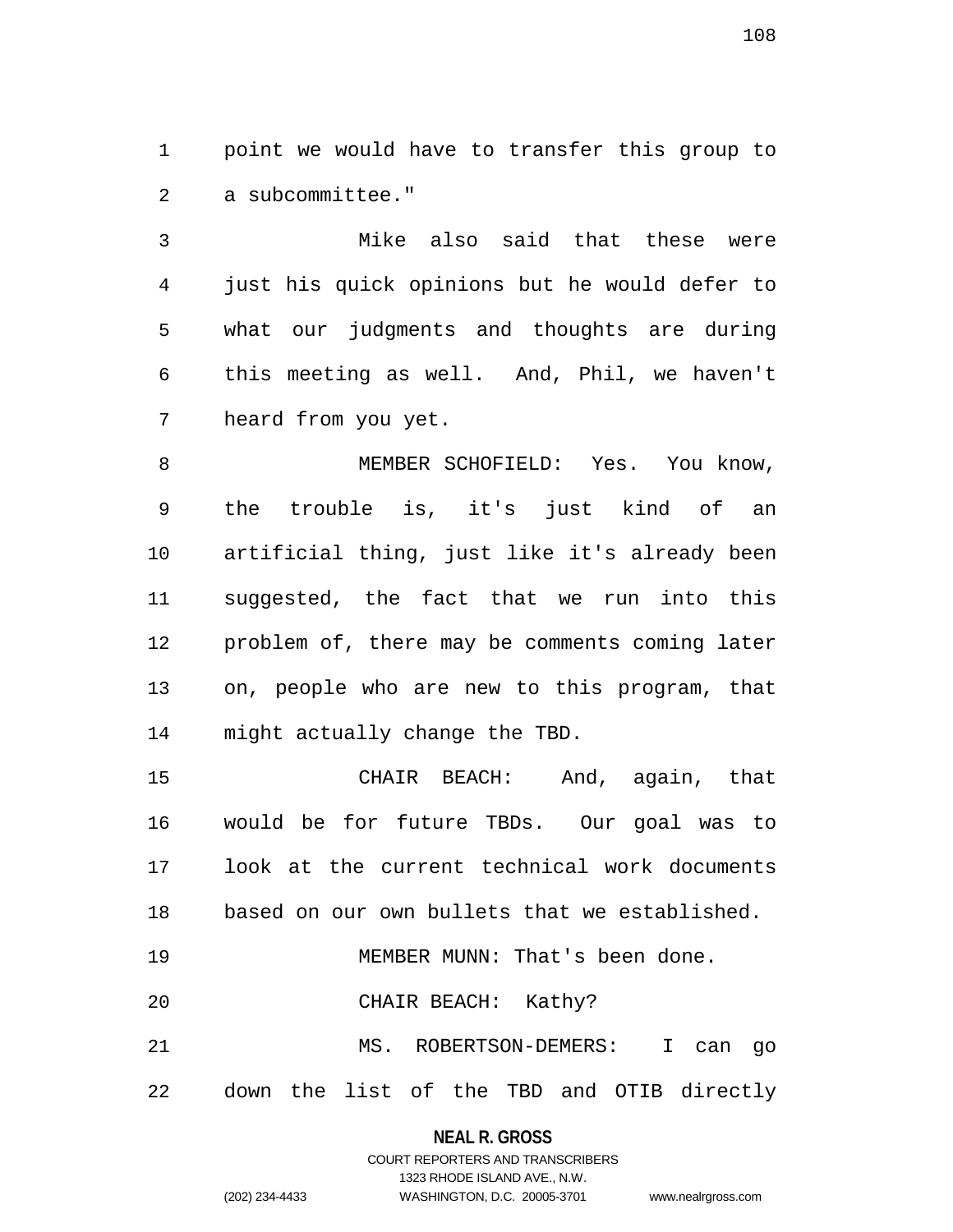point we would have to transfer this group to a subcommittee."

Mike also said that these were just his quick opinions but he would defer to what our judgments and thoughts are during this meeting as well. And, Phil, we haven't heard from you yet.

MEMBER SCHOFIELD: Yes. You know, the trouble is, it's just kind of an artificial thing, just like it's already been suggested, the fact that we run into this problem of, there may be comments coming later on, people who are new to this program, that might actually change the TBD.

CHAIR BEACH: And, again, that would be for future TBDs. Our goal was to look at the current technical work documents based on our own bullets that we established.

MEMBER MUNN: That's been done.

CHAIR BEACH: Kathy?

MS. ROBERTSON-DEMERS: I can go down the list of the TBD and OTIB directly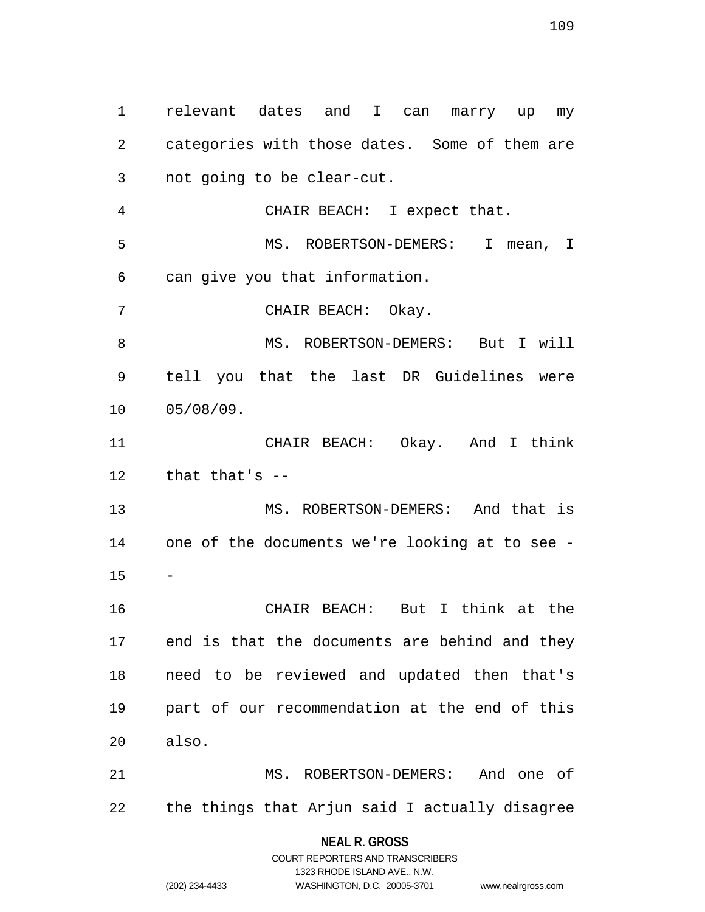relevant dates and I can marry up my categories with those dates. Some of them are not going to be clear-cut.

CHAIR BEACH: I expect that.

MS. ROBERTSON-DEMERS: I mean, I can give you that information.

CHAIR BEACH: Okay.

MS. ROBERTSON-DEMERS: But I will tell you that the last DR Guidelines were 05/08/09.

CHAIR BEACH: Okay. And I think that that's --

MS. ROBERTSON-DEMERS: And that is one of the documents we're looking at to see --

CHAIR BEACH: But I think at the end is that the documents are behind and they need to be reviewed and updated then that's part of our recommendation at the end of this also.

MS. ROBERTSON-DEMERS: And one of the things that Arjun said I actually disagree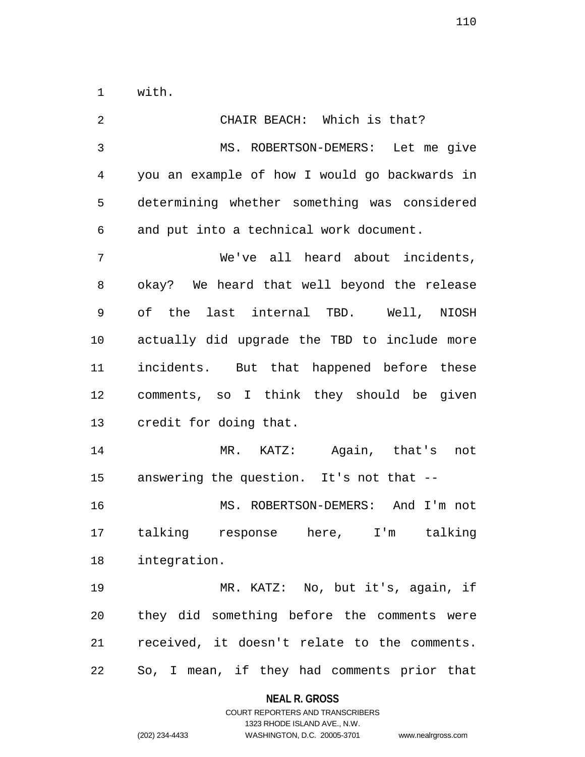with.

CHAIR BEACH: Which is that?

MS. ROBERTSON-DEMERS: Let me give you an example of how I would go backwards in determining whether something was considered and put into a technical work document.

We've all heard about incidents, okay? We heard that well beyond the release of the last internal TBD. Well, NIOSH actually did upgrade the TBD to include more incidents. But that happened before these comments, so I think they should be given credit for doing that.

MR. KATZ: Again, that's not answering the question. It's not that --

MS. ROBERTSON-DEMERS: And I'm not talking response here, I'm talking integration.

MR. KATZ: No, but it's, again, if they did something before the comments were received, it doesn't relate to the comments. So, I mean, if they had comments prior that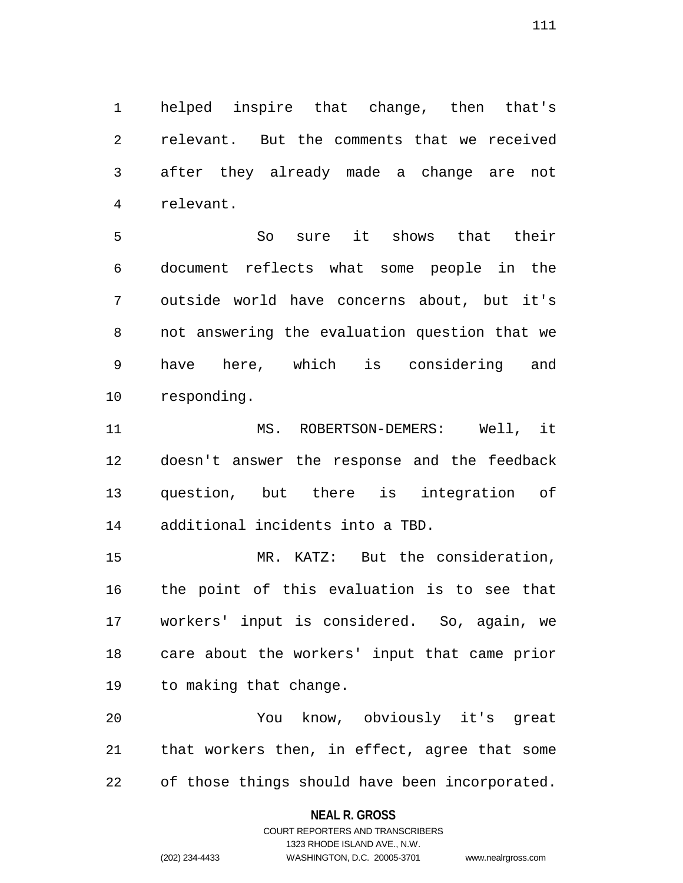helped inspire that change, then that's relevant. But the comments that we received after they already made a change are not relevant.

So sure it shows that their document reflects what some people in the outside world have concerns about, but it's not answering the evaluation question that we have here, which is considering and responding.

MS. ROBERTSON-DEMERS: Well, it doesn't answer the response and the feedback question, but there is integration of additional incidents into a TBD.

MR. KATZ: But the consideration, the point of this evaluation is to see that workers' input is considered. So, again, we care about the workers' input that came prior to making that change.

You know, obviously it's great that workers then, in effect, agree that some of those things should have been incorporated.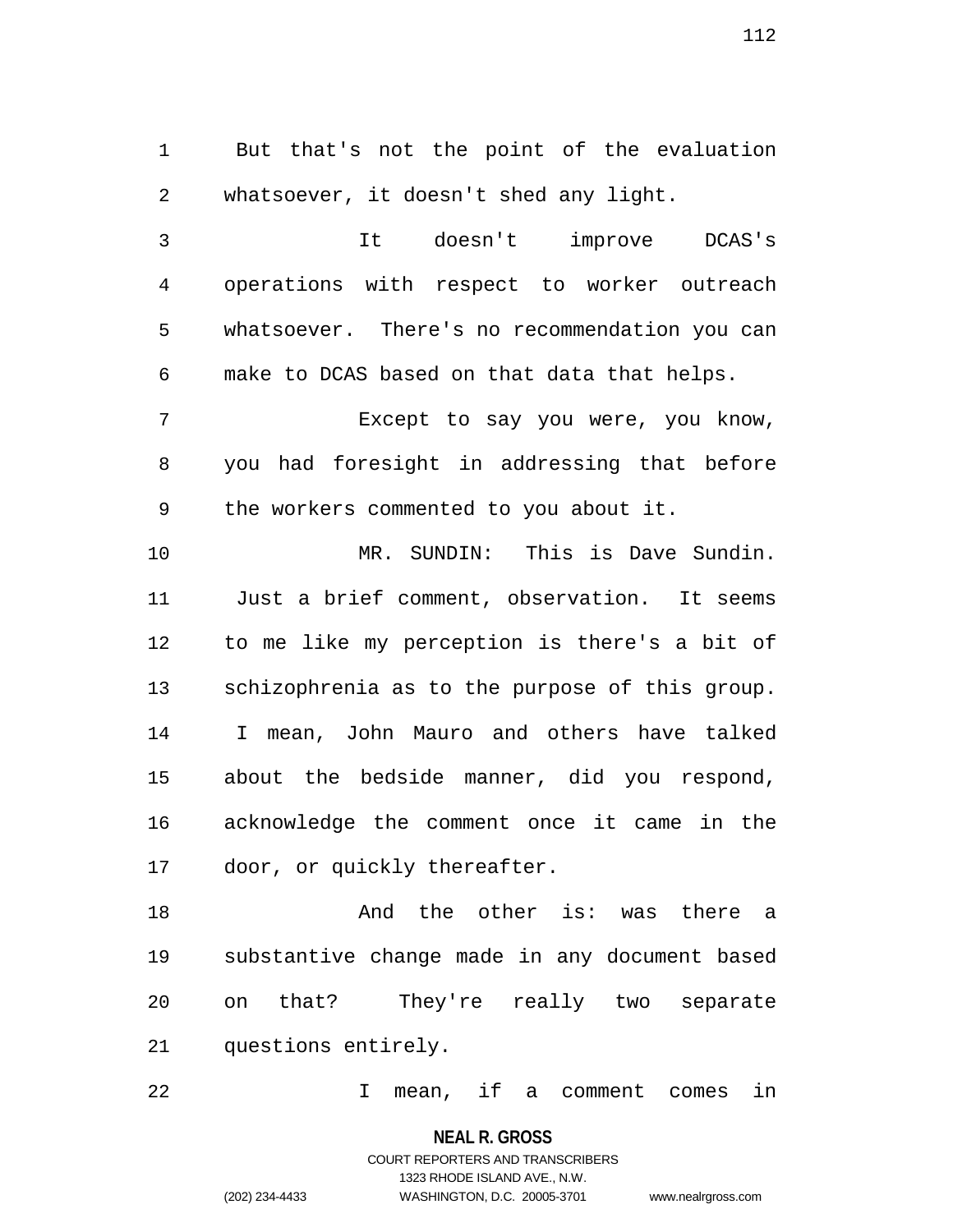But that's not the point of the evaluation whatsoever, it doesn't shed any light.

It doesn't improve DCAS's operations with respect to worker outreach whatsoever. There's no recommendation you can make to DCAS based on that data that helps.

Except to say you were, you know, you had foresight in addressing that before the workers commented to you about it.

MR. SUNDIN: This is Dave Sundin. Just a brief comment, observation. It seems to me like my perception is there's a bit of schizophrenia as to the purpose of this group. I mean, John Mauro and others have talked about the bedside manner, did you respond, acknowledge the comment once it came in the door, or quickly thereafter.

And the other is: was there a substantive change made in any document based on that? They're really two separate questions entirely.

I mean, if a comment comes in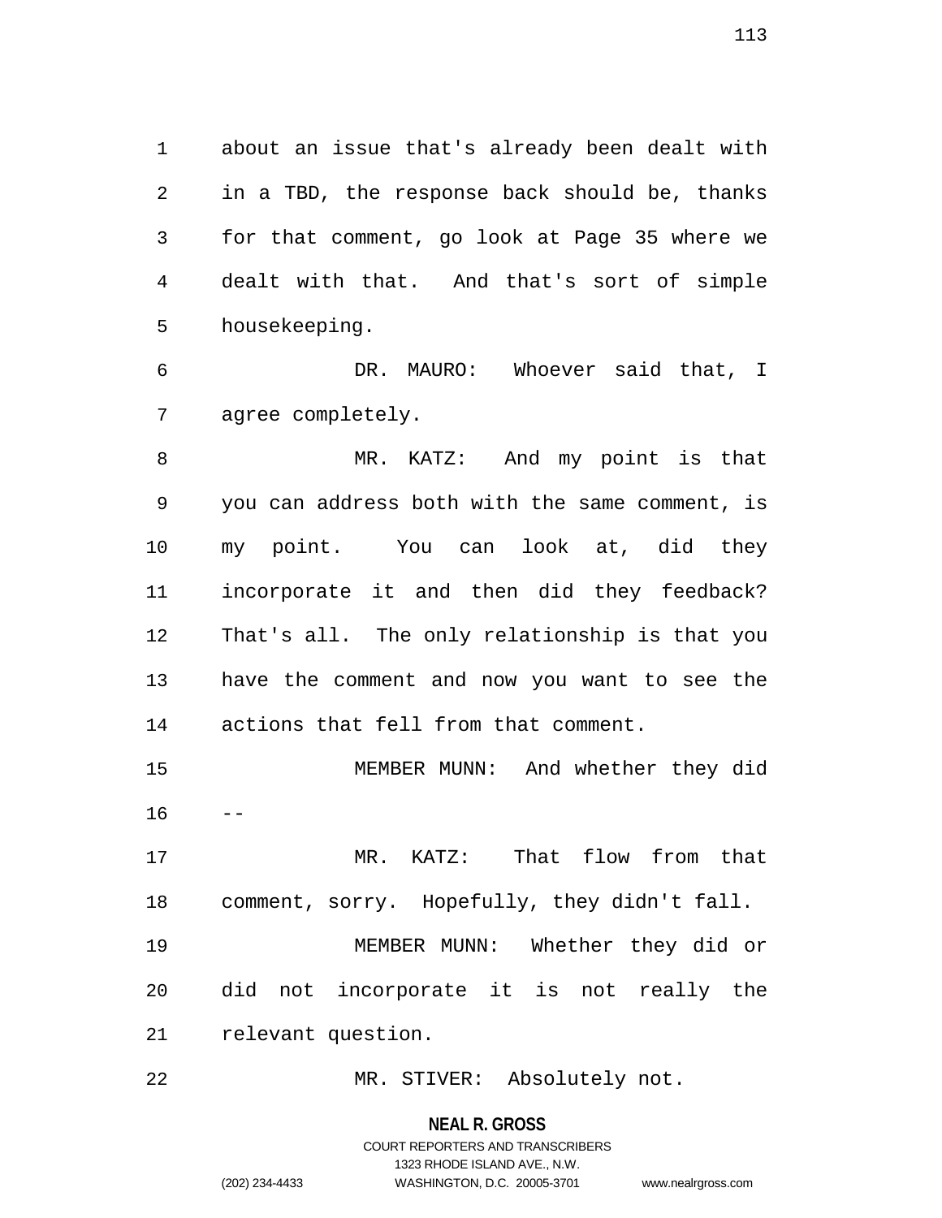about an issue that's already been dealt with in a TBD, the response back should be, thanks for that comment, go look at Page 35 where we dealt with that. And that's sort of simple housekeeping.

DR. MAURO: Whoever said that, I agree completely.

MR. KATZ: And my point is that you can address both with the same comment, is my point. You can look at, did they incorporate it and then did they feedback? That's all. The only relationship is that you have the comment and now you want to see the actions that fell from that comment.

MEMBER MUNN: And whether they did --

MR. KATZ: That flow from that comment, sorry. Hopefully, they didn't fall.

MEMBER MUNN: Whether they did or did not incorporate it is not really the relevant question.

MR. STIVER: Absolutely not.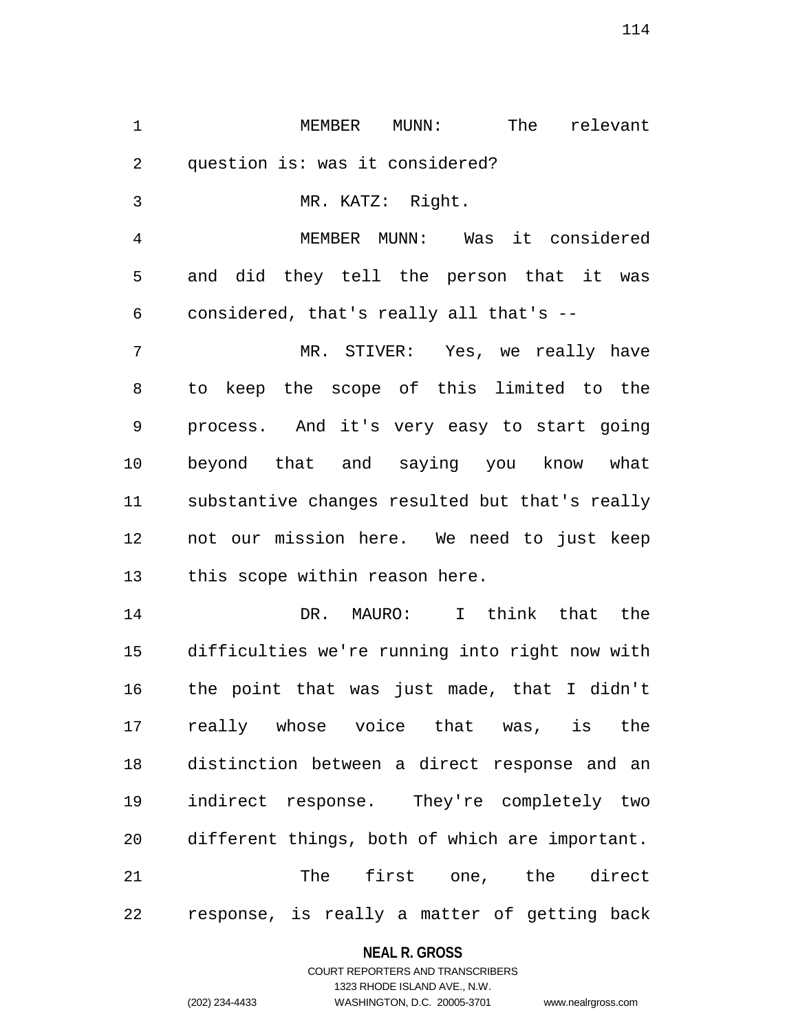MEMBER MUNN: The relevant question is: was it considered?

MR. KATZ: Right.

MEMBER MUNN: Was it considered and did they tell the person that it was considered, that's really all that's --

MR. STIVER: Yes, we really have to keep the scope of this limited to the process. And it's very easy to start going beyond that and saying you know what substantive changes resulted but that's really not our mission here. We need to just keep this scope within reason here.

DR. MAURO: I think that the difficulties we're running into right now with the point that was just made, that I didn't really whose voice that was, is the distinction between a direct response and an indirect response. They're completely two different things, both of which are important.

The first one, the direct response, is really a matter of getting back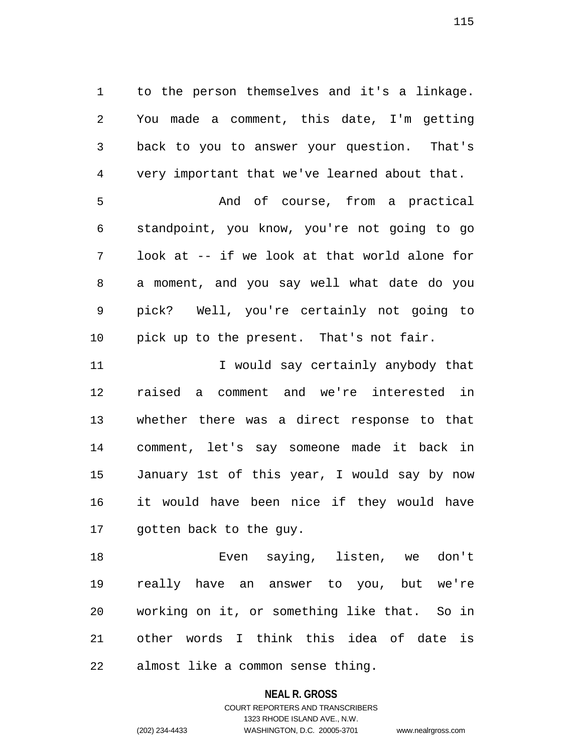to the person themselves and it's a linkage. You made a comment, this date, I'm getting back to you to answer your question. That's very important that we've learned about that.

And of course, from a practical standpoint, you know, you're not going to go look at -- if we look at that world alone for a moment, and you say well what date do you pick? Well, you're certainly not going to pick up to the present. That's not fair.

I would say certainly anybody that raised a comment and we're interested in whether there was a direct response to that comment, let's say someone made it back in January 1st of this year, I would say by now it would have been nice if they would have gotten back to the guy.

Even saying, listen, we don't really have an answer to you, but we're working on it, or something like that. So in other words I think this idea of date is almost like a common sense thing.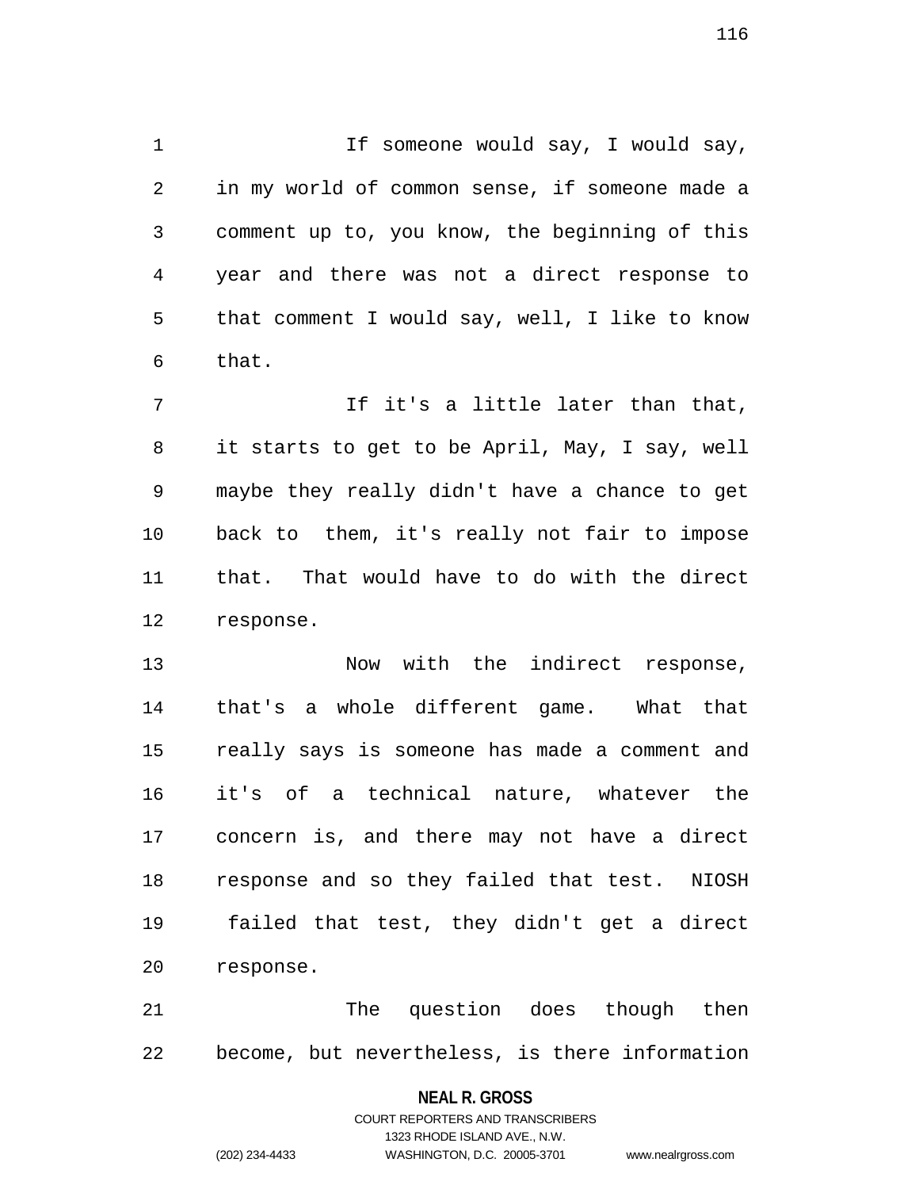If someone would say, I would say, in my world of common sense, if someone made a comment up to, you know, the beginning of this year and there was not a direct response to that comment I would say, well, I like to know that.

If it's a little later than that, it starts to get to be April, May, I say, well maybe they really didn't have a chance to get back to them, it's really not fair to impose that. That would have to do with the direct response.

Now with the indirect response, that's a whole different game. What that really says is someone has made a comment and it's of a technical nature, whatever the concern is, and there may not have a direct response and so they failed that test. NIOSH failed that test, they didn't get a direct response.

The question does though then become, but nevertheless, is there information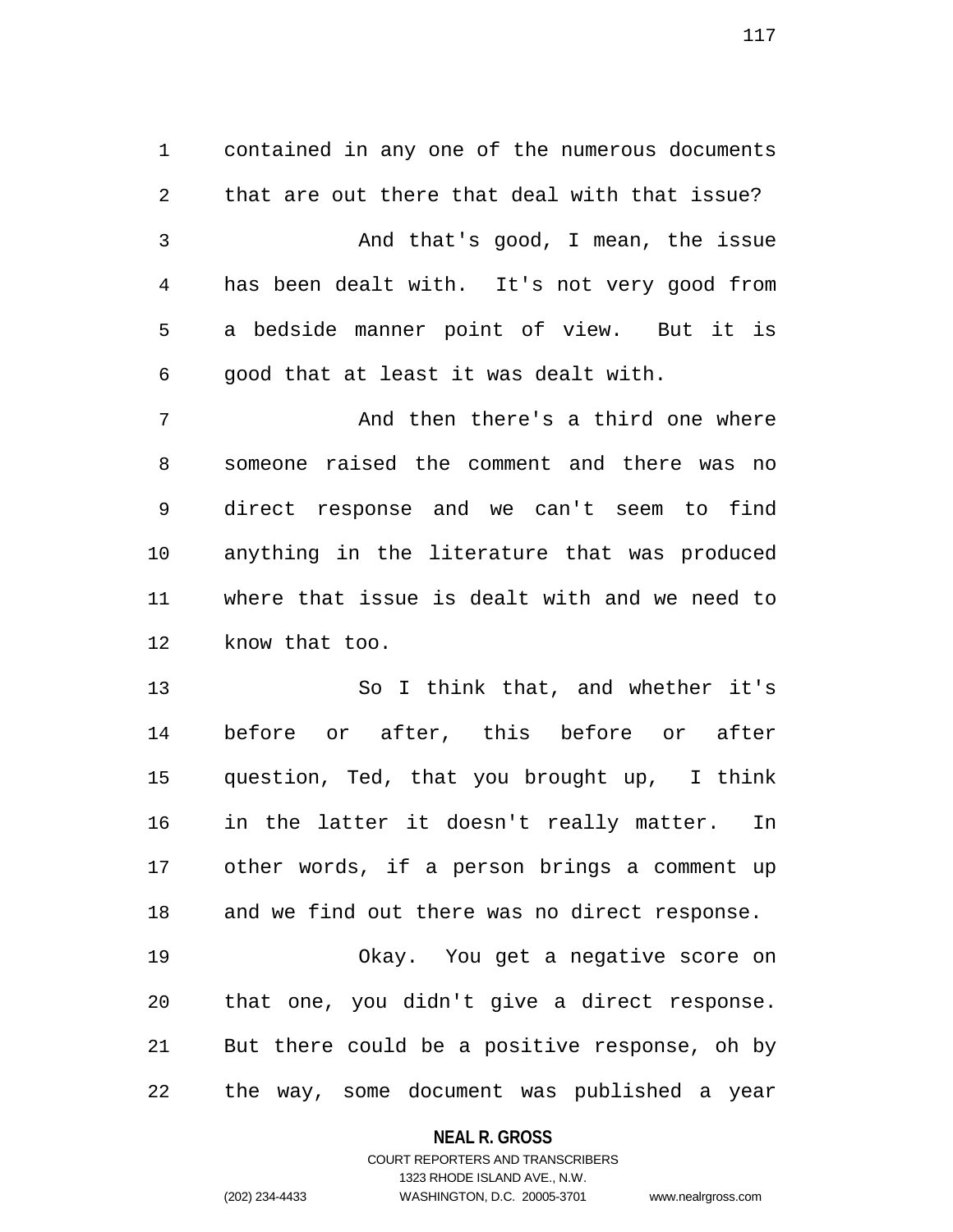contained in any one of the numerous documents that are out there that deal with that issue?

And that's good, I mean, the issue has been dealt with. It's not very good from a bedside manner point of view. But it is good that at least it was dealt with.

And then there's a third one where someone raised the comment and there was no direct response and we can't seem to find anything in the literature that was produced where that issue is dealt with and we need to know that too.

So I think that, and whether it's before or after, this before or after question, Ted, that you brought up, I think in the latter it doesn't really matter. In other words, if a person brings a comment up and we find out there was no direct response.

Okay. You get a negative score on that one, you didn't give a direct response. But there could be a positive response, oh by the way, some document was published a year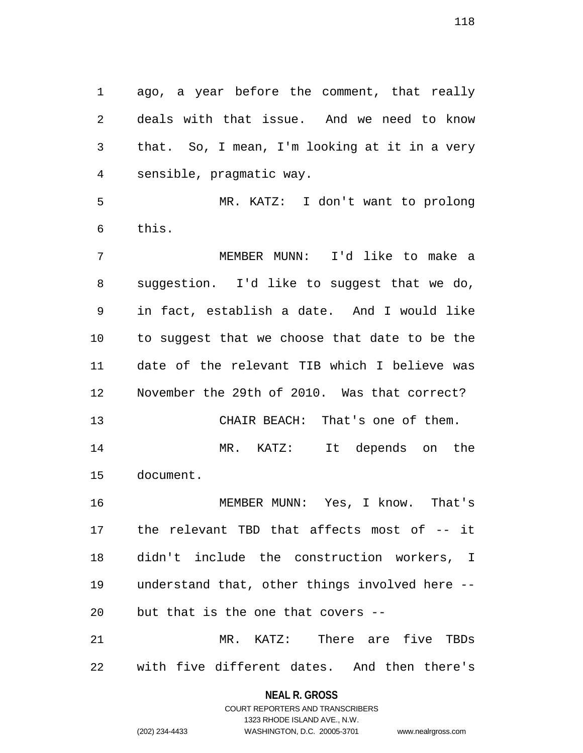ago, a year before the comment, that really deals with that issue. And we need to know that. So, I mean, I'm looking at it in a very sensible, pragmatic way.

MR. KATZ: I don't want to prolong this.

MEMBER MUNN: I'd like to make a suggestion. I'd like to suggest that we do, in fact, establish a date. And I would like to suggest that we choose that date to be the date of the relevant TIB which I believe was November the 29th of 2010. Was that correct?

CHAIR BEACH: That's one of them.

MR. KATZ: It depends on the document.

MEMBER MUNN: Yes, I know. That's the relevant TBD that affects most of -- it didn't include the construction workers, I understand that, other things involved here -- but that is the one that covers --

MR. KATZ: There are five TBDs with five different dates. And then there's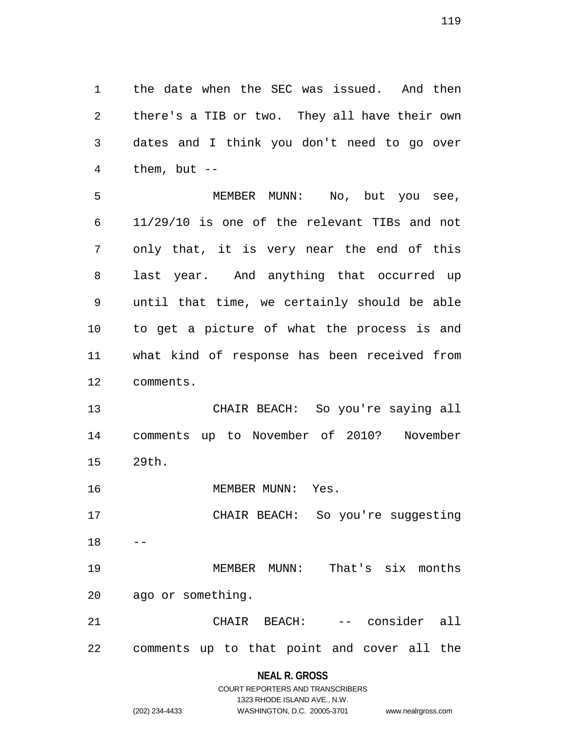the date when the SEC was issued. And then there's a TIB or two. They all have their own dates and I think you don't need to go over them, but --

MEMBER MUNN: No, but you see, 11/29/10 is one of the relevant TIBs and not only that, it is very near the end of this last year. And anything that occurred up until that time, we certainly should be able to get a picture of what the process is and what kind of response has been received from comments.

CHAIR BEACH: So you're saying all comments up to November of 2010? November 29th.

MEMBER MUNN: Yes.

CHAIR BEACH: So you're suggesting --

MEMBER MUNN: That's six months ago or something.

CHAIR BEACH: -- consider all comments up to that point and cover all the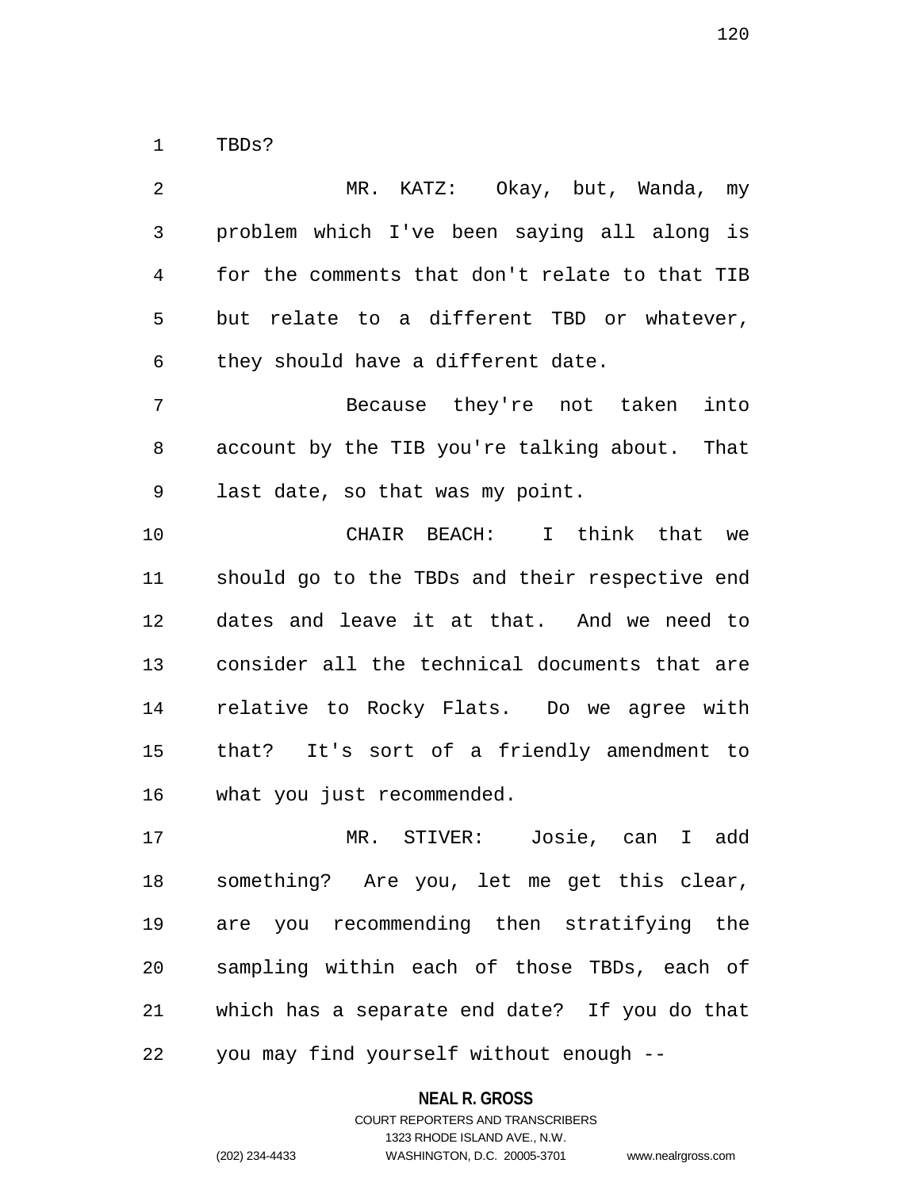TBDs?

MR. KATZ: Okay, but, Wanda, my problem which I've been saying all along is for the comments that don't relate to that TIB but relate to a different TBD or whatever, they should have a different date.

Because they're not taken into account by the TIB you're talking about. That last date, so that was my point.

CHAIR BEACH: I think that we should go to the TBDs and their respective end dates and leave it at that. And we need to consider all the technical documents that are relative to Rocky Flats. Do we agree with that? It's sort of a friendly amendment to what you just recommended.

MR. STIVER: Josie, can I add something? Are you, let me get this clear, are you recommending then stratifying the sampling within each of those TBDs, each of which has a separate end date? If you do that you may find yourself without enough --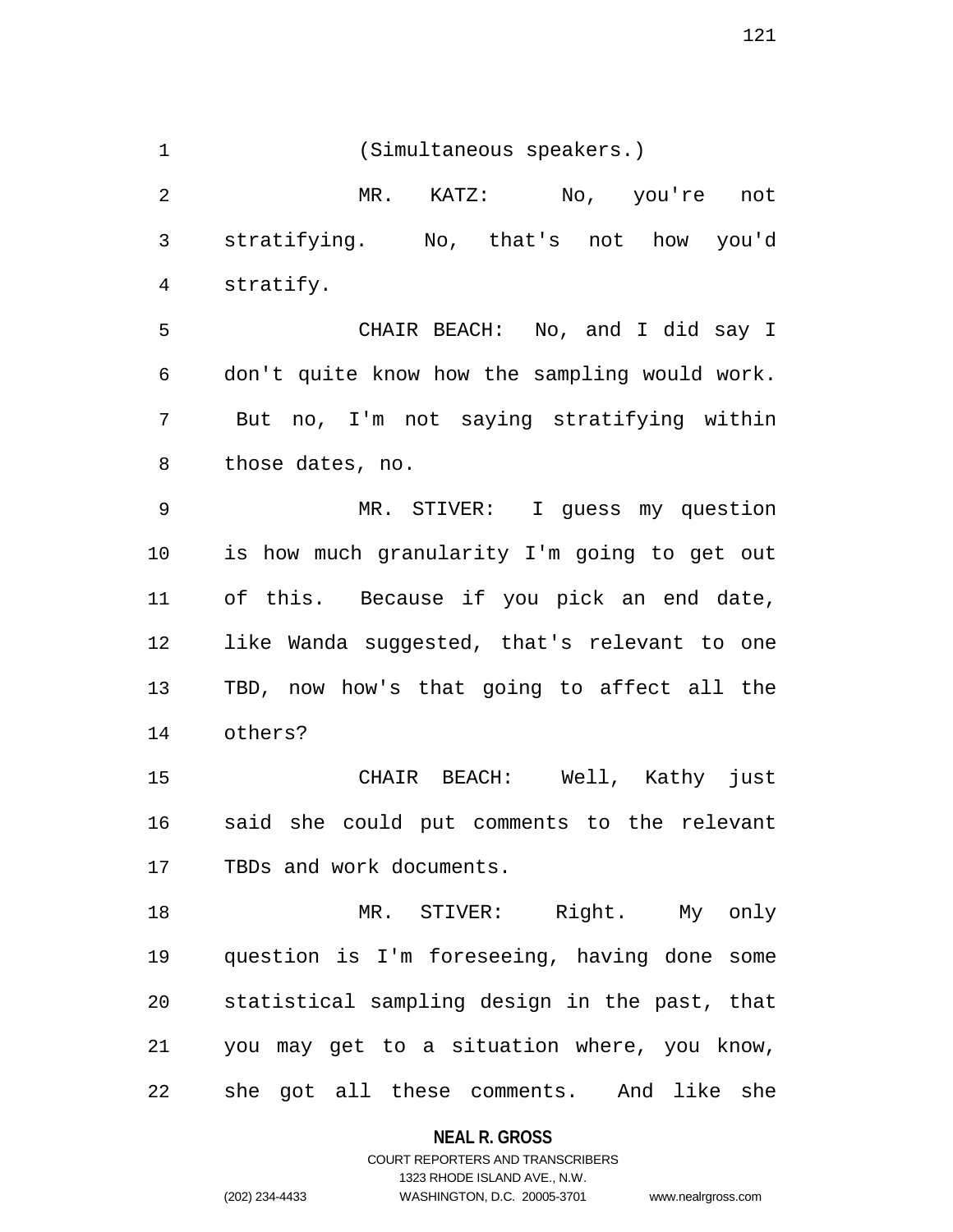(Simultaneous speakers.)

MR. KATZ: No, you're not stratifying. No, that's not how you'd stratify.

CHAIR BEACH: No, and I did say I don't quite know how the sampling would work. But no, I'm not saying stratifying within those dates, no.

MR. STIVER: I guess my question is how much granularity I'm going to get out of this. Because if you pick an end date, like Wanda suggested, that's relevant to one TBD, now how's that going to affect all the others?

CHAIR BEACH: Well, Kathy just said she could put comments to the relevant TBDs and work documents.

MR. STIVER: Right. My only question is I'm foreseeing, having done some statistical sampling design in the past, that you may get to a situation where, you know, she got all these comments. And like she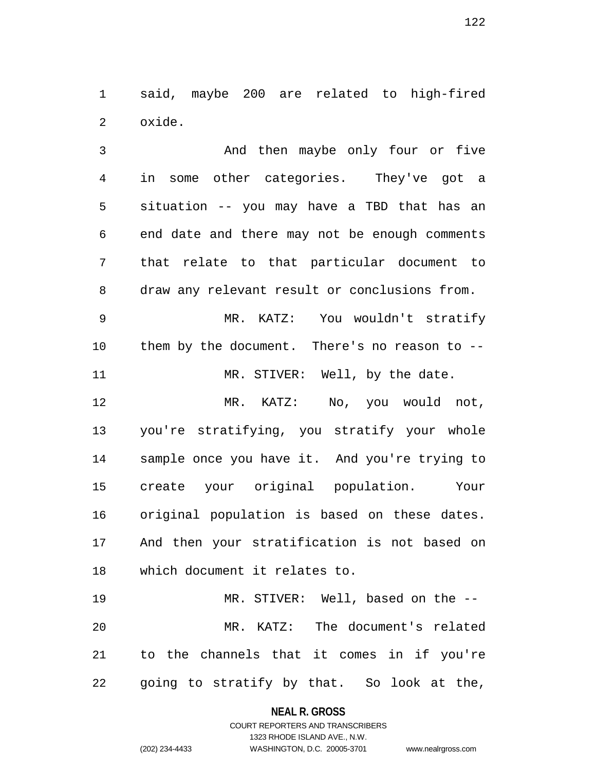said, maybe 200 are related to high-fired oxide.

And then maybe only four or five in some other categories. They've got a situation -- you may have a TBD that has an end date and there may not be enough comments that relate to that particular document to draw any relevant result or conclusions from.

MR. KATZ: You wouldn't stratify them by the document. There's no reason to --

MR. STIVER: Well, by the date.

MR. KATZ: No, you would not, you're stratifying, you stratify your whole sample once you have it. And you're trying to create your original population. Your original population is based on these dates. And then your stratification is not based on which document it relates to.

MR. STIVER: Well, based on the --

MR. KATZ: The document's related to the channels that it comes in if you're going to stratify by that. So look at the,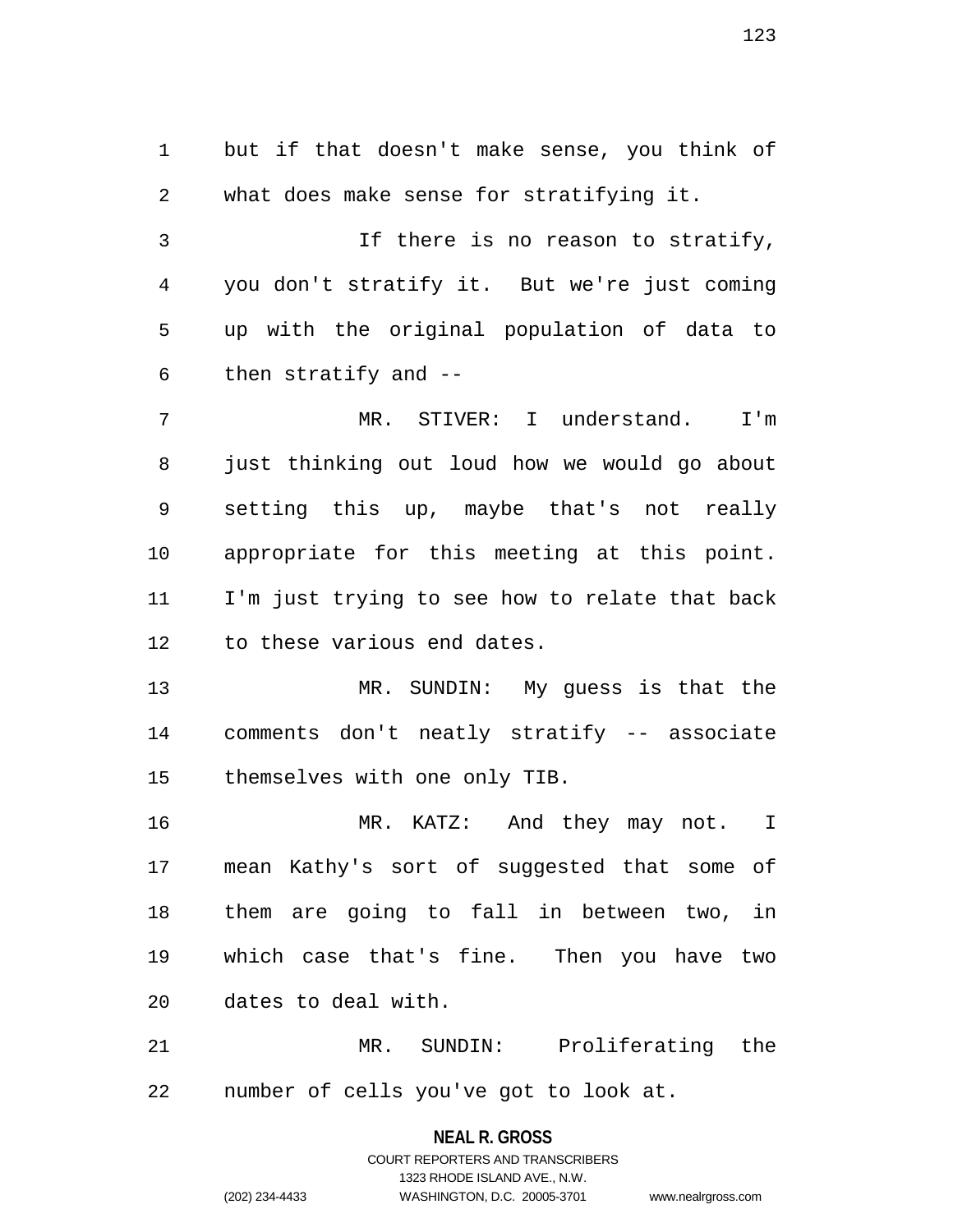but if that doesn't make sense, you think of what does make sense for stratifying it.

If there is no reason to stratify, you don't stratify it. But we're just coming up with the original population of data to then stratify and --

MR. STIVER: I understand. I'm just thinking out loud how we would go about setting this up, maybe that's not really appropriate for this meeting at this point. I'm just trying to see how to relate that back to these various end dates.

MR. SUNDIN: My guess is that the comments don't neatly stratify -- associate themselves with one only TIB.

MR. KATZ: And they may not. I mean Kathy's sort of suggested that some of them are going to fall in between two, in which case that's fine. Then you have two dates to deal with.

MR. SUNDIN: Proliferating the number of cells you've got to look at.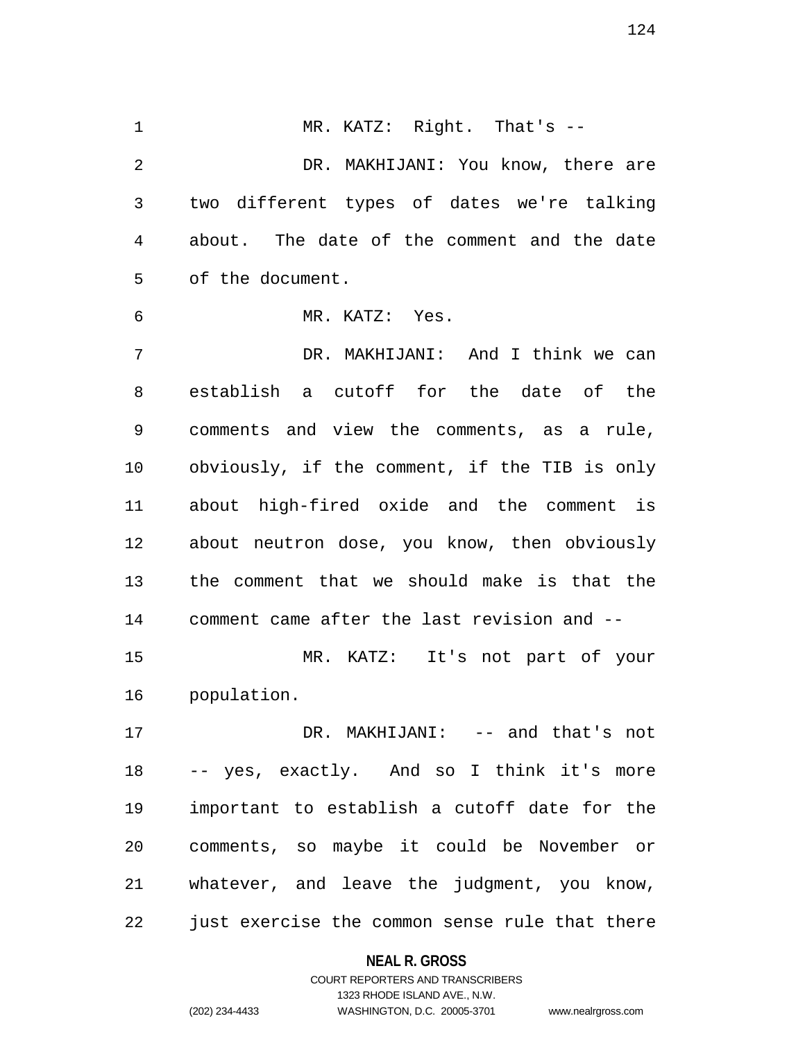MR. KATZ: Right. That's --

DR. MAKHIJANI: You know, there are two different types of dates we're talking about. The date of the comment and the date of the document.

MR. KATZ: Yes.

DR. MAKHIJANI: And I think we can establish a cutoff for the date of the comments and view the comments, as a rule, obviously, if the comment, if the TIB is only about high-fired oxide and the comment is about neutron dose, you know, then obviously the comment that we should make is that the comment came after the last revision and --

MR. KATZ: It's not part of your population.

DR. MAKHIJANI: -- and that's not -- yes, exactly. And so I think it's more important to establish a cutoff date for the comments, so maybe it could be November or whatever, and leave the judgment, you know, just exercise the common sense rule that there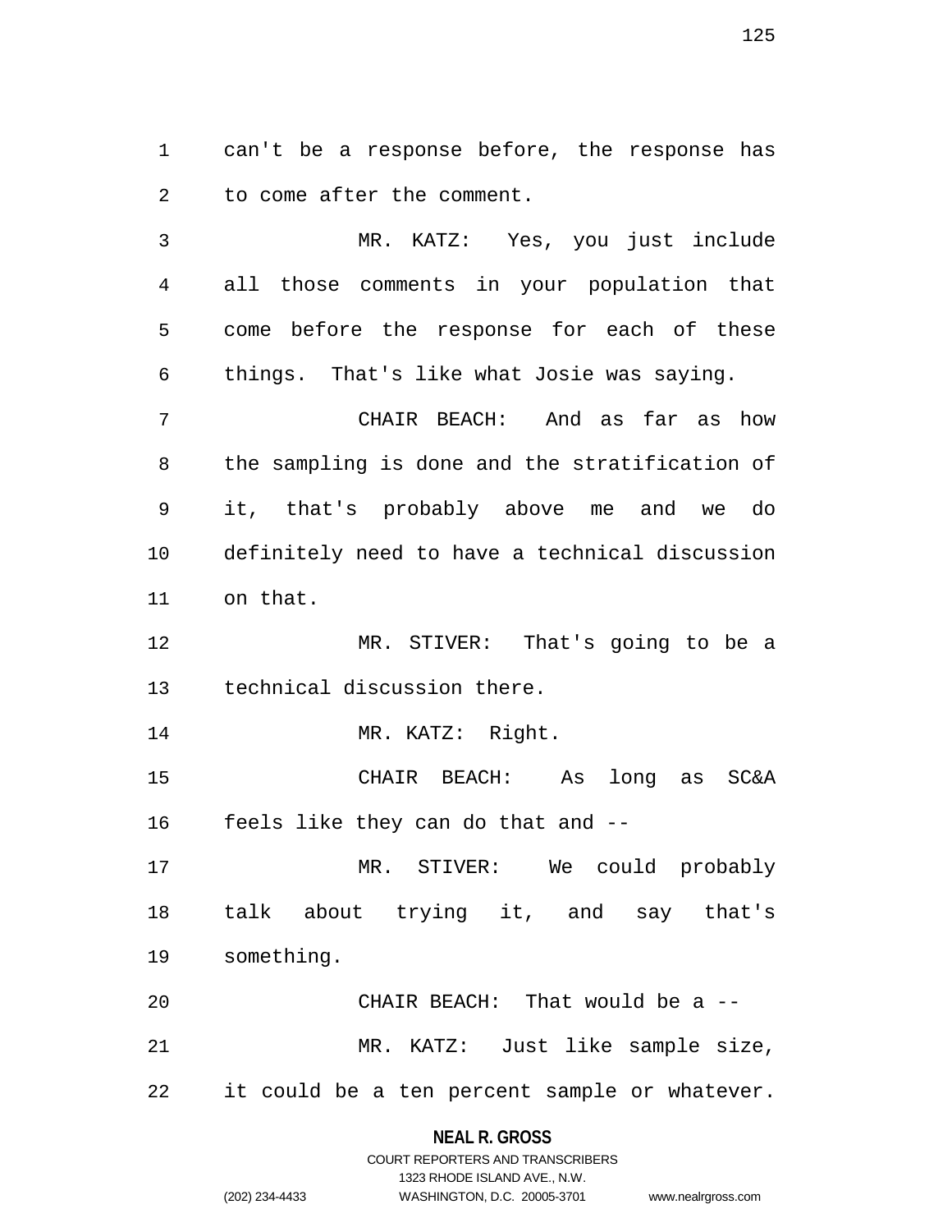can't be a response before, the response has to come after the comment.

MR. KATZ: Yes, you just include all those comments in your population that come before the response for each of these things. That's like what Josie was saying.

CHAIR BEACH: And as far as how the sampling is done and the stratification of it, that's probably above me and we do definitely need to have a technical discussion on that.

MR. STIVER: That's going to be a technical discussion there.

MR. KATZ: Right.

CHAIR BEACH: As long as SC&A feels like they can do that and --

MR. STIVER: We could probably talk about trying it, and say that's something.

CHAIR BEACH: That would be a --

MR. KATZ: Just like sample size, it could be a ten percent sample or whatever.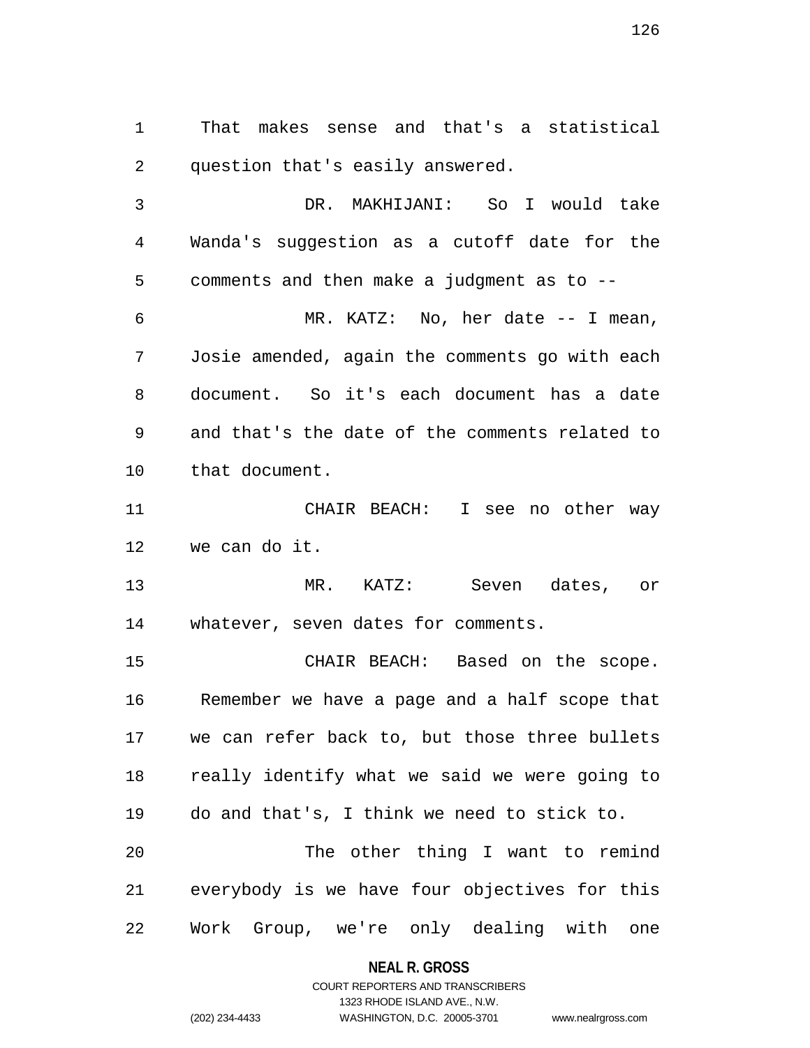That makes sense and that's a statistical question that's easily answered.

DR. MAKHIJANI: So I would take Wanda's suggestion as a cutoff date for the comments and then make a judgment as to --

MR. KATZ: No, her date -- I mean, Josie amended, again the comments go with each document. So it's each document has a date and that's the date of the comments related to that document.

CHAIR BEACH: I see no other way we can do it.

MR. KATZ: Seven dates, or whatever, seven dates for comments.

CHAIR BEACH: Based on the scope. Remember we have a page and a half scope that we can refer back to, but those three bullets really identify what we said we were going to do and that's, I think we need to stick to.

The other thing I want to remind everybody is we have four objectives for this Work Group, we're only dealing with one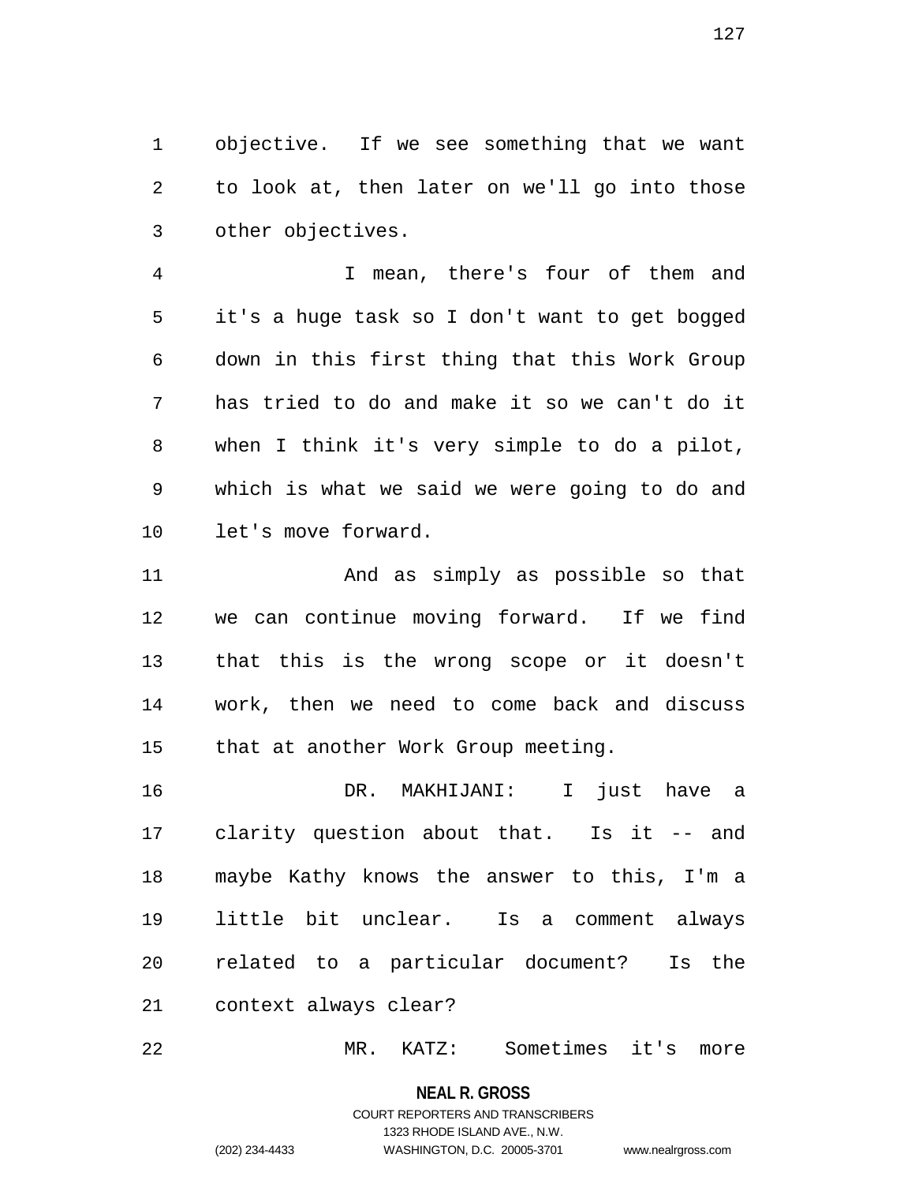objective. If we see something that we want to look at, then later on we'll go into those other objectives.

I mean, there's four of them and it's a huge task so I don't want to get bogged down in this first thing that this Work Group has tried to do and make it so we can't do it when I think it's very simple to do a pilot, which is what we said we were going to do and let's move forward.

And as simply as possible so that we can continue moving forward. If we find that this is the wrong scope or it doesn't work, then we need to come back and discuss that at another Work Group meeting.

DR. MAKHIJANI: I just have a clarity question about that. Is it -- and maybe Kathy knows the answer to this, I'm a little bit unclear. Is a comment always related to a particular document? Is the context always clear?

MR. KATZ: Sometimes it's more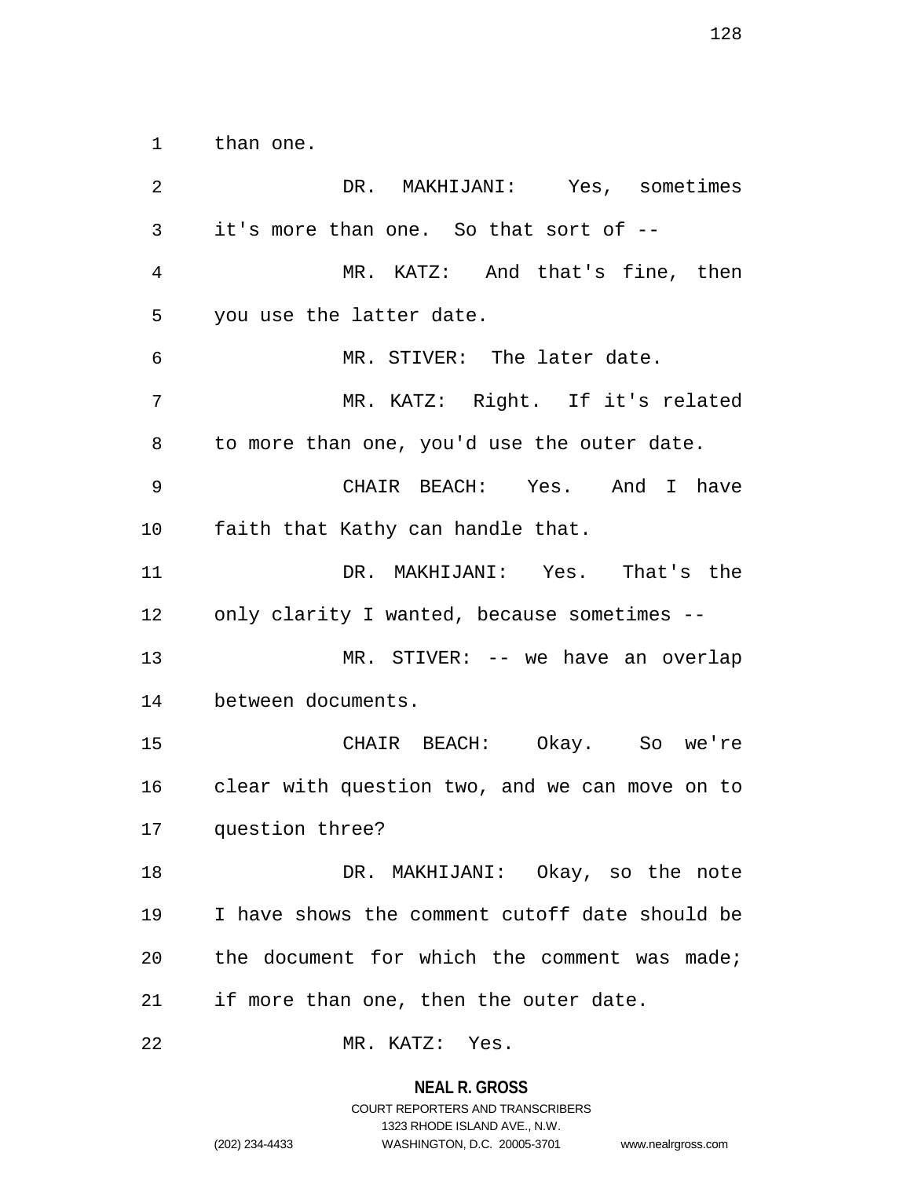than one.

DR. MAKHIJANI: Yes, sometimes it's more than one. So that sort of --

MR. KATZ: And that's fine, then you use the latter date.

MR. STIVER: The later date.

MR. KATZ: Right. If it's related to more than one, you'd use the outer date.

CHAIR BEACH: Yes. And I have faith that Kathy can handle that.

DR. MAKHIJANI: Yes. That's the only clarity I wanted, because sometimes --

MR. STIVER: -- we have an overlap between documents.

CHAIR BEACH: Okay. So we're clear with question two, and we can move on to question three?

DR. MAKHIJANI: Okay, so the note I have shows the comment cutoff date should be the document for which the comment was made; if more than one, then the outer date.

MR. KATZ: Yes.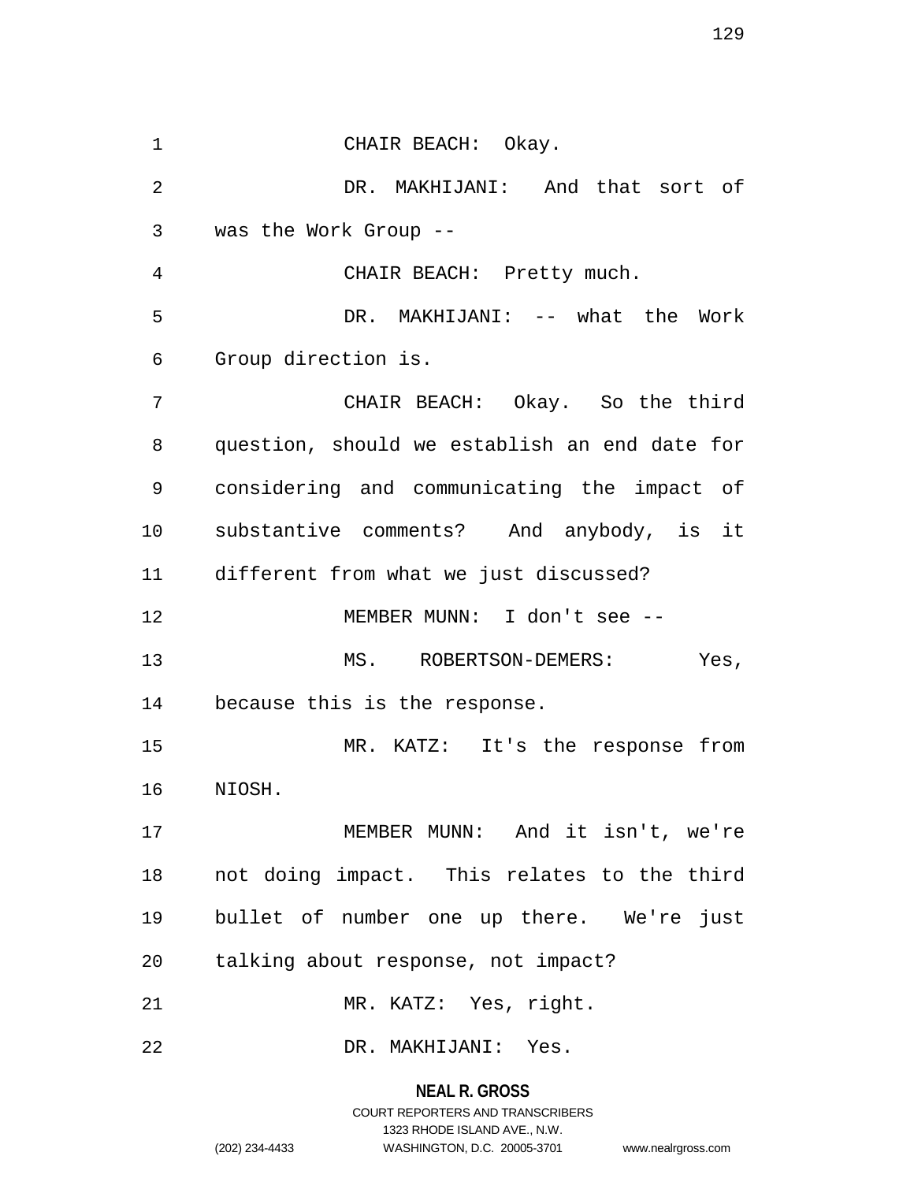CHAIR BEACH: Okay.

DR. MAKHIJANI: And that sort of was the Work Group --

CHAIR BEACH: Pretty much.

DR. MAKHIJANI: -- what the Work Group direction is.

CHAIR BEACH: Okay. So the third question, should we establish an end date for considering and communicating the impact of substantive comments? And anybody, is it different from what we just discussed?

MEMBER MUNN: I don't see --

MS. ROBERTSON-DEMERS: Yes, because this is the response.

MR. KATZ: It's the response from NIOSH.

MEMBER MUNN: And it isn't, we're not doing impact. This relates to the third bullet of number one up there. We're just talking about response, not impact?

MR. KATZ: Yes, right.

DR. MAKHIJANI: Yes.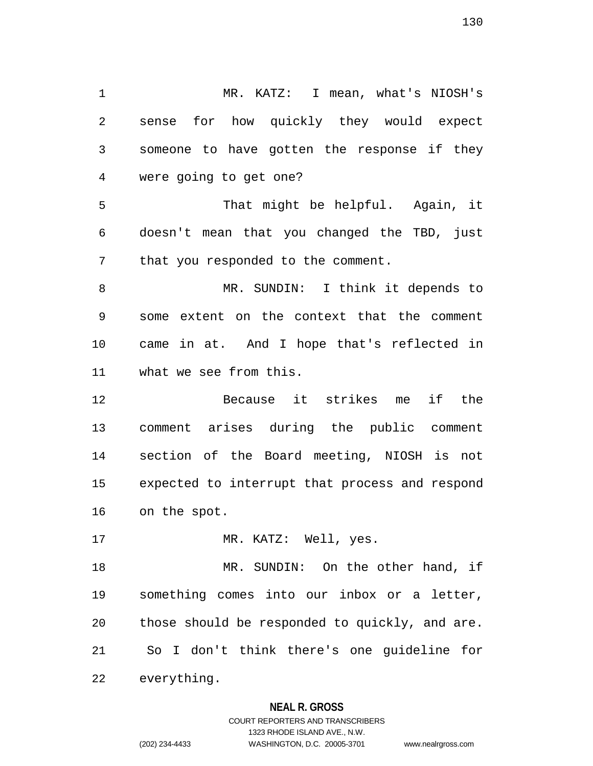MR. KATZ: I mean, what's NIOSH's sense for how quickly they would expect someone to have gotten the response if they were going to get one?

That might be helpful. Again, it doesn't mean that you changed the TBD, just that you responded to the comment.

MR. SUNDIN: I think it depends to some extent on the context that the comment came in at. And I hope that's reflected in what we see from this.

Because it strikes me if the comment arises during the public comment section of the Board meeting, NIOSH is not expected to interrupt that process and respond on the spot.

MR. KATZ: Well, yes.

MR. SUNDIN: On the other hand, if something comes into our inbox or a letter, those should be responded to quickly, and are. So I don't think there's one guideline for everything.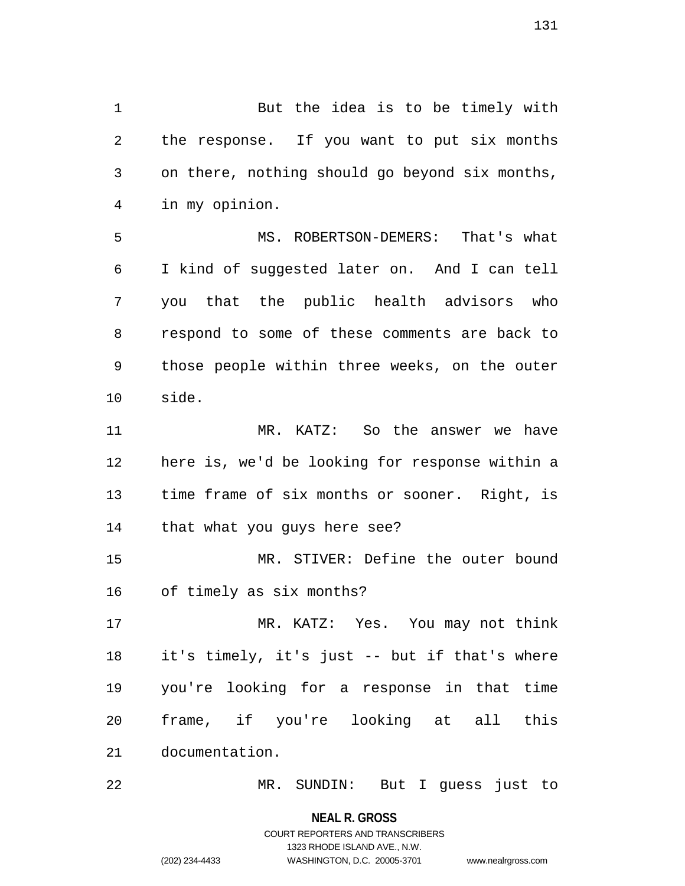But the idea is to be timely with the response. If you want to put six months on there, nothing should go beyond six months, in my opinion.

MS. ROBERTSON-DEMERS: That's what I kind of suggested later on. And I can tell you that the public health advisors who respond to some of these comments are back to those people within three weeks, on the outer side.

MR. KATZ: So the answer we have here is, we'd be looking for response within a time frame of six months or sooner. Right, is that what you guys here see?

MR. STIVER: Define the outer bound of timely as six months?

MR. KATZ: Yes. You may not think it's timely, it's just -- but if that's where you're looking for a response in that time frame, if you're looking at all this documentation.

MR. SUNDIN: But I guess just to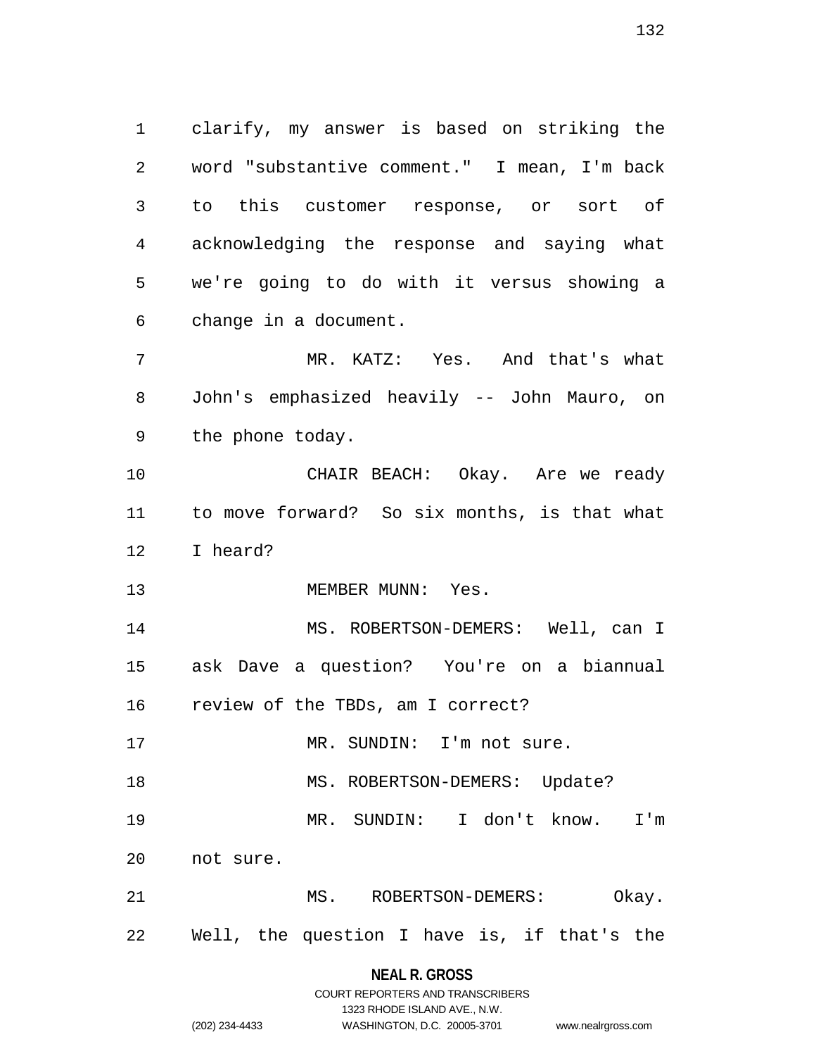clarify, my answer is based on striking the word "substantive comment." I mean, I'm back to this customer response, or sort of acknowledging the response and saying what we're going to do with it versus showing a change in a document.

MR. KATZ: Yes. And that's what John's emphasized heavily -- John Mauro, on the phone today.

CHAIR BEACH: Okay. Are we ready to move forward? So six months, is that what I heard?

MEMBER MUNN: Yes.

MS. ROBERTSON-DEMERS: Well, can I ask Dave a question? You're on a biannual review of the TBDs, am I correct?

MR. SUNDIN: I'm not sure.

MS. ROBERTSON-DEMERS: Update?

MR. SUNDIN: I don't know. I'm not sure.

MS. ROBERTSON-DEMERS: Okay. Well, the question I have is, if that's the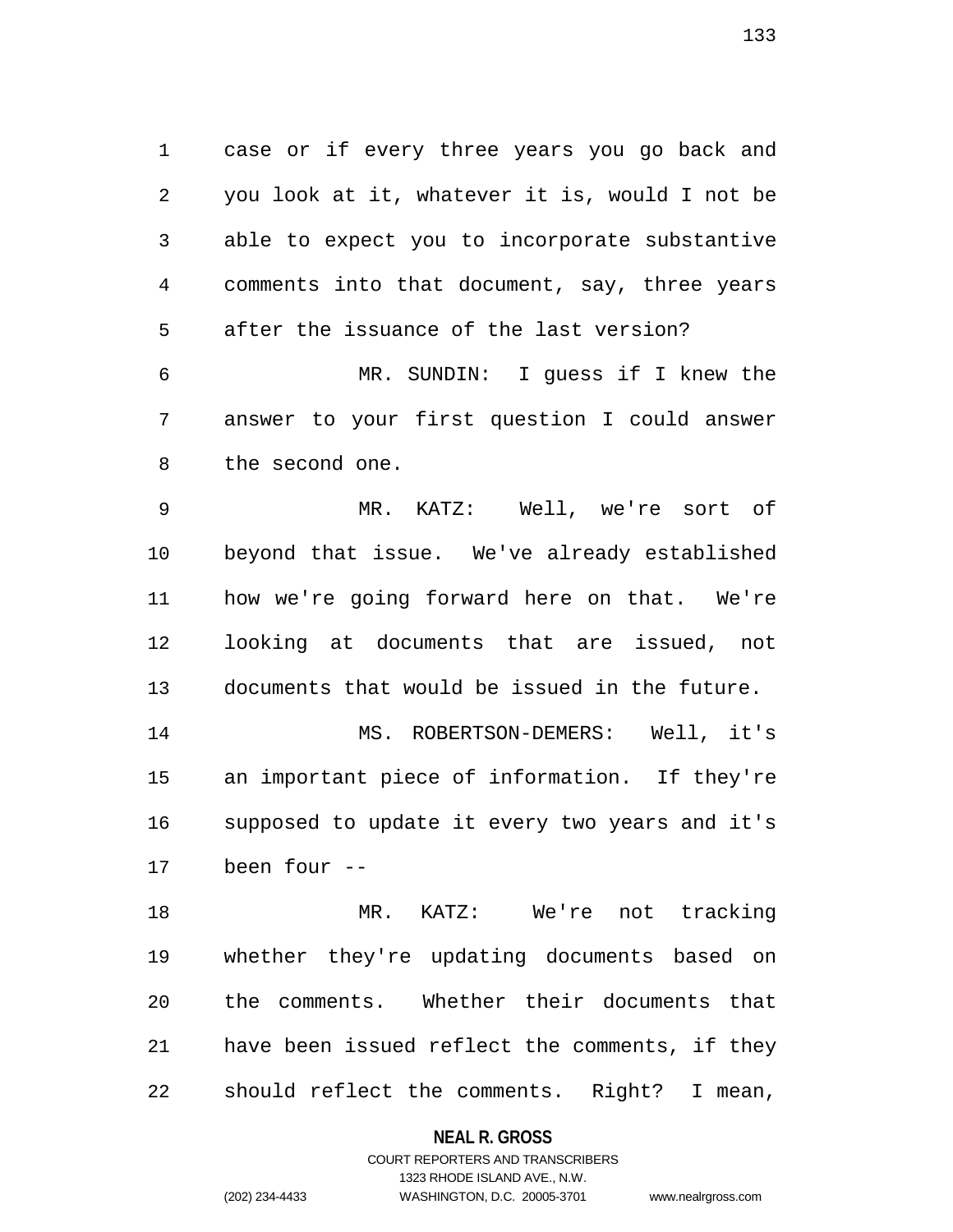case or if every three years you go back and you look at it, whatever it is, would I not be able to expect you to incorporate substantive comments into that document, say, three years after the issuance of the last version?

MR. SUNDIN: I guess if I knew the answer to your first question I could answer the second one.

MR. KATZ: Well, we're sort of beyond that issue. We've already established how we're going forward here on that. We're looking at documents that are issued, not documents that would be issued in the future.

MS. ROBERTSON-DEMERS: Well, it's an important piece of information. If they're supposed to update it every two years and it's been four --

MR. KATZ: We're not tracking whether they're updating documents based on the comments. Whether their documents that have been issued reflect the comments, if they should reflect the comments. Right? I mean,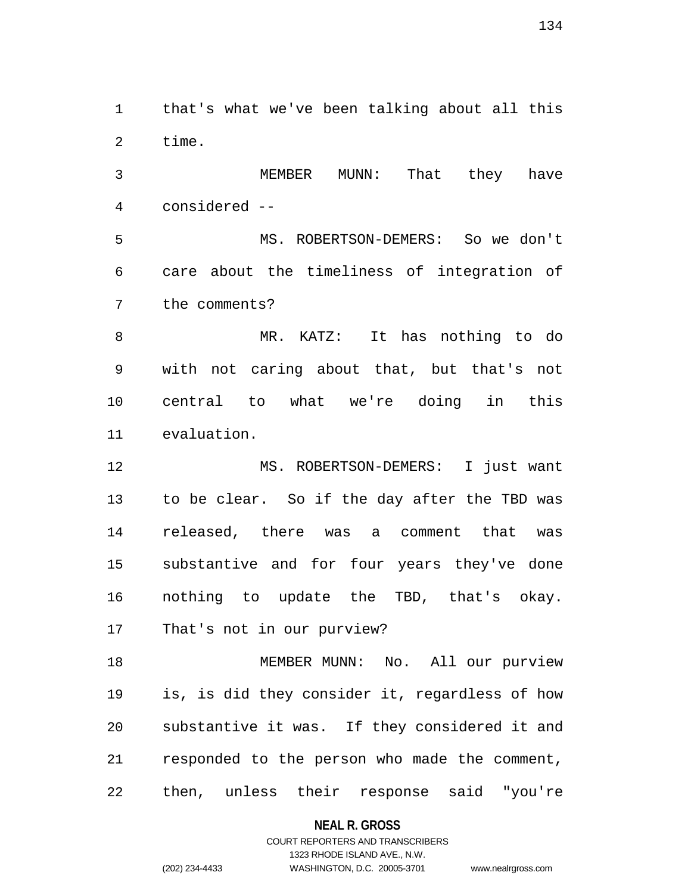that's what we've been talking about all this time.

MEMBER MUNN: That they have considered --

MS. ROBERTSON-DEMERS: So we don't care about the timeliness of integration of the comments?

MR. KATZ: It has nothing to do with not caring about that, but that's not central to what we're doing in this evaluation.

MS. ROBERTSON-DEMERS: I just want to be clear. So if the day after the TBD was released, there was a comment that was substantive and for four years they've done nothing to update the TBD, that's okay. That's not in our purview?

MEMBER MUNN: No. All our purview is, is did they consider it, regardless of how substantive it was. If they considered it and responded to the person who made the comment, then, unless their response said "you're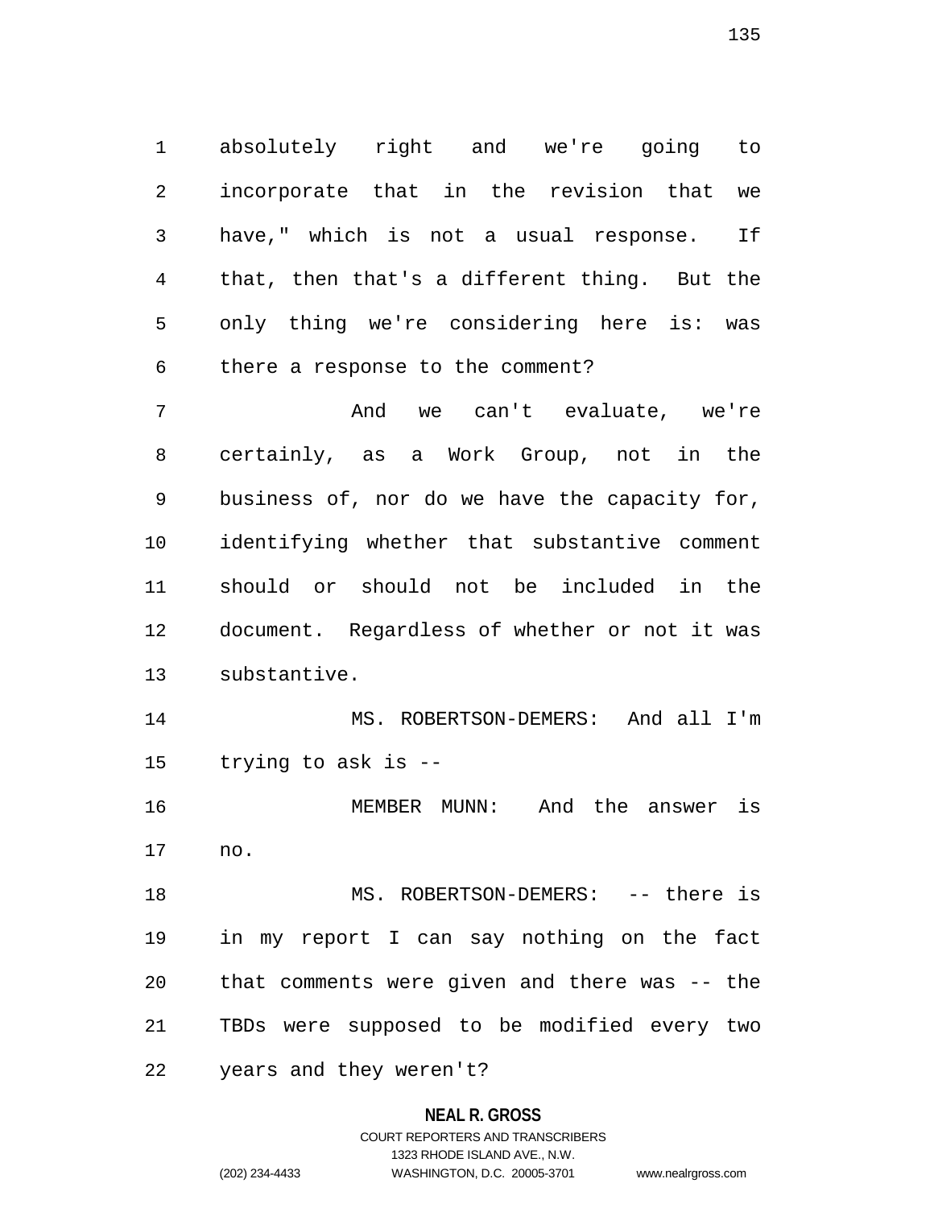absolutely right and we're going to incorporate that in the revision that we have," which is not a usual response. If that, then that's a different thing. But the only thing we're considering here is: was there a response to the comment?

And we can't evaluate, we're certainly, as a Work Group, not in the business of, nor do we have the capacity for, identifying whether that substantive comment should or should not be included in the document. Regardless of whether or not it was substantive.

MS. ROBERTSON-DEMERS: And all I'm trying to ask is --

MEMBER MUNN: And the answer is no.

MS. ROBERTSON-DEMERS: -- there is in my report I can say nothing on the fact that comments were given and there was -- the TBDs were supposed to be modified every two years and they weren't?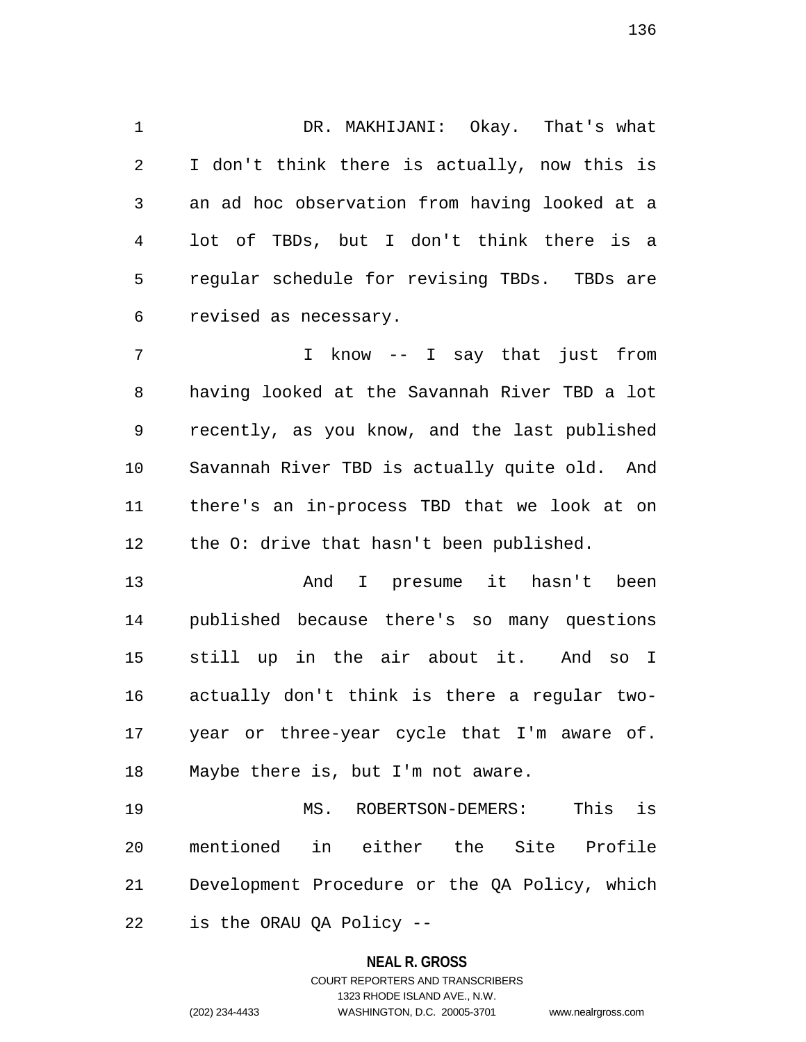DR. MAKHIJANI: Okay. That's what I don't think there is actually, now this is an ad hoc observation from having looked at a lot of TBDs, but I don't think there is a regular schedule for revising TBDs. TBDs are revised as necessary.

I know -- I say that just from having looked at the Savannah River TBD a lot recently, as you know, and the last published Savannah River TBD is actually quite old. And there's an in-process TBD that we look at on the O: drive that hasn't been published.

And I presume it hasn't been published because there's so many questions still up in the air about it. And so I actually don't think is there a regular two-year or three-year cycle that I'm aware of. Maybe there is, but I'm not aware.

MS. ROBERTSON-DEMERS: This is mentioned in either the Site Profile Development Procedure or the QA Policy, which is the ORAU QA Policy --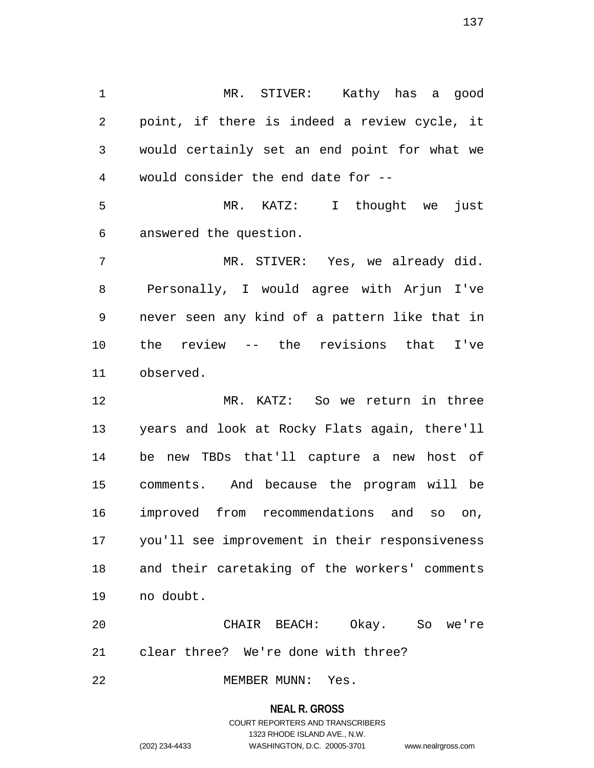MR. STIVER: Kathy has a good point, if there is indeed a review cycle, it would certainly set an end point for what we would consider the end date for --

MR. KATZ: I thought we just answered the question.

MR. STIVER: Yes, we already did. Personally, I would agree with Arjun I've never seen any kind of a pattern like that in the review -- the revisions that I've observed.

MR. KATZ: So we return in three years and look at Rocky Flats again, there'll be new TBDs that'll capture a new host of comments. And because the program will be improved from recommendations and so on, you'll see improvement in their responsiveness and their caretaking of the workers' comments no doubt.

CHAIR BEACH: Okay. So we're clear three? We're done with three?

MEMBER MUNN: Yes.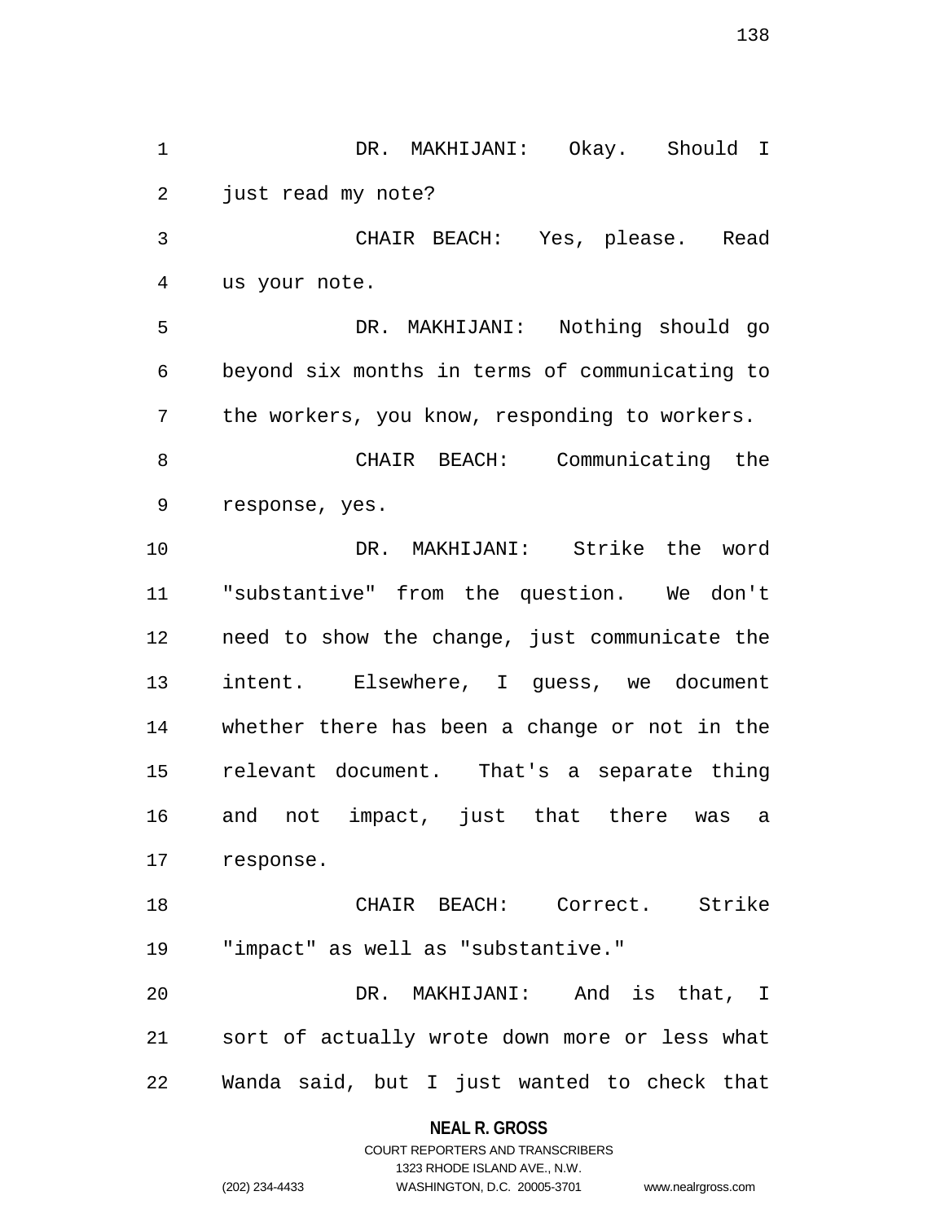DR. MAKHIJANI: Okay. Should I just read my note?

CHAIR BEACH: Yes, please. Read us your note.

DR. MAKHIJANI: Nothing should go beyond six months in terms of communicating to the workers, you know, responding to workers.

CHAIR BEACH: Communicating the response, yes.

DR. MAKHIJANI: Strike the word "substantive" from the question. We don't need to show the change, just communicate the intent. Elsewhere, I guess, we document whether there has been a change or not in the relevant document. That's a separate thing and not impact, just that there was a response.

CHAIR BEACH: Correct. Strike "impact" as well as "substantive."

DR. MAKHIJANI: And is that, I sort of actually wrote down more or less what Wanda said, but I just wanted to check that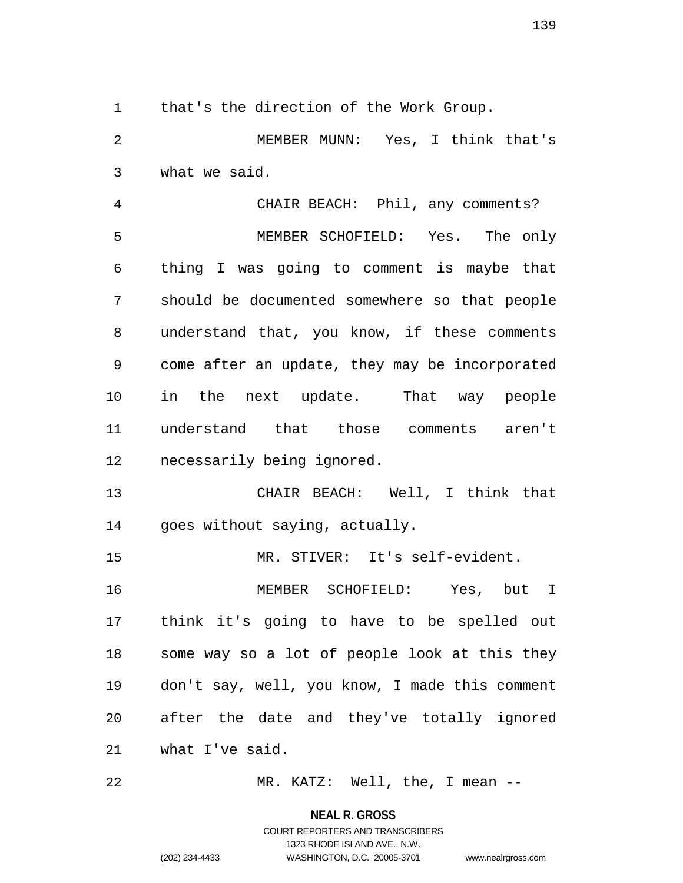that's the direction of the Work Group.

MEMBER MUNN: Yes, I think that's what we said.

CHAIR BEACH: Phil, any comments?

MEMBER SCHOFIELD: Yes. The only thing I was going to comment is maybe that should be documented somewhere so that people understand that, you know, if these comments come after an update, they may be incorporated in the next update. That way people understand that those comments aren't necessarily being ignored.

CHAIR BEACH: Well, I think that goes without saying, actually.

MR. STIVER: It's self-evident.

MEMBER SCHOFIELD: Yes, but I think it's going to have to be spelled out some way so a lot of people look at this they don't say, well, you know, I made this comment after the date and they've totally ignored what I've said.

MR. KATZ: Well, the, I mean --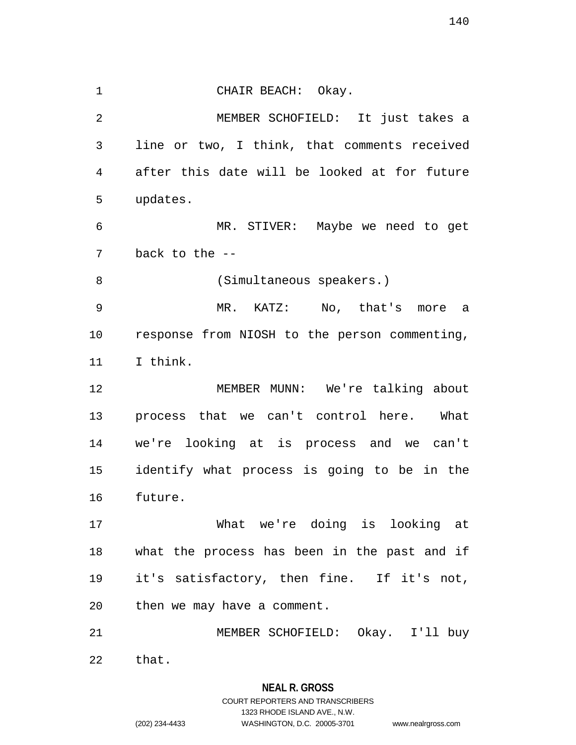CHAIR BEACH: Okay.

MEMBER SCHOFIELD: It just takes a line or two, I think, that comments received after this date will be looked at for future updates.

MR. STIVER: Maybe we need to get back to the --

(Simultaneous speakers.)

MR. KATZ: No, that's more a response from NIOSH to the person commenting, I think.

MEMBER MUNN: We're talking about process that we can't control here. What we're looking at is process and we can't identify what process is going to be in the future.

What we're doing is looking at what the process has been in the past and if it's satisfactory, then fine. If it's not, then we may have a comment.

MEMBER SCHOFIELD: Okay. I'll buy that.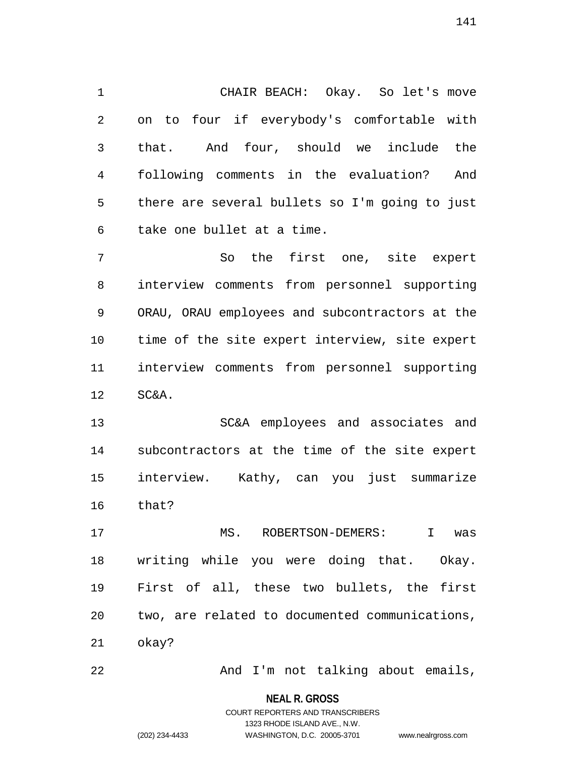CHAIR BEACH: Okay. So let's move on to four if everybody's comfortable with that. And four, should we include the following comments in the evaluation? And there are several bullets so I'm going to just take one bullet at a time.

So the first one, site expert interview comments from personnel supporting ORAU, ORAU employees and subcontractors at the time of the site expert interview, site expert interview comments from personnel supporting SC&A.

SC&A employees and associates and subcontractors at the time of the site expert interview. Kathy, can you just summarize that?

MS. ROBERTSON-DEMERS: I was writing while you were doing that. Okay. First of all, these two bullets, the first two, are related to documented communications, okay?

And I'm not talking about emails,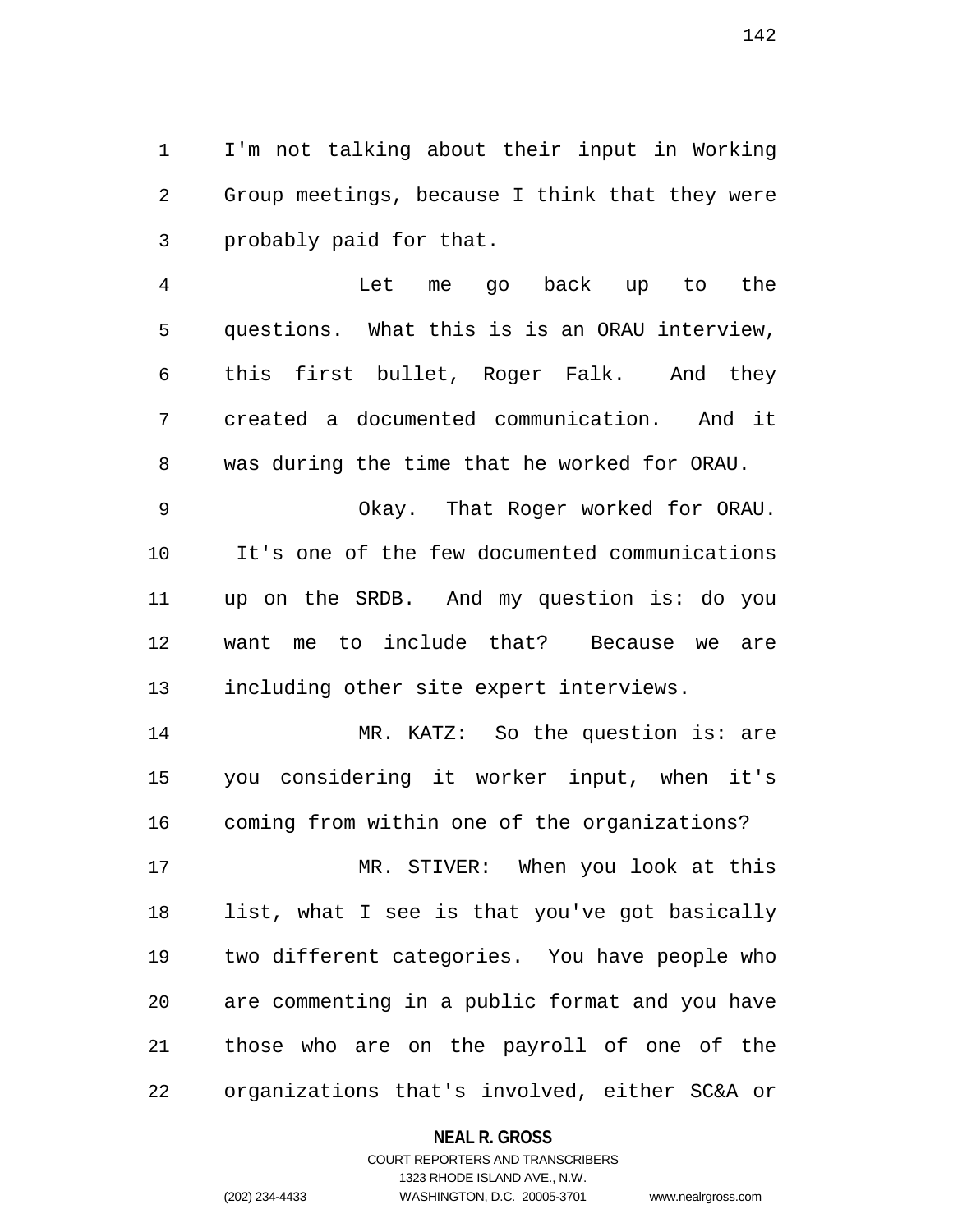I'm not talking about their input in Working Group meetings, because I think that they were probably paid for that.

Let me go back up to the questions. What this is is an ORAU interview, this first bullet, Roger Falk. And they created a documented communication. And it was during the time that he worked for ORAU.

Okay. That Roger worked for ORAU. It's one of the few documented communications up on the SRDB. And my question is: do you want me to include that? Because we are including other site expert interviews.

MR. KATZ: So the question is: are you considering it worker input, when it's coming from within one of the organizations?

MR. STIVER: When you look at this list, what I see is that you've got basically two different categories. You have people who are commenting in a public format and you have those who are on the payroll of one of the organizations that's involved, either SC&A or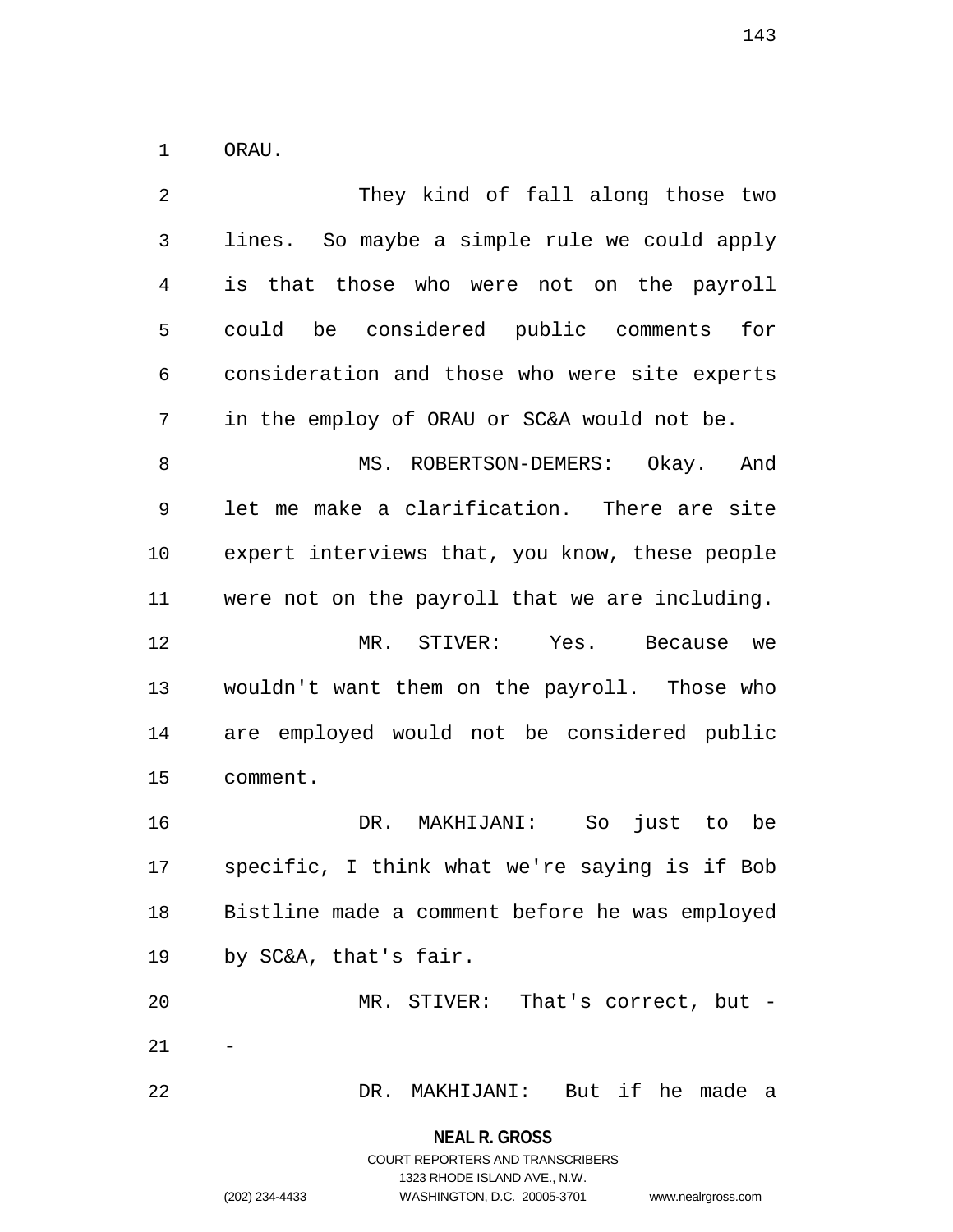ORAU.

They kind of fall along those two lines. So maybe a simple rule we could apply is that those who were not on the payroll could be considered public comments for consideration and those who were site experts in the employ of ORAU or SC&A would not be.

MS. ROBERTSON-DEMERS: Okay. And let me make a clarification. There are site expert interviews that, you know, these people were not on the payroll that we are including.

MR. STIVER: Yes. Because we wouldn't want them on the payroll. Those who are employed would not be considered public comment.

DR. MAKHIJANI: So just to be specific, I think what we're saying is if Bob Bistline made a comment before he was employed by SC&A, that's fair.

MR. STIVER: That's correct, but --

DR. MAKHIJANI: But if he made a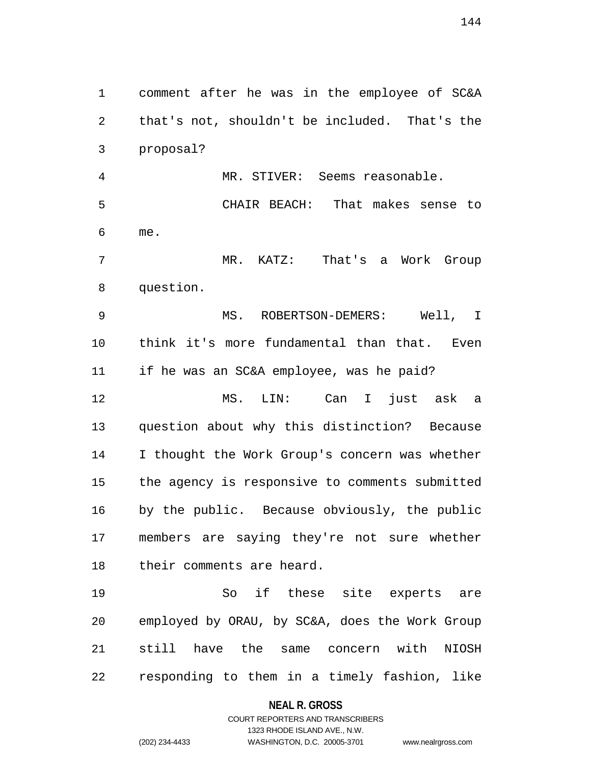comment after he was in the employee of SC&A that's not, shouldn't be included. That's the proposal?

MR. STIVER: Seems reasonable.

CHAIR BEACH: That makes sense to me.

MR. KATZ: That's a Work Group question.

MS. ROBERTSON-DEMERS: Well, I think it's more fundamental than that. Even if he was an SC&A employee, was he paid?

MS. LIN: Can I just ask a question about why this distinction? Because I thought the Work Group's concern was whether the agency is responsive to comments submitted by the public. Because obviously, the public members are saying they're not sure whether their comments are heard.

So if these site experts are employed by ORAU, by SC&A, does the Work Group still have the same concern with NIOSH responding to them in a timely fashion, like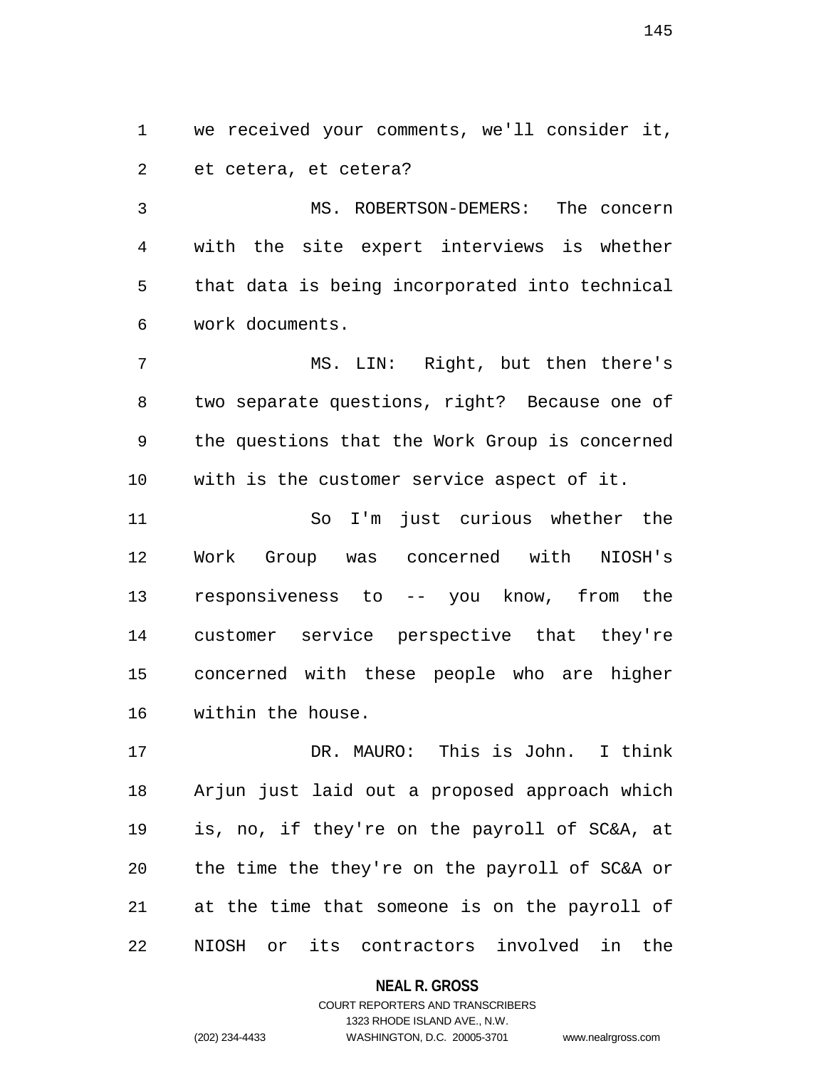we received your comments, we'll consider it, et cetera, et cetera?

MS. ROBERTSON-DEMERS: The concern with the site expert interviews is whether that data is being incorporated into technical work documents.

MS. LIN: Right, but then there's two separate questions, right? Because one of the questions that the Work Group is concerned with is the customer service aspect of it.

So I'm just curious whether the Work Group was concerned with NIOSH's responsiveness to -- you know, from the customer service perspective that they're concerned with these people who are higher within the house.

DR. MAURO: This is John. I think Arjun just laid out a proposed approach which is, no, if they're on the payroll of SC&A, at the time the they're on the payroll of SC&A or at the time that someone is on the payroll of NIOSH or its contractors involved in the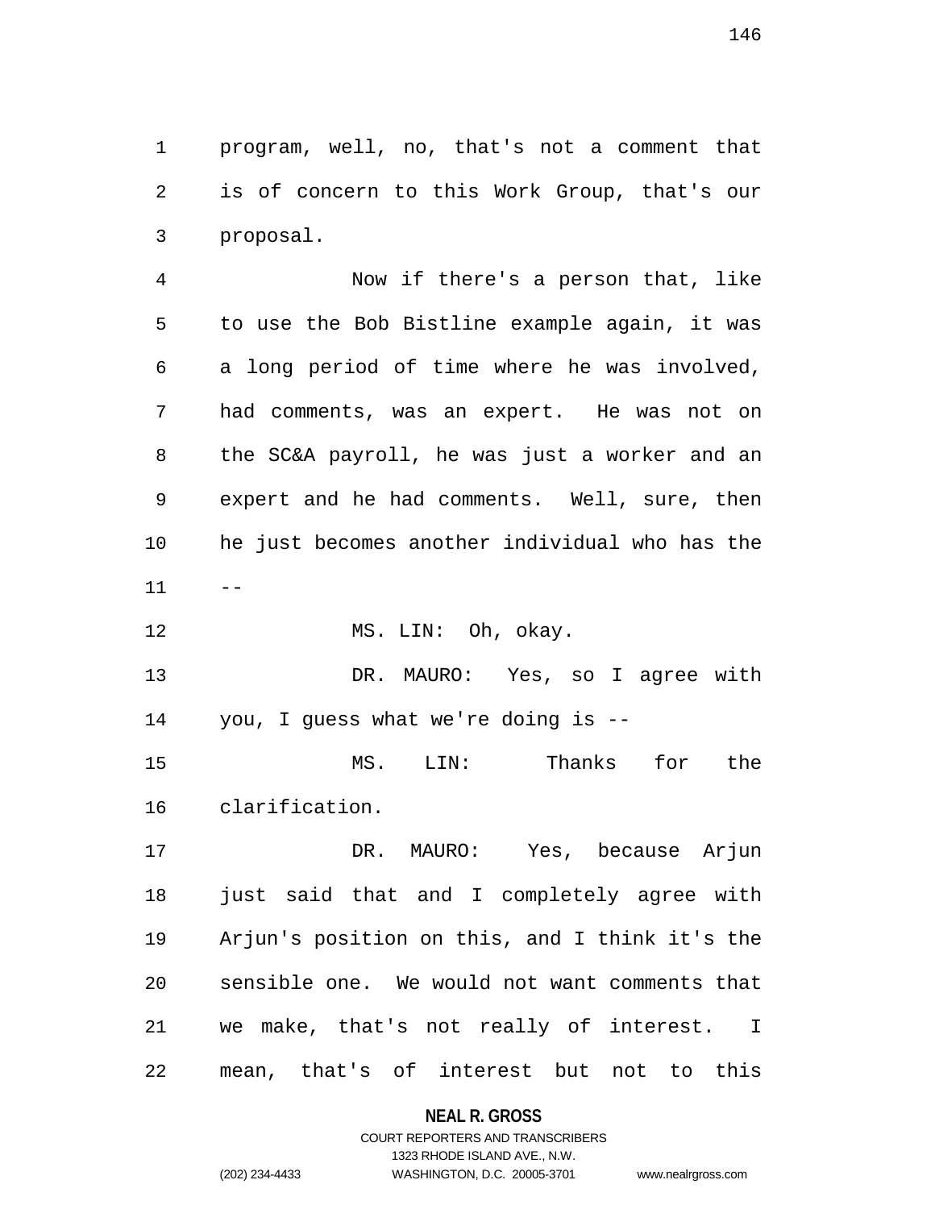program, well, no, that's not a comment that is of concern to this Work Group, that's our proposal.

Now if there's a person that, like to use the Bob Bistline example again, it was a long period of time where he was involved, had comments, was an expert. He was not on the SC&A payroll, he was just a worker and an expert and he had comments. Well, sure, then he just becomes another individual who has the --

MS. LIN: Oh, okay.

DR. MAURO: Yes, so I agree with you, I guess what we're doing is --

MS. LIN: Thanks for the clarification.

DR. MAURO: Yes, because Arjun just said that and I completely agree with Arjun's position on this, and I think it's the sensible one. We would not want comments that we make, that's not really of interest. I mean, that's of interest but not to this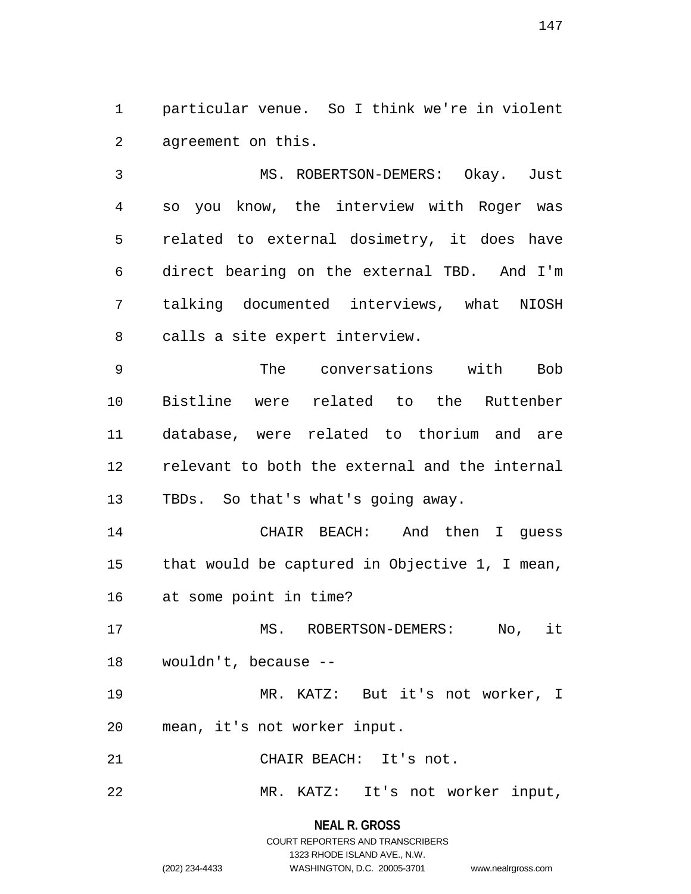particular venue. So I think we're in violent agreement on this.

MS. ROBERTSON-DEMERS: Okay. Just so you know, the interview with Roger was related to external dosimetry, it does have direct bearing on the external TBD. And I'm talking documented interviews, what NIOSH calls a site expert interview.

The conversations with Bob Bistline were related to the Ruttenber database, were related to thorium and are relevant to both the external and the internal TBDs. So that's what's going away.

CHAIR BEACH: And then I guess that would be captured in Objective 1, I mean, at some point in time?

MS. ROBERTSON-DEMERS: No, it wouldn't, because --

MR. KATZ: But it's not worker, I mean, it's not worker input.

CHAIR BEACH: It's not.

MR. KATZ: It's not worker input,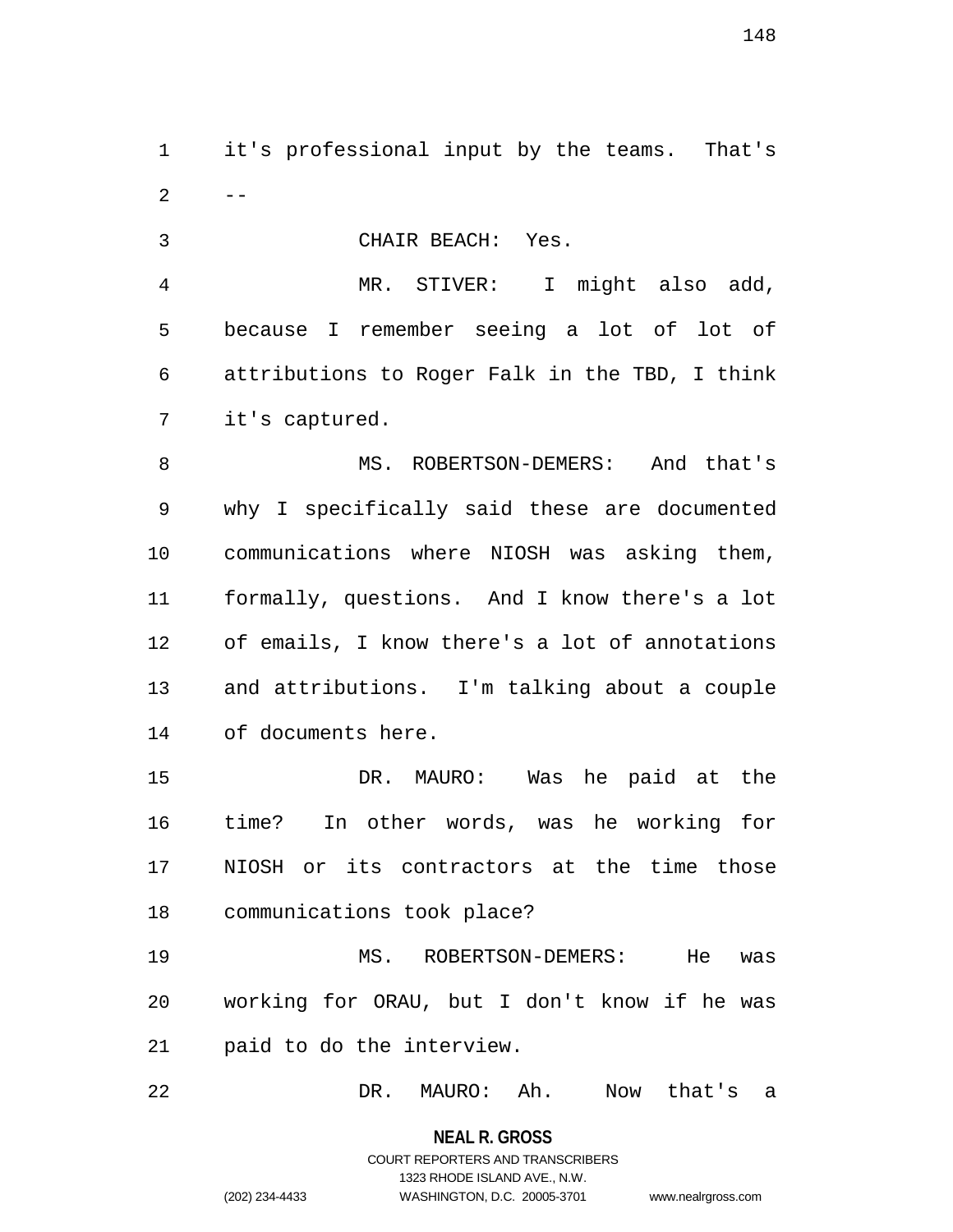it's professional input by the teams. That's --

CHAIR BEACH: Yes.

MR. STIVER: I might also add, because I remember seeing a lot of lot of attributions to Roger Falk in the TBD, I think it's captured.

MS. ROBERTSON-DEMERS: And that's why I specifically said these are documented communications where NIOSH was asking them, formally, questions. And I know there's a lot of emails, I know there's a lot of annotations and attributions. I'm talking about a couple of documents here.

DR. MAURO: Was he paid at the time? In other words, was he working for NIOSH or its contractors at the time those communications took place?

MS. ROBERTSON-DEMERS: He was working for ORAU, but I don't know if he was paid to do the interview.

DR. MAURO: Ah. Now that's a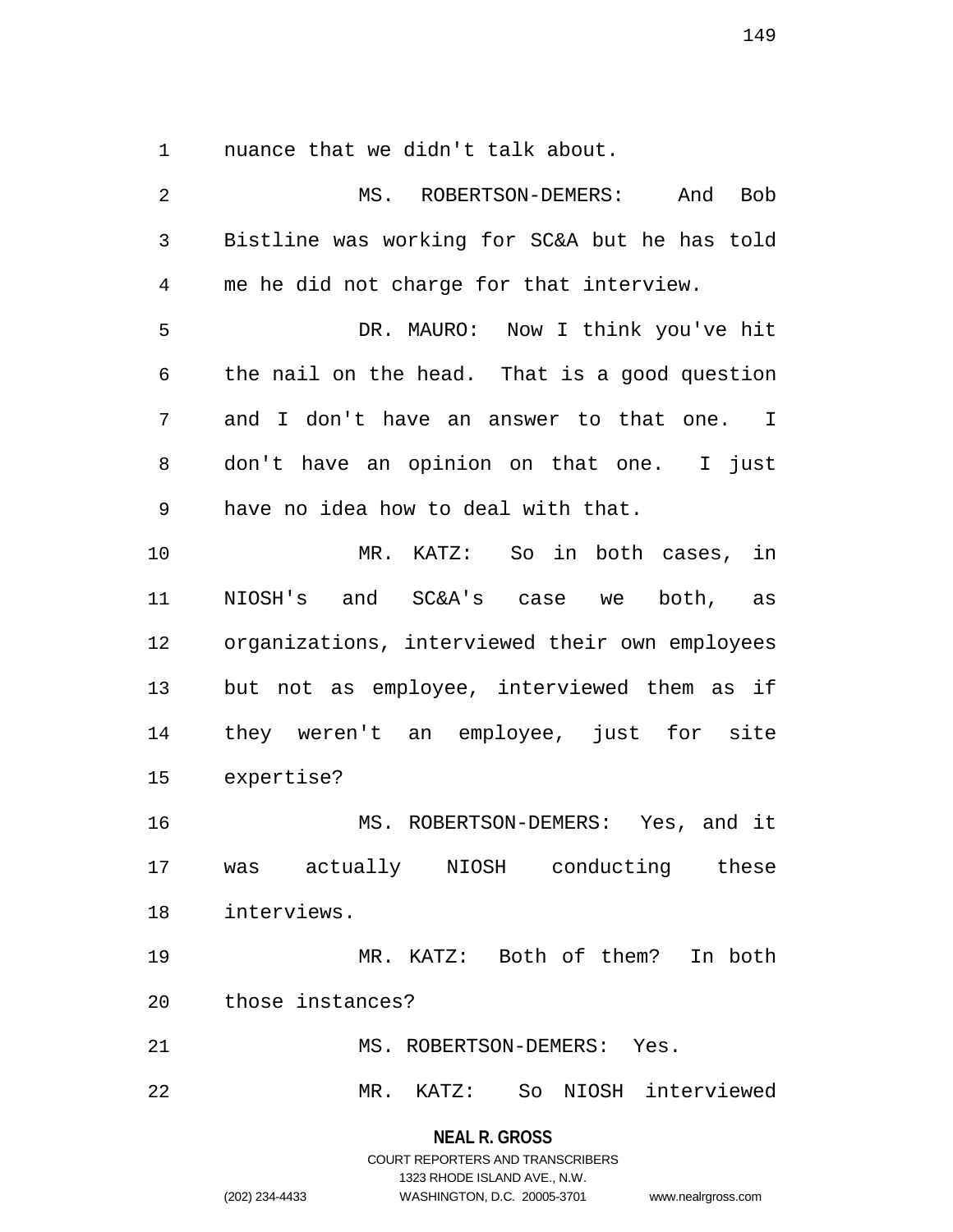nuance that we didn't talk about.

MS. ROBERTSON-DEMERS: And Bob Bistline was working for SC&A but he has told me he did not charge for that interview.

DR. MAURO: Now I think you've hit the nail on the head. That is a good question and I don't have an answer to that one. I don't have an opinion on that one. I just have no idea how to deal with that.

MR. KATZ: So in both cases, in NIOSH's and SC&A's case we both, as organizations, interviewed their own employees but not as employee, interviewed them as if they weren't an employee, just for site expertise?

MS. ROBERTSON-DEMERS: Yes, and it was actually NIOSH conducting these interviews.

MR. KATZ: Both of them? In both those instances?

MS. ROBERTSON-DEMERS: Yes.

MR. KATZ: So NIOSH interviewed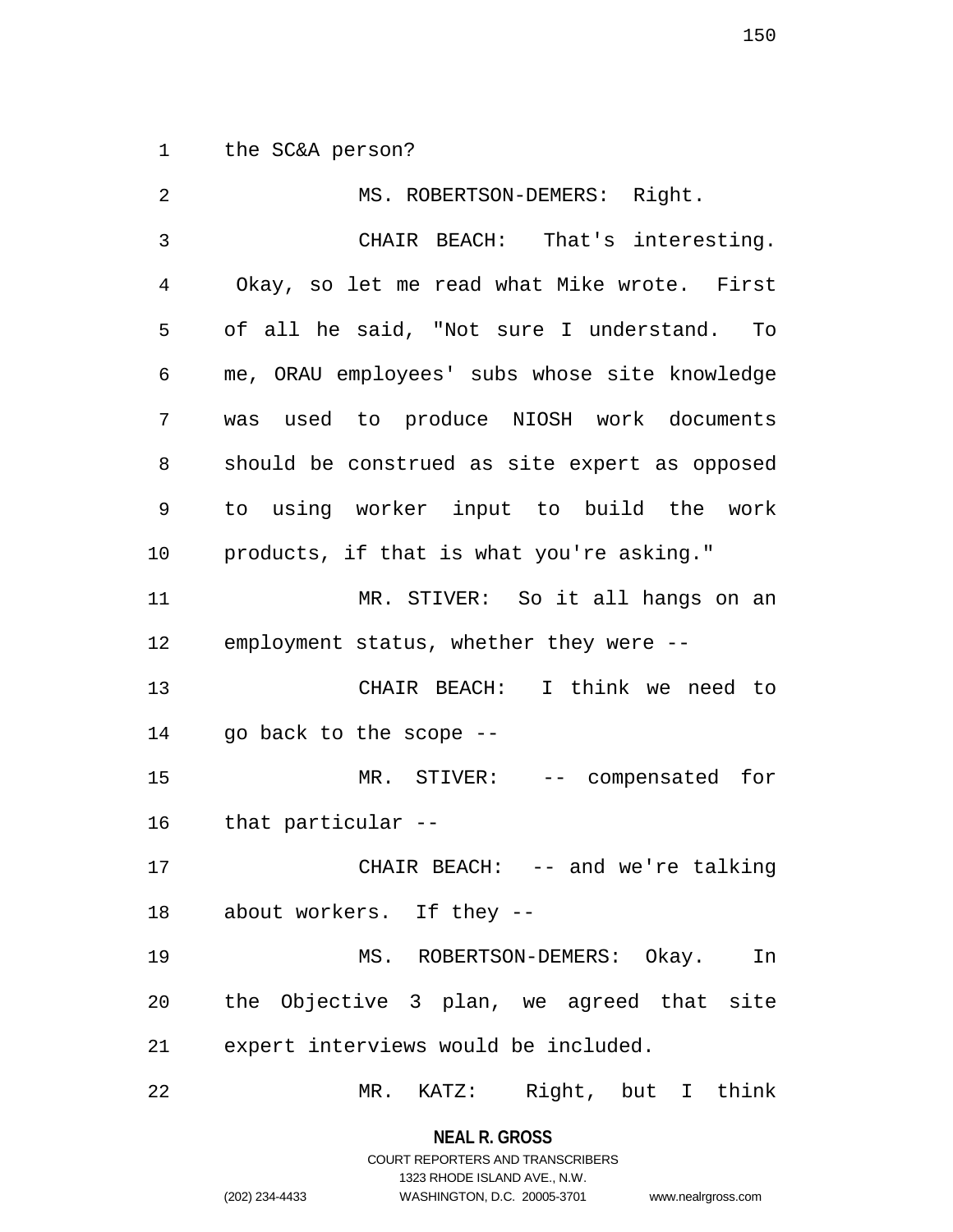the SC&A person?

MS. ROBERTSON-DEMERS: Right.

CHAIR BEACH: That's interesting. Okay, so let me read what Mike wrote. First of all he said, "Not sure I understand. To me, ORAU employees' subs whose site knowledge was used to produce NIOSH work documents should be construed as site expert as opposed to using worker input to build the work products, if that is what you're asking."

MR. STIVER: So it all hangs on an employment status, whether they were --

CHAIR BEACH: I think we need to go back to the scope --

MR. STIVER: -- compensated for that particular --

CHAIR BEACH: -- and we're talking about workers. If they --

MS. ROBERTSON-DEMERS: Okay. In the Objective 3 plan, we agreed that site expert interviews would be included.

MR. KATZ: Right, but I think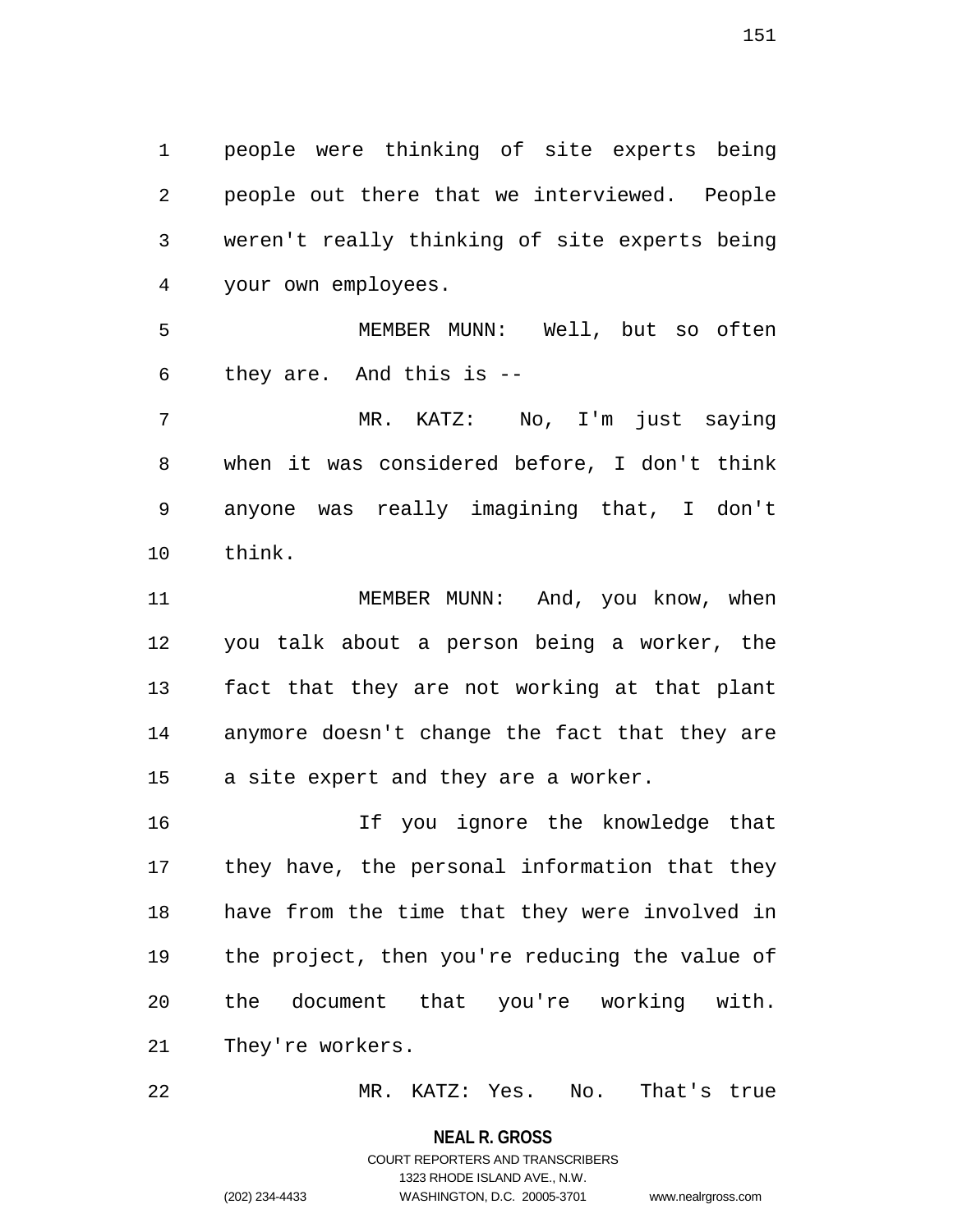people were thinking of site experts being people out there that we interviewed. People weren't really thinking of site experts being your own employees.

MEMBER MUNN: Well, but so often they are. And this is --

MR. KATZ: No, I'm just saying when it was considered before, I don't think anyone was really imagining that, I don't think.

MEMBER MUNN: And, you know, when you talk about a person being a worker, the fact that they are not working at that plant anymore doesn't change the fact that they are a site expert and they are a worker.

If you ignore the knowledge that they have, the personal information that they have from the time that they were involved in the project, then you're reducing the value of the document that you're working with. They're workers.

MR. KATZ: Yes. No. That's true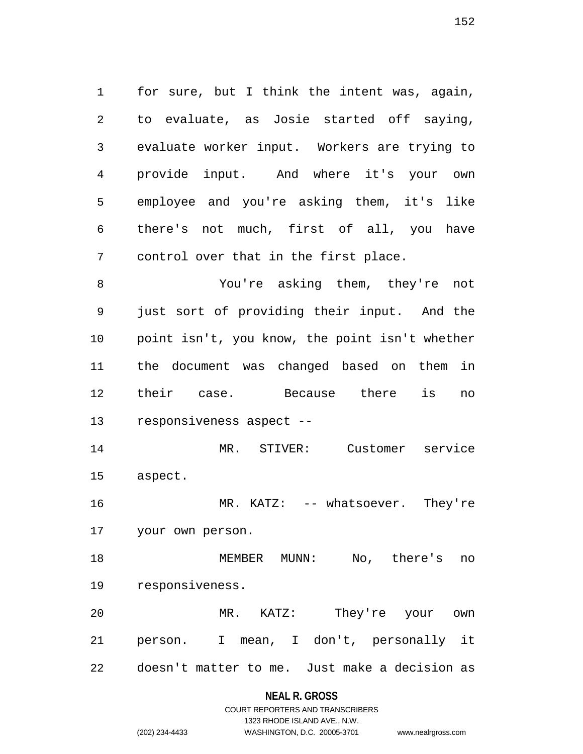for sure, but I think the intent was, again, to evaluate, as Josie started off saying, evaluate worker input. Workers are trying to provide input. And where it's your own employee and you're asking them, it's like there's not much, first of all, you have control over that in the first place.

You're asking them, they're not just sort of providing their input. And the point isn't, you know, the point isn't whether the document was changed based on them in their case. Because there is no responsiveness aspect --

MR. STIVER: Customer service aspect.

MR. KATZ: -- whatsoever. They're your own person.

MEMBER MUNN: No, there's no responsiveness.

MR. KATZ: They're your own person. I mean, I don't, personally it doesn't matter to me. Just make a decision as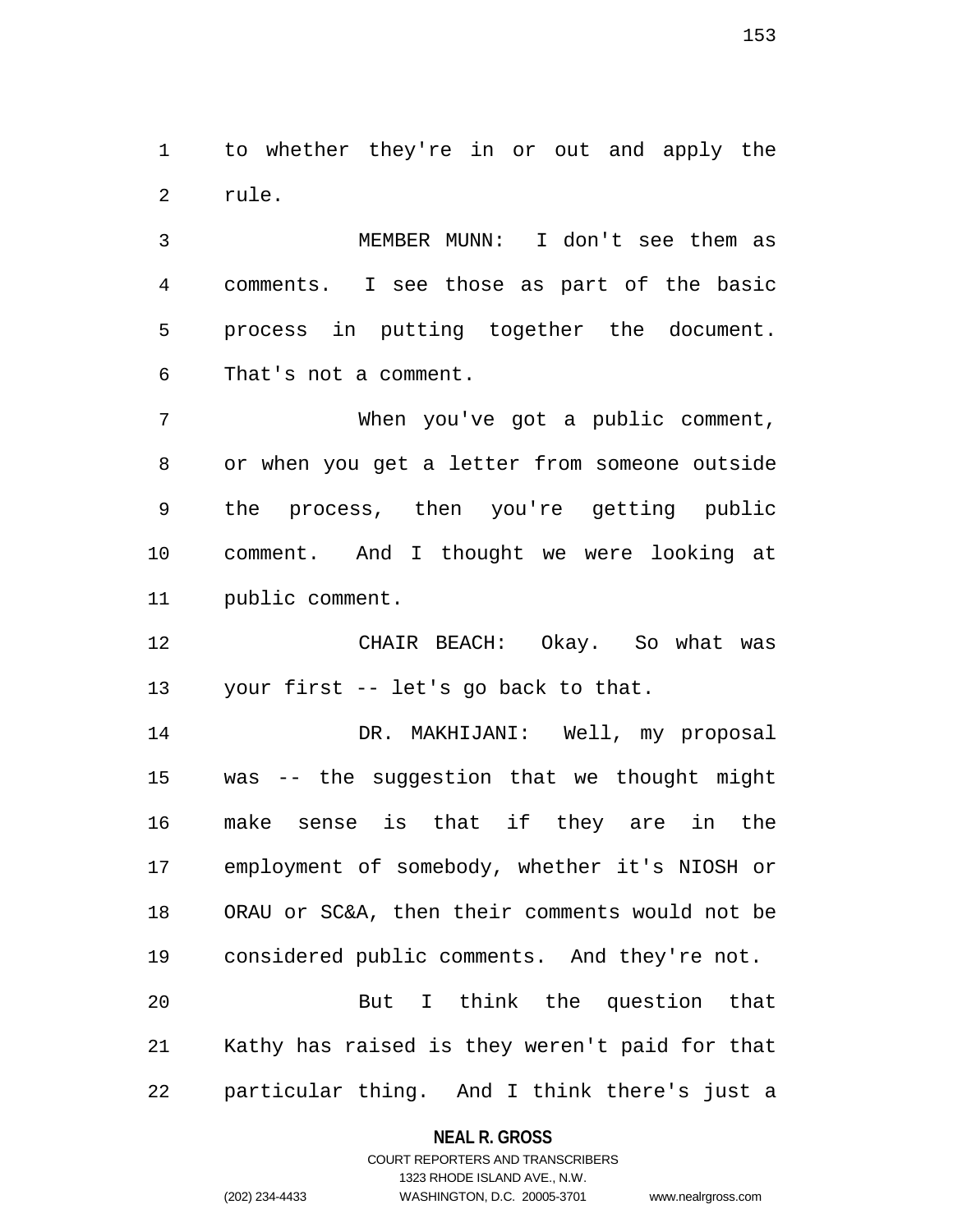to whether they're in or out and apply the rule.

MEMBER MUNN: I don't see them as comments. I see those as part of the basic process in putting together the document. That's not a comment.

When you've got a public comment, or when you get a letter from someone outside the process, then you're getting public comment. And I thought we were looking at public comment.

CHAIR BEACH: Okay. So what was your first -- let's go back to that.

DR. MAKHIJANI: Well, my proposal was -- the suggestion that we thought might make sense is that if they are in the employment of somebody, whether it's NIOSH or ORAU or SC&A, then their comments would not be considered public comments. And they're not.

But I think the question that Kathy has raised is they weren't paid for that particular thing. And I think there's just a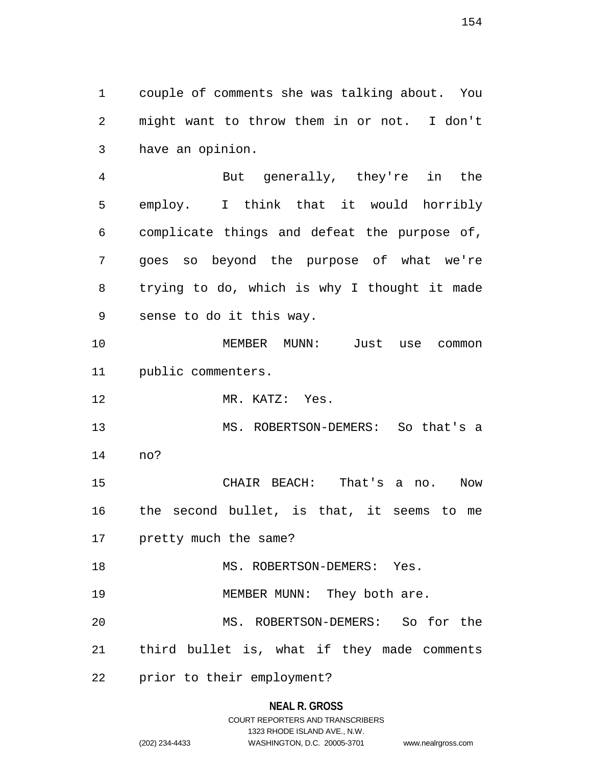couple of comments she was talking about. You might want to throw them in or not. I don't have an opinion.

But generally, they're in the employ. I think that it would horribly complicate things and defeat the purpose of, goes so beyond the purpose of what we're trying to do, which is why I thought it made sense to do it this way.

MEMBER MUNN: Just use common public commenters.

MR. KATZ: Yes.

MS. ROBERTSON-DEMERS: So that's a no?

CHAIR BEACH: That's a no. Now the second bullet, is that, it seems to me pretty much the same?

MS. ROBERTSON-DEMERS: Yes.

MEMBER MUNN: They both are.

MS. ROBERTSON-DEMERS: So for the third bullet is, what if they made comments prior to their employment?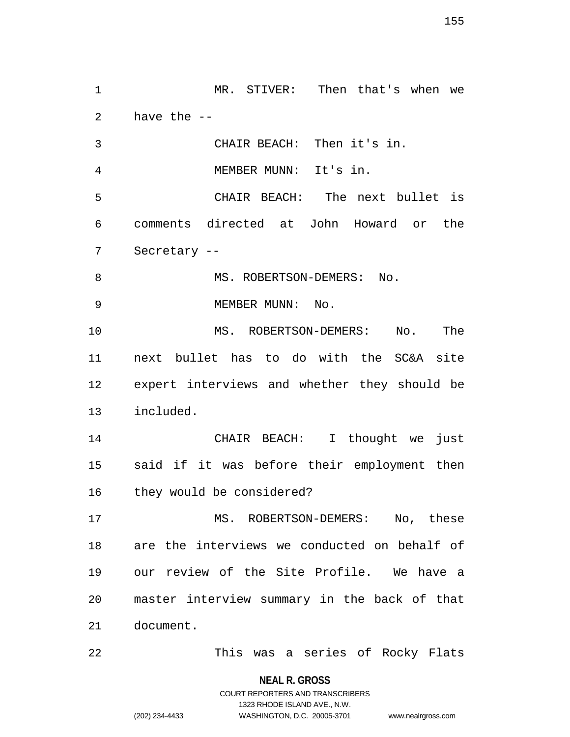MR. STIVER: Then that's when we have the --

CHAIR BEACH: Then it's in.

MEMBER MUNN: It's in.

CHAIR BEACH: The next bullet is comments directed at John Howard or the Secretary --

MS. ROBERTSON-DEMERS: No.

MEMBER MUNN: No.

MS. ROBERTSON-DEMERS: No. The next bullet has to do with the SC&A site expert interviews and whether they should be included.

CHAIR BEACH: I thought we just said if it was before their employment then they would be considered?

MS. ROBERTSON-DEMERS: No, these are the interviews we conducted on behalf of our review of the Site Profile. We have a master interview summary in the back of that document.

This was a series of Rocky Flats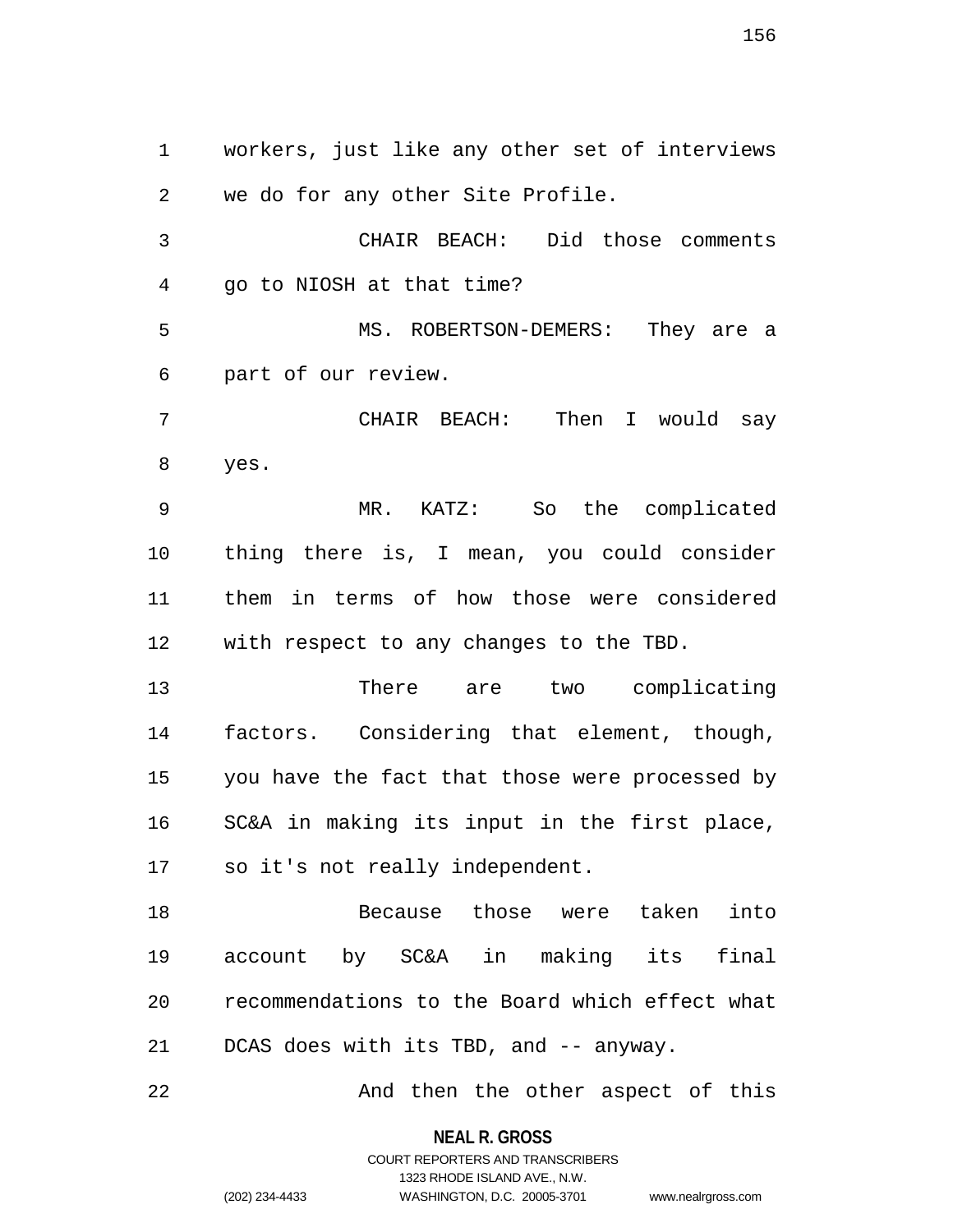workers, just like any other set of interviews we do for any other Site Profile.

CHAIR BEACH: Did those comments go to NIOSH at that time?

MS. ROBERTSON-DEMERS: They are a part of our review.

CHAIR BEACH: Then I would say yes.

MR. KATZ: So the complicated thing there is, I mean, you could consider them in terms of how those were considered with respect to any changes to the TBD.

There are two complicating factors. Considering that element, though, you have the fact that those were processed by SC&A in making its input in the first place, so it's not really independent.

Because those were taken into account by SC&A in making its final recommendations to the Board which effect what DCAS does with its TBD, and -- anyway.

And then the other aspect of this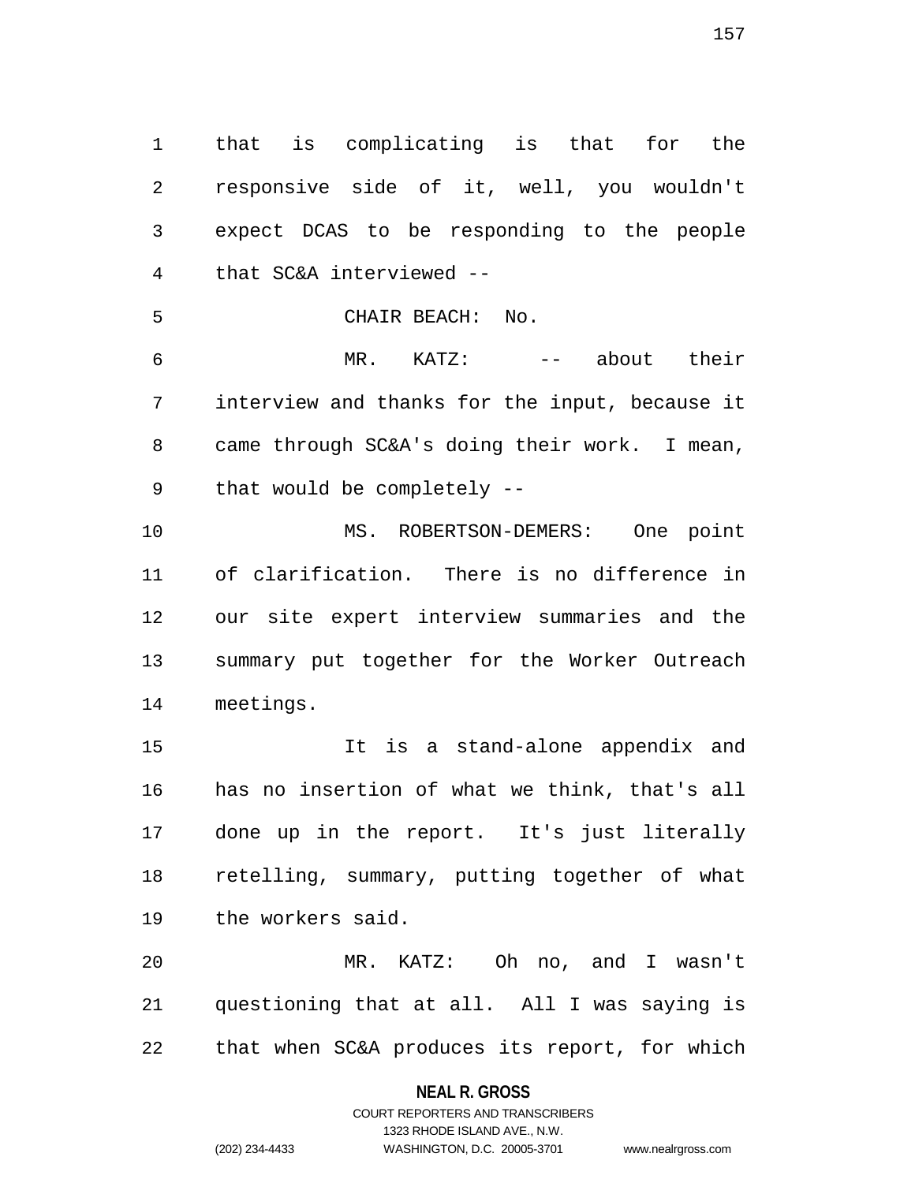that is complicating is that for the responsive side of it, well, you wouldn't expect DCAS to be responding to the people that SC&A interviewed --

CHAIR BEACH: No.

MR. KATZ: -- about their interview and thanks for the input, because it came through SC&A's doing their work. I mean, that would be completely --

MS. ROBERTSON-DEMERS: One point of clarification. There is no difference in our site expert interview summaries and the summary put together for the Worker Outreach meetings.

It is a stand-alone appendix and has no insertion of what we think, that's all done up in the report. It's just literally retelling, summary, putting together of what the workers said.

MR. KATZ: Oh no, and I wasn't questioning that at all. All I was saying is that when SC&A produces its report, for which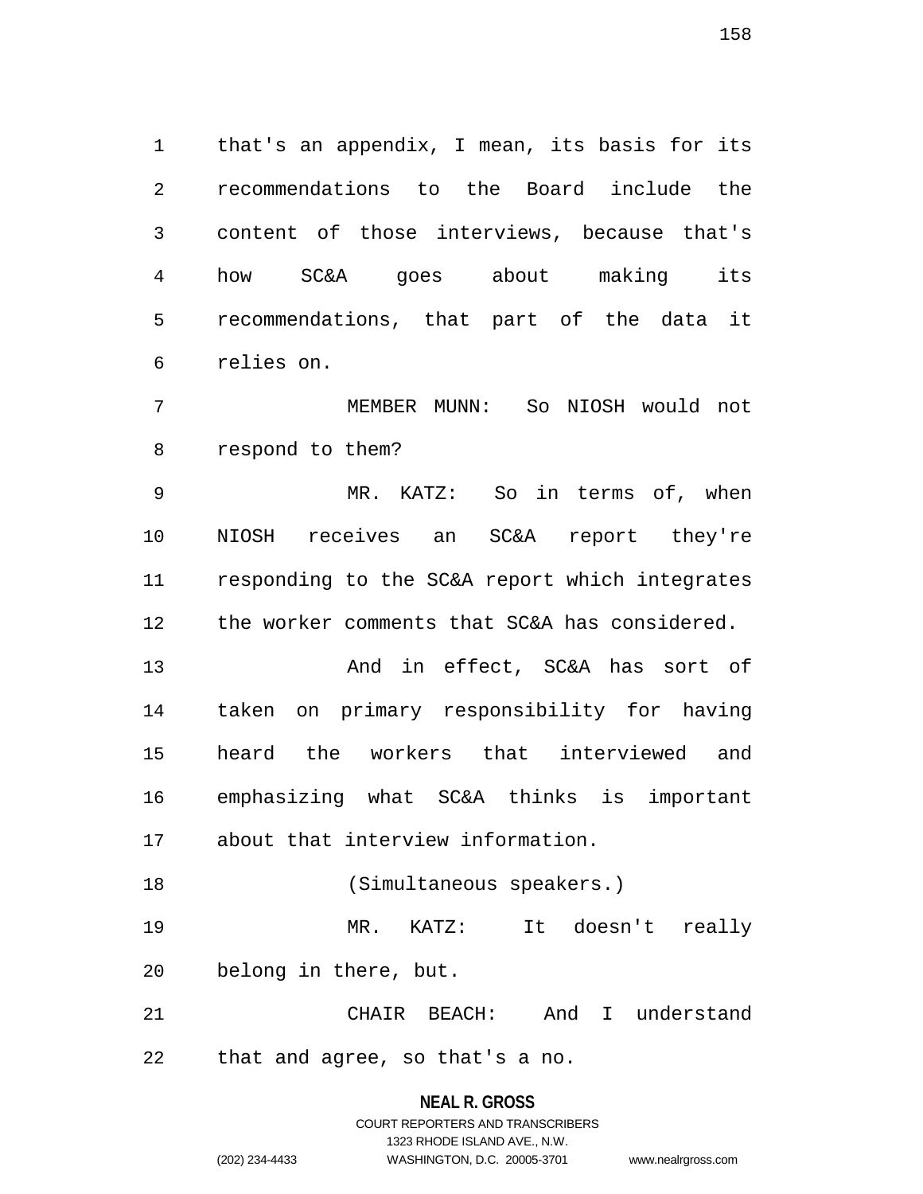that's an appendix, I mean, its basis for its recommendations to the Board include the content of those interviews, because that's how SC&A goes about making its recommendations, that part of the data it relies on.

MEMBER MUNN: So NIOSH would not respond to them?

MR. KATZ: So in terms of, when NIOSH receives an SC&A report they're responding to the SC&A report which integrates the worker comments that SC&A has considered.

And in effect, SC&A has sort of taken on primary responsibility for having heard the workers that interviewed and emphasizing what SC&A thinks is important about that interview information.

(Simultaneous speakers.)

MR. KATZ: It doesn't really belong in there, but.

CHAIR BEACH: And I understand that and agree, so that's a no.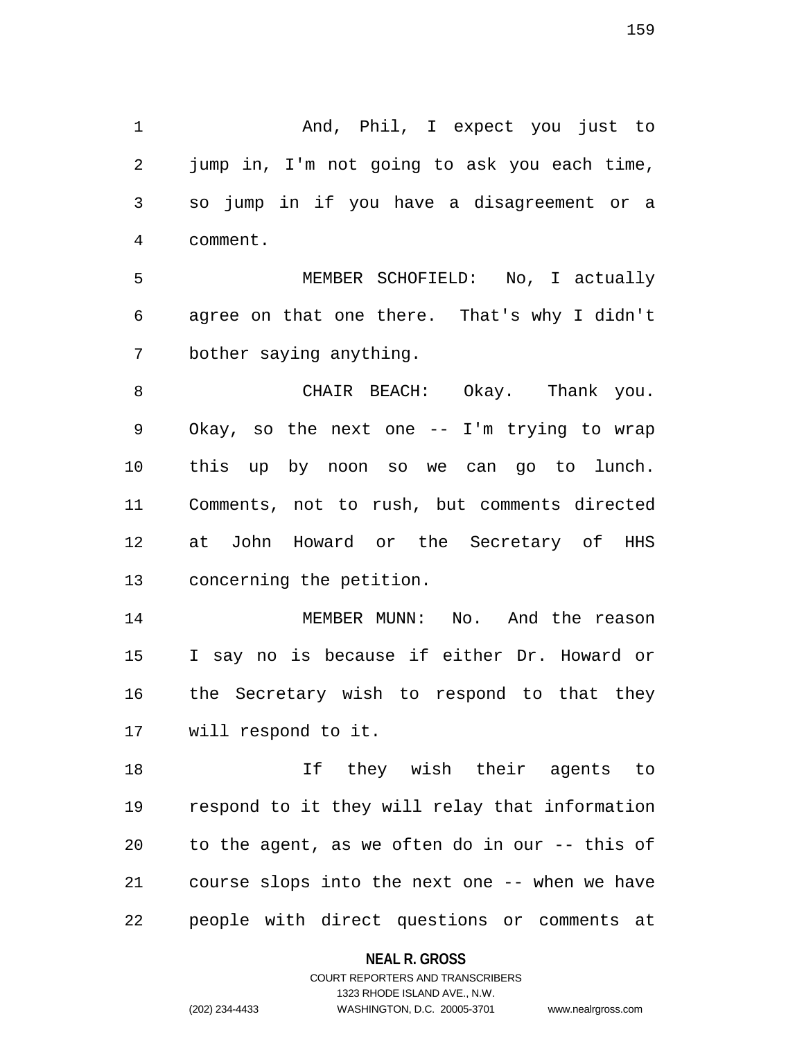And, Phil, I expect you just to jump in, I'm not going to ask you each time, so jump in if you have a disagreement or a comment.

MEMBER SCHOFIELD: No, I actually agree on that one there. That's why I didn't bother saying anything.

CHAIR BEACH: Okay. Thank you. Okay, so the next one -- I'm trying to wrap this up by noon so we can go to lunch. Comments, not to rush, but comments directed at John Howard or the Secretary of HHS concerning the petition.

MEMBER MUNN: No. And the reason I say no is because if either Dr. Howard or the Secretary wish to respond to that they will respond to it.

If they wish their agents to respond to it they will relay that information to the agent, as we often do in our -- this of course slops into the next one -- when we have people with direct questions or comments at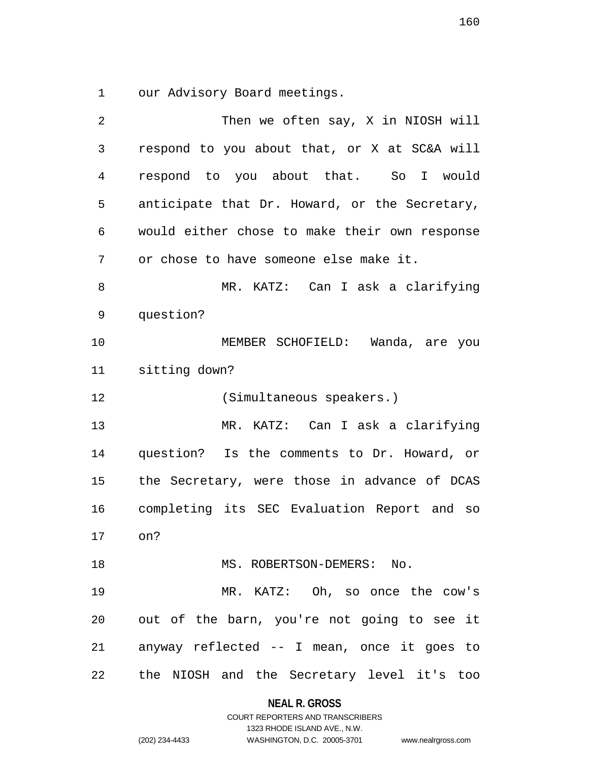our Advisory Board meetings.

Then we often say, X in NIOSH will respond to you about that, or X at SC&A will respond to you about that. So I would anticipate that Dr. Howard, or the Secretary, would either chose to make their own response or chose to have someone else make it.

MR. KATZ: Can I ask a clarifying question?

MEMBER SCHOFIELD: Wanda, are you sitting down?

(Simultaneous speakers.)

MR. KATZ: Can I ask a clarifying question? Is the comments to Dr. Howard, or the Secretary, were those in advance of DCAS completing its SEC Evaluation Report and so on?

MS. ROBERTSON-DEMERS: No.

MR. KATZ: Oh, so once the cow's out of the barn, you're not going to see it anyway reflected -- I mean, once it goes to the NIOSH and the Secretary level it's too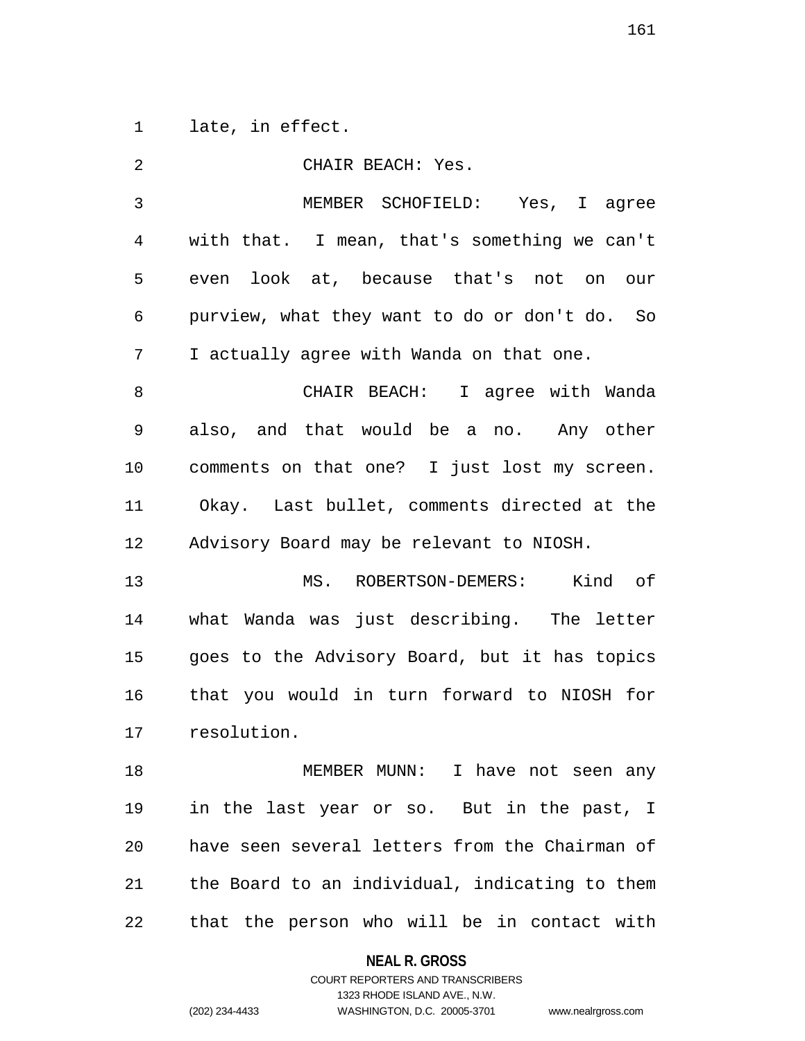late, in effect.

CHAIR BEACH: Yes.

MEMBER SCHOFIELD: Yes, I agree with that. I mean, that's something we can't even look at, because that's not on our purview, what they want to do or don't do. So I actually agree with Wanda on that one.

CHAIR BEACH: I agree with Wanda also, and that would be a no. Any other comments on that one? I just lost my screen. Okay. Last bullet, comments directed at the Advisory Board may be relevant to NIOSH.

MS. ROBERTSON-DEMERS: Kind of what Wanda was just describing. The letter goes to the Advisory Board, but it has topics that you would in turn forward to NIOSH for resolution.

MEMBER MUNN: I have not seen any in the last year or so. But in the past, I have seen several letters from the Chairman of the Board to an individual, indicating to them that the person who will be in contact with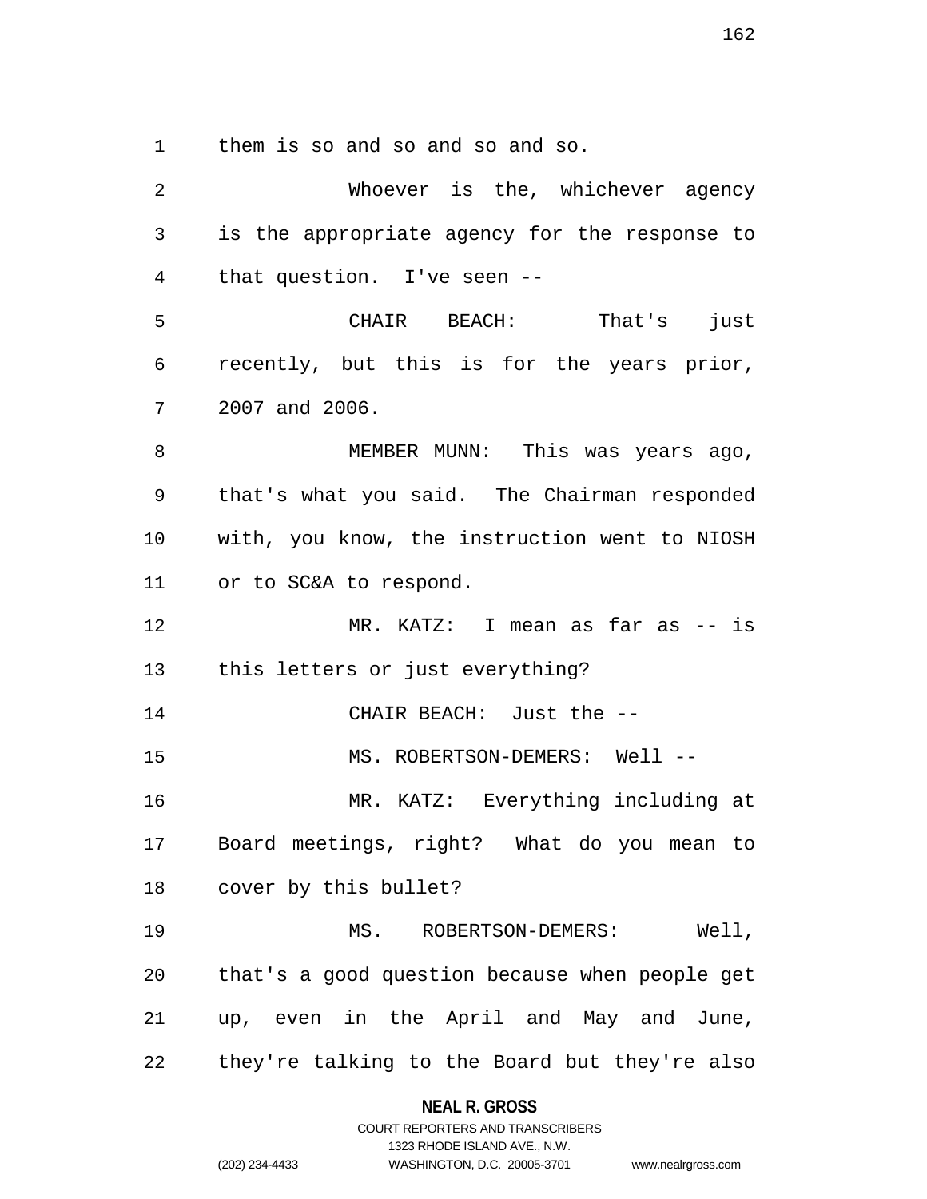them is so and so and so and so.

Whoever is the, whichever agency is the appropriate agency for the response to that question. I've seen --

CHAIR BEACH: That's just recently, but this is for the years prior, 2007 and 2006.

MEMBER MUNN: This was years ago, that's what you said. The Chairman responded with, you know, the instruction went to NIOSH or to SC&A to respond.

MR. KATZ: I mean as far as -- is this letters or just everything?

CHAIR BEACH: Just the --

MS. ROBERTSON-DEMERS: Well --

MR. KATZ: Everything including at Board meetings, right? What do you mean to cover by this bullet?

MS. ROBERTSON-DEMERS: Well, that's a good question because when people get up, even in the April and May and June, they're talking to the Board but they're also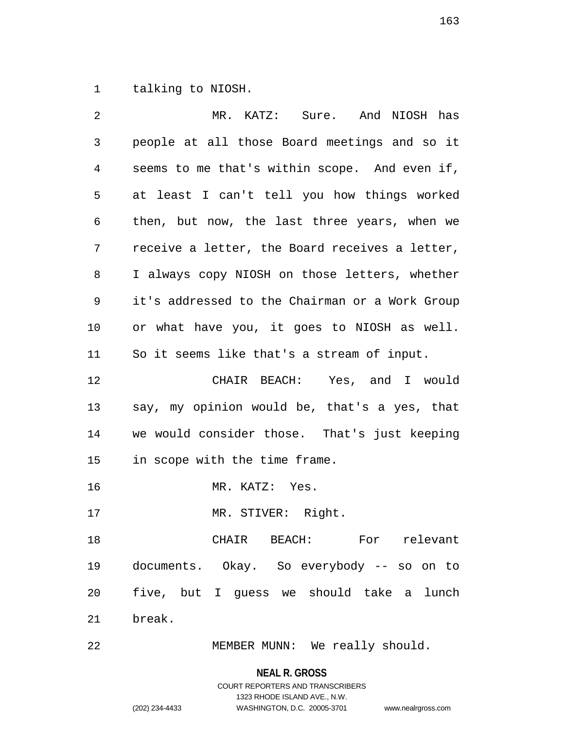talking to NIOSH.

MR. KATZ: Sure. And NIOSH has people at all those Board meetings and so it seems to me that's within scope. And even if, at least I can't tell you how things worked then, but now, the last three years, when we receive a letter, the Board receives a letter, I always copy NIOSH on those letters, whether it's addressed to the Chairman or a Work Group or what have you, it goes to NIOSH as well. So it seems like that's a stream of input.

CHAIR BEACH: Yes, and I would say, my opinion would be, that's a yes, that we would consider those. That's just keeping in scope with the time frame.

MR. KATZ: Yes.

MR. STIVER: Right.

CHAIR BEACH: For relevant documents. Okay. So everybody -- so on to five, but I guess we should take a lunch break.

MEMBER MUNN: We really should.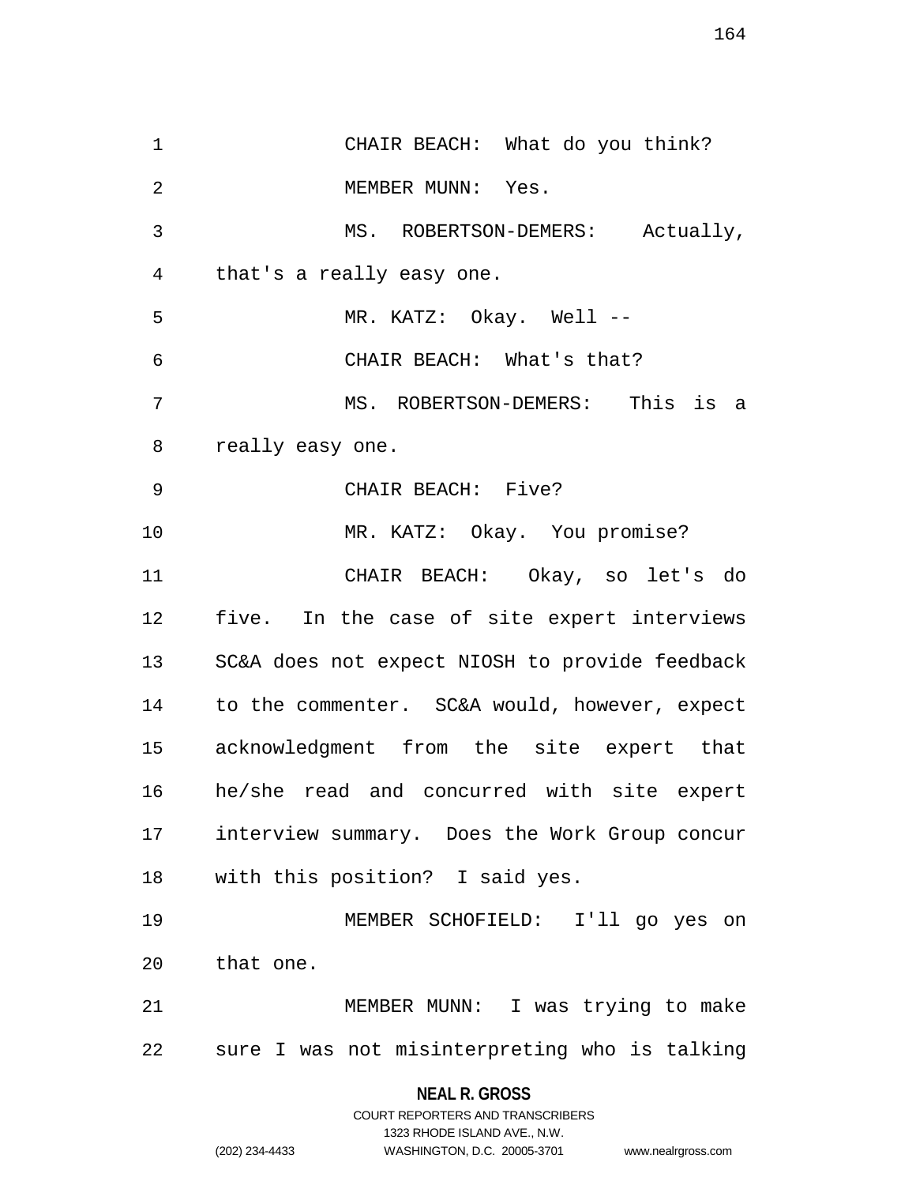CHAIR BEACH: What do you think?

MEMBER MUNN: Yes.

MS. ROBERTSON-DEMERS: Actually, that's a really easy one.

MR. KATZ: Okay. Well --

CHAIR BEACH: What's that?

MS. ROBERTSON-DEMERS: This is a really easy one.

CHAIR BEACH: Five?

MR. KATZ: Okay. You promise?

CHAIR BEACH: Okay, so let's do five. In the case of site expert interviews SC&A does not expect NIOSH to provide feedback to the commenter. SC&A would, however, expect acknowledgment from the site expert that he/she read and concurred with site expert interview summary. Does the Work Group concur with this position? I said yes.

MEMBER SCHOFIELD: I'll go yes on that one.

MEMBER MUNN: I was trying to make sure I was not misinterpreting who is talking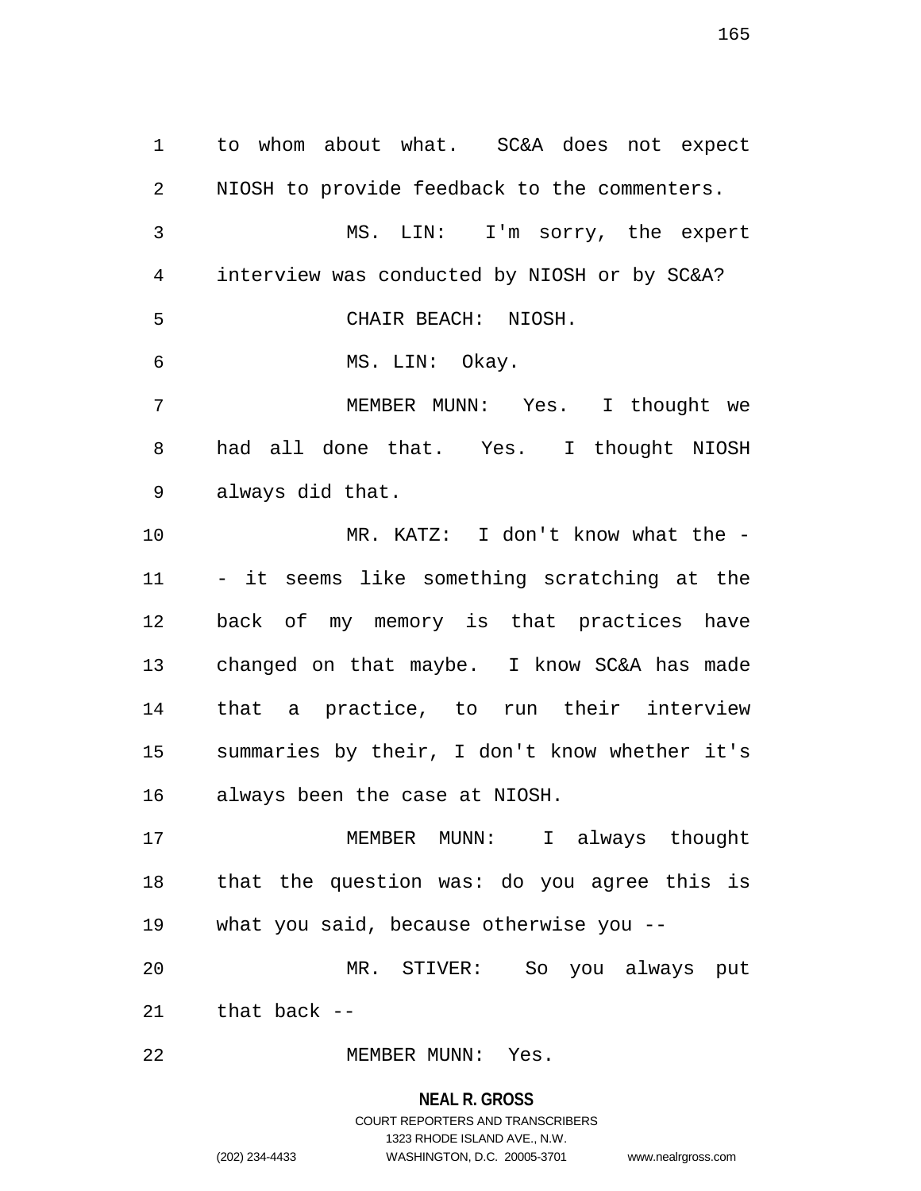to whom about what. SC&A does not expect NIOSH to provide feedback to the commenters.

MS. LIN: I'm sorry, the expert interview was conducted by NIOSH or by SC&A?

CHAIR BEACH: NIOSH.

MS. LIN: Okay.

MEMBER MUNN: Yes. I thought we had all done that. Yes. I thought NIOSH always did that.

MR. KATZ: I don't know what the -- it seems like something scratching at the back of my memory is that practices have changed on that maybe. I know SC&A has made that a practice, to run their interview summaries by their, I don't know whether it's always been the case at NIOSH.

MEMBER MUNN: I always thought that the question was: do you agree this is what you said, because otherwise you --

MR. STIVER: So you always put that back --

MEMBER MUNN: Yes.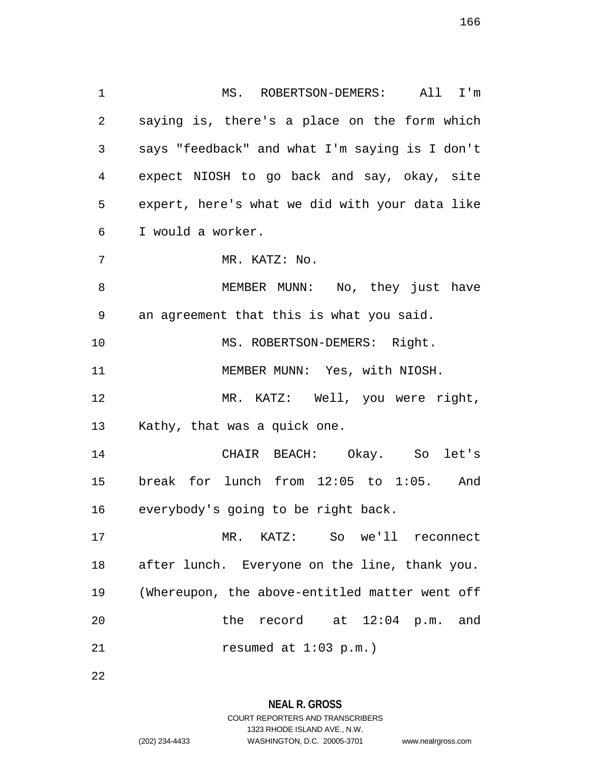MS. ROBERTSON-DEMERS: All I'm saying is, there's a place on the form which says "feedback" and what I'm saying is I don't expect NIOSH to go back and say, okay, site expert, here's what we did with your data like I would a worker.

MR. KATZ: No.

MEMBER MUNN: No, they just have an agreement that this is what you said.

MS. ROBERTSON-DEMERS: Right.

MEMBER MUNN: Yes, with NIOSH.

MR. KATZ: Well, you were right, Kathy, that was a quick one.

CHAIR BEACH: Okay. So let's break for lunch from 12:05 to 1:05. And everybody's going to be right back.

MR. KATZ: So we'll reconnect after lunch. Everyone on the line, thank you.

(Whereupon, the above-entitled matter went off the record at 12:04 p.m. and resumed at 1:03 p.m.)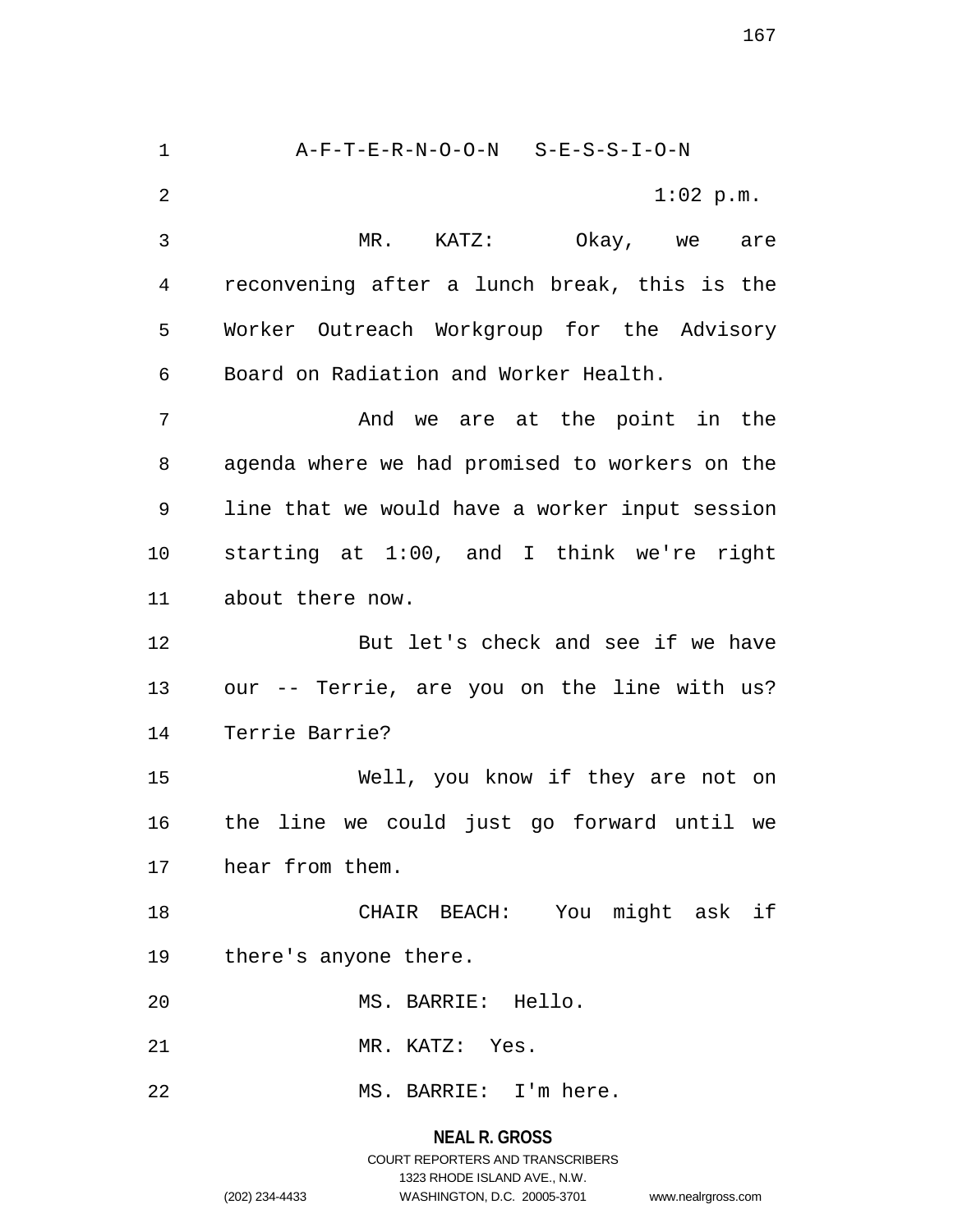A-F-T-E-R-N-O-O-N S-E-S-S-I-O-N

1:02 p.m.

MR. KATZ: Okay, we are reconvening after a lunch break, this is the Worker Outreach Workgroup for the Advisory Board on Radiation and Worker Health.

And we are at the point in the agenda where we had promised to workers on the line that we would have a worker input session starting at 1:00, and I think we're right about there now.

But let's check and see if we have our -- Terrie, are you on the line with us? Terrie Barrie?

Well, you know if they are not on the line we could just go forward until we hear from them.

CHAIR BEACH: You might ask if there's anyone there.

MS. BARRIE: Hello.

MR. KATZ: Yes.

MS. BARRIE: I'm here.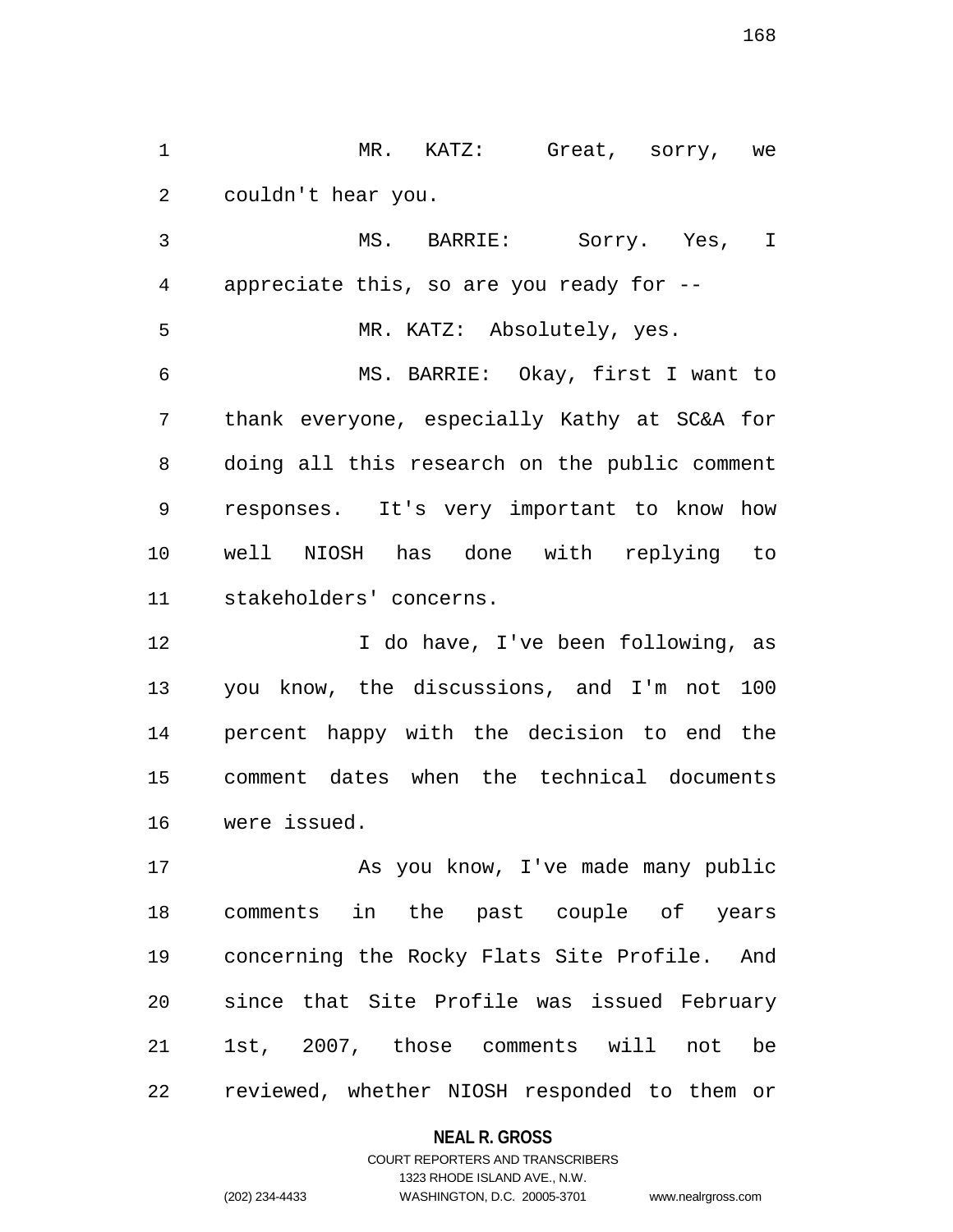MR. KATZ: Great, sorry, we couldn't hear you.

MS. BARRIE: Sorry. Yes, I appreciate this, so are you ready for --

MR. KATZ: Absolutely, yes.

MS. BARRIE: Okay, first I want to thank everyone, especially Kathy at SC&A for doing all this research on the public comment responses. It's very important to know how well NIOSH has done with replying to stakeholders' concerns.

I do have, I've been following, as you know, the discussions, and I'm not 100 percent happy with the decision to end the comment dates when the technical documents were issued.

As you know, I've made many public comments in the past couple of years concerning the Rocky Flats Site Profile. And since that Site Profile was issued February 1st, 2007, those comments will not be reviewed, whether NIOSH responded to them or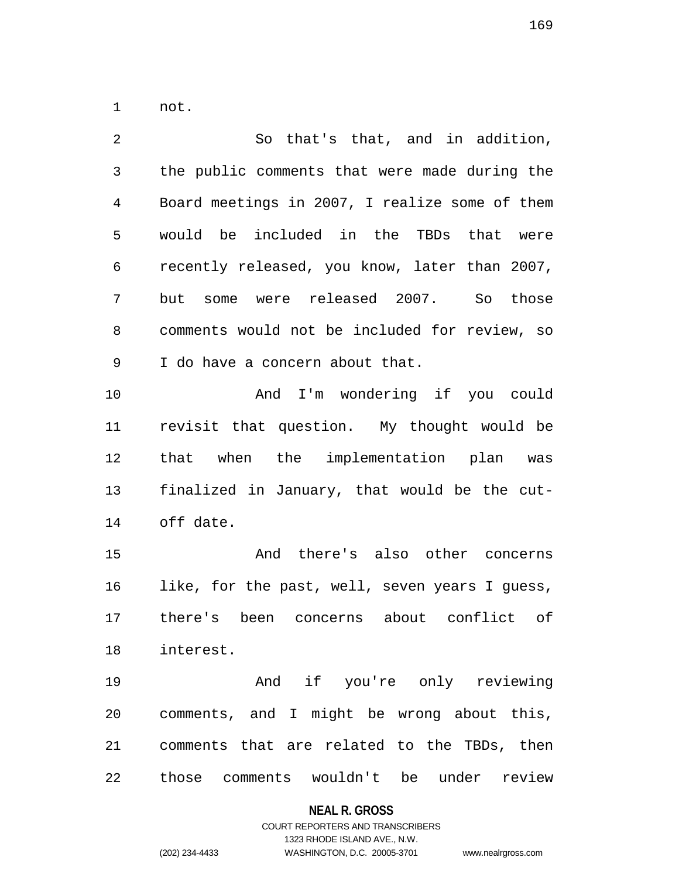not.

So that's that, and in addition, the public comments that were made during the Board meetings in 2007, I realize some of them would be included in the TBDs that were recently released, you know, later than 2007, but some were released 2007. So those comments would not be included for review, so I do have a concern about that.

And I'm wondering if you could revisit that question. My thought would be that when the implementation plan was finalized in January, that would be the cut-off date.

And there's also other concerns like, for the past, well, seven years I guess, there's been concerns about conflict of interest.

And if you're only reviewing comments, and I might be wrong about this, comments that are related to the TBDs, then those comments wouldn't be under review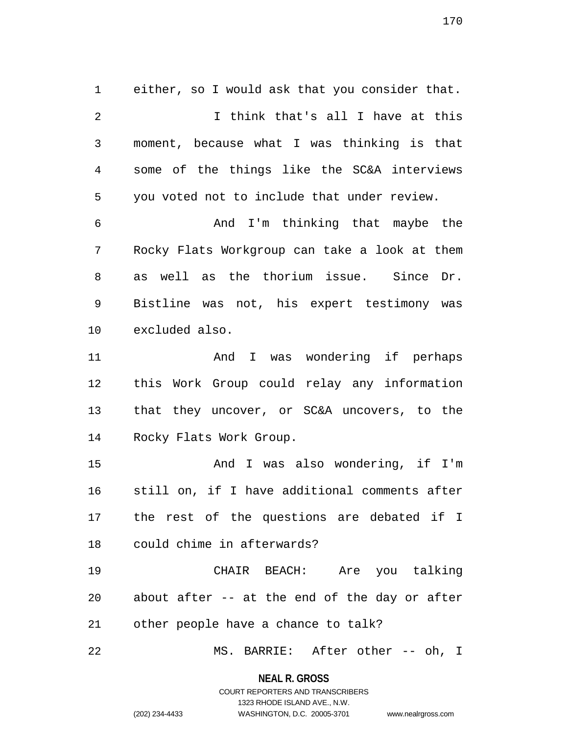either, so I would ask that you consider that.

I think that's all I have at this moment, because what I was thinking is that some of the things like the SC&A interviews you voted not to include that under review.

And I'm thinking that maybe the Rocky Flats Workgroup can take a look at them as well as the thorium issue. Since Dr. Bistline was not, his expert testimony was excluded also.

And I was wondering if perhaps this Work Group could relay any information that they uncover, or SC&A uncovers, to the Rocky Flats Work Group.

And I was also wondering, if I'm still on, if I have additional comments after the rest of the questions are debated if I could chime in afterwards?

CHAIR BEACH: Are you talking about after -- at the end of the day or after other people have a chance to talk?

MS. BARRIE: After other -- oh, I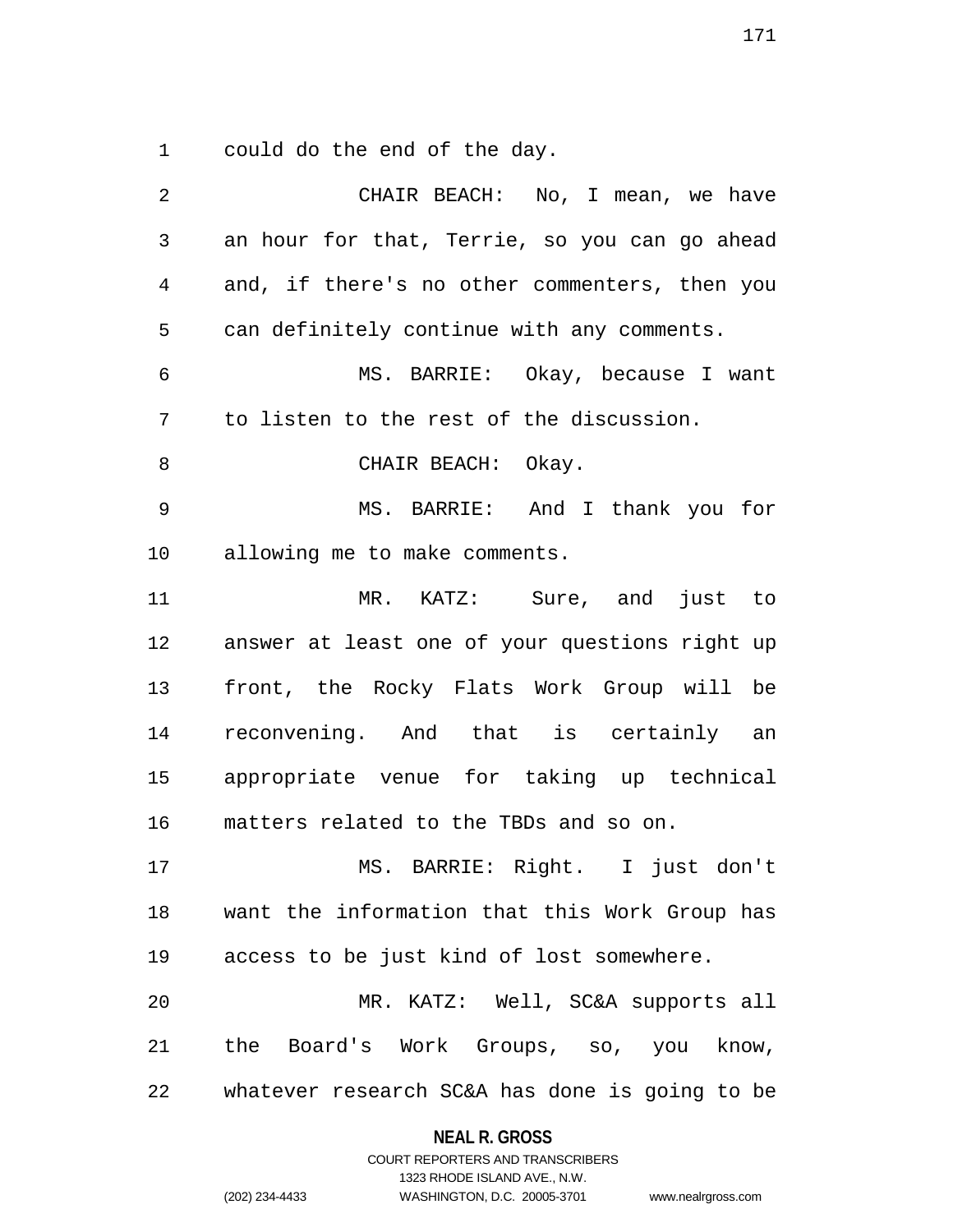could do the end of the day.

CHAIR BEACH: No, I mean, we have an hour for that, Terrie, so you can go ahead and, if there's no other commenters, then you can definitely continue with any comments.

MS. BARRIE: Okay, because I want to listen to the rest of the discussion.

CHAIR BEACH: Okay.

MS. BARRIE: And I thank you for allowing me to make comments.

MR. KATZ: Sure, and just to answer at least one of your questions right up front, the Rocky Flats Work Group will be reconvening. And that is certainly an appropriate venue for taking up technical matters related to the TBDs and so on.

MS. BARRIE: Right. I just don't want the information that this Work Group has access to be just kind of lost somewhere.

MR. KATZ: Well, SC&A supports all the Board's Work Groups, so, you know, whatever research SC&A has done is going to be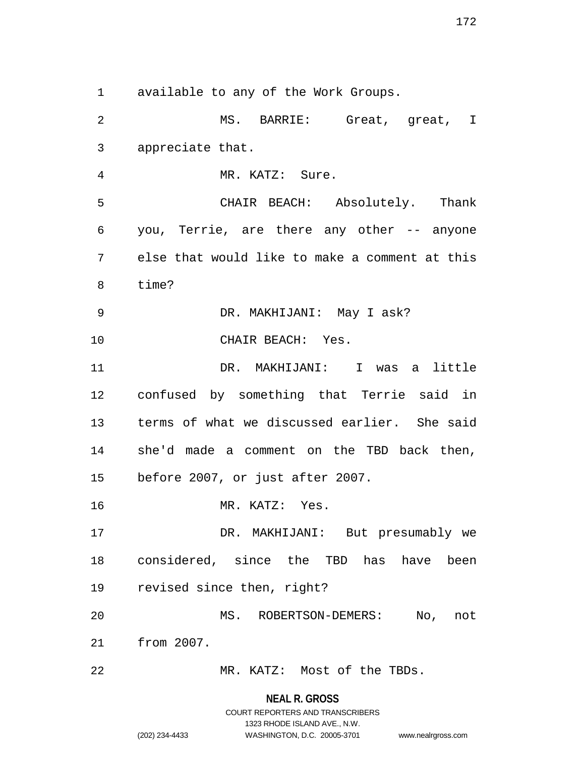available to any of the Work Groups.

MS. BARRIE: Great, great, I appreciate that.

MR. KATZ: Sure.

CHAIR BEACH: Absolutely. Thank you, Terrie, are there any other -- anyone else that would like to make a comment at this time?

DR. MAKHIJANI: May I ask?

CHAIR BEACH: Yes.

DR. MAKHIJANI: I was a little confused by something that Terrie said in terms of what we discussed earlier. She said she'd made a comment on the TBD back then, before 2007, or just after 2007.

MR. KATZ: Yes.

DR. MAKHIJANI: But presumably we considered, since the TBD has have been revised since then, right?

MS. ROBERTSON-DEMERS: No, not from 2007.

MR. KATZ: Most of the TBDs.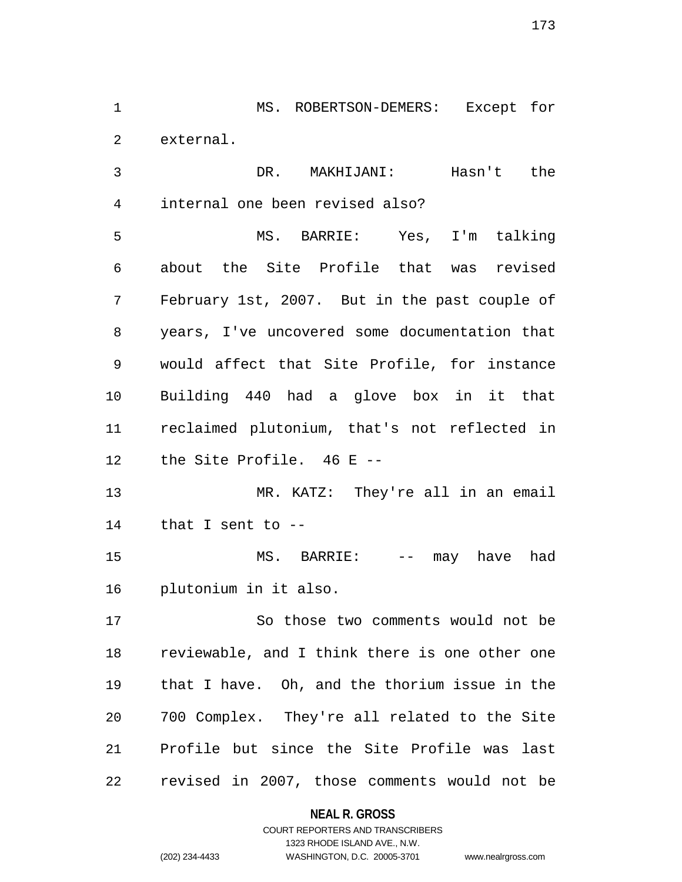MS. ROBERTSON-DEMERS: Except for external.

DR. MAKHIJANI: Hasn't the internal one been revised also?

MS. BARRIE: Yes, I'm talking about the Site Profile that was revised February 1st, 2007. But in the past couple of years, I've uncovered some documentation that would affect that Site Profile, for instance Building 440 had a glove box in it that reclaimed plutonium, that's not reflected in the Site Profile. 46 E --

MR. KATZ: They're all in an email that I sent to --

MS. BARRIE: -- may have had plutonium in it also.

So those two comments would not be reviewable, and I think there is one other one that I have. Oh, and the thorium issue in the 700 Complex. They're all related to the Site Profile but since the Site Profile was last revised in 2007, those comments would not be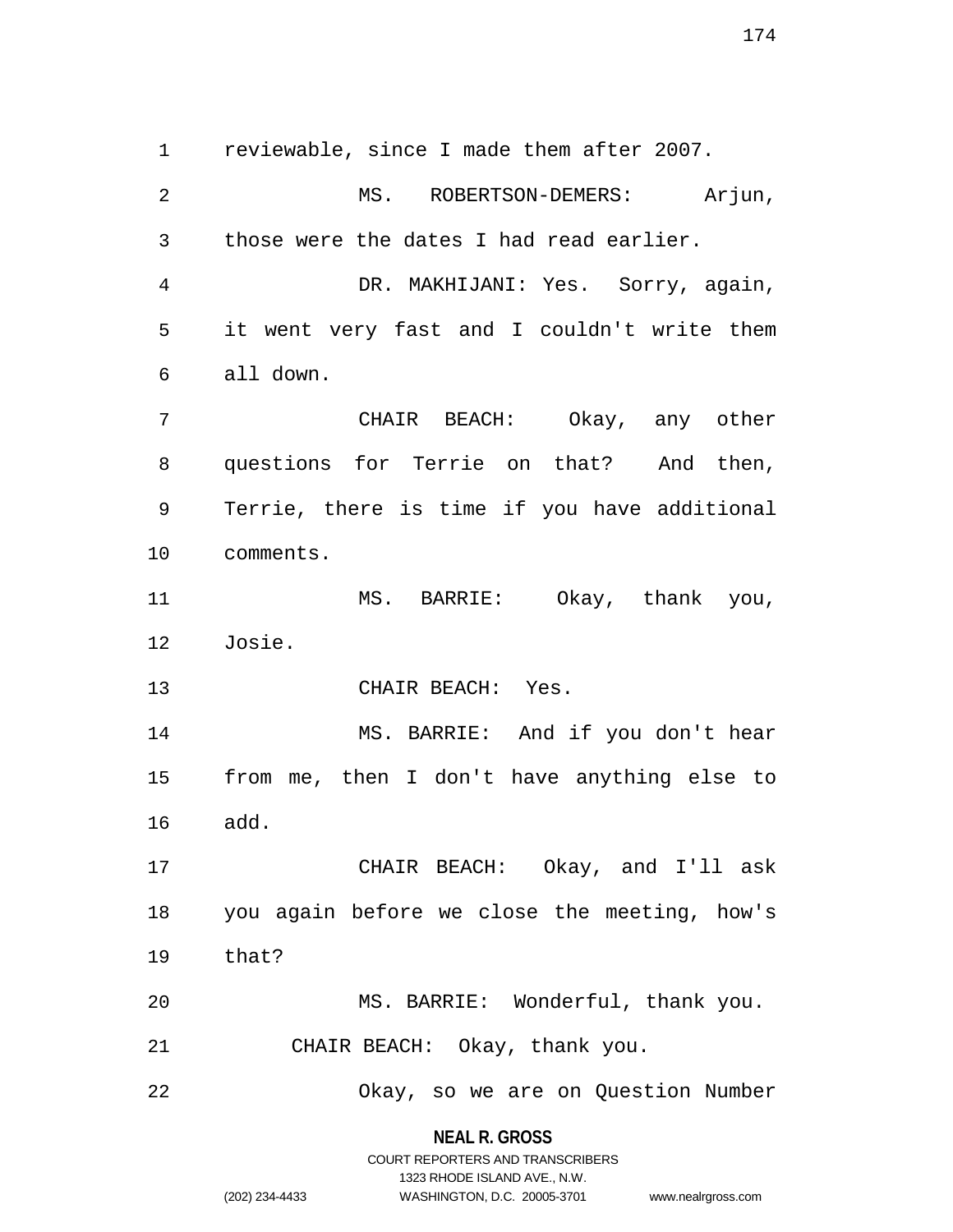reviewable, since I made them after 2007.

MS. ROBERTSON-DEMERS: Arjun, those were the dates I had read earlier.

DR. MAKHIJANI: Yes. Sorry, again, it went very fast and I couldn't write them all down.

CHAIR BEACH: Okay, any other questions for Terrie on that? And then, Terrie, there is time if you have additional comments.

MS. BARRIE: Okay, thank you, Josie.

CHAIR BEACH: Yes.

MS. BARRIE: And if you don't hear from me, then I don't have anything else to add.

CHAIR BEACH: Okay, and I'll ask you again before we close the meeting, how's that?

MS. BARRIE: Wonderful, thank you.

CHAIR BEACH: Okay, thank you.

Okay, so we are on Question Number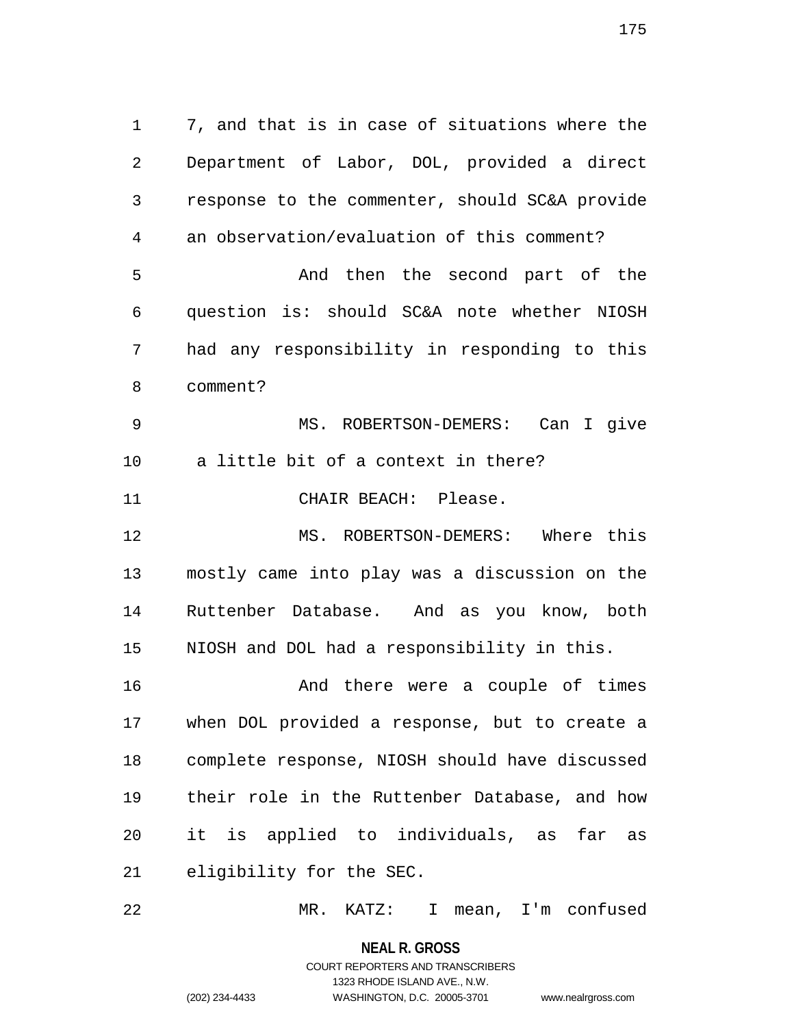7, and that is in case of situations where the Department of Labor, DOL, provided a direct response to the commenter, should SC&A provide an observation/evaluation of this comment?

And then the second part of the question is: should SC&A note whether NIOSH had any responsibility in responding to this comment?

MS. ROBERTSON-DEMERS: Can I give a little bit of a context in there?

CHAIR BEACH: Please.

MS. ROBERTSON-DEMERS: Where this mostly came into play was a discussion on the Ruttenber Database. And as you know, both NIOSH and DOL had a responsibility in this.

And there were a couple of times when DOL provided a response, but to create a complete response, NIOSH should have discussed their role in the Ruttenber Database, and how it is applied to individuals, as far as eligibility for the SEC.

MR. KATZ: I mean, I'm confused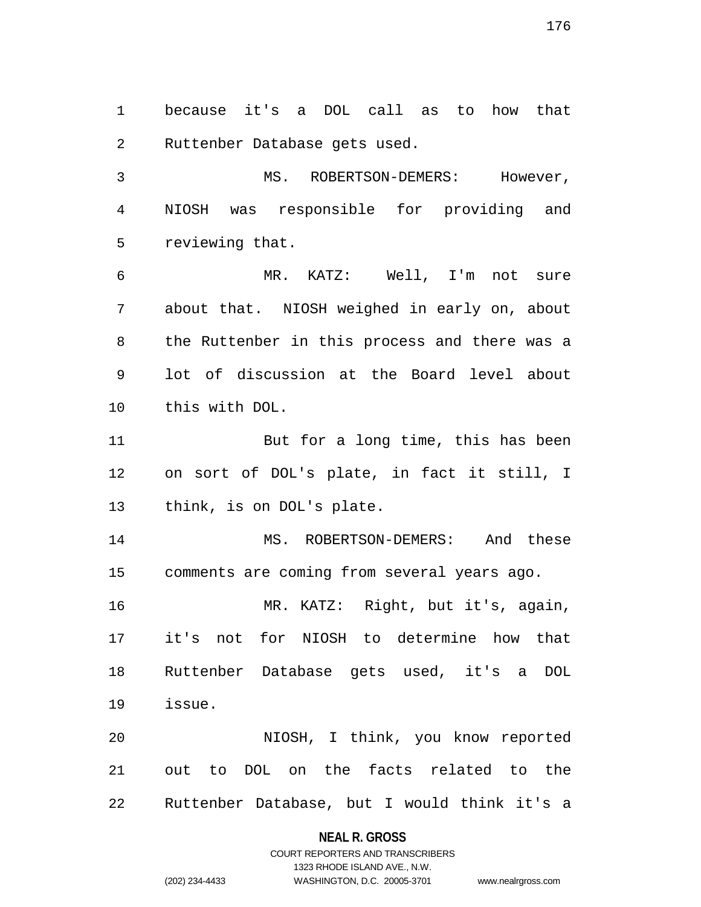because it's a DOL call as to how that Ruttenber Database gets used.

MS. ROBERTSON-DEMERS: However, NIOSH was responsible for providing and reviewing that.

MR. KATZ: Well, I'm not sure about that. NIOSH weighed in early on, about the Ruttenber in this process and there was a lot of discussion at the Board level about this with DOL.

But for a long time, this has been on sort of DOL's plate, in fact it still, I think, is on DOL's plate.

MS. ROBERTSON-DEMERS: And these comments are coming from several years ago.

MR. KATZ: Right, but it's, again, it's not for NIOSH to determine how that Ruttenber Database gets used, it's a DOL issue.

NIOSH, I think, you know reported out to DOL on the facts related to the Ruttenber Database, but I would think it's a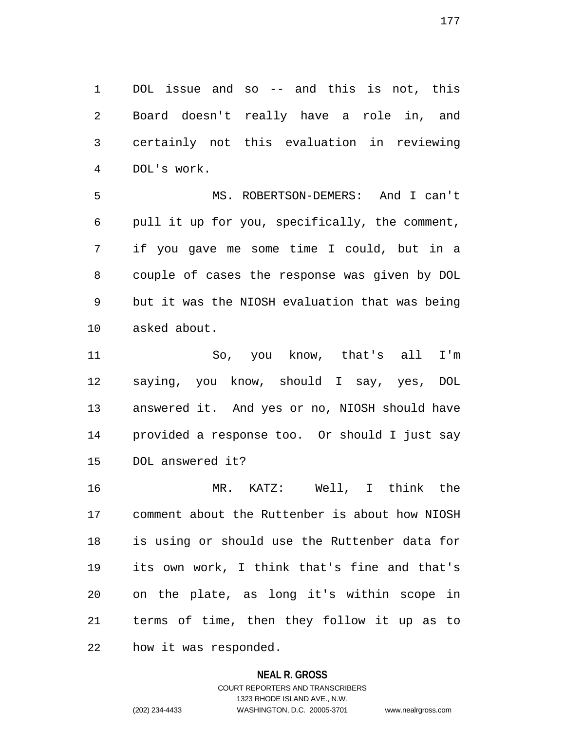DOL issue and so -- and this is not, this Board doesn't really have a role in, and certainly not this evaluation in reviewing DOL's work.

MS. ROBERTSON-DEMERS: And I can't pull it up for you, specifically, the comment, if you gave me some time I could, but in a couple of cases the response was given by DOL but it was the NIOSH evaluation that was being asked about.

So, you know, that's all I'm saying, you know, should I say, yes, DOL answered it. And yes or no, NIOSH should have provided a response too. Or should I just say DOL answered it?

MR. KATZ: Well, I think the comment about the Ruttenber is about how NIOSH is using or should use the Ruttenber data for its own work, I think that's fine and that's on the plate, as long it's within scope in terms of time, then they follow it up as to how it was responded.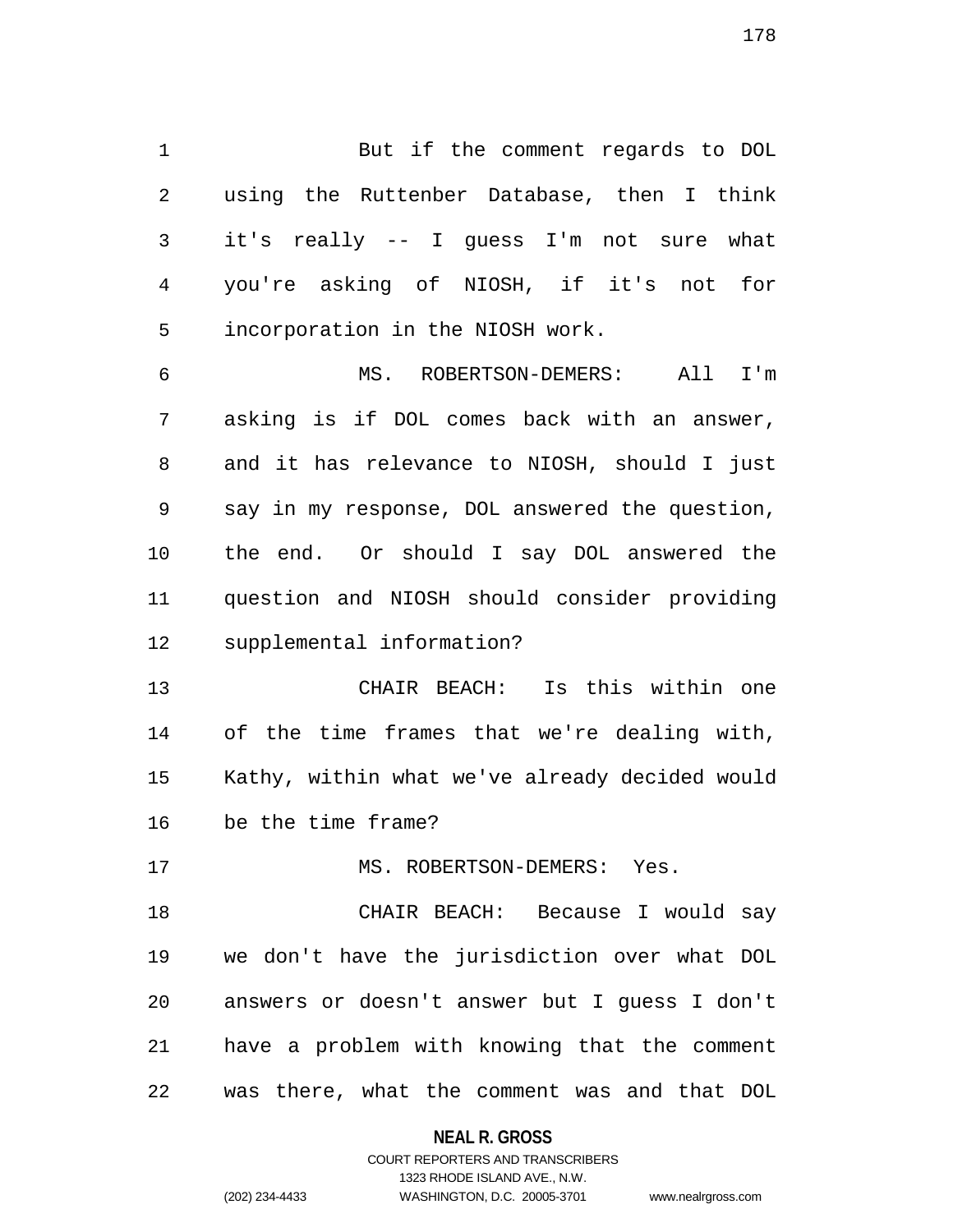But if the comment regards to DOL using the Ruttenber Database, then I think it's really -- I guess I'm not sure what you're asking of NIOSH, if it's not for incorporation in the NIOSH work.

MS. ROBERTSON-DEMERS: All I'm asking is if DOL comes back with an answer, and it has relevance to NIOSH, should I just say in my response, DOL answered the question, the end. Or should I say DOL answered the question and NIOSH should consider providing supplemental information?

CHAIR BEACH: Is this within one of the time frames that we're dealing with, Kathy, within what we've already decided would be the time frame?

MS. ROBERTSON-DEMERS: Yes.

CHAIR BEACH: Because I would say we don't have the jurisdiction over what DOL answers or doesn't answer but I guess I don't have a problem with knowing that the comment was there, what the comment was and that DOL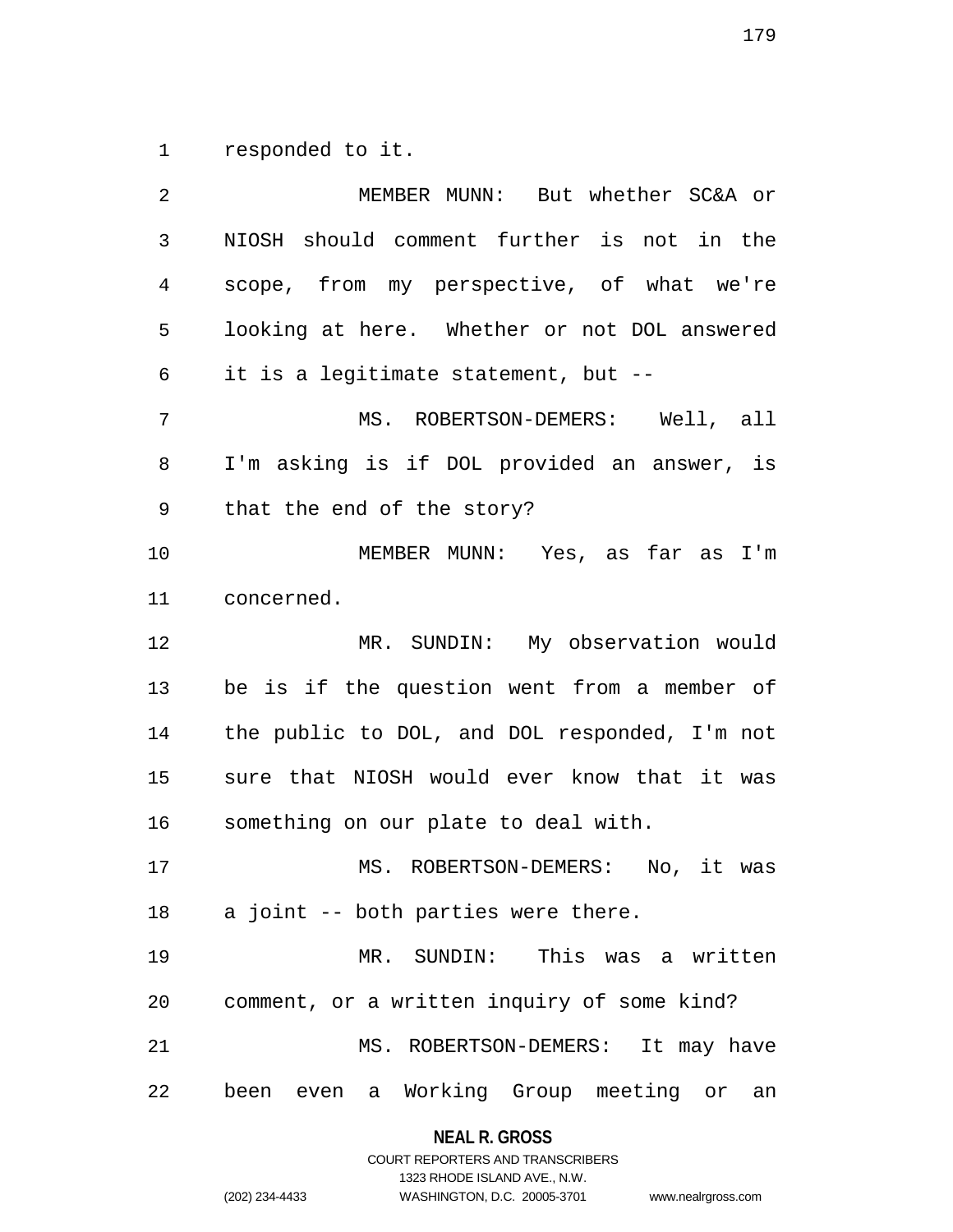responded to it.

MEMBER MUNN: But whether SC&A or NIOSH should comment further is not in the scope, from my perspective, of what we're looking at here. Whether or not DOL answered it is a legitimate statement, but --

MS. ROBERTSON-DEMERS: Well, all I'm asking is if DOL provided an answer, is that the end of the story?

MEMBER MUNN: Yes, as far as I'm concerned.

MR. SUNDIN: My observation would be is if the question went from a member of the public to DOL, and DOL responded, I'm not sure that NIOSH would ever know that it was something on our plate to deal with.

MS. ROBERTSON-DEMERS: No, it was a joint -- both parties were there.

MR. SUNDIN: This was a written comment, or a written inquiry of some kind?

MS. ROBERTSON-DEMERS: It may have been even a Working Group meeting or an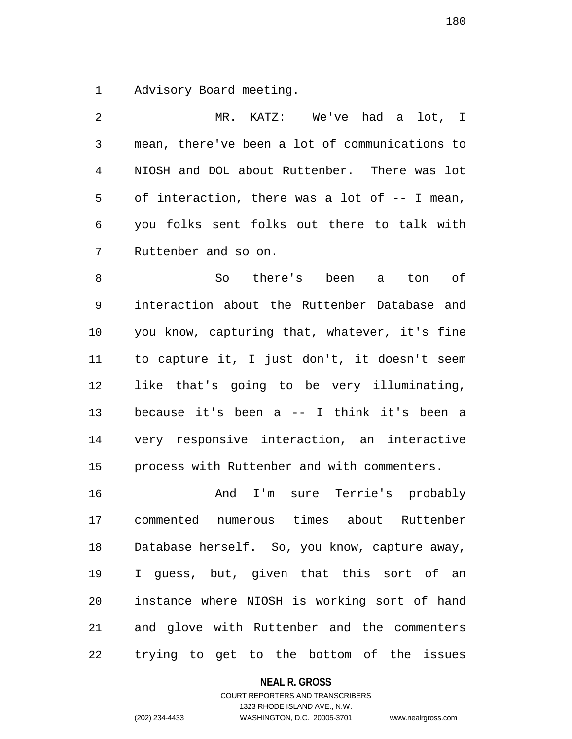Advisory Board meeting.

MR. KATZ: We've had a lot, I mean, there've been a lot of communications to NIOSH and DOL about Ruttenber. There was lot of interaction, there was a lot of -- I mean, you folks sent folks out there to talk with Ruttenber and so on.

So there's been a ton of interaction about the Ruttenber Database and you know, capturing that, whatever, it's fine to capture it, I just don't, it doesn't seem like that's going to be very illuminating, because it's been a -- I think it's been a very responsive interaction, an interactive process with Ruttenber and with commenters.

And I'm sure Terrie's probably commented numerous times about Ruttenber Database herself. So, you know, capture away, I guess, but, given that this sort of an instance where NIOSH is working sort of hand and glove with Ruttenber and the commenters trying to get to the bottom of the issues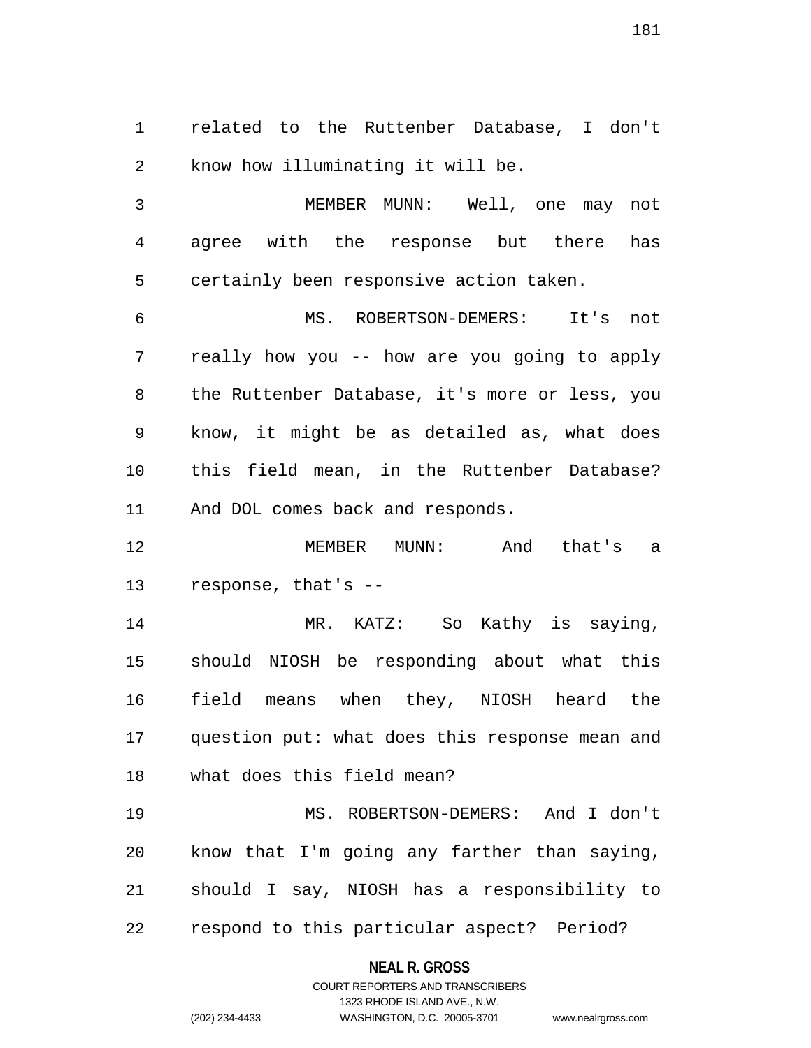related to the Ruttenber Database, I don't know how illuminating it will be.

MEMBER MUNN: Well, one may not agree with the response but there has certainly been responsive action taken.

MS. ROBERTSON-DEMERS: It's not really how you -- how are you going to apply the Ruttenber Database, it's more or less, you know, it might be as detailed as, what does this field mean, in the Ruttenber Database? And DOL comes back and responds.

MEMBER MUNN: And that's a response, that's --

MR. KATZ: So Kathy is saying, should NIOSH be responding about what this field means when they, NIOSH heard the question put: what does this response mean and what does this field mean?

MS. ROBERTSON-DEMERS: And I don't know that I'm going any farther than saying, should I say, NIOSH has a responsibility to respond to this particular aspect? Period?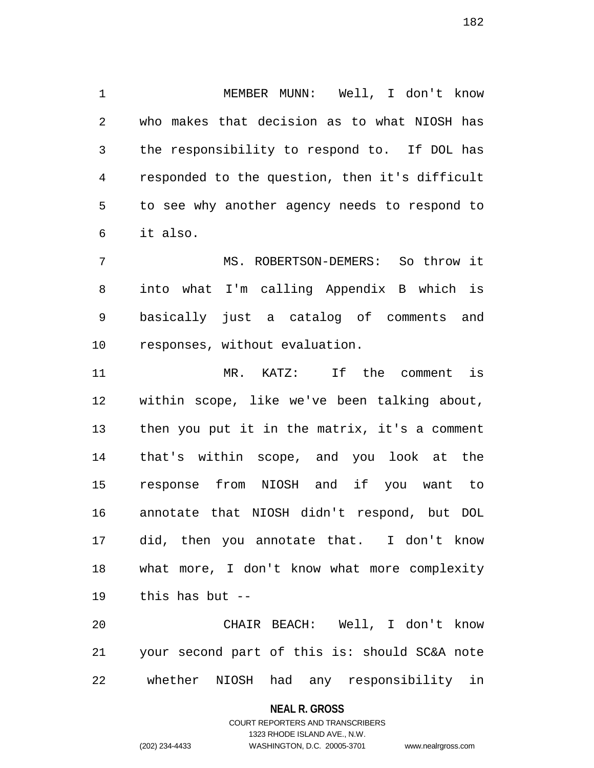MEMBER MUNN: Well, I don't know who makes that decision as to what NIOSH has the responsibility to respond to. If DOL has responded to the question, then it's difficult to see why another agency needs to respond to it also.

MS. ROBERTSON-DEMERS: So throw it into what I'm calling Appendix B which is basically just a catalog of comments and responses, without evaluation.

MR. KATZ: If the comment is within scope, like we've been talking about, then you put it in the matrix, it's a comment that's within scope, and you look at the response from NIOSH and if you want to annotate that NIOSH didn't respond, but DOL did, then you annotate that. I don't know what more, I don't know what more complexity this has but --

CHAIR BEACH: Well, I don't know your second part of this is: should SC&A note whether NIOSH had any responsibility in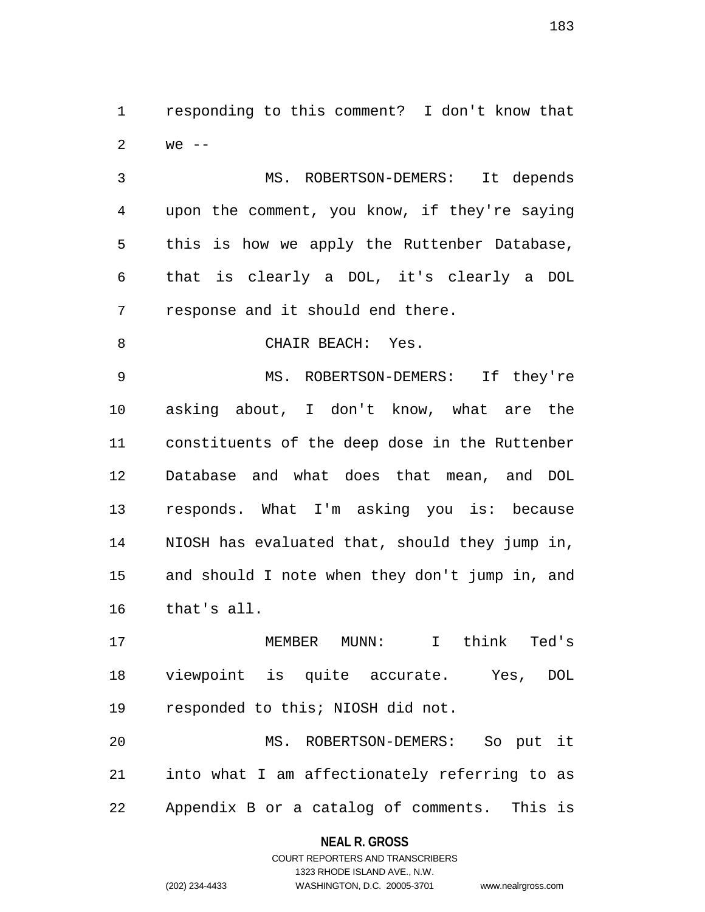responding to this comment? I don't know that we --

MS. ROBERTSON-DEMERS: It depends upon the comment, you know, if they're saying this is how we apply the Ruttenber Database, that is clearly a DOL, it's clearly a DOL response and it should end there.

CHAIR BEACH: Yes.

MS. ROBERTSON-DEMERS: If they're asking about, I don't know, what are the constituents of the deep dose in the Ruttenber Database and what does that mean, and DOL responds. What I'm asking you is: because NIOSH has evaluated that, should they jump in, and should I note when they don't jump in, and that's all.

MEMBER MUNN: I think Ted's viewpoint is quite accurate. Yes, DOL responded to this; NIOSH did not.

MS. ROBERTSON-DEMERS: So put it into what I am affectionately referring to as Appendix B or a catalog of comments. This is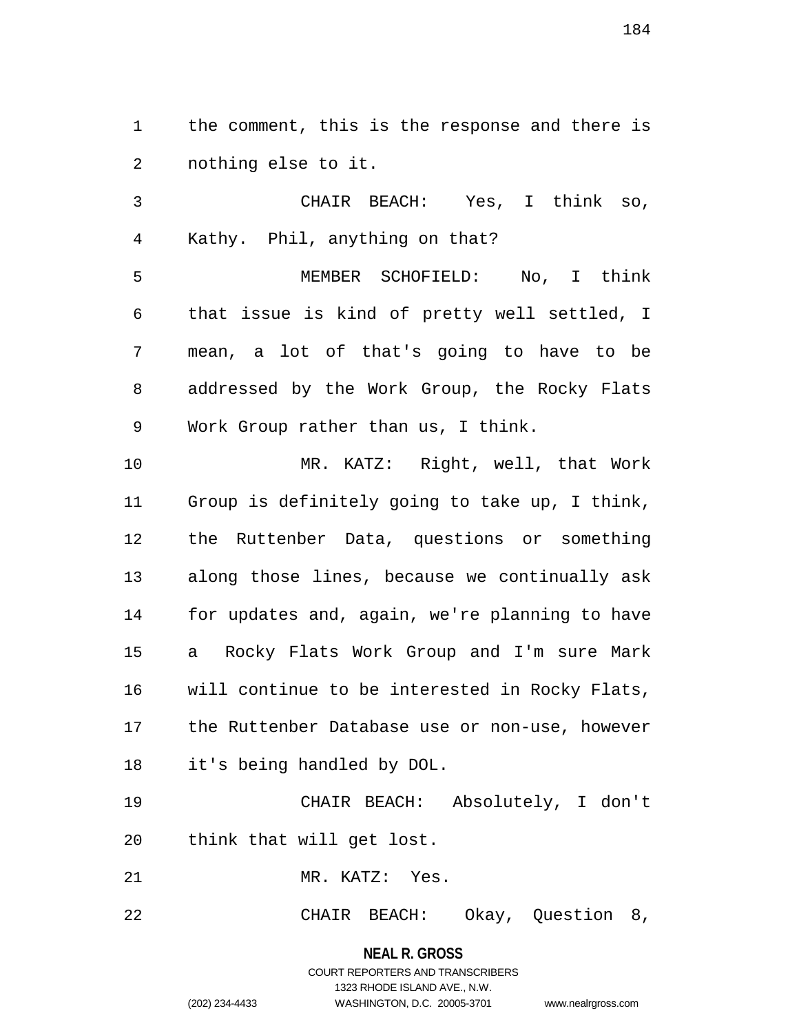the comment, this is the response and there is nothing else to it.

CHAIR BEACH: Yes, I think so, Kathy. Phil, anything on that?

MEMBER SCHOFIELD: No, I think that issue is kind of pretty well settled, I mean, a lot of that's going to have to be addressed by the Work Group, the Rocky Flats Work Group rather than us, I think.

MR. KATZ: Right, well, that Work Group is definitely going to take up, I think, the Ruttenber Data, questions or something along those lines, because we continually ask for updates and, again, we're planning to have a Rocky Flats Work Group and I'm sure Mark will continue to be interested in Rocky Flats, the Ruttenber Database use or non-use, however it's being handled by DOL.

CHAIR BEACH: Absolutely, I don't think that will get lost.

MR. KATZ: Yes.

CHAIR BEACH: Okay, Question 8,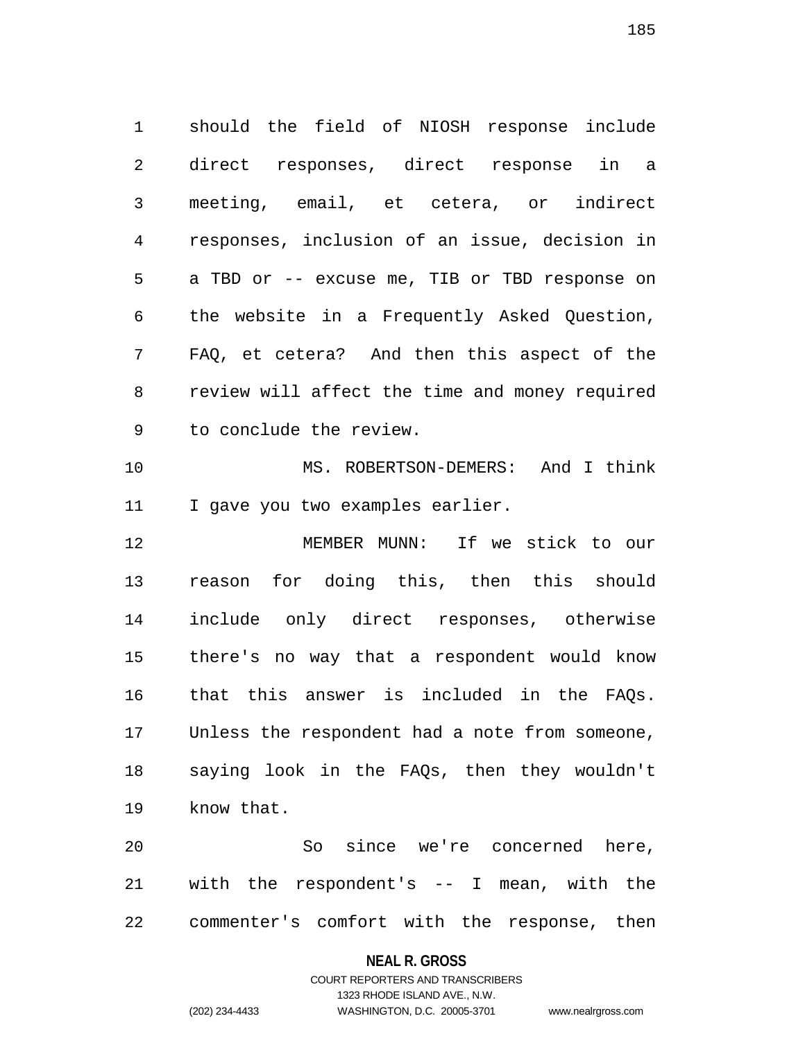should the field of NIOSH response include direct responses, direct response in a meeting, email, et cetera, or indirect responses, inclusion of an issue, decision in a TBD or -- excuse me, TIB or TBD response on the website in a Frequently Asked Question, FAQ, et cetera? And then this aspect of the review will affect the time and money required to conclude the review.

MS. ROBERTSON-DEMERS: And I think I gave you two examples earlier.

MEMBER MUNN: If we stick to our reason for doing this, then this should include only direct responses, otherwise there's no way that a respondent would know that this answer is included in the FAQs. Unless the respondent had a note from someone, saying look in the FAQs, then they wouldn't know that.

So since we're concerned here, with the respondent's -- I mean, with the commenter's comfort with the response, then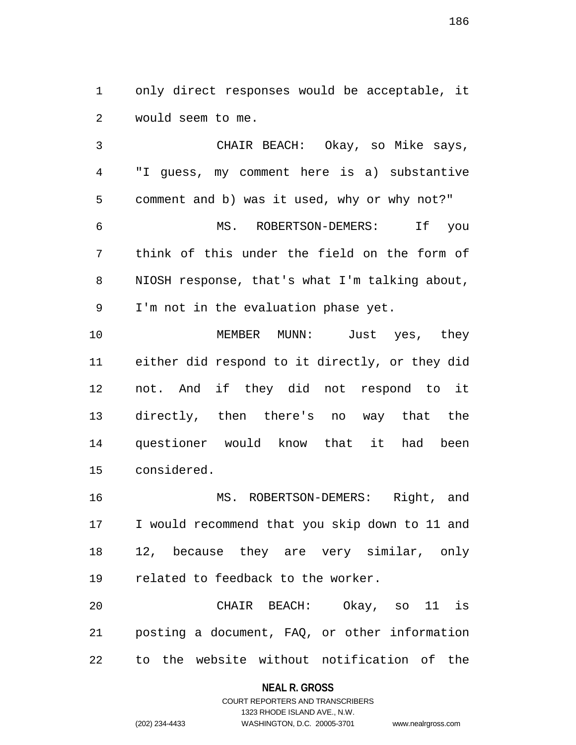only direct responses would be acceptable, it would seem to me.

CHAIR BEACH: Okay, so Mike says, "I guess, my comment here is a) substantive comment and b) was it used, why or why not?"

MS. ROBERTSON-DEMERS: If you think of this under the field on the form of NIOSH response, that's what I'm talking about, I'm not in the evaluation phase yet.

MEMBER MUNN: Just yes, they either did respond to it directly, or they did not. And if they did not respond to it directly, then there's no way that the questioner would know that it had been considered.

MS. ROBERTSON-DEMERS: Right, and I would recommend that you skip down to 11 and 12, because they are very similar, only related to feedback to the worker.

CHAIR BEACH: Okay, so 11 is posting a document, FAQ, or other information to the website without notification of the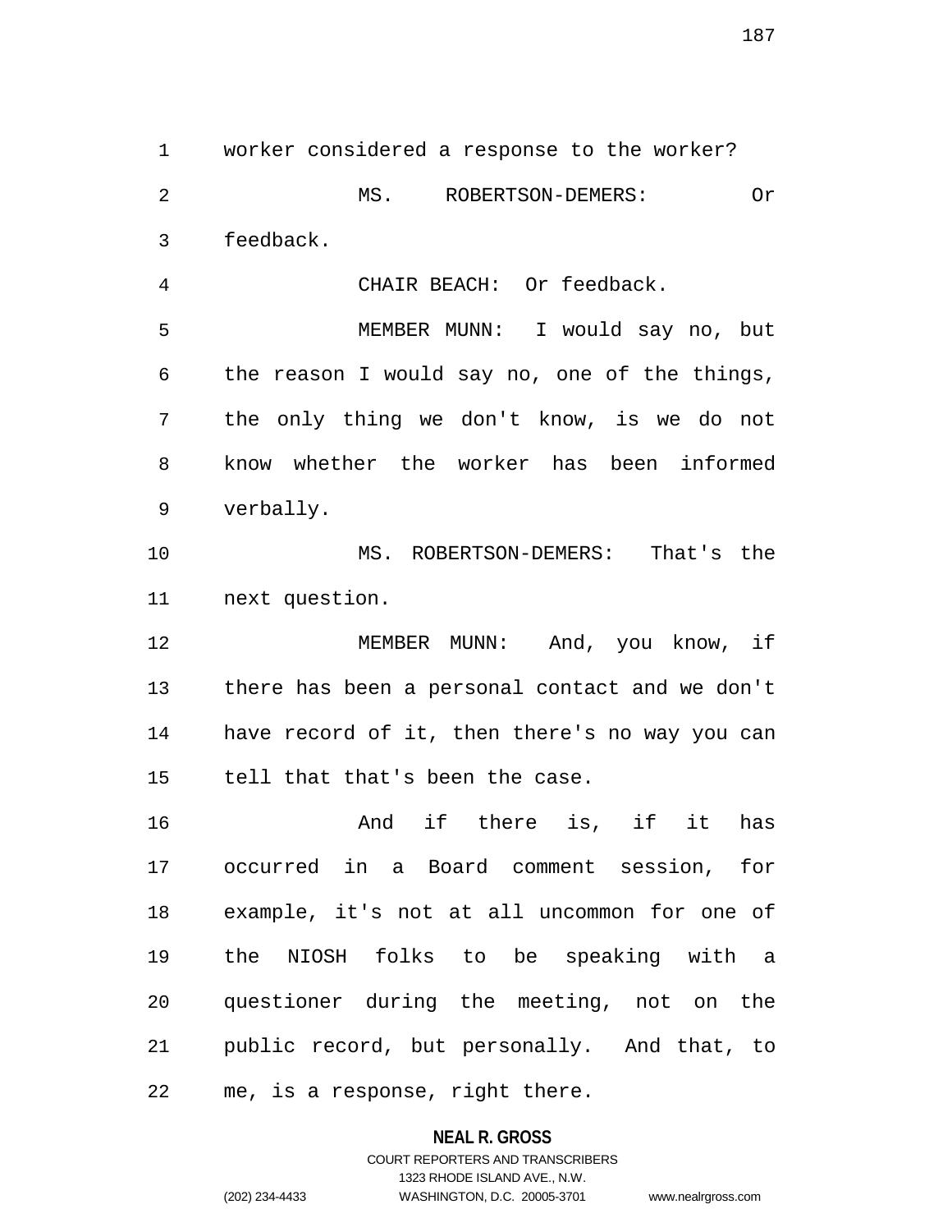worker considered a response to the worker?

MS. ROBERTSON-DEMERS: Or feedback.

CHAIR BEACH: Or feedback.

MEMBER MUNN: I would say no, but the reason I would say no, one of the things, the only thing we don't know, is we do not know whether the worker has been informed verbally.

MS. ROBERTSON-DEMERS: That's the next question.

MEMBER MUNN: And, you know, if there has been a personal contact and we don't have record of it, then there's no way you can tell that that's been the case.

And if there is, if it has occurred in a Board comment session, for example, it's not at all uncommon for one of the NIOSH folks to be speaking with a questioner during the meeting, not on the public record, but personally. And that, to me, is a response, right there.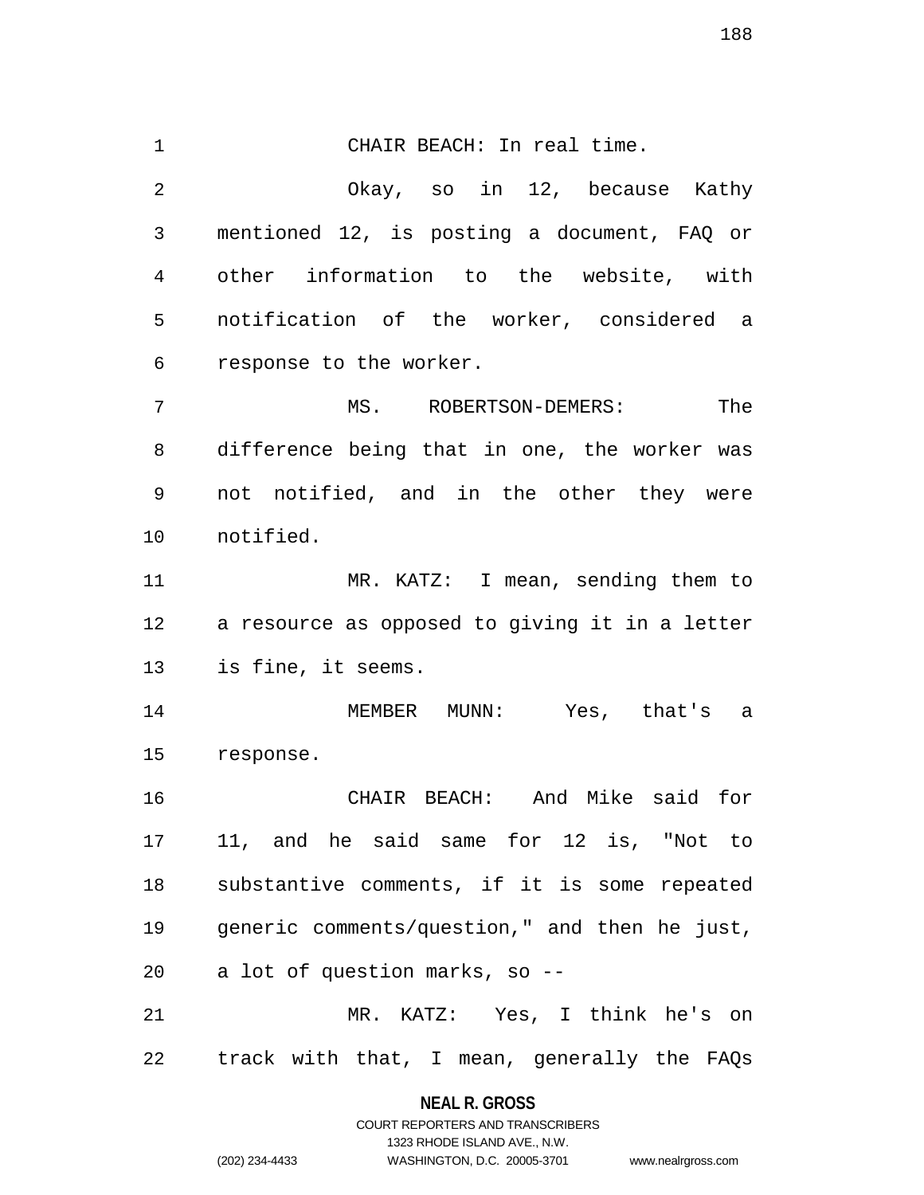CHAIR BEACH: In real time.

Okay, so in 12, because Kathy mentioned 12, is posting a document, FAQ or other information to the website, with notification of the worker, considered a response to the worker.

MS. ROBERTSON-DEMERS: The difference being that in one, the worker was not notified, and in the other they were notified.

MR. KATZ: I mean, sending them to a resource as opposed to giving it in a letter is fine, it seems.

MEMBER MUNN: Yes, that's a response.

CHAIR BEACH: And Mike said for 11, and he said same for 12 is, "Not to substantive comments, if it is some repeated generic comments/question," and then he just, a lot of question marks, so --

MR. KATZ: Yes, I think he's on track with that, I mean, generally the FAQs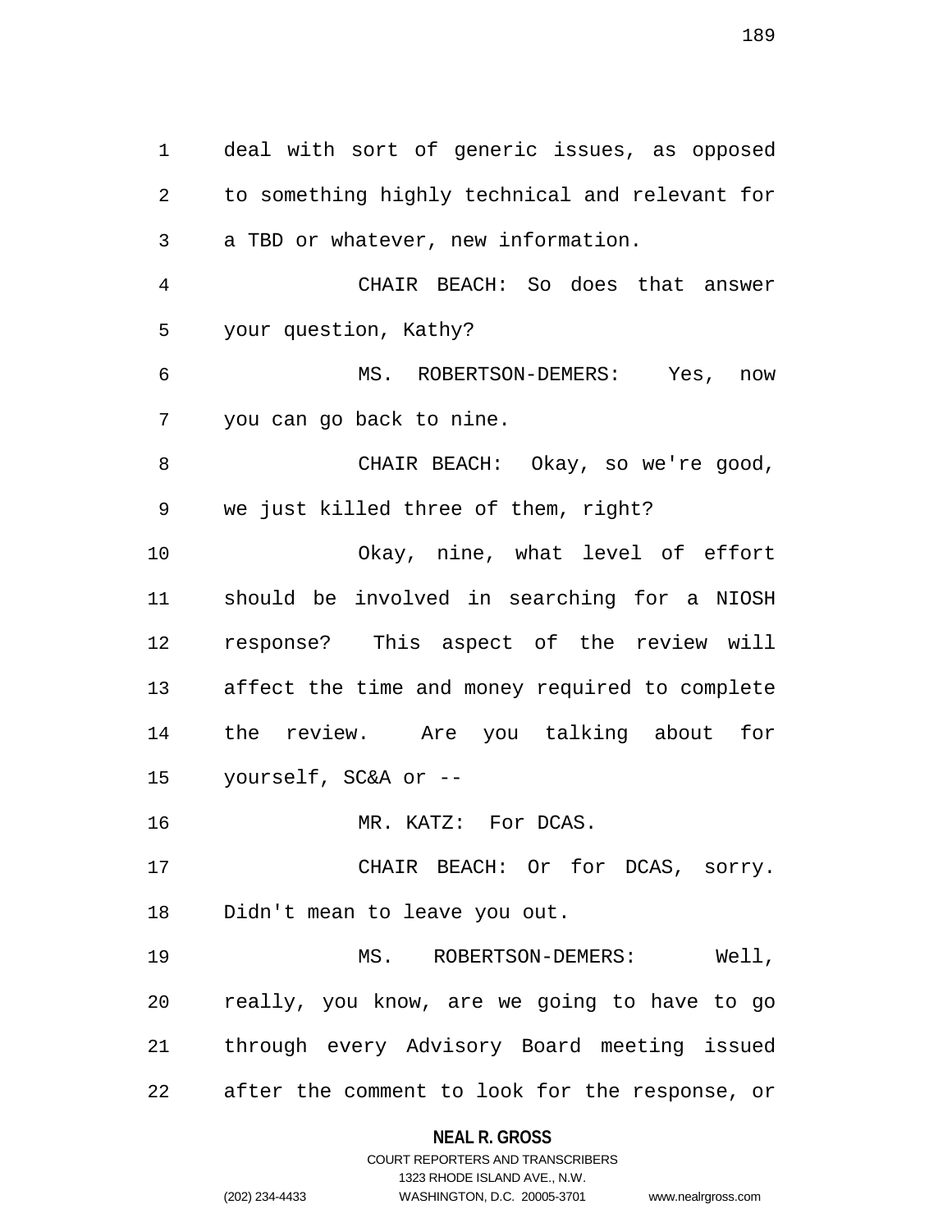deal with sort of generic issues, as opposed to something highly technical and relevant for a TBD or whatever, new information.

CHAIR BEACH: So does that answer your question, Kathy?

MS. ROBERTSON-DEMERS: Yes, now you can go back to nine.

CHAIR BEACH: Okay, so we're good, we just killed three of them, right?

Okay, nine, what level of effort should be involved in searching for a NIOSH response? This aspect of the review will affect the time and money required to complete the review. Are you talking about for yourself, SC&A or --

MR. KATZ: For DCAS.

CHAIR BEACH: Or for DCAS, sorry. Didn't mean to leave you out.

MS. ROBERTSON-DEMERS: Well, really, you know, are we going to have to go through every Advisory Board meeting issued after the comment to look for the response, or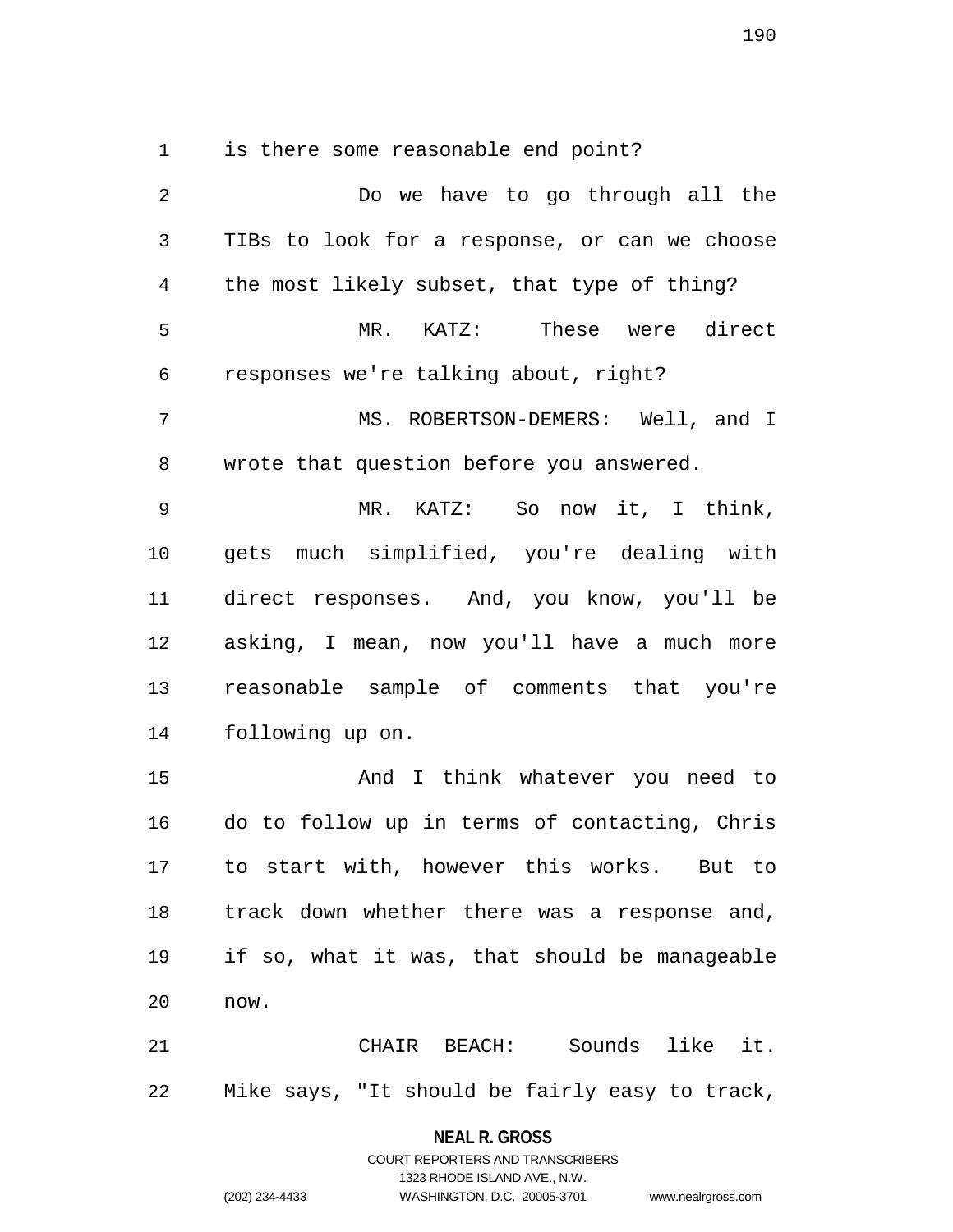is there some reasonable end point?

Do we have to go through all the TIBs to look for a response, or can we choose the most likely subset, that type of thing?

MR. KATZ: These were direct responses we're talking about, right?

MS. ROBERTSON-DEMERS: Well, and I wrote that question before you answered.

MR. KATZ: So now it, I think, gets much simplified, you're dealing with direct responses. And, you know, you'll be asking, I mean, now you'll have a much more reasonable sample of comments that you're following up on.

And I think whatever you need to do to follow up in terms of contacting, Chris to start with, however this works. But to track down whether there was a response and, if so, what it was, that should be manageable now.

CHAIR BEACH: Sounds like it. Mike says, "It should be fairly easy to track,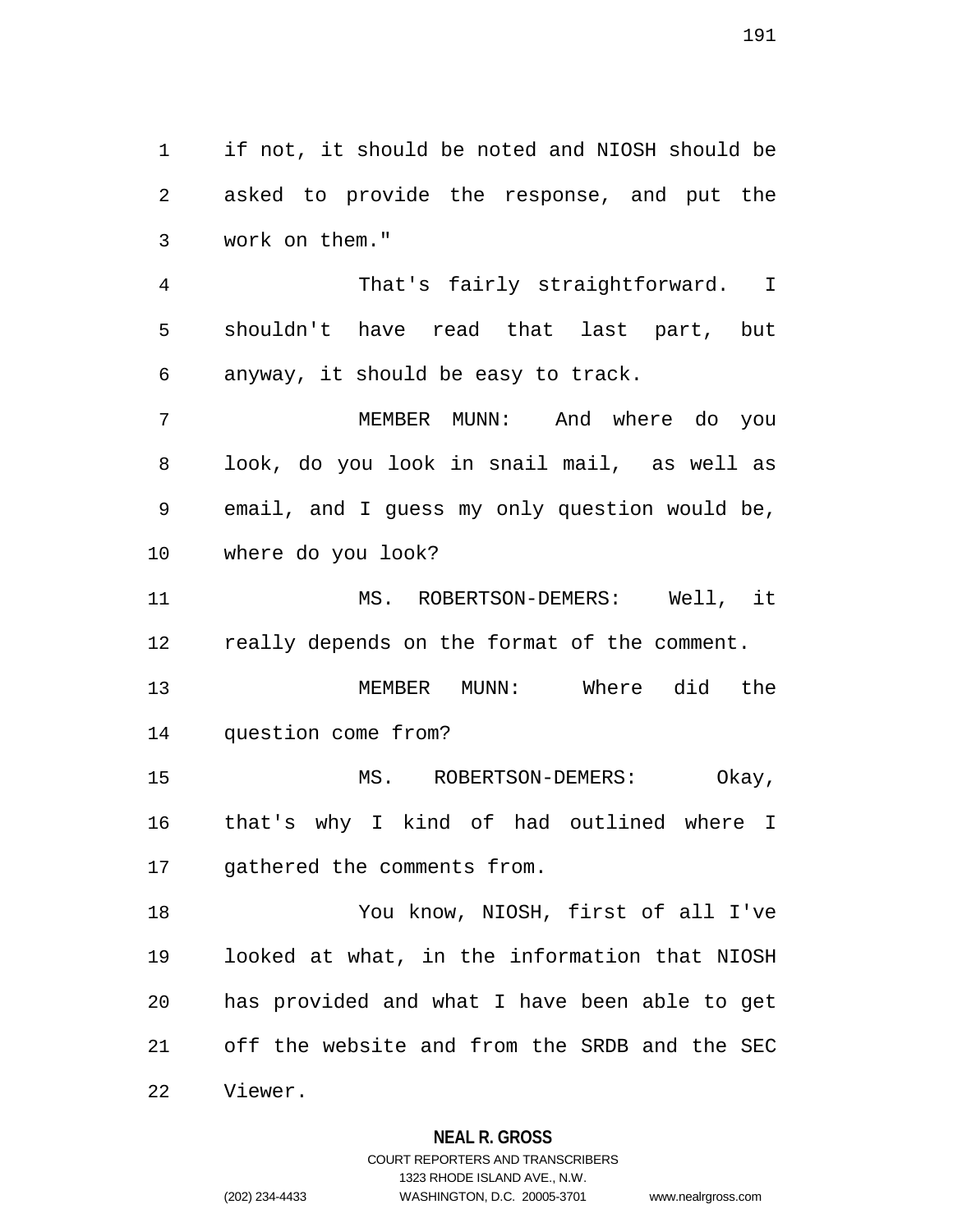if not, it should be noted and NIOSH should be asked to provide the response, and put the work on them."

That's fairly straightforward. I shouldn't have read that last part, but anyway, it should be easy to track.

MEMBER MUNN: And where do you look, do you look in snail mail, as well as email, and I guess my only question would be, where do you look?

MS. ROBERTSON-DEMERS: Well, it really depends on the format of the comment.

MEMBER MUNN: Where did the question come from?

MS. ROBERTSON-DEMERS: Okay, that's why I kind of had outlined where I gathered the comments from.

You know, NIOSH, first of all I've looked at what, in the information that NIOSH has provided and what I have been able to get off the website and from the SRDB and the SEC Viewer.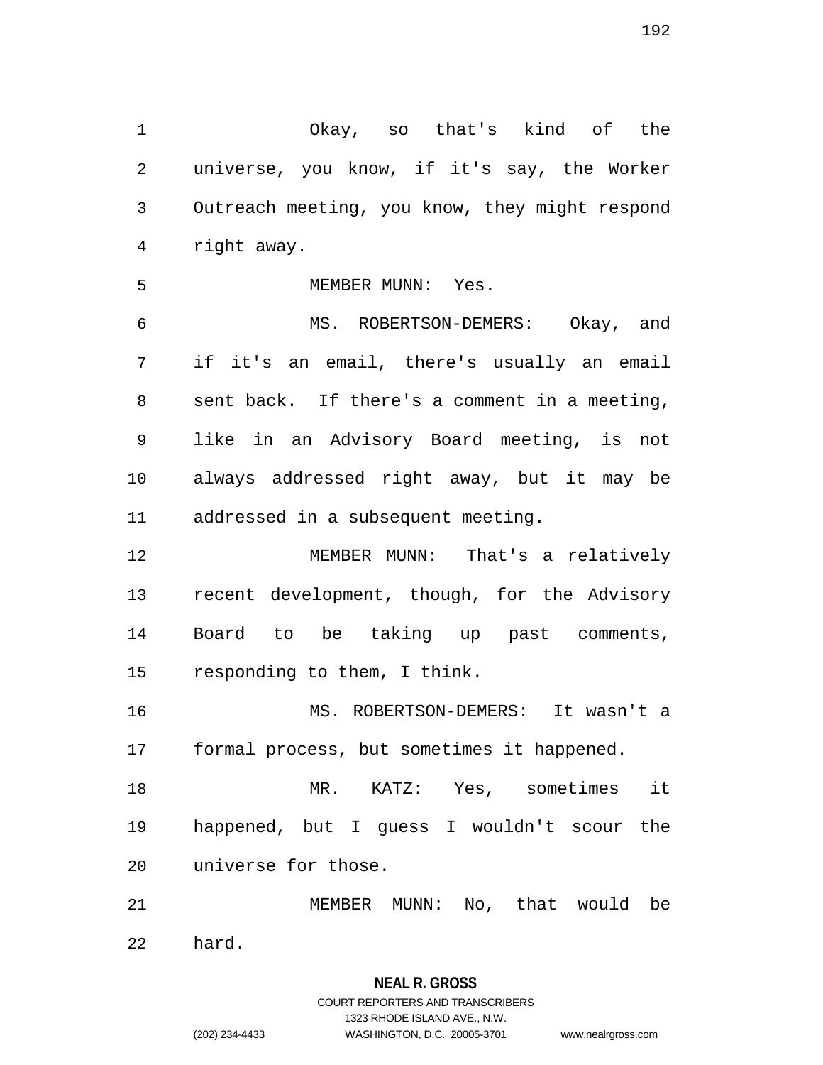Okay, so that's kind of the universe, you know, if it's say, the Worker Outreach meeting, you know, they might respond right away.

MEMBER MUNN: Yes.

MS. ROBERTSON-DEMERS: Okay, and if it's an email, there's usually an email sent back. If there's a comment in a meeting, like in an Advisory Board meeting, is not always addressed right away, but it may be addressed in a subsequent meeting.

MEMBER MUNN: That's a relatively recent development, though, for the Advisory Board to be taking up past comments, responding to them, I think.

MS. ROBERTSON-DEMERS: It wasn't a formal process, but sometimes it happened.

MR. KATZ: Yes, sometimes it happened, but I guess I wouldn't scour the universe for those.

MEMBER MUNN: No, that would be hard.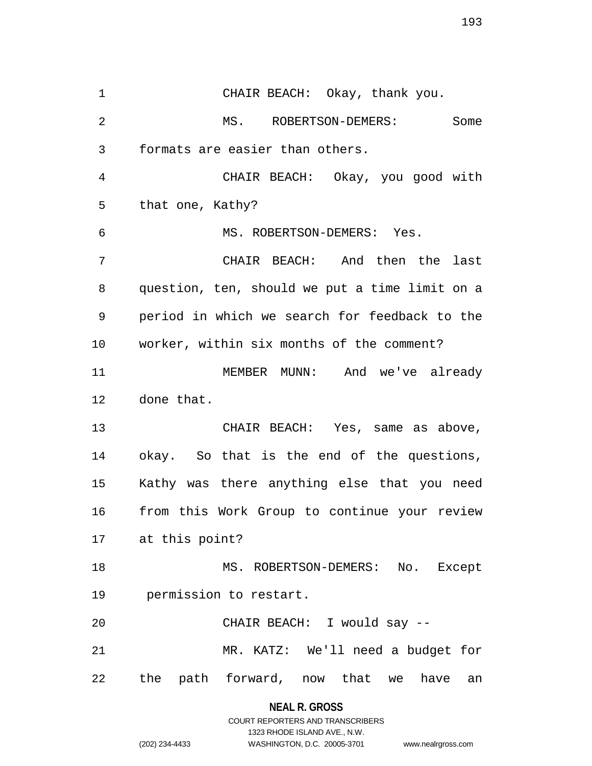CHAIR BEACH: Okay, thank you.

MS. ROBERTSON-DEMERS: Some formats are easier than others.

CHAIR BEACH: Okay, you good with that one, Kathy?

MS. ROBERTSON-DEMERS: Yes.

CHAIR BEACH: And then the last question, ten, should we put a time limit on a period in which we search for feedback to the worker, within six months of the comment?

MEMBER MUNN: And we've already done that.

CHAIR BEACH: Yes, same as above, okay. So that is the end of the questions, Kathy was there anything else that you need from this Work Group to continue your review at this point?

MS. ROBERTSON-DEMERS: No. Except permission to restart.

CHAIR BEACH: I would say --

MR. KATZ: We'll need a budget for the path forward, now that we have an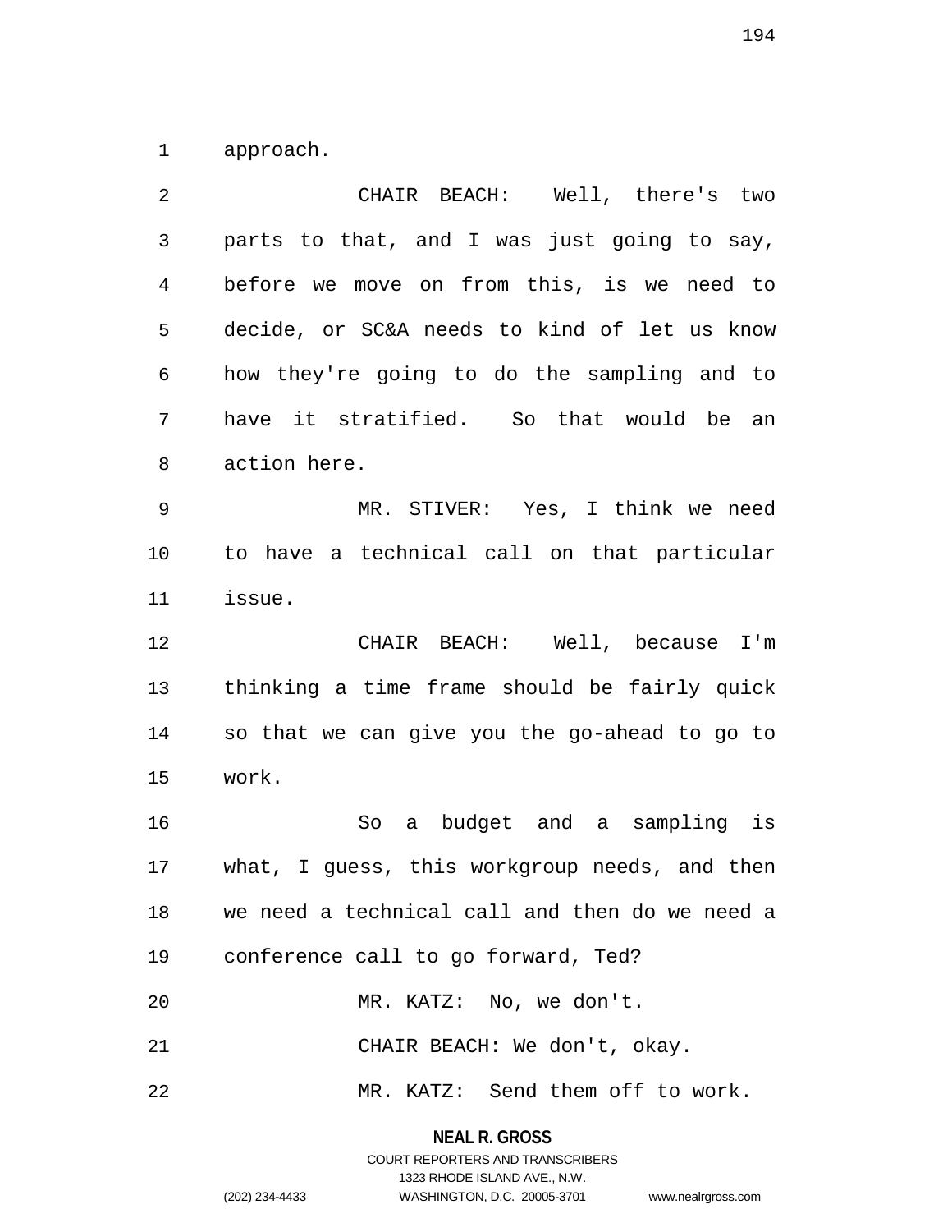approach.

CHAIR BEACH: Well, there's two parts to that, and I was just going to say, before we move on from this, is we need to decide, or SC&A needs to kind of let us know how they're going to do the sampling and to have it stratified. So that would be an action here.

MR. STIVER: Yes, I think we need to have a technical call on that particular issue.

CHAIR BEACH: Well, because I'm thinking a time frame should be fairly quick so that we can give you the go-ahead to go to work.

So a budget and a sampling is what, I guess, this workgroup needs, and then we need a technical call and then do we need a conference call to go forward, Ted?

MR. KATZ: No, we don't.

CHAIR BEACH: We don't, okay.

MR. KATZ: Send them off to work.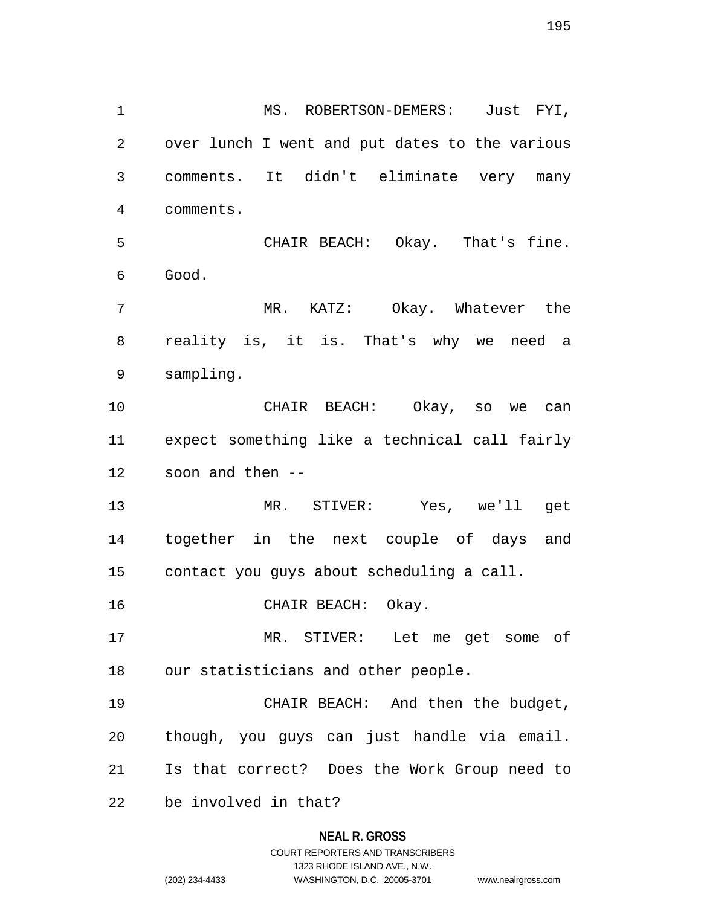MS. ROBERTSON-DEMERS: Just FYI, over lunch I went and put dates to the various comments. It didn't eliminate very many comments.

CHAIR BEACH: Okay. That's fine. Good.

MR. KATZ: Okay. Whatever the reality is, it is. That's why we need a sampling.

CHAIR BEACH: Okay, so we can expect something like a technical call fairly soon and then --

MR. STIVER: Yes, we'll get together in the next couple of days and contact you guys about scheduling a call.

CHAIR BEACH: Okay.

MR. STIVER: Let me get some of our statisticians and other people.

CHAIR BEACH: And then the budget, though, you guys can just handle via email. Is that correct? Does the Work Group need to be involved in that?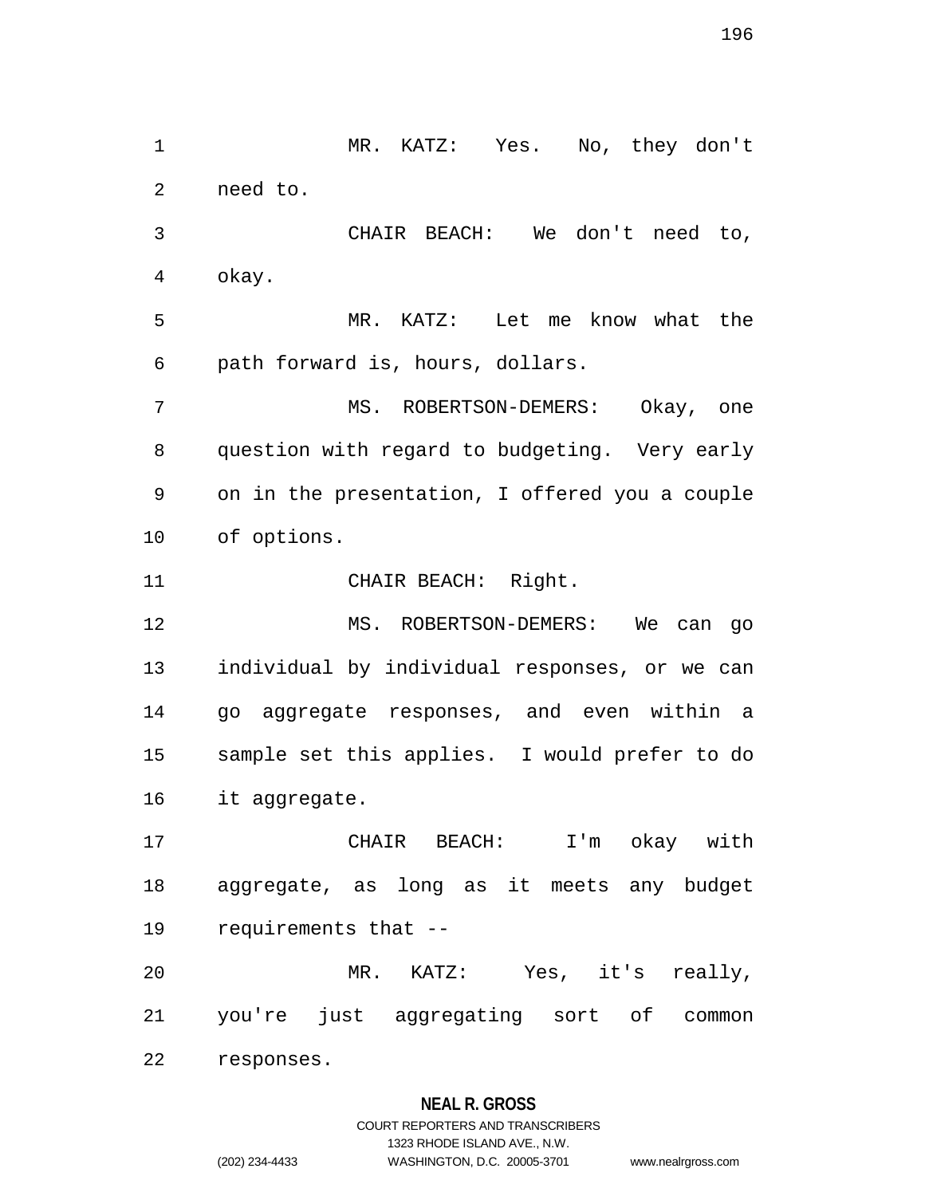MR. KATZ: Yes. No, they don't need to.

CHAIR BEACH: We don't need to, okay.

MR. KATZ: Let me know what the path forward is, hours, dollars.

MS. ROBERTSON-DEMERS: Okay, one question with regard to budgeting. Very early on in the presentation, I offered you a couple of options.

CHAIR BEACH: Right.

MS. ROBERTSON-DEMERS: We can go individual by individual responses, or we can go aggregate responses, and even within a sample set this applies. I would prefer to do it aggregate.

CHAIR BEACH: I'm okay with aggregate, as long as it meets any budget requirements that --

MR. KATZ: Yes, it's really, you're just aggregating sort of common responses.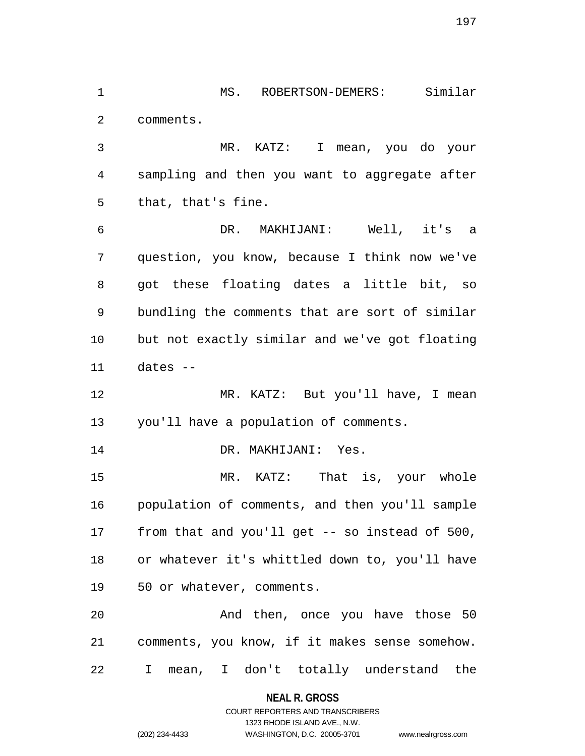MS. ROBERTSON-DEMERS: Similar comments.

MR. KATZ: I mean, you do your sampling and then you want to aggregate after that, that's fine.

DR. MAKHIJANI: Well, it's a question, you know, because I think now we've got these floating dates a little bit, so bundling the comments that are sort of similar but not exactly similar and we've got floating dates --

MR. KATZ: But you'll have, I mean you'll have a population of comments.

DR. MAKHIJANI: Yes.

MR. KATZ: That is, your whole population of comments, and then you'll sample from that and you'll get -- so instead of 500, or whatever it's whittled down to, you'll have 50 or whatever, comments.

And then, once you have those 50 comments, you know, if it makes sense somehow. I mean, I don't totally understand the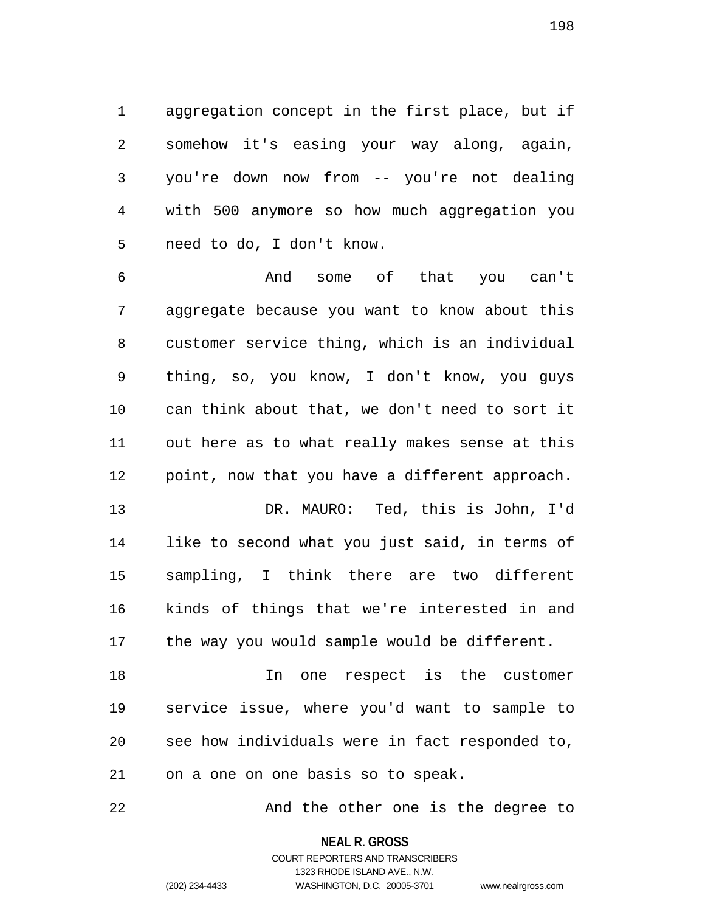aggregation concept in the first place, but if somehow it's easing your way along, again, you're down now from -- you're not dealing with 500 anymore so how much aggregation you need to do, I don't know.

And some of that you can't aggregate because you want to know about this customer service thing, which is an individual thing, so, you know, I don't know, you guys can think about that, we don't need to sort it out here as to what really makes sense at this point, now that you have a different approach.

DR. MAURO: Ted, this is John, I'd like to second what you just said, in terms of sampling, I think there are two different kinds of things that we're interested in and the way you would sample would be different.

In one respect is the customer service issue, where you'd want to sample to see how individuals were in fact responded to, on a one on one basis so to speak.

And the other one is the degree to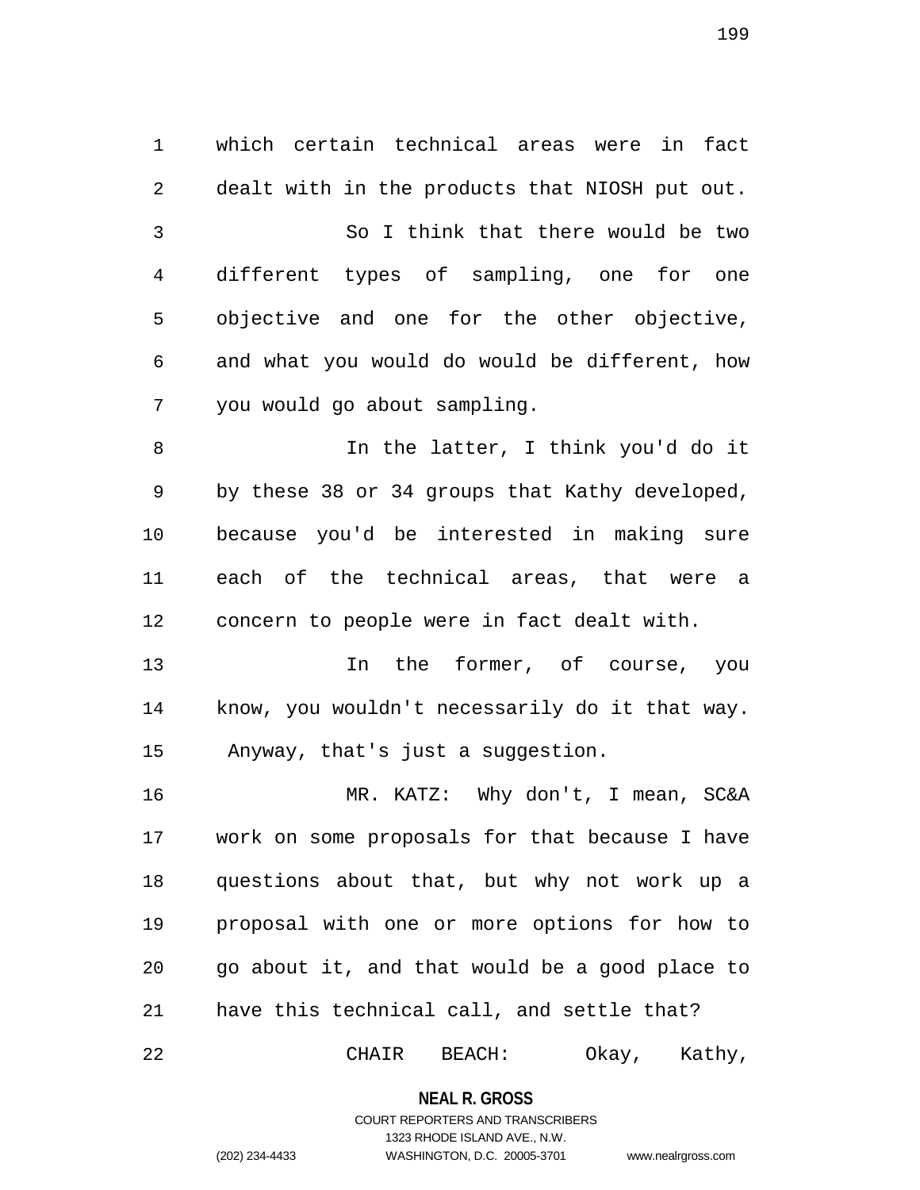which certain technical areas were in fact dealt with in the products that NIOSH put out.

So I think that there would be two different types of sampling, one for one objective and one for the other objective, and what you would do would be different, how you would go about sampling.

In the latter, I think you'd do it by these 38 or 34 groups that Kathy developed, because you'd be interested in making sure each of the technical areas, that were a concern to people were in fact dealt with.

In the former, of course, you know, you wouldn't necessarily do it that way. Anyway, that's just a suggestion.

MR. KATZ: Why don't, I mean, SC&A work on some proposals for that because I have questions about that, but why not work up a proposal with one or more options for how to go about it, and that would be a good place to have this technical call, and settle that?

CHAIR BEACH: Okay, Kathy,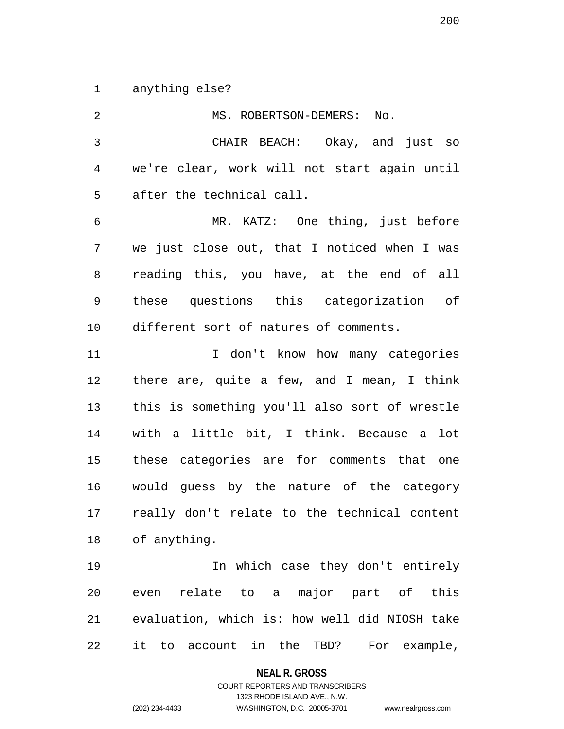anything else?

MS. ROBERTSON-DEMERS: No.

CHAIR BEACH: Okay, and just so we're clear, work will not start again until after the technical call.

MR. KATZ: One thing, just before we just close out, that I noticed when I was reading this, you have, at the end of all these questions this categorization of different sort of natures of comments.

I don't know how many categories there are, quite a few, and I mean, I think this is something you'll also sort of wrestle with a little bit, I think. Because a lot these categories are for comments that one would guess by the nature of the category really don't relate to the technical content of anything.

In which case they don't entirely even relate to a major part of this evaluation, which is: how well did NIOSH take it to account in the TBD? For example,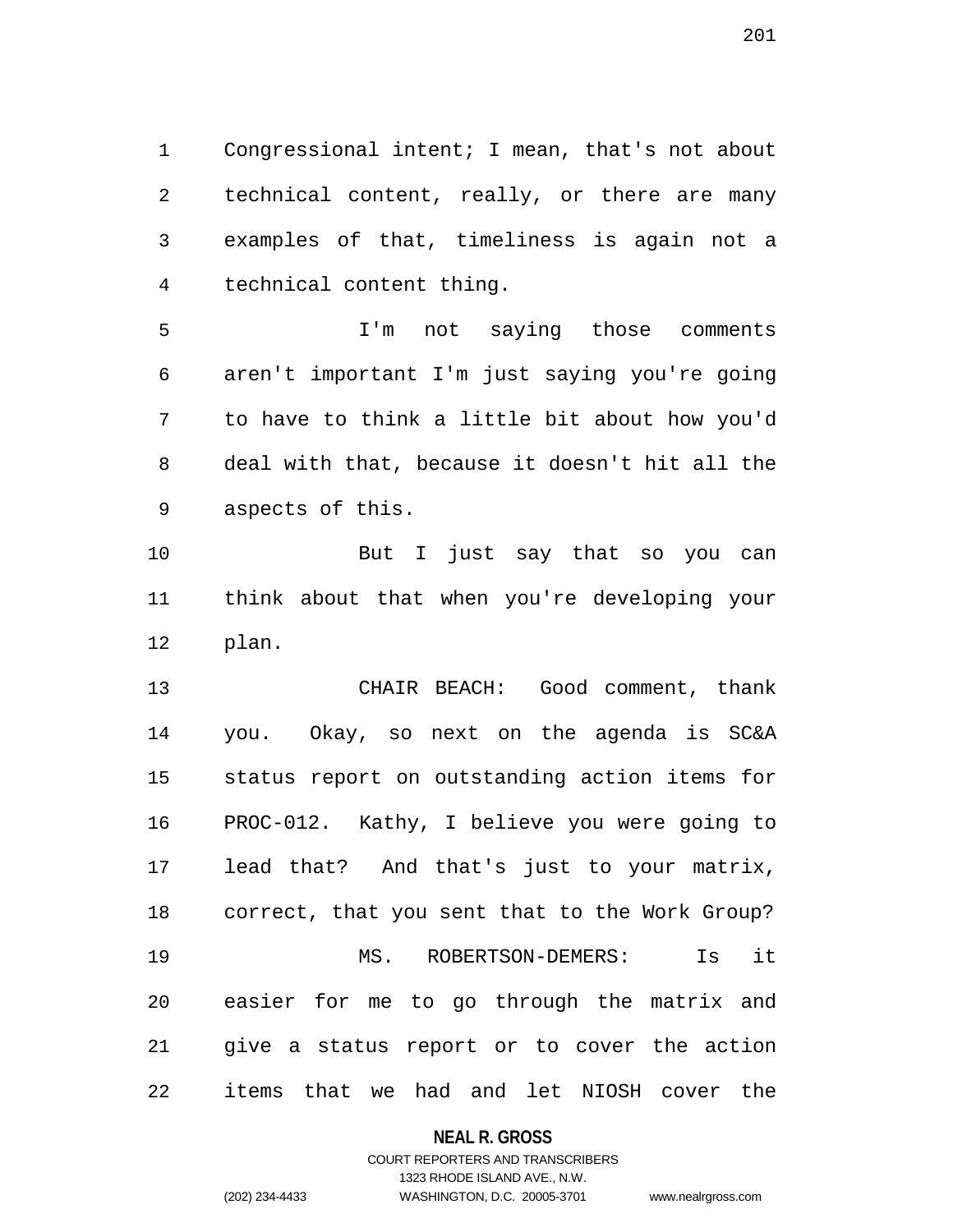Congressional intent; I mean, that's not about technical content, really, or there are many examples of that, timeliness is again not a technical content thing.

I'm not saying those comments aren't important I'm just saying you're going to have to think a little bit about how you'd deal with that, because it doesn't hit all the aspects of this.

But I just say that so you can think about that when you're developing your plan.

CHAIR BEACH: Good comment, thank you. Okay, so next on the agenda is SC&A status report on outstanding action items for PROC-012. Kathy, I believe you were going to lead that? And that's just to your matrix, correct, that you sent that to the Work Group?

MS. ROBERTSON-DEMERS: Is it easier for me to go through the matrix and give a status report or to cover the action items that we had and let NIOSH cover the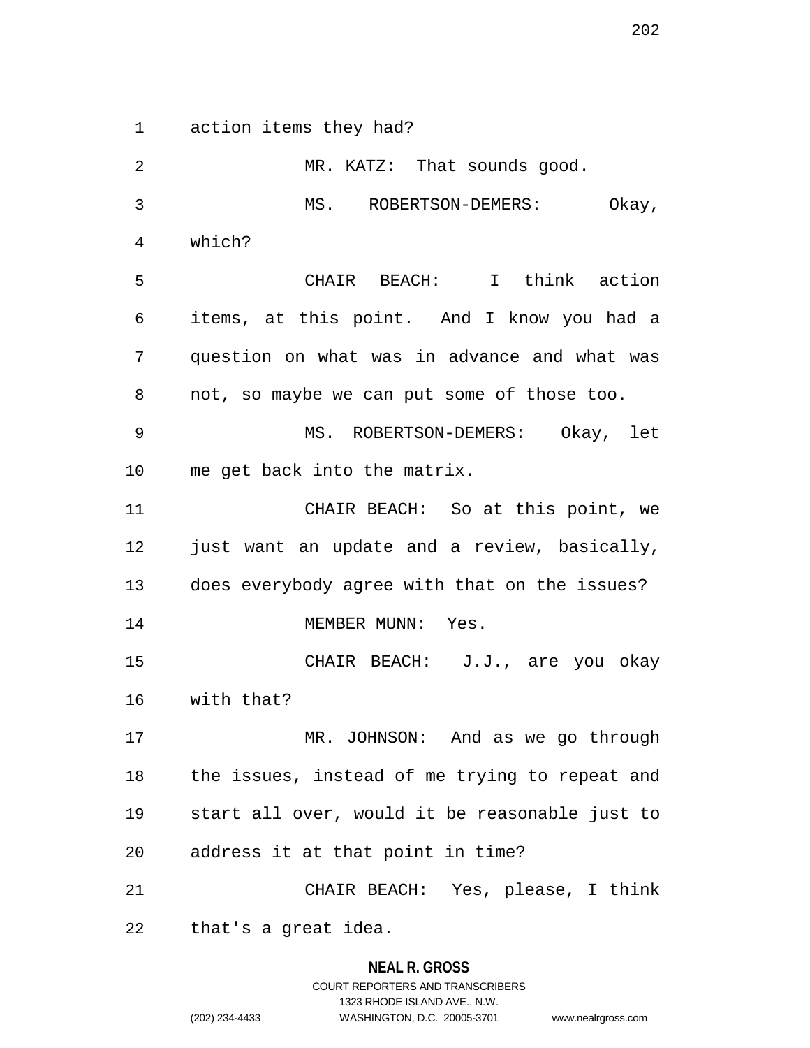action items they had?

MR. KATZ: That sounds good.

MS. ROBERTSON-DEMERS: Okay, which?

CHAIR BEACH: I think action items, at this point. And I know you had a question on what was in advance and what was not, so maybe we can put some of those too.

MS. ROBERTSON-DEMERS: Okay, let me get back into the matrix.

CHAIR BEACH: So at this point, we just want an update and a review, basically, does everybody agree with that on the issues?

MEMBER MUNN: Yes.

CHAIR BEACH: J.J., are you okay with that?

MR. JOHNSON: And as we go through the issues, instead of me trying to repeat and start all over, would it be reasonable just to address it at that point in time?

CHAIR BEACH: Yes, please, I think that's a great idea.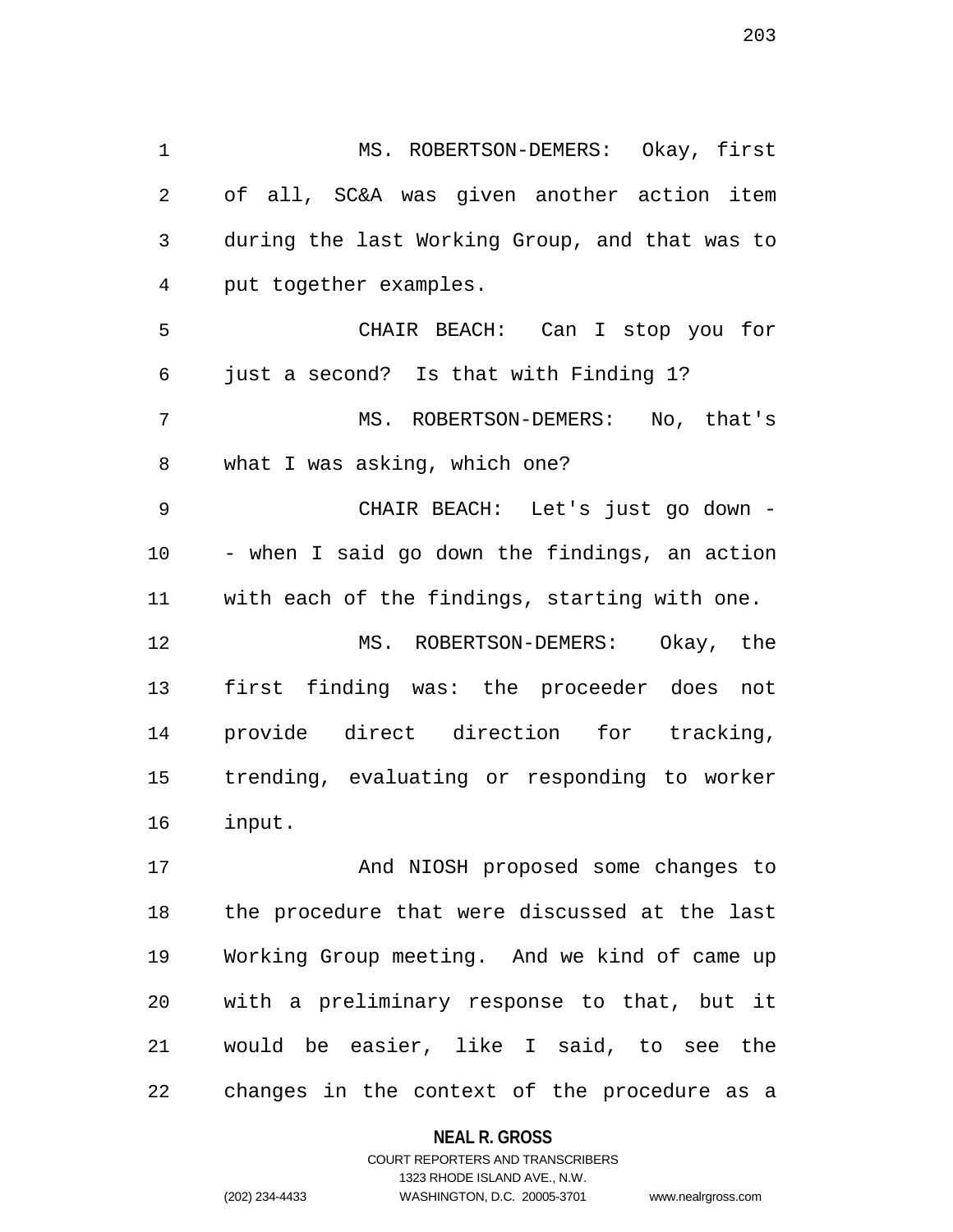MS. ROBERTSON-DEMERS: Okay, first of all, SC&A was given another action item during the last Working Group, and that was to put together examples.

CHAIR BEACH: Can I stop you for just a second? Is that with Finding 1?

MS. ROBERTSON-DEMERS: No, that's what I was asking, which one?

CHAIR BEACH: Let's just go down -- when I said go down the findings, an action with each of the findings, starting with one.

MS. ROBERTSON-DEMERS: Okay, the first finding was: the proceeder does not provide direct direction for tracking, trending, evaluating or responding to worker input.

And NIOSH proposed some changes to the procedure that were discussed at the last Working Group meeting. And we kind of came up with a preliminary response to that, but it would be easier, like I said, to see the changes in the context of the procedure as a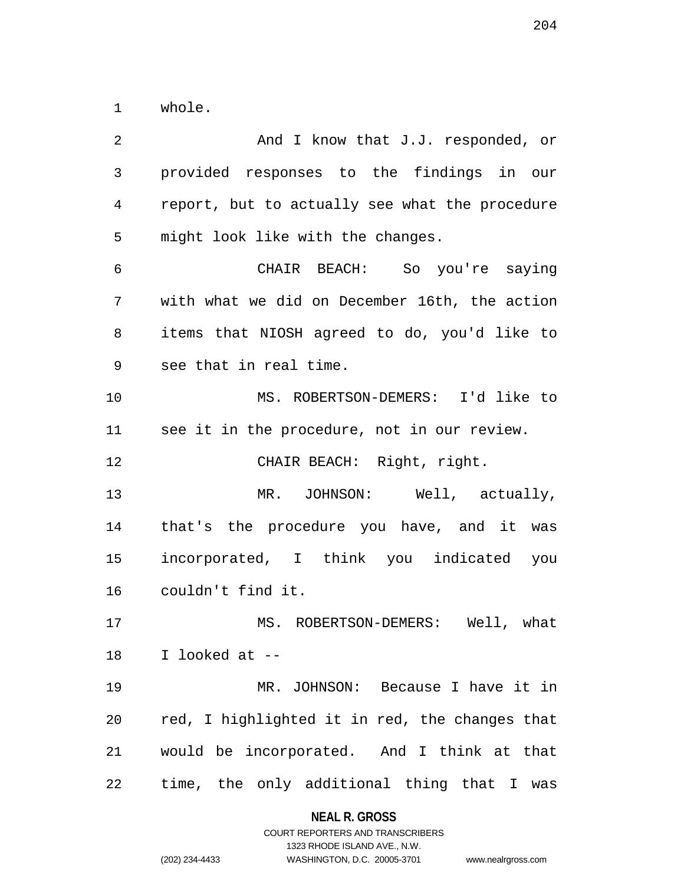whole.

And I know that J.J. responded, or provided responses to the findings in our report, but to actually see what the procedure might look like with the changes.

CHAIR BEACH: So you're saying with what we did on December 16th, the action items that NIOSH agreed to do, you'd like to see that in real time.

MS. ROBERTSON-DEMERS: I'd like to see it in the procedure, not in our review.

CHAIR BEACH: Right, right.

MR. JOHNSON: Well, actually, that's the procedure you have, and it was incorporated, I think you indicated you couldn't find it.

MS. ROBERTSON-DEMERS: Well, what I looked at --

MR. JOHNSON: Because I have it in red, I highlighted it in red, the changes that would be incorporated. And I think at that time, the only additional thing that I was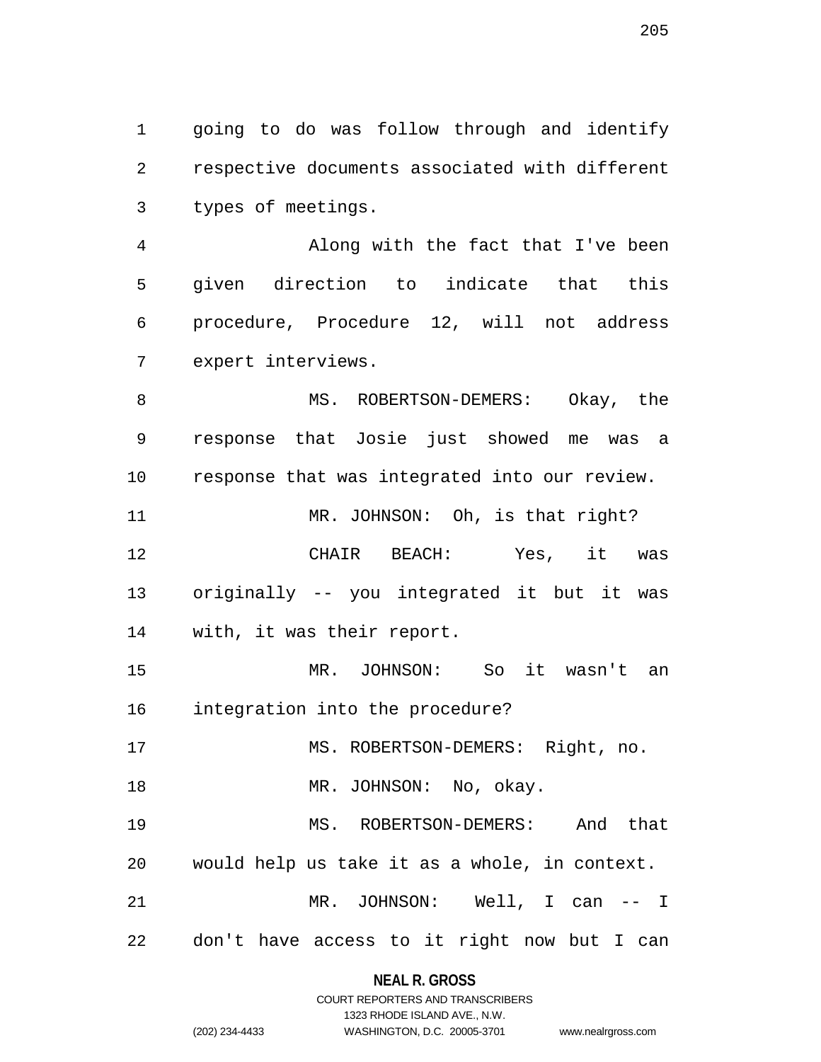going to do was follow through and identify respective documents associated with different types of meetings.

Along with the fact that I've been given direction to indicate that this procedure, Procedure 12, will not address expert interviews.

MS. ROBERTSON-DEMERS: Okay, the response that Josie just showed me was a response that was integrated into our review.

MR. JOHNSON: Oh, is that right?

CHAIR BEACH: Yes, it was originally -- you integrated it but it was with, it was their report.

MR. JOHNSON: So it wasn't an integration into the procedure?

MS. ROBERTSON-DEMERS: Right, no.

MR. JOHNSON: No, okay.

MS. ROBERTSON-DEMERS: And that would help us take it as a whole, in context.

MR. JOHNSON: Well, I can -- I don't have access to it right now but I can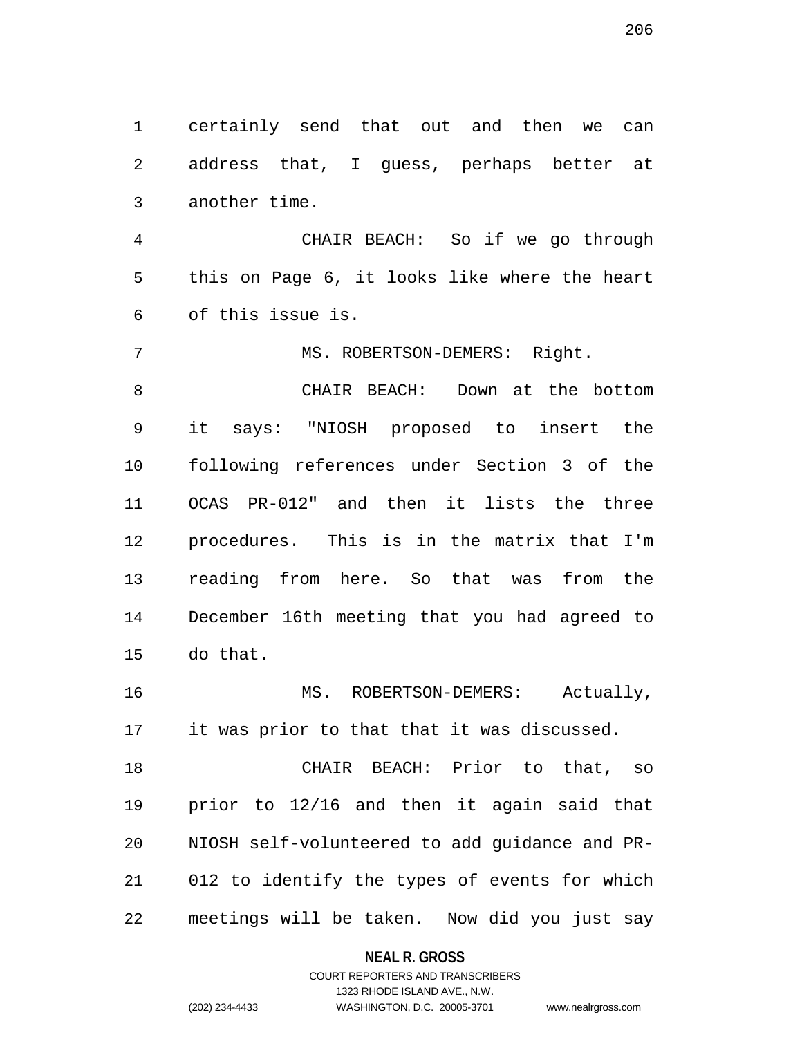certainly send that out and then we can address that, I guess, perhaps better at another time.

CHAIR BEACH: So if we go through this on Page 6, it looks like where the heart of this issue is.

MS. ROBERTSON-DEMERS: Right.

CHAIR BEACH: Down at the bottom it says: "NIOSH proposed to insert the following references under Section 3 of the OCAS PR-012" and then it lists the three procedures. This is in the matrix that I'm reading from here. So that was from the December 16th meeting that you had agreed to do that.

MS. ROBERTSON-DEMERS: Actually, it was prior to that that it was discussed.

CHAIR BEACH: Prior to that, so prior to 12/16 and then it again said that NIOSH self-volunteered to add guidance and PR-012 to identify the types of events for which meetings will be taken. Now did you just say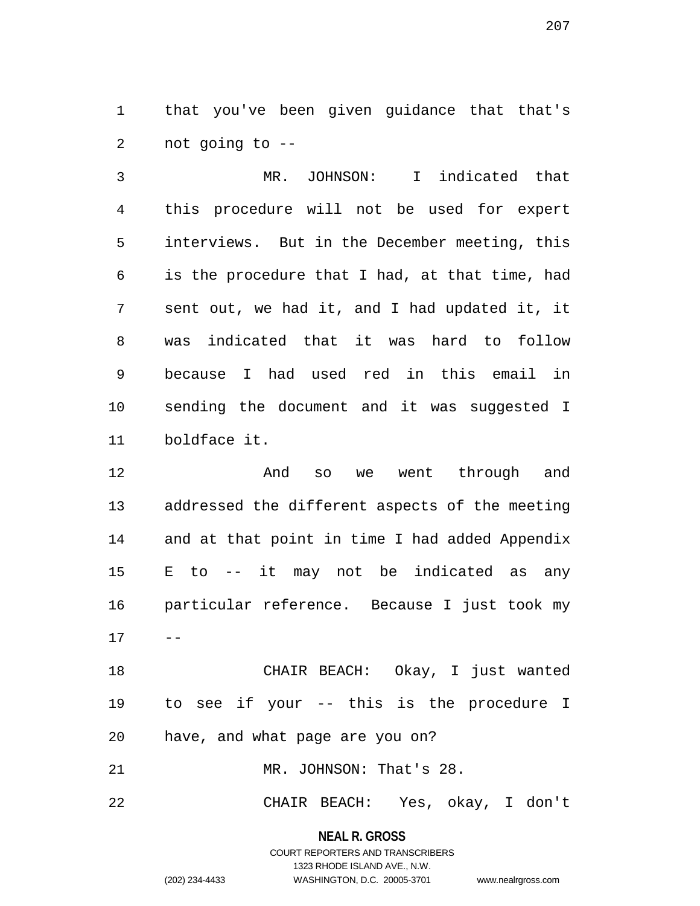that you've been given guidance that that's not going to --

MR. JOHNSON: I indicated that this procedure will not be used for expert interviews. But in the December meeting, this is the procedure that I had, at that time, had sent out, we had it, and I had updated it, it was indicated that it was hard to follow because I had used red in this email in sending the document and it was suggested I boldface it.

And so we went through and addressed the different aspects of the meeting and at that point in time I had added Appendix E to -- it may not be indicated as any particular reference. Because I just took my --

CHAIR BEACH: Okay, I just wanted to see if your -- this is the procedure I have, and what page are you on?

MR. JOHNSON: That's 28.

CHAIR BEACH: Yes, okay, I don't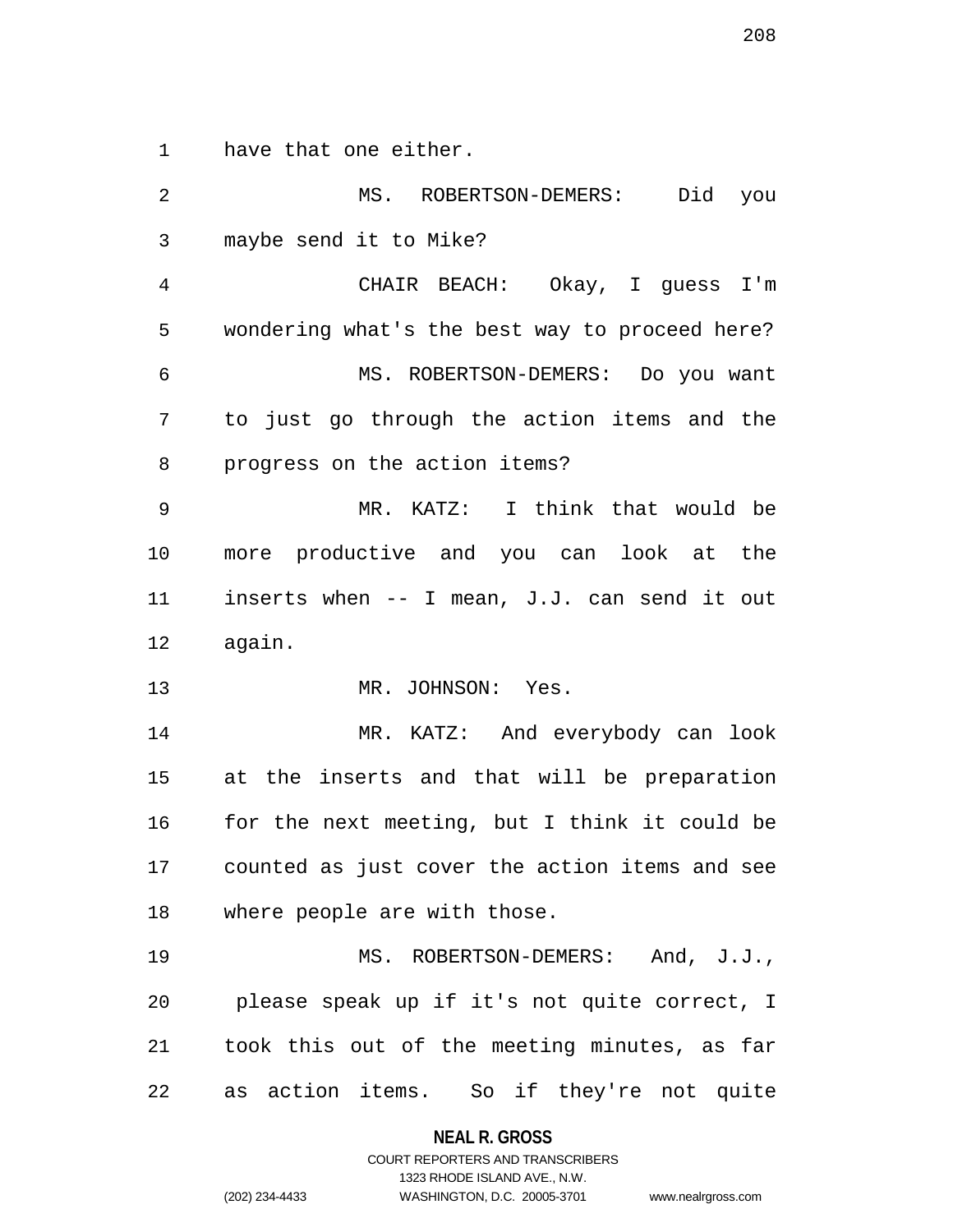have that one either.

MS. ROBERTSON-DEMERS: Did you maybe send it to Mike?

CHAIR BEACH: Okay, I guess I'm wondering what's the best way to proceed here?

MS. ROBERTSON-DEMERS: Do you want to just go through the action items and the progress on the action items?

MR. KATZ: I think that would be more productive and you can look at the inserts when -- I mean, J.J. can send it out again.

MR. JOHNSON: Yes.

MR. KATZ: And everybody can look at the inserts and that will be preparation for the next meeting, but I think it could be counted as just cover the action items and see where people are with those.

MS. ROBERTSON-DEMERS: And, J.J., please speak up if it's not quite correct, I took this out of the meeting minutes, as far as action items. So if they're not quite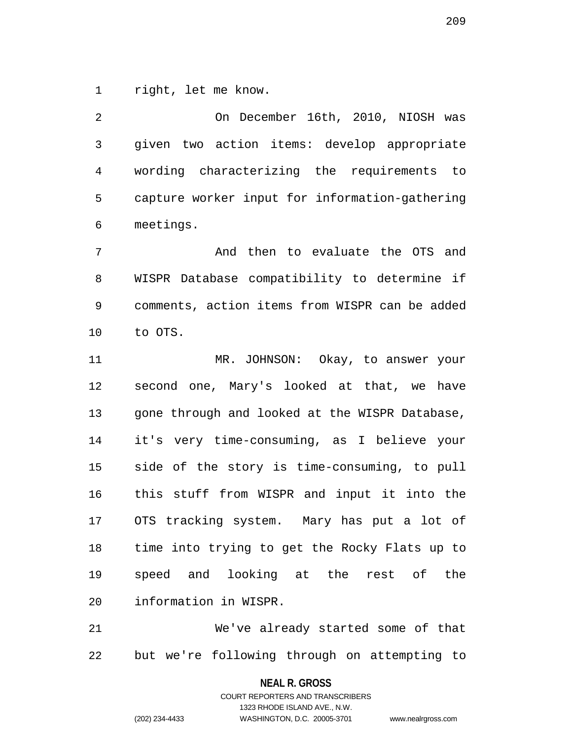right, let me know.

On December 16th, 2010, NIOSH was given two action items: develop appropriate wording characterizing the requirements to capture worker input for information-gathering meetings.

And then to evaluate the OTS and WISPR Database compatibility to determine if comments, action items from WISPR can be added to OTS.

MR. JOHNSON: Okay, to answer your second one, Mary's looked at that, we have gone through and looked at the WISPR Database, it's very time-consuming, as I believe your side of the story is time-consuming, to pull this stuff from WISPR and input it into the OTS tracking system. Mary has put a lot of time into trying to get the Rocky Flats up to speed and looking at the rest of the information in WISPR.

We've already started some of that but we're following through on attempting to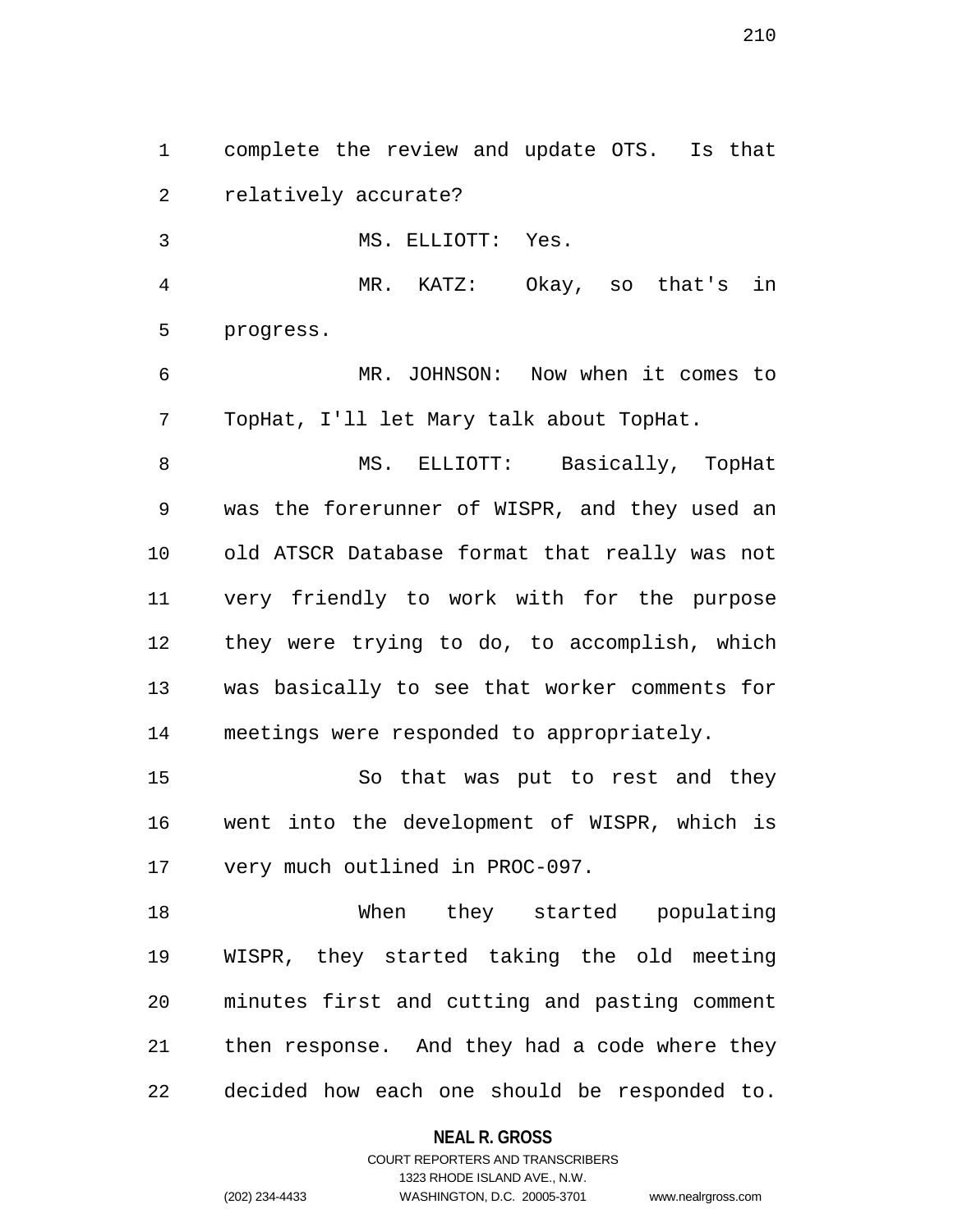complete the review and update OTS. Is that relatively accurate?

MS. ELLIOTT: Yes.

MR. KATZ: Okay, so that's in progress.

MR. JOHNSON: Now when it comes to TopHat, I'll let Mary talk about TopHat.

MS. ELLIOTT: Basically, TopHat was the forerunner of WISPR, and they used an old ATSCR Database format that really was not very friendly to work with for the purpose they were trying to do, to accomplish, which was basically to see that worker comments for meetings were responded to appropriately.

So that was put to rest and they went into the development of WISPR, which is very much outlined in PROC-097.

When they started populating WISPR, they started taking the old meeting minutes first and cutting and pasting comment then response. And they had a code where they decided how each one should be responded to.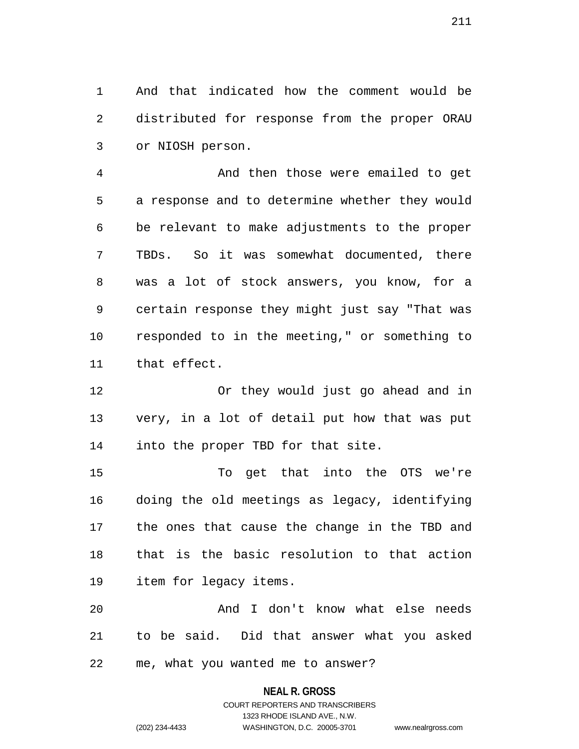And that indicated how the comment would be distributed for response from the proper ORAU or NIOSH person.

And then those were emailed to get a response and to determine whether they would be relevant to make adjustments to the proper TBDs. So it was somewhat documented, there was a lot of stock answers, you know, for a certain response they might just say "That was responded to in the meeting," or something to that effect.

Or they would just go ahead and in very, in a lot of detail put how that was put into the proper TBD for that site.

To get that into the OTS we're doing the old meetings as legacy, identifying the ones that cause the change in the TBD and that is the basic resolution to that action item for legacy items.

And I don't know what else needs to be said. Did that answer what you asked me, what you wanted me to answer?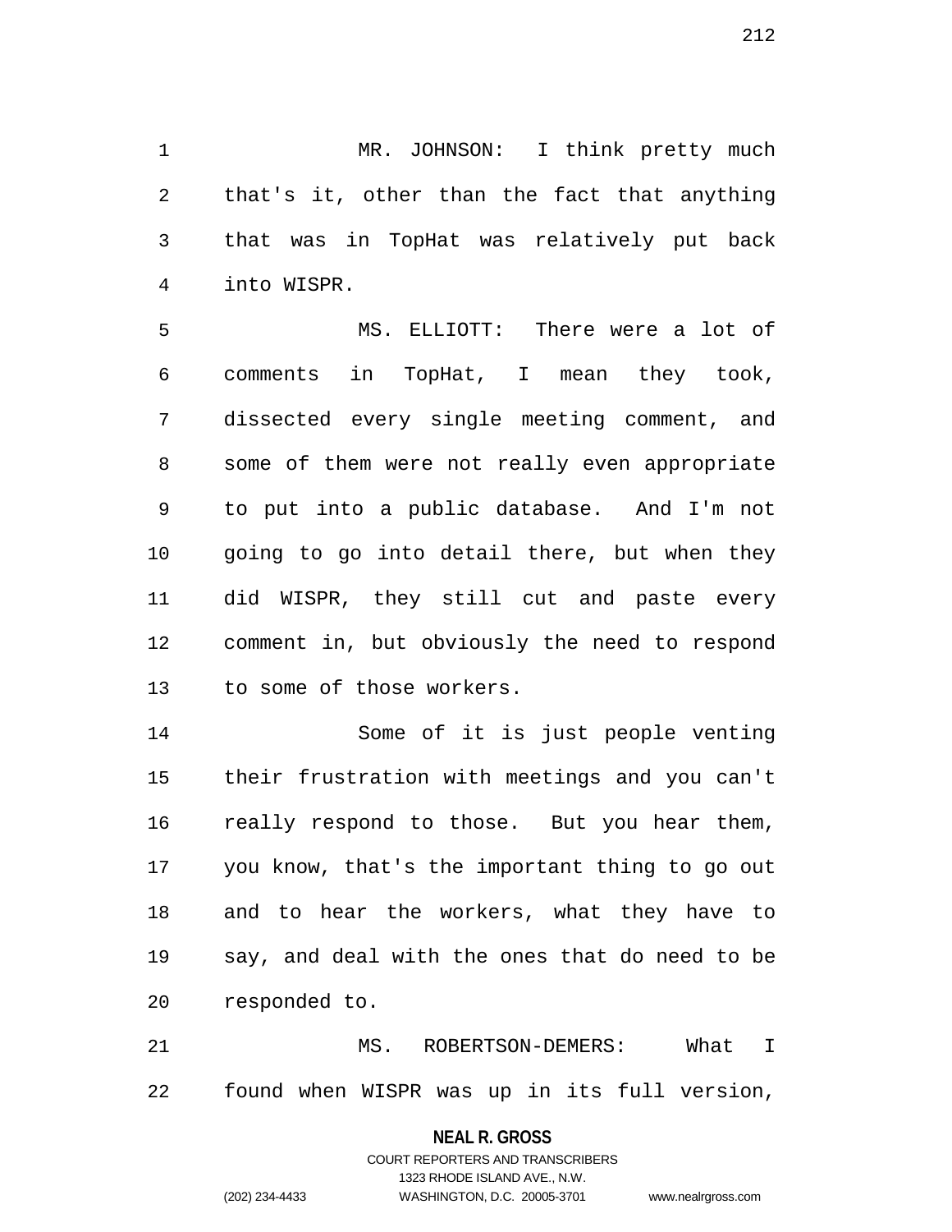MR. JOHNSON: I think pretty much that's it, other than the fact that anything that was in TopHat was relatively put back into WISPR.

MS. ELLIOTT: There were a lot of comments in TopHat, I mean they took, dissected every single meeting comment, and some of them were not really even appropriate to put into a public database. And I'm not going to go into detail there, but when they did WISPR, they still cut and paste every comment in, but obviously the need to respond to some of those workers.

Some of it is just people venting their frustration with meetings and you can't really respond to those. But you hear them, you know, that's the important thing to go out and to hear the workers, what they have to say, and deal with the ones that do need to be responded to.

MS. ROBERTSON-DEMERS: What I found when WISPR was up in its full version,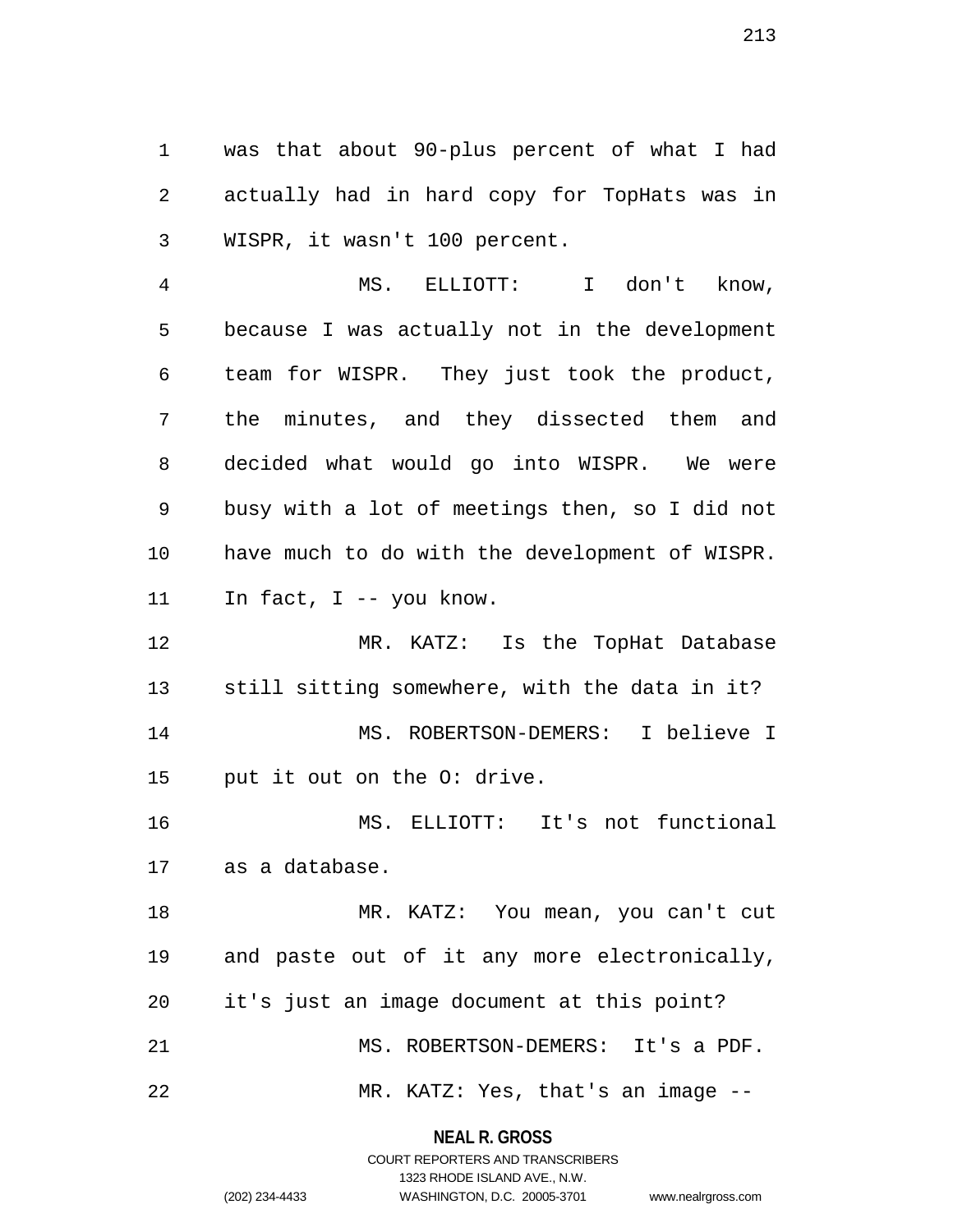was that about 90-plus percent of what I had actually had in hard copy for TopHats was in WISPR, it wasn't 100 percent.

MS. ELLIOTT: I don't know, because I was actually not in the development team for WISPR. They just took the product, the minutes, and they dissected them and decided what would go into WISPR. We were busy with a lot of meetings then, so I did not have much to do with the development of WISPR. In fact, I -- you know.

MR. KATZ: Is the TopHat Database still sitting somewhere, with the data in it?

MS. ROBERTSON-DEMERS: I believe I put it out on the O: drive.

MS. ELLIOTT: It's not functional as a database.

MR. KATZ: You mean, you can't cut and paste out of it any more electronically, it's just an image document at this point?

MS. ROBERTSON-DEMERS: It's a PDF.

MR. KATZ: Yes, that's an image --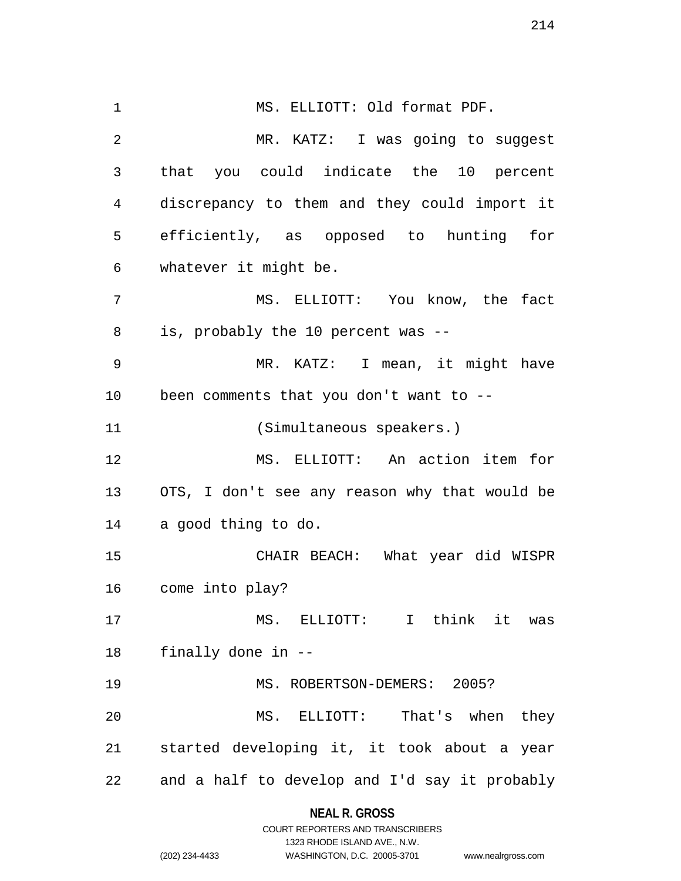MS. ELLIOTT: Old format PDF.

MR. KATZ: I was going to suggest that you could indicate the 10 percent discrepancy to them and they could import it efficiently, as opposed to hunting for whatever it might be.

MS. ELLIOTT: You know, the fact is, probably the 10 percent was --

MR. KATZ: I mean, it might have been comments that you don't want to --

(Simultaneous speakers.)

MS. ELLIOTT: An action item for OTS, I don't see any reason why that would be a good thing to do.

CHAIR BEACH: What year did WISPR come into play?

MS. ELLIOTT: I think it was finally done in --

MS. ROBERTSON-DEMERS: 2005?

MS. ELLIOTT: That's when they started developing it, it took about a year and a half to develop and I'd say it probably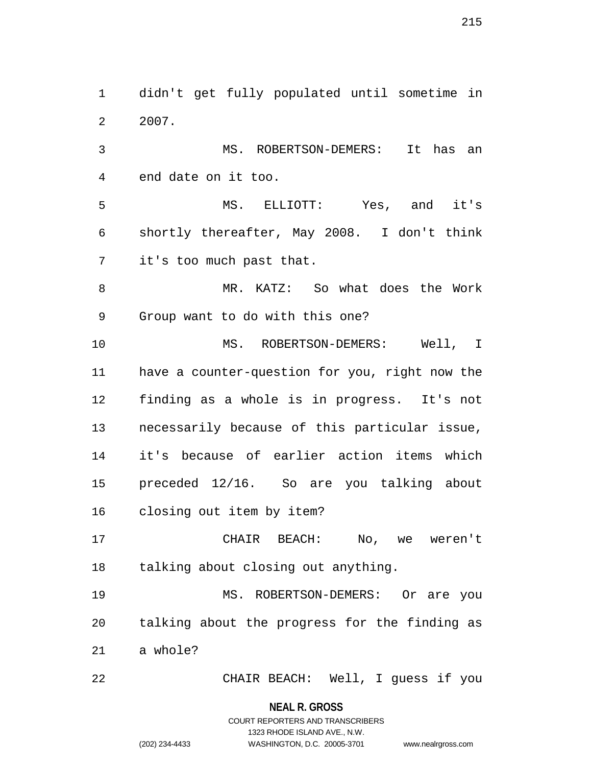didn't get fully populated until sometime in 2007.

MS. ROBERTSON-DEMERS: It has an end date on it too.

MS. ELLIOTT: Yes, and it's shortly thereafter, May 2008. I don't think it's too much past that.

MR. KATZ: So what does the Work Group want to do with this one?

MS. ROBERTSON-DEMERS: Well, I have a counter-question for you, right now the finding as a whole is in progress. It's not necessarily because of this particular issue, it's because of earlier action items which preceded 12/16. So are you talking about closing out item by item?

CHAIR BEACH: No, we weren't talking about closing out anything.

MS. ROBERTSON-DEMERS: Or are you talking about the progress for the finding as a whole?

CHAIR BEACH: Well, I guess if you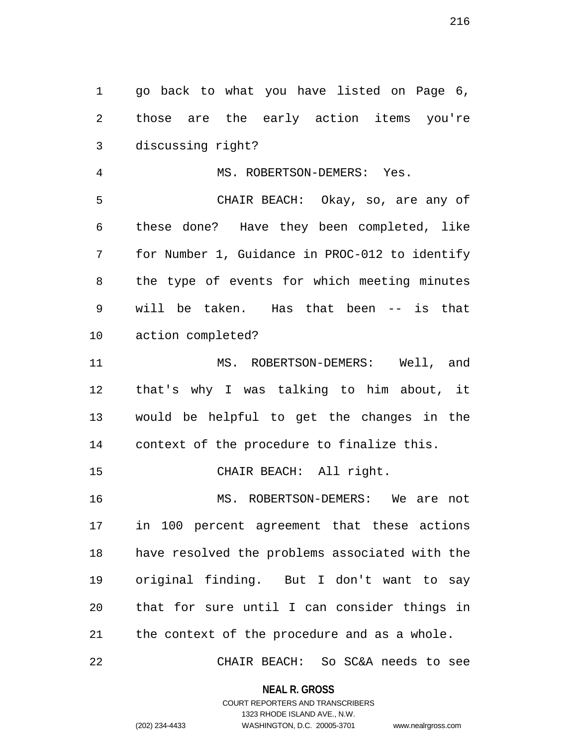go back to what you have listed on Page 6, those are the early action items you're discussing right?

MS. ROBERTSON-DEMERS: Yes.

CHAIR BEACH: Okay, so, are any of these done? Have they been completed, like for Number 1, Guidance in PROC-012 to identify the type of events for which meeting minutes will be taken. Has that been -- is that action completed?

MS. ROBERTSON-DEMERS: Well, and that's why I was talking to him about, it would be helpful to get the changes in the context of the procedure to finalize this.

CHAIR BEACH: All right.

MS. ROBERTSON-DEMERS: We are not in 100 percent agreement that these actions have resolved the problems associated with the original finding. But I don't want to say that for sure until I can consider things in the context of the procedure and as a whole.

CHAIR BEACH: So SC&A needs to see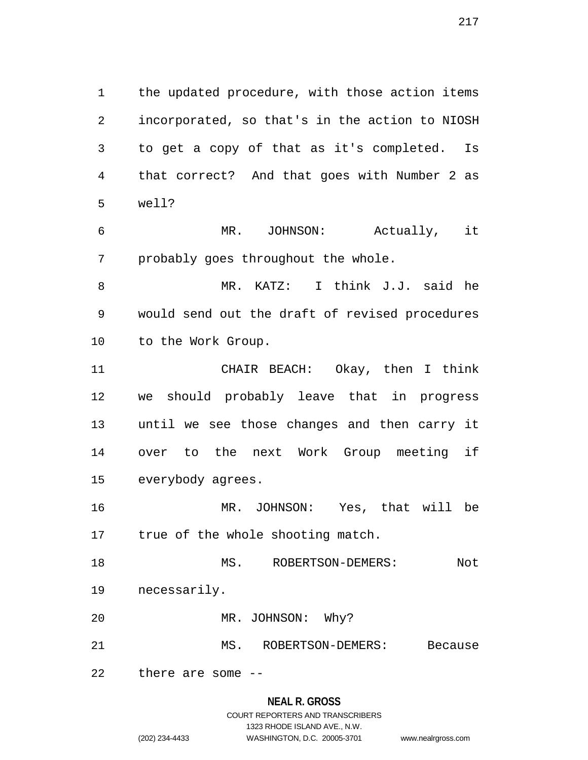the updated procedure, with those action items incorporated, so that's in the action to NIOSH to get a copy of that as it's completed. Is that correct? And that goes with Number 2 as well?

MR. JOHNSON: Actually, it probably goes throughout the whole.

MR. KATZ: I think J.J. said he would send out the draft of revised procedures to the Work Group.

CHAIR BEACH: Okay, then I think we should probably leave that in progress until we see those changes and then carry it over to the next Work Group meeting if everybody agrees.

MR. JOHNSON: Yes, that will be true of the whole shooting match.

MS. ROBERTSON-DEMERS: Not necessarily.

MR. JOHNSON: Why?

MS. ROBERTSON-DEMERS: Because there are some --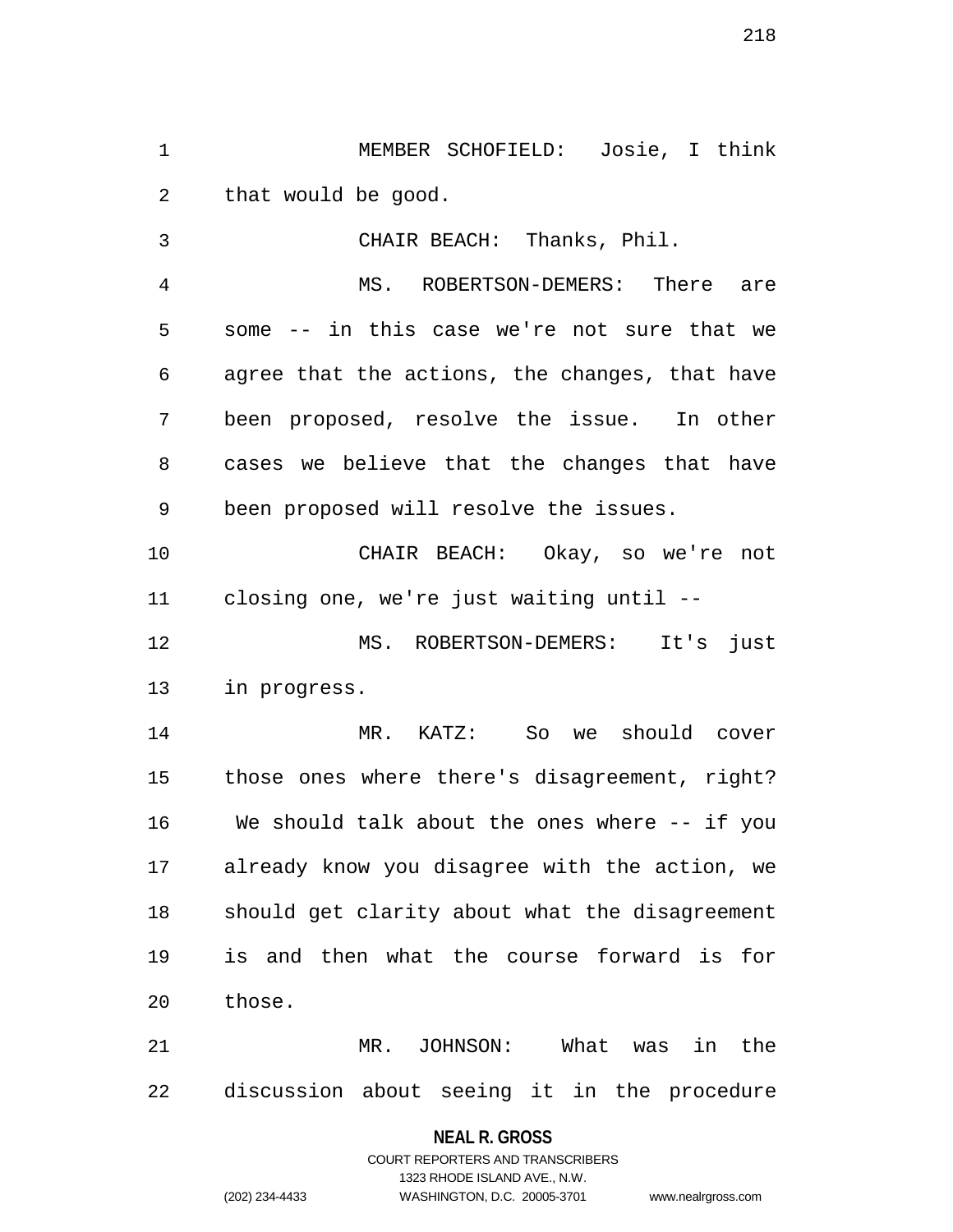MEMBER SCHOFIELD: Josie, I think that would be good.

CHAIR BEACH: Thanks, Phil.

MS. ROBERTSON-DEMERS: There are some -- in this case we're not sure that we agree that the actions, the changes, that have been proposed, resolve the issue. In other cases we believe that the changes that have been proposed will resolve the issues.

CHAIR BEACH: Okay, so we're not closing one, we're just waiting until --

MS. ROBERTSON-DEMERS: It's just in progress.

MR. KATZ: So we should cover those ones where there's disagreement, right? We should talk about the ones where -- if you already know you disagree with the action, we should get clarity about what the disagreement is and then what the course forward is for those.

MR. JOHNSON: What was in the discussion about seeing it in the procedure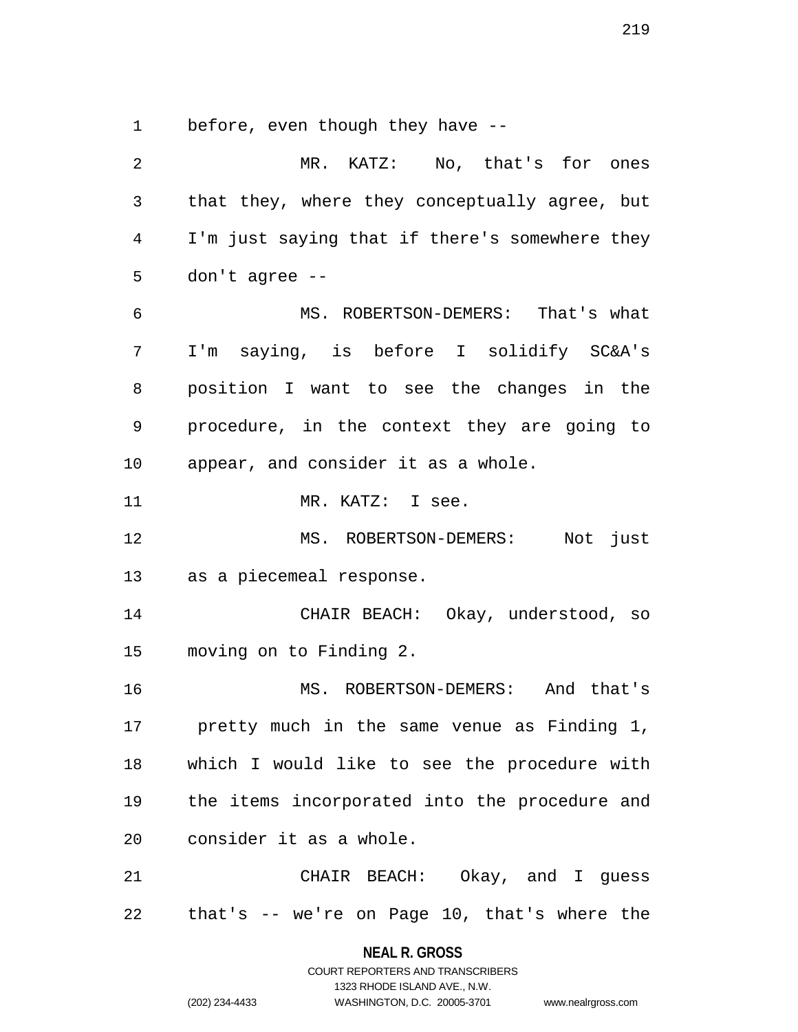before, even though they have --

MR. KATZ: No, that's for ones that they, where they conceptually agree, but I'm just saying that if there's somewhere they don't agree --

MS. ROBERTSON-DEMERS: That's what I'm saying, is before I solidify SC&A's position I want to see the changes in the procedure, in the context they are going to appear, and consider it as a whole.

MR. KATZ: I see.

MS. ROBERTSON-DEMERS: Not just as a piecemeal response.

CHAIR BEACH: Okay, understood, so moving on to Finding 2.

MS. ROBERTSON-DEMERS: And that's pretty much in the same venue as Finding 1, which I would like to see the procedure with the items incorporated into the procedure and consider it as a whole.

CHAIR BEACH: Okay, and I guess that's -- we're on Page 10, that's where the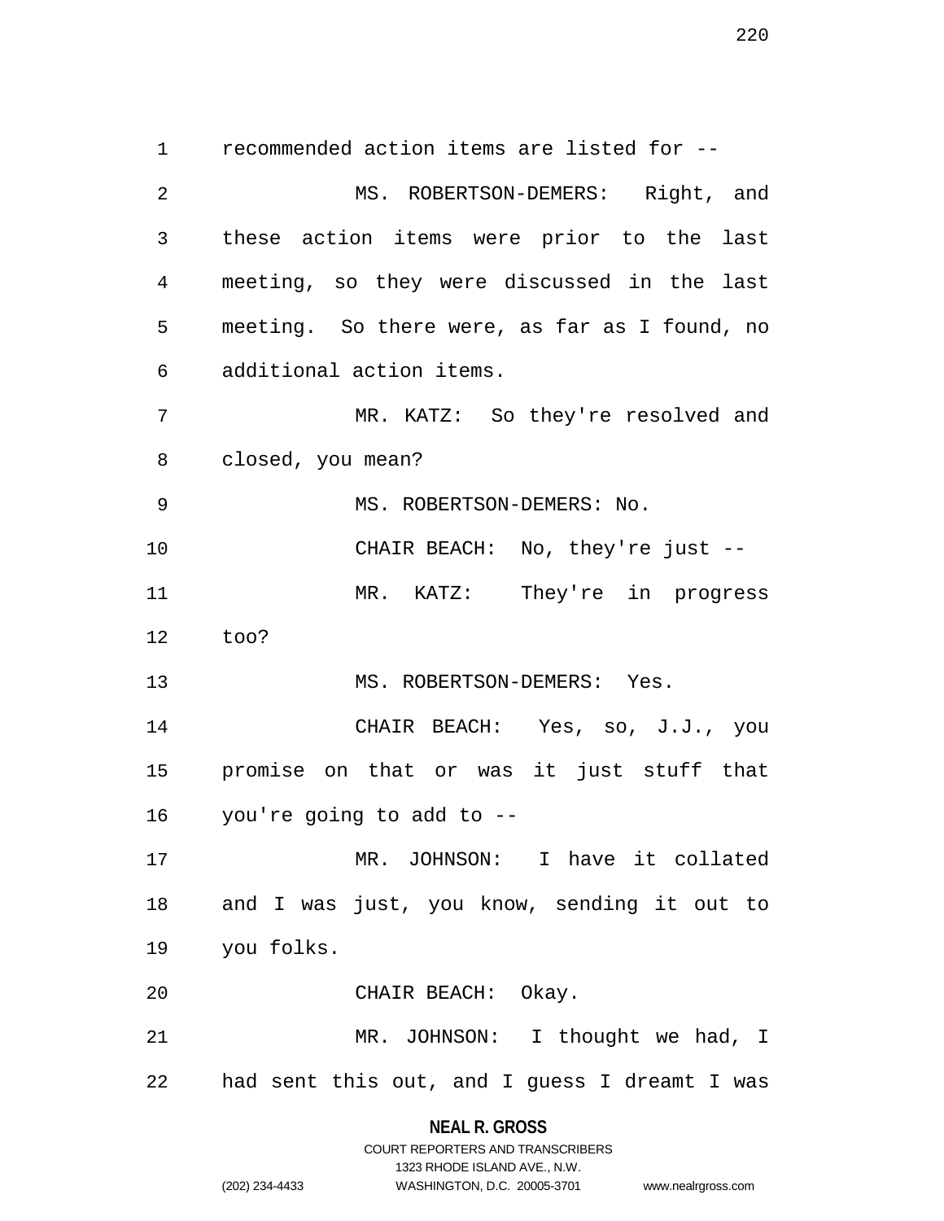recommended action items are listed for --

MS. ROBERTSON-DEMERS: Right, and these action items were prior to the last meeting, so they were discussed in the last meeting. So there were, as far as I found, no additional action items.

MR. KATZ: So they're resolved and closed, you mean?

MS. ROBERTSON-DEMERS: No.

CHAIR BEACH: No, they're just --

MR. KATZ: They're in progress too?

MS. ROBERTSON-DEMERS: Yes.

CHAIR BEACH: Yes, so, J.J., you promise on that or was it just stuff that you're going to add to --

MR. JOHNSON: I have it collated and I was just, you know, sending it out to you folks.

CHAIR BEACH: Okay.

MR. JOHNSON: I thought we had, I had sent this out, and I guess I dreamt I was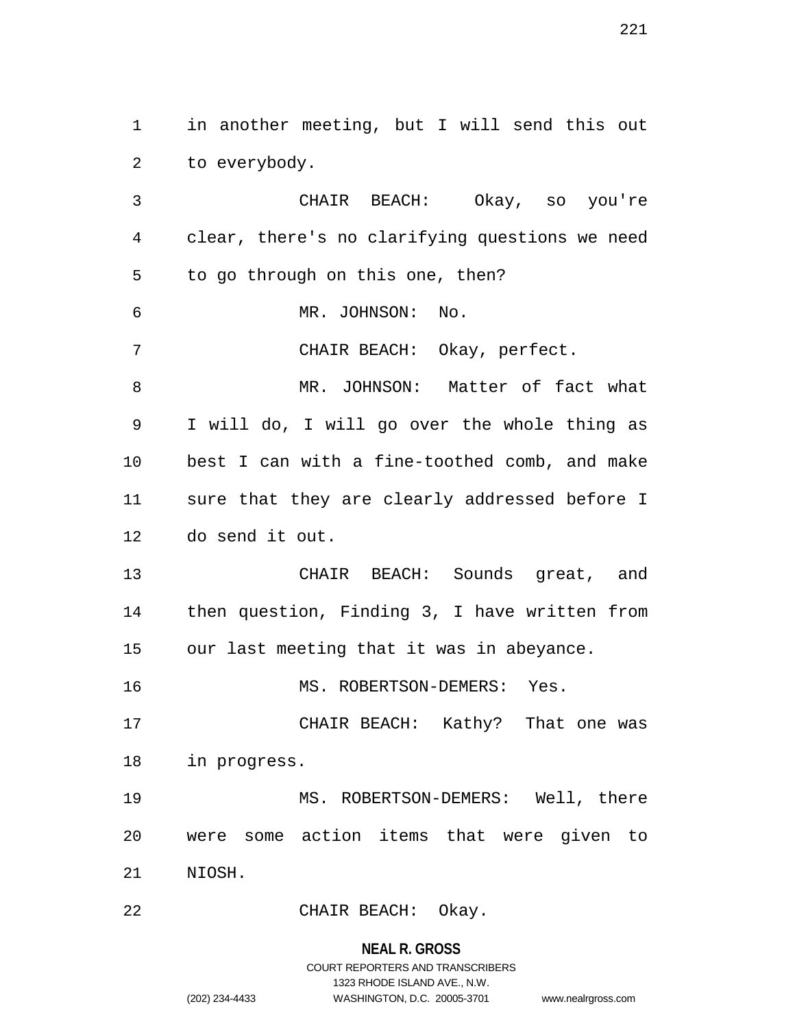in another meeting, but I will send this out to everybody.

CHAIR BEACH: Okay, so you're clear, there's no clarifying questions we need to go through on this one, then?

MR. JOHNSON: No.

CHAIR BEACH: Okay, perfect.

MR. JOHNSON: Matter of fact what I will do, I will go over the whole thing as best I can with a fine-toothed comb, and make sure that they are clearly addressed before I do send it out.

CHAIR BEACH: Sounds great, and then question, Finding 3, I have written from our last meeting that it was in abeyance.

MS. ROBERTSON-DEMERS: Yes.

CHAIR BEACH: Kathy? That one was in progress.

MS. ROBERTSON-DEMERS: Well, there were some action items that were given to NIOSH.

CHAIR BEACH: Okay.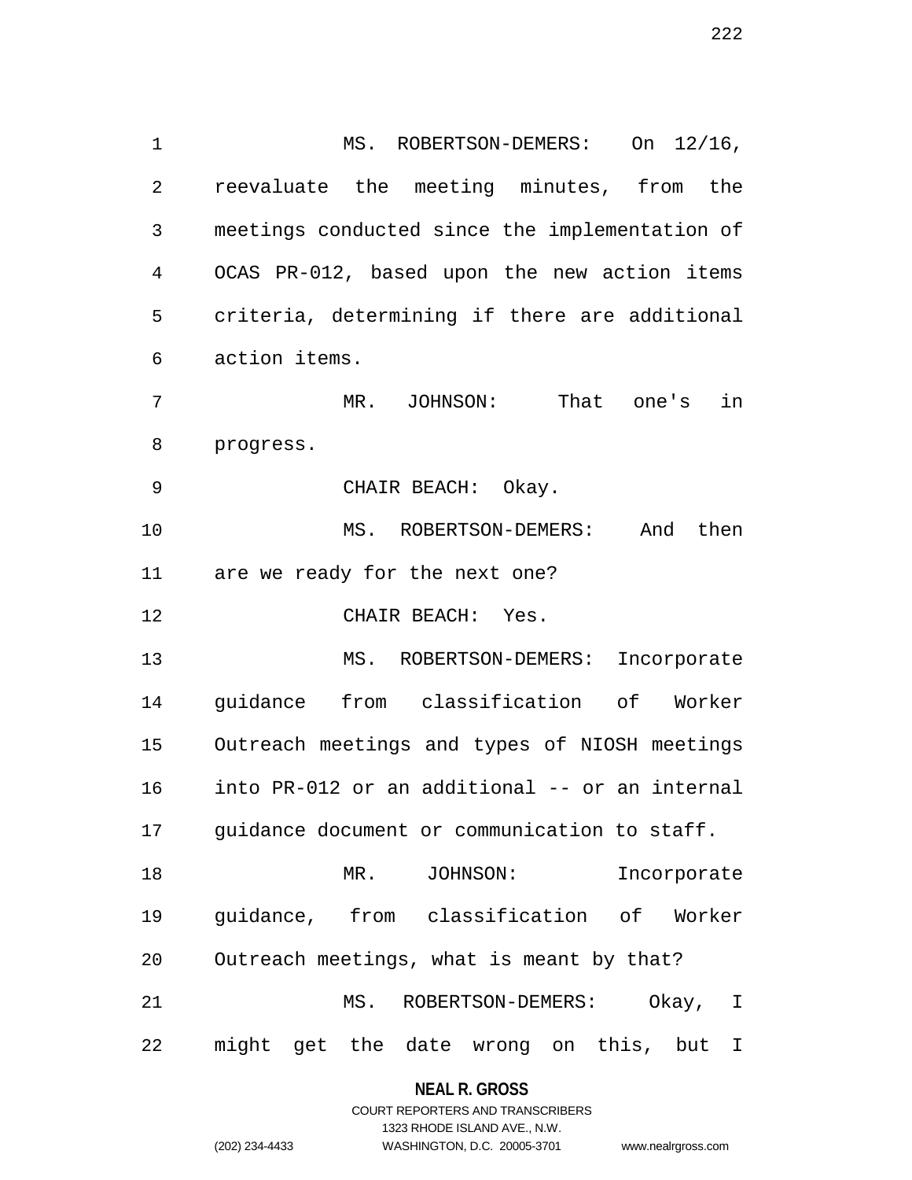MS. ROBERTSON-DEMERS: On 12/16, reevaluate the meeting minutes, from the meetings conducted since the implementation of OCAS PR-012, based upon the new action items criteria, determining if there are additional action items.

MR. JOHNSON: That one's in progress.

CHAIR BEACH: Okay.

MS. ROBERTSON-DEMERS: And then are we ready for the next one?

CHAIR BEACH: Yes.

MS. ROBERTSON-DEMERS: Incorporate guidance from classification of Worker Outreach meetings and types of NIOSH meetings into PR-012 or an additional -- or an internal guidance document or communication to staff.

MR. JOHNSON: Incorporate guidance, from classification of Worker Outreach meetings, what is meant by that?

MS. ROBERTSON-DEMERS: Okay, I might get the date wrong on this, but I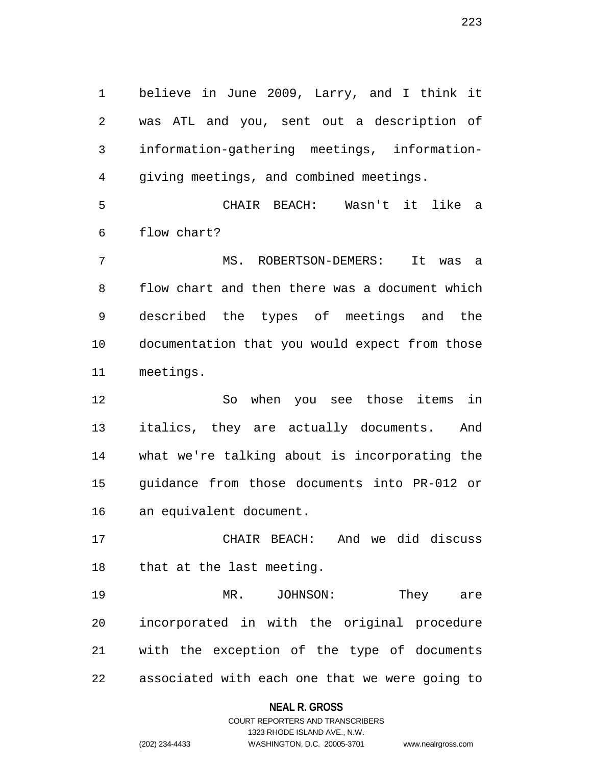believe in June 2009, Larry, and I think it was ATL and you, sent out a description of information-gathering meetings, information-giving meetings, and combined meetings.

CHAIR BEACH: Wasn't it like a flow chart?

MS. ROBERTSON-DEMERS: It was a flow chart and then there was a document which described the types of meetings and the documentation that you would expect from those meetings.

So when you see those items in italics, they are actually documents. And what we're talking about is incorporating the guidance from those documents into PR-012 or an equivalent document.

CHAIR BEACH: And we did discuss that at the last meeting.

MR. JOHNSON: They are incorporated in with the original procedure with the exception of the type of documents associated with each one that we were going to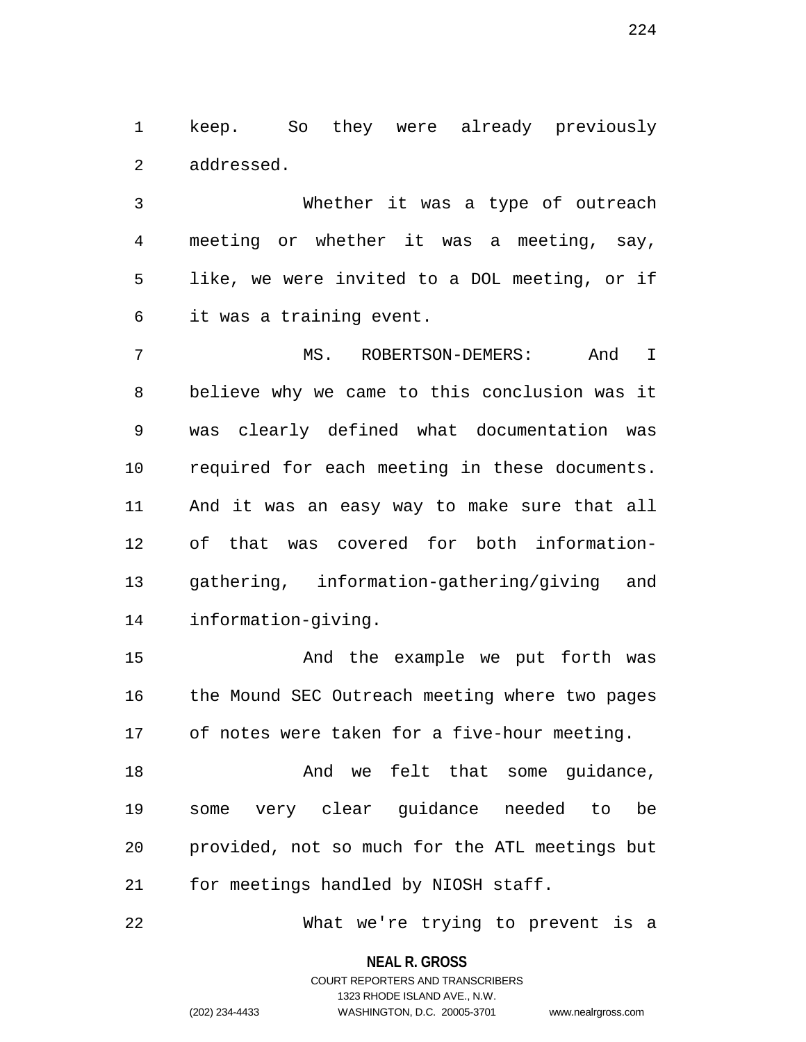keep. So they were already previously addressed.

Whether it was a type of outreach meeting or whether it was a meeting, say, like, we were invited to a DOL meeting, or if it was a training event.

MS. ROBERTSON-DEMERS: And I believe why we came to this conclusion was it was clearly defined what documentation was required for each meeting in these documents. And it was an easy way to make sure that all of that was covered for both information-gathering, information-gathering/giving and information-giving.

And the example we put forth was the Mound SEC Outreach meeting where two pages of notes were taken for a five-hour meeting.

And we felt that some guidance, some very clear guidance needed to be provided, not so much for the ATL meetings but for meetings handled by NIOSH staff.

What we're trying to prevent is a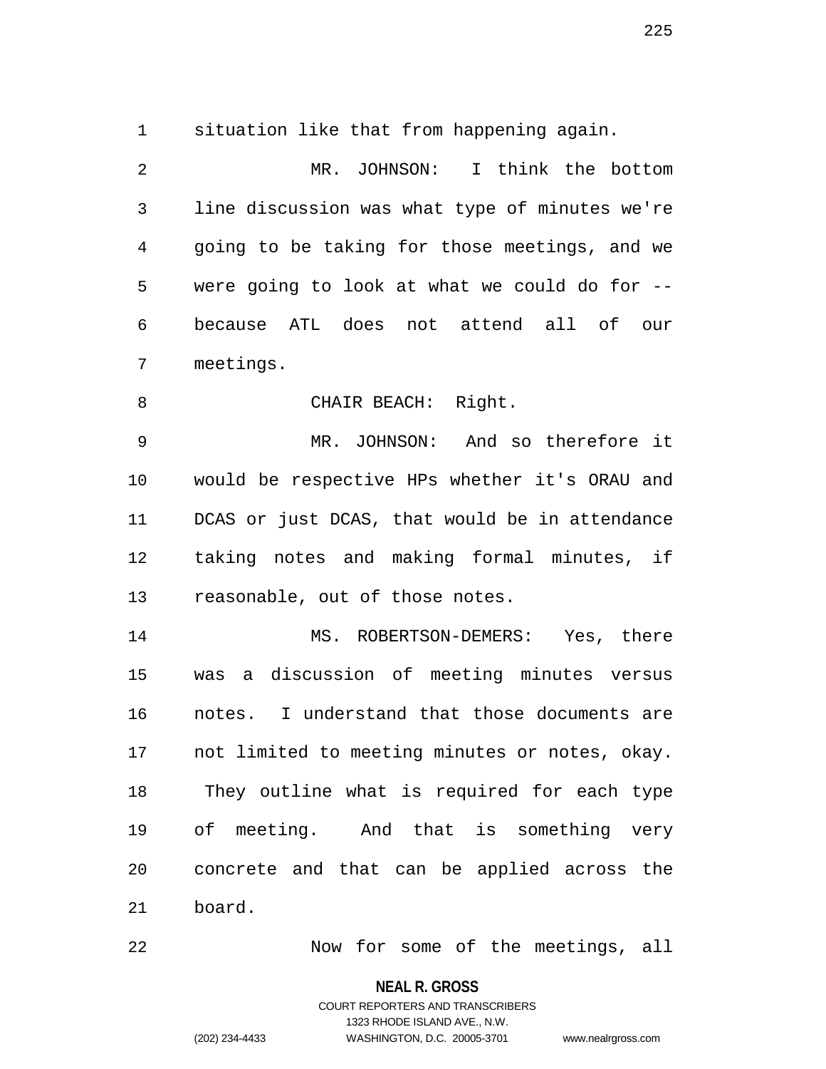situation like that from happening again.

MR. JOHNSON: I think the bottom line discussion was what type of minutes we're going to be taking for those meetings, and we were going to look at what we could do for -- because ATL does not attend all of our meetings.

CHAIR BEACH: Right.

MR. JOHNSON: And so therefore it would be respective HPs whether it's ORAU and DCAS or just DCAS, that would be in attendance taking notes and making formal minutes, if reasonable, out of those notes.

MS. ROBERTSON-DEMERS: Yes, there was a discussion of meeting minutes versus notes. I understand that those documents are not limited to meeting minutes or notes, okay. They outline what is required for each type of meeting. And that is something very concrete and that can be applied across the board.

Now for some of the meetings, all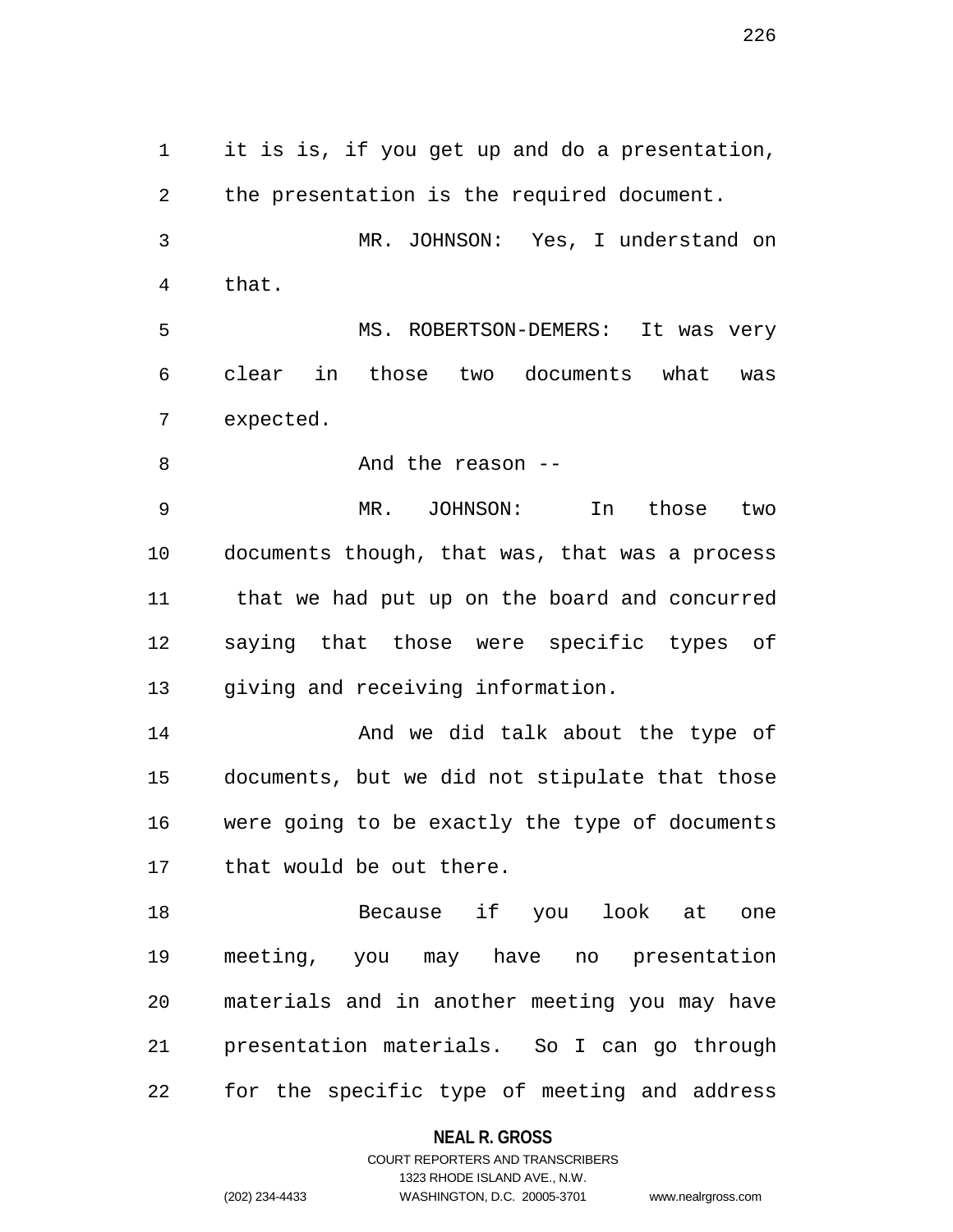it is is, if you get up and do a presentation, the presentation is the required document.

MR. JOHNSON: Yes, I understand on that.

MS. ROBERTSON-DEMERS: It was very clear in those two documents what was expected.

And the reason --

MR. JOHNSON: In those two documents though, that was, that was a process that we had put up on the board and concurred saying that those were specific types of giving and receiving information.

And we did talk about the type of documents, but we did not stipulate that those were going to be exactly the type of documents that would be out there.

Because if you look at one meeting, you may have no presentation materials and in another meeting you may have presentation materials. So I can go through for the specific type of meeting and address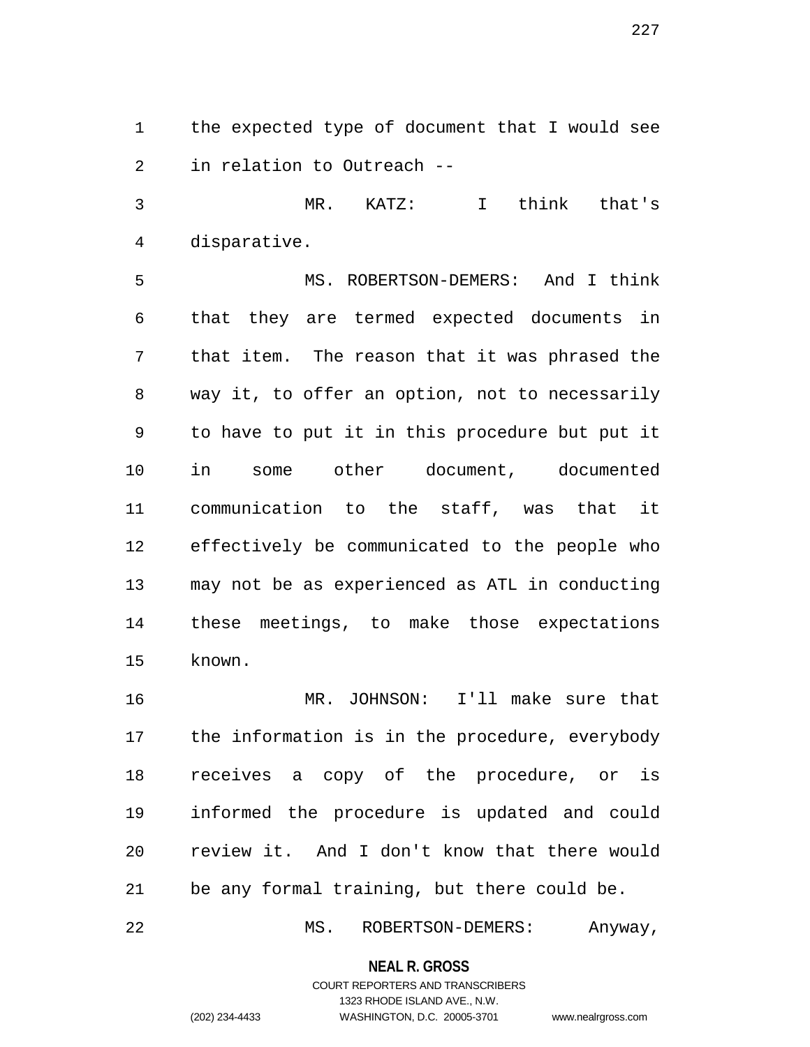the expected type of document that I would see in relation to Outreach --

MR. KATZ: I think that's disparative.

MS. ROBERTSON-DEMERS: And I think that they are termed expected documents in that item. The reason that it was phrased the way it, to offer an option, not to necessarily to have to put it in this procedure but put it in some other document, documented communication to the staff, was that it effectively be communicated to the people who may not be as experienced as ATL in conducting these meetings, to make those expectations known.

MR. JOHNSON: I'll make sure that the information is in the procedure, everybody receives a copy of the procedure, or is informed the procedure is updated and could review it. And I don't know that there would be any formal training, but there could be.

MS. ROBERTSON-DEMERS: Anyway,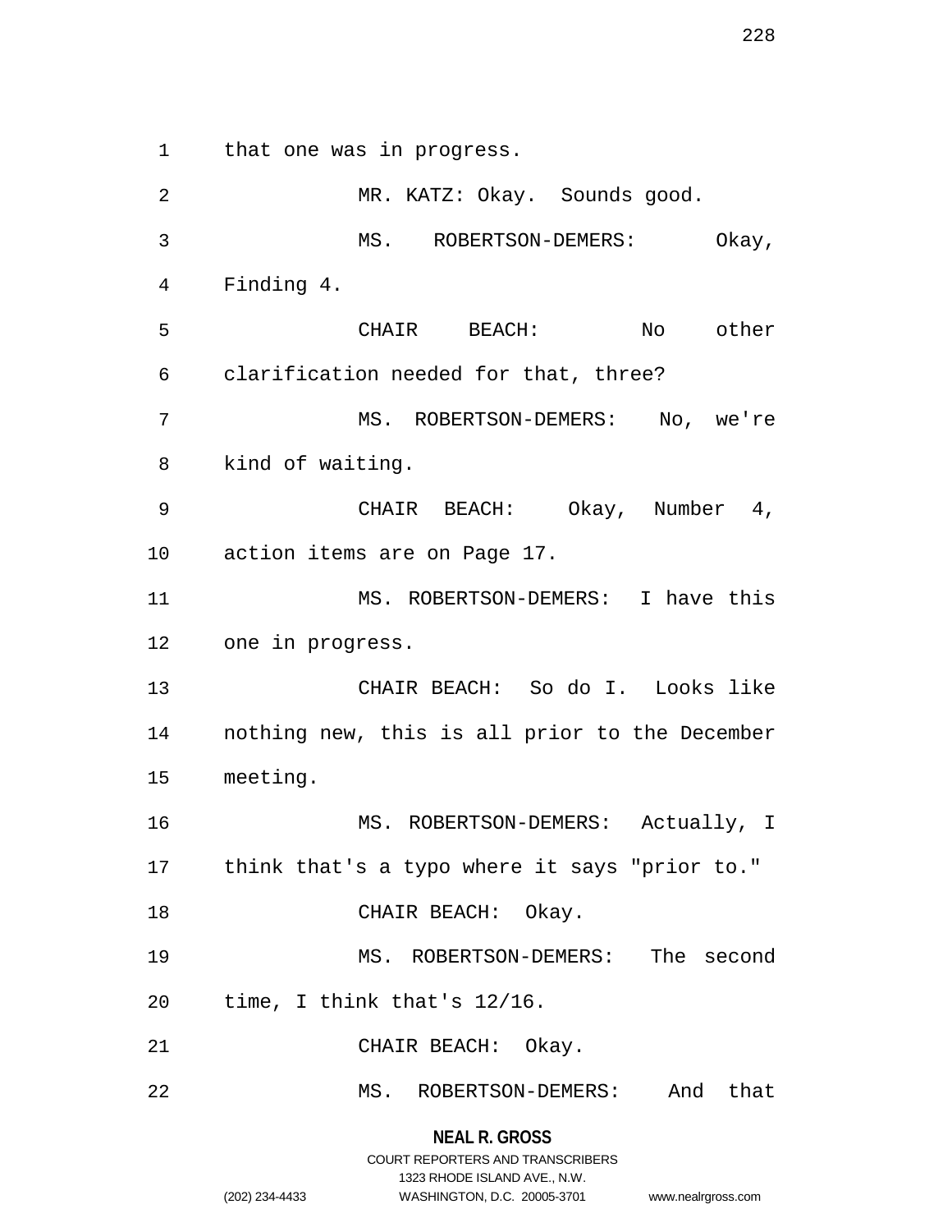that one was in progress.

MR. KATZ: Okay. Sounds good.

MS. ROBERTSON-DEMERS: Okay, Finding 4.

CHAIR BEACH: No other clarification needed for that, three?

MS. ROBERTSON-DEMERS: No, we're kind of waiting.

CHAIR BEACH: Okay, Number 4, action items are on Page 17.

MS. ROBERTSON-DEMERS: I have this one in progress.

CHAIR BEACH: So do I. Looks like nothing new, this is all prior to the December meeting.

MS. ROBERTSON-DEMERS: Actually, I think that's a typo where it says "prior to."

CHAIR BEACH: Okay.

MS. ROBERTSON-DEMERS: The second time, I think that's 12/16.

CHAIR BEACH: Okay.

MS. ROBERTSON-DEMERS: And that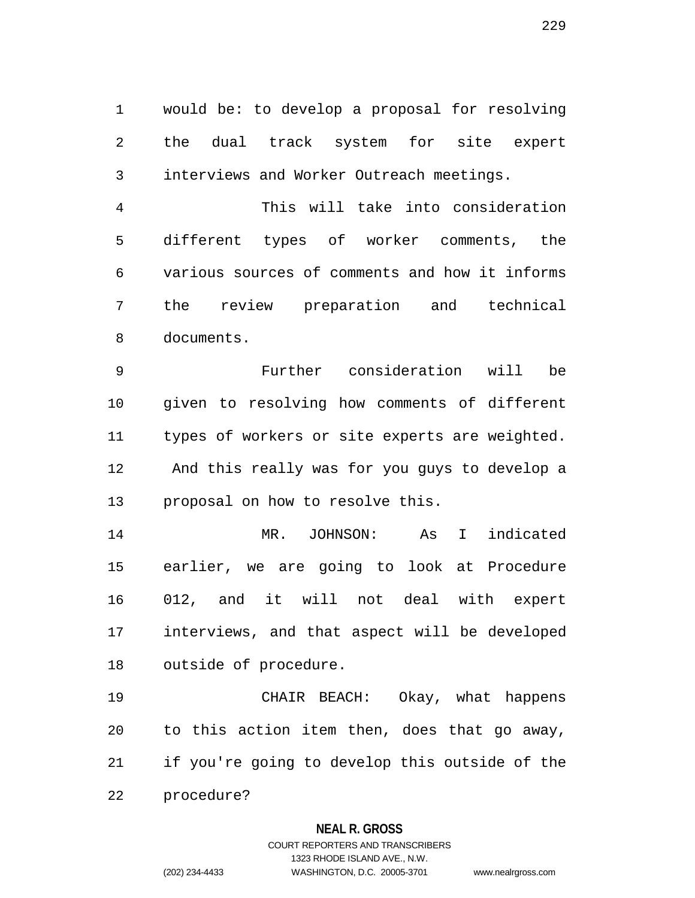would be: to develop a proposal for resolving the dual track system for site expert interviews and Worker Outreach meetings.

This will take into consideration different types of worker comments, the various sources of comments and how it informs the review preparation and technical documents.

Further consideration will be given to resolving how comments of different types of workers or site experts are weighted. And this really was for you guys to develop a proposal on how to resolve this.

MR. JOHNSON: As I indicated earlier, we are going to look at Procedure 012, and it will not deal with expert interviews, and that aspect will be developed outside of procedure.

CHAIR BEACH: Okay, what happens to this action item then, does that go away, if you're going to develop this outside of the procedure?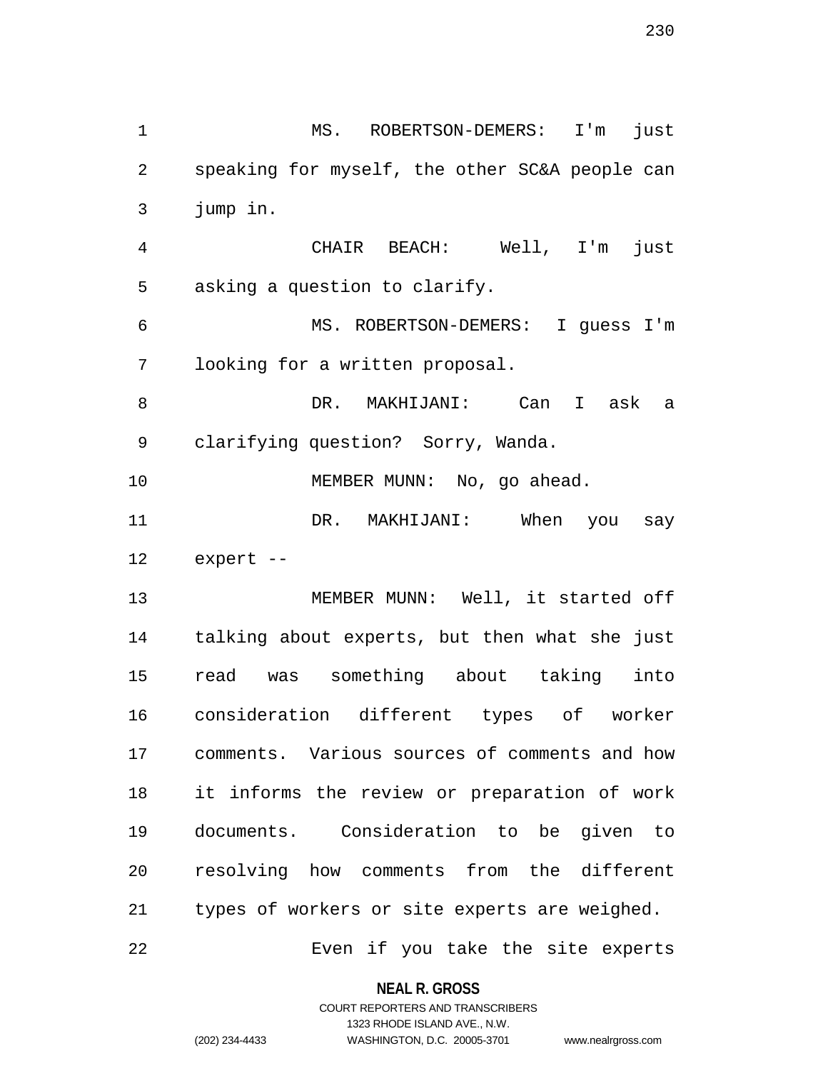MS. ROBERTSON-DEMERS: I'm just speaking for myself, the other SC&A people can jump in.

CHAIR BEACH: Well, I'm just asking a question to clarify.

MS. ROBERTSON-DEMERS: I guess I'm looking for a written proposal.

DR. MAKHIJANI: Can I ask a clarifying question? Sorry, Wanda.

MEMBER MUNN: No, go ahead.

DR. MAKHIJANI: When you say expert --

MEMBER MUNN: Well, it started off talking about experts, but then what she just read was something about taking into consideration different types of worker comments. Various sources of comments and how it informs the review or preparation of work documents. Consideration to be given to resolving how comments from the different types of workers or site experts are weighed.

Even if you take the site experts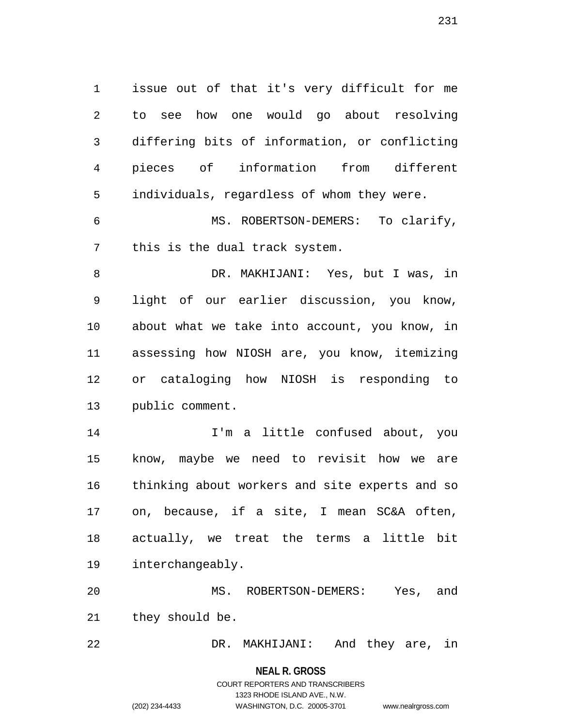issue out of that it's very difficult for me to see how one would go about resolving differing bits of information, or conflicting pieces of information from different individuals, regardless of whom they were.

MS. ROBERTSON-DEMERS: To clarify, this is the dual track system.

DR. MAKHIJANI: Yes, but I was, in light of our earlier discussion, you know, about what we take into account, you know, in assessing how NIOSH are, you know, itemizing or cataloging how NIOSH is responding to public comment.

I'm a little confused about, you know, maybe we need to revisit how we are thinking about workers and site experts and so on, because, if a site, I mean SC&A often, actually, we treat the terms a little bit interchangeably.

MS. ROBERTSON-DEMERS: Yes, and they should be.

DR. MAKHIJANI: And they are, in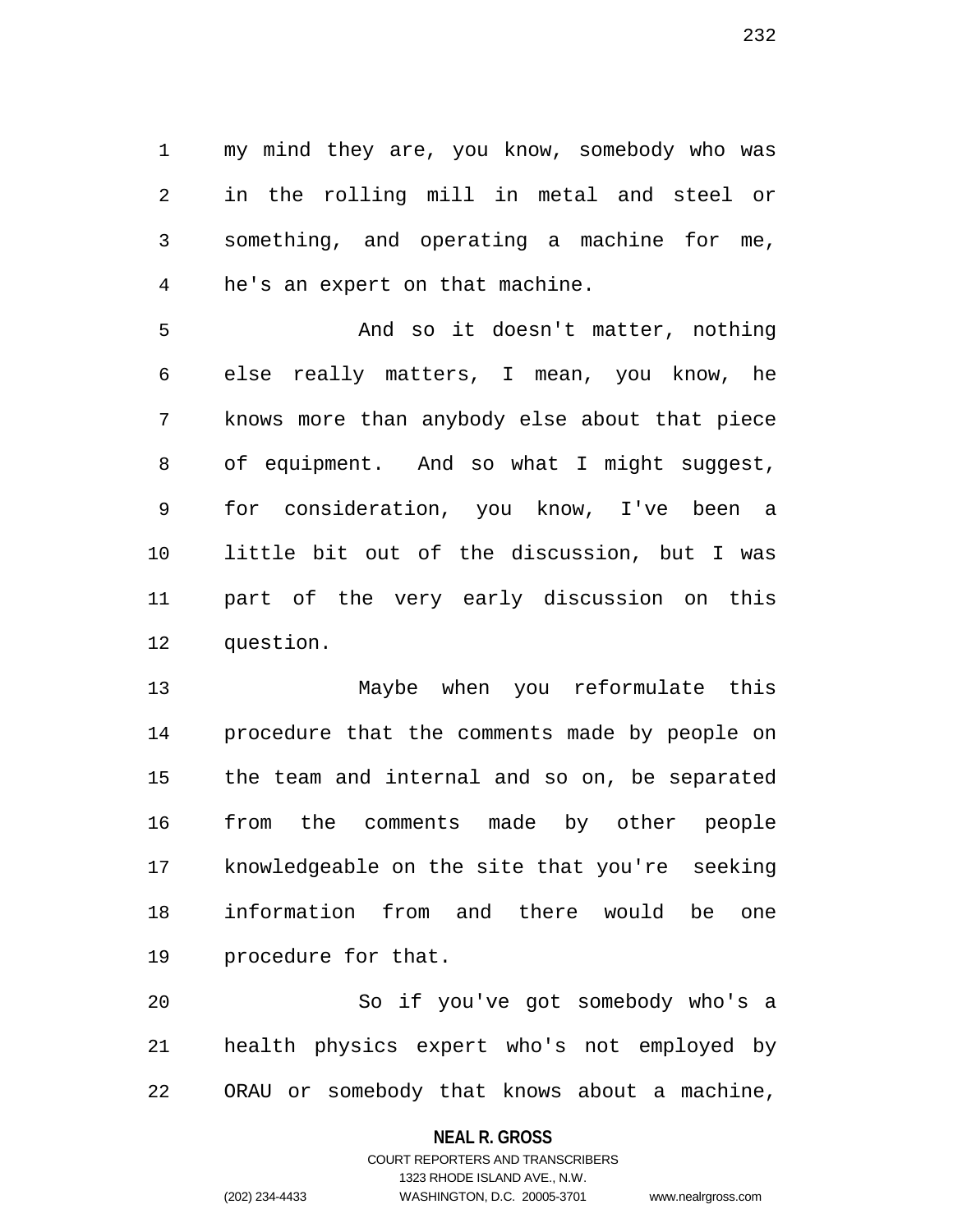my mind they are, you know, somebody who was in the rolling mill in metal and steel or something, and operating a machine for me, he's an expert on that machine.

And so it doesn't matter, nothing else really matters, I mean, you know, he knows more than anybody else about that piece of equipment. And so what I might suggest, for consideration, you know, I've been a little bit out of the discussion, but I was part of the very early discussion on this question.

Maybe when you reformulate this procedure that the comments made by people on the team and internal and so on, be separated from the comments made by other people knowledgeable on the site that you're seeking information from and there would be one procedure for that.

So if you've got somebody who's a health physics expert who's not employed by ORAU or somebody that knows about a machine,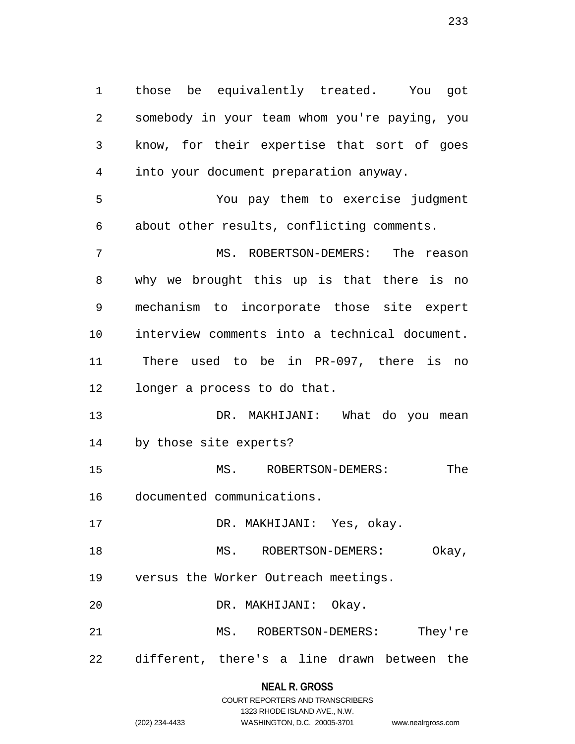those be equivalently treated. You got somebody in your team whom you're paying, you know, for their expertise that sort of goes into your document preparation anyway.

You pay them to exercise judgment about other results, conflicting comments.

MS. ROBERTSON-DEMERS: The reason why we brought this up is that there is no mechanism to incorporate those site expert interview comments into a technical document. There used to be in PR-097, there is no longer a process to do that.

DR. MAKHIJANI: What do you mean by those site experts?

MS. ROBERTSON-DEMERS: The documented communications.

DR. MAKHIJANI: Yes, okay.

MS. ROBERTSON-DEMERS: Okay, versus the Worker Outreach meetings.

DR. MAKHIJANI: Okay.

MS. ROBERTSON-DEMERS: They're different, there's a line drawn between the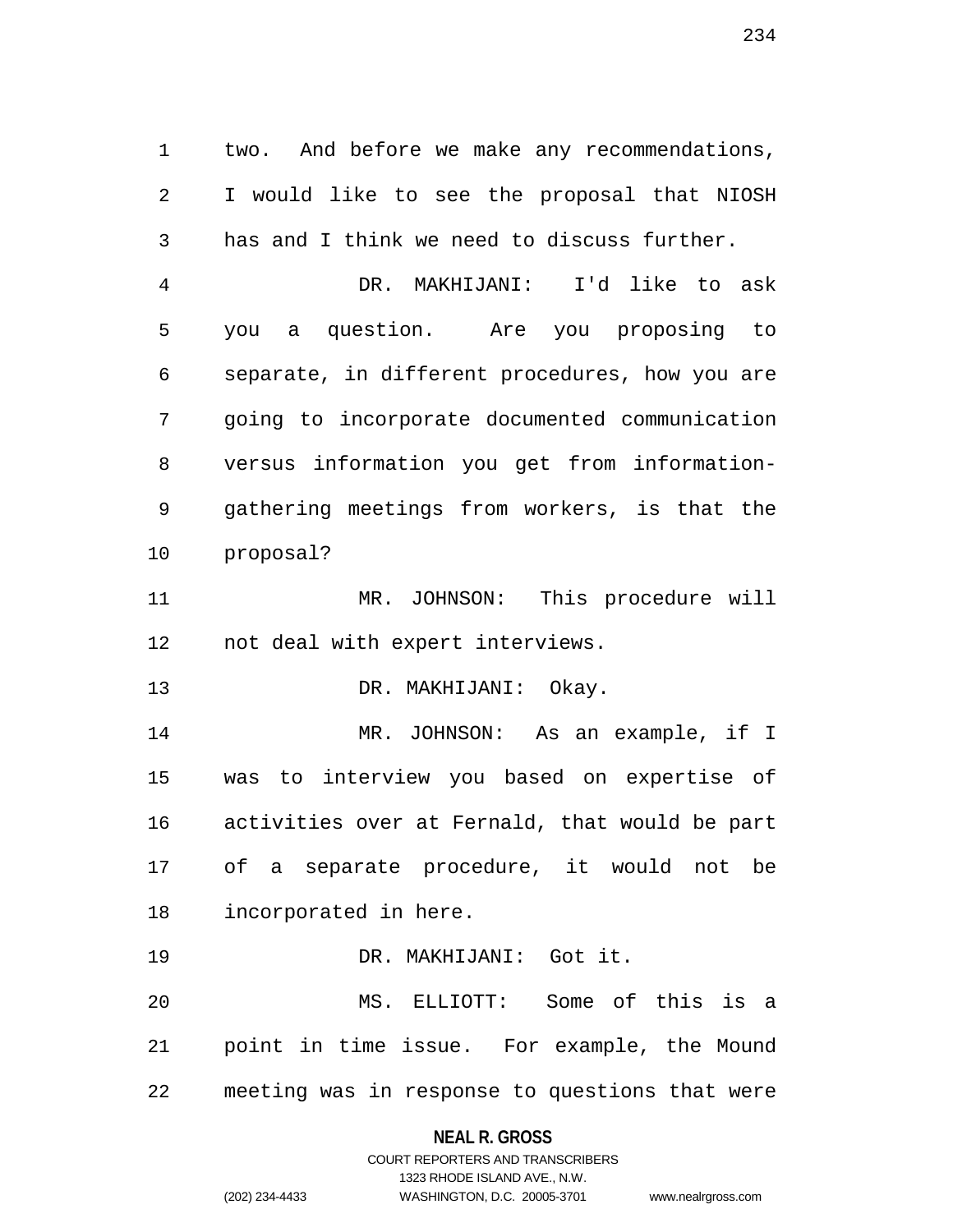two. And before we make any recommendations, I would like to see the proposal that NIOSH has and I think we need to discuss further.

DR. MAKHIJANI: I'd like to ask you a question. Are you proposing to separate, in different procedures, how you are going to incorporate documented communication versus information you get from information-gathering meetings from workers, is that the proposal?

MR. JOHNSON: This procedure will not deal with expert interviews.

DR. MAKHIJANI: Okay.

MR. JOHNSON: As an example, if I was to interview you based on expertise of activities over at Fernald, that would be part of a separate procedure, it would not be incorporated in here.

DR. MAKHIJANI: Got it.

MS. ELLIOTT: Some of this is a point in time issue. For example, the Mound meeting was in response to questions that were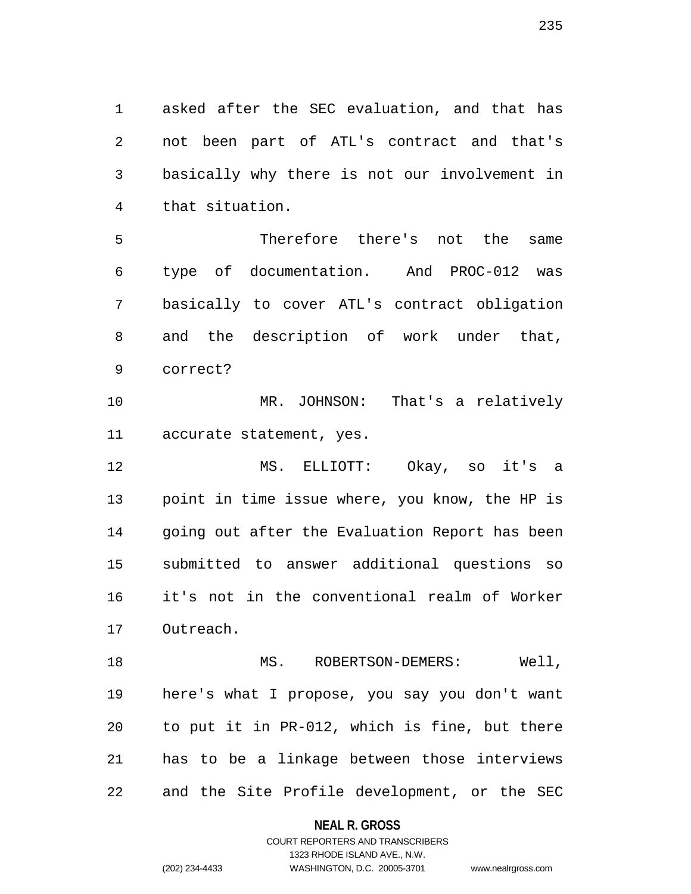asked after the SEC evaluation, and that has not been part of ATL's contract and that's basically why there is not our involvement in that situation.

Therefore there's not the same type of documentation. And PROC-012 was basically to cover ATL's contract obligation and the description of work under that, correct?

MR. JOHNSON: That's a relatively accurate statement, yes.

MS. ELLIOTT: Okay, so it's a point in time issue where, you know, the HP is going out after the Evaluation Report has been submitted to answer additional questions so it's not in the conventional realm of Worker Outreach.

MS. ROBERTSON-DEMERS: Well, here's what I propose, you say you don't want to put it in PR-012, which is fine, but there has to be a linkage between those interviews and the Site Profile development, or the SEC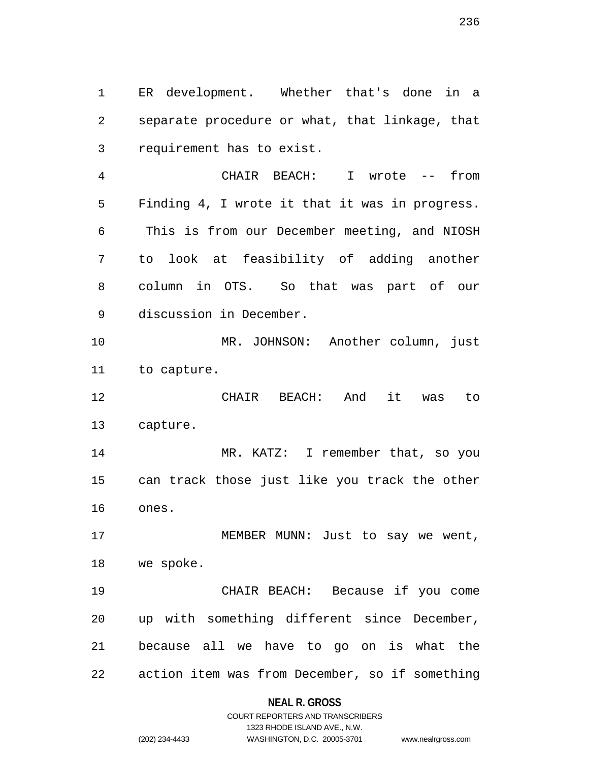ER development. Whether that's done in a separate procedure or what, that linkage, that requirement has to exist.

CHAIR BEACH: I wrote -- from Finding 4, I wrote it that it was in progress. This is from our December meeting, and NIOSH to look at feasibility of adding another column in OTS. So that was part of our discussion in December.

MR. JOHNSON: Another column, just to capture.

CHAIR BEACH: And it was to capture.

MR. KATZ: I remember that, so you can track those just like you track the other ones.

MEMBER MUNN: Just to say we went, we spoke.

CHAIR BEACH: Because if you come up with something different since December, because all we have to go on is what the action item was from December, so if something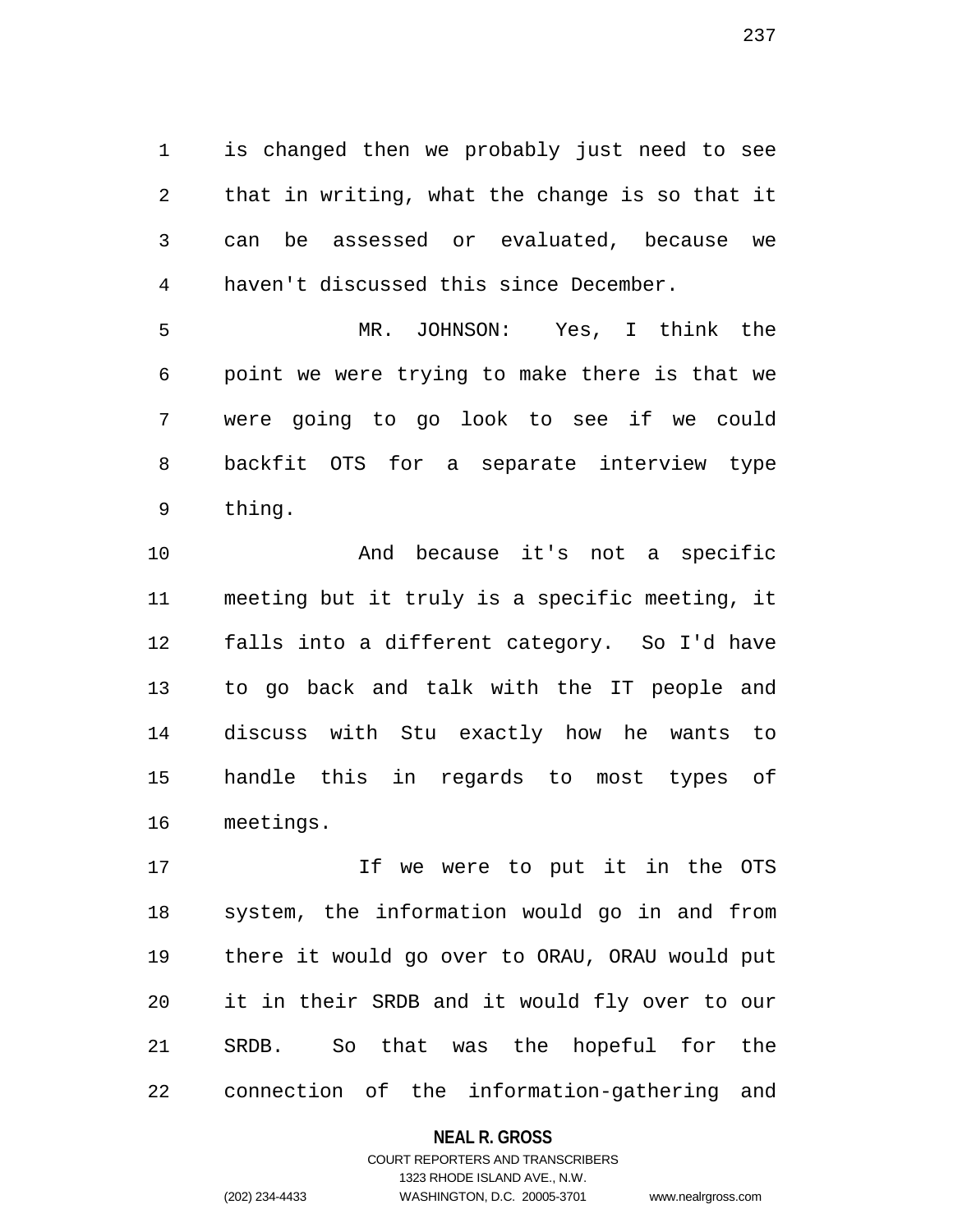is changed then we probably just need to see that in writing, what the change is so that it can be assessed or evaluated, because we haven't discussed this since December.

MR. JOHNSON: Yes, I think the point we were trying to make there is that we were going to go look to see if we could backfit OTS for a separate interview type thing.

And because it's not a specific meeting but it truly is a specific meeting, it falls into a different category. So I'd have to go back and talk with the IT people and discuss with Stu exactly how he wants to handle this in regards to most types of meetings.

If we were to put it in the OTS system, the information would go in and from there it would go over to ORAU, ORAU would put it in their SRDB and it would fly over to our SRDB. So that was the hopeful for the connection of the information-gathering and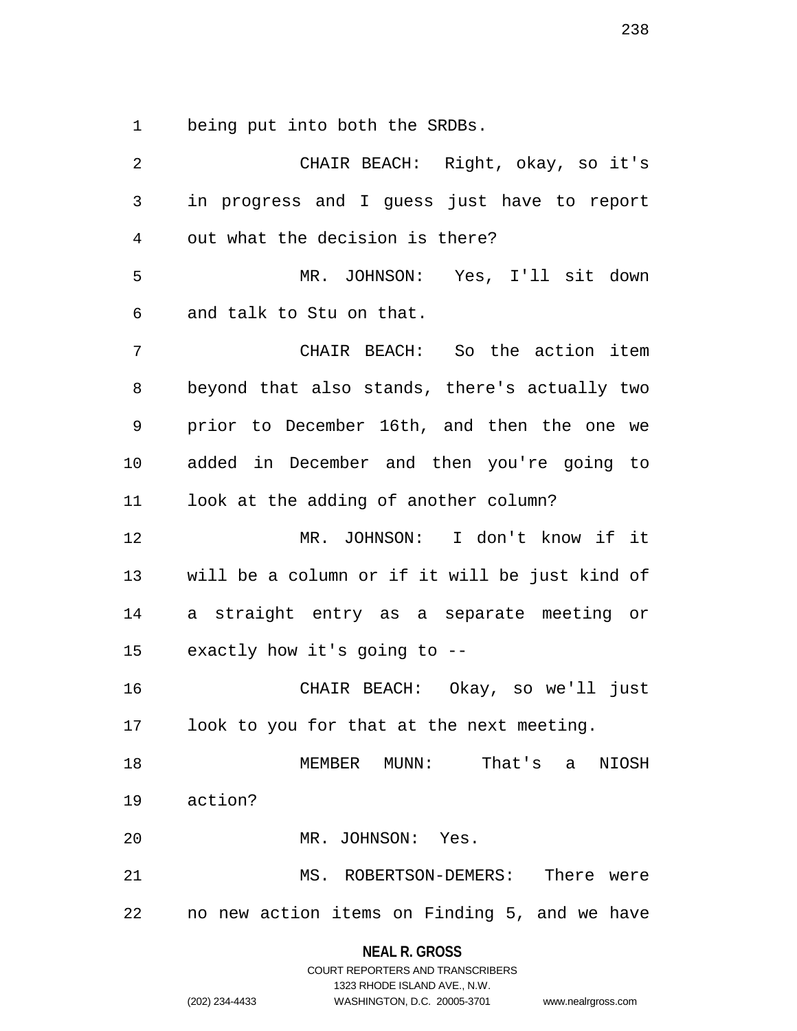being put into both the SRDBs.

CHAIR BEACH: Right, okay, so it's in progress and I guess just have to report out what the decision is there?

MR. JOHNSON: Yes, I'll sit down and talk to Stu on that.

CHAIR BEACH: So the action item beyond that also stands, there's actually two prior to December 16th, and then the one we added in December and then you're going to look at the adding of another column?

MR. JOHNSON: I don't know if it will be a column or if it will be just kind of a straight entry as a separate meeting or exactly how it's going to --

CHAIR BEACH: Okay, so we'll just look to you for that at the next meeting.

MEMBER MUNN: That's a NIOSH action?

MR. JOHNSON: Yes.

MS. ROBERTSON-DEMERS: There were no new action items on Finding 5, and we have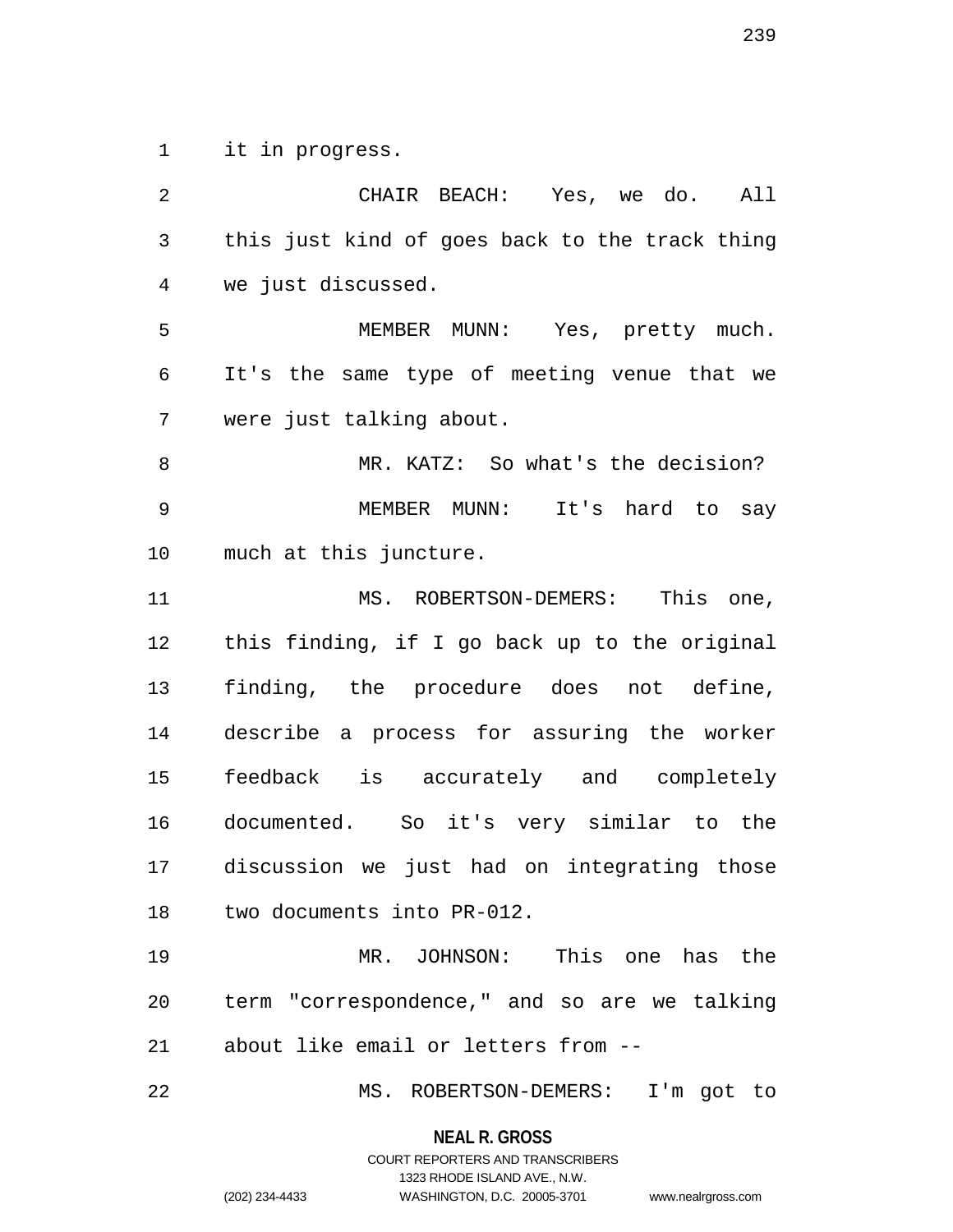it in progress.

CHAIR BEACH: Yes, we do. All this just kind of goes back to the track thing we just discussed.

MEMBER MUNN: Yes, pretty much. It's the same type of meeting venue that we were just talking about.

MR. KATZ: So what's the decision?

MEMBER MUNN: It's hard to say much at this juncture.

MS. ROBERTSON-DEMERS: This one, this finding, if I go back up to the original finding, the procedure does not define, describe a process for assuring the worker feedback is accurately and completely documented. So it's very similar to the discussion we just had on integrating those two documents into PR-012.

MR. JOHNSON: This one has the term "correspondence," and so are we talking about like email or letters from --

MS. ROBERTSON-DEMERS: I'm got to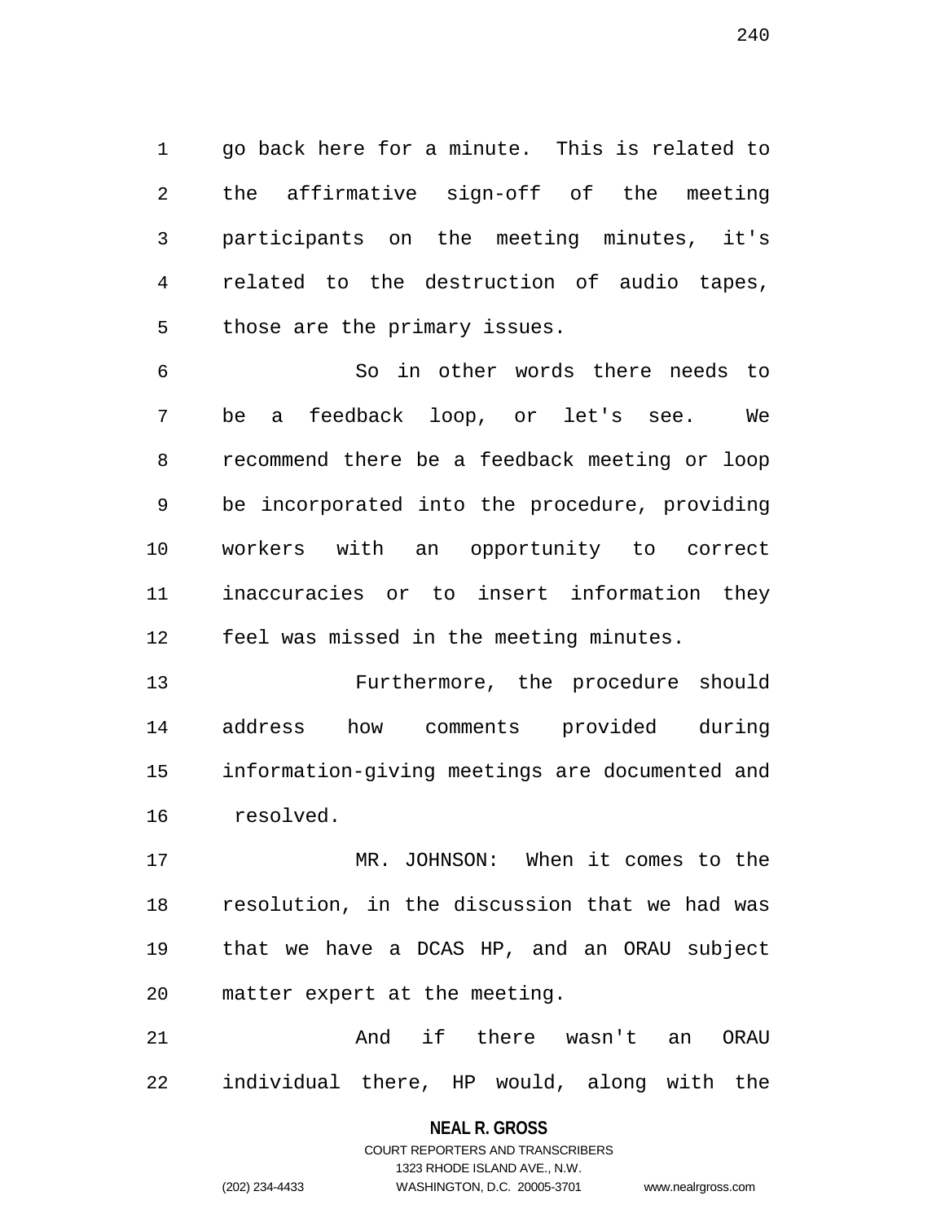go back here for a minute. This is related to the affirmative sign-off of the meeting participants on the meeting minutes, it's related to the destruction of audio tapes, those are the primary issues.

So in other words there needs to be a feedback loop, or let's see. We recommend there be a feedback meeting or loop be incorporated into the procedure, providing workers with an opportunity to correct inaccuracies or to insert information they feel was missed in the meeting minutes.

Furthermore, the procedure should address how comments provided during information-giving meetings are documented and resolved.

MR. JOHNSON: When it comes to the resolution, in the discussion that we had was that we have a DCAS HP, and an ORAU subject matter expert at the meeting.

And if there wasn't an ORAU individual there, HP would, along with the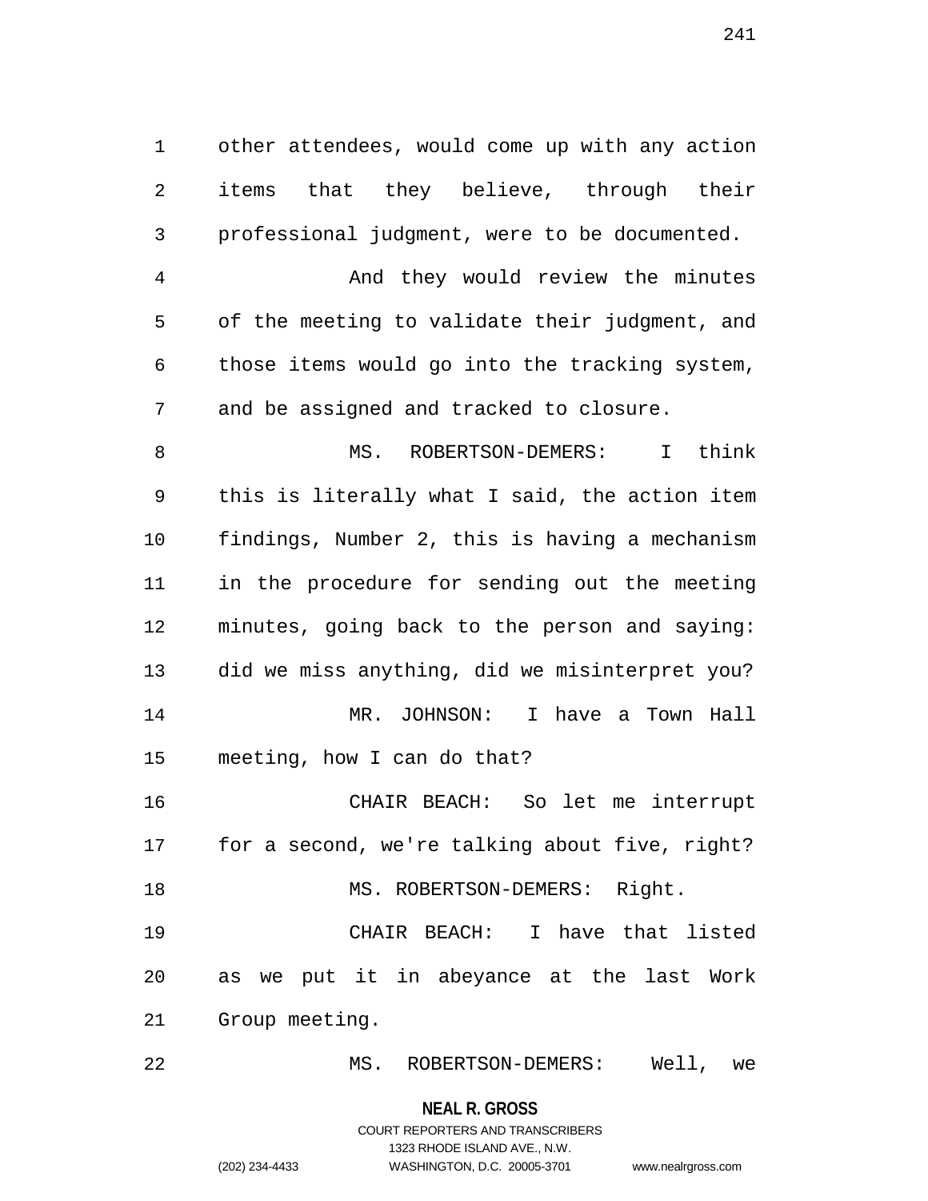other attendees, would come up with any action items that they believe, through their professional judgment, were to be documented.

And they would review the minutes of the meeting to validate their judgment, and those items would go into the tracking system, and be assigned and tracked to closure.

MS. ROBERTSON-DEMERS: I think this is literally what I said, the action item findings, Number 2, this is having a mechanism in the procedure for sending out the meeting minutes, going back to the person and saying: did we miss anything, did we misinterpret you?

MR. JOHNSON: I have a Town Hall meeting, how I can do that?

CHAIR BEACH: So let me interrupt for a second, we're talking about five, right?

MS. ROBERTSON-DEMERS: Right.

CHAIR BEACH: I have that listed as we put it in abeyance at the last Work Group meeting.

MS. ROBERTSON-DEMERS: Well, we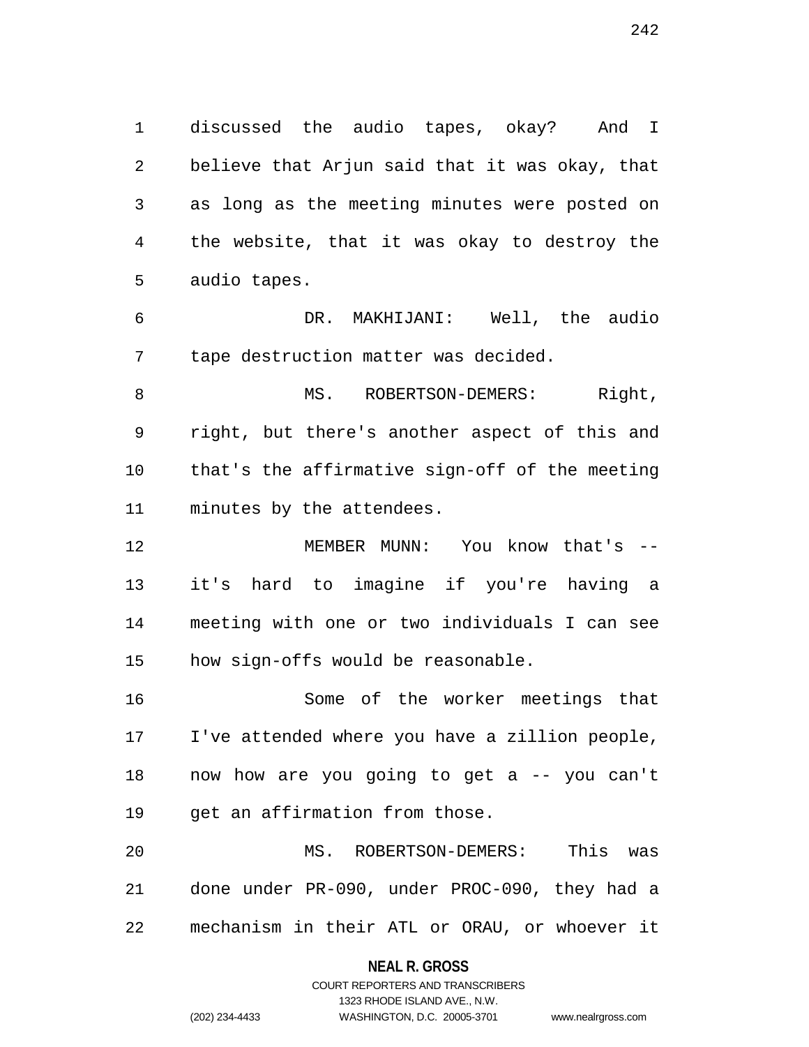discussed the audio tapes, okay? And I believe that Arjun said that it was okay, that as long as the meeting minutes were posted on the website, that it was okay to destroy the audio tapes.

DR. MAKHIJANI: Well, the audio tape destruction matter was decided.

MS. ROBERTSON-DEMERS: Right, right, but there's another aspect of this and that's the affirmative sign-off of the meeting minutes by the attendees.

MEMBER MUNN: You know that's -- it's hard to imagine if you're having a meeting with one or two individuals I can see how sign-offs would be reasonable.

Some of the worker meetings that I've attended where you have a zillion people, now how are you going to get a -- you can't get an affirmation from those.

MS. ROBERTSON-DEMERS: This was done under PR-090, under PROC-090, they had a mechanism in their ATL or ORAU, or whoever it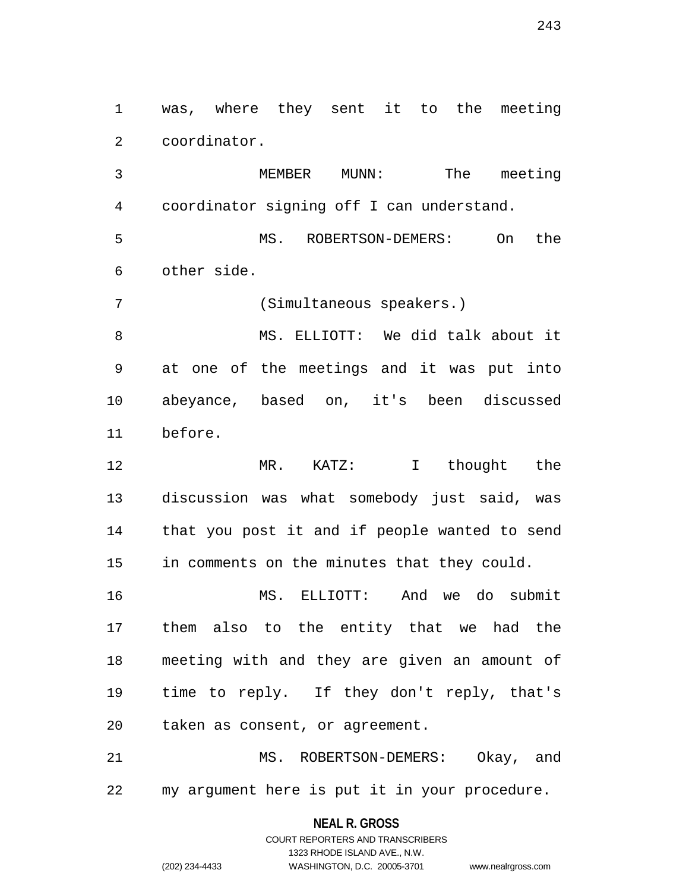was, where they sent it to the meeting coordinator.

MEMBER MUNN: The meeting coordinator signing off I can understand.

MS. ROBERTSON-DEMERS: On the other side.

(Simultaneous speakers.)

MS. ELLIOTT: We did talk about it at one of the meetings and it was put into abeyance, based on, it's been discussed before.

MR. KATZ: I thought the discussion was what somebody just said, was that you post it and if people wanted to send in comments on the minutes that they could.

MS. ELLIOTT: And we do submit them also to the entity that we had the meeting with and they are given an amount of time to reply. If they don't reply, that's taken as consent, or agreement.

MS. ROBERTSON-DEMERS: Okay, and my argument here is put it in your procedure.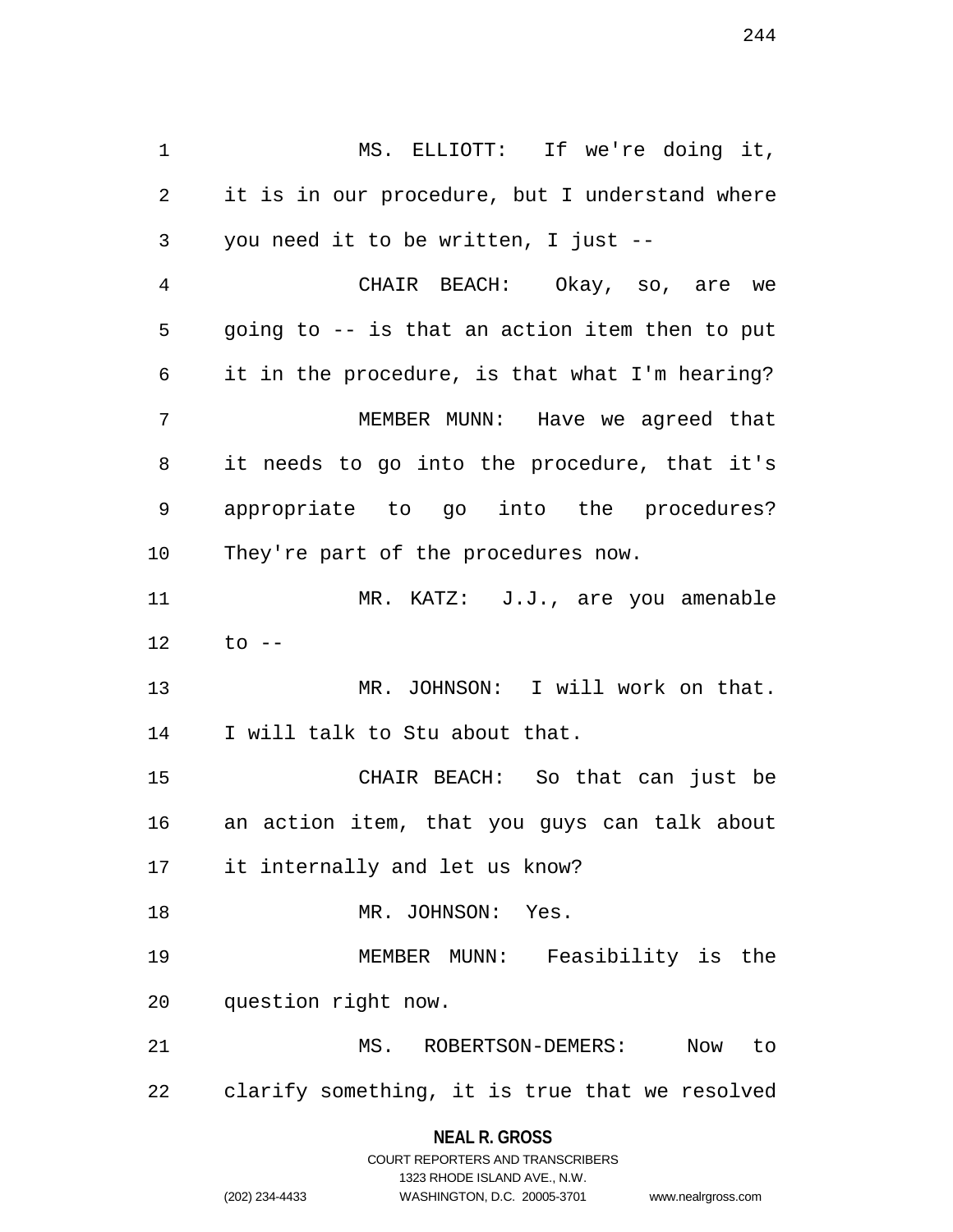MS. ELLIOTT: If we're doing it, it is in our procedure, but I understand where you need it to be written, I just --

CHAIR BEACH: Okay, so, are we going to -- is that an action item then to put it in the procedure, is that what I'm hearing?

MEMBER MUNN: Have we agreed that it needs to go into the procedure, that it's appropriate to go into the procedures? They're part of the procedures now.

MR. KATZ: J.J., are you amenable to --

MR. JOHNSON: I will work on that. I will talk to Stu about that.

CHAIR BEACH: So that can just be an action item, that you guys can talk about it internally and let us know?

MR. JOHNSON: Yes.

MEMBER MUNN: Feasibility is the question right now.

MS. ROBERTSON-DEMERS: Now to clarify something, it is true that we resolved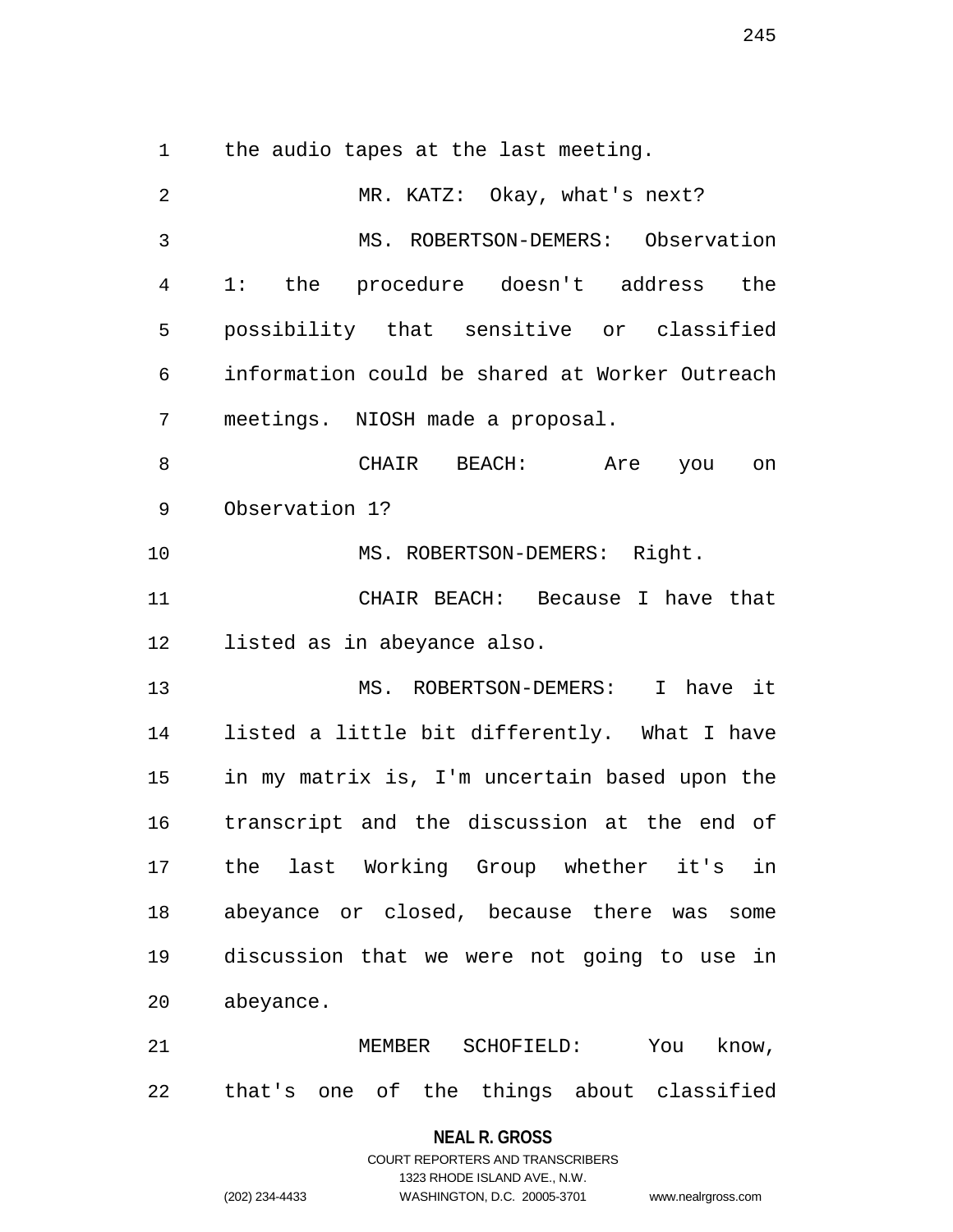the audio tapes at the last meeting.

MR. KATZ: Okay, what's next?

MS. ROBERTSON-DEMERS: Observation 1: the procedure doesn't address the possibility that sensitive or classified information could be shared at Worker Outreach meetings. NIOSH made a proposal.

CHAIR BEACH: Are you on Observation 1?

MS. ROBERTSON-DEMERS: Right.

CHAIR BEACH: Because I have that listed as in abeyance also.

MS. ROBERTSON-DEMERS: I have it listed a little bit differently. What I have in my matrix is, I'm uncertain based upon the transcript and the discussion at the end of the last Working Group whether it's in abeyance or closed, because there was some discussion that we were not going to use in abeyance.

MEMBER SCHOFIELD: You know, that's one of the things about classified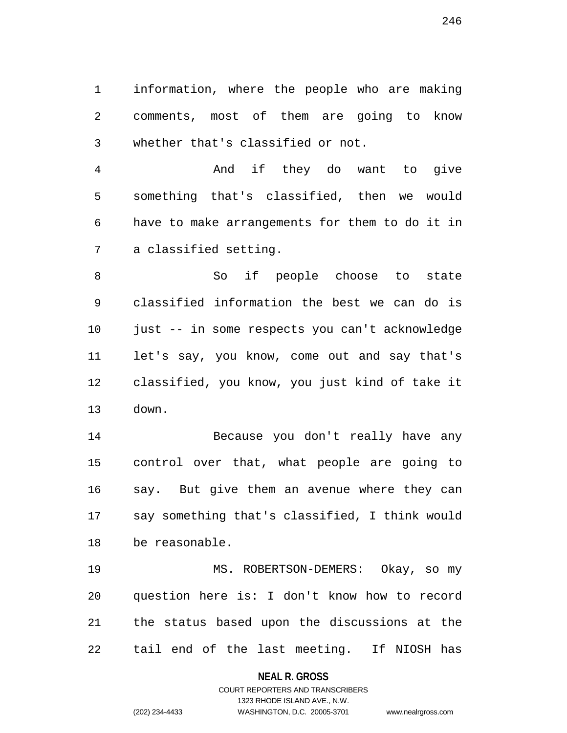information, where the people who are making comments, most of them are going to know whether that's classified or not.

And if they do want to give something that's classified, then we would have to make arrangements for them to do it in a classified setting.

So if people choose to state classified information the best we can do is just -- in some respects you can't acknowledge let's say, you know, come out and say that's classified, you know, you just kind of take it down.

Because you don't really have any control over that, what people are going to say. But give them an avenue where they can say something that's classified, I think would be reasonable.

MS. ROBERTSON-DEMERS: Okay, so my question here is: I don't know how to record the status based upon the discussions at the tail end of the last meeting. If NIOSH has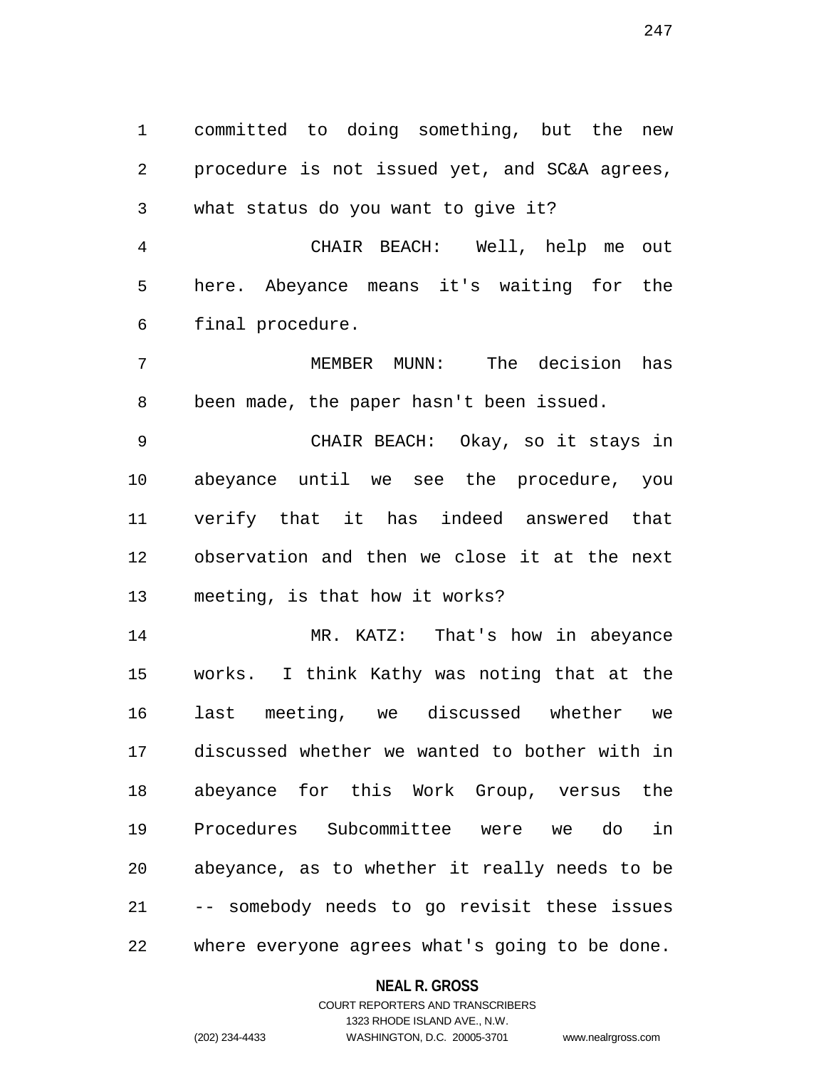committed to doing something, but the new procedure is not issued yet, and SC&A agrees, what status do you want to give it?

CHAIR BEACH: Well, help me out here. Abeyance means it's waiting for the final procedure.

MEMBER MUNN: The decision has been made, the paper hasn't been issued.

CHAIR BEACH: Okay, so it stays in abeyance until we see the procedure, you verify that it has indeed answered that observation and then we close it at the next meeting, is that how it works?

MR. KATZ: That's how in abeyance works. I think Kathy was noting that at the last meeting, we discussed whether we discussed whether we wanted to bother with in abeyance for this Work Group, versus the Procedures Subcommittee were we do in abeyance, as to whether it really needs to be -- somebody needs to go revisit these issues where everyone agrees what's going to be done.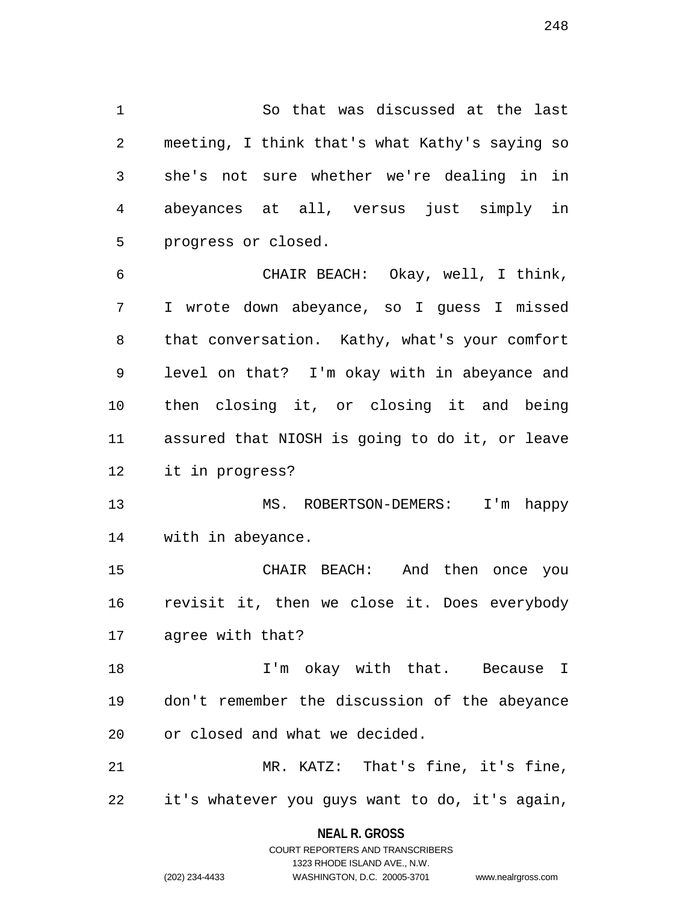So that was discussed at the last meeting, I think that's what Kathy's saying so she's not sure whether we're dealing in in abeyances at all, versus just simply in progress or closed.

CHAIR BEACH: Okay, well, I think, I wrote down abeyance, so I guess I missed that conversation. Kathy, what's your comfort level on that? I'm okay with in abeyance and then closing it, or closing it and being assured that NIOSH is going to do it, or leave it in progress?

MS. ROBERTSON-DEMERS: I'm happy with in abeyance.

CHAIR BEACH: And then once you revisit it, then we close it. Does everybody agree with that?

I'm okay with that. Because I don't remember the discussion of the abeyance or closed and what we decided.

MR. KATZ: That's fine, it's fine, it's whatever you guys want to do, it's again,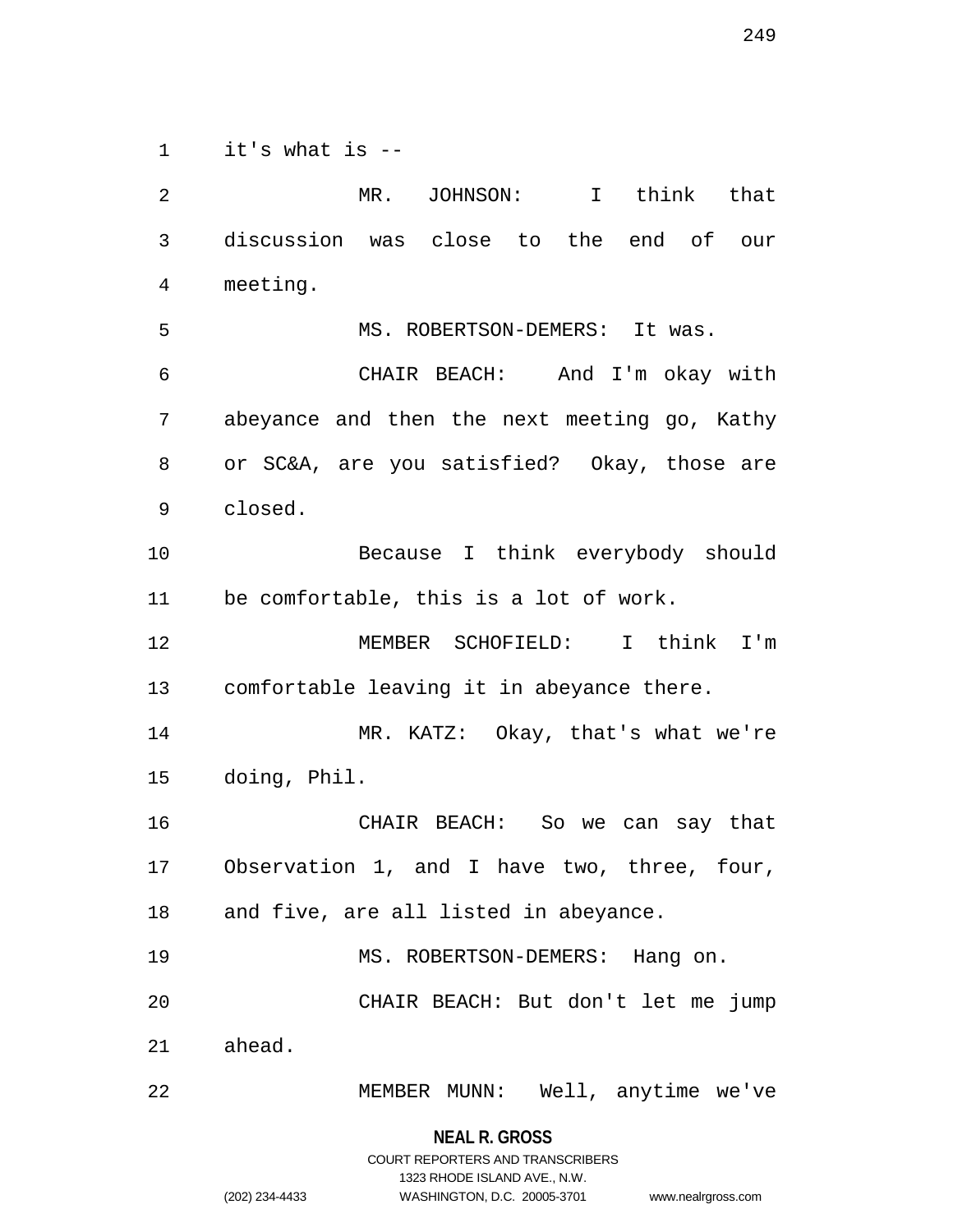it's what is --

MR. JOHNSON: I think that discussion was close to the end of our meeting.

MS. ROBERTSON-DEMERS: It was.

CHAIR BEACH: And I'm okay with abeyance and then the next meeting go, Kathy or SC&A, are you satisfied? Okay, those are closed.

Because I think everybody should be comfortable, this is a lot of work.

MEMBER SCHOFIELD: I think I'm comfortable leaving it in abeyance there.

MR. KATZ: Okay, that's what we're doing, Phil.

CHAIR BEACH: So we can say that Observation 1, and I have two, three, four, and five, are all listed in abeyance.

MS. ROBERTSON-DEMERS: Hang on.

CHAIR BEACH: But don't let me jump ahead.

MEMBER MUNN: Well, anytime we've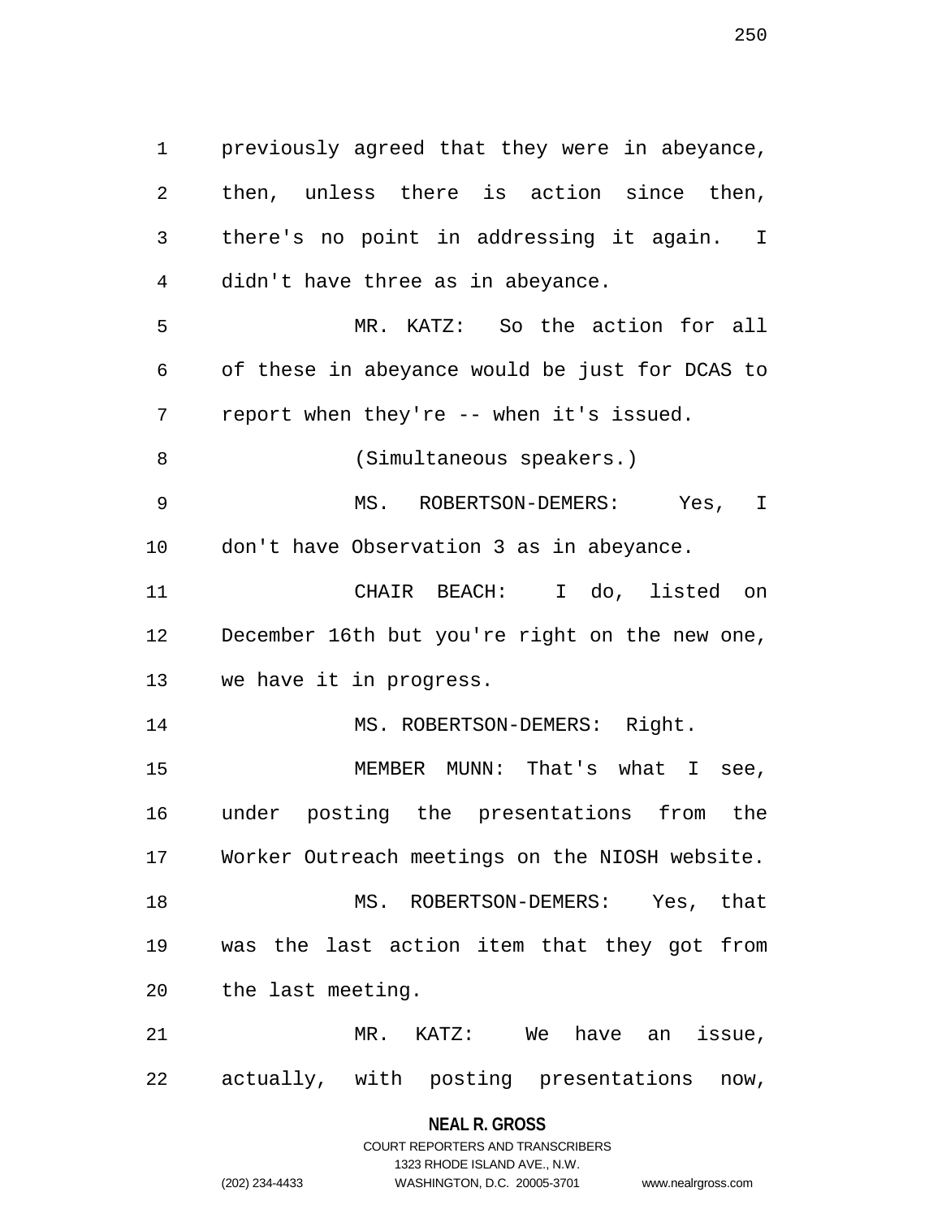previously agreed that they were in abeyance, then, unless there is action since then, there's no point in addressing it again. I didn't have three as in abeyance.

MR. KATZ: So the action for all of these in abeyance would be just for DCAS to report when they're -- when it's issued.

(Simultaneous speakers.)

MS. ROBERTSON-DEMERS: Yes, I don't have Observation 3 as in abeyance.

CHAIR BEACH: I do, listed on December 16th but you're right on the new one, we have it in progress.

MS. ROBERTSON-DEMERS: Right.

MEMBER MUNN: That's what I see, under posting the presentations from the Worker Outreach meetings on the NIOSH website.

MS. ROBERTSON-DEMERS: Yes, that was the last action item that they got from the last meeting.

MR. KATZ: We have an issue, actually, with posting presentations now,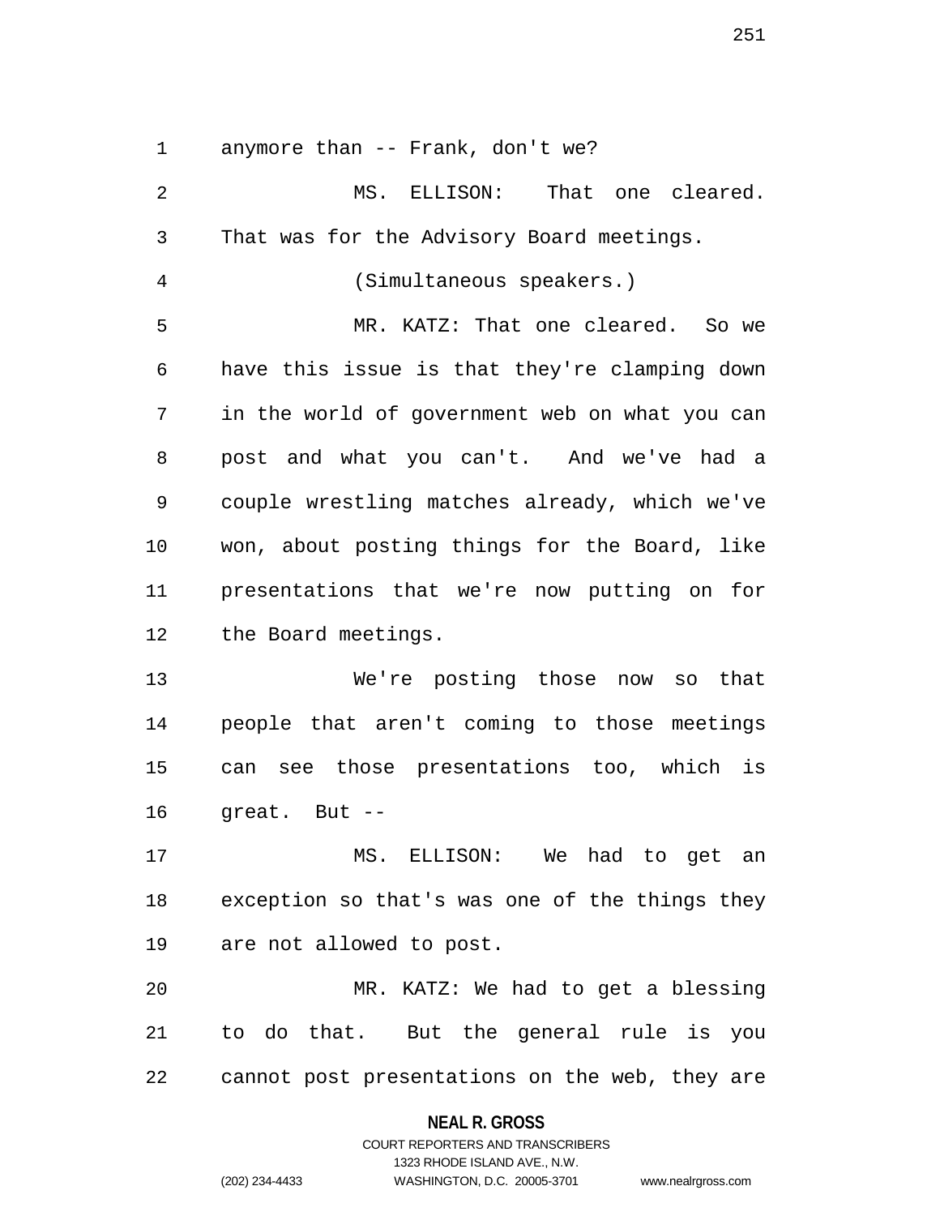anymore than -- Frank, don't we?

MS. ELLISON: That one cleared. That was for the Advisory Board meetings.

(Simultaneous speakers.)

MR. KATZ: That one cleared. So we have this issue is that they're clamping down in the world of government web on what you can post and what you can't. And we've had a couple wrestling matches already, which we've won, about posting things for the Board, like presentations that we're now putting on for the Board meetings.

We're posting those now so that people that aren't coming to those meetings can see those presentations too, which is great. But --

MS. ELLISON: We had to get an exception so that's was one of the things they are not allowed to post.

MR. KATZ: We had to get a blessing to do that. But the general rule is you cannot post presentations on the web, they are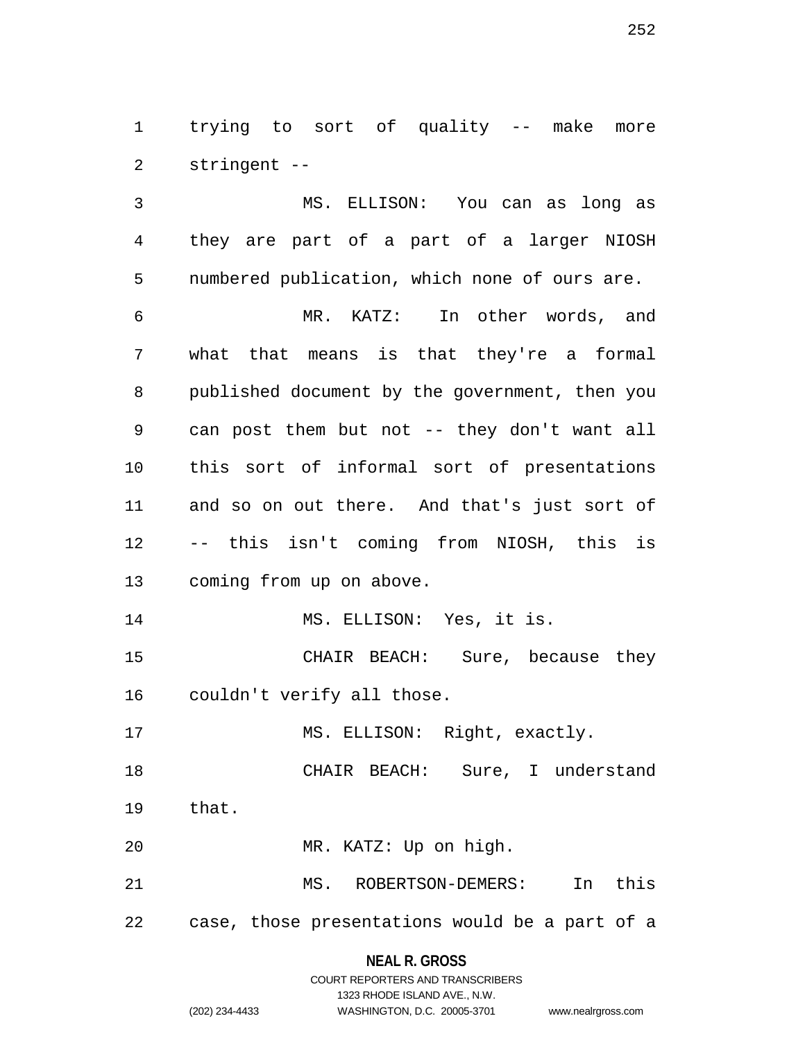trying to sort of quality -- make more stringent --

MS. ELLISON: You can as long as they are part of a part of a larger NIOSH numbered publication, which none of ours are.

MR. KATZ: In other words, and what that means is that they're a formal published document by the government, then you can post them but not -- they don't want all this sort of informal sort of presentations and so on out there. And that's just sort of -- this isn't coming from NIOSH, this is coming from up on above.

MS. ELLISON: Yes, it is.

CHAIR BEACH: Sure, because they couldn't verify all those.

MS. ELLISON: Right, exactly.

CHAIR BEACH: Sure, I understand that.

MR. KATZ: Up on high.

MS. ROBERTSON-DEMERS: In this case, those presentations would be a part of a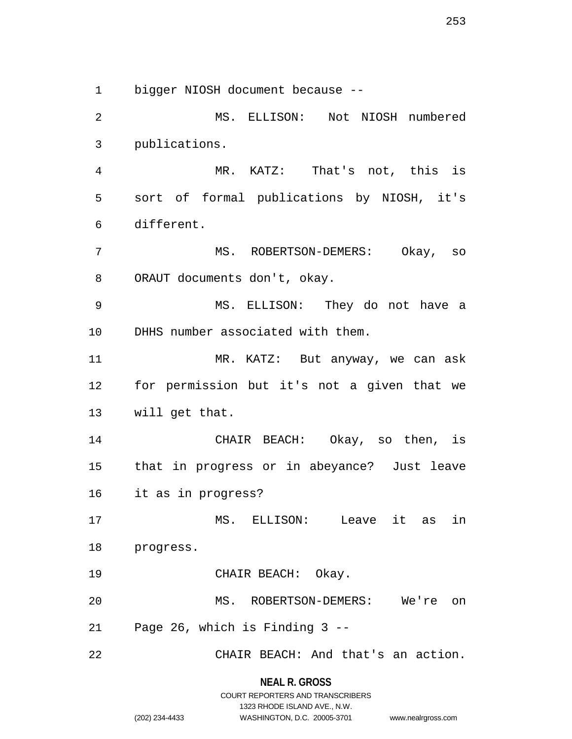bigger NIOSH document because --

MS. ELLISON: Not NIOSH numbered publications.

MR. KATZ: That's not, this is sort of formal publications by NIOSH, it's different.

MS. ROBERTSON-DEMERS: Okay, so ORAUT documents don't, okay.

MS. ELLISON: They do not have a DHHS number associated with them.

MR. KATZ: But anyway, we can ask for permission but it's not a given that we will get that.

CHAIR BEACH: Okay, so then, is that in progress or in abeyance? Just leave it as in progress?

MS. ELLISON: Leave it as in progress.

CHAIR BEACH: Okay.

MS. ROBERTSON-DEMERS: We're on Page 26, which is Finding 3 --

CHAIR BEACH: And that's an action.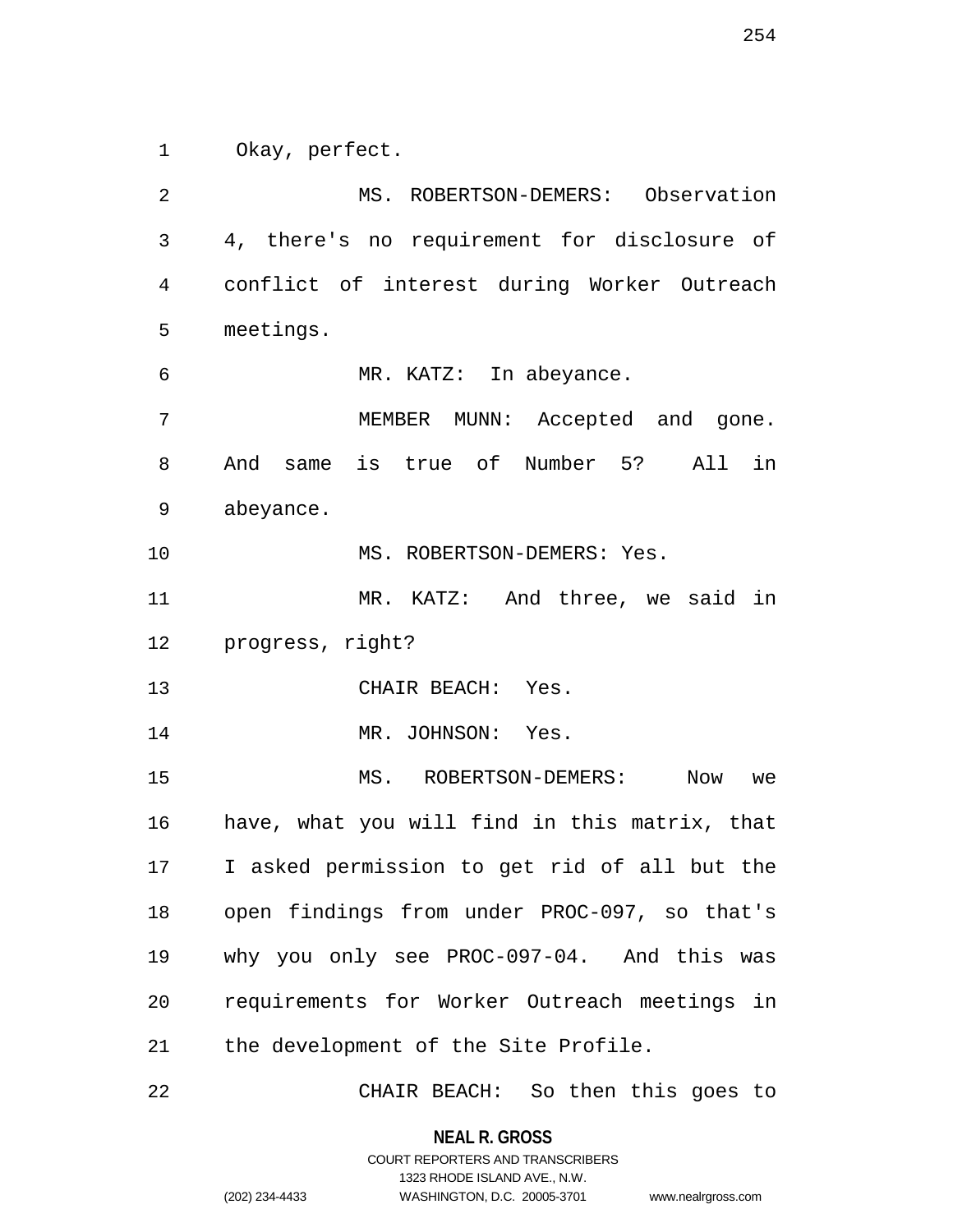Okay, perfect.

MS. ROBERTSON-DEMERS: Observation 4, there's no requirement for disclosure of conflict of interest during Worker Outreach meetings.

MR. KATZ: In abeyance.

MEMBER MUNN: Accepted and gone. And same is true of Number 5? All in abeyance.

MS. ROBERTSON-DEMERS: Yes.

MR. KATZ: And three, we said in progress, right?

CHAIR BEACH: Yes.

MR. JOHNSON: Yes.

MS. ROBERTSON-DEMERS: Now we have, what you will find in this matrix, that I asked permission to get rid of all but the open findings from under PROC-097, so that's why you only see PROC-097-04. And this was requirements for Worker Outreach meetings in the development of the Site Profile.

CHAIR BEACH: So then this goes to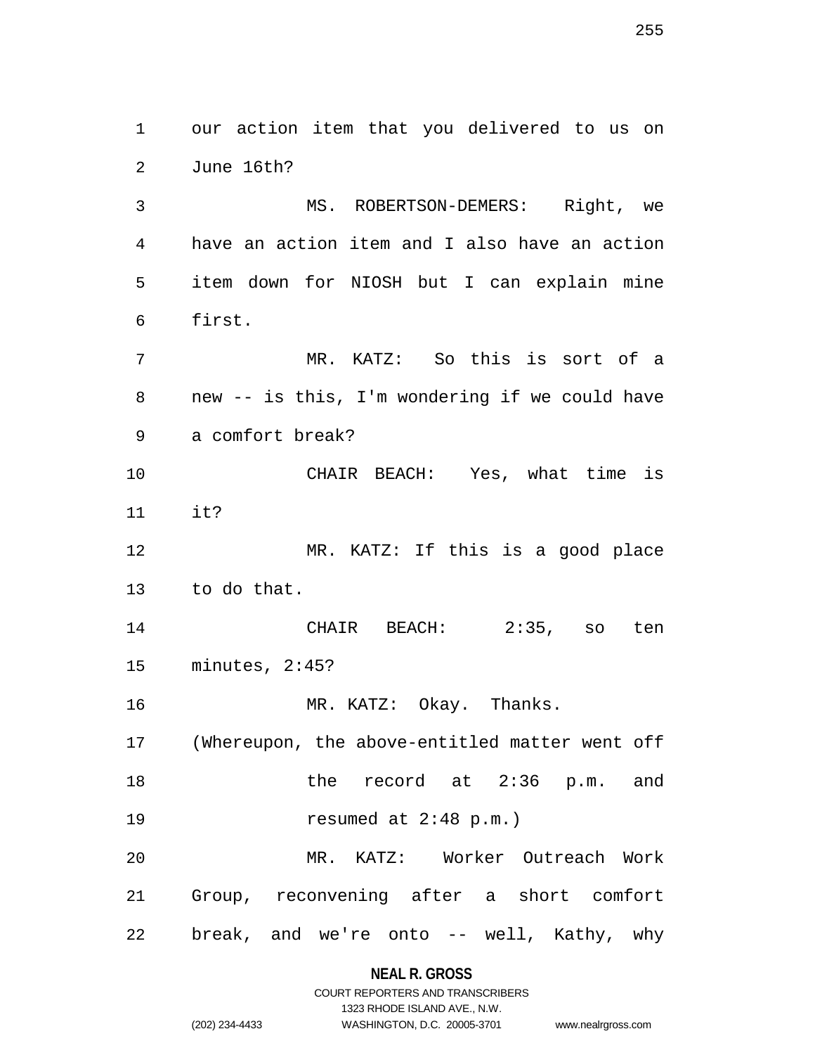our action item that you delivered to us on June 16th?

MS. ROBERTSON-DEMERS: Right, we have an action item and I also have an action item down for NIOSH but I can explain mine first.

MR. KATZ: So this is sort of a new -- is this, I'm wondering if we could have a comfort break?

CHAIR BEACH: Yes, what time is it?

MR. KATZ: If this is a good place to do that.

CHAIR BEACH: 2:35, so ten minutes, 2:45?

MR. KATZ: Okay. Thanks.

(Whereupon, the above-entitled matter went off the record at 2:36 p.m. and resumed at 2:48 p.m.)

MR. KATZ: Worker Outreach Work Group, reconvening after a short comfort break, and we're onto -- well, Kathy, why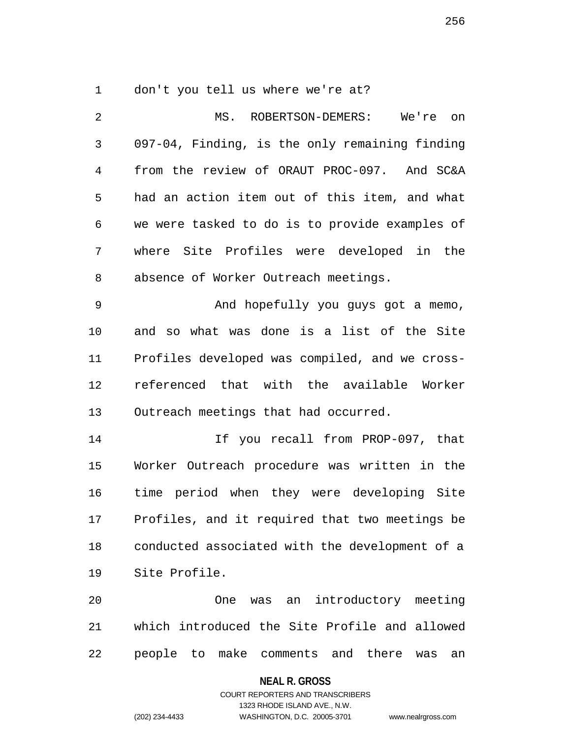don't you tell us where we're at?

MS. ROBERTSON-DEMERS: We're on 097-04, Finding, is the only remaining finding from the review of ORAUT PROC-097. And SC&A had an action item out of this item, and what we were tasked to do is to provide examples of where Site Profiles were developed in the absence of Worker Outreach meetings.

And hopefully you guys got a memo, and so what was done is a list of the Site Profiles developed was compiled, and we cross-referenced that with the available Worker Outreach meetings that had occurred.

If you recall from PROP-097, that Worker Outreach procedure was written in the time period when they were developing Site Profiles, and it required that two meetings be conducted associated with the development of a Site Profile.

One was an introductory meeting which introduced the Site Profile and allowed people to make comments and there was an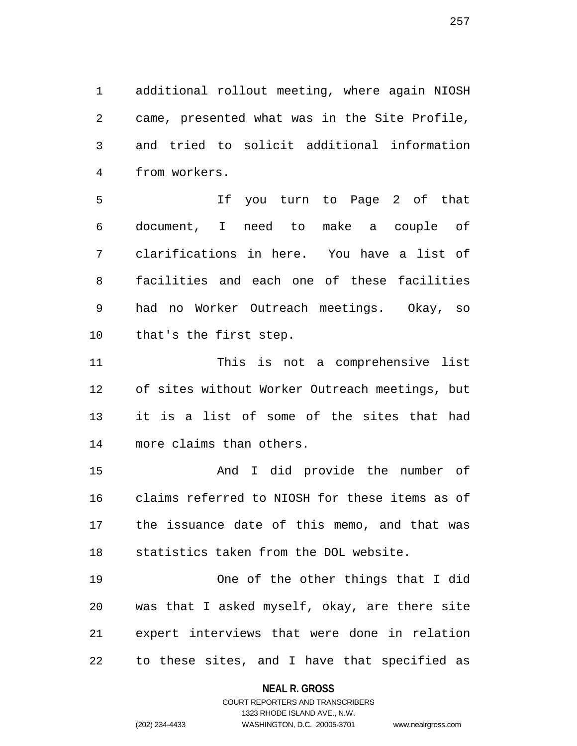additional rollout meeting, where again NIOSH came, presented what was in the Site Profile, and tried to solicit additional information from workers.

If you turn to Page 2 of that document, I need to make a couple of clarifications in here. You have a list of facilities and each one of these facilities had no Worker Outreach meetings. Okay, so that's the first step.

This is not a comprehensive list of sites without Worker Outreach meetings, but it is a list of some of the sites that had more claims than others.

And I did provide the number of claims referred to NIOSH for these items as of the issuance date of this memo, and that was statistics taken from the DOL website.

One of the other things that I did was that I asked myself, okay, are there site expert interviews that were done in relation to these sites, and I have that specified as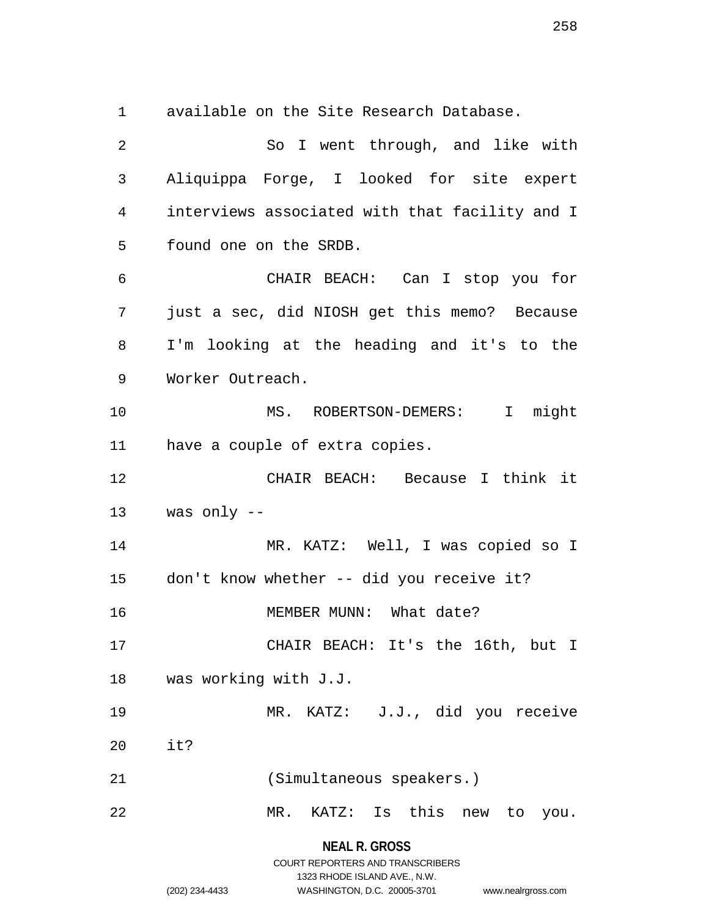available on the Site Research Database.

So I went through, and like with Aliquippa Forge, I looked for site expert interviews associated with that facility and I found one on the SRDB.

CHAIR BEACH: Can I stop you for just a sec, did NIOSH get this memo? Because I'm looking at the heading and it's to the Worker Outreach.

MS. ROBERTSON-DEMERS: I might have a couple of extra copies.

CHAIR BEACH: Because I think it was only --

MR. KATZ: Well, I was copied so I don't know whether -- did you receive it?

MEMBER MUNN: What date?

CHAIR BEACH: It's the 16th, but I was working with J.J.

MR. KATZ: J.J., did you receive it?

(Simultaneous speakers.)

MR. KATZ: Is this new to you.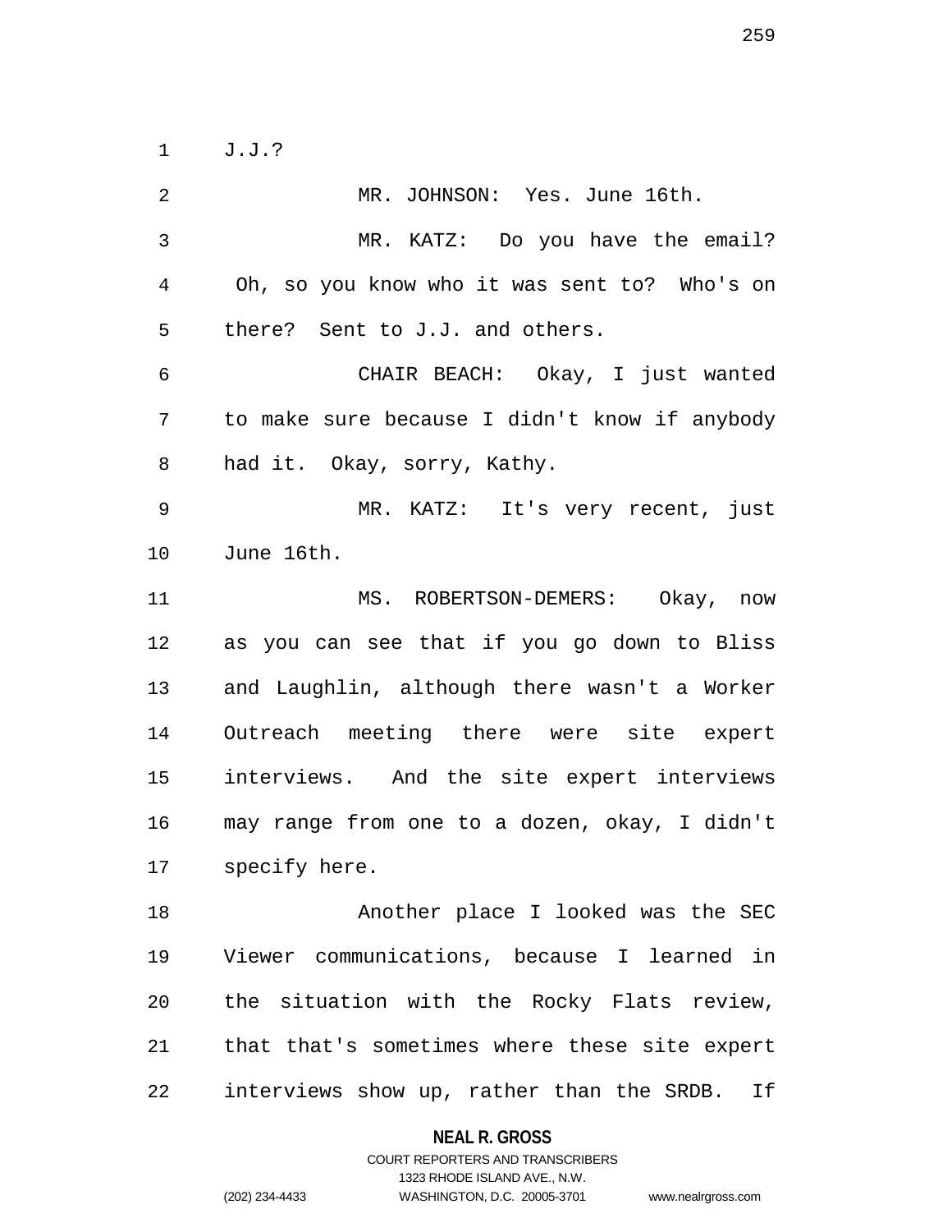J.J.?

MR. JOHNSON: Yes. June 16th.

MR. KATZ: Do you have the email? Oh, so you know who it was sent to? Who's on there? Sent to J.J. and others.

CHAIR BEACH: Okay, I just wanted to make sure because I didn't know if anybody had it. Okay, sorry, Kathy.

MR. KATZ: It's very recent, just June 16th.

MS. ROBERTSON-DEMERS: Okay, now as you can see that if you go down to Bliss and Laughlin, although there wasn't a Worker Outreach meeting there were site expert interviews. And the site expert interviews may range from one to a dozen, okay, I didn't specify here.

Another place I looked was the SEC Viewer communications, because I learned in the situation with the Rocky Flats review, that that's sometimes where these site expert interviews show up, rather than the SRDB. If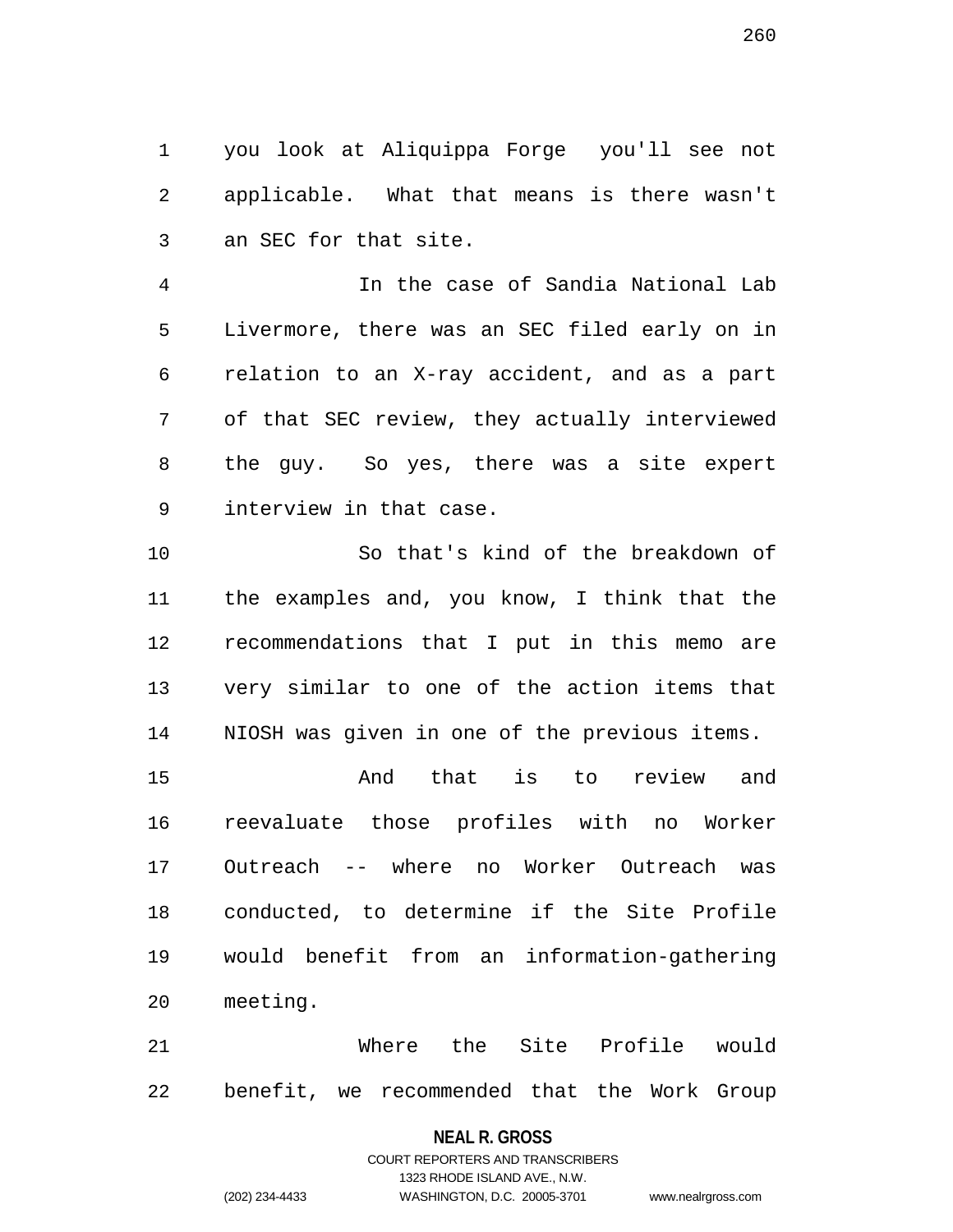you look at Aliquippa Forge you'll see not applicable. What that means is there wasn't an SEC for that site.

In the case of Sandia National Lab Livermore, there was an SEC filed early on in relation to an X-ray accident, and as a part of that SEC review, they actually interviewed the guy. So yes, there was a site expert interview in that case.

So that's kind of the breakdown of the examples and, you know, I think that the recommendations that I put in this memo are very similar to one of the action items that NIOSH was given in one of the previous items.

And that is to review and reevaluate those profiles with no Worker Outreach -- where no Worker Outreach was conducted, to determine if the Site Profile would benefit from an information-gathering meeting.

Where the Site Profile would benefit, we recommended that the Work Group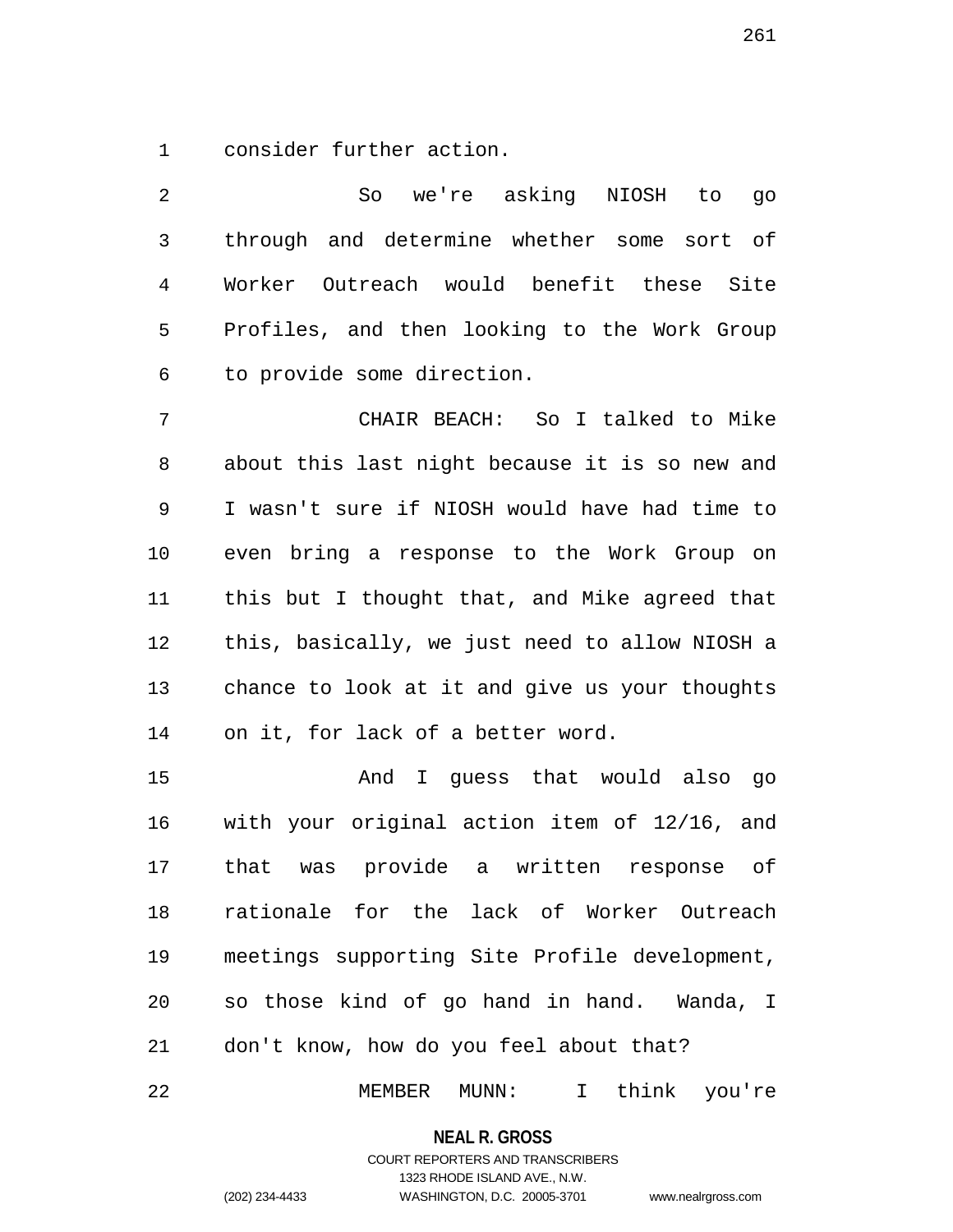consider further action.

So we're asking NIOSH to go through and determine whether some sort of Worker Outreach would benefit these Site Profiles, and then looking to the Work Group to provide some direction.

CHAIR BEACH: So I talked to Mike about this last night because it is so new and I wasn't sure if NIOSH would have had time to even bring a response to the Work Group on this but I thought that, and Mike agreed that this, basically, we just need to allow NIOSH a chance to look at it and give us your thoughts on it, for lack of a better word.

And I guess that would also go with your original action item of 12/16, and that was provide a written response of rationale for the lack of Worker Outreach meetings supporting Site Profile development, so those kind of go hand in hand. Wanda, I don't know, how do you feel about that?

MEMBER MUNN: I think you're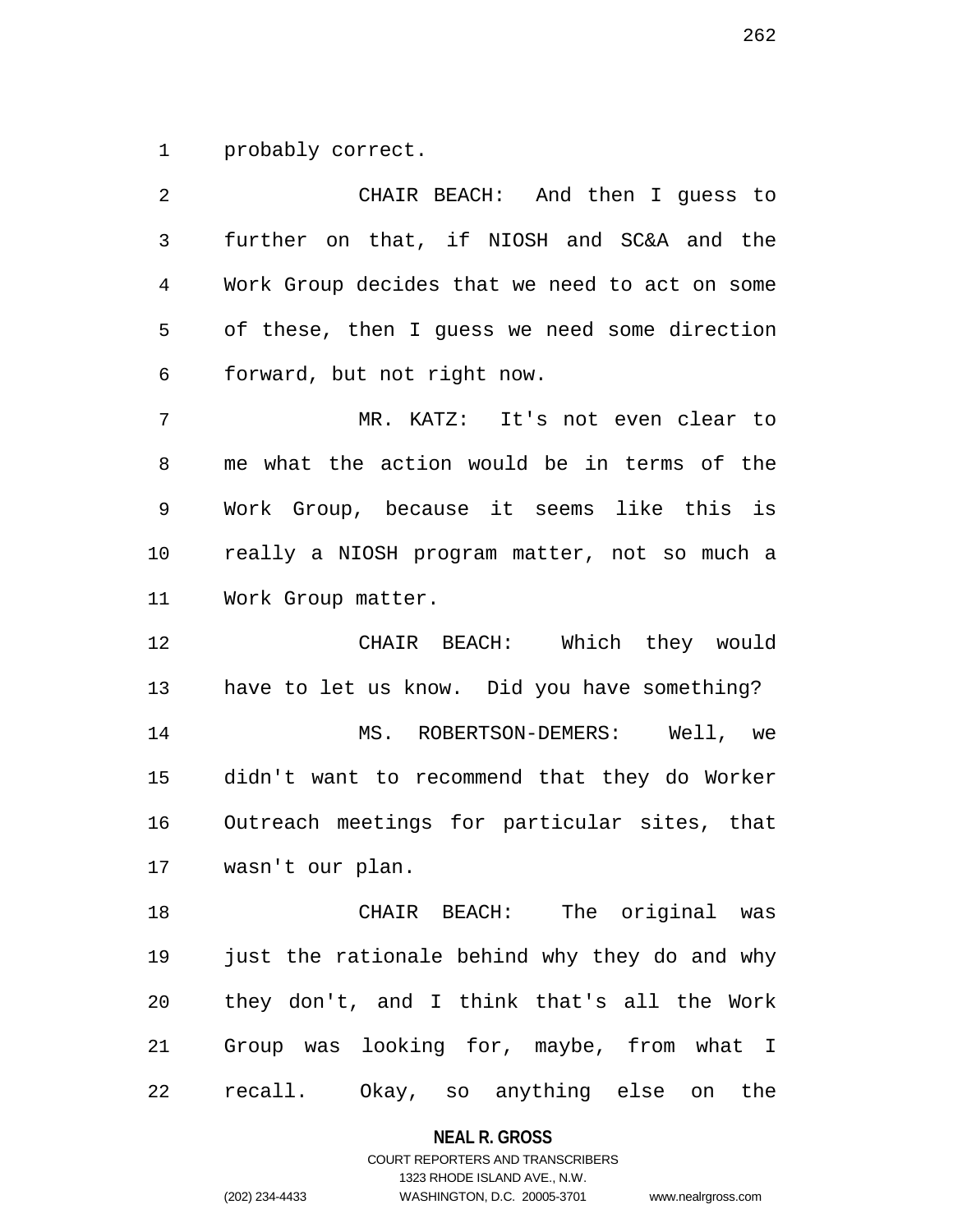probably correct.

CHAIR BEACH: And then I guess to further on that, if NIOSH and SC&A and the Work Group decides that we need to act on some of these, then I guess we need some direction forward, but not right now.

MR. KATZ: It's not even clear to me what the action would be in terms of the Work Group, because it seems like this is really a NIOSH program matter, not so much a Work Group matter.

CHAIR BEACH: Which they would have to let us know. Did you have something?

MS. ROBERTSON-DEMERS: Well, we didn't want to recommend that they do Worker Outreach meetings for particular sites, that wasn't our plan.

CHAIR BEACH: The original was just the rationale behind why they do and why they don't, and I think that's all the Work Group was looking for, maybe, from what I recall. Okay, so anything else on the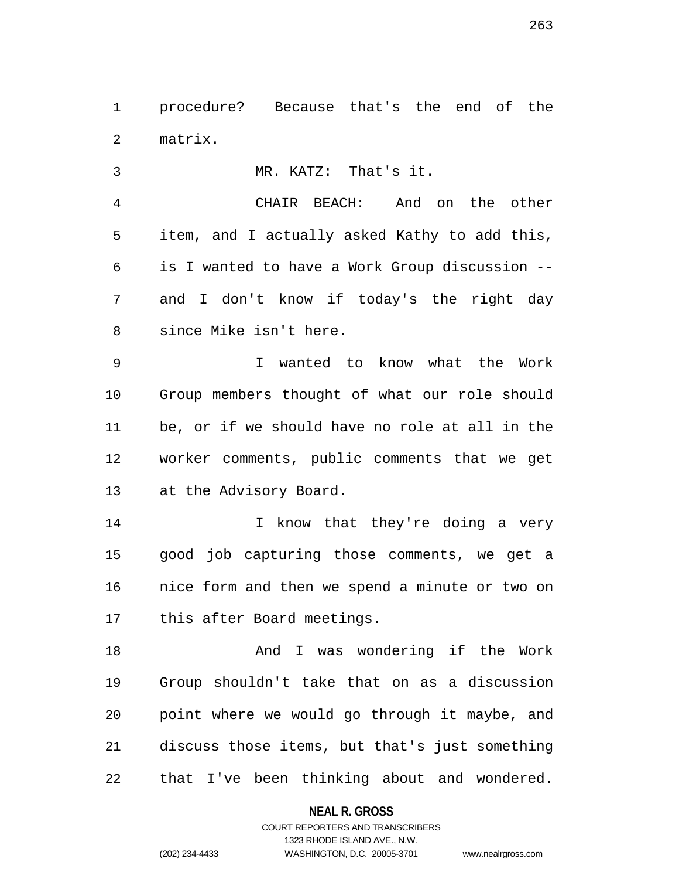procedure? Because that's the end of the matrix.

MR. KATZ: That's it.

CHAIR BEACH: And on the other item, and I actually asked Kathy to add this, is I wanted to have a Work Group discussion -- and I don't know if today's the right day since Mike isn't here.

I wanted to know what the Work Group members thought of what our role should be, or if we should have no role at all in the worker comments, public comments that we get at the Advisory Board.

I know that they're doing a very good job capturing those comments, we get a nice form and then we spend a minute or two on this after Board meetings.

And I was wondering if the Work Group shouldn't take that on as a discussion point where we would go through it maybe, and discuss those items, but that's just something that I've been thinking about and wondered.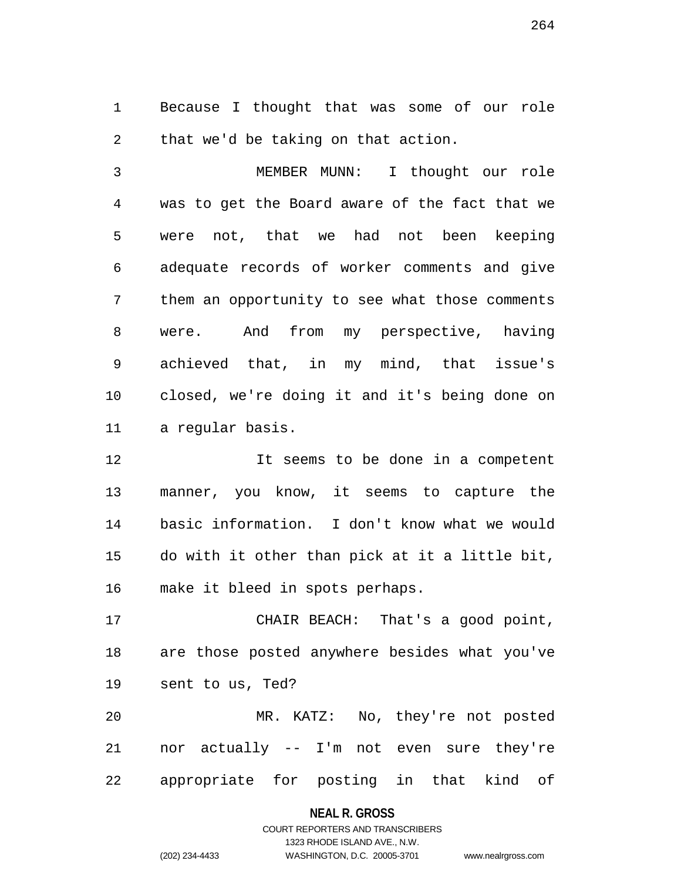Because I thought that was some of our role that we'd be taking on that action.

MEMBER MUNN: I thought our role was to get the Board aware of the fact that we were not, that we had not been keeping adequate records of worker comments and give them an opportunity to see what those comments were. And from my perspective, having achieved that, in my mind, that issue's closed, we're doing it and it's being done on a regular basis.

It seems to be done in a competent manner, you know, it seems to capture the basic information. I don't know what we would do with it other than pick at it a little bit, make it bleed in spots perhaps.

CHAIR BEACH: That's a good point, are those posted anywhere besides what you've sent to us, Ted?

MR. KATZ: No, they're not posted nor actually -- I'm not even sure they're appropriate for posting in that kind of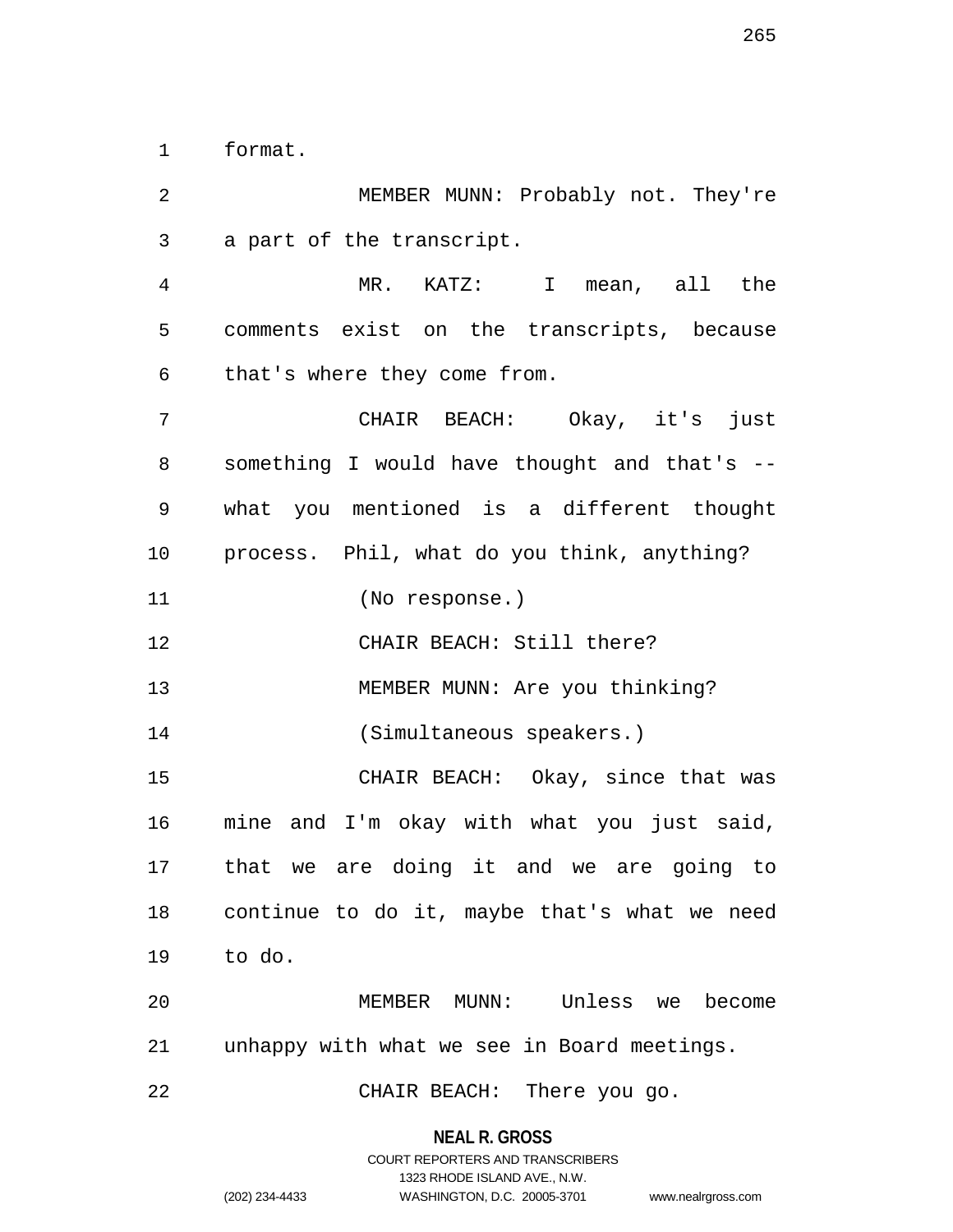format.

MEMBER MUNN: Probably not. They're a part of the transcript.

MR. KATZ: I mean, all the comments exist on the transcripts, because that's where they come from.

CHAIR BEACH: Okay, it's just something I would have thought and that's -- what you mentioned is a different thought process. Phil, what do you think, anything?

(No response.)

CHAIR BEACH: Still there?

MEMBER MUNN: Are you thinking?

(Simultaneous speakers.)

CHAIR BEACH: Okay, since that was mine and I'm okay with what you just said, that we are doing it and we are going to continue to do it, maybe that's what we need to do.

MEMBER MUNN: Unless we become unhappy with what we see in Board meetings.

CHAIR BEACH: There you go.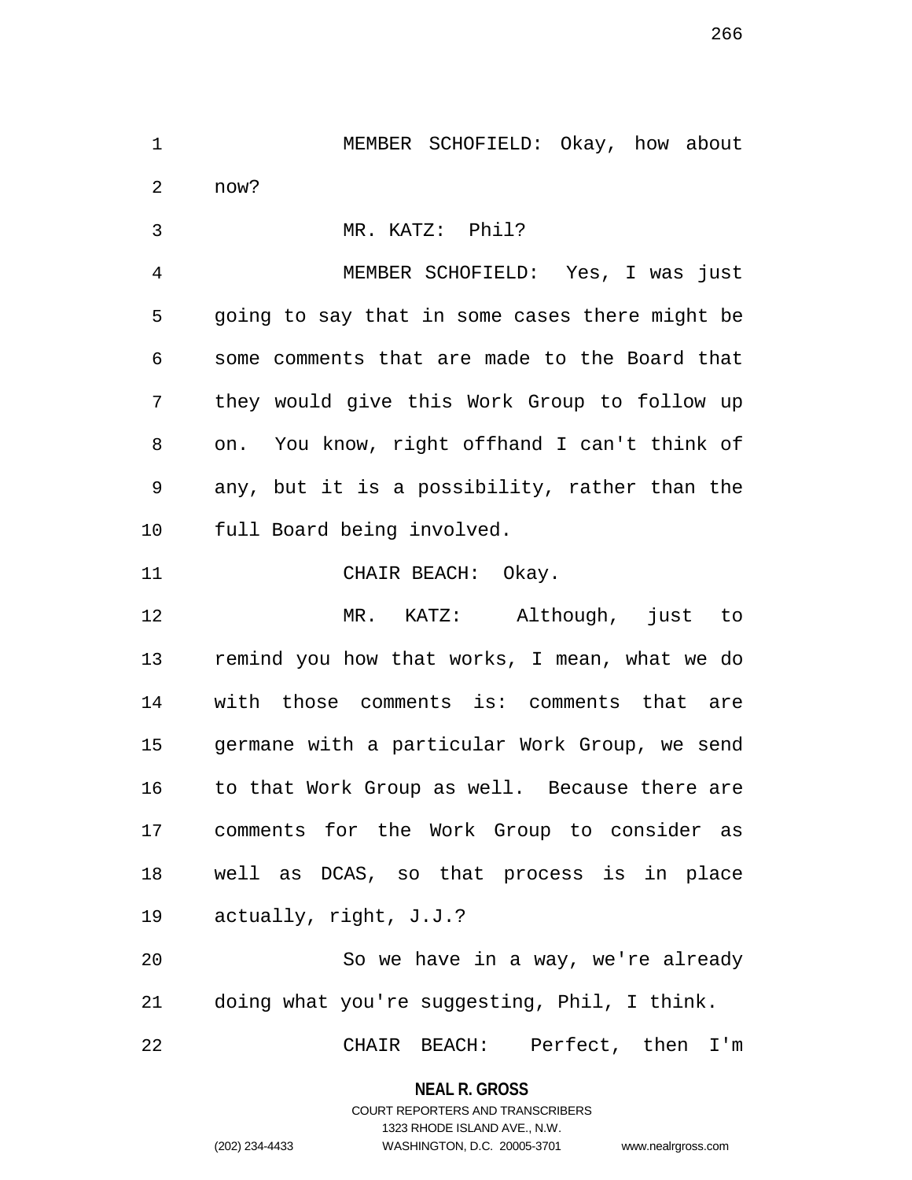MEMBER SCHOFIELD: Okay, how about now?

MR. KATZ: Phil?

MEMBER SCHOFIELD: Yes, I was just going to say that in some cases there might be some comments that are made to the Board that they would give this Work Group to follow up on. You know, right offhand I can't think of any, but it is a possibility, rather than the full Board being involved.

CHAIR BEACH: Okay.

MR. KATZ: Although, just to remind you how that works, I mean, what we do with those comments is: comments that are germane with a particular Work Group, we send to that Work Group as well. Because there are comments for the Work Group to consider as well as DCAS, so that process is in place actually, right, J.J.?

So we have in a way, we're already doing what you're suggesting, Phil, I think.

CHAIR BEACH: Perfect, then I'm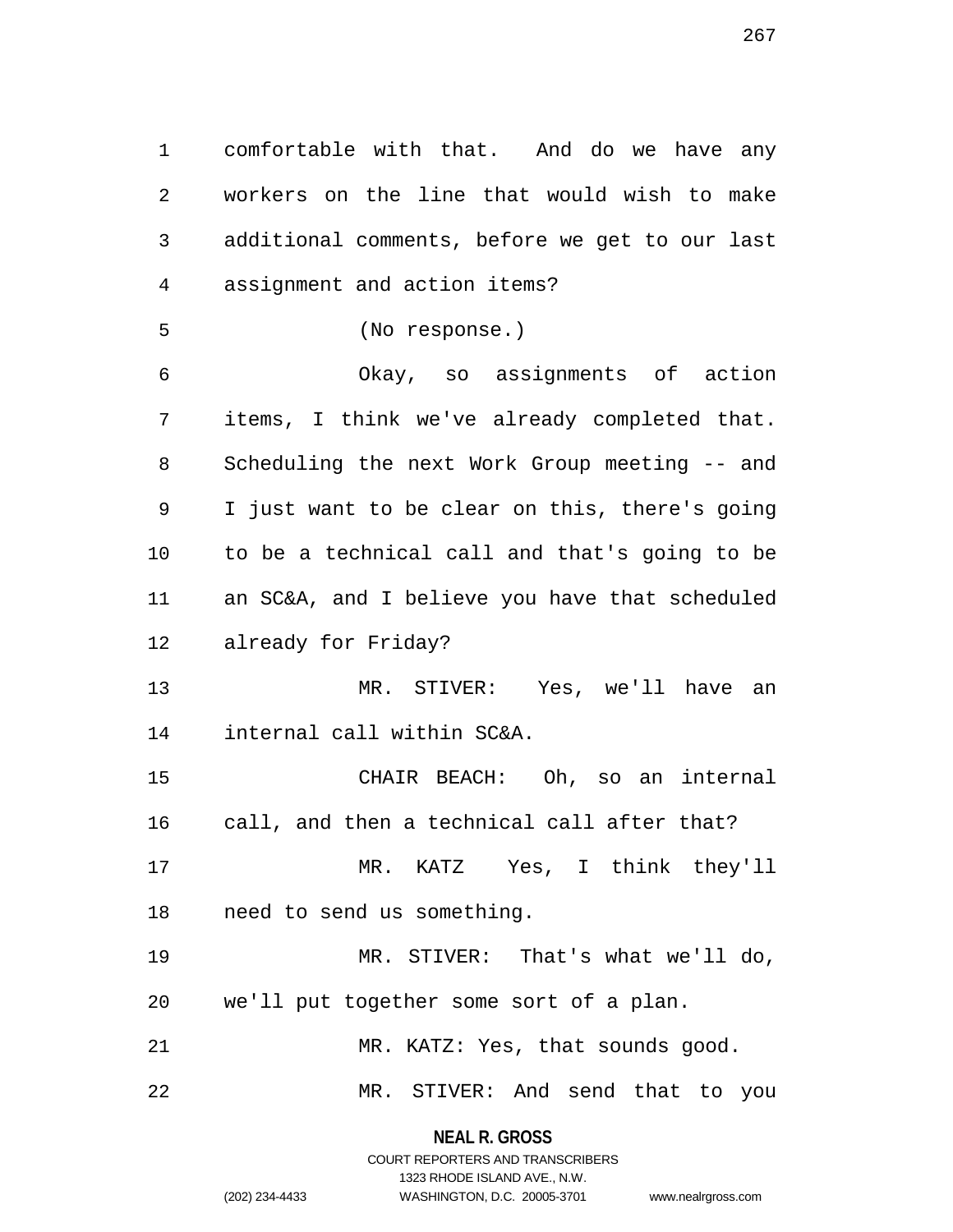comfortable with that. And do we have any workers on the line that would wish to make additional comments, before we get to our last assignment and action items?

(No response.)

Okay, so assignments of action items, I think we've already completed that. Scheduling the next Work Group meeting -- and I just want to be clear on this, there's going to be a technical call and that's going to be an SC&A, and I believe you have that scheduled already for Friday?

MR. STIVER: Yes, we'll have an internal call within SC&A.

CHAIR BEACH: Oh, so an internal call, and then a technical call after that?

MR. KATZ Yes, I think they'll need to send us something.

MR. STIVER: That's what we'll do, we'll put together some sort of a plan.

MR. KATZ: Yes, that sounds good.

MR. STIVER: And send that to you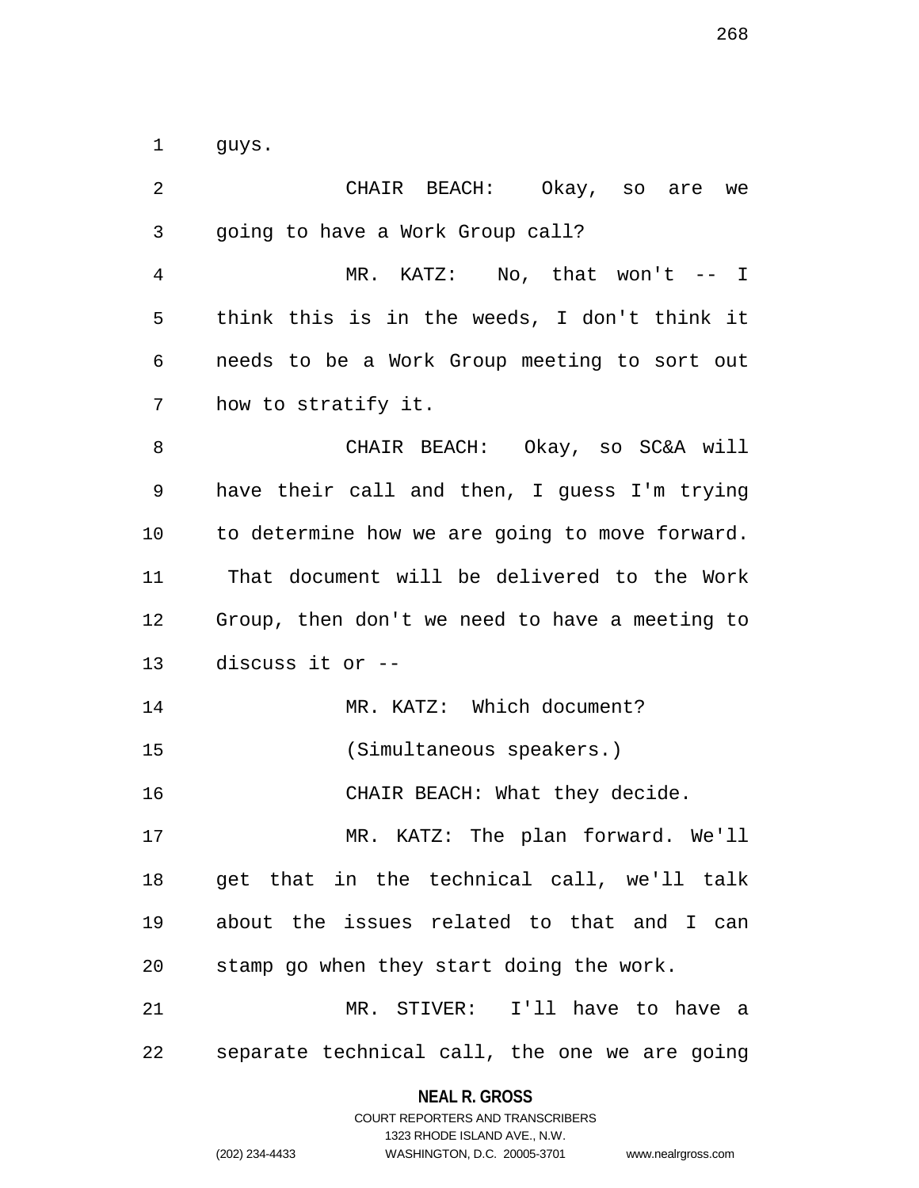guys.

CHAIR BEACH: Okay, so are we going to have a Work Group call?

MR. KATZ: No, that won't -- I think this is in the weeds, I don't think it needs to be a Work Group meeting to sort out how to stratify it.

CHAIR BEACH: Okay, so SC&A will have their call and then, I guess I'm trying to determine how we are going to move forward. That document will be delivered to the Work Group, then don't we need to have a meeting to discuss it or --

MR. KATZ: Which document?

(Simultaneous speakers.)

CHAIR BEACH: What they decide.

MR. KATZ: The plan forward. We'll get that in the technical call, we'll talk about the issues related to that and I can stamp go when they start doing the work.

MR. STIVER: I'll have to have a separate technical call, the one we are going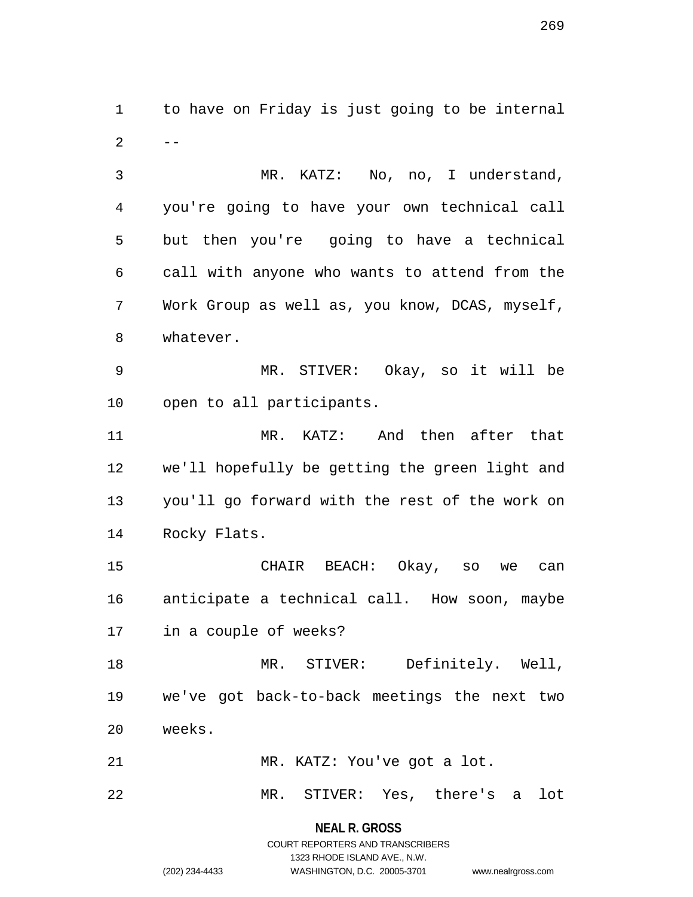to have on Friday is just going to be internal --

MR. KATZ: No, no, I understand, you're going to have your own technical call but then you're going to have a technical call with anyone who wants to attend from the Work Group as well as, you know, DCAS, myself, whatever.

MR. STIVER: Okay, so it will be open to all participants.

MR. KATZ: And then after that we'll hopefully be getting the green light and you'll go forward with the rest of the work on Rocky Flats.

CHAIR BEACH: Okay, so we can anticipate a technical call. How soon, maybe in a couple of weeks?

MR. STIVER: Definitely. Well, we've got back-to-back meetings the next two weeks.

MR. KATZ: You've got a lot.

MR. STIVER: Yes, there's a lot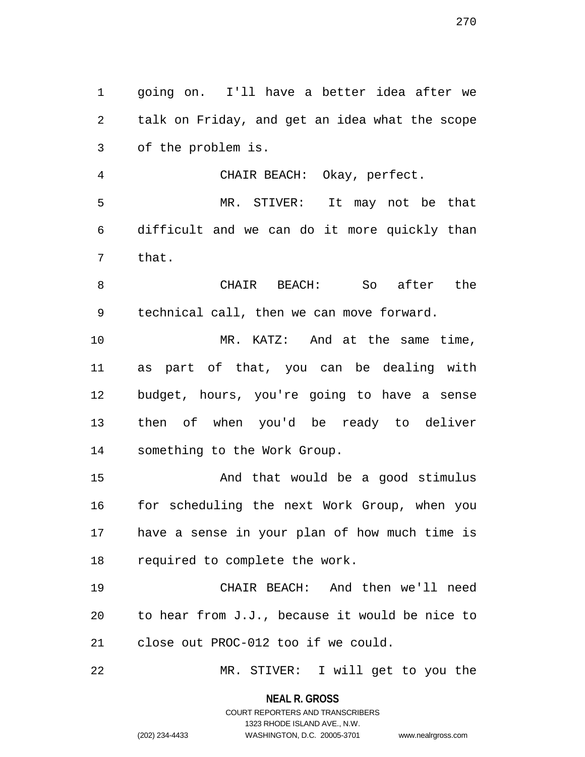going on. I'll have a better idea after we talk on Friday, and get an idea what the scope of the problem is.

CHAIR BEACH: Okay, perfect.

MR. STIVER: It may not be that difficult and we can do it more quickly than that.

CHAIR BEACH: So after the technical call, then we can move forward.

MR. KATZ: And at the same time, as part of that, you can be dealing with budget, hours, you're going to have a sense then of when you'd be ready to deliver something to the Work Group.

And that would be a good stimulus for scheduling the next Work Group, when you have a sense in your plan of how much time is required to complete the work.

CHAIR BEACH: And then we'll need to hear from J.J., because it would be nice to close out PROC-012 too if we could.

MR. STIVER: I will get to you the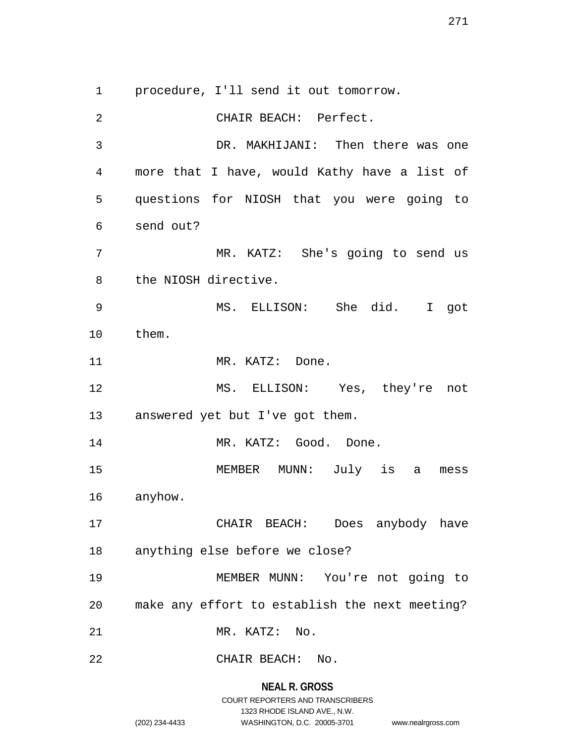procedure, I'll send it out tomorrow.

CHAIR BEACH: Perfect.

DR. MAKHIJANI: Then there was one more that I have, would Kathy have a list of questions for NIOSH that you were going to send out?

MR. KATZ: She's going to send us the NIOSH directive.

MS. ELLISON: She did. I got them.

MR. KATZ: Done.

MS. ELLISON: Yes, they're not answered yet but I've got them.

MR. KATZ: Good. Done.

MEMBER MUNN: July is a mess anyhow.

CHAIR BEACH: Does anybody have anything else before we close?

MEMBER MUNN: You're not going to make any effort to establish the next meeting?

MR. KATZ: No.

CHAIR BEACH: No.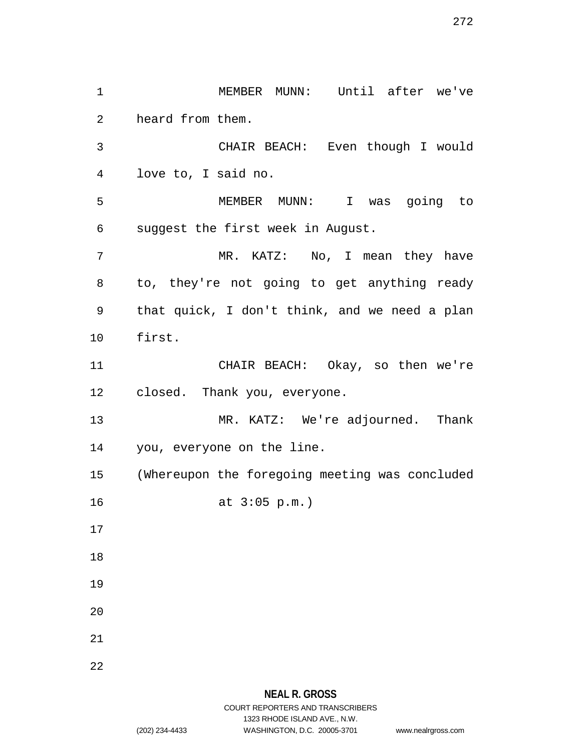MEMBER MUNN: Until after we've heard from them.

CHAIR BEACH: Even though I would love to, I said no.

MEMBER MUNN: I was going to suggest the first week in August.

MR. KATZ: No, I mean they have to, they're not going to get anything ready that quick, I don't think, and we need a plan first.

CHAIR BEACH: Okay, so then we're closed. Thank you, everyone.

MR. KATZ: We're adjourned. Thank you, everyone on the line.

(Whereupon the foregoing meeting was concluded at 3:05 p.m.)